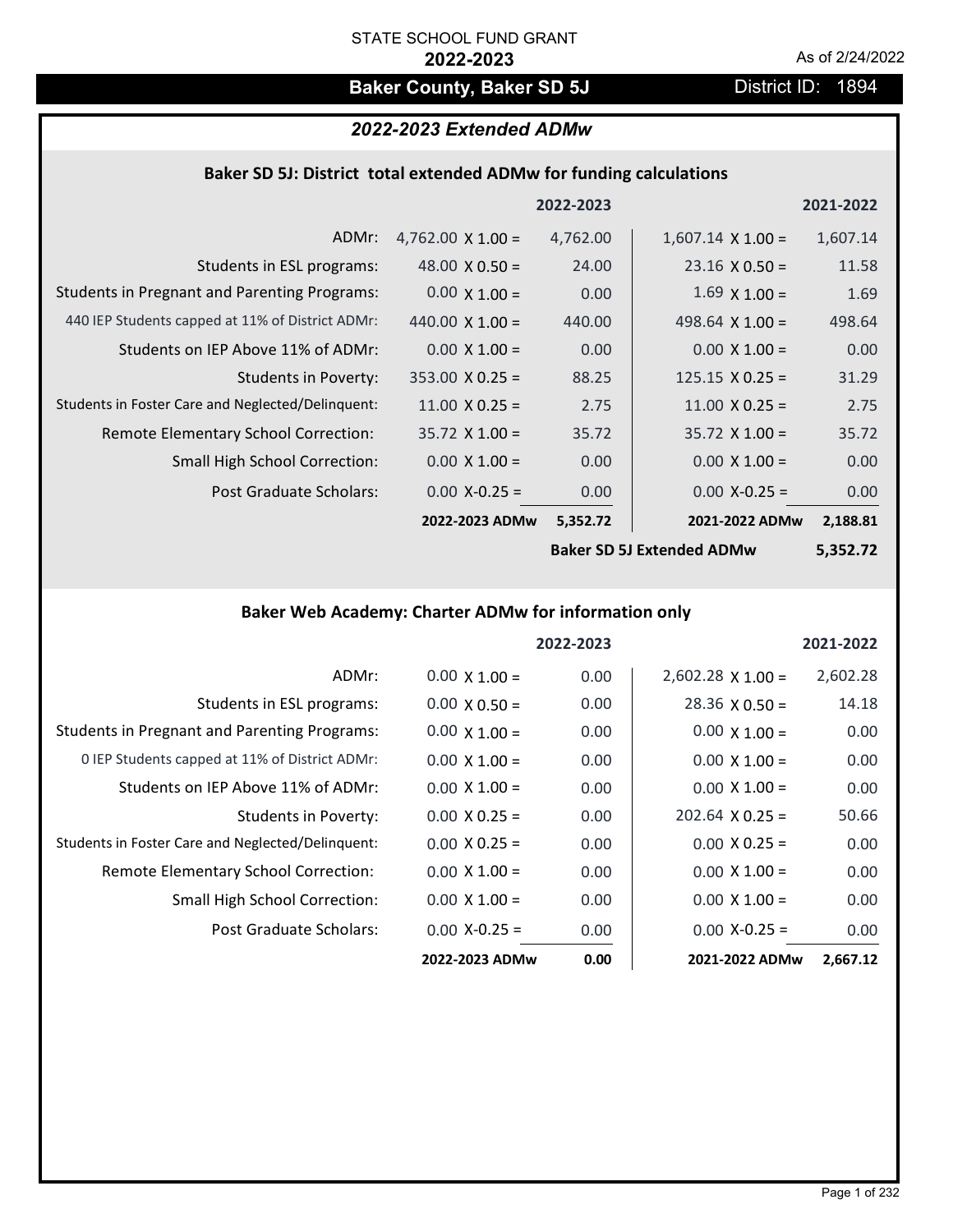STATE SCHOOL FUND GRANT

**2022-2023**

As of 2/24/2022

# Baker County, Baker SD 5J

District ID: 1894

## *2022-2023 Extended ADMw*

### Baker SD 5J: District total extended ADMw for funding calculations

| | 2022-2023 | | 2021-2022 | |
|---|---|---|---|---|
| ADMr: | 4,762.00 X 1.00 = | 4,762.00 | 1,607.14 X 1.00 = | 1,607.14 |
| Students in ESL programs: | 48.00 X 0.50 = | 24.00 | 23.16 X 0.50 = | 11.58 |
| Students in Pregnant and Parenting Programs: | 0.00 X 1.00 = | 0.00 | 1.69 X 1.00 = | 1.69 |
| 440 IEP Students capped at 11% of District ADMr: | 440.00 X 1.00 = | 440.00 | 498.64 X 1.00 = | 498.64 |
| Students on IEP Above 11% of ADMr: | 0.00 X 1.00 = | 0.00 | 0.00 X 1.00 = | 0.00 |
| Students in Poverty: | 353.00 X 0.25 = | 88.25 | 125.15 X 0.25 = | 31.29 |
| Students in Foster Care and Neglected/Delinquent: | 11.00 X 0.25 = | 2.75 | 11.00 X 0.25 = | 2.75 |
| Remote Elementary School Correction: | 35.72 X 1.00 = | 35.72 | 35.72 X 1.00 = | 35.72 |
| Small High School Correction: | 0.00 X 1.00 = | 0.00 | 0.00 X 1.00 = | 0.00 |
| Post Graduate Scholars: | 0.00 X-0.25 = | 0.00 | 0.00 X-0.25 = | 0.00 |
| | **2022-2023 ADMw** | **5,352.72** | **2021-2022 ADMw** | **2,188.81** |
| | | | **Baker SD 5J Extended ADMw** | **5,352.72** |

### Baker Web Academy: Charter ADMw for information only

| | 2022-2023 | | 2021-2022 | |
|---|---|---|---|---|
| ADMr: | 0.00 X 1.00 = | 0.00 | 2,602.28 X 1.00 = | 2,602.28 |
| Students in ESL programs: | 0.00 X 0.50 = | 0.00 | 28.36 X 0.50 = | 14.18 |
| Students in Pregnant and Parenting Programs: | 0.00 X 1.00 = | 0.00 | 0.00 X 1.00 = | 0.00 |
| 0 IEP Students capped at 11% of District ADMr: | 0.00 X 1.00 = | 0.00 | 0.00 X 1.00 = | 0.00 |
| Students on IEP Above 11% of ADMr: | 0.00 X 1.00 = | 0.00 | 0.00 X 1.00 = | 0.00 |
| Students in Poverty: | 0.00 X 0.25 = | 0.00 | 202.64 X 0.25 = | 50.66 |
| Students in Foster Care and Neglected/Delinquent: | 0.00 X 0.25 = | 0.00 | 0.00 X 0.25 = | 0.00 |
| Remote Elementary School Correction: | 0.00 X 1.00 = | 0.00 | 0.00 X 1.00 = | 0.00 |
| Small High School Correction: | 0.00 X 1.00 = | 0.00 | 0.00 X 1.00 = | 0.00 |
| Post Graduate Scholars: | 0.00 X-0.25 = | 0.00 | 0.00 X-0.25 = | 0.00 |
| | **2022-2023 ADMw** | **0.00** | **2021-2022 ADMw** | **2,667.12** |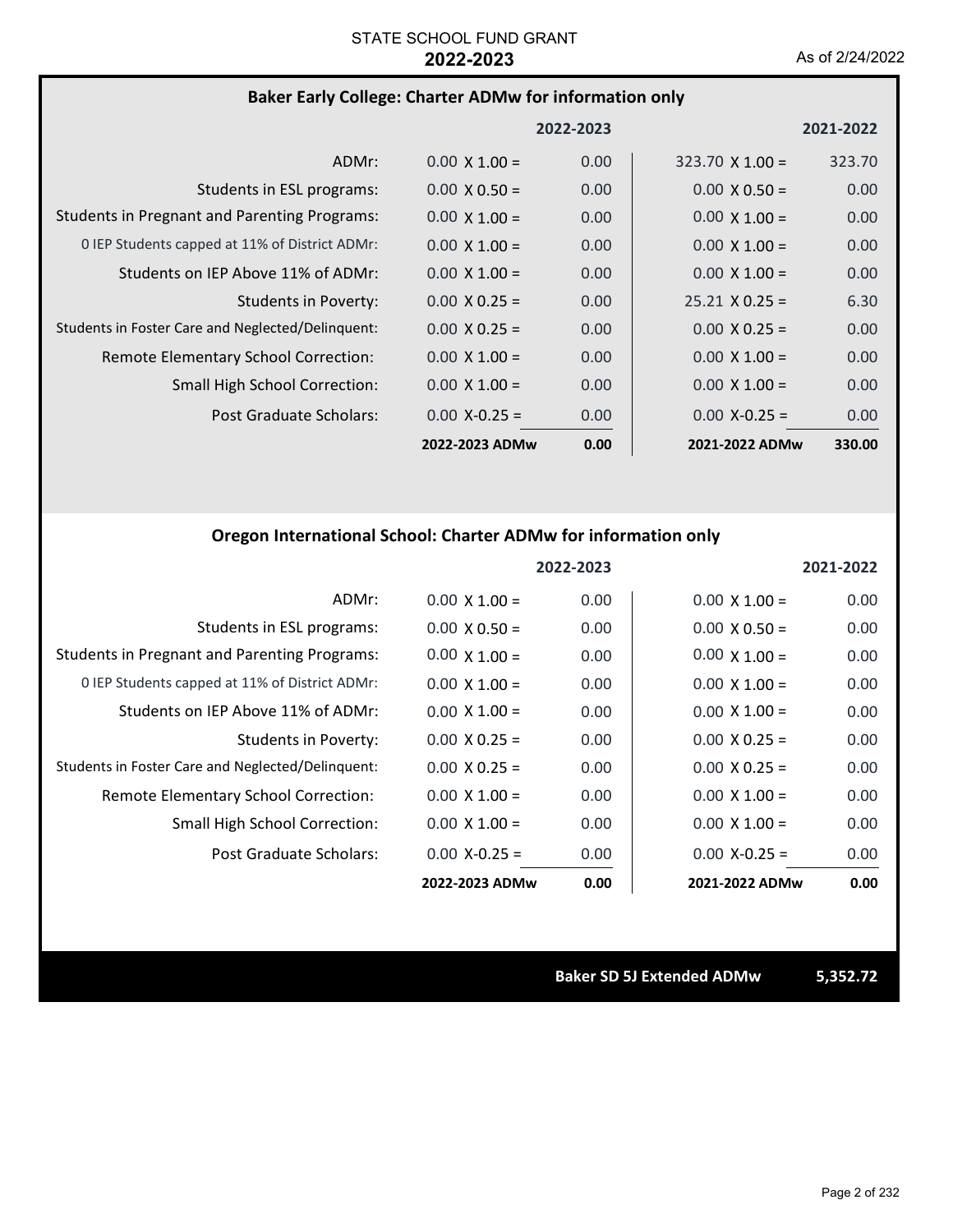STATE SCHOOL FUND GRANT

**2022-2023**

As of 2/24/2022

## Baker Early College: Charter ADMw for information only

| | 2022-2023 | | 2021-2022 | |
|---|---|---|---|---|
| ADMr: | 0.00 X 1.00 = | 0.00 | 323.70 X 1.00 = | 323.70 |
| Students in ESL programs: | 0.00 X 0.50 = | 0.00 | 0.00 X 0.50 = | 0.00 |
| Students in Pregnant and Parenting Programs: | 0.00 X 1.00 = | 0.00 | 0.00 X 1.00 = | 0.00 |
| 0 IEP Students capped at 11% of District ADMr: | 0.00 X 1.00 = | 0.00 | 0.00 X 1.00 = | 0.00 |
| Students on IEP Above 11% of ADMr: | 0.00 X 1.00 = | 0.00 | 0.00 X 1.00 = | 0.00 |
| Students in Poverty: | 0.00 X 0.25 = | 0.00 | 25.21 X 0.25 = | 6.30 |
| Students in Foster Care and Neglected/Delinquent: | 0.00 X 0.25 = | 0.00 | 0.00 X 0.25 = | 0.00 |
| Remote Elementary School Correction: | 0.00 X 1.00 = | 0.00 | 0.00 X 1.00 = | 0.00 |
| Small High School Correction: | 0.00 X 1.00 = | 0.00 | 0.00 X 1.00 = | 0.00 |
| Post Graduate Scholars: | 0.00 X-0.25 = | 0.00 | 0.00 X-0.25 = | 0.00 |
| | **2022-2023 ADMw** | **0.00** | **2021-2022 ADMw** | **330.00** |

## Oregon International School: Charter ADMw for information only

| | 2022-2023 | | 2021-2022 | |
|---|---|---|---|---|
| ADMr: | 0.00 X 1.00 = | 0.00 | 0.00 X 1.00 = | 0.00 |
| Students in ESL programs: | 0.00 X 0.50 = | 0.00 | 0.00 X 0.50 = | 0.00 |
| Students in Pregnant and Parenting Programs: | 0.00 X 1.00 = | 0.00 | 0.00 X 1.00 = | 0.00 |
| 0 IEP Students capped at 11% of District ADMr: | 0.00 X 1.00 = | 0.00 | 0.00 X 1.00 = | 0.00 |
| Students on IEP Above 11% of ADMr: | 0.00 X 1.00 = | 0.00 | 0.00 X 1.00 = | 0.00 |
| Students in Poverty: | 0.00 X 0.25 = | 0.00 | 0.00 X 0.25 = | 0.00 |
| Students in Foster Care and Neglected/Delinquent: | 0.00 X 0.25 = | 0.00 | 0.00 X 0.25 = | 0.00 |
| Remote Elementary School Correction: | 0.00 X 1.00 = | 0.00 | 0.00 X 1.00 = | 0.00 |
| Small High School Correction: | 0.00 X 1.00 = | 0.00 | 0.00 X 1.00 = | 0.00 |
| Post Graduate Scholars: | 0.00 X-0.25 = | 0.00 | 0.00 X-0.25 = | 0.00 |
| | **2022-2023 ADMw** | **0.00** | **2021-2022 ADMw** | **0.00** |

**Baker SD 5J Extended ADMw** **5,352.72**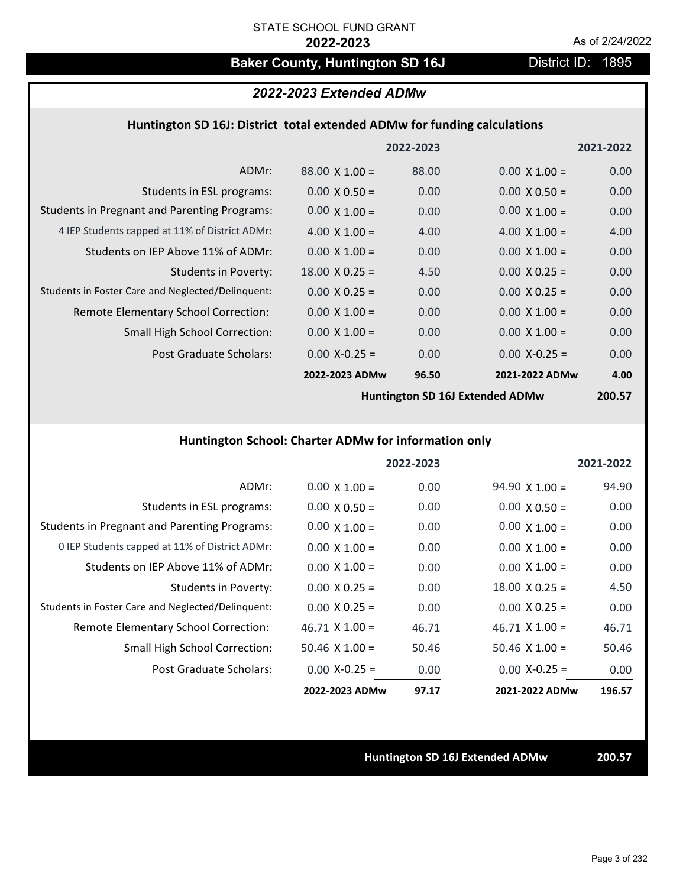STATE SCHOOL FUND GRANT

**2022-2023**

As of 2/24/2022

# Baker County, Huntington SD 16J

District ID: 1895

## *2022-2023 Extended ADMw*

### Huntington SD 16J: District total extended ADMw for funding calculations

| | | 2022-2023 | | 2021-2022 |
|---|---|---|---|---|
| ADMr: | 88.00 X 1.00 = | 88.00 | 0.00 X 1.00 = | 0.00 |
| Students in ESL programs: | 0.00 X 0.50 = | 0.00 | 0.00 X 0.50 = | 0.00 |
| Students in Pregnant and Parenting Programs: | 0.00 X 1.00 = | 0.00 | 0.00 X 1.00 = | 0.00 |
| 4 IEP Students capped at 11% of District ADMr: | 4.00 X 1.00 = | 4.00 | 4.00 X 1.00 = | 4.00 |
| Students on IEP Above 11% of ADMr: | 0.00 X 1.00 = | 0.00 | 0.00 X 1.00 = | 0.00 |
| Students in Poverty: | 18.00 X 0.25 = | 4.50 | 0.00 X 0.25 = | 0.00 |
| Students in Foster Care and Neglected/Delinquent: | 0.00 X 0.25 = | 0.00 | 0.00 X 0.25 = | 0.00 |
| Remote Elementary School Correction: | 0.00 X 1.00 = | 0.00 | 0.00 X 1.00 = | 0.00 |
| Small High School Correction: | 0.00 X 1.00 = | 0.00 | 0.00 X 1.00 = | 0.00 |
| Post Graduate Scholars: | 0.00 X-0.25 = | 0.00 | 0.00 X-0.25 = | 0.00 |
| | **2022-2023 ADMw** | **96.50** | **2021-2022 ADMw** | **4.00** |
| | | | **Huntington SD 16J Extended ADMw** | **200.57** |

### Huntington School: Charter ADMw for information only

| | | 2022-2023 | | 2021-2022 |
|---|---|---|---|---|
| ADMr: | 0.00 X 1.00 = | 0.00 | 94.90 X 1.00 = | 94.90 |
| Students in ESL programs: | 0.00 X 0.50 = | 0.00 | 0.00 X 0.50 = | 0.00 |
| Students in Pregnant and Parenting Programs: | 0.00 X 1.00 = | 0.00 | 0.00 X 1.00 = | 0.00 |
| 0 IEP Students capped at 11% of District ADMr: | 0.00 X 1.00 = | 0.00 | 0.00 X 1.00 = | 0.00 |
| Students on IEP Above 11% of ADMr: | 0.00 X 1.00 = | 0.00 | 0.00 X 1.00 = | 0.00 |
| Students in Poverty: | 0.00 X 0.25 = | 0.00 | 18.00 X 0.25 = | 4.50 |
| Students in Foster Care and Neglected/Delinquent: | 0.00 X 0.25 = | 0.00 | 0.00 X 0.25 = | 0.00 |
| Remote Elementary School Correction: | 46.71 X 1.00 = | 46.71 | 46.71 X 1.00 = | 46.71 |
| Small High School Correction: | 50.46 X 1.00 = | 50.46 | 50.46 X 1.00 = | 50.46 |
| Post Graduate Scholars: | 0.00 X-0.25 = | 0.00 | 0.00 X-0.25 = | 0.00 |
| | **2022-2023 ADMw** | **97.17** | **2021-2022 ADMw** | **196.57** |

**Huntington SD 16J Extended ADMw** **200.57**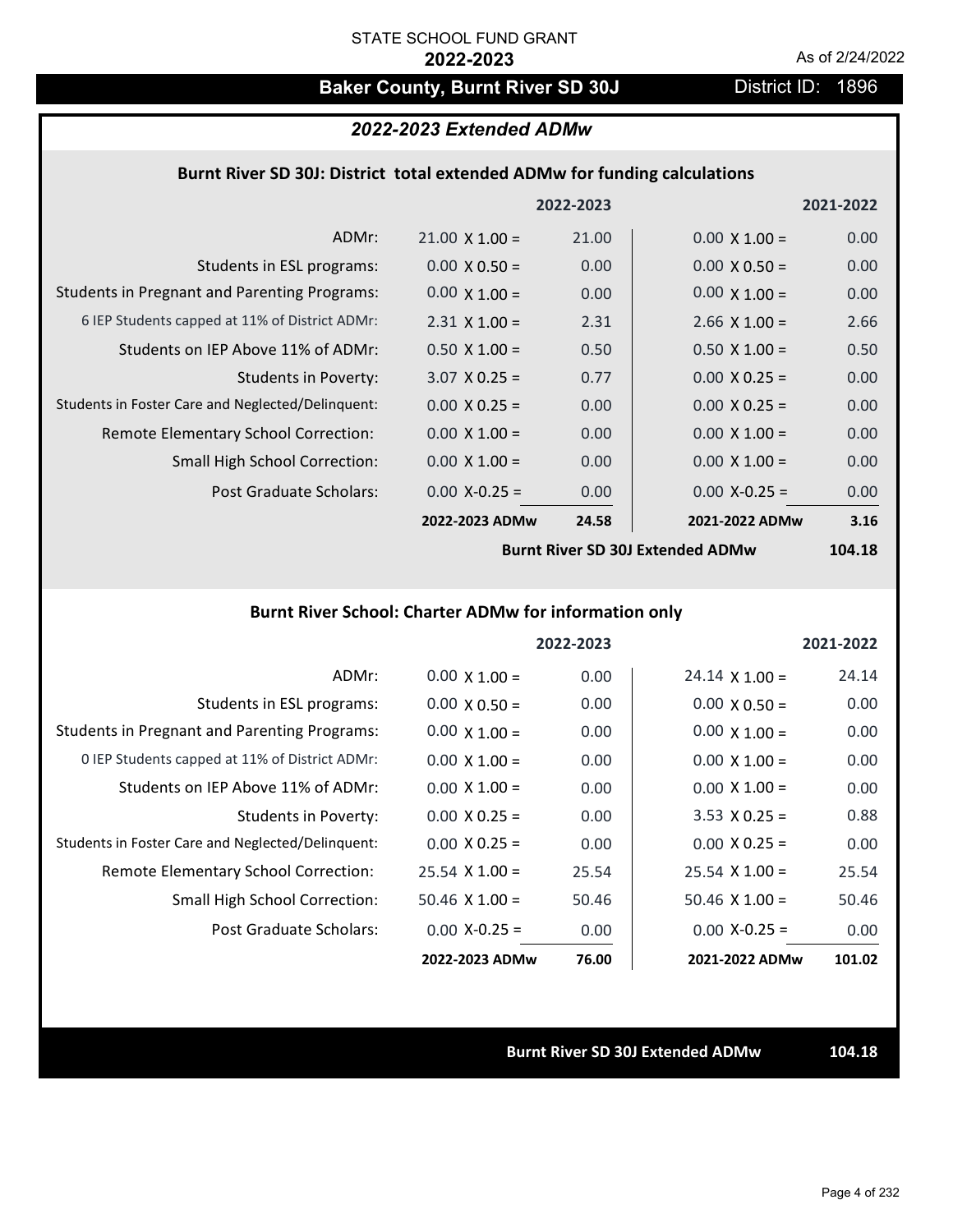STATE SCHOOL FUND GRANT

**2022-2023**

As of 2/24/2022

## Baker County, Burnt River SD 30J

District ID: 1896

### *2022-2023 Extended ADMw*

#### Burnt River SD 30J: District total extended ADMw for funding calculations

| | | 2022-2023 | | 2021-2022 |
|---|---|---|---|---|
| ADMr: | 21.00 X 1.00 = | 21.00 | 0.00 X 1.00 = | 0.00 |
| Students in ESL programs: | 0.00 X 0.50 = | 0.00 | 0.00 X 0.50 = | 0.00 |
| Students in Pregnant and Parenting Programs: | 0.00 X 1.00 = | 0.00 | 0.00 X 1.00 = | 0.00 |
| 6 IEP Students capped at 11% of District ADMr: | 2.31 X 1.00 = | 2.31 | 2.66 X 1.00 = | 2.66 |
| Students on IEP Above 11% of ADMr: | 0.50 X 1.00 = | 0.50 | 0.50 X 1.00 = | 0.50 |
| Students in Poverty: | 3.07 X 0.25 = | 0.77 | 0.00 X 0.25 = | 0.00 |
| Students in Foster Care and Neglected/Delinquent: | 0.00 X 0.25 = | 0.00 | 0.00 X 0.25 = | 0.00 |
| Remote Elementary School Correction: | 0.00 X 1.00 = | 0.00 | 0.00 X 1.00 = | 0.00 |
| Small High School Correction: | 0.00 X 1.00 = | 0.00 | 0.00 X 1.00 = | 0.00 |
| Post Graduate Scholars: | 0.00 X-0.25 = | 0.00 | 0.00 X-0.25 = | 0.00 |
| | **2022-2023 ADMw** | **24.58** | **2021-2022 ADMw** | **3.16** |

**Burnt River SD 30J Extended ADMw** **104.18**

#### Burnt River School: Charter ADMw for information only

| | | 2022-2023 | | 2021-2022 |
|---|---|---|---|---|
| ADMr: | 0.00 X 1.00 = | 0.00 | 24.14 X 1.00 = | 24.14 |
| Students in ESL programs: | 0.00 X 0.50 = | 0.00 | 0.00 X 0.50 = | 0.00 |
| Students in Pregnant and Parenting Programs: | 0.00 X 1.00 = | 0.00 | 0.00 X 1.00 = | 0.00 |
| 0 IEP Students capped at 11% of District ADMr: | 0.00 X 1.00 = | 0.00 | 0.00 X 1.00 = | 0.00 |
| Students on IEP Above 11% of ADMr: | 0.00 X 1.00 = | 0.00 | 0.00 X 1.00 = | 0.00 |
| Students in Poverty: | 0.00 X 0.25 = | 0.00 | 3.53 X 0.25 = | 0.88 |
| Students in Foster Care and Neglected/Delinquent: | 0.00 X 0.25 = | 0.00 | 0.00 X 0.25 = | 0.00 |
| Remote Elementary School Correction: | 25.54 X 1.00 = | 25.54 | 25.54 X 1.00 = | 25.54 |
| Small High School Correction: | 50.46 X 1.00 = | 50.46 | 50.46 X 1.00 = | 50.46 |
| Post Graduate Scholars: | 0.00 X-0.25 = | 0.00 | 0.00 X-0.25 = | 0.00 |
| | **2022-2023 ADMw** | **76.00** | **2021-2022 ADMw** | **101.02** |

**Burnt River SD 30J Extended ADMw** **104.18**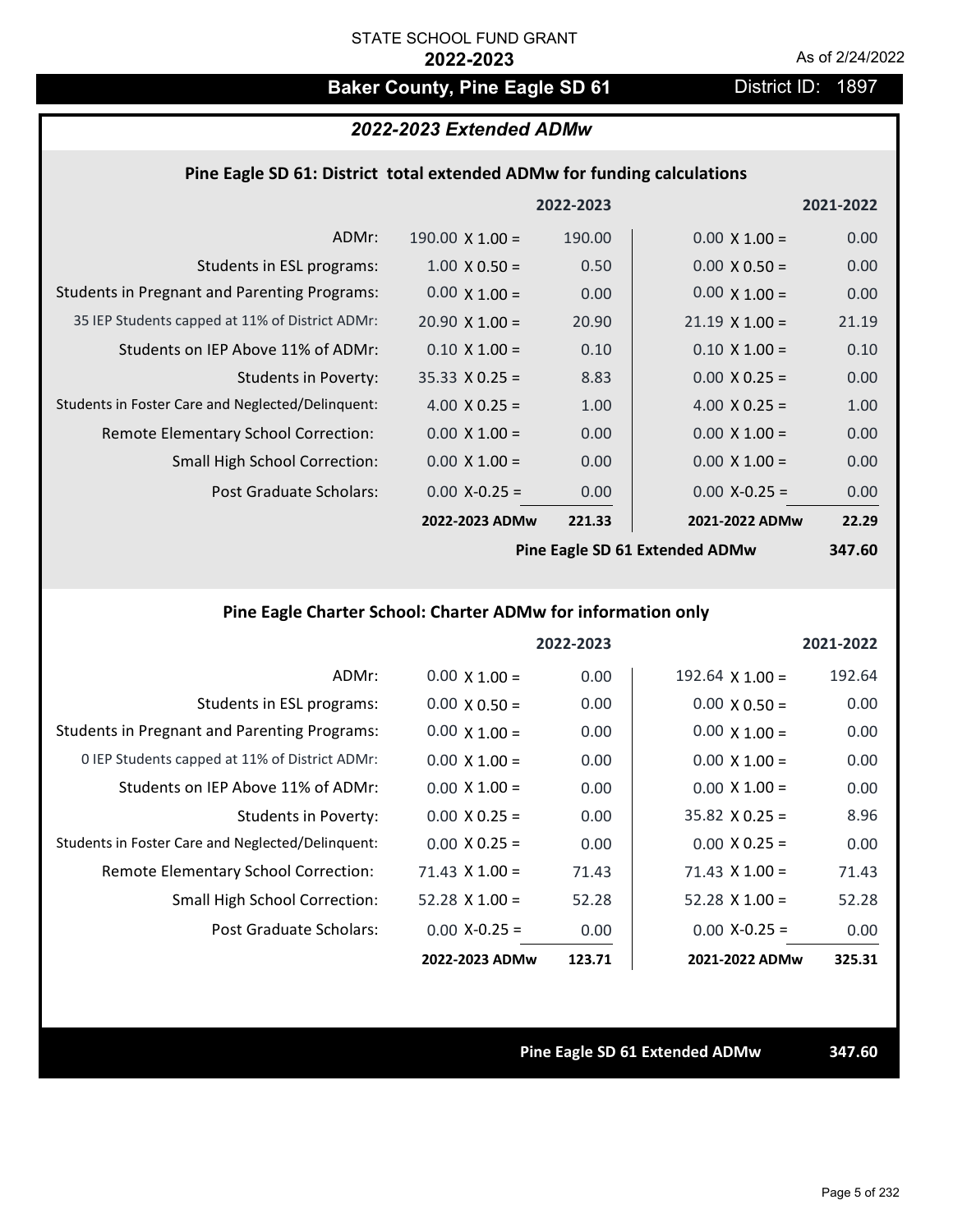STATE SCHOOL FUND GRANT

**2022-2023**

As of 2/24/2022

## Baker County, Pine Eagle SD 61

District ID: 1897

### *2022-2023 Extended ADMw*

#### Pine Eagle SD 61: District total extended ADMw for funding calculations

| | | 2022-2023 | | 2021-2022 |
|---|---|---|---|---|
| ADMr: | 190.00 X 1.00 = | 190.00 | 0.00 X 1.00 = | 0.00 |
| Students in ESL programs: | 1.00 X 0.50 = | 0.50 | 0.00 X 0.50 = | 0.00 |
| Students in Pregnant and Parenting Programs: | 0.00 X 1.00 = | 0.00 | 0.00 X 1.00 = | 0.00 |
| 35 IEP Students capped at 11% of District ADMr: | 20.90 X 1.00 = | 20.90 | 21.19 X 1.00 = | 21.19 |
| Students on IEP Above 11% of ADMr: | 0.10 X 1.00 = | 0.10 | 0.10 X 1.00 = | 0.10 |
| Students in Poverty: | 35.33 X 0.25 = | 8.83 | 0.00 X 0.25 = | 0.00 |
| Students in Foster Care and Neglected/Delinquent: | 4.00 X 0.25 = | 1.00 | 4.00 X 0.25 = | 1.00 |
| Remote Elementary School Correction: | 0.00 X 1.00 = | 0.00 | 0.00 X 1.00 = | 0.00 |
| Small High School Correction: | 0.00 X 1.00 = | 0.00 | 0.00 X 1.00 = | 0.00 |
| Post Graduate Scholars: | 0.00 X-0.25 = | 0.00 | 0.00 X-0.25 = | 0.00 |
| | **2022-2023 ADMw** | **221.33** | **2021-2022 ADMw** | **22.29** |
| | | | **Pine Eagle SD 61 Extended ADMw** | **347.60** |

#### Pine Eagle Charter School: Charter ADMw for information only

| | | 2022-2023 | | 2021-2022 |
|---|---|---|---|---|
| ADMr: | 0.00 X 1.00 = | 0.00 | 192.64 X 1.00 = | 192.64 |
| Students in ESL programs: | 0.00 X 0.50 = | 0.00 | 0.00 X 0.50 = | 0.00 |
| Students in Pregnant and Parenting Programs: | 0.00 X 1.00 = | 0.00 | 0.00 X 1.00 = | 0.00 |
| 0 IEP Students capped at 11% of District ADMr: | 0.00 X 1.00 = | 0.00 | 0.00 X 1.00 = | 0.00 |
| Students on IEP Above 11% of ADMr: | 0.00 X 1.00 = | 0.00 | 0.00 X 1.00 = | 0.00 |
| Students in Poverty: | 0.00 X 0.25 = | 0.00 | 35.82 X 0.25 = | 8.96 |
| Students in Foster Care and Neglected/Delinquent: | 0.00 X 0.25 = | 0.00 | 0.00 X 0.25 = | 0.00 |
| Remote Elementary School Correction: | 71.43 X 1.00 = | 71.43 | 71.43 X 1.00 = | 71.43 |
| Small High School Correction: | 52.28 X 1.00 = | 52.28 | 52.28 X 1.00 = | 52.28 |
| Post Graduate Scholars: | 0.00 X-0.25 = | 0.00 | 0.00 X-0.25 = | 0.00 |
| | **2022-2023 ADMw** | **123.71** | **2021-2022 ADMw** | **325.31** |

**Pine Eagle SD 61 Extended ADMw** **347.60**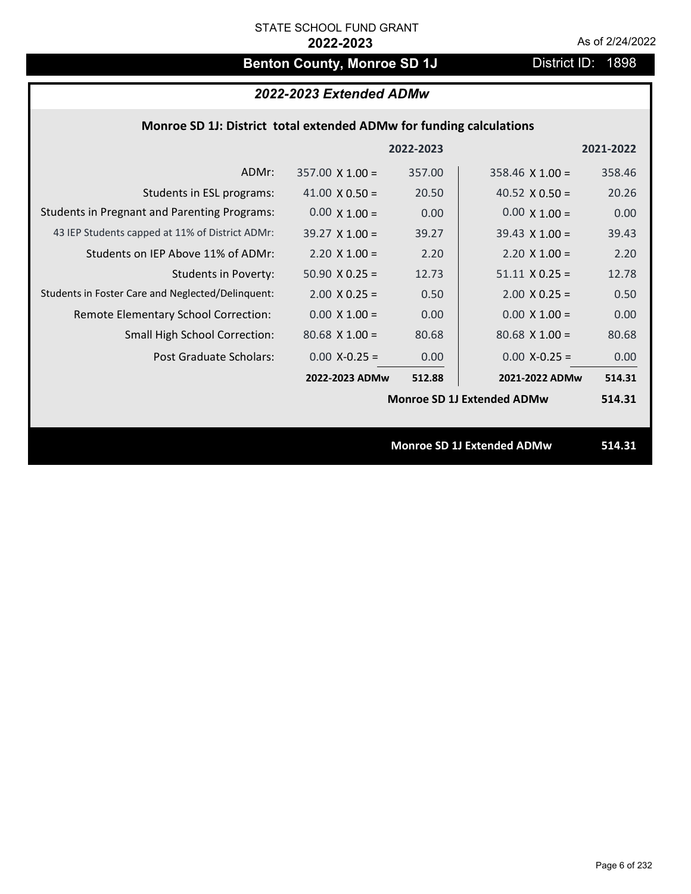STATE SCHOOL FUND GRANT

**2022-2023**

As of 2/24/2022

# Benton County, Monroe SD 1J

District ID: 1898

## *2022-2023 Extended ADMw*

### Monroe SD 1J: District total extended ADMw for funding calculations

| | | 2022-2023 | | 2021-2022 |
|---|---|---|---|---|
| ADMr: | 357.00 X 1.00 = | 357.00 | 358.46 X 1.00 = | 358.46 |
| Students in ESL programs: | 41.00 X 0.50 = | 20.50 | 40.52 X 0.50 = | 20.26 |
| Students in Pregnant and Parenting Programs: | 0.00 X 1.00 = | 0.00 | 0.00 X 1.00 = | 0.00 |
| 43 IEP Students capped at 11% of District ADMr: | 39.27 X 1.00 = | 39.27 | 39.43 X 1.00 = | 39.43 |
| Students on IEP Above 11% of ADMr: | 2.20 X 1.00 = | 2.20 | 2.20 X 1.00 = | 2.20 |
| Students in Poverty: | 50.90 X 0.25 = | 12.73 | 51.11 X 0.25 = | 12.78 |
| Students in Foster Care and Neglected/Delinquent: | 2.00 X 0.25 = | 0.50 | 2.00 X 0.25 = | 0.50 |
| Remote Elementary School Correction: | 0.00 X 1.00 = | 0.00 | 0.00 X 1.00 = | 0.00 |
| Small High School Correction: | 80.68 X 1.00 = | 80.68 | 80.68 X 1.00 = | 80.68 |
| Post Graduate Scholars: | 0.00 X-0.25 = | 0.00 | 0.00 X-0.25 = | 0.00 |
| | **2022-2023 ADMw** | **512.88** | **2021-2022 ADMw** | **514.31** |
| | | | **Monroe SD 1J Extended ADMw** | **514.31** |

**Monroe SD 1J Extended ADMw** **514.31**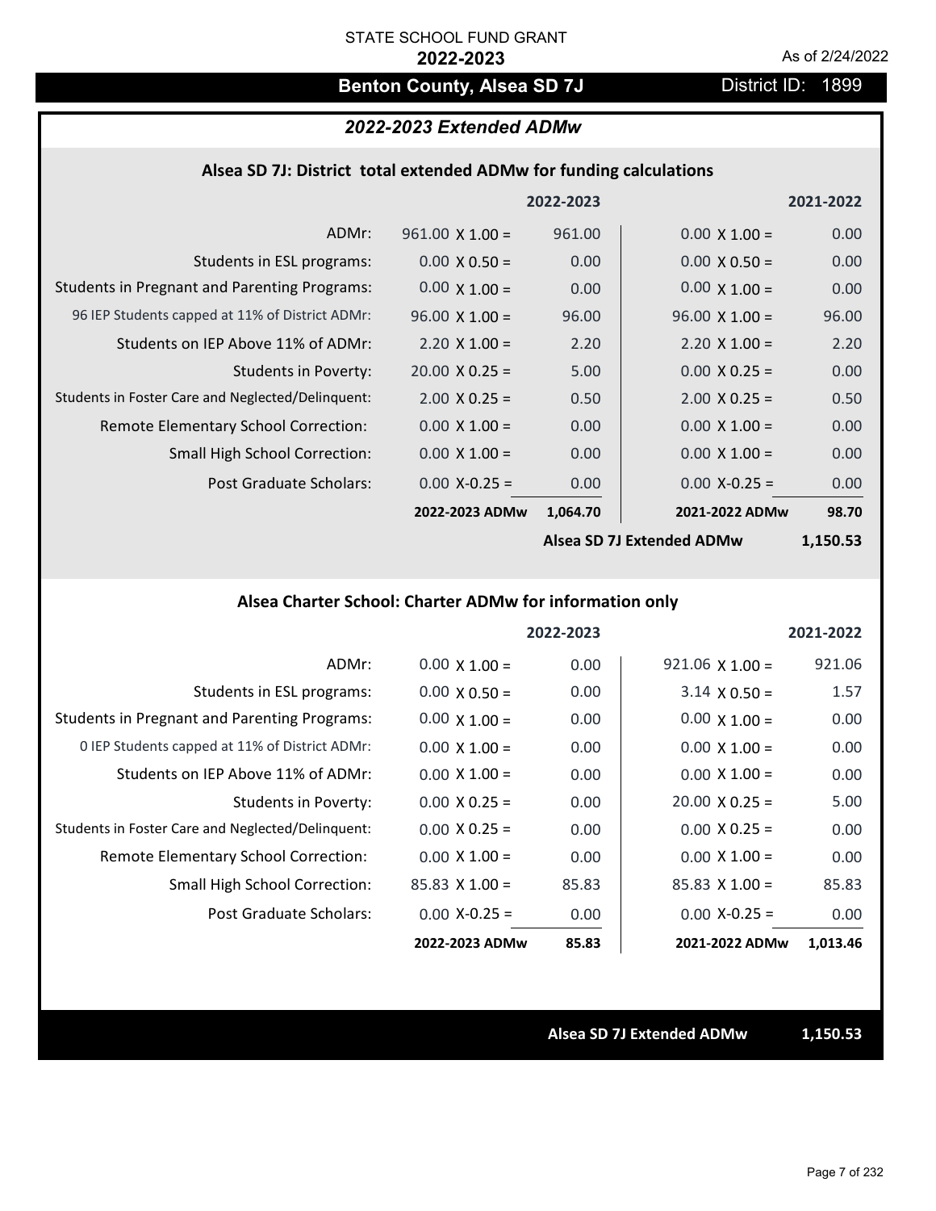STATE SCHOOL FUND GRANT

**2022-2023**

As of 2/24/2022

## Benton County, Alsea SD 7J

District ID: 1899

### *2022-2023 Extended ADMw*

#### Alsea SD 7J: District total extended ADMw for funding calculations

| | | 2022-2023 | | 2021-2022 |
|---|---|---|---|---|
| ADMr: | 961.00 X 1.00 = | 961.00 | 0.00 X 1.00 = | 0.00 |
| Students in ESL programs: | 0.00 X 0.50 = | 0.00 | 0.00 X 0.50 = | 0.00 |
| Students in Pregnant and Parenting Programs: | 0.00 X 1.00 = | 0.00 | 0.00 X 1.00 = | 0.00 |
| 96 IEP Students capped at 11% of District ADMr: | 96.00 X 1.00 = | 96.00 | 96.00 X 1.00 = | 96.00 |
| Students on IEP Above 11% of ADMr: | 2.20 X 1.00 = | 2.20 | 2.20 X 1.00 = | 2.20 |
| Students in Poverty: | 20.00 X 0.25 = | 5.00 | 0.00 X 0.25 = | 0.00 |
| Students in Foster Care and Neglected/Delinquent: | 2.00 X 0.25 = | 0.50 | 2.00 X 0.25 = | 0.50 |
| Remote Elementary School Correction: | 0.00 X 1.00 = | 0.00 | 0.00 X 1.00 = | 0.00 |
| Small High School Correction: | 0.00 X 1.00 = | 0.00 | 0.00 X 1.00 = | 0.00 |
| Post Graduate Scholars: | 0.00 X-0.25 = | 0.00 | 0.00 X-0.25 = | 0.00 |
| | **2022-2023 ADMw** | **1,064.70** | **2021-2022 ADMw** | **98.70** |
| | | | **Alsea SD 7J Extended ADMw** | **1,150.53** |

#### Alsea Charter School: Charter ADMw for information only

| | | 2022-2023 | | 2021-2022 |
|---|---|---|---|---|
| ADMr: | 0.00 X 1.00 = | 0.00 | 921.06 X 1.00 = | 921.06 |
| Students in ESL programs: | 0.00 X 0.50 = | 0.00 | 3.14 X 0.50 = | 1.57 |
| Students in Pregnant and Parenting Programs: | 0.00 X 1.00 = | 0.00 | 0.00 X 1.00 = | 0.00 |
| 0 IEP Students capped at 11% of District ADMr: | 0.00 X 1.00 = | 0.00 | 0.00 X 1.00 = | 0.00 |
| Students on IEP Above 11% of ADMr: | 0.00 X 1.00 = | 0.00 | 0.00 X 1.00 = | 0.00 |
| Students in Poverty: | 0.00 X 0.25 = | 0.00 | 20.00 X 0.25 = | 5.00 |
| Students in Foster Care and Neglected/Delinquent: | 0.00 X 0.25 = | 0.00 | 0.00 X 0.25 = | 0.00 |
| Remote Elementary School Correction: | 0.00 X 1.00 = | 0.00 | 0.00 X 1.00 = | 0.00 |
| Small High School Correction: | 85.83 X 1.00 = | 85.83 | 85.83 X 1.00 = | 85.83 |
| Post Graduate Scholars: | 0.00 X-0.25 = | 0.00 | 0.00 X-0.25 = | 0.00 |
| | **2022-2023 ADMw** | **85.83** | **2021-2022 ADMw** | **1,013.46** |

**Alsea SD 7J Extended ADMw** **1,150.53**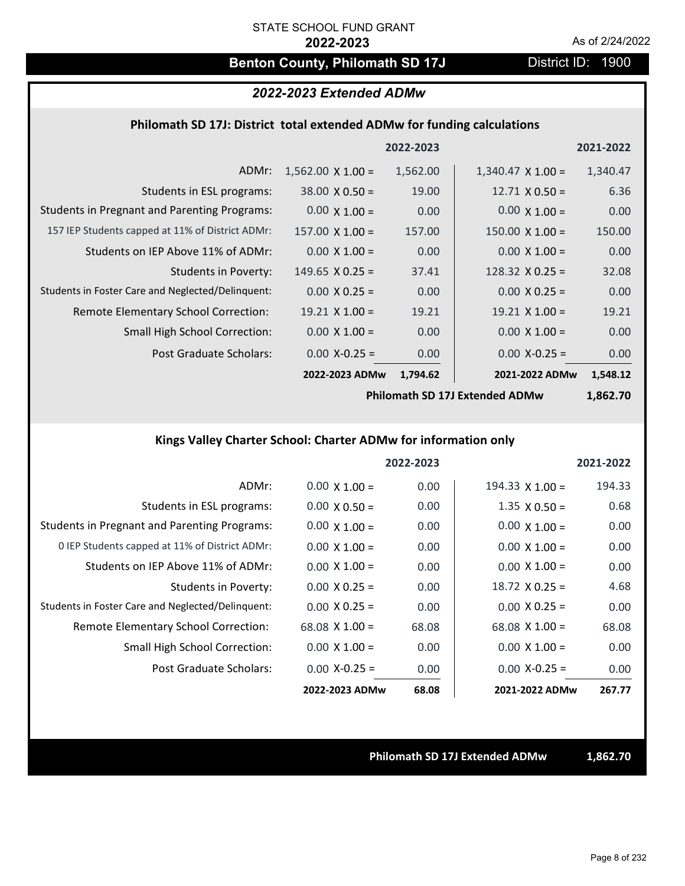STATE SCHOOL FUND GRANT

**2022-2023**

As of 2/24/2022

## Benton County, Philomath SD 17J

District ID: 1900

### *2022-2023 Extended ADMw*

#### Philomath SD 17J: District total extended ADMw for funding calculations

| | | 2022-2023 | | 2021-2022 |
|---|---|---|---|---|
| ADMr: | 1,562.00 X 1.00 = | 1,562.00 | 1,340.47 X 1.00 = | 1,340.47 |
| Students in ESL programs: | 38.00 X 0.50 = | 19.00 | 12.71 X 0.50 = | 6.36 |
| Students in Pregnant and Parenting Programs: | 0.00 X 1.00 = | 0.00 | 0.00 X 1.00 = | 0.00 |
| 157 IEP Students capped at 11% of District ADMr: | 157.00 X 1.00 = | 157.00 | 150.00 X 1.00 = | 150.00 |
| Students on IEP Above 11% of ADMr: | 0.00 X 1.00 = | 0.00 | 0.00 X 1.00 = | 0.00 |
| Students in Poverty: | 149.65 X 0.25 = | 37.41 | 128.32 X 0.25 = | 32.08 |
| Students in Foster Care and Neglected/Delinquent: | 0.00 X 0.25 = | 0.00 | 0.00 X 0.25 = | 0.00 |
| Remote Elementary School Correction: | 19.21 X 1.00 = | 19.21 | 19.21 X 1.00 = | 19.21 |
| Small High School Correction: | 0.00 X 1.00 = | 0.00 | 0.00 X 1.00 = | 0.00 |
| Post Graduate Scholars: | 0.00 X-0.25 = | 0.00 | 0.00 X-0.25 = | 0.00 |
| | **2022-2023 ADMw** | **1,794.62** | **2021-2022 ADMw** | **1,548.12** |
| | | | **Philomath SD 17J Extended ADMw** | **1,862.70** |

#### Kings Valley Charter School: Charter ADMw for information only

| | | 2022-2023 | | 2021-2022 |
|---|---|---|---|---|
| ADMr: | 0.00 X 1.00 = | 0.00 | 194.33 X 1.00 = | 194.33 |
| Students in ESL programs: | 0.00 X 0.50 = | 0.00 | 1.35 X 0.50 = | 0.68 |
| Students in Pregnant and Parenting Programs: | 0.00 X 1.00 = | 0.00 | 0.00 X 1.00 = | 0.00 |
| 0 IEP Students capped at 11% of District ADMr: | 0.00 X 1.00 = | 0.00 | 0.00 X 1.00 = | 0.00 |
| Students on IEP Above 11% of ADMr: | 0.00 X 1.00 = | 0.00 | 0.00 X 1.00 = | 0.00 |
| Students in Poverty: | 0.00 X 0.25 = | 0.00 | 18.72 X 0.25 = | 4.68 |
| Students in Foster Care and Neglected/Delinquent: | 0.00 X 0.25 = | 0.00 | 0.00 X 0.25 = | 0.00 |
| Remote Elementary School Correction: | 68.08 X 1.00 = | 68.08 | 68.08 X 1.00 = | 68.08 |
| Small High School Correction: | 0.00 X 1.00 = | 0.00 | 0.00 X 1.00 = | 0.00 |
| Post Graduate Scholars: | 0.00 X-0.25 = | 0.00 | 0.00 X-0.25 = | 0.00 |
| | **2022-2023 ADMw** | **68.08** | **2021-2022 ADMw** | **267.77** |

**Philomath SD 17J Extended ADMw** **1,862.70**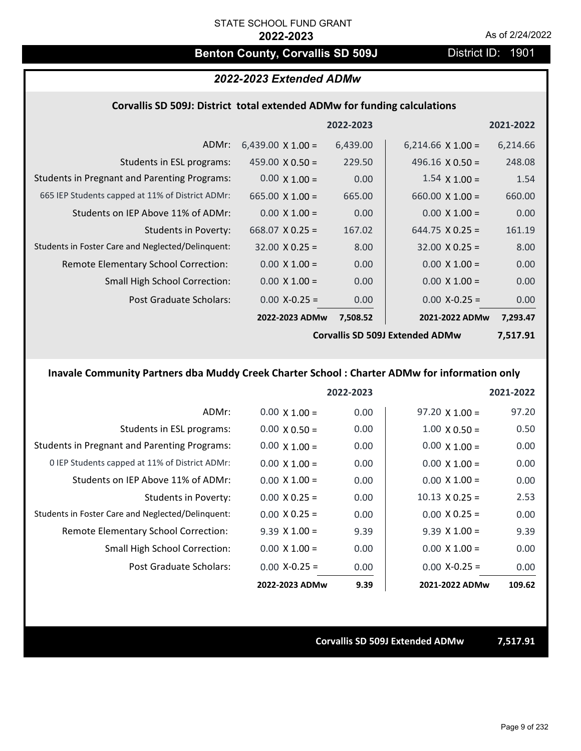STATE SCHOOL FUND GRANT

**2022-2023**

As of 2/24/2022

## Benton County, Corvallis SD 509J

District ID: 1901

### *2022-2023 Extended ADMw*

#### Corvallis SD 509J: District total extended ADMw for funding calculations

| | | 2022-2023 | | 2021-2022 |
|---|---|---|---|---|
| ADMr: | 6,439.00 X 1.00 = | 6,439.00 | 6,214.66 X 1.00 = | 6,214.66 |
| Students in ESL programs: | 459.00 X 0.50 = | 229.50 | 496.16 X 0.50 = | 248.08 |
| Students in Pregnant and Parenting Programs: | 0.00 X 1.00 = | 0.00 | 1.54 X 1.00 = | 1.54 |
| 665 IEP Students capped at 11% of District ADMr: | 665.00 X 1.00 = | 665.00 | 660.00 X 1.00 = | 660.00 |
| Students on IEP Above 11% of ADMr: | 0.00 X 1.00 = | 0.00 | 0.00 X 1.00 = | 0.00 |
| Students in Poverty: | 668.07 X 0.25 = | 167.02 | 644.75 X 0.25 = | 161.19 |
| Students in Foster Care and Neglected/Delinquent: | 32.00 X 0.25 = | 8.00 | 32.00 X 0.25 = | 8.00 |
| Remote Elementary School Correction: | 0.00 X 1.00 = | 0.00 | 0.00 X 1.00 = | 0.00 |
| Small High School Correction: | 0.00 X 1.00 = | 0.00 | 0.00 X 1.00 = | 0.00 |
| Post Graduate Scholars: | 0.00 X-0.25 = | 0.00 | 0.00 X-0.25 = | 0.00 |
| | **2022-2023 ADMw** | **7,508.52** | **2021-2022 ADMw** | **7,293.47** |
| | | | **Corvallis SD 509J Extended ADMw** | **7,517.91** |

#### Inavale Community Partners dba Muddy Creek Charter School : Charter ADMw for information only

| | | 2022-2023 | | 2021-2022 |
|---|---|---|---|---|
| ADMr: | 0.00 X 1.00 = | 0.00 | 97.20 X 1.00 = | 97.20 |
| Students in ESL programs: | 0.00 X 0.50 = | 0.00 | 1.00 X 0.50 = | 0.50 |
| Students in Pregnant and Parenting Programs: | 0.00 X 1.00 = | 0.00 | 0.00 X 1.00 = | 0.00 |
| 0 IEP Students capped at 11% of District ADMr: | 0.00 X 1.00 = | 0.00 | 0.00 X 1.00 = | 0.00 |
| Students on IEP Above 11% of ADMr: | 0.00 X 1.00 = | 0.00 | 0.00 X 1.00 = | 0.00 |
| Students in Poverty: | 0.00 X 0.25 = | 0.00 | 10.13 X 0.25 = | 2.53 |
| Students in Foster Care and Neglected/Delinquent: | 0.00 X 0.25 = | 0.00 | 0.00 X 0.25 = | 0.00 |
| Remote Elementary School Correction: | 9.39 X 1.00 = | 9.39 | 9.39 X 1.00 = | 9.39 |
| Small High School Correction: | 0.00 X 1.00 = | 0.00 | 0.00 X 1.00 = | 0.00 |
| Post Graduate Scholars: | 0.00 X-0.25 = | 0.00 | 0.00 X-0.25 = | 0.00 |
| | **2022-2023 ADMw** | **9.39** | **2021-2022 ADMw** | **109.62** |

**Corvallis SD 509J Extended ADMw** **7,517.91**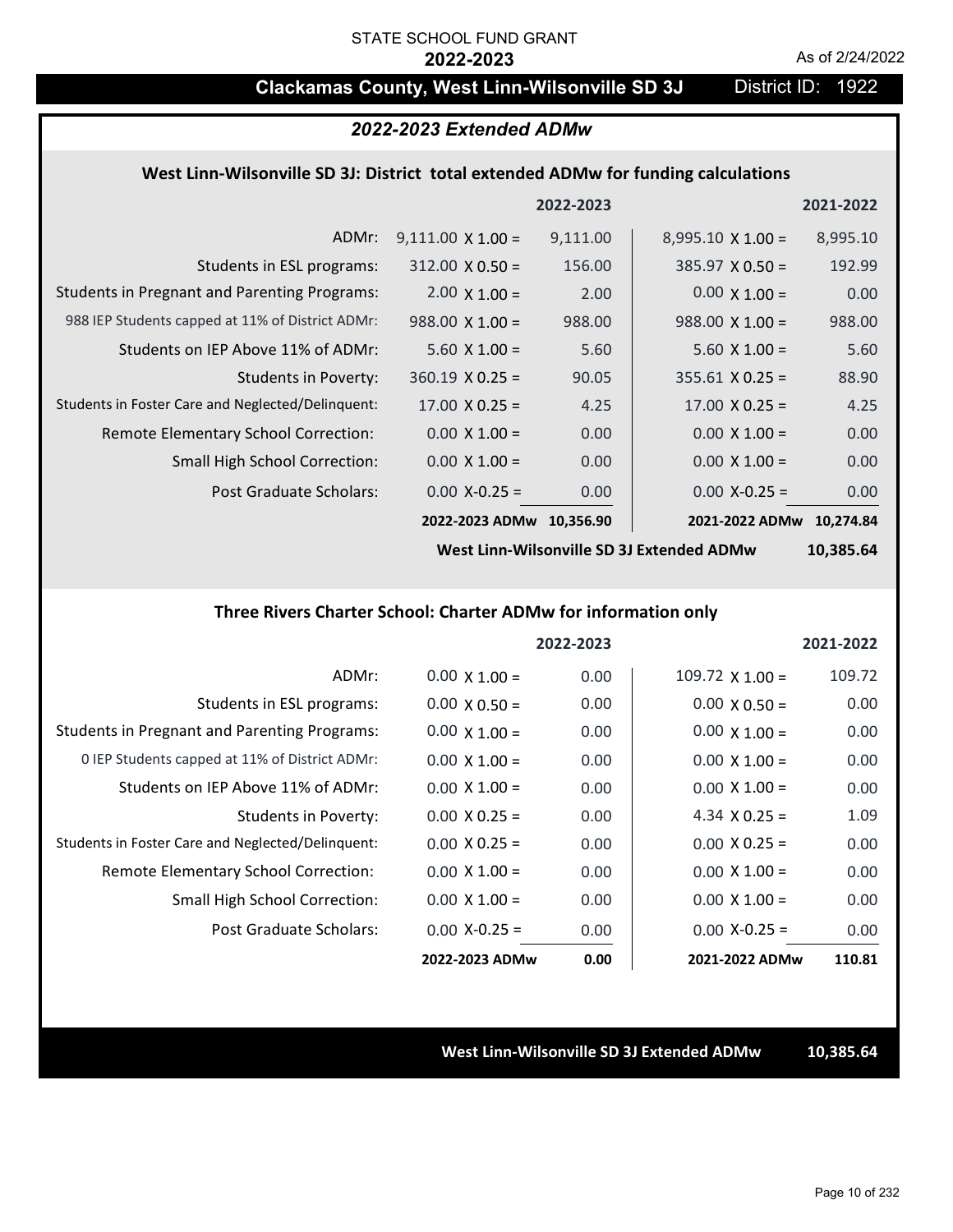STATE SCHOOL FUND GRANT

**2022-2023**

As of 2/24/2022

## Clackamas County, West Linn-Wilsonville SD 3J — District ID: 1922

### *2022-2023 Extended ADMw*

#### West Linn-Wilsonville SD 3J: District total extended ADMw for funding calculations

| | | 2022-2023 | | 2021-2022 |
|---|---|---|---|---|
| ADMr: | 9,111.00 X 1.00 = | 9,111.00 | 8,995.10 X 1.00 = | 8,995.10 |
| Students in ESL programs: | 312.00 X 0.50 = | 156.00 | 385.97 X 0.50 = | 192.99 |
| Students in Pregnant and Parenting Programs: | 2.00 X 1.00 = | 2.00 | 0.00 X 1.00 = | 0.00 |
| 988 IEP Students capped at 11% of District ADMr: | 988.00 X 1.00 = | 988.00 | 988.00 X 1.00 = | 988.00 |
| Students on IEP Above 11% of ADMr: | 5.60 X 1.00 = | 5.60 | 5.60 X 1.00 = | 5.60 |
| Students in Poverty: | 360.19 X 0.25 = | 90.05 | 355.61 X 0.25 = | 88.90 |
| Students in Foster Care and Neglected/Delinquent: | 17.00 X 0.25 = | 4.25 | 17.00 X 0.25 = | 4.25 |
| Remote Elementary School Correction: | 0.00 X 1.00 = | 0.00 | 0.00 X 1.00 = | 0.00 |
| Small High School Correction: | 0.00 X 1.00 = | 0.00 | 0.00 X 1.00 = | 0.00 |
| Post Graduate Scholars: | 0.00 X-0.25 = | 0.00 | 0.00 X-0.25 = | 0.00 |
| | **2022-2023 ADMw** | **10,356.90** | **2021-2022 ADMw** | **10,274.84** |
| | | | **West Linn-Wilsonville SD 3J Extended ADMw** | **10,385.64** |

#### Three Rivers Charter School: Charter ADMw for information only

| | | 2022-2023 | | 2021-2022 |
|---|---|---|---|---|
| ADMr: | 0.00 X 1.00 = | 0.00 | 109.72 X 1.00 = | 109.72 |
| Students in ESL programs: | 0.00 X 0.50 = | 0.00 | 0.00 X 0.50 = | 0.00 |
| Students in Pregnant and Parenting Programs: | 0.00 X 1.00 = | 0.00 | 0.00 X 1.00 = | 0.00 |
| 0 IEP Students capped at 11% of District ADMr: | 0.00 X 1.00 = | 0.00 | 0.00 X 1.00 = | 0.00 |
| Students on IEP Above 11% of ADMr: | 0.00 X 1.00 = | 0.00 | 0.00 X 1.00 = | 0.00 |
| Students in Poverty: | 0.00 X 0.25 = | 0.00 | 4.34 X 0.25 = | 1.09 |
| Students in Foster Care and Neglected/Delinquent: | 0.00 X 0.25 = | 0.00 | 0.00 X 0.25 = | 0.00 |
| Remote Elementary School Correction: | 0.00 X 1.00 = | 0.00 | 0.00 X 1.00 = | 0.00 |
| Small High School Correction: | 0.00 X 1.00 = | 0.00 | 0.00 X 1.00 = | 0.00 |
| Post Graduate Scholars: | 0.00 X-0.25 = | 0.00 | 0.00 X-0.25 = | 0.00 |
| | **2022-2023 ADMw** | **0.00** | **2021-2022 ADMw** | **110.81** |

**West Linn-Wilsonville SD 3J Extended ADMw — 10,385.64**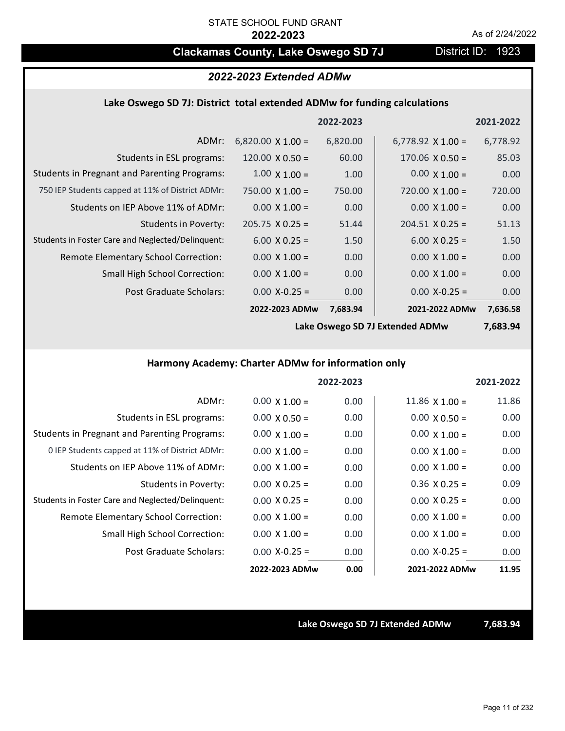STATE SCHOOL FUND GRANT

**2022-2023**

As of 2/24/2022

## Clackamas County, Lake Oswego SD 7J

District ID: 1923

### *2022-2023 Extended ADMw*

#### Lake Oswego SD 7J: District total extended ADMw for funding calculations

| | | 2022-2023 | | 2021-2022 |
|---|---|---|---|---|
| ADMr: | 6,820.00 X 1.00 = | 6,820.00 | 6,778.92 X 1.00 = | 6,778.92 |
| Students in ESL programs: | 120.00 X 0.50 = | 60.00 | 170.06 X 0.50 = | 85.03 |
| Students in Pregnant and Parenting Programs: | 1.00 X 1.00 = | 1.00 | 0.00 X 1.00 = | 0.00 |
| 750 IEP Students capped at 11% of District ADMr: | 750.00 X 1.00 = | 750.00 | 720.00 X 1.00 = | 720.00 |
| Students on IEP Above 11% of ADMr: | 0.00 X 1.00 = | 0.00 | 0.00 X 1.00 = | 0.00 |
| Students in Poverty: | 205.75 X 0.25 = | 51.44 | 204.51 X 0.25 = | 51.13 |
| Students in Foster Care and Neglected/Delinquent: | 6.00 X 0.25 = | 1.50 | 6.00 X 0.25 = | 1.50 |
| Remote Elementary School Correction: | 0.00 X 1.00 = | 0.00 | 0.00 X 1.00 = | 0.00 |
| Small High School Correction: | 0.00 X 1.00 = | 0.00 | 0.00 X 1.00 = | 0.00 |
| Post Graduate Scholars: | 0.00 X-0.25 = | 0.00 | 0.00 X-0.25 = | 0.00 |
| | **2022-2023 ADMw** | **7,683.94** | **2021-2022 ADMw** | **7,636.58** |
| | | | **Lake Oswego SD 7J Extended ADMw** | **7,683.94** |

#### Harmony Academy: Charter ADMw for information only

| | | 2022-2023 | | 2021-2022 |
|---|---|---|---|---|
| ADMr: | 0.00 X 1.00 = | 0.00 | 11.86 X 1.00 = | 11.86 |
| Students in ESL programs: | 0.00 X 0.50 = | 0.00 | 0.00 X 0.50 = | 0.00 |
| Students in Pregnant and Parenting Programs: | 0.00 X 1.00 = | 0.00 | 0.00 X 1.00 = | 0.00 |
| 0 IEP Students capped at 11% of District ADMr: | 0.00 X 1.00 = | 0.00 | 0.00 X 1.00 = | 0.00 |
| Students on IEP Above 11% of ADMr: | 0.00 X 1.00 = | 0.00 | 0.00 X 1.00 = | 0.00 |
| Students in Poverty: | 0.00 X 0.25 = | 0.00 | 0.36 X 0.25 = | 0.09 |
| Students in Foster Care and Neglected/Delinquent: | 0.00 X 0.25 = | 0.00 | 0.00 X 0.25 = | 0.00 |
| Remote Elementary School Correction: | 0.00 X 1.00 = | 0.00 | 0.00 X 1.00 = | 0.00 |
| Small High School Correction: | 0.00 X 1.00 = | 0.00 | 0.00 X 1.00 = | 0.00 |
| Post Graduate Scholars: | 0.00 X-0.25 = | 0.00 | 0.00 X-0.25 = | 0.00 |
| | **2022-2023 ADMw** | **0.00** | **2021-2022 ADMw** | **11.95** |

**Lake Oswego SD 7J Extended ADMw** **7,683.94**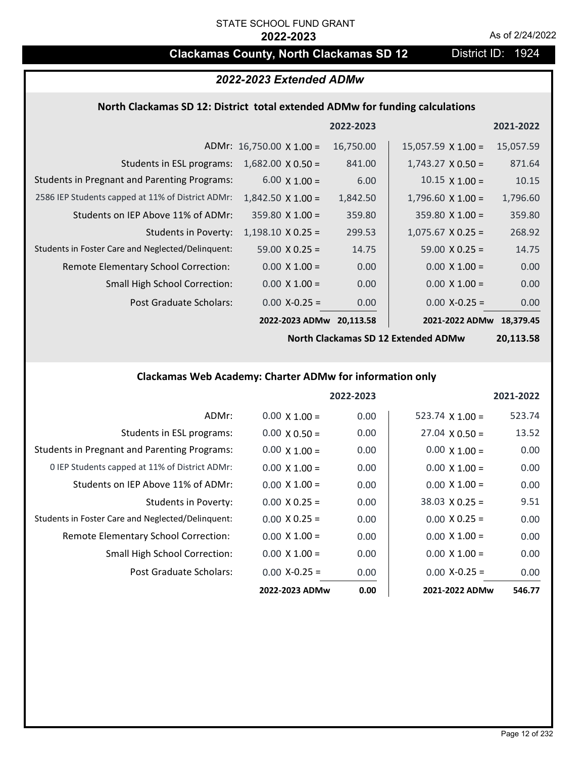STATE SCHOOL FUND GRANT

**2022-2023**

As of 2/24/2022

# Clackamas County, North Clackamas SD 12

District ID: 1924

## *2022-2023 Extended ADMw*

### North Clackamas SD 12: District total extended ADMw for funding calculations

| | | 2022-2023 | | 2021-2022 |
|---|---|---|---|---|
| ADMr: | 16,750.00 X 1.00 = | 16,750.00 | 15,057.59 X 1.00 = | 15,057.59 |
| Students in ESL programs: | 1,682.00 X 0.50 = | 841.00 | 1,743.27 X 0.50 = | 871.64 |
| Students in Pregnant and Parenting Programs: | 6.00 X 1.00 = | 6.00 | 10.15 X 1.00 = | 10.15 |
| 2586 IEP Students capped at 11% of District ADMr: | 1,842.50 X 1.00 = | 1,842.50 | 1,796.60 X 1.00 = | 1,796.60 |
| Students on IEP Above 11% of ADMr: | 359.80 X 1.00 = | 359.80 | 359.80 X 1.00 = | 359.80 |
| Students in Poverty: | 1,198.10 X 0.25 = | 299.53 | 1,075.67 X 0.25 = | 268.92 |
| Students in Foster Care and Neglected/Delinquent: | 59.00 X 0.25 = | 14.75 | 59.00 X 0.25 = | 14.75 |
| Remote Elementary School Correction: | 0.00 X 1.00 = | 0.00 | 0.00 X 1.00 = | 0.00 |
| Small High School Correction: | 0.00 X 1.00 = | 0.00 | 0.00 X 1.00 = | 0.00 |
| Post Graduate Scholars: | 0.00 X-0.25 = | 0.00 | 0.00 X-0.25 = | 0.00 |
| | **2022-2023 ADMw** | **20,113.58** | **2021-2022 ADMw** | **18,379.45** |

**North Clackamas SD 12 Extended ADMw** **20,113.58**

### Clackamas Web Academy: Charter ADMw for information only

| | | 2022-2023 | | 2021-2022 |
|---|---|---|---|---|
| ADMr: | 0.00 X 1.00 = | 0.00 | 523.74 X 1.00 = | 523.74 |
| Students in ESL programs: | 0.00 X 0.50 = | 0.00 | 27.04 X 0.50 = | 13.52 |
| Students in Pregnant and Parenting Programs: | 0.00 X 1.00 = | 0.00 | 0.00 X 1.00 = | 0.00 |
| 0 IEP Students capped at 11% of District ADMr: | 0.00 X 1.00 = | 0.00 | 0.00 X 1.00 = | 0.00 |
| Students on IEP Above 11% of ADMr: | 0.00 X 1.00 = | 0.00 | 0.00 X 1.00 = | 0.00 |
| Students in Poverty: | 0.00 X 0.25 = | 0.00 | 38.03 X 0.25 = | 9.51 |
| Students in Foster Care and Neglected/Delinquent: | 0.00 X 0.25 = | 0.00 | 0.00 X 0.25 = | 0.00 |
| Remote Elementary School Correction: | 0.00 X 1.00 = | 0.00 | 0.00 X 1.00 = | 0.00 |
| Small High School Correction: | 0.00 X 1.00 = | 0.00 | 0.00 X 1.00 = | 0.00 |
| Post Graduate Scholars: | 0.00 X-0.25 = | 0.00 | 0.00 X-0.25 = | 0.00 |
| | **2022-2023 ADMw** | **0.00** | **2021-2022 ADMw** | **546.77** |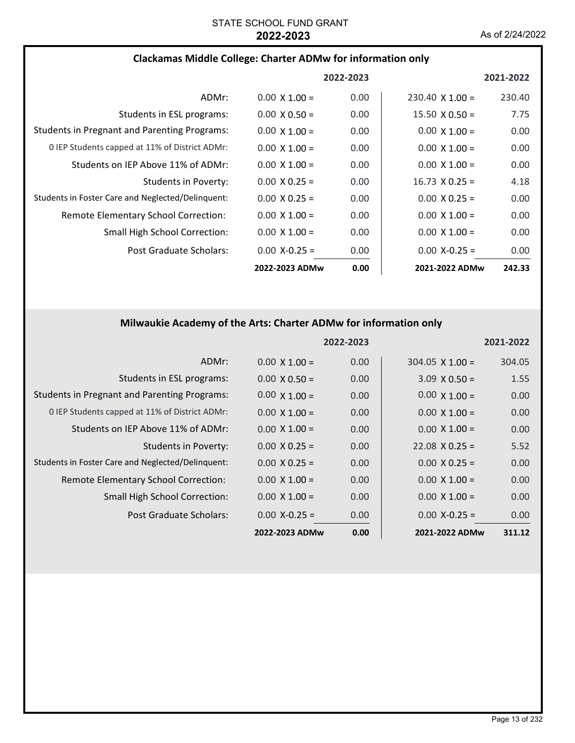STATE SCHOOL FUND GRANT

**2022-2023**

As of 2/24/2022

## Clackamas Middle College: Charter ADMw for information only

| | 2022-2023 | | 2021-2022 | |
|---|---|---|---|---|
| ADMr: | 0.00 X 1.00 = | 0.00 | 230.40 X 1.00 = | 230.40 |
| Students in ESL programs: | 0.00 X 0.50 = | 0.00 | 15.50 X 0.50 = | 7.75 |
| Students in Pregnant and Parenting Programs: | 0.00 X 1.00 = | 0.00 | 0.00 X 1.00 = | 0.00 |
| 0 IEP Students capped at 11% of District ADMr: | 0.00 X 1.00 = | 0.00 | 0.00 X 1.00 = | 0.00 |
| Students on IEP Above 11% of ADMr: | 0.00 X 1.00 = | 0.00 | 0.00 X 1.00 = | 0.00 |
| Students in Poverty: | 0.00 X 0.25 = | 0.00 | 16.73 X 0.25 = | 4.18 |
| Students in Foster Care and Neglected/Delinquent: | 0.00 X 0.25 = | 0.00 | 0.00 X 0.25 = | 0.00 |
| Remote Elementary School Correction: | 0.00 X 1.00 = | 0.00 | 0.00 X 1.00 = | 0.00 |
| Small High School Correction: | 0.00 X 1.00 = | 0.00 | 0.00 X 1.00 = | 0.00 |
| Post Graduate Scholars: | 0.00 X-0.25 = | 0.00 | 0.00 X-0.25 = | 0.00 |
| | **2022-2023 ADMw** | **0.00** | **2021-2022 ADMw** | **242.33** |

## Milwaukie Academy of the Arts: Charter ADMw for information only

| | 2022-2023 | | 2021-2022 | |
|---|---|---|---|---|
| ADMr: | 0.00 X 1.00 = | 0.00 | 304.05 X 1.00 = | 304.05 |
| Students in ESL programs: | 0.00 X 0.50 = | 0.00 | 3.09 X 0.50 = | 1.55 |
| Students in Pregnant and Parenting Programs: | 0.00 X 1.00 = | 0.00 | 0.00 X 1.00 = | 0.00 |
| 0 IEP Students capped at 11% of District ADMr: | 0.00 X 1.00 = | 0.00 | 0.00 X 1.00 = | 0.00 |
| Students on IEP Above 11% of ADMr: | 0.00 X 1.00 = | 0.00 | 0.00 X 1.00 = | 0.00 |
| Students in Poverty: | 0.00 X 0.25 = | 0.00 | 22.08 X 0.25 = | 5.52 |
| Students in Foster Care and Neglected/Delinquent: | 0.00 X 0.25 = | 0.00 | 0.00 X 0.25 = | 0.00 |
| Remote Elementary School Correction: | 0.00 X 1.00 = | 0.00 | 0.00 X 1.00 = | 0.00 |
| Small High School Correction: | 0.00 X 1.00 = | 0.00 | 0.00 X 1.00 = | 0.00 |
| Post Graduate Scholars: | 0.00 X-0.25 = | 0.00 | 0.00 X-0.25 = | 0.00 |
| | **2022-2023 ADMw** | **0.00** | **2021-2022 ADMw** | **311.12** |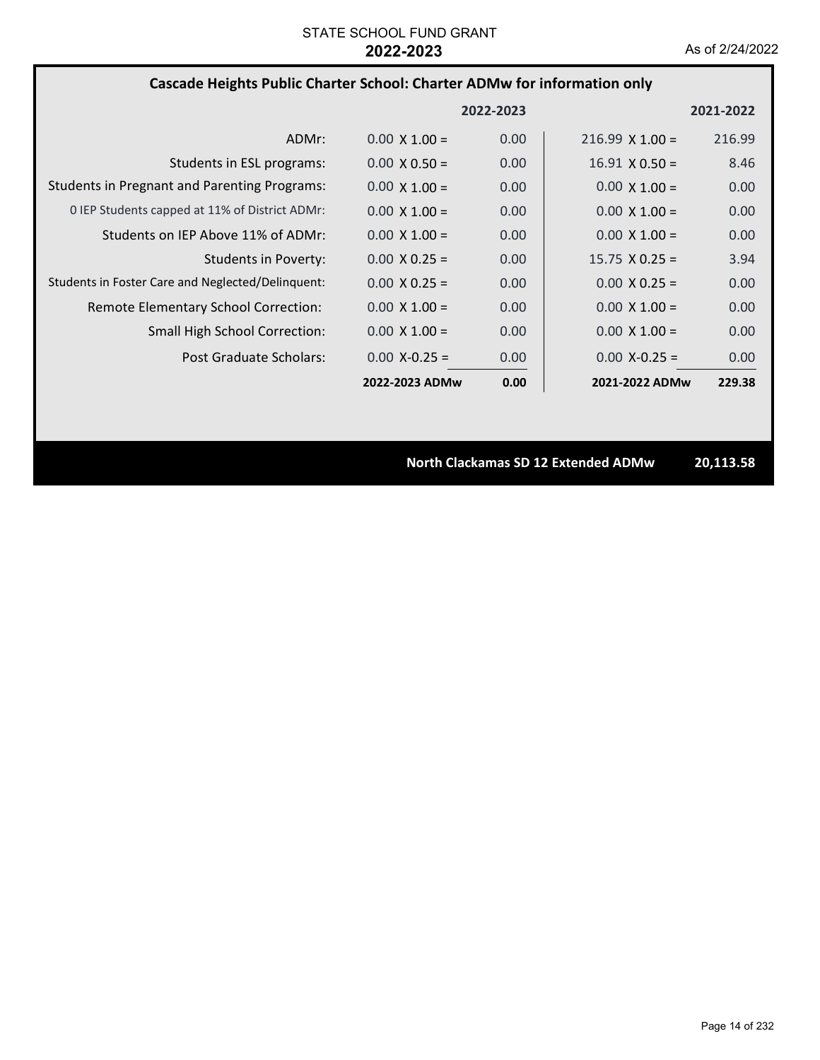STATE SCHOOL FUND GRANT
**2022-2023**
As of 2/24/2022

## Cascade Heights Public Charter School: Charter ADMw for information only

| | 2022-2023 | | 2021-2022 | |
|---|---|---|---|---|
| ADMr: | 0.00 X 1.00 = | 0.00 | 216.99 X 1.00 = | 216.99 |
| Students in ESL programs: | 0.00 X 0.50 = | 0.00 | 16.91 X 0.50 = | 8.46 |
| Students in Pregnant and Parenting Programs: | 0.00 X 1.00 = | 0.00 | 0.00 X 1.00 = | 0.00 |
| 0 IEP Students capped at 11% of District ADMr: | 0.00 X 1.00 = | 0.00 | 0.00 X 1.00 = | 0.00 |
| Students on IEP Above 11% of ADMr: | 0.00 X 1.00 = | 0.00 | 0.00 X 1.00 = | 0.00 |
| Students in Poverty: | 0.00 X 0.25 = | 0.00 | 15.75 X 0.25 = | 3.94 |
| Students in Foster Care and Neglected/Delinquent: | 0.00 X 0.25 = | 0.00 | 0.00 X 0.25 = | 0.00 |
| Remote Elementary School Correction: | 0.00 X 1.00 = | 0.00 | 0.00 X 1.00 = | 0.00 |
| Small High School Correction: | 0.00 X 1.00 = | 0.00 | 0.00 X 1.00 = | 0.00 |
| Post Graduate Scholars: | 0.00 X-0.25 = | 0.00 | 0.00 X-0.25 = | 0.00 |
| | **2022-2023 ADMw** | **0.00** | **2021-2022 ADMw** | **229.38** |

**North Clackamas SD 12 Extended ADMw 20,113.58**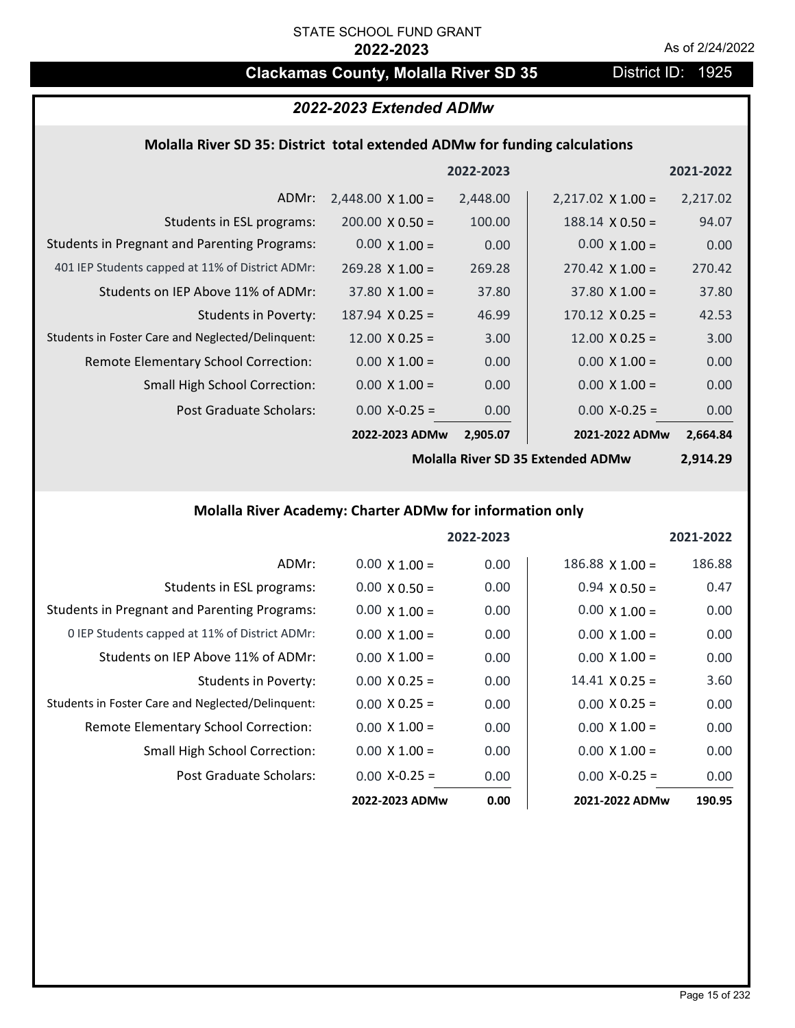STATE SCHOOL FUND GRANT

**2022-2023**

As of 2/24/2022

# Clackamas County, Molalla River SD 35

District ID: 1925

## *2022-2023 Extended ADMw*

### Molalla River SD 35: District total extended ADMw for funding calculations

| | | 2022-2023 | | 2021-2022 |
|---|---|---|---|---|
| ADMr: | 2,448.00 X 1.00 = | 2,448.00 | 2,217.02 X 1.00 = | 2,217.02 |
| Students in ESL programs: | 200.00 X 0.50 = | 100.00 | 188.14 X 0.50 = | 94.07 |
| Students in Pregnant and Parenting Programs: | 0.00 X 1.00 = | 0.00 | 0.00 X 1.00 = | 0.00 |
| 401 IEP Students capped at 11% of District ADMr: | 269.28 X 1.00 = | 269.28 | 270.42 X 1.00 = | 270.42 |
| Students on IEP Above 11% of ADMr: | 37.80 X 1.00 = | 37.80 | 37.80 X 1.00 = | 37.80 |
| Students in Poverty: | 187.94 X 0.25 = | 46.99 | 170.12 X 0.25 = | 42.53 |
| Students in Foster Care and Neglected/Delinquent: | 12.00 X 0.25 = | 3.00 | 12.00 X 0.25 = | 3.00 |
| Remote Elementary School Correction: | 0.00 X 1.00 = | 0.00 | 0.00 X 1.00 = | 0.00 |
| Small High School Correction: | 0.00 X 1.00 = | 0.00 | 0.00 X 1.00 = | 0.00 |
| Post Graduate Scholars: | 0.00 X-0.25 = | 0.00 | 0.00 X-0.25 = | 0.00 |
| | **2022-2023 ADMw** | **2,905.07** | **2021-2022 ADMw** | **2,664.84** |
| | | | **Molalla River SD 35 Extended ADMw** | **2,914.29** |

### Molalla River Academy: Charter ADMw for information only

| | | 2022-2023 | | 2021-2022 |
|---|---|---|---|---|
| ADMr: | 0.00 X 1.00 = | 0.00 | 186.88 X 1.00 = | 186.88 |
| Students in ESL programs: | 0.00 X 0.50 = | 0.00 | 0.94 X 0.50 = | 0.47 |
| Students in Pregnant and Parenting Programs: | 0.00 X 1.00 = | 0.00 | 0.00 X 1.00 = | 0.00 |
| 0 IEP Students capped at 11% of District ADMr: | 0.00 X 1.00 = | 0.00 | 0.00 X 1.00 = | 0.00 |
| Students on IEP Above 11% of ADMr: | 0.00 X 1.00 = | 0.00 | 0.00 X 1.00 = | 0.00 |
| Students in Poverty: | 0.00 X 0.25 = | 0.00 | 14.41 X 0.25 = | 3.60 |
| Students in Foster Care and Neglected/Delinquent: | 0.00 X 0.25 = | 0.00 | 0.00 X 0.25 = | 0.00 |
| Remote Elementary School Correction: | 0.00 X 1.00 = | 0.00 | 0.00 X 1.00 = | 0.00 |
| Small High School Correction: | 0.00 X 1.00 = | 0.00 | 0.00 X 1.00 = | 0.00 |
| Post Graduate Scholars: | 0.00 X-0.25 = | 0.00 | 0.00 X-0.25 = | 0.00 |
| | **2022-2023 ADMw** | **0.00** | **2021-2022 ADMw** | **190.95** |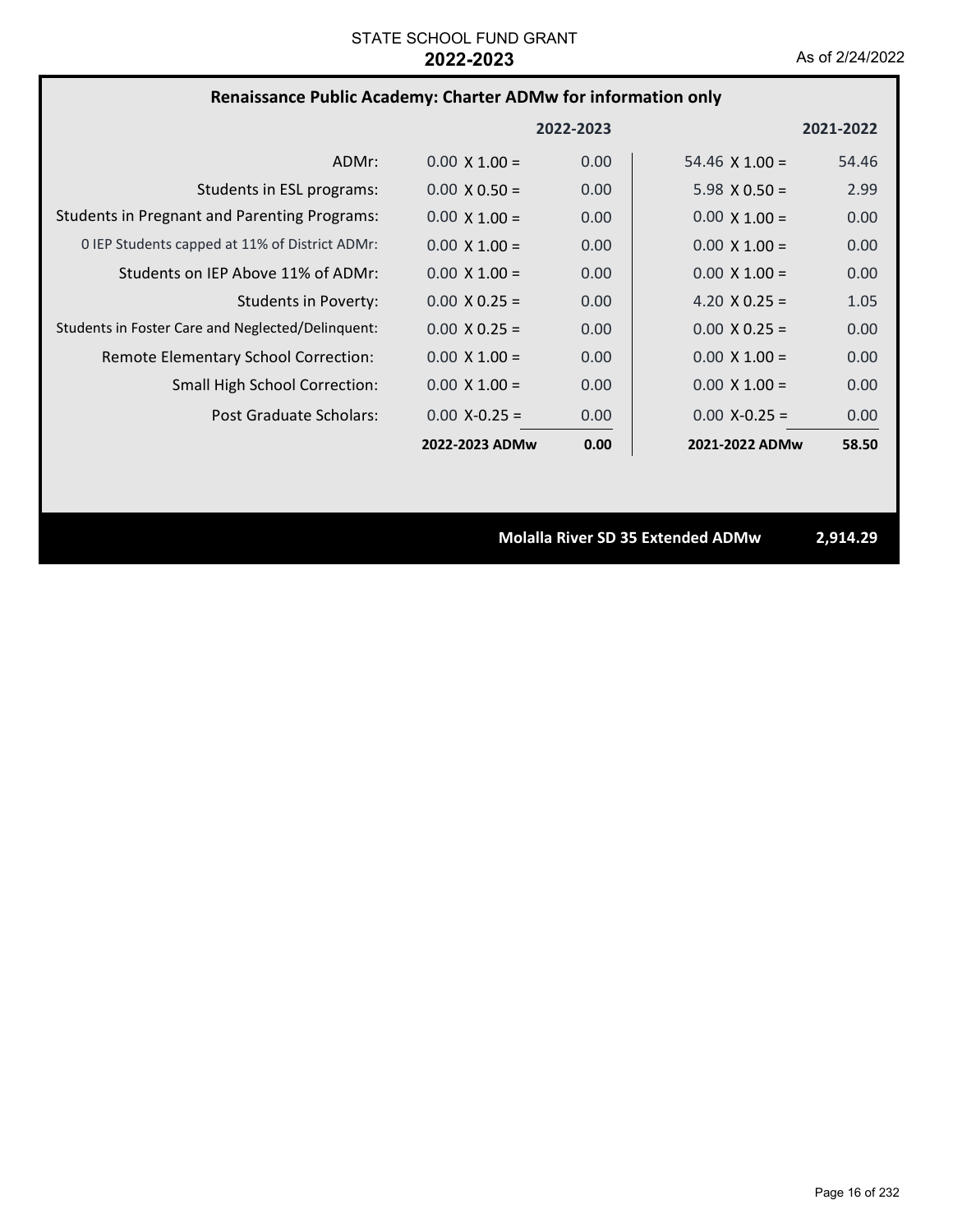STATE SCHOOL FUND GRANT

**2022-2023**

As of 2/24/2022

## Renaissance Public Academy: Charter ADMw for information only

| | | 2022-2023 | | 2021-2022 |
|---|---|---|---|---|
| ADMr: | 0.00 X 1.00 = | 0.00 | 54.46 X 1.00 = | 54.46 |
| Students in ESL programs: | 0.00 X 0.50 = | 0.00 | 5.98 X 0.50 = | 2.99 |
| Students in Pregnant and Parenting Programs: | 0.00 X 1.00 = | 0.00 | 0.00 X 1.00 = | 0.00 |
| 0 IEP Students capped at 11% of District ADMr: | 0.00 X 1.00 = | 0.00 | 0.00 X 1.00 = | 0.00 |
| Students on IEP Above 11% of ADMr: | 0.00 X 1.00 = | 0.00 | 0.00 X 1.00 = | 0.00 |
| Students in Poverty: | 0.00 X 0.25 = | 0.00 | 4.20 X 0.25 = | 1.05 |
| Students in Foster Care and Neglected/Delinquent: | 0.00 X 0.25 = | 0.00 | 0.00 X 0.25 = | 0.00 |
| Remote Elementary School Correction: | 0.00 X 1.00 = | 0.00 | 0.00 X 1.00 = | 0.00 |
| Small High School Correction: | 0.00 X 1.00 = | 0.00 | 0.00 X 1.00 = | 0.00 |
| Post Graduate Scholars: | 0.00 X-0.25 = | 0.00 | 0.00 X-0.25 = | 0.00 |
| | **2022-2023 ADMw** | **0.00** | **2021-2022 ADMw** | **58.50** |

**Molalla River SD 35 Extended ADMw** **2,914.29**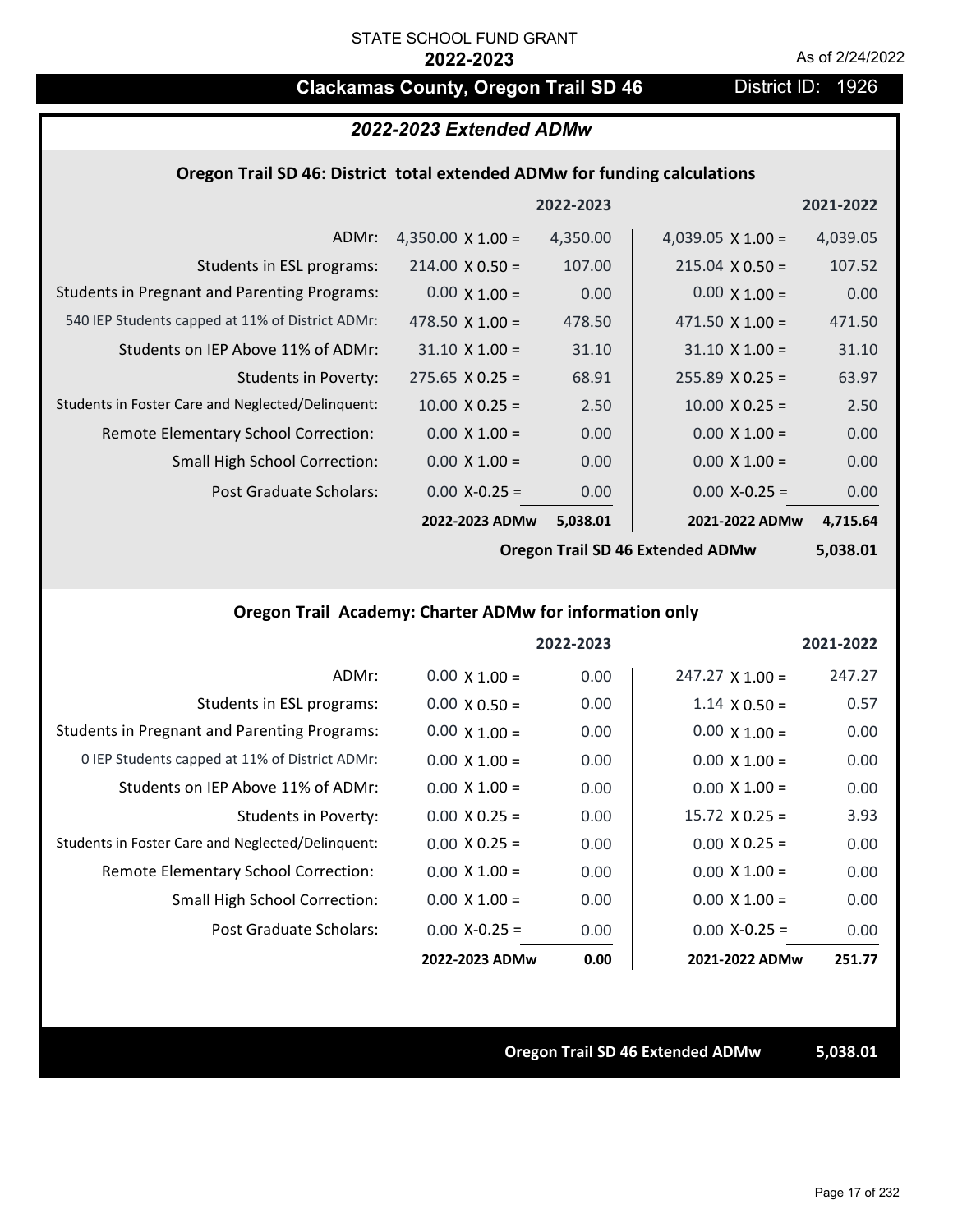STATE SCHOOL FUND GRANT

**2022-2023**

As of 2/24/2022

# Clackamas County, Oregon Trail SD 46

District ID: 1926

## *2022-2023 Extended ADMw*

### Oregon Trail SD 46: District total extended ADMw for funding calculations

| | | 2022-2023 | | 2021-2022 |
|---|---|---|---|---|
| ADMr: | 4,350.00 X 1.00 = | 4,350.00 | 4,039.05 X 1.00 = | 4,039.05 |
| Students in ESL programs: | 214.00 X 0.50 = | 107.00 | 215.04 X 0.50 = | 107.52 |
| Students in Pregnant and Parenting Programs: | 0.00 X 1.00 = | 0.00 | 0.00 X 1.00 = | 0.00 |
| 540 IEP Students capped at 11% of District ADMr: | 478.50 X 1.00 = | 478.50 | 471.50 X 1.00 = | 471.50 |
| Students on IEP Above 11% of ADMr: | 31.10 X 1.00 = | 31.10 | 31.10 X 1.00 = | 31.10 |
| Students in Poverty: | 275.65 X 0.25 = | 68.91 | 255.89 X 0.25 = | 63.97 |
| Students in Foster Care and Neglected/Delinquent: | 10.00 X 0.25 = | 2.50 | 10.00 X 0.25 = | 2.50 |
| Remote Elementary School Correction: | 0.00 X 1.00 = | 0.00 | 0.00 X 1.00 = | 0.00 |
| Small High School Correction: | 0.00 X 1.00 = | 0.00 | 0.00 X 1.00 = | 0.00 |
| Post Graduate Scholars: | 0.00 X-0.25 = | 0.00 | 0.00 X-0.25 = | 0.00 |
| | **2022-2023 ADMw** | **5,038.01** | **2021-2022 ADMw** | **4,715.64** |

**Oregon Trail SD 46 Extended ADMw 5,038.01**

### Oregon Trail Academy: Charter ADMw for information only

| | | 2022-2023 | | 2021-2022 |
|---|---|---|---|---|
| ADMr: | 0.00 X 1.00 = | 0.00 | 247.27 X 1.00 = | 247.27 |
| Students in ESL programs: | 0.00 X 0.50 = | 0.00 | 1.14 X 0.50 = | 0.57 |
| Students in Pregnant and Parenting Programs: | 0.00 X 1.00 = | 0.00 | 0.00 X 1.00 = | 0.00 |
| 0 IEP Students capped at 11% of District ADMr: | 0.00 X 1.00 = | 0.00 | 0.00 X 1.00 = | 0.00 |
| Students on IEP Above 11% of ADMr: | 0.00 X 1.00 = | 0.00 | 0.00 X 1.00 = | 0.00 |
| Students in Poverty: | 0.00 X 0.25 = | 0.00 | 15.72 X 0.25 = | 3.93 |
| Students in Foster Care and Neglected/Delinquent: | 0.00 X 0.25 = | 0.00 | 0.00 X 0.25 = | 0.00 |
| Remote Elementary School Correction: | 0.00 X 1.00 = | 0.00 | 0.00 X 1.00 = | 0.00 |
| Small High School Correction: | 0.00 X 1.00 = | 0.00 | 0.00 X 1.00 = | 0.00 |
| Post Graduate Scholars: | 0.00 X-0.25 = | 0.00 | 0.00 X-0.25 = | 0.00 |
| | **2022-2023 ADMw** | **0.00** | **2021-2022 ADMw** | **251.77** |

**Oregon Trail SD 46 Extended ADMw 5,038.01**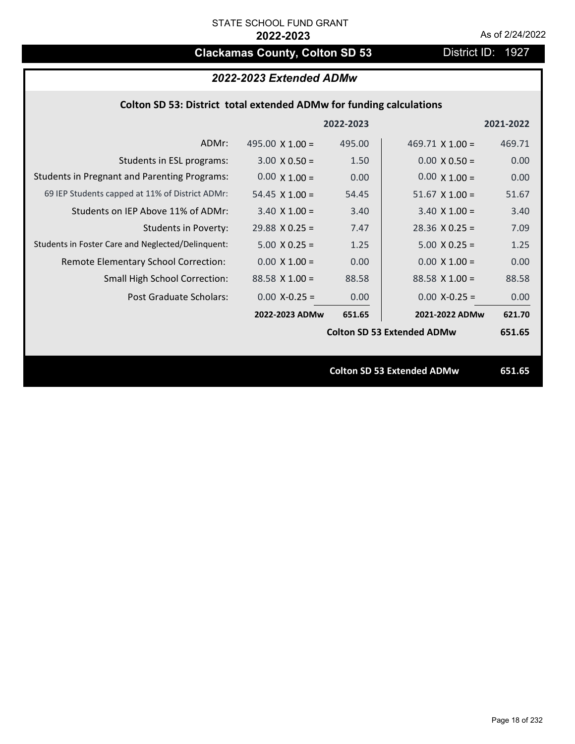STATE SCHOOL FUND GRANT

**2022-2023**

As of 2/24/2022

# Clackamas County, Colton SD 53

District ID: 1927

## *2022-2023 Extended ADMw*

### Colton SD 53: District total extended ADMw for funding calculations

| | | 2022-2023 | | 2021-2022 |
|---|---|---|---|---|
| ADMr: | 495.00 X 1.00 = | 495.00 | 469.71 X 1.00 = | 469.71 |
| Students in ESL programs: | 3.00 X 0.50 = | 1.50 | 0.00 X 0.50 = | 0.00 |
| Students in Pregnant and Parenting Programs: | 0.00 X 1.00 = | 0.00 | 0.00 X 1.00 = | 0.00 |
| 69 IEP Students capped at 11% of District ADMr: | 54.45 X 1.00 = | 54.45 | 51.67 X 1.00 = | 51.67 |
| Students on IEP Above 11% of ADMr: | 3.40 X 1.00 = | 3.40 | 3.40 X 1.00 = | 3.40 |
| Students in Poverty: | 29.88 X 0.25 = | 7.47 | 28.36 X 0.25 = | 7.09 |
| Students in Foster Care and Neglected/Delinquent: | 5.00 X 0.25 = | 1.25 | 5.00 X 0.25 = | 1.25 |
| Remote Elementary School Correction: | 0.00 X 1.00 = | 0.00 | 0.00 X 1.00 = | 0.00 |
| Small High School Correction: | 88.58 X 1.00 = | 88.58 | 88.58 X 1.00 = | 88.58 |
| Post Graduate Scholars: | 0.00 X-0.25 = | 0.00 | 0.00 X-0.25 = | 0.00 |
| | **2022-2023 ADMw** | **651.65** | **2021-2022 ADMw** | **621.70** |
| | | | **Colton SD 53 Extended ADMw** | **651.65** |

**Colton SD 53 Extended ADMw** **651.65**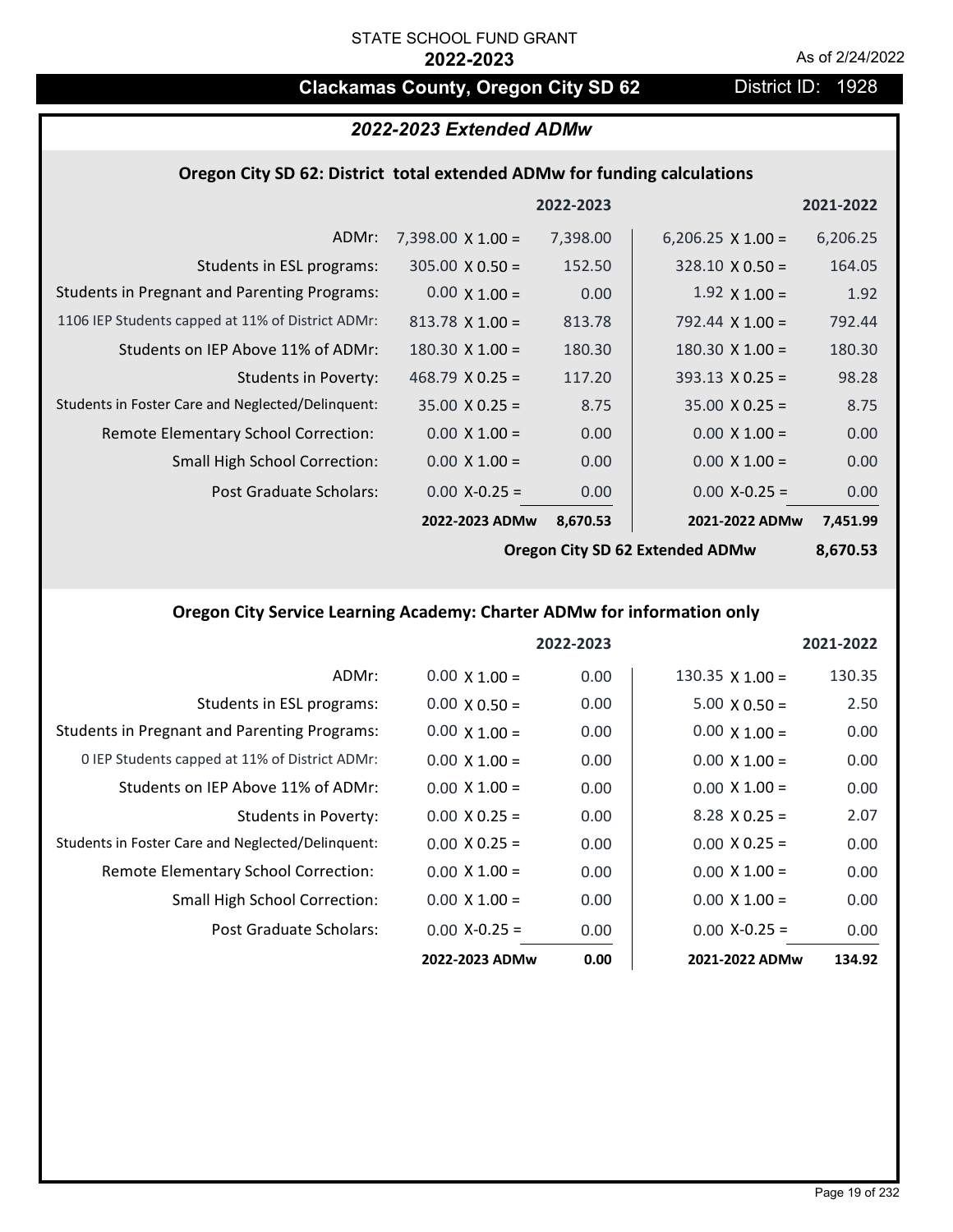STATE SCHOOL FUND GRANT

**2022-2023**

As of 2/24/2022

# Clackamas County, Oregon City SD 62

District ID: 1928

## *2022-2023 Extended ADMw*

### Oregon City SD 62: District total extended ADMw for funding calculations

| | | 2022-2023 | | 2021-2022 |
|---|---|---|---|---|
| ADMr: | 7,398.00 X 1.00 = | 7,398.00 | 6,206.25 X 1.00 = | 6,206.25 |
| Students in ESL programs: | 305.00 X 0.50 = | 152.50 | 328.10 X 0.50 = | 164.05 |
| Students in Pregnant and Parenting Programs: | 0.00 X 1.00 = | 0.00 | 1.92 X 1.00 = | 1.92 |
| 1106 IEP Students capped at 11% of District ADMr: | 813.78 X 1.00 = | 813.78 | 792.44 X 1.00 = | 792.44 |
| Students on IEP Above 11% of ADMr: | 180.30 X 1.00 = | 180.30 | 180.30 X 1.00 = | 180.30 |
| Students in Poverty: | 468.79 X 0.25 = | 117.20 | 393.13 X 0.25 = | 98.28 |
| Students in Foster Care and Neglected/Delinquent: | 35.00 X 0.25 = | 8.75 | 35.00 X 0.25 = | 8.75 |
| Remote Elementary School Correction: | 0.00 X 1.00 = | 0.00 | 0.00 X 1.00 = | 0.00 |
| Small High School Correction: | 0.00 X 1.00 = | 0.00 | 0.00 X 1.00 = | 0.00 |
| Post Graduate Scholars: | 0.00 X-0.25 = | 0.00 | 0.00 X-0.25 = | 0.00 |
| | **2022-2023 ADMw** | **8,670.53** | **2021-2022 ADMw** | **7,451.99** |
| | | | **Oregon City SD 62 Extended ADMw** | **8,670.53** |

### Oregon City Service Learning Academy: Charter ADMw for information only

| | | 2022-2023 | | 2021-2022 |
|---|---|---|---|---|
| ADMr: | 0.00 X 1.00 = | 0.00 | 130.35 X 1.00 = | 130.35 |
| Students in ESL programs: | 0.00 X 0.50 = | 0.00 | 5.00 X 0.50 = | 2.50 |
| Students in Pregnant and Parenting Programs: | 0.00 X 1.00 = | 0.00 | 0.00 X 1.00 = | 0.00 |
| 0 IEP Students capped at 11% of District ADMr: | 0.00 X 1.00 = | 0.00 | 0.00 X 1.00 = | 0.00 |
| Students on IEP Above 11% of ADMr: | 0.00 X 1.00 = | 0.00 | 0.00 X 1.00 = | 0.00 |
| Students in Poverty: | 0.00 X 0.25 = | 0.00 | 8.28 X 0.25 = | 2.07 |
| Students in Foster Care and Neglected/Delinquent: | 0.00 X 0.25 = | 0.00 | 0.00 X 0.25 = | 0.00 |
| Remote Elementary School Correction: | 0.00 X 1.00 = | 0.00 | 0.00 X 1.00 = | 0.00 |
| Small High School Correction: | 0.00 X 1.00 = | 0.00 | 0.00 X 1.00 = | 0.00 |
| Post Graduate Scholars: | 0.00 X-0.25 = | 0.00 | 0.00 X-0.25 = | 0.00 |
| | **2022-2023 ADMw** | **0.00** | **2021-2022 ADMw** | **134.92** |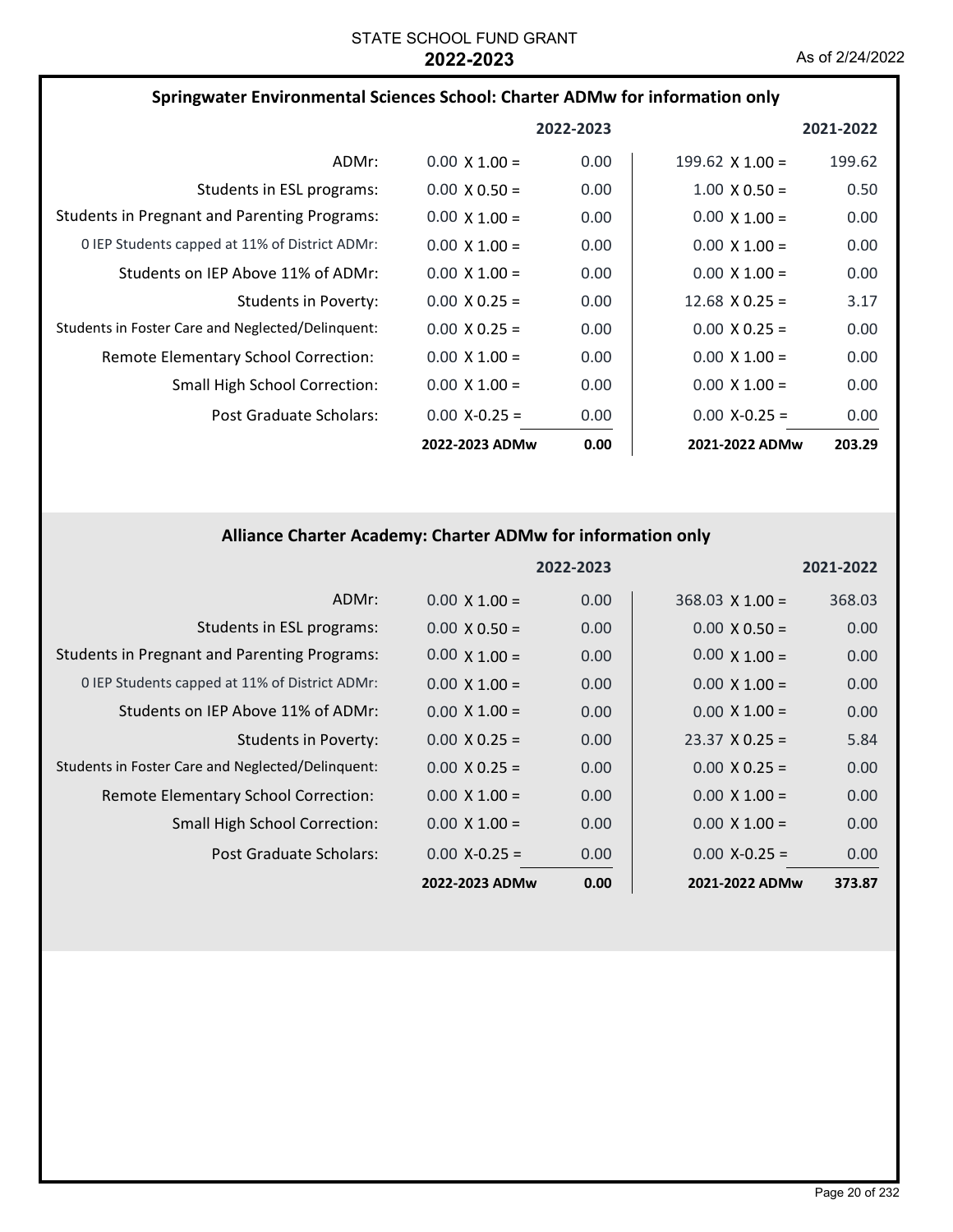## Springwater Environmental Sciences School: Charter ADMw for information only

| | 2022-2023 | | 2021-2022 | |
|---|---|---|---|---|
| ADMr: | 0.00 X 1.00 = | 0.00 | 199.62 X 1.00 = | 199.62 |
| Students in ESL programs: | 0.00 X 0.50 = | 0.00 | 1.00 X 0.50 = | 0.50 |
| Students in Pregnant and Parenting Programs: | 0.00 X 1.00 = | 0.00 | 0.00 X 1.00 = | 0.00 |
| 0 IEP Students capped at 11% of District ADMr: | 0.00 X 1.00 = | 0.00 | 0.00 X 1.00 = | 0.00 |
| Students on IEP Above 11% of ADMr: | 0.00 X 1.00 = | 0.00 | 0.00 X 1.00 = | 0.00 |
| Students in Poverty: | 0.00 X 0.25 = | 0.00 | 12.68 X 0.25 = | 3.17 |
| Students in Foster Care and Neglected/Delinquent: | 0.00 X 0.25 = | 0.00 | 0.00 X 0.25 = | 0.00 |
| Remote Elementary School Correction: | 0.00 X 1.00 = | 0.00 | 0.00 X 1.00 = | 0.00 |
| Small High School Correction: | 0.00 X 1.00 = | 0.00 | 0.00 X 1.00 = | 0.00 |
| Post Graduate Scholars: | 0.00 X-0.25 = | 0.00 | 0.00 X-0.25 = | 0.00 |
| | **2022-2023 ADMw** | **0.00** | **2021-2022 ADMw** | **203.29** |

## Alliance Charter Academy: Charter ADMw for information only

| | 2022-2023 | | 2021-2022 | |
|---|---|---|---|---|
| ADMr: | 0.00 X 1.00 = | 0.00 | 368.03 X 1.00 = | 368.03 |
| Students in ESL programs: | 0.00 X 0.50 = | 0.00 | 0.00 X 0.50 = | 0.00 |
| Students in Pregnant and Parenting Programs: | 0.00 X 1.00 = | 0.00 | 0.00 X 1.00 = | 0.00 |
| 0 IEP Students capped at 11% of District ADMr: | 0.00 X 1.00 = | 0.00 | 0.00 X 1.00 = | 0.00 |
| Students on IEP Above 11% of ADMr: | 0.00 X 1.00 = | 0.00 | 0.00 X 1.00 = | 0.00 |
| Students in Poverty: | 0.00 X 0.25 = | 0.00 | 23.37 X 0.25 = | 5.84 |
| Students in Foster Care and Neglected/Delinquent: | 0.00 X 0.25 = | 0.00 | 0.00 X 0.25 = | 0.00 |
| Remote Elementary School Correction: | 0.00 X 1.00 = | 0.00 | 0.00 X 1.00 = | 0.00 |
| Small High School Correction: | 0.00 X 1.00 = | 0.00 | 0.00 X 1.00 = | 0.00 |
| Post Graduate Scholars: | 0.00 X-0.25 = | 0.00 | 0.00 X-0.25 = | 0.00 |
| | **2022-2023 ADMw** | **0.00** | **2021-2022 ADMw** | **373.87** |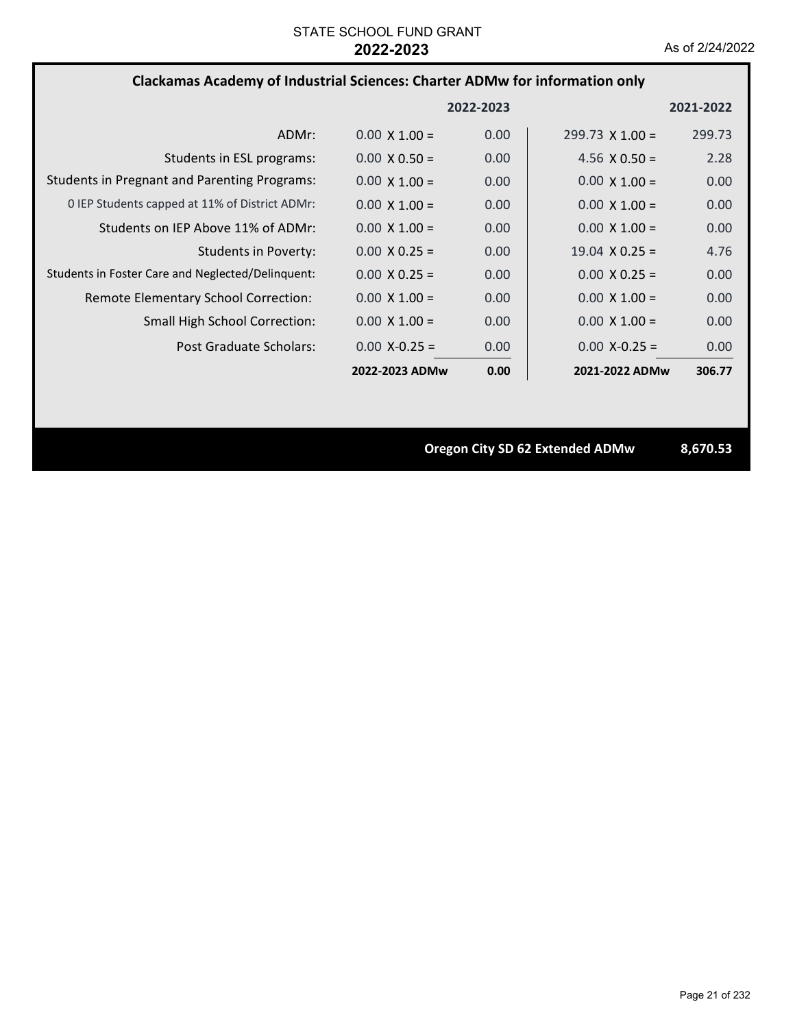STATE SCHOOL FUND GRANT
**2022-2023**

As of 2/24/2022

## Clackamas Academy of Industrial Sciences: Charter ADMw for information only

| | | 2022-2023 | | 2021-2022 |
|---|---|---|---|---|
| ADMr: | 0.00 X 1.00 = | 0.00 | 299.73 X 1.00 = | 299.73 |
| Students in ESL programs: | 0.00 X 0.50 = | 0.00 | 4.56 X 0.50 = | 2.28 |
| Students in Pregnant and Parenting Programs: | 0.00 X 1.00 = | 0.00 | 0.00 X 1.00 = | 0.00 |
| 0 IEP Students capped at 11% of District ADMr: | 0.00 X 1.00 = | 0.00 | 0.00 X 1.00 = | 0.00 |
| Students on IEP Above 11% of ADMr: | 0.00 X 1.00 = | 0.00 | 0.00 X 1.00 = | 0.00 |
| Students in Poverty: | 0.00 X 0.25 = | 0.00 | 19.04 X 0.25 = | 4.76 |
| Students in Foster Care and Neglected/Delinquent: | 0.00 X 0.25 = | 0.00 | 0.00 X 0.25 = | 0.00 |
| Remote Elementary School Correction: | 0.00 X 1.00 = | 0.00 | 0.00 X 1.00 = | 0.00 |
| Small High School Correction: | 0.00 X 1.00 = | 0.00 | 0.00 X 1.00 = | 0.00 |
| Post Graduate Scholars: | 0.00 X-0.25 = | 0.00 | 0.00 X-0.25 = | 0.00 |
| | **2022-2023 ADMw** | **0.00** | **2021-2022 ADMw** | **306.77** |

**Oregon City SD 62 Extended ADMw** **8,670.53**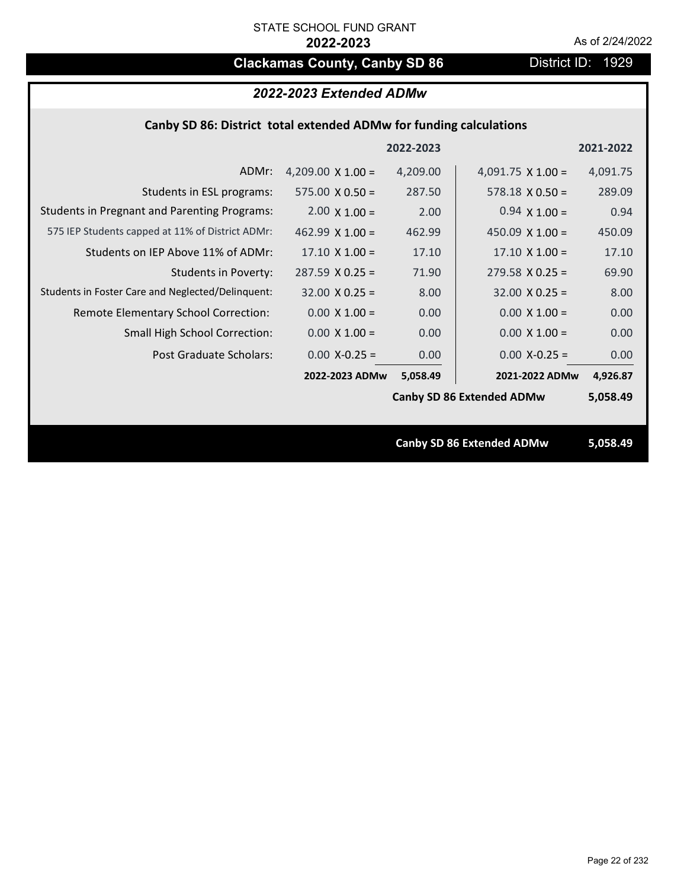STATE SCHOOL FUND GRANT

**2022-2023**

As of 2/24/2022

# Clackamas County, Canby SD 86

District ID: 1929

## *2022-2023 Extended ADMw*

### Canby SD 86: District total extended ADMw for funding calculations

| | | 2022-2023 | | 2021-2022 |
|---|---|---|---|---|
| ADMr: | 4,209.00 X 1.00 = | 4,209.00 | 4,091.75 X 1.00 = | 4,091.75 |
| Students in ESL programs: | 575.00 X 0.50 = | 287.50 | 578.18 X 0.50 = | 289.09 |
| Students in Pregnant and Parenting Programs: | 2.00 X 1.00 = | 2.00 | 0.94 X 1.00 = | 0.94 |
| 575 IEP Students capped at 11% of District ADMr: | 462.99 X 1.00 = | 462.99 | 450.09 X 1.00 = | 450.09 |
| Students on IEP Above 11% of ADMr: | 17.10 X 1.00 = | 17.10 | 17.10 X 1.00 = | 17.10 |
| Students in Poverty: | 287.59 X 0.25 = | 71.90 | 279.58 X 0.25 = | 69.90 |
| Students in Foster Care and Neglected/Delinquent: | 32.00 X 0.25 = | 8.00 | 32.00 X 0.25 = | 8.00 |
| Remote Elementary School Correction: | 0.00 X 1.00 = | 0.00 | 0.00 X 1.00 = | 0.00 |
| Small High School Correction: | 0.00 X 1.00 = | 0.00 | 0.00 X 1.00 = | 0.00 |
| Post Graduate Scholars: | 0.00 X-0.25 = | 0.00 | 0.00 X-0.25 = | 0.00 |
| | **2022-2023 ADMw** | **5,058.49** | **2021-2022 ADMw** | **4,926.87** |
| | | | **Canby SD 86 Extended ADMw** | **5,058.49** |

**Canby SD 86 Extended ADMw** **5,058.49**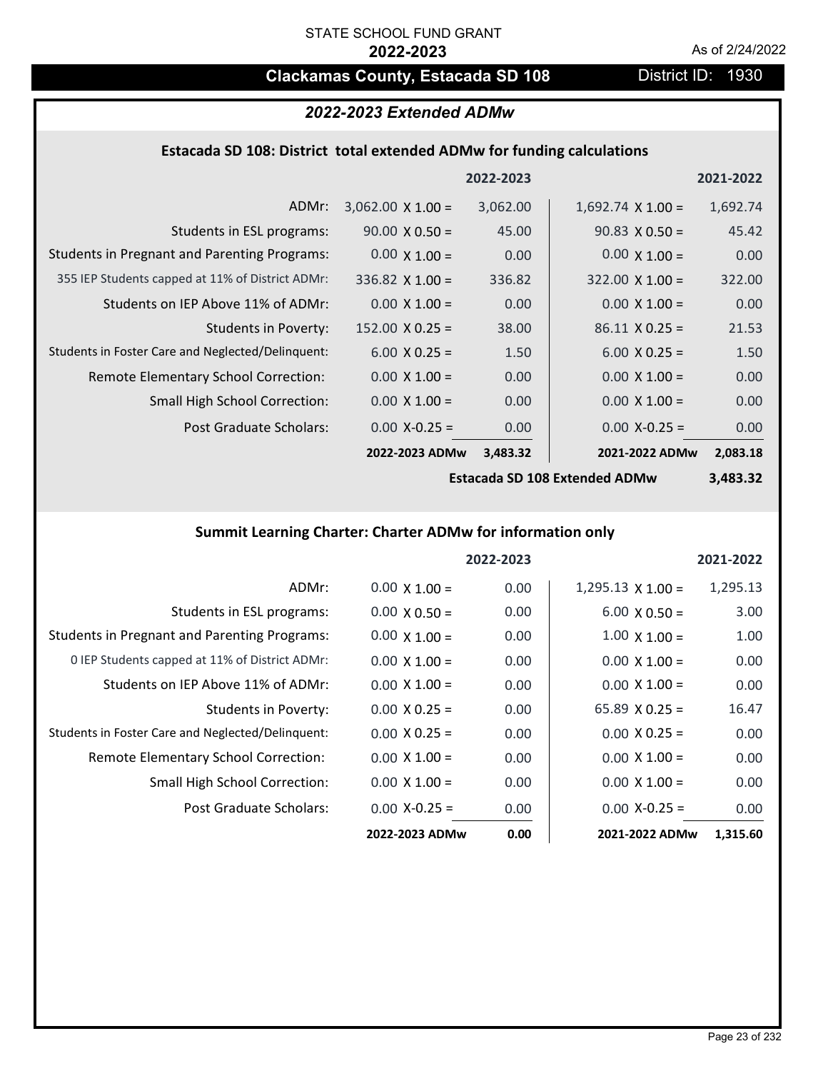STATE SCHOOL FUND GRANT

**2022-2023**

As of 2/24/2022

# Clackamas County, Estacada SD 108

District ID: 1930

## *2022-2023 Extended ADMw*

### Estacada SD 108: District total extended ADMw for funding calculations

| | | 2022-2023 | | 2021-2022 |
|---|---|---|---|---|
| ADMr: | 3,062.00 X 1.00 = | 3,062.00 | 1,692.74 X 1.00 = | 1,692.74 |
| Students in ESL programs: | 90.00 X 0.50 = | 45.00 | 90.83 X 0.50 = | 45.42 |
| Students in Pregnant and Parenting Programs: | 0.00 X 1.00 = | 0.00 | 0.00 X 1.00 = | 0.00 |
| 355 IEP Students capped at 11% of District ADMr: | 336.82 X 1.00 = | 336.82 | 322.00 X 1.00 = | 322.00 |
| Students on IEP Above 11% of ADMr: | 0.00 X 1.00 = | 0.00 | 0.00 X 1.00 = | 0.00 |
| Students in Poverty: | 152.00 X 0.25 = | 38.00 | 86.11 X 0.25 = | 21.53 |
| Students in Foster Care and Neglected/Delinquent: | 6.00 X 0.25 = | 1.50 | 6.00 X 0.25 = | 1.50 |
| Remote Elementary School Correction: | 0.00 X 1.00 = | 0.00 | 0.00 X 1.00 = | 0.00 |
| Small High School Correction: | 0.00 X 1.00 = | 0.00 | 0.00 X 1.00 = | 0.00 |
| Post Graduate Scholars: | 0.00 X-0.25 = | 0.00 | 0.00 X-0.25 = | 0.00 |
| | **2022-2023 ADMw** | **3,483.32** | **2021-2022 ADMw** | **2,083.18** |
| | | **Estacada SD 108 Extended ADMw** | | **3,483.32** |

### Summit Learning Charter: Charter ADMw for information only

| | | 2022-2023 | | 2021-2022 |
|---|---|---|---|---|
| ADMr: | 0.00 X 1.00 = | 0.00 | 1,295.13 X 1.00 = | 1,295.13 |
| Students in ESL programs: | 0.00 X 0.50 = | 0.00 | 6.00 X 0.50 = | 3.00 |
| Students in Pregnant and Parenting Programs: | 0.00 X 1.00 = | 0.00 | 1.00 X 1.00 = | 1.00 |
| 0 IEP Students capped at 11% of District ADMr: | 0.00 X 1.00 = | 0.00 | 0.00 X 1.00 = | 0.00 |
| Students on IEP Above 11% of ADMr: | 0.00 X 1.00 = | 0.00 | 0.00 X 1.00 = | 0.00 |
| Students in Poverty: | 0.00 X 0.25 = | 0.00 | 65.89 X 0.25 = | 16.47 |
| Students in Foster Care and Neglected/Delinquent: | 0.00 X 0.25 = | 0.00 | 0.00 X 0.25 = | 0.00 |
| Remote Elementary School Correction: | 0.00 X 1.00 = | 0.00 | 0.00 X 1.00 = | 0.00 |
| Small High School Correction: | 0.00 X 1.00 = | 0.00 | 0.00 X 1.00 = | 0.00 |
| Post Graduate Scholars: | 0.00 X-0.25 = | 0.00 | 0.00 X-0.25 = | 0.00 |
| | **2022-2023 ADMw** | **0.00** | **2021-2022 ADMw** | **1,315.60** |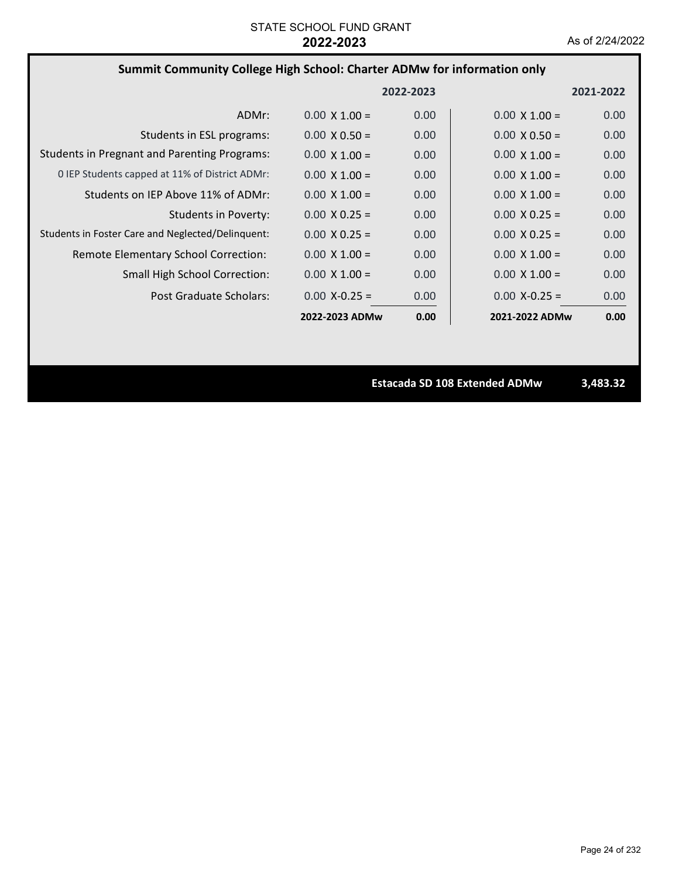STATE SCHOOL FUND GRANT
**2022-2023**

As of 2/24/2022

## Summit Community College High School: Charter ADMw for information only

| | 2022-2023 | | 2021-2022 | |
|---|---|---|---|---|
| ADMr: | 0.00 X 1.00 = | 0.00 | 0.00 X 1.00 = | 0.00 |
| Students in ESL programs: | 0.00 X 0.50 = | 0.00 | 0.00 X 0.50 = | 0.00 |
| Students in Pregnant and Parenting Programs: | 0.00 X 1.00 = | 0.00 | 0.00 X 1.00 = | 0.00 |
| 0 IEP Students capped at 11% of District ADMr: | 0.00 X 1.00 = | 0.00 | 0.00 X 1.00 = | 0.00 |
| Students on IEP Above 11% of ADMr: | 0.00 X 1.00 = | 0.00 | 0.00 X 1.00 = | 0.00 |
| Students in Poverty: | 0.00 X 0.25 = | 0.00 | 0.00 X 0.25 = | 0.00 |
| Students in Foster Care and Neglected/Delinquent: | 0.00 X 0.25 = | 0.00 | 0.00 X 0.25 = | 0.00 |
| Remote Elementary School Correction: | 0.00 X 1.00 = | 0.00 | 0.00 X 1.00 = | 0.00 |
| Small High School Correction: | 0.00 X 1.00 = | 0.00 | 0.00 X 1.00 = | 0.00 |
| Post Graduate Scholars: | 0.00 X-0.25 = | 0.00 | 0.00 X-0.25 = | 0.00 |
| | **2022-2023 ADMw** | **0.00** | **2021-2022 ADMw** | **0.00** |

**Estacada SD 108 Extended ADMw 3,483.32**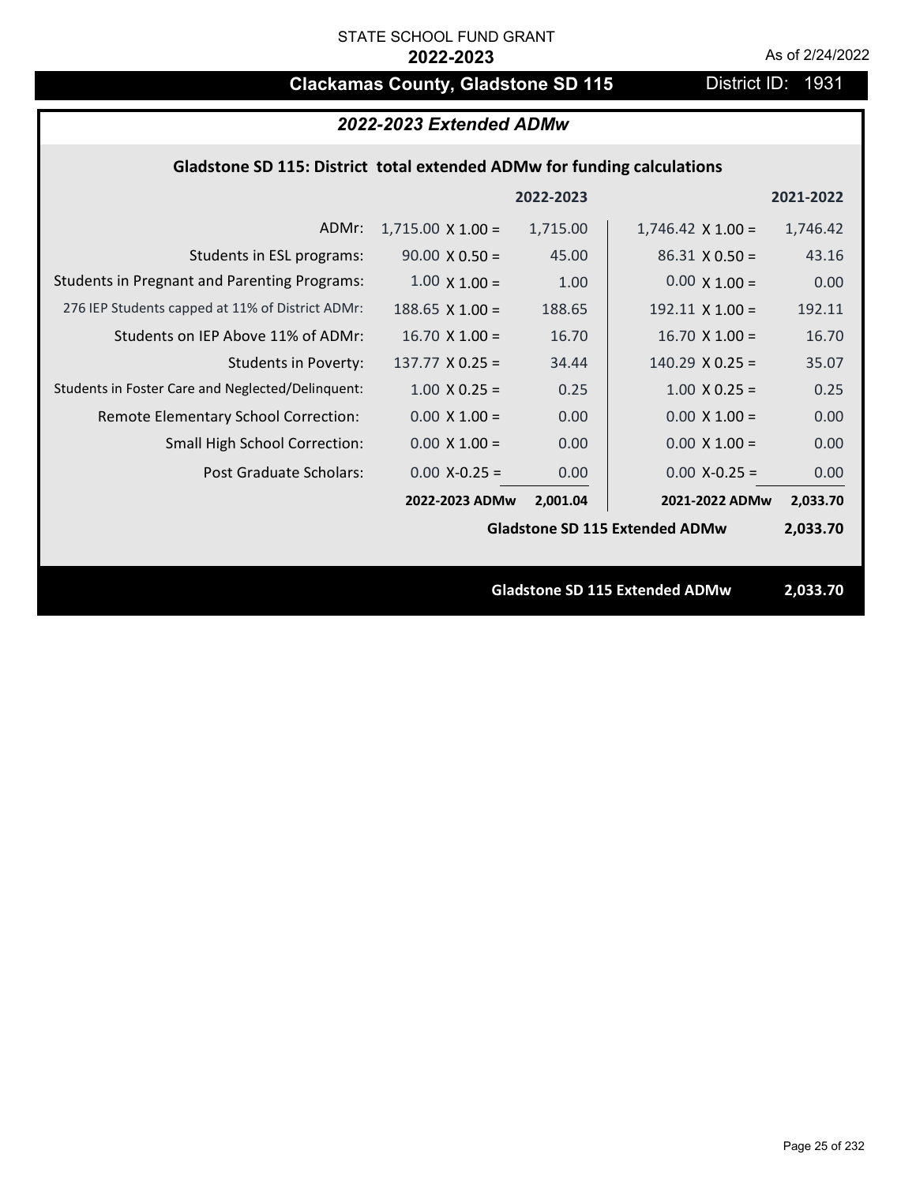STATE SCHOOL FUND GRANT

**2022-2023**

As of 2/24/2022

## Clackamas County, Gladstone SD 115

District ID: 1931

### *2022-2023 Extended ADMw*

**Gladstone SD 115: District total extended ADMw for funding calculations**

| | 2022-2023 | | 2021-2022 | |
|---|---|---|---|---|
| ADMr: | 1,715.00 X 1.00 = | 1,715.00 | 1,746.42 X 1.00 = | 1,746.42 |
| Students in ESL programs: | 90.00 X 0.50 = | 45.00 | 86.31 X 0.50 = | 43.16 |
| Students in Pregnant and Parenting Programs: | 1.00 X 1.00 = | 1.00 | 0.00 X 1.00 = | 0.00 |
| 276 IEP Students capped at 11% of District ADMr: | 188.65 X 1.00 = | 188.65 | 192.11 X 1.00 = | 192.11 |
| Students on IEP Above 11% of ADMr: | 16.70 X 1.00 = | 16.70 | 16.70 X 1.00 = | 16.70 |
| Students in Poverty: | 137.77 X 0.25 = | 34.44 | 140.29 X 0.25 = | 35.07 |
| Students in Foster Care and Neglected/Delinquent: | 1.00 X 0.25 = | 0.25 | 1.00 X 0.25 = | 0.25 |
| Remote Elementary School Correction: | 0.00 X 1.00 = | 0.00 | 0.00 X 1.00 = | 0.00 |
| Small High School Correction: | 0.00 X 1.00 = | 0.00 | 0.00 X 1.00 = | 0.00 |
| Post Graduate Scholars: | 0.00 X-0.25 = | 0.00 | 0.00 X-0.25 = | 0.00 |
| | **2022-2023 ADMw** | **2,001.04** | **2021-2022 ADMw** | **2,033.70** |
| | | | **Gladstone SD 115 Extended ADMw** | **2,033.70** |

**Gladstone SD 115 Extended ADMw** **2,033.70**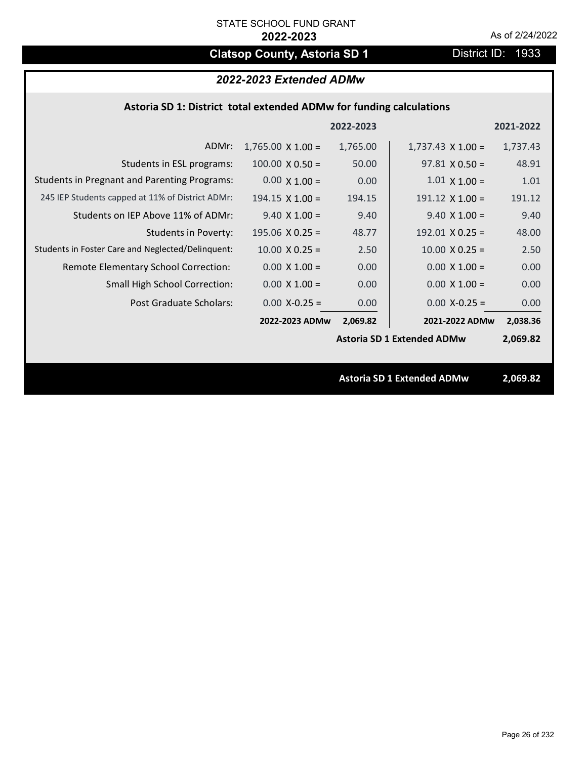STATE SCHOOL FUND GRANT

**2022-2023**

As of 2/24/2022

## Clatsop County, Astoria SD 1

District ID: 1933

### *2022-2023 Extended ADMw*

**Astoria SD 1: District total extended ADMw for funding calculations**

| | | 2022-2023 | | 2021-2022 |
|---|---|---|---|---|
| ADMr: | 1,765.00 X 1.00 = | 1,765.00 | 1,737.43 X 1.00 = | 1,737.43 |
| Students in ESL programs: | 100.00 X 0.50 = | 50.00 | 97.81 X 0.50 = | 48.91 |
| Students in Pregnant and Parenting Programs: | 0.00 X 1.00 = | 0.00 | 1.01 X 1.00 = | 1.01 |
| 245 IEP Students capped at 11% of District ADMr: | 194.15 X 1.00 = | 194.15 | 191.12 X 1.00 = | 191.12 |
| Students on IEP Above 11% of ADMr: | 9.40 X 1.00 = | 9.40 | 9.40 X 1.00 = | 9.40 |
| Students in Poverty: | 195.06 X 0.25 = | 48.77 | 192.01 X 0.25 = | 48.00 |
| Students in Foster Care and Neglected/Delinquent: | 10.00 X 0.25 = | 2.50 | 10.00 X 0.25 = | 2.50 |
| Remote Elementary School Correction: | 0.00 X 1.00 = | 0.00 | 0.00 X 1.00 = | 0.00 |
| Small High School Correction: | 0.00 X 1.00 = | 0.00 | 0.00 X 1.00 = | 0.00 |
| Post Graduate Scholars: | 0.00 X-0.25 = | 0.00 | 0.00 X-0.25 = | 0.00 |
| | **2022-2023 ADMw** | **2,069.82** | **2021-2022 ADMw** | **2,038.36** |
| | | | **Astoria SD 1 Extended ADMw** | **2,069.82** |

**Astoria SD 1 Extended ADMw 2,069.82**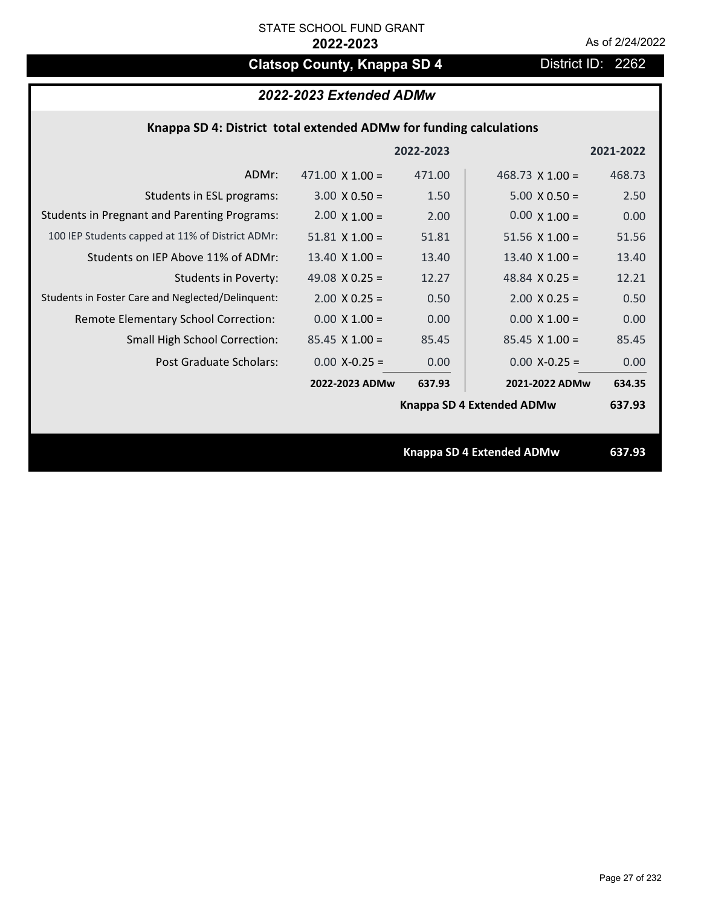STATE SCHOOL FUND GRANT

**2022-2023**

As of 2/24/2022

# Clatsop County, Knappa SD 4

District ID: 2262

## *2022-2023 Extended ADMw*

### Knappa SD 4: District total extended ADMw for funding calculations

| | | 2022-2023 | | 2021-2022 |
|---|---|---|---|---|
| ADMr: | 471.00 X 1.00 = | 471.00 | 468.73 X 1.00 = | 468.73 |
| Students in ESL programs: | 3.00 X 0.50 = | 1.50 | 5.00 X 0.50 = | 2.50 |
| Students in Pregnant and Parenting Programs: | 2.00 X 1.00 = | 2.00 | 0.00 X 1.00 = | 0.00 |
| 100 IEP Students capped at 11% of District ADMr: | 51.81 X 1.00 = | 51.81 | 51.56 X 1.00 = | 51.56 |
| Students on IEP Above 11% of ADMr: | 13.40 X 1.00 = | 13.40 | 13.40 X 1.00 = | 13.40 |
| Students in Poverty: | 49.08 X 0.25 = | 12.27 | 48.84 X 0.25 = | 12.21 |
| Students in Foster Care and Neglected/Delinquent: | 2.00 X 0.25 = | 0.50 | 2.00 X 0.25 = | 0.50 |
| Remote Elementary School Correction: | 0.00 X 1.00 = | 0.00 | 0.00 X 1.00 = | 0.00 |
| Small High School Correction: | 85.45 X 1.00 = | 85.45 | 85.45 X 1.00 = | 85.45 |
| Post Graduate Scholars: | 0.00 X-0.25 = | 0.00 | 0.00 X-0.25 = | 0.00 |
| | **2022-2023 ADMw** | **637.93** | **2021-2022 ADMw** | **634.35** |
| | | | **Knappa SD 4 Extended ADMw** | **637.93** |

**Knappa SD 4 Extended ADMw** **637.93**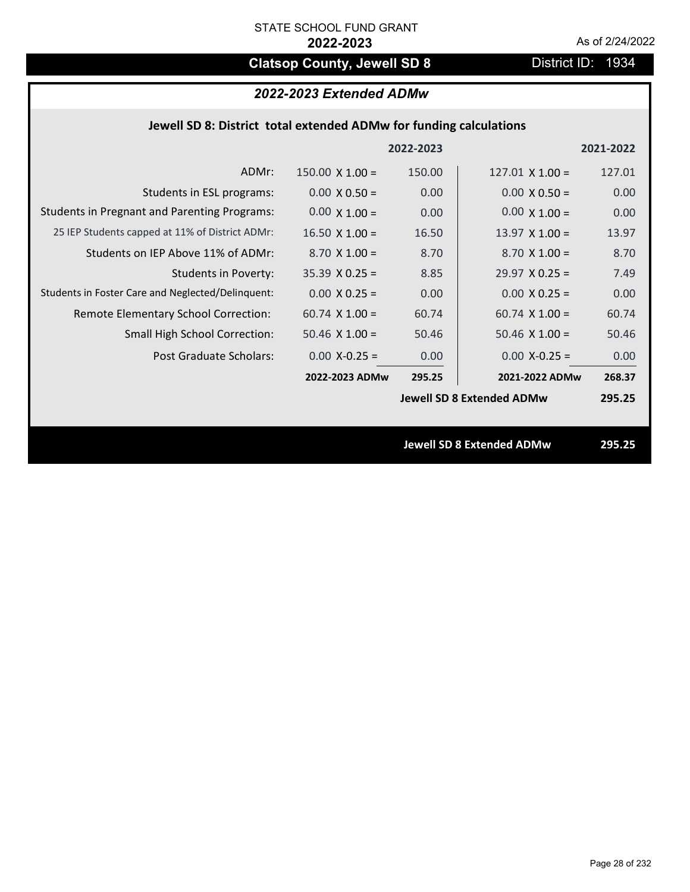STATE SCHOOL FUND GRANT

**2022-2023**

As of 2/24/2022

# Clatsop County, Jewell SD 8

District ID: 1934

## *2022-2023 Extended ADMw*

### Jewell SD 8: District total extended ADMw for funding calculations

| | | 2022-2023 | | 2021-2022 |
|---|---|---|---|---|
| ADMr: | 150.00 X 1.00 = | 150.00 | 127.01 X 1.00 = | 127.01 |
| Students in ESL programs: | 0.00 X 0.50 = | 0.00 | 0.00 X 0.50 = | 0.00 |
| Students in Pregnant and Parenting Programs: | 0.00 X 1.00 = | 0.00 | 0.00 X 1.00 = | 0.00 |
| 25 IEP Students capped at 11% of District ADMr: | 16.50 X 1.00 = | 16.50 | 13.97 X 1.00 = | 13.97 |
| Students on IEP Above 11% of ADMr: | 8.70 X 1.00 = | 8.70 | 8.70 X 1.00 = | 8.70 |
| Students in Poverty: | 35.39 X 0.25 = | 8.85 | 29.97 X 0.25 = | 7.49 |
| Students in Foster Care and Neglected/Delinquent: | 0.00 X 0.25 = | 0.00 | 0.00 X 0.25 = | 0.00 |
| Remote Elementary School Correction: | 60.74 X 1.00 = | 60.74 | 60.74 X 1.00 = | 60.74 |
| Small High School Correction: | 50.46 X 1.00 = | 50.46 | 50.46 X 1.00 = | 50.46 |
| Post Graduate Scholars: | 0.00 X-0.25 = | 0.00 | 0.00 X-0.25 = | 0.00 |
| | **2022-2023 ADMw** | **295.25** | **2021-2022 ADMw** | **268.37** |
| | | | **Jewell SD 8 Extended ADMw** | **295.25** |

**Jewell SD 8 Extended ADMw** **295.25**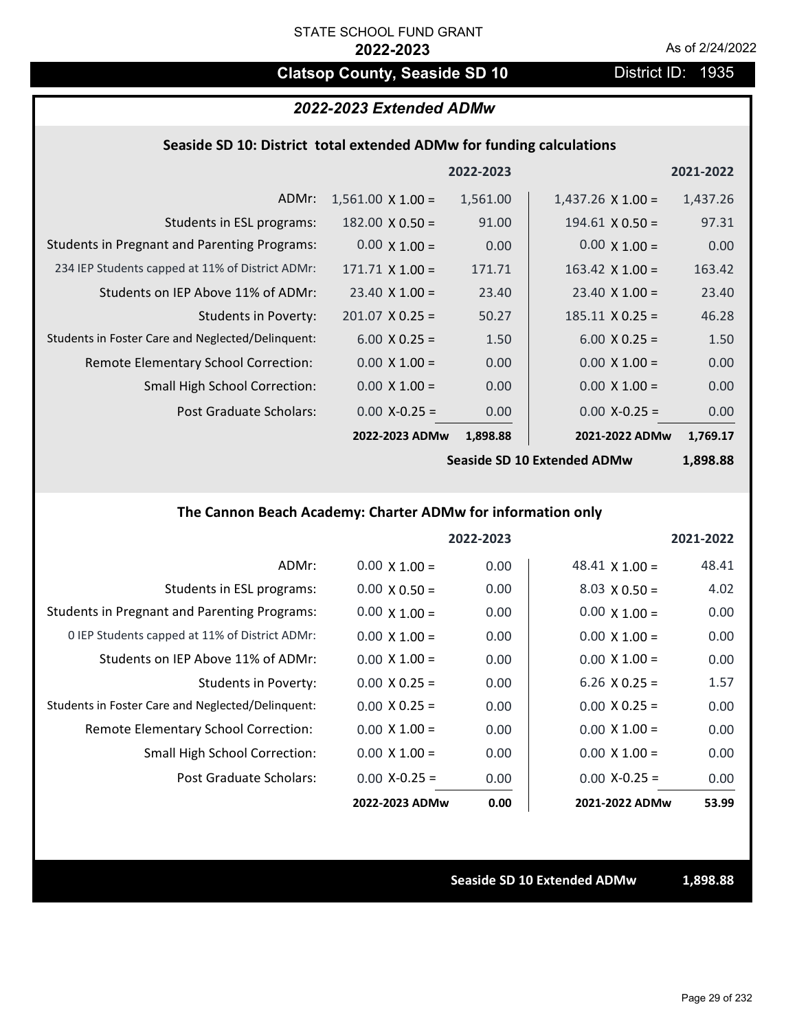STATE SCHOOL FUND GRANT
**2022-2023**

As of 2/24/2022

## Clatsop County, Seaside SD 10

District ID: 1935

### *2022-2023 Extended ADMw*

#### Seaside SD 10: District total extended ADMw for funding calculations

| | | 2022-2023 | | 2021-2022 |
|---|---|---|---|---|
| ADMr: | 1,561.00 X 1.00 = | 1,561.00 | 1,437.26 X 1.00 = | 1,437.26 |
| Students in ESL programs: | 182.00 X 0.50 = | 91.00 | 194.61 X 0.50 = | 97.31 |
| Students in Pregnant and Parenting Programs: | 0.00 X 1.00 = | 0.00 | 0.00 X 1.00 = | 0.00 |
| 234 IEP Students capped at 11% of District ADMr: | 171.71 X 1.00 = | 171.71 | 163.42 X 1.00 = | 163.42 |
| Students on IEP Above 11% of ADMr: | 23.40 X 1.00 = | 23.40 | 23.40 X 1.00 = | 23.40 |
| Students in Poverty: | 201.07 X 0.25 = | 50.27 | 185.11 X 0.25 = | 46.28 |
| Students in Foster Care and Neglected/Delinquent: | 6.00 X 0.25 = | 1.50 | 6.00 X 0.25 = | 1.50 |
| Remote Elementary School Correction: | 0.00 X 1.00 = | 0.00 | 0.00 X 1.00 = | 0.00 |
| Small High School Correction: | 0.00 X 1.00 = | 0.00 | 0.00 X 1.00 = | 0.00 |
| Post Graduate Scholars: | 0.00 X-0.25 = | 0.00 | 0.00 X-0.25 = | 0.00 |
| | **2022-2023 ADMw** | **1,898.88** | **2021-2022 ADMw** | **1,769.17** |
| | | | **Seaside SD 10 Extended ADMw** | **1,898.88** |

#### The Cannon Beach Academy: Charter ADMw for information only

| | | 2022-2023 | | 2021-2022 |
|---|---|---|---|---|
| ADMr: | 0.00 X 1.00 = | 0.00 | 48.41 X 1.00 = | 48.41 |
| Students in ESL programs: | 0.00 X 0.50 = | 0.00 | 8.03 X 0.50 = | 4.02 |
| Students in Pregnant and Parenting Programs: | 0.00 X 1.00 = | 0.00 | 0.00 X 1.00 = | 0.00 |
| 0 IEP Students capped at 11% of District ADMr: | 0.00 X 1.00 = | 0.00 | 0.00 X 1.00 = | 0.00 |
| Students on IEP Above 11% of ADMr: | 0.00 X 1.00 = | 0.00 | 0.00 X 1.00 = | 0.00 |
| Students in Poverty: | 0.00 X 0.25 = | 0.00 | 6.26 X 0.25 = | 1.57 |
| Students in Foster Care and Neglected/Delinquent: | 0.00 X 0.25 = | 0.00 | 0.00 X 0.25 = | 0.00 |
| Remote Elementary School Correction: | 0.00 X 1.00 = | 0.00 | 0.00 X 1.00 = | 0.00 |
| Small High School Correction: | 0.00 X 1.00 = | 0.00 | 0.00 X 1.00 = | 0.00 |
| Post Graduate Scholars: | 0.00 X-0.25 = | 0.00 | 0.00 X-0.25 = | 0.00 |
| | **2022-2023 ADMw** | **0.00** | **2021-2022 ADMw** | **53.99** |

**Seaside SD 10 Extended ADMw** **1,898.88**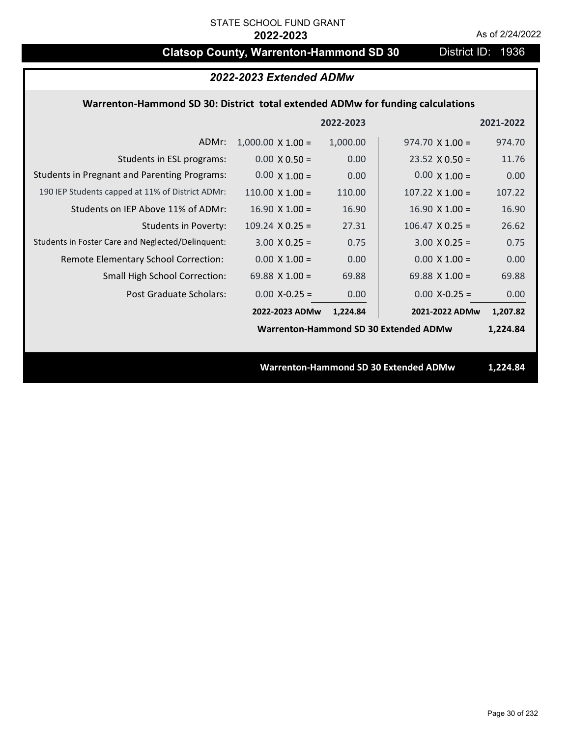STATE SCHOOL FUND GRANT

**2022-2023**

As of 2/24/2022

# Clatsop County, Warrenton-Hammond SD 30 — District ID: 1936

## *2022-2023 Extended ADMw*

### Warrenton-Hammond SD 30: District total extended ADMw for funding calculations

| | 2022-2023 | | 2021-2022 | |
|---|---|---|---|---|
| ADMr: | 1,000.00 X 1.00 = | 1,000.00 | 974.70 X 1.00 = | 974.70 |
| Students in ESL programs: | 0.00 X 0.50 = | 0.00 | 23.52 X 0.50 = | 11.76 |
| Students in Pregnant and Parenting Programs: | 0.00 X 1.00 = | 0.00 | 0.00 X 1.00 = | 0.00 |
| 190 IEP Students capped at 11% of District ADMr: | 110.00 X 1.00 = | 110.00 | 107.22 X 1.00 = | 107.22 |
| Students on IEP Above 11% of ADMr: | 16.90 X 1.00 = | 16.90 | 16.90 X 1.00 = | 16.90 |
| Students in Poverty: | 109.24 X 0.25 = | 27.31 | 106.47 X 0.25 = | 26.62 |
| Students in Foster Care and Neglected/Delinquent: | 3.00 X 0.25 = | 0.75 | 3.00 X 0.25 = | 0.75 |
| Remote Elementary School Correction: | 0.00 X 1.00 = | 0.00 | 0.00 X 1.00 = | 0.00 |
| Small High School Correction: | 69.88 X 1.00 = | 69.88 | 69.88 X 1.00 = | 69.88 |
| Post Graduate Scholars: | 0.00 X-0.25 = | 0.00 | 0.00 X-0.25 = | 0.00 |
| | **2022-2023 ADMw** | **1,224.84** | **2021-2022 ADMw** | **1,207.82** |

**Warrenton-Hammond SD 30 Extended ADMw 1,224.84**

**Warrenton-Hammond SD 30 Extended ADMw 1,224.84**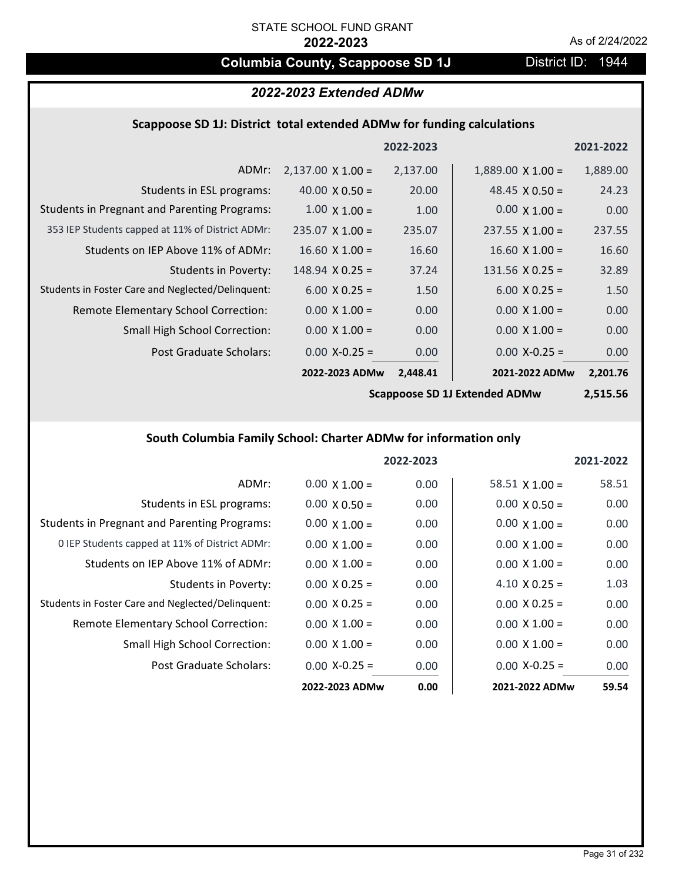STATE SCHOOL FUND GRANT

**2022-2023**

As of 2/24/2022

# Columbia County, Scappoose SD 1J

District ID: 1944

## *2022-2023 Extended ADMw*

### Scappoose SD 1J: District total extended ADMw for funding calculations

| | | 2022-2023 | | 2021-2022 |
|---|---|---|---|---|
| ADMr: | 2,137.00 X 1.00 = | 2,137.00 | 1,889.00 X 1.00 = | 1,889.00 |
| Students in ESL programs: | 40.00 X 0.50 = | 20.00 | 48.45 X 0.50 = | 24.23 |
| Students in Pregnant and Parenting Programs: | 1.00 X 1.00 = | 1.00 | 0.00 X 1.00 = | 0.00 |
| 353 IEP Students capped at 11% of District ADMr: | 235.07 X 1.00 = | 235.07 | 237.55 X 1.00 = | 237.55 |
| Students on IEP Above 11% of ADMr: | 16.60 X 1.00 = | 16.60 | 16.60 X 1.00 = | 16.60 |
| Students in Poverty: | 148.94 X 0.25 = | 37.24 | 131.56 X 0.25 = | 32.89 |
| Students in Foster Care and Neglected/Delinquent: | 6.00 X 0.25 = | 1.50 | 6.00 X 0.25 = | 1.50 |
| Remote Elementary School Correction: | 0.00 X 1.00 = | 0.00 | 0.00 X 1.00 = | 0.00 |
| Small High School Correction: | 0.00 X 1.00 = | 0.00 | 0.00 X 1.00 = | 0.00 |
| Post Graduate Scholars: | 0.00 X-0.25 = | 0.00 | 0.00 X-0.25 = | 0.00 |
| | **2022-2023 ADMw** | **2,448.41** | **2021-2022 ADMw** | **2,201.76** |
| | | **Scappoose SD 1J Extended ADMw** | | **2,515.56** |

### South Columbia Family School: Charter ADMw for information only

| | | 2022-2023 | | 2021-2022 |
|---|---|---|---|---|
| ADMr: | 0.00 X 1.00 = | 0.00 | 58.51 X 1.00 = | 58.51 |
| Students in ESL programs: | 0.00 X 0.50 = | 0.00 | 0.00 X 0.50 = | 0.00 |
| Students in Pregnant and Parenting Programs: | 0.00 X 1.00 = | 0.00 | 0.00 X 1.00 = | 0.00 |
| 0 IEP Students capped at 11% of District ADMr: | 0.00 X 1.00 = | 0.00 | 0.00 X 1.00 = | 0.00 |
| Students on IEP Above 11% of ADMr: | 0.00 X 1.00 = | 0.00 | 0.00 X 1.00 = | 0.00 |
| Students in Poverty: | 0.00 X 0.25 = | 0.00 | 4.10 X 0.25 = | 1.03 |
| Students in Foster Care and Neglected/Delinquent: | 0.00 X 0.25 = | 0.00 | 0.00 X 0.25 = | 0.00 |
| Remote Elementary School Correction: | 0.00 X 1.00 = | 0.00 | 0.00 X 1.00 = | 0.00 |
| Small High School Correction: | 0.00 X 1.00 = | 0.00 | 0.00 X 1.00 = | 0.00 |
| Post Graduate Scholars: | 0.00 X-0.25 = | 0.00 | 0.00 X-0.25 = | 0.00 |
| | **2022-2023 ADMw** | **0.00** | **2021-2022 ADMw** | **59.54** |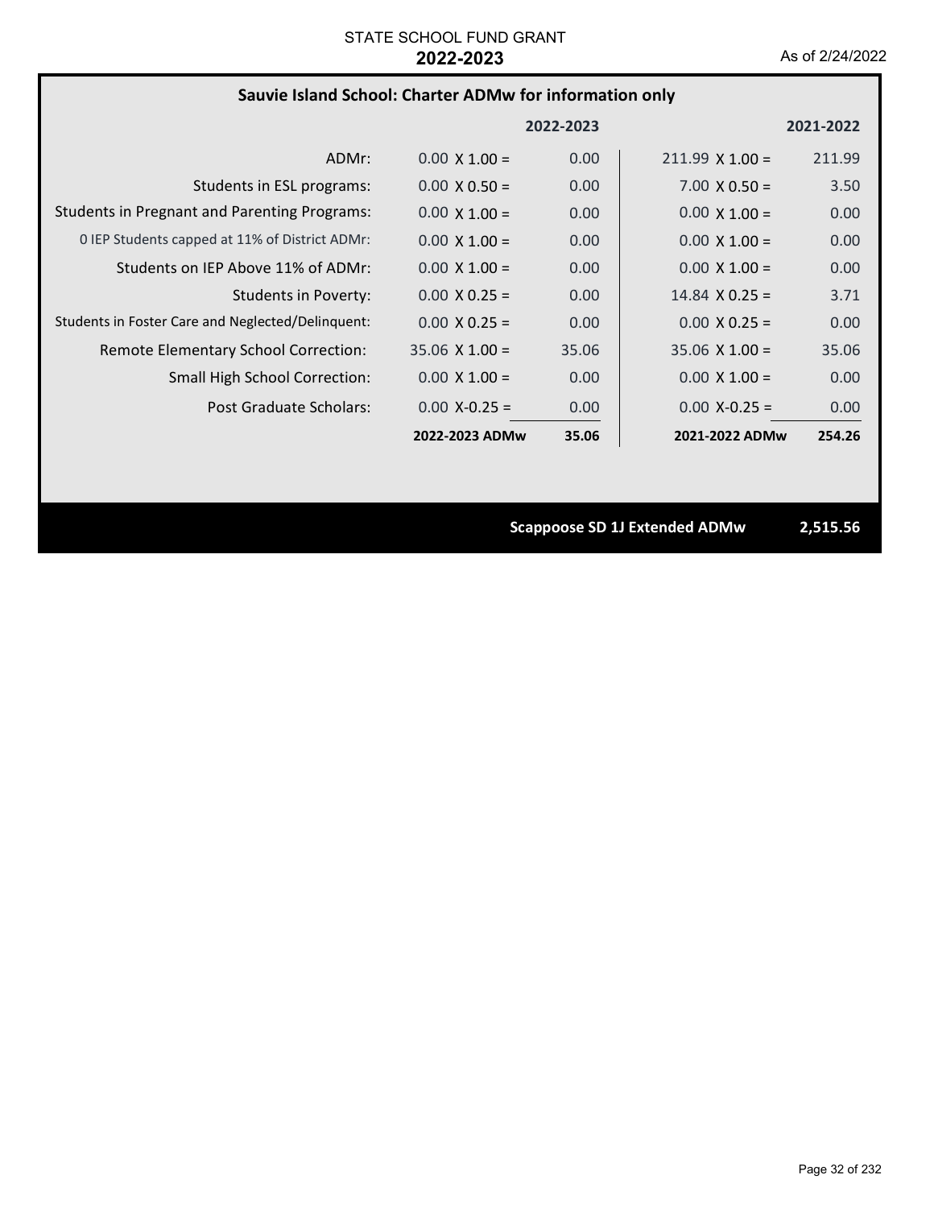STATE SCHOOL FUND GRANT
**2022-2023**

As of 2/24/2022

## Sauvie Island School: Charter ADMw for information only

| | 2022-2023 | | 2021-2022 | |
|---|---|---|---|---|
| ADMr: | 0.00 X 1.00 = | 0.00 | 211.99 X 1.00 = | 211.99 |
| Students in ESL programs: | 0.00 X 0.50 = | 0.00 | 7.00 X 0.50 = | 3.50 |
| Students in Pregnant and Parenting Programs: | 0.00 X 1.00 = | 0.00 | 0.00 X 1.00 = | 0.00 |
| 0 IEP Students capped at 11% of District ADMr: | 0.00 X 1.00 = | 0.00 | 0.00 X 1.00 = | 0.00 |
| Students on IEP Above 11% of ADMr: | 0.00 X 1.00 = | 0.00 | 0.00 X 1.00 = | 0.00 |
| Students in Poverty: | 0.00 X 0.25 = | 0.00 | 14.84 X 0.25 = | 3.71 |
| Students in Foster Care and Neglected/Delinquent: | 0.00 X 0.25 = | 0.00 | 0.00 X 0.25 = | 0.00 |
| Remote Elementary School Correction: | 35.06 X 1.00 = | 35.06 | 35.06 X 1.00 = | 35.06 |
| Small High School Correction: | 0.00 X 1.00 = | 0.00 | 0.00 X 1.00 = | 0.00 |
| Post Graduate Scholars: | 0.00 X-0.25 = | 0.00 | 0.00 X-0.25 = | 0.00 |
| | **2022-2023 ADMw** | **35.06** | **2021-2022 ADMw** | **254.26** |

**Scappoose SD 1J Extended ADMw 2,515.56**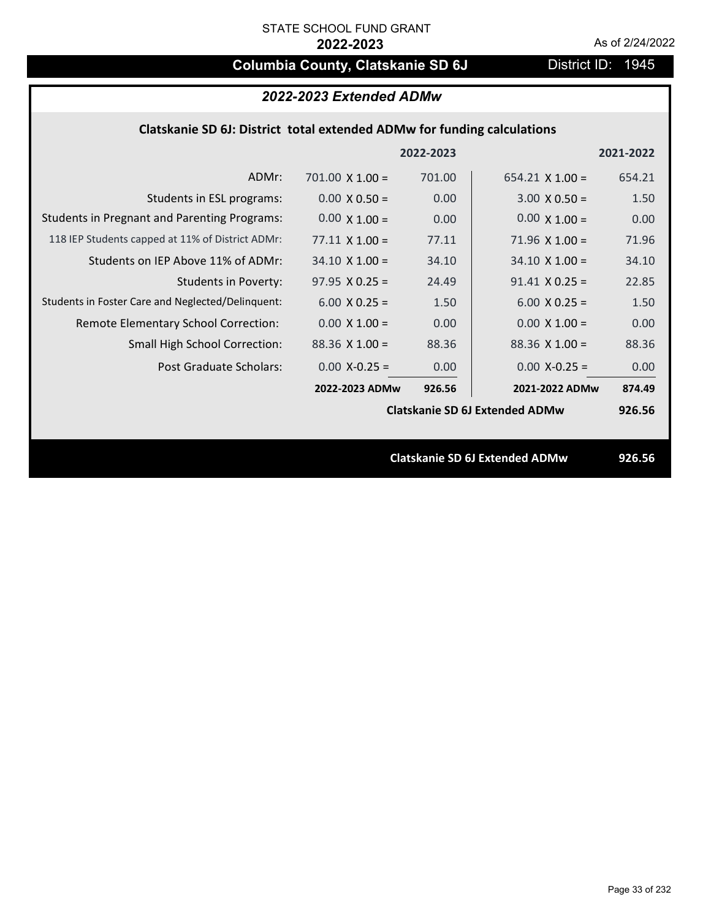STATE SCHOOL FUND GRANT

**2022-2023**

As of 2/24/2022

# Columbia County, Clatskanie SD 6J

District ID: 1945

## *2022-2023 Extended ADMw*

### Clatskanie SD 6J: District total extended ADMw for funding calculations

| | | 2022-2023 | | 2021-2022 |
|---|---|---|---|---|
| ADMr: | 701.00 X 1.00 = | 701.00 | 654.21 X 1.00 = | 654.21 |
| Students in ESL programs: | 0.00 X 0.50 = | 0.00 | 3.00 X 0.50 = | 1.50 |
| Students in Pregnant and Parenting Programs: | 0.00 X 1.00 = | 0.00 | 0.00 X 1.00 = | 0.00 |
| 118 IEP Students capped at 11% of District ADMr: | 77.11 X 1.00 = | 77.11 | 71.96 X 1.00 = | 71.96 |
| Students on IEP Above 11% of ADMr: | 34.10 X 1.00 = | 34.10 | 34.10 X 1.00 = | 34.10 |
| Students in Poverty: | 97.95 X 0.25 = | 24.49 | 91.41 X 0.25 = | 22.85 |
| Students in Foster Care and Neglected/Delinquent: | 6.00 X 0.25 = | 1.50 | 6.00 X 0.25 = | 1.50 |
| Remote Elementary School Correction: | 0.00 X 1.00 = | 0.00 | 0.00 X 1.00 = | 0.00 |
| Small High School Correction: | 88.36 X 1.00 = | 88.36 | 88.36 X 1.00 = | 88.36 |
| Post Graduate Scholars: | 0.00 X-0.25 = | 0.00 | 0.00 X-0.25 = | 0.00 |
| | **2022-2023 ADMw** | **926.56** | **2021-2022 ADMw** | **874.49** |
| | | | **Clatskanie SD 6J Extended ADMw** | **926.56** |

**Clatskanie SD 6J Extended ADMw** **926.56**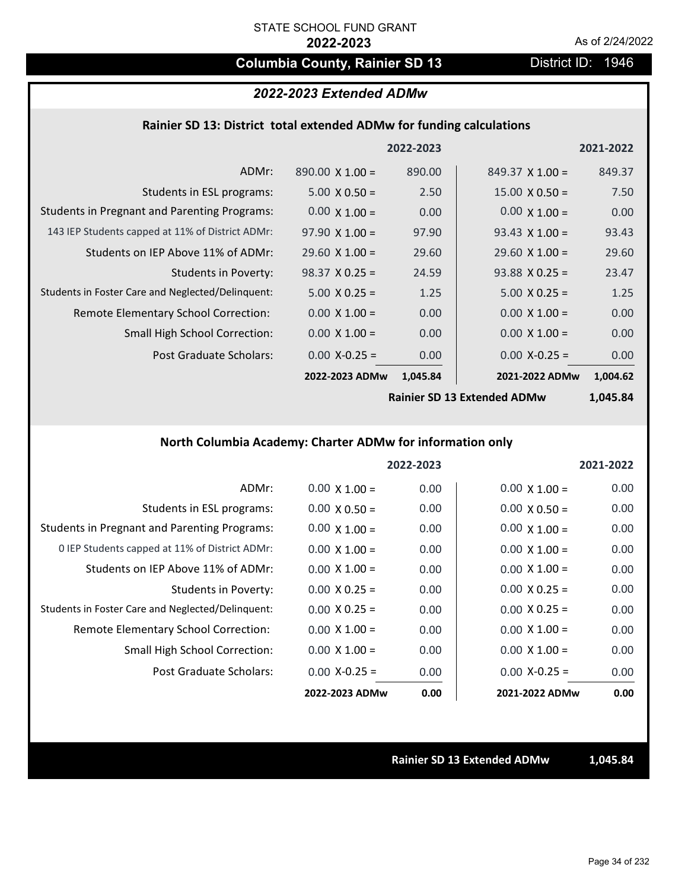STATE SCHOOL FUND GRANT

**2022-2023**

As of 2/24/2022

# Columbia County, Rainier SD 13

District ID: 1946

## 2022-2023 Extended ADMw

### Rainier SD 13: District total extended ADMw for funding calculations

| | | 2022-2023 | | 2021-2022 |
|---|---|---|---|---|
| ADMr: | 890.00 X 1.00 = | 890.00 | 849.37 X 1.00 = | 849.37 |
| Students in ESL programs: | 5.00 X 0.50 = | 2.50 | 15.00 X 0.50 = | 7.50 |
| Students in Pregnant and Parenting Programs: | 0.00 X 1.00 = | 0.00 | 0.00 X 1.00 = | 0.00 |
| 143 IEP Students capped at 11% of District ADMr: | 97.90 X 1.00 = | 97.90 | 93.43 X 1.00 = | 93.43 |
| Students on IEP Above 11% of ADMr: | 29.60 X 1.00 = | 29.60 | 29.60 X 1.00 = | 29.60 |
| Students in Poverty: | 98.37 X 0.25 = | 24.59 | 93.88 X 0.25 = | 23.47 |
| Students in Foster Care and Neglected/Delinquent: | 5.00 X 0.25 = | 1.25 | 5.00 X 0.25 = | 1.25 |
| Remote Elementary School Correction: | 0.00 X 1.00 = | 0.00 | 0.00 X 1.00 = | 0.00 |
| Small High School Correction: | 0.00 X 1.00 = | 0.00 | 0.00 X 1.00 = | 0.00 |
| Post Graduate Scholars: | 0.00 X-0.25 = | 0.00 | 0.00 X-0.25 = | 0.00 |
| | **2022-2023 ADMw** | **1,045.84** | **2021-2022 ADMw** | **1,004.62** |
| | | | **Rainier SD 13 Extended ADMw** | **1,045.84** |

### North Columbia Academy: Charter ADMw for information only

| | | 2022-2023 | | 2021-2022 |
|---|---|---|---|---|
| ADMr: | 0.00 X 1.00 = | 0.00 | 0.00 X 1.00 = | 0.00 |
| Students in ESL programs: | 0.00 X 0.50 = | 0.00 | 0.00 X 0.50 = | 0.00 |
| Students in Pregnant and Parenting Programs: | 0.00 X 1.00 = | 0.00 | 0.00 X 1.00 = | 0.00 |
| 0 IEP Students capped at 11% of District ADMr: | 0.00 X 1.00 = | 0.00 | 0.00 X 1.00 = | 0.00 |
| Students on IEP Above 11% of ADMr: | 0.00 X 1.00 = | 0.00 | 0.00 X 1.00 = | 0.00 |
| Students in Poverty: | 0.00 X 0.25 = | 0.00 | 0.00 X 0.25 = | 0.00 |
| Students in Foster Care and Neglected/Delinquent: | 0.00 X 0.25 = | 0.00 | 0.00 X 0.25 = | 0.00 |
| Remote Elementary School Correction: | 0.00 X 1.00 = | 0.00 | 0.00 X 1.00 = | 0.00 |
| Small High School Correction: | 0.00 X 1.00 = | 0.00 | 0.00 X 1.00 = | 0.00 |
| Post Graduate Scholars: | 0.00 X-0.25 = | 0.00 | 0.00 X-0.25 = | 0.00 |
| | **2022-2023 ADMw** | **0.00** | **2021-2022 ADMw** | **0.00** |

**Rainier SD 13 Extended ADMw** **1,045.84**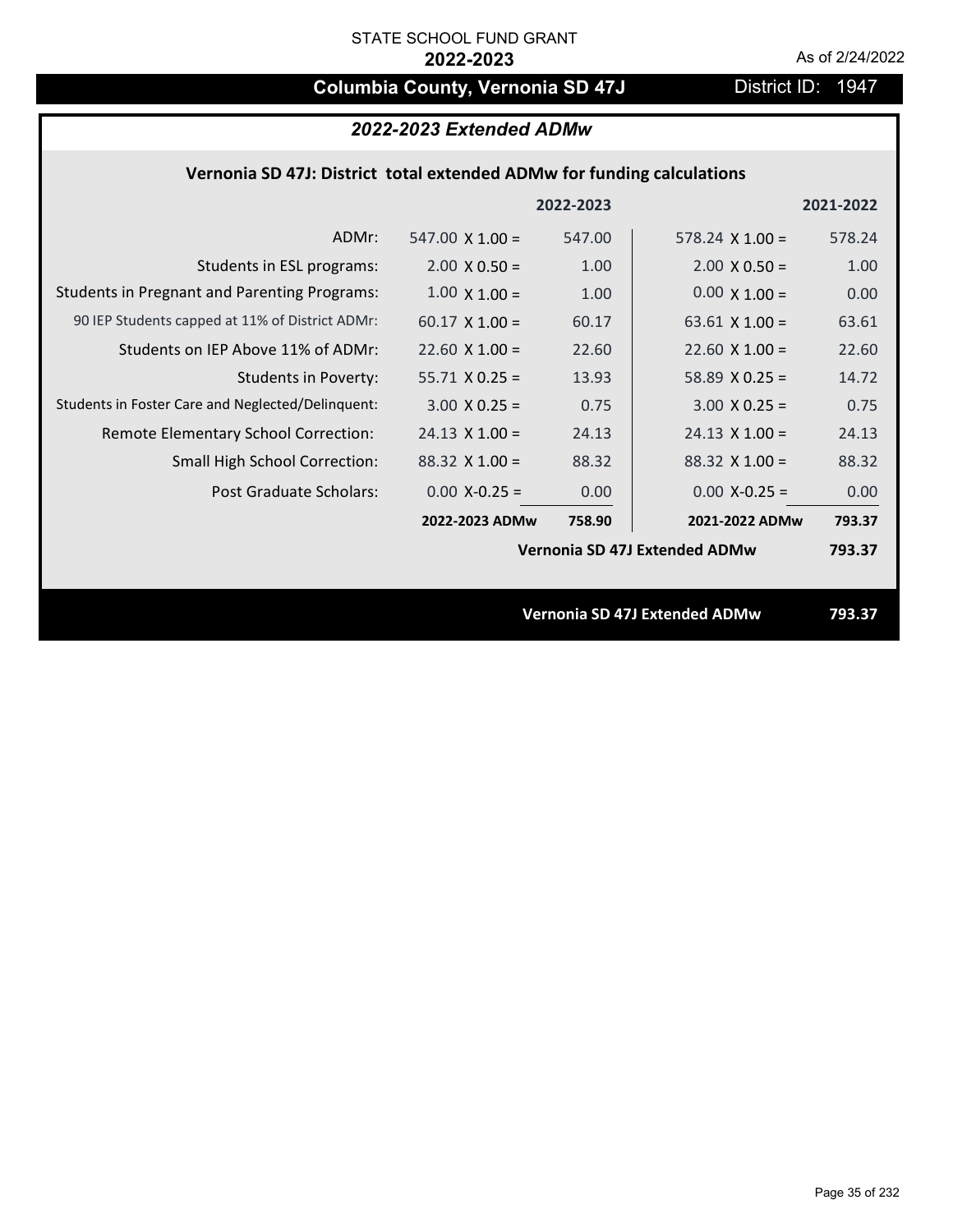STATE SCHOOL FUND GRANT

**2022-2023**

As of 2/24/2022

# Columbia County, Vernonia SD 47J

District ID: 1947

## *2022-2023 Extended ADMw*

### Vernonia SD 47J: District total extended ADMw for funding calculations

| | | 2022-2023 | | 2021-2022 |
|---|---|---|---|---|
| ADMr: | 547.00 X 1.00 = | 547.00 | 578.24 X 1.00 = | 578.24 |
| Students in ESL programs: | 2.00 X 0.50 = | 1.00 | 2.00 X 0.50 = | 1.00 |
| Students in Pregnant and Parenting Programs: | 1.00 X 1.00 = | 1.00 | 0.00 X 1.00 = | 0.00 |
| 90 IEP Students capped at 11% of District ADMr: | 60.17 X 1.00 = | 60.17 | 63.61 X 1.00 = | 63.61 |
| Students on IEP Above 11% of ADMr: | 22.60 X 1.00 = | 22.60 | 22.60 X 1.00 = | 22.60 |
| Students in Poverty: | 55.71 X 0.25 = | 13.93 | 58.89 X 0.25 = | 14.72 |
| Students in Foster Care and Neglected/Delinquent: | 3.00 X 0.25 = | 0.75 | 3.00 X 0.25 = | 0.75 |
| Remote Elementary School Correction: | 24.13 X 1.00 = | 24.13 | 24.13 X 1.00 = | 24.13 |
| Small High School Correction: | 88.32 X 1.00 = | 88.32 | 88.32 X 1.00 = | 88.32 |
| Post Graduate Scholars: | 0.00 X-0.25 = | 0.00 | 0.00 X-0.25 = | 0.00 |
| | **2022-2023 ADMw** | **758.90** | **2021-2022 ADMw** | **793.37** |
| | | | **Vernonia SD 47J Extended ADMw** | **793.37** |

**Vernonia SD 47J Extended ADMw 793.37**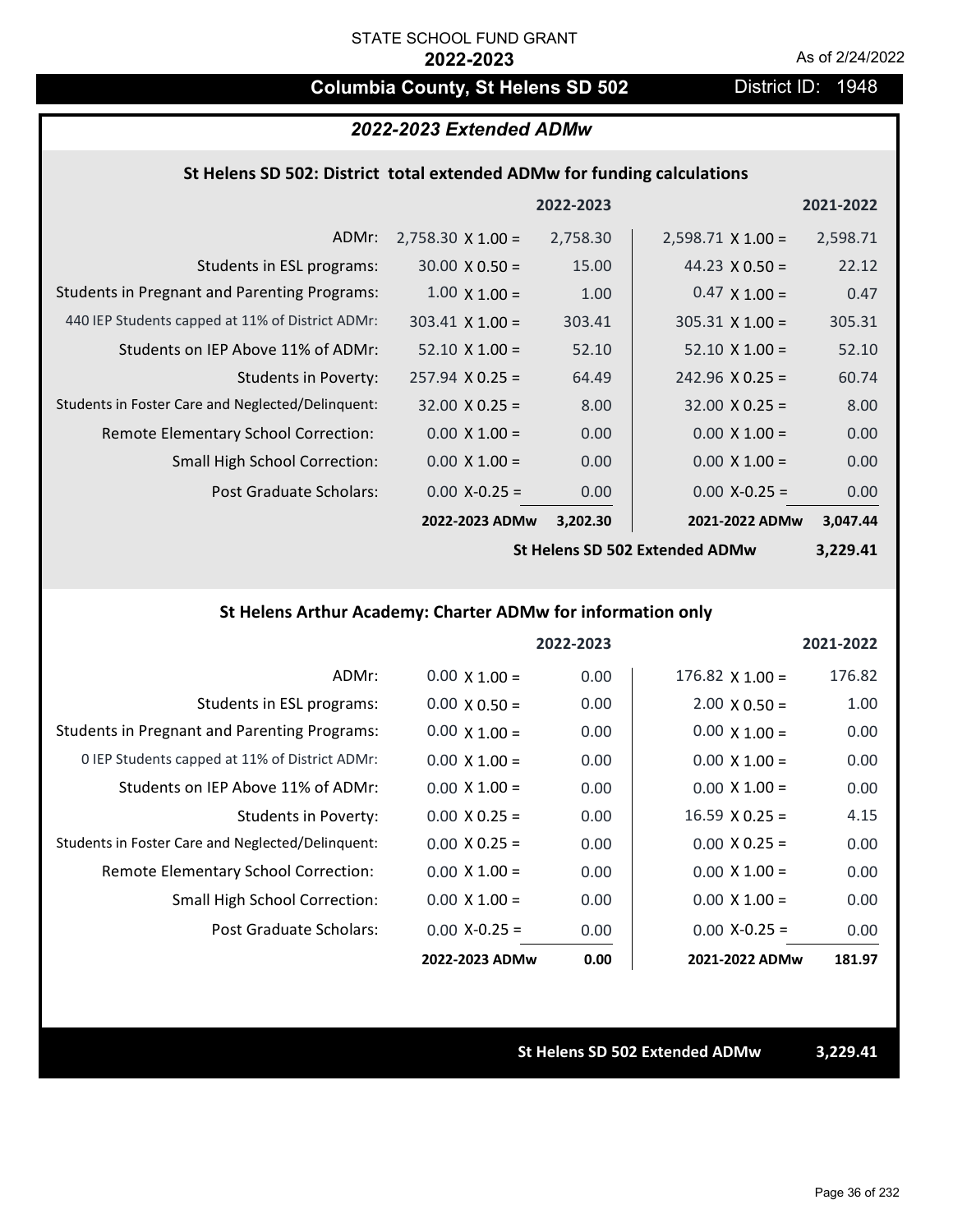STATE SCHOOL FUND GRANT

**2022-2023**

As of 2/24/2022

# Columbia County, St Helens SD 502

District ID: 1948

## *2022-2023 Extended ADMw*

### St Helens SD 502: District total extended ADMw for funding calculations

| | | 2022-2023 | | 2021-2022 |
|---|---|---|---|---|
| ADMr: | 2,758.30 X 1.00 = | 2,758.30 | 2,598.71 X 1.00 = | 2,598.71 |
| Students in ESL programs: | 30.00 X 0.50 = | 15.00 | 44.23 X 0.50 = | 22.12 |
| Students in Pregnant and Parenting Programs: | 1.00 X 1.00 = | 1.00 | 0.47 X 1.00 = | 0.47 |
| 440 IEP Students capped at 11% of District ADMr: | 303.41 X 1.00 = | 303.41 | 305.31 X 1.00 = | 305.31 |
| Students on IEP Above 11% of ADMr: | 52.10 X 1.00 = | 52.10 | 52.10 X 1.00 = | 52.10 |
| Students in Poverty: | 257.94 X 0.25 = | 64.49 | 242.96 X 0.25 = | 60.74 |
| Students in Foster Care and Neglected/Delinquent: | 32.00 X 0.25 = | 8.00 | 32.00 X 0.25 = | 8.00 |
| Remote Elementary School Correction: | 0.00 X 1.00 = | 0.00 | 0.00 X 1.00 = | 0.00 |
| Small High School Correction: | 0.00 X 1.00 = | 0.00 | 0.00 X 1.00 = | 0.00 |
| Post Graduate Scholars: | 0.00 X-0.25 = | 0.00 | 0.00 X-0.25 = | 0.00 |
| | **2022-2023 ADMw** | **3,202.30** | **2021-2022 ADMw** | **3,047.44** |
| | | | **St Helens SD 502 Extended ADMw** | **3,229.41** |

### St Helens Arthur Academy: Charter ADMw for information only

| | | 2022-2023 | | 2021-2022 |
|---|---|---|---|---|
| ADMr: | 0.00 X 1.00 = | 0.00 | 176.82 X 1.00 = | 176.82 |
| Students in ESL programs: | 0.00 X 0.50 = | 0.00 | 2.00 X 0.50 = | 1.00 |
| Students in Pregnant and Parenting Programs: | 0.00 X 1.00 = | 0.00 | 0.00 X 1.00 = | 0.00 |
| 0 IEP Students capped at 11% of District ADMr: | 0.00 X 1.00 = | 0.00 | 0.00 X 1.00 = | 0.00 |
| Students on IEP Above 11% of ADMr: | 0.00 X 1.00 = | 0.00 | 0.00 X 1.00 = | 0.00 |
| Students in Poverty: | 0.00 X 0.25 = | 0.00 | 16.59 X 0.25 = | 4.15 |
| Students in Foster Care and Neglected/Delinquent: | 0.00 X 0.25 = | 0.00 | 0.00 X 0.25 = | 0.00 |
| Remote Elementary School Correction: | 0.00 X 1.00 = | 0.00 | 0.00 X 1.00 = | 0.00 |
| Small High School Correction: | 0.00 X 1.00 = | 0.00 | 0.00 X 1.00 = | 0.00 |
| Post Graduate Scholars: | 0.00 X-0.25 = | 0.00 | 0.00 X-0.25 = | 0.00 |
| | **2022-2023 ADMw** | **0.00** | **2021-2022 ADMw** | **181.97** |

**St Helens SD 502 Extended ADMw 3,229.41**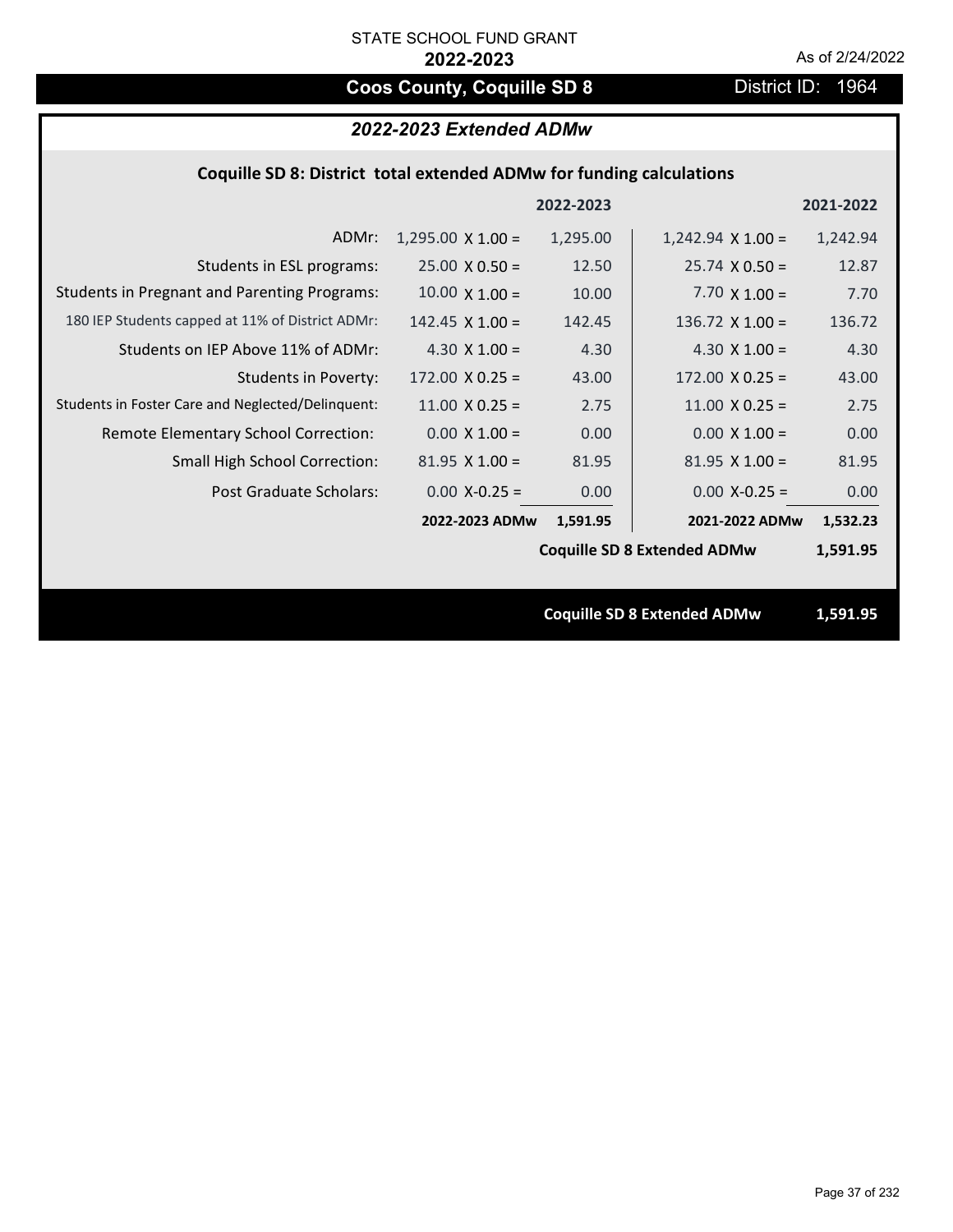STATE SCHOOL FUND GRANT

**2022-2023**

As of 2/24/2022

# Coos County, Coquille SD 8

District ID: 1964

## *2022-2023 Extended ADMw*

### Coquille SD 8: District total extended ADMw for funding calculations

| | | 2022-2023 | | 2021-2022 |
|---|---|---|---|---|
| ADMr: | 1,295.00 X 1.00 = | 1,295.00 | 1,242.94 X 1.00 = | 1,242.94 |
| Students in ESL programs: | 25.00 X 0.50 = | 12.50 | 25.74 X 0.50 = | 12.87 |
| Students in Pregnant and Parenting Programs: | 10.00 X 1.00 = | 10.00 | 7.70 X 1.00 = | 7.70 |
| 180 IEP Students capped at 11% of District ADMr: | 142.45 X 1.00 = | 142.45 | 136.72 X 1.00 = | 136.72 |
| Students on IEP Above 11% of ADMr: | 4.30 X 1.00 = | 4.30 | 4.30 X 1.00 = | 4.30 |
| Students in Poverty: | 172.00 X 0.25 = | 43.00 | 172.00 X 0.25 = | 43.00 |
| Students in Foster Care and Neglected/Delinquent: | 11.00 X 0.25 = | 2.75 | 11.00 X 0.25 = | 2.75 |
| Remote Elementary School Correction: | 0.00 X 1.00 = | 0.00 | 0.00 X 1.00 = | 0.00 |
| Small High School Correction: | 81.95 X 1.00 = | 81.95 | 81.95 X 1.00 = | 81.95 |
| Post Graduate Scholars: | 0.00 X-0.25 = | 0.00 | 0.00 X-0.25 = | 0.00 |
| | **2022-2023 ADMw** | **1,591.95** | **2021-2022 ADMw** | **1,532.23** |
| | | | **Coquille SD 8 Extended ADMw** | **1,591.95** |

**Coquille SD 8 Extended ADMw 1,591.95**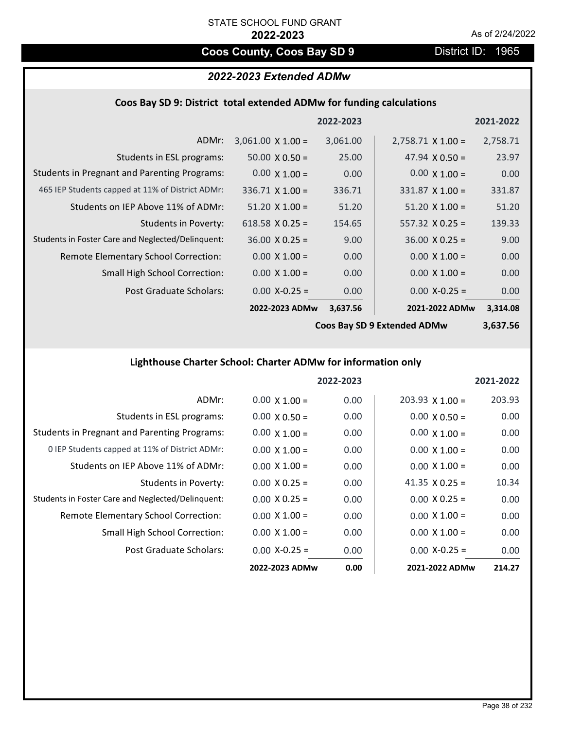STATE SCHOOL FUND GRANT

**2022-2023**

As of 2/24/2022

# Coos County, Coos Bay SD 9

District ID: 1965

## *2022-2023 Extended ADMw*

### Coos Bay SD 9: District total extended ADMw for funding calculations

| | | 2022-2023 | | 2021-2022 |
|---|---|---|---|---|
| ADMr: | 3,061.00 X 1.00 = | 3,061.00 | 2,758.71 X 1.00 = | 2,758.71 |
| Students in ESL programs: | 50.00 X 0.50 = | 25.00 | 47.94 X 0.50 = | 23.97 |
| Students in Pregnant and Parenting Programs: | 0.00 X 1.00 = | 0.00 | 0.00 X 1.00 = | 0.00 |
| 465 IEP Students capped at 11% of District ADMr: | 336.71 X 1.00 = | 336.71 | 331.87 X 1.00 = | 331.87 |
| Students on IEP Above 11% of ADMr: | 51.20 X 1.00 = | 51.20 | 51.20 X 1.00 = | 51.20 |
| Students in Poverty: | 618.58 X 0.25 = | 154.65 | 557.32 X 0.25 = | 139.33 |
| Students in Foster Care and Neglected/Delinquent: | 36.00 X 0.25 = | 9.00 | 36.00 X 0.25 = | 9.00 |
| Remote Elementary School Correction: | 0.00 X 1.00 = | 0.00 | 0.00 X 1.00 = | 0.00 |
| Small High School Correction: | 0.00 X 1.00 = | 0.00 | 0.00 X 1.00 = | 0.00 |
| Post Graduate Scholars: | 0.00 X-0.25 = | 0.00 | 0.00 X-0.25 = | 0.00 |
| | **2022-2023 ADMw** | **3,637.56** | **2021-2022 ADMw** | **3,314.08** |
| | | | **Coos Bay SD 9 Extended ADMw** | **3,637.56** |

### Lighthouse Charter School: Charter ADMw for information only

| | | 2022-2023 | | 2021-2022 |
|---|---|---|---|---|
| ADMr: | 0.00 X 1.00 = | 0.00 | 203.93 X 1.00 = | 203.93 |
| Students in ESL programs: | 0.00 X 0.50 = | 0.00 | 0.00 X 0.50 = | 0.00 |
| Students in Pregnant and Parenting Programs: | 0.00 X 1.00 = | 0.00 | 0.00 X 1.00 = | 0.00 |
| 0 IEP Students capped at 11% of District ADMr: | 0.00 X 1.00 = | 0.00 | 0.00 X 1.00 = | 0.00 |
| Students on IEP Above 11% of ADMr: | 0.00 X 1.00 = | 0.00 | 0.00 X 1.00 = | 0.00 |
| Students in Poverty: | 0.00 X 0.25 = | 0.00 | 41.35 X 0.25 = | 10.34 |
| Students in Foster Care and Neglected/Delinquent: | 0.00 X 0.25 = | 0.00 | 0.00 X 0.25 = | 0.00 |
| Remote Elementary School Correction: | 0.00 X 1.00 = | 0.00 | 0.00 X 1.00 = | 0.00 |
| Small High School Correction: | 0.00 X 1.00 = | 0.00 | 0.00 X 1.00 = | 0.00 |
| Post Graduate Scholars: | 0.00 X-0.25 = | 0.00 | 0.00 X-0.25 = | 0.00 |
| | **2022-2023 ADMw** | **0.00** | **2021-2022 ADMw** | **214.27** |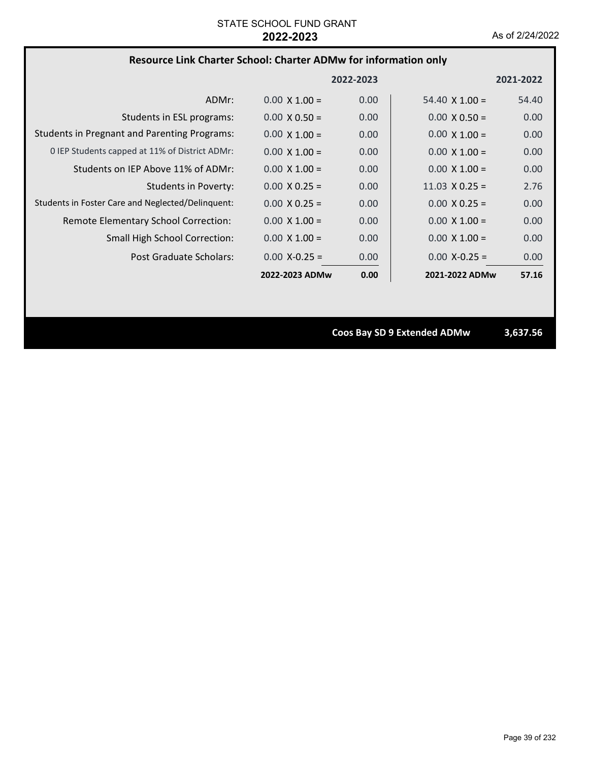STATE SCHOOL FUND GRANT
**2022-2023**

As of 2/24/2022

## Resource Link Charter School: Charter ADMw for information only

| | 2022-2023 | | 2021-2022 | |
|---|---|---|---|---|
| ADMr: | 0.00 X 1.00 = | 0.00 | 54.40 X 1.00 = | 54.40 |
| Students in ESL programs: | 0.00 X 0.50 = | 0.00 | 0.00 X 0.50 = | 0.00 |
| Students in Pregnant and Parenting Programs: | 0.00 X 1.00 = | 0.00 | 0.00 X 1.00 = | 0.00 |
| 0 IEP Students capped at 11% of District ADMr: | 0.00 X 1.00 = | 0.00 | 0.00 X 1.00 = | 0.00 |
| Students on IEP Above 11% of ADMr: | 0.00 X 1.00 = | 0.00 | 0.00 X 1.00 = | 0.00 |
| Students in Poverty: | 0.00 X 0.25 = | 0.00 | 11.03 X 0.25 = | 2.76 |
| Students in Foster Care and Neglected/Delinquent: | 0.00 X 0.25 = | 0.00 | 0.00 X 0.25 = | 0.00 |
| Remote Elementary School Correction: | 0.00 X 1.00 = | 0.00 | 0.00 X 1.00 = | 0.00 |
| Small High School Correction: | 0.00 X 1.00 = | 0.00 | 0.00 X 1.00 = | 0.00 |
| Post Graduate Scholars: | 0.00 X-0.25 = | 0.00 | 0.00 X-0.25 = | 0.00 |
| | **2022-2023 ADMw** | **0.00** | **2021-2022 ADMw** | **57.16** |

**Coos Bay SD 9 Extended ADMw** **3,637.56**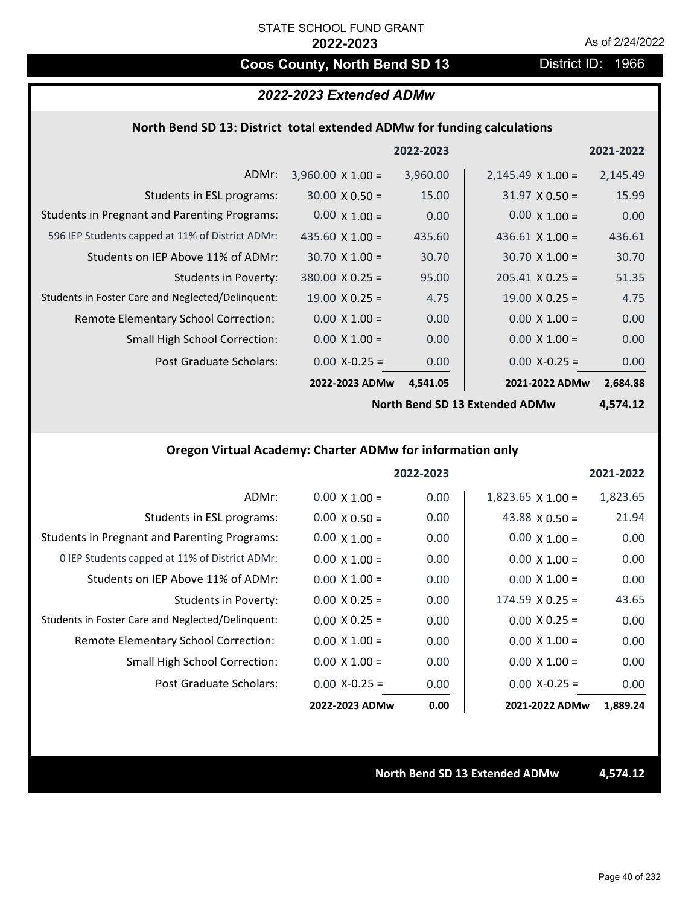STATE SCHOOL FUND GRANT

**2022-2023**

As of 2/24/2022

## Coos County, North Bend SD 13

District ID: 1966

### *2022-2023 Extended ADMw*

#### North Bend SD 13: District total extended ADMw for funding calculations

| | | 2022-2023 | | 2021-2022 |
|---|---|---|---|---|
| ADMr: | 3,960.00 X 1.00 = | 3,960.00 | 2,145.49 X 1.00 = | 2,145.49 |
| Students in ESL programs: | 30.00 X 0.50 = | 15.00 | 31.97 X 0.50 = | 15.99 |
| Students in Pregnant and Parenting Programs: | 0.00 X 1.00 = | 0.00 | 0.00 X 1.00 = | 0.00 |
| 596 IEP Students capped at 11% of District ADMr: | 435.60 X 1.00 = | 435.60 | 436.61 X 1.00 = | 436.61 |
| Students on IEP Above 11% of ADMr: | 30.70 X 1.00 = | 30.70 | 30.70 X 1.00 = | 30.70 |
| Students in Poverty: | 380.00 X 0.25 = | 95.00 | 205.41 X 0.25 = | 51.35 |
| Students in Foster Care and Neglected/Delinquent: | 19.00 X 0.25 = | 4.75 | 19.00 X 0.25 = | 4.75 |
| Remote Elementary School Correction: | 0.00 X 1.00 = | 0.00 | 0.00 X 1.00 = | 0.00 |
| Small High School Correction: | 0.00 X 1.00 = | 0.00 | 0.00 X 1.00 = | 0.00 |
| Post Graduate Scholars: | 0.00 X-0.25 = | 0.00 | 0.00 X-0.25 = | 0.00 |
| | **2022-2023 ADMw** | **4,541.05** | **2021-2022 ADMw** | **2,684.88** |
| | | | **North Bend SD 13 Extended ADMw** | **4,574.12** |

#### Oregon Virtual Academy: Charter ADMw for information only

| | | 2022-2023 | | 2021-2022 |
|---|---|---|---|---|
| ADMr: | 0.00 X 1.00 = | 0.00 | 1,823.65 X 1.00 = | 1,823.65 |
| Students in ESL programs: | 0.00 X 0.50 = | 0.00 | 43.88 X 0.50 = | 21.94 |
| Students in Pregnant and Parenting Programs: | 0.00 X 1.00 = | 0.00 | 0.00 X 1.00 = | 0.00 |
| 0 IEP Students capped at 11% of District ADMr: | 0.00 X 1.00 = | 0.00 | 0.00 X 1.00 = | 0.00 |
| Students on IEP Above 11% of ADMr: | 0.00 X 1.00 = | 0.00 | 0.00 X 1.00 = | 0.00 |
| Students in Poverty: | 0.00 X 0.25 = | 0.00 | 174.59 X 0.25 = | 43.65 |
| Students in Foster Care and Neglected/Delinquent: | 0.00 X 0.25 = | 0.00 | 0.00 X 0.25 = | 0.00 |
| Remote Elementary School Correction: | 0.00 X 1.00 = | 0.00 | 0.00 X 1.00 = | 0.00 |
| Small High School Correction: | 0.00 X 1.00 = | 0.00 | 0.00 X 1.00 = | 0.00 |
| Post Graduate Scholars: | 0.00 X-0.25 = | 0.00 | 0.00 X-0.25 = | 0.00 |
| | **2022-2023 ADMw** | **0.00** | **2021-2022 ADMw** | **1,889.24** |

**North Bend SD 13 Extended ADMw 4,574.12**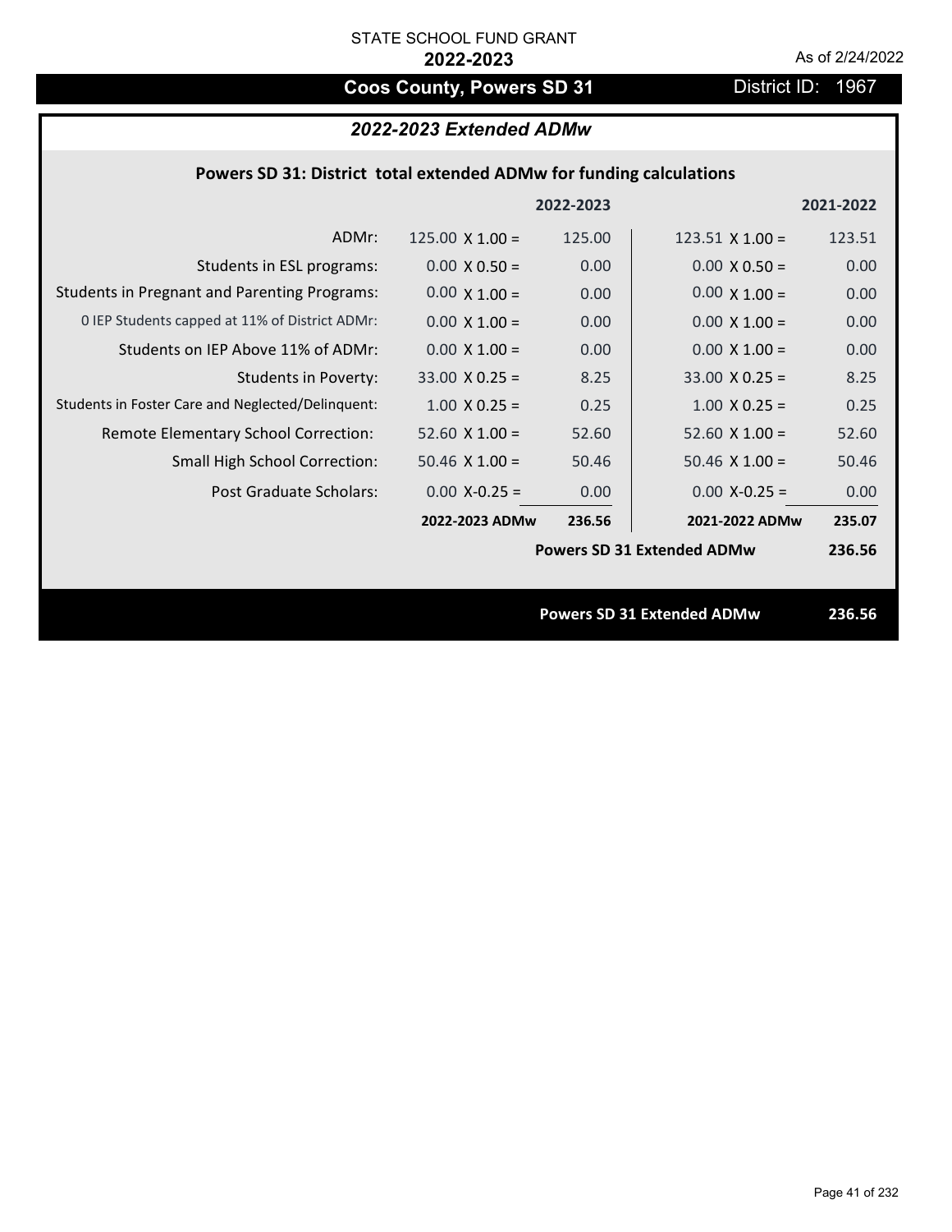STATE SCHOOL FUND GRANT

**2022-2023**

As of 2/24/2022

# Coos County, Powers SD 31

District ID: 1967

## *2022-2023 Extended ADMw*

### Powers SD 31: District total extended ADMw for funding calculations

| | | 2022-2023 | | 2021-2022 |
|---|---|---|---|---|
| ADMr: | 125.00 X 1.00 = | 125.00 | 123.51 X 1.00 = | 123.51 |
| Students in ESL programs: | 0.00 X 0.50 = | 0.00 | 0.00 X 0.50 = | 0.00 |
| Students in Pregnant and Parenting Programs: | 0.00 X 1.00 = | 0.00 | 0.00 X 1.00 = | 0.00 |
| 0 IEP Students capped at 11% of District ADMr: | 0.00 X 1.00 = | 0.00 | 0.00 X 1.00 = | 0.00 |
| Students on IEP Above 11% of ADMr: | 0.00 X 1.00 = | 0.00 | 0.00 X 1.00 = | 0.00 |
| Students in Poverty: | 33.00 X 0.25 = | 8.25 | 33.00 X 0.25 = | 8.25 |
| Students in Foster Care and Neglected/Delinquent: | 1.00 X 0.25 = | 0.25 | 1.00 X 0.25 = | 0.25 |
| Remote Elementary School Correction: | 52.60 X 1.00 = | 52.60 | 52.60 X 1.00 = | 52.60 |
| Small High School Correction: | 50.46 X 1.00 = | 50.46 | 50.46 X 1.00 = | 50.46 |
| Post Graduate Scholars: | 0.00 X-0.25 = | 0.00 | 0.00 X-0.25 = | 0.00 |
| | **2022-2023 ADMw** | **236.56** | **2021-2022 ADMw** | **235.07** |
| | | | **Powers SD 31 Extended ADMw** | **236.56** |

**Powers SD 31 Extended ADMw** **236.56**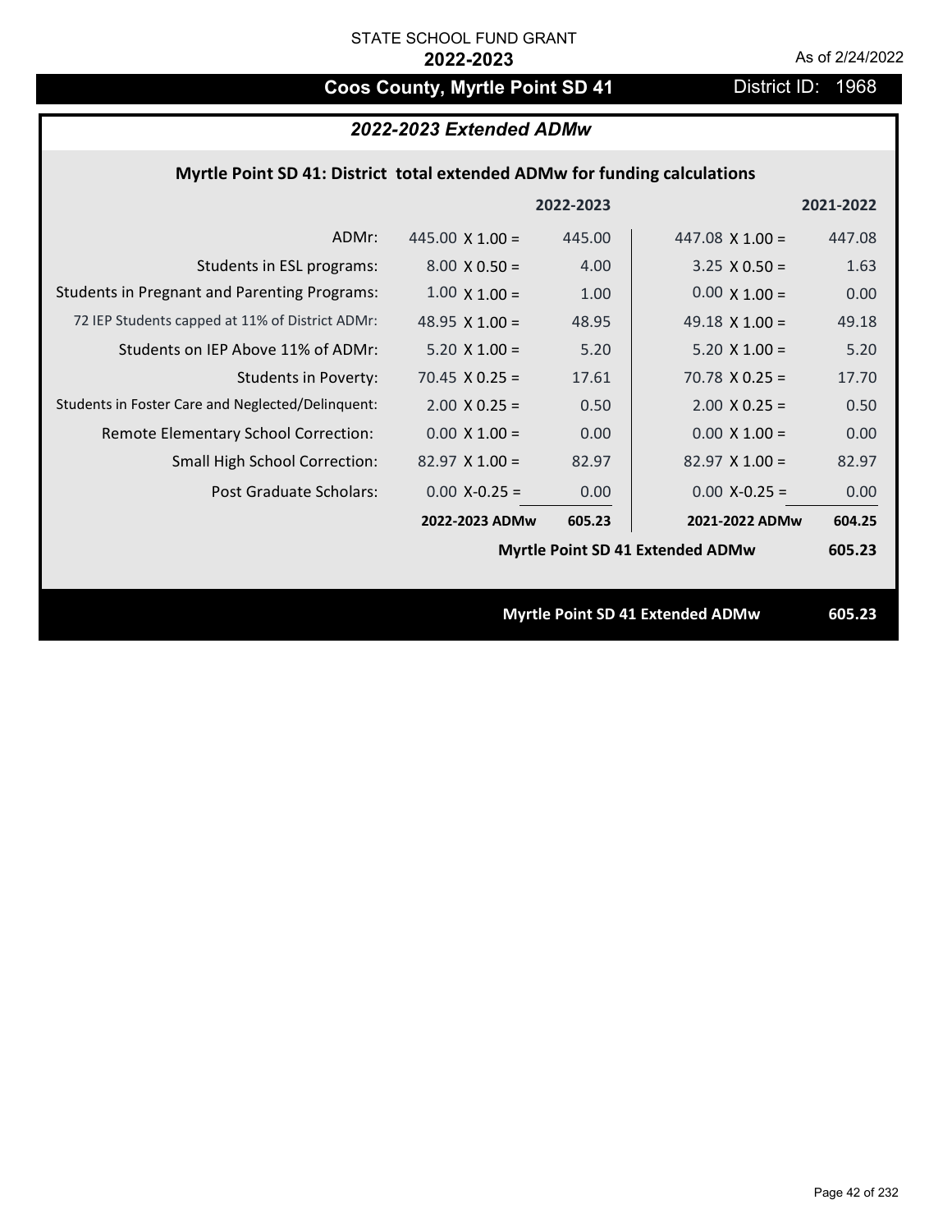STATE SCHOOL FUND GRANT

**2022-2023**

As of 2/24/2022

# Coos County, Myrtle Point SD 41

District ID: 1968

## *2022-2023 Extended ADMw*

### Myrtle Point SD 41: District total extended ADMw for funding calculations

| | | 2022-2023 | | 2021-2022 |
|---|---|---|---|---|
| ADMr: | 445.00 X 1.00 = | 445.00 | 447.08 X 1.00 = | 447.08 |
| Students in ESL programs: | 8.00 X 0.50 = | 4.00 | 3.25 X 0.50 = | 1.63 |
| Students in Pregnant and Parenting Programs: | 1.00 X 1.00 = | 1.00 | 0.00 X 1.00 = | 0.00 |
| 72 IEP Students capped at 11% of District ADMr: | 48.95 X 1.00 = | 48.95 | 49.18 X 1.00 = | 49.18 |
| Students on IEP Above 11% of ADMr: | 5.20 X 1.00 = | 5.20 | 5.20 X 1.00 = | 5.20 |
| Students in Poverty: | 70.45 X 0.25 = | 17.61 | 70.78 X 0.25 = | 17.70 |
| Students in Foster Care and Neglected/Delinquent: | 2.00 X 0.25 = | 0.50 | 2.00 X 0.25 = | 0.50 |
| Remote Elementary School Correction: | 0.00 X 1.00 = | 0.00 | 0.00 X 1.00 = | 0.00 |
| Small High School Correction: | 82.97 X 1.00 = | 82.97 | 82.97 X 1.00 = | 82.97 |
| Post Graduate Scholars: | 0.00 X-0.25 = | 0.00 | 0.00 X-0.25 = | 0.00 |
| | **2022-2023 ADMw** | **605.23** | **2021-2022 ADMw** | **604.25** |
| | | | **Myrtle Point SD 41 Extended ADMw** | **605.23** |

**Myrtle Point SD 41 Extended ADMw 605.23**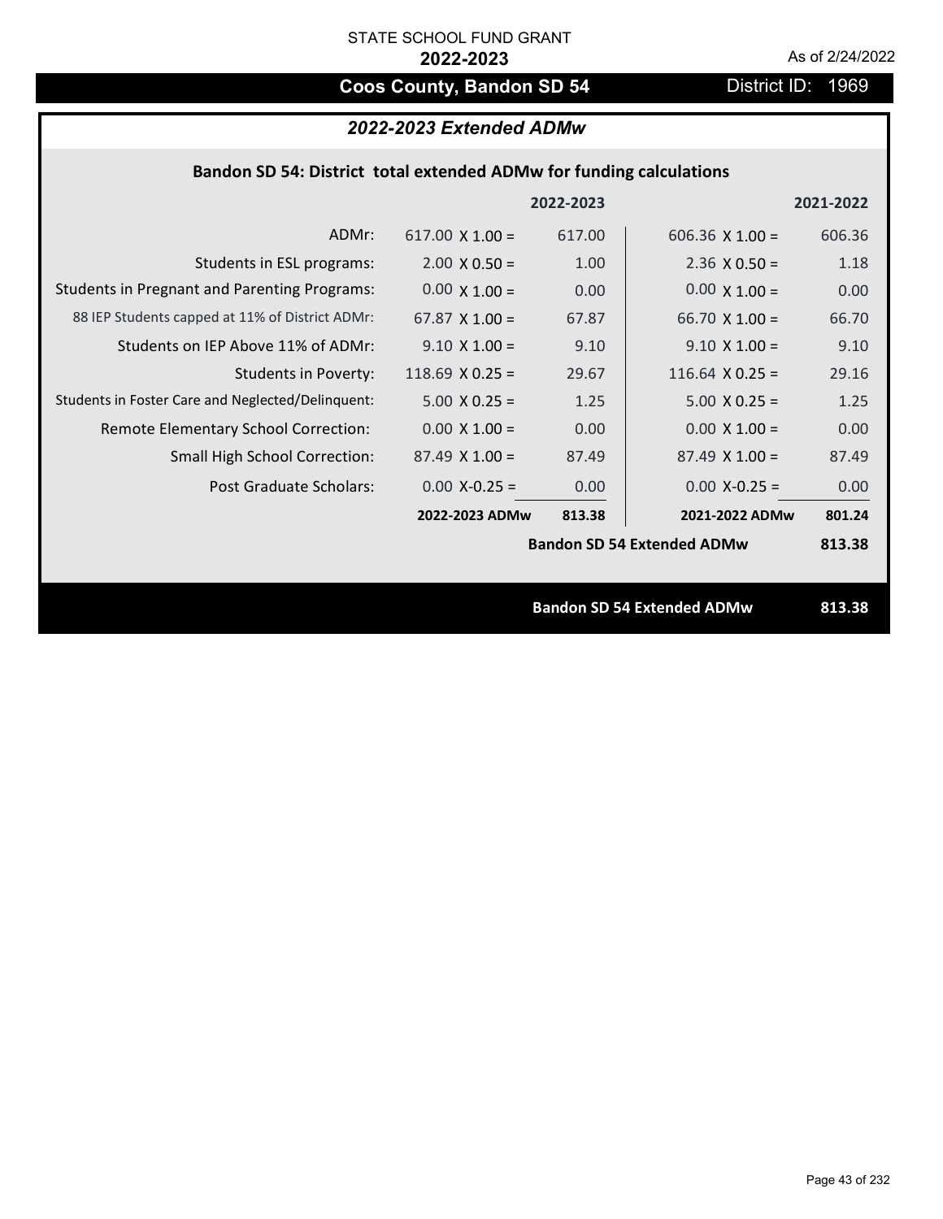STATE SCHOOL FUND GRANT

**2022-2023**

As of 2/24/2022

# Coos County, Bandon SD 54

District ID: 1969

## *2022-2023 Extended ADMw*

### Bandon SD 54: District total extended ADMw for funding calculations

| | | 2022-2023 | | 2021-2022 |
|---|---|---|---|---|
| ADMr: | 617.00 X 1.00 = | 617.00 | 606.36 X 1.00 = | 606.36 |
| Students in ESL programs: | 2.00 X 0.50 = | 1.00 | 2.36 X 0.50 = | 1.18 |
| Students in Pregnant and Parenting Programs: | 0.00 X 1.00 = | 0.00 | 0.00 X 1.00 = | 0.00 |
| 88 IEP Students capped at 11% of District ADMr: | 67.87 X 1.00 = | 67.87 | 66.70 X 1.00 = | 66.70 |
| Students on IEP Above 11% of ADMr: | 9.10 X 1.00 = | 9.10 | 9.10 X 1.00 = | 9.10 |
| Students in Poverty: | 118.69 X 0.25 = | 29.67 | 116.64 X 0.25 = | 29.16 |
| Students in Foster Care and Neglected/Delinquent: | 5.00 X 0.25 = | 1.25 | 5.00 X 0.25 = | 1.25 |
| Remote Elementary School Correction: | 0.00 X 1.00 = | 0.00 | 0.00 X 1.00 = | 0.00 |
| Small High School Correction: | 87.49 X 1.00 = | 87.49 | 87.49 X 1.00 = | 87.49 |
| Post Graduate Scholars: | 0.00 X-0.25 = | 0.00 | 0.00 X-0.25 = | 0.00 |
| | **2022-2023 ADMw** | **813.38** | **2021-2022 ADMw** | **801.24** |
| | | | **Bandon SD 54 Extended ADMw** | **813.38** |

**Bandon SD 54 Extended ADMw** **813.38**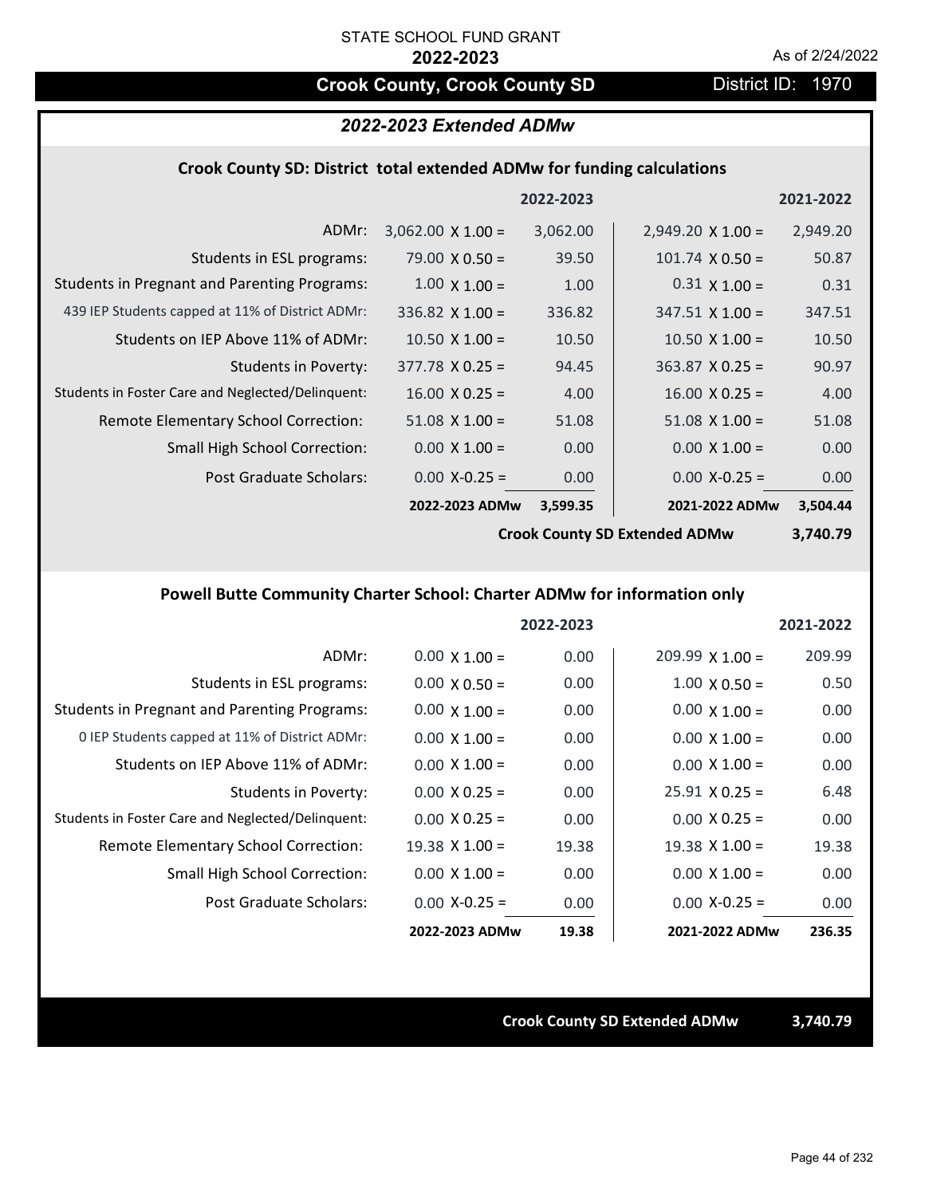STATE SCHOOL FUND GRANT

**2022-2023**

As of 2/24/2022

## Crook County, Crook County SD

District ID: 1970

### *2022-2023 Extended ADMw*

#### Crook County SD: District total extended ADMw for funding calculations

| | | 2022-2023 | | 2021-2022 |
|---|---|---|---|---|
| ADMr: | 3,062.00 X 1.00 = | 3,062.00 | 2,949.20 X 1.00 = | 2,949.20 |
| Students in ESL programs: | 79.00 X 0.50 = | 39.50 | 101.74 X 0.50 = | 50.87 |
| Students in Pregnant and Parenting Programs: | 1.00 X 1.00 = | 1.00 | 0.31 X 1.00 = | 0.31 |
| 439 IEP Students capped at 11% of District ADMr: | 336.82 X 1.00 = | 336.82 | 347.51 X 1.00 = | 347.51 |
| Students on IEP Above 11% of ADMr: | 10.50 X 1.00 = | 10.50 | 10.50 X 1.00 = | 10.50 |
| Students in Poverty: | 377.78 X 0.25 = | 94.45 | 363.87 X 0.25 = | 90.97 |
| Students in Foster Care and Neglected/Delinquent: | 16.00 X 0.25 = | 4.00 | 16.00 X 0.25 = | 4.00 |
| Remote Elementary School Correction: | 51.08 X 1.00 = | 51.08 | 51.08 X 1.00 = | 51.08 |
| Small High School Correction: | 0.00 X 1.00 = | 0.00 | 0.00 X 1.00 = | 0.00 |
| Post Graduate Scholars: | 0.00 X-0.25 = | 0.00 | 0.00 X-0.25 = | 0.00 |
| | **2022-2023 ADMw** | **3,599.35** | **2021-2022 ADMw** | **3,504.44** |

**Crook County SD Extended ADMw 3,740.79**

#### Powell Butte Community Charter School: Charter ADMw for information only

| | | 2022-2023 | | 2021-2022 |
|---|---|---|---|---|
| ADMr: | 0.00 X 1.00 = | 0.00 | 209.99 X 1.00 = | 209.99 |
| Students in ESL programs: | 0.00 X 0.50 = | 0.00 | 1.00 X 0.50 = | 0.50 |
| Students in Pregnant and Parenting Programs: | 0.00 X 1.00 = | 0.00 | 0.00 X 1.00 = | 0.00 |
| 0 IEP Students capped at 11% of District ADMr: | 0.00 X 1.00 = | 0.00 | 0.00 X 1.00 = | 0.00 |
| Students on IEP Above 11% of ADMr: | 0.00 X 1.00 = | 0.00 | 0.00 X 1.00 = | 0.00 |
| Students in Poverty: | 0.00 X 0.25 = | 0.00 | 25.91 X 0.25 = | 6.48 |
| Students in Foster Care and Neglected/Delinquent: | 0.00 X 0.25 = | 0.00 | 0.00 X 0.25 = | 0.00 |
| Remote Elementary School Correction: | 19.38 X 1.00 = | 19.38 | 19.38 X 1.00 = | 19.38 |
| Small High School Correction: | 0.00 X 1.00 = | 0.00 | 0.00 X 1.00 = | 0.00 |
| Post Graduate Scholars: | 0.00 X-0.25 = | 0.00 | 0.00 X-0.25 = | 0.00 |
| | **2022-2023 ADMw** | **19.38** | **2021-2022 ADMw** | **236.35** |

**Crook County SD Extended ADMw 3,740.79**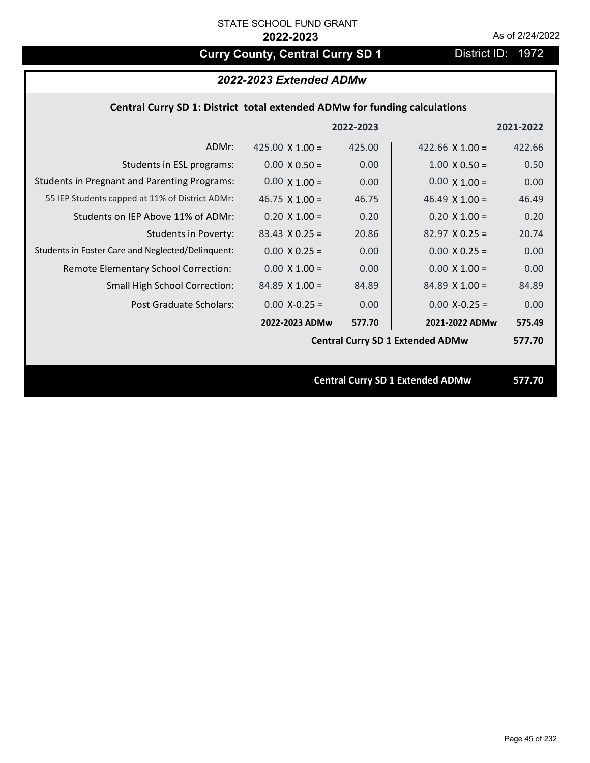STATE SCHOOL FUND GRANT

**2022-2023**

As of 2/24/2022

# Curry County, Central Curry SD 1

District ID: 1972

## *2022-2023 Extended ADMw*

### Central Curry SD 1: District total extended ADMw for funding calculations

| | | 2022-2023 | | 2021-2022 |
|---|---|---|---|---|
| ADMr: | 425.00 X 1.00 = | 425.00 | 422.66 X 1.00 = | 422.66 |
| Students in ESL programs: | 0.00 X 0.50 = | 0.00 | 1.00 X 0.50 = | 0.50 |
| Students in Pregnant and Parenting Programs: | 0.00 X 1.00 = | 0.00 | 0.00 X 1.00 = | 0.00 |
| 55 IEP Students capped at 11% of District ADMr: | 46.75 X 1.00 = | 46.75 | 46.49 X 1.00 = | 46.49 |
| Students on IEP Above 11% of ADMr: | 0.20 X 1.00 = | 0.20 | 0.20 X 1.00 = | 0.20 |
| Students in Poverty: | 83.43 X 0.25 = | 20.86 | 82.97 X 0.25 = | 20.74 |
| Students in Foster Care and Neglected/Delinquent: | 0.00 X 0.25 = | 0.00 | 0.00 X 0.25 = | 0.00 |
| Remote Elementary School Correction: | 0.00 X 1.00 = | 0.00 | 0.00 X 1.00 = | 0.00 |
| Small High School Correction: | 84.89 X 1.00 = | 84.89 | 84.89 X 1.00 = | 84.89 |
| Post Graduate Scholars: | 0.00 X-0.25 = | 0.00 | 0.00 X-0.25 = | 0.00 |
| | **2022-2023 ADMw** | **577.70** | **2021-2022 ADMw** | **575.49** |
| | | | **Central Curry SD 1 Extended ADMw** | **577.70** |

**Central Curry SD 1 Extended ADMw 577.70**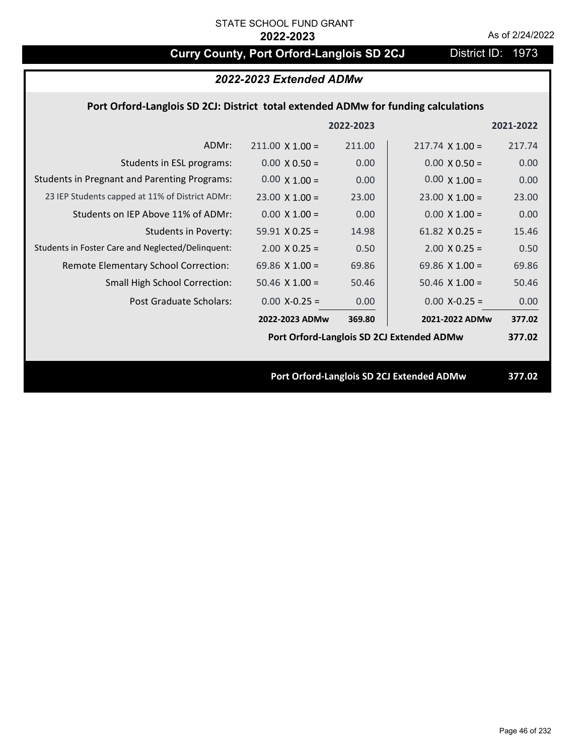STATE SCHOOL FUND GRANT

**2022-2023**

As of 2/24/2022

# Curry County, Port Orford-Langlois SD 2CJ

District ID: 1973

## *2022-2023 Extended ADMw*

### Port Orford-Langlois SD 2CJ: District total extended ADMw for funding calculations

| | | 2022-2023 | | 2021-2022 |
|---|---|---|---|---|
| ADMr: | 211.00 X 1.00 = | 211.00 | 217.74 X 1.00 = | 217.74 |
| Students in ESL programs: | 0.00 X 0.50 = | 0.00 | 0.00 X 0.50 = | 0.00 |
| Students in Pregnant and Parenting Programs: | 0.00 X 1.00 = | 0.00 | 0.00 X 1.00 = | 0.00 |
| 23 IEP Students capped at 11% of District ADMr: | 23.00 X 1.00 = | 23.00 | 23.00 X 1.00 = | 23.00 |
| Students on IEP Above 11% of ADMr: | 0.00 X 1.00 = | 0.00 | 0.00 X 1.00 = | 0.00 |
| Students in Poverty: | 59.91 X 0.25 = | 14.98 | 61.82 X 0.25 = | 15.46 |
| Students in Foster Care and Neglected/Delinquent: | 2.00 X 0.25 = | 0.50 | 2.00 X 0.25 = | 0.50 |
| Remote Elementary School Correction: | 69.86 X 1.00 = | 69.86 | 69.86 X 1.00 = | 69.86 |
| Small High School Correction: | 50.46 X 1.00 = | 50.46 | 50.46 X 1.00 = | 50.46 |
| Post Graduate Scholars: | 0.00 X-0.25 = | 0.00 | 0.00 X-0.25 = | 0.00 |
| | **2022-2023 ADMw** | **369.80** | **2021-2022 ADMw** | **377.02** |
| | | | **Port Orford-Langlois SD 2CJ Extended ADMw** | **377.02** |

**Port Orford-Langlois SD 2CJ Extended ADMw** **377.02**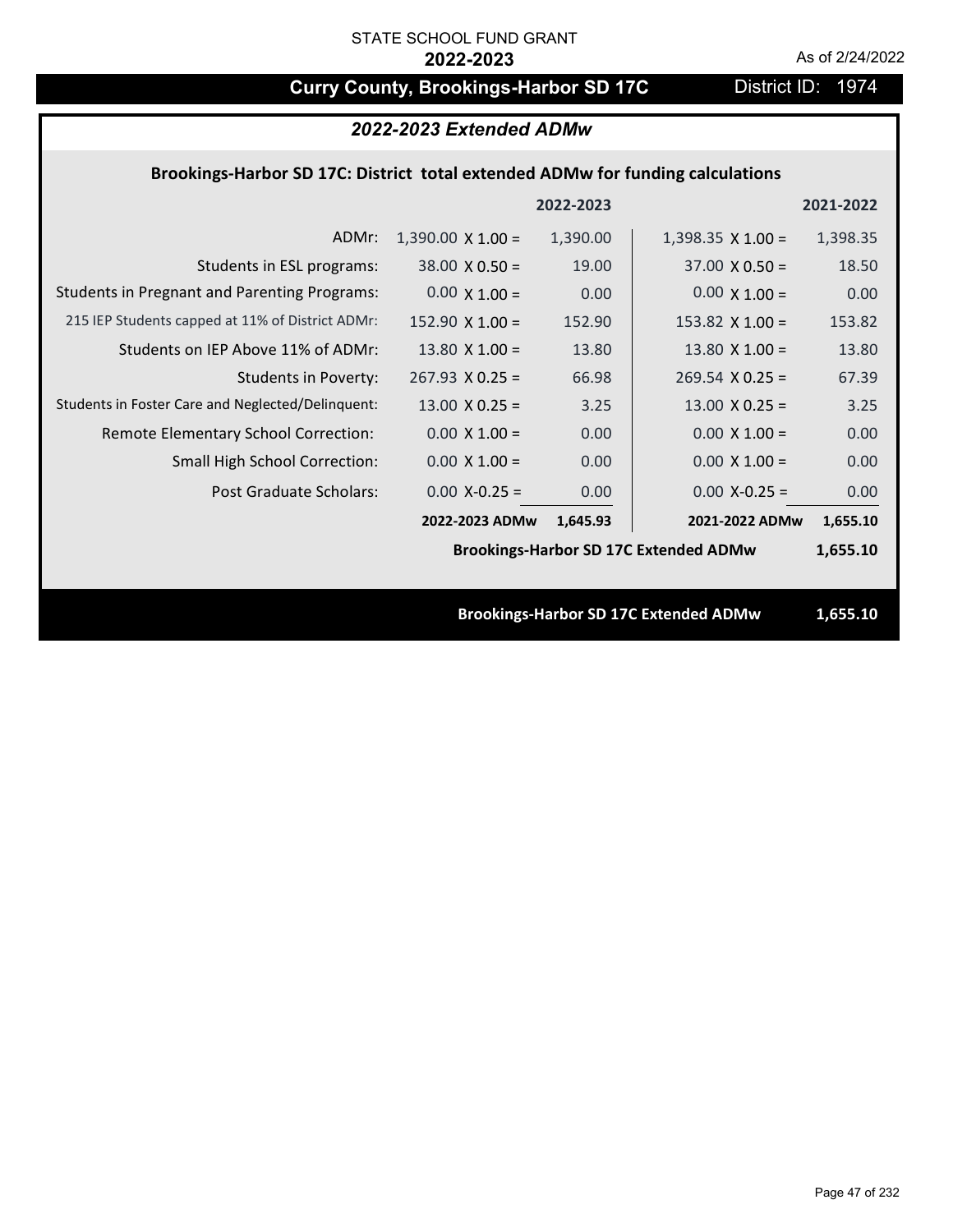STATE SCHOOL FUND GRANT

**2022-2023**

As of 2/24/2022

# Curry County, Brookings-Harbor SD 17C

District ID: 1974

## *2022-2023 Extended ADMw*

### Brookings-Harbor SD 17C: District total extended ADMw for funding calculations

| | | 2022-2023 | | 2021-2022 |
|---|---|---|---|---|
| ADMr: | 1,390.00 X 1.00 = | 1,390.00 | 1,398.35 X 1.00 = | 1,398.35 |
| Students in ESL programs: | 38.00 X 0.50 = | 19.00 | 37.00 X 0.50 = | 18.50 |
| Students in Pregnant and Parenting Programs: | 0.00 X 1.00 = | 0.00 | 0.00 X 1.00 = | 0.00 |
| 215 IEP Students capped at 11% of District ADMr: | 152.90 X 1.00 = | 152.90 | 153.82 X 1.00 = | 153.82 |
| Students on IEP Above 11% of ADMr: | 13.80 X 1.00 = | 13.80 | 13.80 X 1.00 = | 13.80 |
| Students in Poverty: | 267.93 X 0.25 = | 66.98 | 269.54 X 0.25 = | 67.39 |
| Students in Foster Care and Neglected/Delinquent: | 13.00 X 0.25 = | 3.25 | 13.00 X 0.25 = | 3.25 |
| Remote Elementary School Correction: | 0.00 X 1.00 = | 0.00 | 0.00 X 1.00 = | 0.00 |
| Small High School Correction: | 0.00 X 1.00 = | 0.00 | 0.00 X 1.00 = | 0.00 |
| Post Graduate Scholars: | 0.00 X-0.25 = | 0.00 | 0.00 X-0.25 = | 0.00 |
| | **2022-2023 ADMw** | **1,645.93** | **2021-2022 ADMw** | **1,655.10** |

**Brookings-Harbor SD 17C Extended ADMw** **1,655.10**

**Brookings-Harbor SD 17C Extended ADMw** **1,655.10**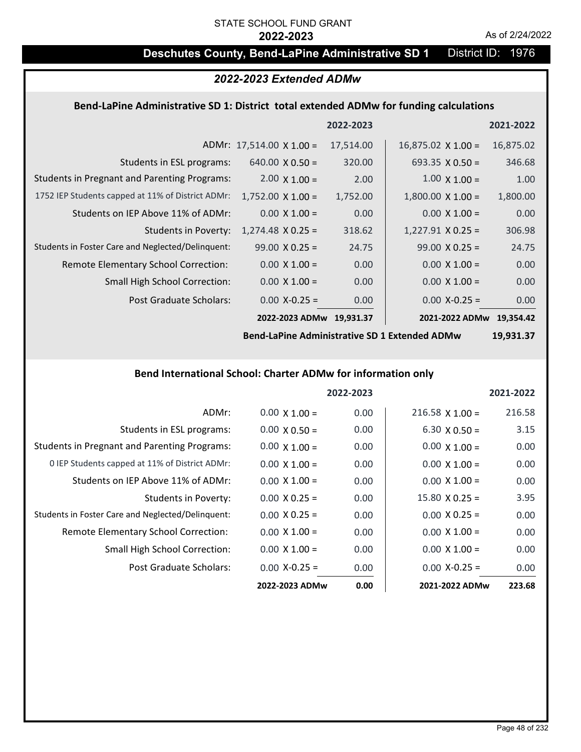STATE SCHOOL FUND GRANT

**2022-2023**

As of 2/24/2022

# Deschutes County, Bend-LaPine Administrative SD 1 District ID: 1976

## *2022-2023 Extended ADMw*

### Bend-LaPine Administrative SD 1: District total extended ADMw for funding calculations

| | | 2022-2023 | | 2021-2022 |
|---|---|---|---|---|
| ADMr: | 17,514.00 X 1.00 = | 17,514.00 | 16,875.02 X 1.00 = | 16,875.02 |
| Students in ESL programs: | 640.00 X 0.50 = | 320.00 | 693.35 X 0.50 = | 346.68 |
| Students in Pregnant and Parenting Programs: | 2.00 X 1.00 = | 2.00 | 1.00 X 1.00 = | 1.00 |
| 1752 IEP Students capped at 11% of District ADMr: | 1,752.00 X 1.00 = | 1,752.00 | 1,800.00 X 1.00 = | 1,800.00 |
| Students on IEP Above 11% of ADMr: | 0.00 X 1.00 = | 0.00 | 0.00 X 1.00 = | 0.00 |
| Students in Poverty: | 1,274.48 X 0.25 = | 318.62 | 1,227.91 X 0.25 = | 306.98 |
| Students in Foster Care and Neglected/Delinquent: | 99.00 X 0.25 = | 24.75 | 99.00 X 0.25 = | 24.75 |
| Remote Elementary School Correction: | 0.00 X 1.00 = | 0.00 | 0.00 X 1.00 = | 0.00 |
| Small High School Correction: | 0.00 X 1.00 = | 0.00 | 0.00 X 1.00 = | 0.00 |
| Post Graduate Scholars: | 0.00 X-0.25 = | 0.00 | 0.00 X-0.25 = | 0.00 |
| | **2022-2023 ADMw** | **19,931.37** | **2021-2022 ADMw** | **19,354.42** |

**Bend-LaPine Administrative SD 1 Extended ADMw 19,931.37**

### Bend International School: Charter ADMw for information only

| | | 2022-2023 | | 2021-2022 |
|---|---|---|---|---|
| ADMr: | 0.00 X 1.00 = | 0.00 | 216.58 X 1.00 = | 216.58 |
| Students in ESL programs: | 0.00 X 0.50 = | 0.00 | 6.30 X 0.50 = | 3.15 |
| Students in Pregnant and Parenting Programs: | 0.00 X 1.00 = | 0.00 | 0.00 X 1.00 = | 0.00 |
| 0 IEP Students capped at 11% of District ADMr: | 0.00 X 1.00 = | 0.00 | 0.00 X 1.00 = | 0.00 |
| Students on IEP Above 11% of ADMr: | 0.00 X 1.00 = | 0.00 | 0.00 X 1.00 = | 0.00 |
| Students in Poverty: | 0.00 X 0.25 = | 0.00 | 15.80 X 0.25 = | 3.95 |
| Students in Foster Care and Neglected/Delinquent: | 0.00 X 0.25 = | 0.00 | 0.00 X 0.25 = | 0.00 |
| Remote Elementary School Correction: | 0.00 X 1.00 = | 0.00 | 0.00 X 1.00 = | 0.00 |
| Small High School Correction: | 0.00 X 1.00 = | 0.00 | 0.00 X 1.00 = | 0.00 |
| Post Graduate Scholars: | 0.00 X-0.25 = | 0.00 | 0.00 X-0.25 = | 0.00 |
| | **2022-2023 ADMw** | **0.00** | **2021-2022 ADMw** | **223.68** |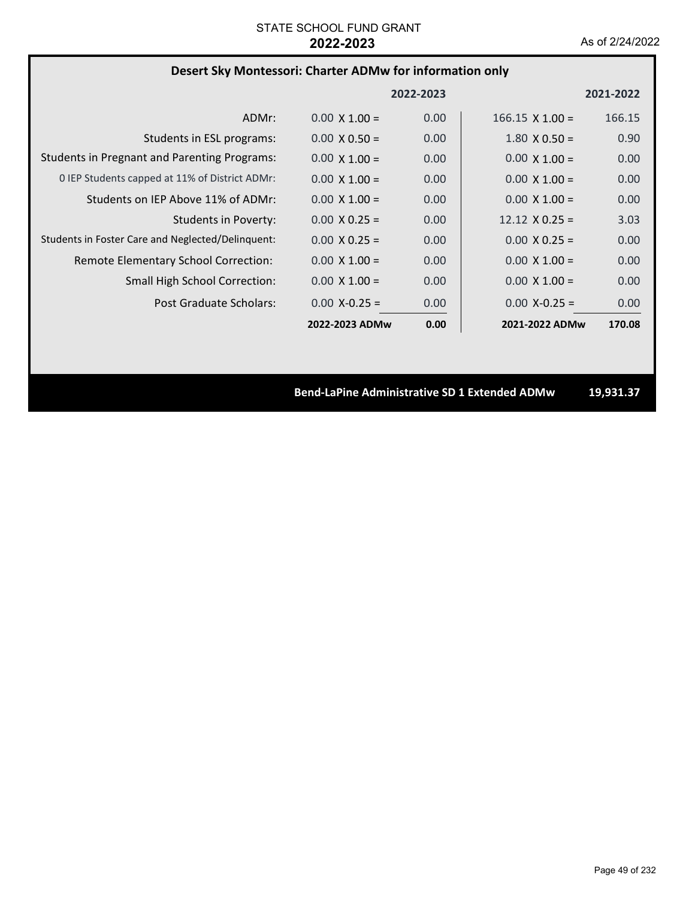STATE SCHOOL FUND GRANT
**2022-2023**

As of 2/24/2022

## Desert Sky Montessori: Charter ADMw for information only

| | 2022-2023 | | 2021-2022 | |
|---|---|---|---|---|
| ADMr: | 0.00 X 1.00 = | 0.00 | 166.15 X 1.00 = | 166.15 |
| Students in ESL programs: | 0.00 X 0.50 = | 0.00 | 1.80 X 0.50 = | 0.90 |
| Students in Pregnant and Parenting Programs: | 0.00 X 1.00 = | 0.00 | 0.00 X 1.00 = | 0.00 |
| 0 IEP Students capped at 11% of District ADMr: | 0.00 X 1.00 = | 0.00 | 0.00 X 1.00 = | 0.00 |
| Students on IEP Above 11% of ADMr: | 0.00 X 1.00 = | 0.00 | 0.00 X 1.00 = | 0.00 |
| Students in Poverty: | 0.00 X 0.25 = | 0.00 | 12.12 X 0.25 = | 3.03 |
| Students in Foster Care and Neglected/Delinquent: | 0.00 X 0.25 = | 0.00 | 0.00 X 0.25 = | 0.00 |
| Remote Elementary School Correction: | 0.00 X 1.00 = | 0.00 | 0.00 X 1.00 = | 0.00 |
| Small High School Correction: | 0.00 X 1.00 = | 0.00 | 0.00 X 1.00 = | 0.00 |
| Post Graduate Scholars: | 0.00 X-0.25 = | 0.00 | 0.00 X-0.25 = | 0.00 |
| | **2022-2023 ADMw** | **0.00** | **2021-2022 ADMw** | **170.08** |

**Bend-LaPine Administrative SD 1 Extended ADMw 19,931.37**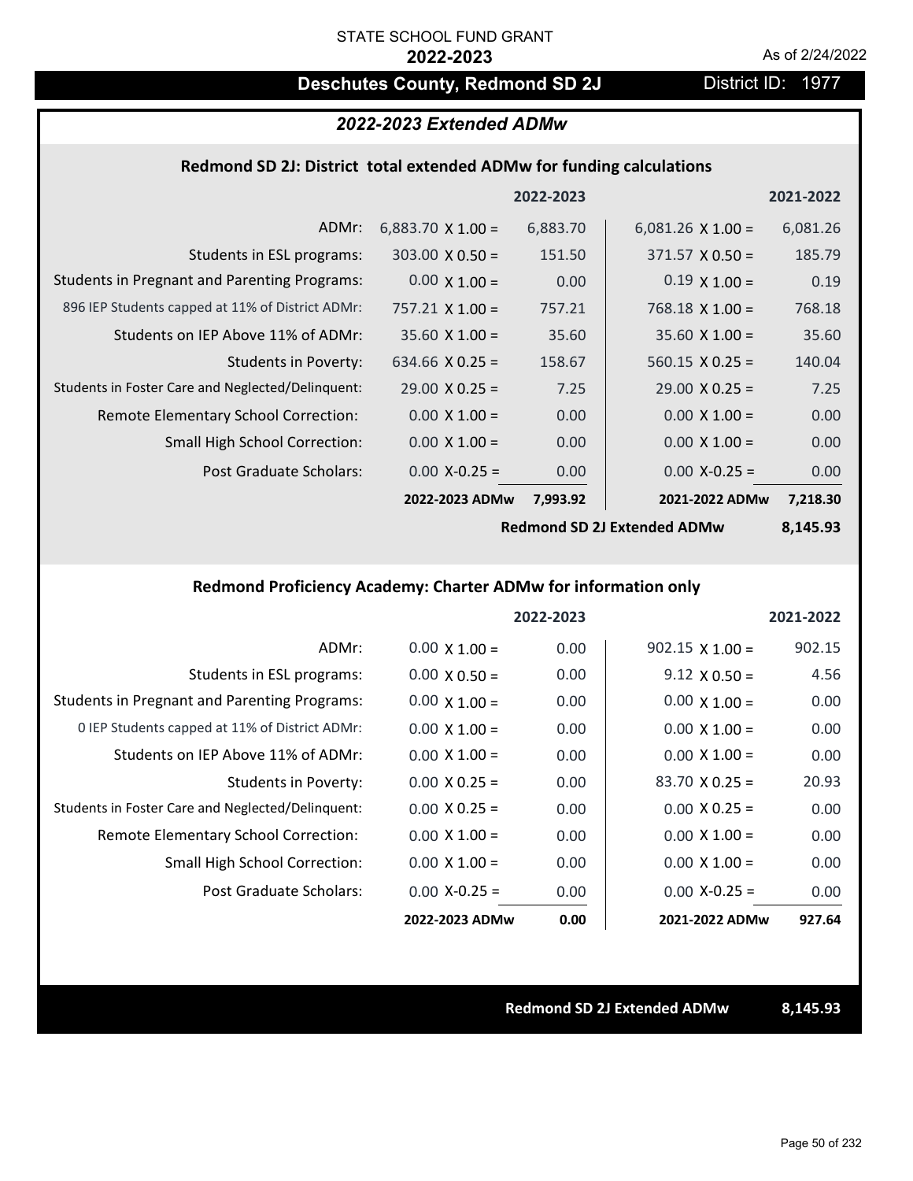STATE SCHOOL FUND GRANT

**2022-2023**

As of 2/24/2022

# Deschutes County, Redmond SD 2J

District ID: 1977

## *2022-2023 Extended ADMw*

### Redmond SD 2J: District total extended ADMw for funding calculations

| | | 2022-2023 | | 2021-2022 |
|---|---|---|---|---|
| ADMr: | 6,883.70 X 1.00 = | 6,883.70 | 6,081.26 X 1.00 = | 6,081.26 |
| Students in ESL programs: | 303.00 X 0.50 = | 151.50 | 371.57 X 0.50 = | 185.79 |
| Students in Pregnant and Parenting Programs: | 0.00 X 1.00 = | 0.00 | 0.19 X 1.00 = | 0.19 |
| 896 IEP Students capped at 11% of District ADMr: | 757.21 X 1.00 = | 757.21 | 768.18 X 1.00 = | 768.18 |
| Students on IEP Above 11% of ADMr: | 35.60 X 1.00 = | 35.60 | 35.60 X 1.00 = | 35.60 |
| Students in Poverty: | 634.66 X 0.25 = | 158.67 | 560.15 X 0.25 = | 140.04 |
| Students in Foster Care and Neglected/Delinquent: | 29.00 X 0.25 = | 7.25 | 29.00 X 0.25 = | 7.25 |
| Remote Elementary School Correction: | 0.00 X 1.00 = | 0.00 | 0.00 X 1.00 = | 0.00 |
| Small High School Correction: | 0.00 X 1.00 = | 0.00 | 0.00 X 1.00 = | 0.00 |
| Post Graduate Scholars: | 0.00 X-0.25 = | 0.00 | 0.00 X-0.25 = | 0.00 |
| | **2022-2023 ADMw** | **7,993.92** | **2021-2022 ADMw** | **7,218.30** |
| | | | **Redmond SD 2J Extended ADMw** | **8,145.93** |

### Redmond Proficiency Academy: Charter ADMw for information only

| | | 2022-2023 | | 2021-2022 |
|---|---|---|---|---|
| ADMr: | 0.00 X 1.00 = | 0.00 | 902.15 X 1.00 = | 902.15 |
| Students in ESL programs: | 0.00 X 0.50 = | 0.00 | 9.12 X 0.50 = | 4.56 |
| Students in Pregnant and Parenting Programs: | 0.00 X 1.00 = | 0.00 | 0.00 X 1.00 = | 0.00 |
| 0 IEP Students capped at 11% of District ADMr: | 0.00 X 1.00 = | 0.00 | 0.00 X 1.00 = | 0.00 |
| Students on IEP Above 11% of ADMr: | 0.00 X 1.00 = | 0.00 | 0.00 X 1.00 = | 0.00 |
| Students in Poverty: | 0.00 X 0.25 = | 0.00 | 83.70 X 0.25 = | 20.93 |
| Students in Foster Care and Neglected/Delinquent: | 0.00 X 0.25 = | 0.00 | 0.00 X 0.25 = | 0.00 |
| Remote Elementary School Correction: | 0.00 X 1.00 = | 0.00 | 0.00 X 1.00 = | 0.00 |
| Small High School Correction: | 0.00 X 1.00 = | 0.00 | 0.00 X 1.00 = | 0.00 |
| Post Graduate Scholars: | 0.00 X-0.25 = | 0.00 | 0.00 X-0.25 = | 0.00 |
| | **2022-2023 ADMw** | **0.00** | **2021-2022 ADMw** | **927.64** |

**Redmond SD 2J Extended ADMw 8,145.93**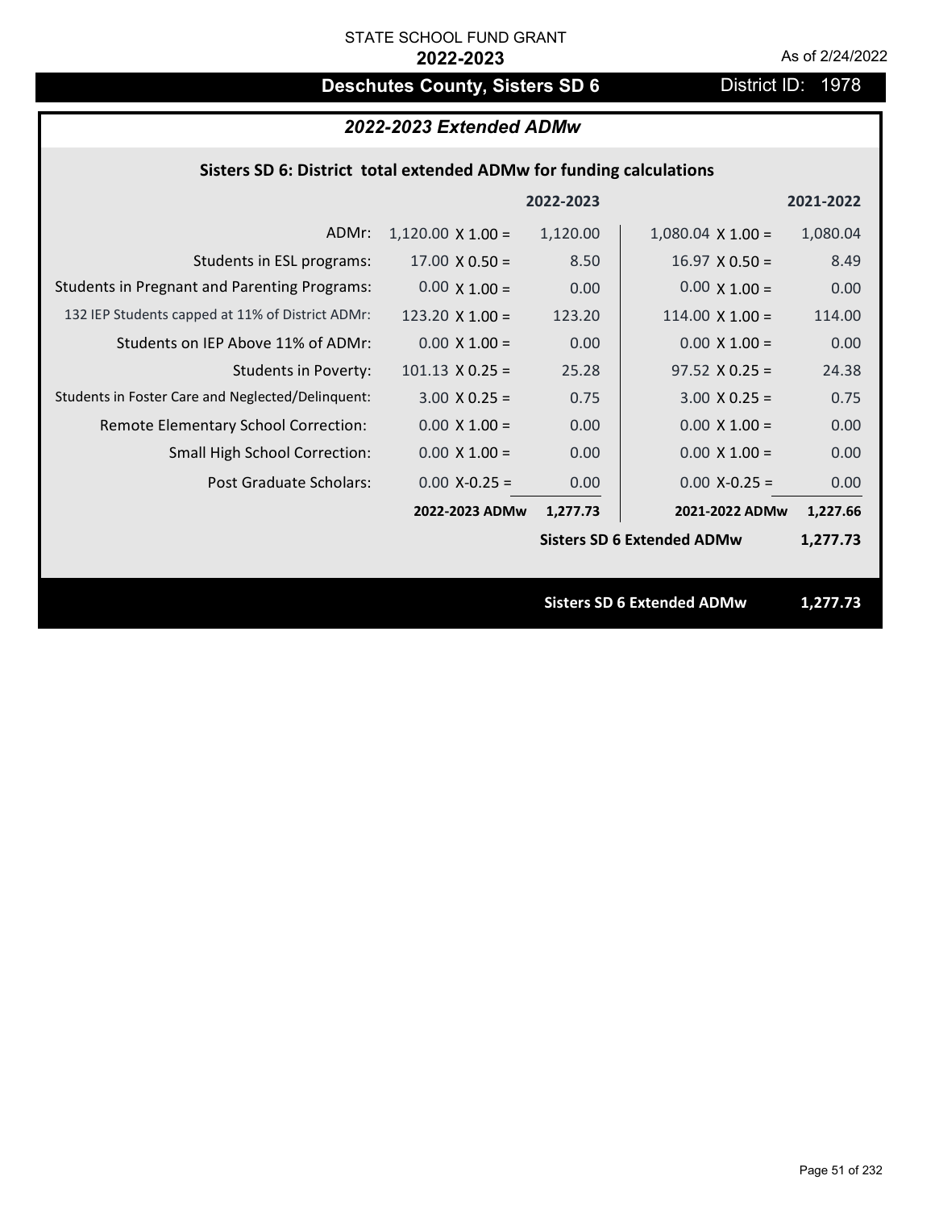STATE SCHOOL FUND GRANT

**2022-2023**

As of 2/24/2022

## Deschutes County, Sisters SD 6

District ID: 1978

### *2022-2023 Extended ADMw*

**Sisters SD 6: District total extended ADMw for funding calculations**

| | | 2022-2023 | | 2021-2022 |
|---|---|---|---|---|
| ADMr: | 1,120.00 X 1.00 = | 1,120.00 | 1,080.04 X 1.00 = | 1,080.04 |
| Students in ESL programs: | 17.00 X 0.50 = | 8.50 | 16.97 X 0.50 = | 8.49 |
| Students in Pregnant and Parenting Programs: | 0.00 X 1.00 = | 0.00 | 0.00 X 1.00 = | 0.00 |
| 132 IEP Students capped at 11% of District ADMr: | 123.20 X 1.00 = | 123.20 | 114.00 X 1.00 = | 114.00 |
| Students on IEP Above 11% of ADMr: | 0.00 X 1.00 = | 0.00 | 0.00 X 1.00 = | 0.00 |
| Students in Poverty: | 101.13 X 0.25 = | 25.28 | 97.52 X 0.25 = | 24.38 |
| Students in Foster Care and Neglected/Delinquent: | 3.00 X 0.25 = | 0.75 | 3.00 X 0.25 = | 0.75 |
| Remote Elementary School Correction: | 0.00 X 1.00 = | 0.00 | 0.00 X 1.00 = | 0.00 |
| Small High School Correction: | 0.00 X 1.00 = | 0.00 | 0.00 X 1.00 = | 0.00 |
| Post Graduate Scholars: | 0.00 X-0.25 = | 0.00 | 0.00 X-0.25 = | 0.00 |
| | **2022-2023 ADMw** | **1,277.73** | **2021-2022 ADMw** | **1,227.66** |
| | | | **Sisters SD 6 Extended ADMw** | **1,277.73** |

**Sisters SD 6 Extended ADMw 1,277.73**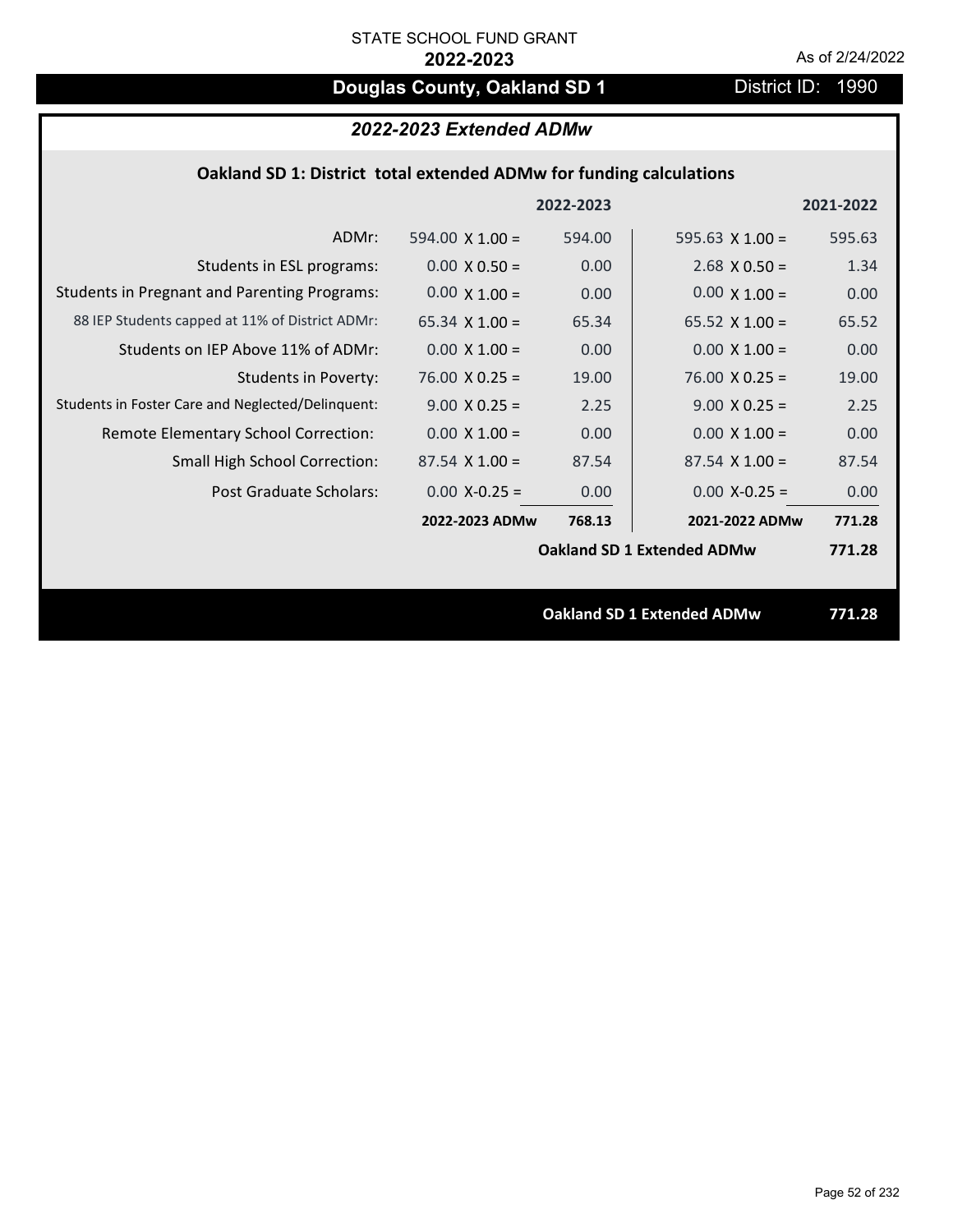STATE SCHOOL FUND GRANT

**2022-2023**

As of 2/24/2022

# Douglas County, Oakland SD 1

District ID: 1990

## *2022-2023 Extended ADMw*

### Oakland SD 1: District total extended ADMw for funding calculations

| | | 2022-2023 | | 2021-2022 |
|---|---|---|---|---|
| ADMr: | 594.00 X 1.00 = | 594.00 | 595.63 X 1.00 = | 595.63 |
| Students in ESL programs: | 0.00 X 0.50 = | 0.00 | 2.68 X 0.50 = | 1.34 |
| Students in Pregnant and Parenting Programs: | 0.00 X 1.00 = | 0.00 | 0.00 X 1.00 = | 0.00 |
| 88 IEP Students capped at 11% of District ADMr: | 65.34 X 1.00 = | 65.34 | 65.52 X 1.00 = | 65.52 |
| Students on IEP Above 11% of ADMr: | 0.00 X 1.00 = | 0.00 | 0.00 X 1.00 = | 0.00 |
| Students in Poverty: | 76.00 X 0.25 = | 19.00 | 76.00 X 0.25 = | 19.00 |
| Students in Foster Care and Neglected/Delinquent: | 9.00 X 0.25 = | 2.25 | 9.00 X 0.25 = | 2.25 |
| Remote Elementary School Correction: | 0.00 X 1.00 = | 0.00 | 0.00 X 1.00 = | 0.00 |
| Small High School Correction: | 87.54 X 1.00 = | 87.54 | 87.54 X 1.00 = | 87.54 |
| Post Graduate Scholars: | 0.00 X-0.25 = | 0.00 | 0.00 X-0.25 = | 0.00 |
| | **2022-2023 ADMw** | **768.13** | **2021-2022 ADMw** | **771.28** |
| | | | **Oakland SD 1 Extended ADMw** | **771.28** |

**Oakland SD 1 Extended ADMw 771.28**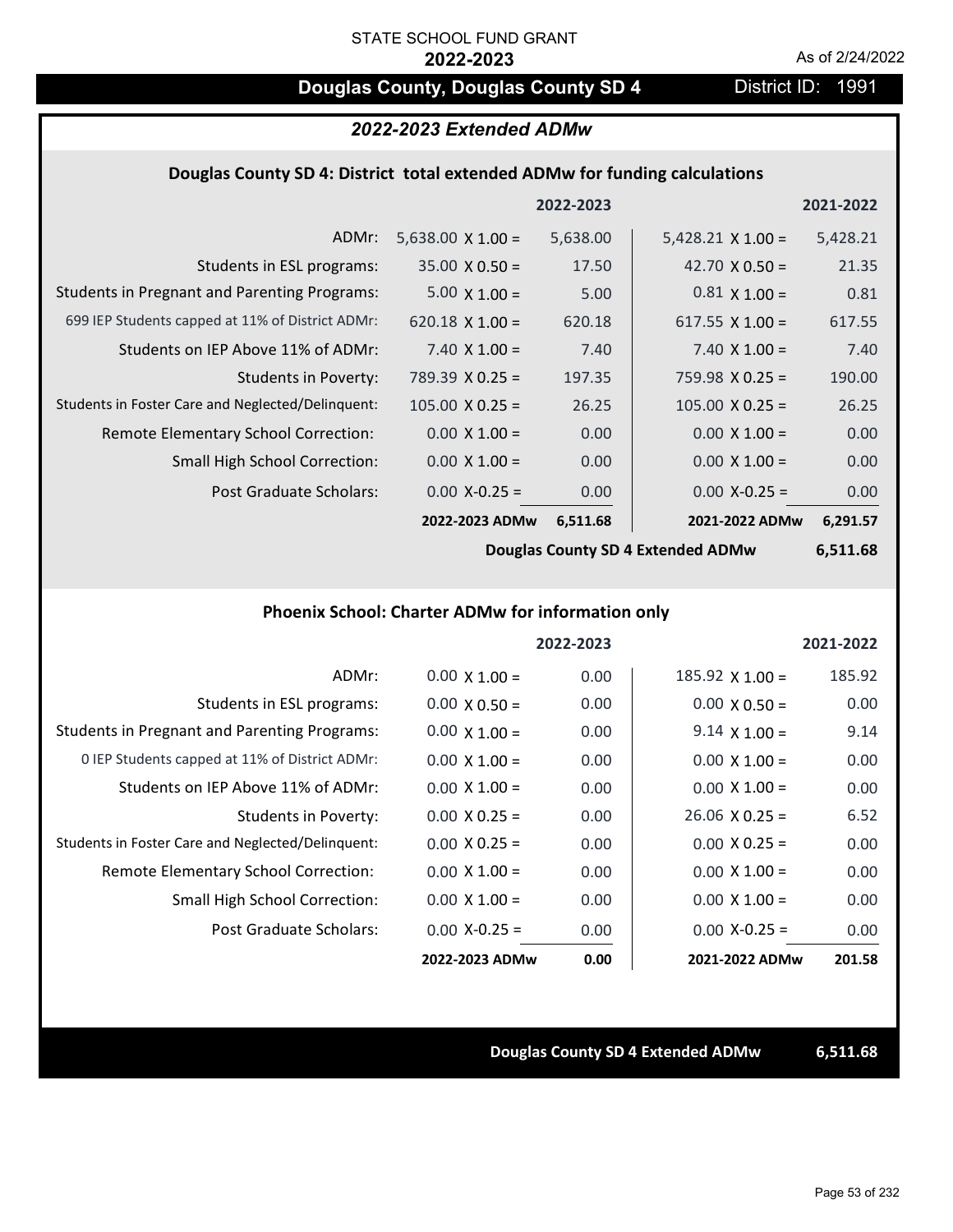STATE SCHOOL FUND GRANT

**2022-2023**

As of 2/24/2022

# Douglas County, Douglas County SD 4

District ID: 1991

## *2022-2023 Extended ADMw*

### Douglas County SD 4: District total extended ADMw for funding calculations

| | | 2022-2023 | | 2021-2022 |
|---|---|---|---|---|
| ADMr: | 5,638.00 X 1.00 = | 5,638.00 | 5,428.21 X 1.00 = | 5,428.21 |
| Students in ESL programs: | 35.00 X 0.50 = | 17.50 | 42.70 X 0.50 = | 21.35 |
| Students in Pregnant and Parenting Programs: | 5.00 X 1.00 = | 5.00 | 0.81 X 1.00 = | 0.81 |
| 699 IEP Students capped at 11% of District ADMr: | 620.18 X 1.00 = | 620.18 | 617.55 X 1.00 = | 617.55 |
| Students on IEP Above 11% of ADMr: | 7.40 X 1.00 = | 7.40 | 7.40 X 1.00 = | 7.40 |
| Students in Poverty: | 789.39 X 0.25 = | 197.35 | 759.98 X 0.25 = | 190.00 |
| Students in Foster Care and Neglected/Delinquent: | 105.00 X 0.25 = | 26.25 | 105.00 X 0.25 = | 26.25 |
| Remote Elementary School Correction: | 0.00 X 1.00 = | 0.00 | 0.00 X 1.00 = | 0.00 |
| Small High School Correction: | 0.00 X 1.00 = | 0.00 | 0.00 X 1.00 = | 0.00 |
| Post Graduate Scholars: | 0.00 X-0.25 = | 0.00 | 0.00 X-0.25 = | 0.00 |
| | **2022-2023 ADMw** | **6,511.68** | **2021-2022 ADMw** | **6,291.57** |

**Douglas County SD 4 Extended ADMw** **6,511.68**

### Phoenix School: Charter ADMw for information only

| | | 2022-2023 | | 2021-2022 |
|---|---|---|---|---|
| ADMr: | 0.00 X 1.00 = | 0.00 | 185.92 X 1.00 = | 185.92 |
| Students in ESL programs: | 0.00 X 0.50 = | 0.00 | 0.00 X 0.50 = | 0.00 |
| Students in Pregnant and Parenting Programs: | 0.00 X 1.00 = | 0.00 | 9.14 X 1.00 = | 9.14 |
| 0 IEP Students capped at 11% of District ADMr: | 0.00 X 1.00 = | 0.00 | 0.00 X 1.00 = | 0.00 |
| Students on IEP Above 11% of ADMr: | 0.00 X 1.00 = | 0.00 | 0.00 X 1.00 = | 0.00 |
| Students in Poverty: | 0.00 X 0.25 = | 0.00 | 26.06 X 0.25 = | 6.52 |
| Students in Foster Care and Neglected/Delinquent: | 0.00 X 0.25 = | 0.00 | 0.00 X 0.25 = | 0.00 |
| Remote Elementary School Correction: | 0.00 X 1.00 = | 0.00 | 0.00 X 1.00 = | 0.00 |
| Small High School Correction: | 0.00 X 1.00 = | 0.00 | 0.00 X 1.00 = | 0.00 |
| Post Graduate Scholars: | 0.00 X-0.25 = | 0.00 | 0.00 X-0.25 = | 0.00 |
| | **2022-2023 ADMw** | **0.00** | **2021-2022 ADMw** | **201.58** |

**Douglas County SD 4 Extended ADMw** **6,511.68**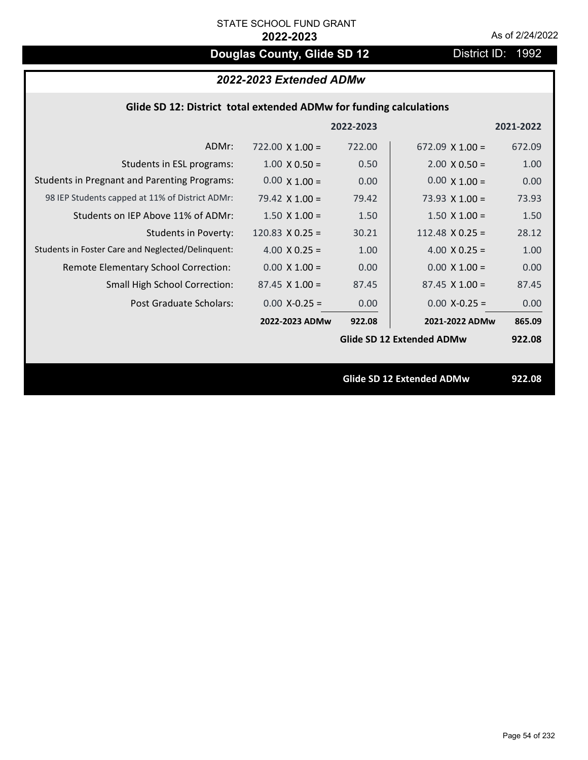STATE SCHOOL FUND GRANT

**2022-2023**

As of 2/24/2022

# Douglas County, Glide SD 12

District ID: 1992

## *2022-2023 Extended ADMw*

### Glide SD 12: District total extended ADMw for funding calculations

| | | 2022-2023 | | 2021-2022 |
|---|---|---|---|---|
| ADMr: | 722.00 X 1.00 = | 722.00 | 672.09 X 1.00 = | 672.09 |
| Students in ESL programs: | 1.00 X 0.50 = | 0.50 | 2.00 X 0.50 = | 1.00 |
| Students in Pregnant and Parenting Programs: | 0.00 X 1.00 = | 0.00 | 0.00 X 1.00 = | 0.00 |
| 98 IEP Students capped at 11% of District ADMr: | 79.42 X 1.00 = | 79.42 | 73.93 X 1.00 = | 73.93 |
| Students on IEP Above 11% of ADMr: | 1.50 X 1.00 = | 1.50 | 1.50 X 1.00 = | 1.50 |
| Students in Poverty: | 120.83 X 0.25 = | 30.21 | 112.48 X 0.25 = | 28.12 |
| Students in Foster Care and Neglected/Delinquent: | 4.00 X 0.25 = | 1.00 | 4.00 X 0.25 = | 1.00 |
| Remote Elementary School Correction: | 0.00 X 1.00 = | 0.00 | 0.00 X 1.00 = | 0.00 |
| Small High School Correction: | 87.45 X 1.00 = | 87.45 | 87.45 X 1.00 = | 87.45 |
| Post Graduate Scholars: | 0.00 X-0.25 = | 0.00 | 0.00 X-0.25 = | 0.00 |
| | **2022-2023 ADMw** | **922.08** | **2021-2022 ADMw** | **865.09** |
| | | | **Glide SD 12 Extended ADMw** | **922.08** |

**Glide SD 12 Extended ADMw 922.08**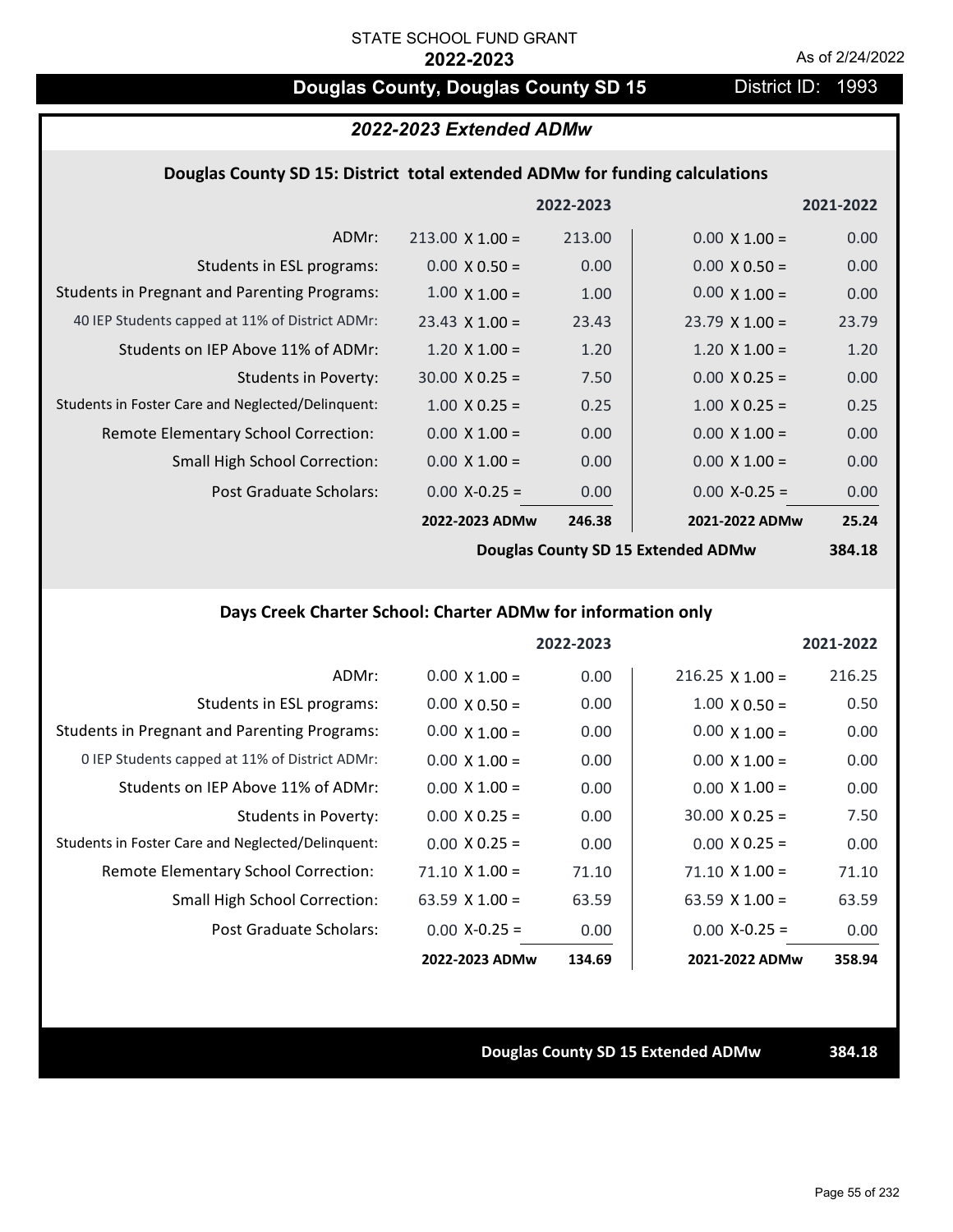STATE SCHOOL FUND GRANT

**2022-2023**

As of 2/24/2022

# Douglas County, Douglas County SD 15

District ID: 1993

## *2022-2023 Extended ADMw*

### Douglas County SD 15: District total extended ADMw for funding calculations

| | | 2022-2023 | | 2021-2022 |
|---|---|---|---|---|
| ADMr: | 213.00 X 1.00 = | 213.00 | 0.00 X 1.00 = | 0.00 |
| Students in ESL programs: | 0.00 X 0.50 = | 0.00 | 0.00 X 0.50 = | 0.00 |
| Students in Pregnant and Parenting Programs: | 1.00 X 1.00 = | 1.00 | 0.00 X 1.00 = | 0.00 |
| 40 IEP Students capped at 11% of District ADMr: | 23.43 X 1.00 = | 23.43 | 23.79 X 1.00 = | 23.79 |
| Students on IEP Above 11% of ADMr: | 1.20 X 1.00 = | 1.20 | 1.20 X 1.00 = | 1.20 |
| Students in Poverty: | 30.00 X 0.25 = | 7.50 | 0.00 X 0.25 = | 0.00 |
| Students in Foster Care and Neglected/Delinquent: | 1.00 X 0.25 = | 0.25 | 1.00 X 0.25 = | 0.25 |
| Remote Elementary School Correction: | 0.00 X 1.00 = | 0.00 | 0.00 X 1.00 = | 0.00 |
| Small High School Correction: | 0.00 X 1.00 = | 0.00 | 0.00 X 1.00 = | 0.00 |
| Post Graduate Scholars: | 0.00 X-0.25 = | 0.00 | 0.00 X-0.25 = | 0.00 |
| | **2022-2023 ADMw** | **246.38** | **2021-2022 ADMw** | **25.24** |
| | | | **Douglas County SD 15 Extended ADMw** | **384.18** |

### Days Creek Charter School: Charter ADMw for information only

| | | 2022-2023 | | 2021-2022 |
|---|---|---|---|---|
| ADMr: | 0.00 X 1.00 = | 0.00 | 216.25 X 1.00 = | 216.25 |
| Students in ESL programs: | 0.00 X 0.50 = | 0.00 | 1.00 X 0.50 = | 0.50 |
| Students in Pregnant and Parenting Programs: | 0.00 X 1.00 = | 0.00 | 0.00 X 1.00 = | 0.00 |
| 0 IEP Students capped at 11% of District ADMr: | 0.00 X 1.00 = | 0.00 | 0.00 X 1.00 = | 0.00 |
| Students on IEP Above 11% of ADMr: | 0.00 X 1.00 = | 0.00 | 0.00 X 1.00 = | 0.00 |
| Students in Poverty: | 0.00 X 0.25 = | 0.00 | 30.00 X 0.25 = | 7.50 |
| Students in Foster Care and Neglected/Delinquent: | 0.00 X 0.25 = | 0.00 | 0.00 X 0.25 = | 0.00 |
| Remote Elementary School Correction: | 71.10 X 1.00 = | 71.10 | 71.10 X 1.00 = | 71.10 |
| Small High School Correction: | 63.59 X 1.00 = | 63.59 | 63.59 X 1.00 = | 63.59 |
| Post Graduate Scholars: | 0.00 X-0.25 = | 0.00 | 0.00 X-0.25 = | 0.00 |
| | **2022-2023 ADMw** | **134.69** | **2021-2022 ADMw** | **358.94** |

**Douglas County SD 15 Extended ADMw** **384.18**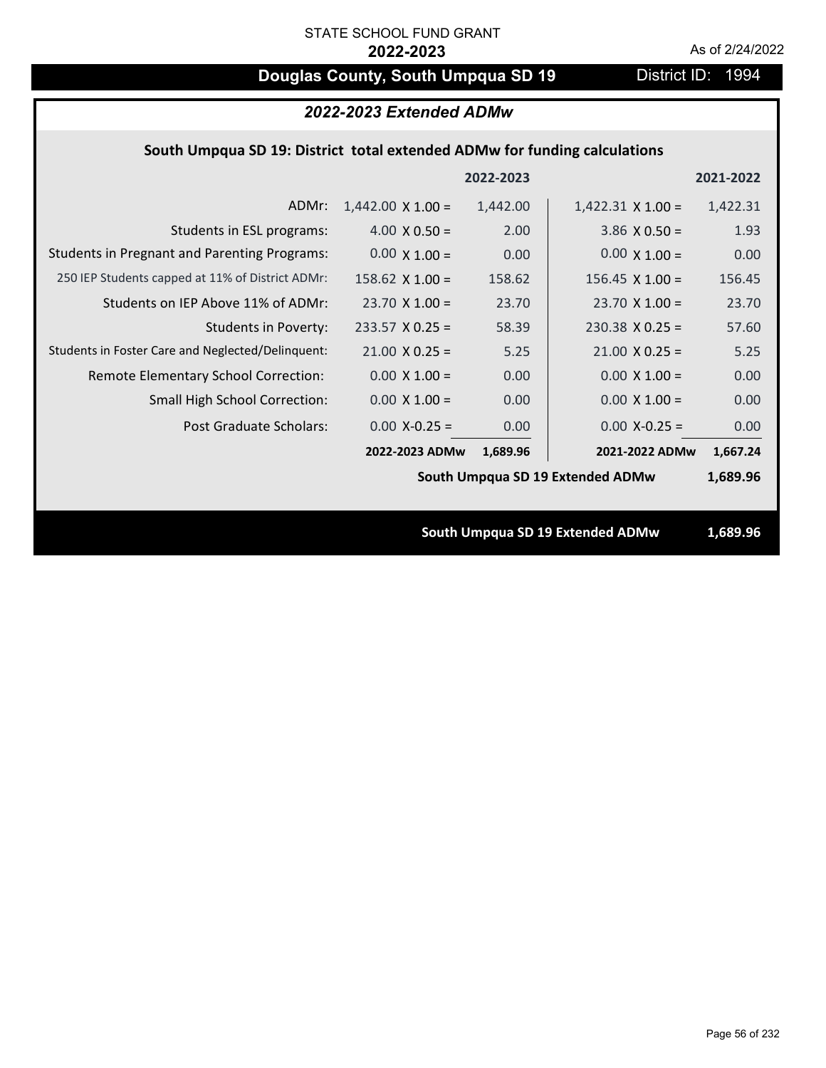STATE SCHOOL FUND GRANT

**2022-2023**

As of 2/24/2022

# Douglas County, South Umpqua SD 19

District ID: 1994

## *2022-2023 Extended ADMw*

### South Umpqua SD 19: District total extended ADMw for funding calculations

| | | 2022-2023 | | 2021-2022 |
|---|---|---|---|---|
| ADMr: | 1,442.00 X 1.00 = | 1,442.00 | 1,422.31 X 1.00 = | 1,422.31 |
| Students in ESL programs: | 4.00 X 0.50 = | 2.00 | 3.86 X 0.50 = | 1.93 |
| Students in Pregnant and Parenting Programs: | 0.00 X 1.00 = | 0.00 | 0.00 X 1.00 = | 0.00 |
| 250 IEP Students capped at 11% of District ADMr: | 158.62 X 1.00 = | 158.62 | 156.45 X 1.00 = | 156.45 |
| Students on IEP Above 11% of ADMr: | 23.70 X 1.00 = | 23.70 | 23.70 X 1.00 = | 23.70 |
| Students in Poverty: | 233.57 X 0.25 = | 58.39 | 230.38 X 0.25 = | 57.60 |
| Students in Foster Care and Neglected/Delinquent: | 21.00 X 0.25 = | 5.25 | 21.00 X 0.25 = | 5.25 |
| Remote Elementary School Correction: | 0.00 X 1.00 = | 0.00 | 0.00 X 1.00 = | 0.00 |
| Small High School Correction: | 0.00 X 1.00 = | 0.00 | 0.00 X 1.00 = | 0.00 |
| Post Graduate Scholars: | 0.00 X-0.25 = | 0.00 | 0.00 X-0.25 = | 0.00 |
| | **2022-2023 ADMw** | **1,689.96** | **2021-2022 ADMw** | **1,667.24** |

**South Umpqua SD 19 Extended ADMw** **1,689.96**

**South Umpqua SD 19 Extended ADMw** **1,689.96**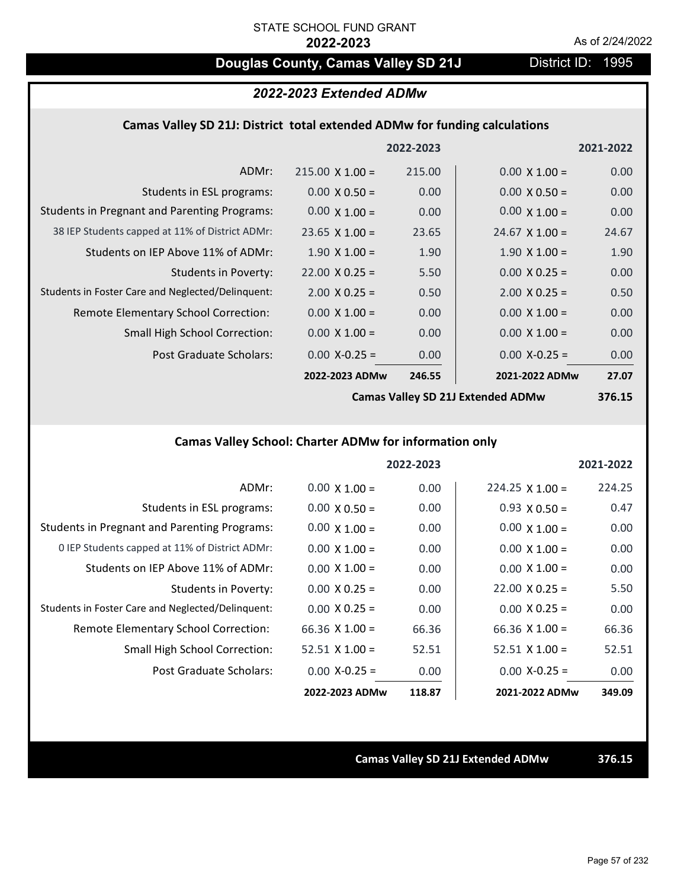STATE SCHOOL FUND GRANT

**2022-2023**

As of 2/24/2022

# Douglas County, Camas Valley SD 21J

District ID: 1995

## *2022-2023 Extended ADMw*

### Camas Valley SD 21J: District total extended ADMw for funding calculations

| | | 2022-2023 | | 2021-2022 |
|---|---|---|---|---|
| ADMr: | 215.00 X 1.00 = | 215.00 | 0.00 X 1.00 = | 0.00 |
| Students in ESL programs: | 0.00 X 0.50 = | 0.00 | 0.00 X 0.50 = | 0.00 |
| Students in Pregnant and Parenting Programs: | 0.00 X 1.00 = | 0.00 | 0.00 X 1.00 = | 0.00 |
| 38 IEP Students capped at 11% of District ADMr: | 23.65 X 1.00 = | 23.65 | 24.67 X 1.00 = | 24.67 |
| Students on IEP Above 11% of ADMr: | 1.90 X 1.00 = | 1.90 | 1.90 X 1.00 = | 1.90 |
| Students in Poverty: | 22.00 X 0.25 = | 5.50 | 0.00 X 0.25 = | 0.00 |
| Students in Foster Care and Neglected/Delinquent: | 2.00 X 0.25 = | 0.50 | 2.00 X 0.25 = | 0.50 |
| Remote Elementary School Correction: | 0.00 X 1.00 = | 0.00 | 0.00 X 1.00 = | 0.00 |
| Small High School Correction: | 0.00 X 1.00 = | 0.00 | 0.00 X 1.00 = | 0.00 |
| Post Graduate Scholars: | 0.00 X-0.25 = | 0.00 | 0.00 X-0.25 = | 0.00 |
| | **2022-2023 ADMw** | **246.55** | **2021-2022 ADMw** | **27.07** |
| | | | **Camas Valley SD 21J Extended ADMw** | **376.15** |

### Camas Valley School: Charter ADMw for information only

| | | 2022-2023 | | 2021-2022 |
|---|---|---|---|---|
| ADMr: | 0.00 X 1.00 = | 0.00 | 224.25 X 1.00 = | 224.25 |
| Students in ESL programs: | 0.00 X 0.50 = | 0.00 | 0.93 X 0.50 = | 0.47 |
| Students in Pregnant and Parenting Programs: | 0.00 X 1.00 = | 0.00 | 0.00 X 1.00 = | 0.00 |
| 0 IEP Students capped at 11% of District ADMr: | 0.00 X 1.00 = | 0.00 | 0.00 X 1.00 = | 0.00 |
| Students on IEP Above 11% of ADMr: | 0.00 X 1.00 = | 0.00 | 0.00 X 1.00 = | 0.00 |
| Students in Poverty: | 0.00 X 0.25 = | 0.00 | 22.00 X 0.25 = | 5.50 |
| Students in Foster Care and Neglected/Delinquent: | 0.00 X 0.25 = | 0.00 | 0.00 X 0.25 = | 0.00 |
| Remote Elementary School Correction: | 66.36 X 1.00 = | 66.36 | 66.36 X 1.00 = | 66.36 |
| Small High School Correction: | 52.51 X 1.00 = | 52.51 | 52.51 X 1.00 = | 52.51 |
| Post Graduate Scholars: | 0.00 X-0.25 = | 0.00 | 0.00 X-0.25 = | 0.00 |
| | **2022-2023 ADMw** | **118.87** | **2021-2022 ADMw** | **349.09** |

**Camas Valley SD 21J Extended ADMw** **376.15**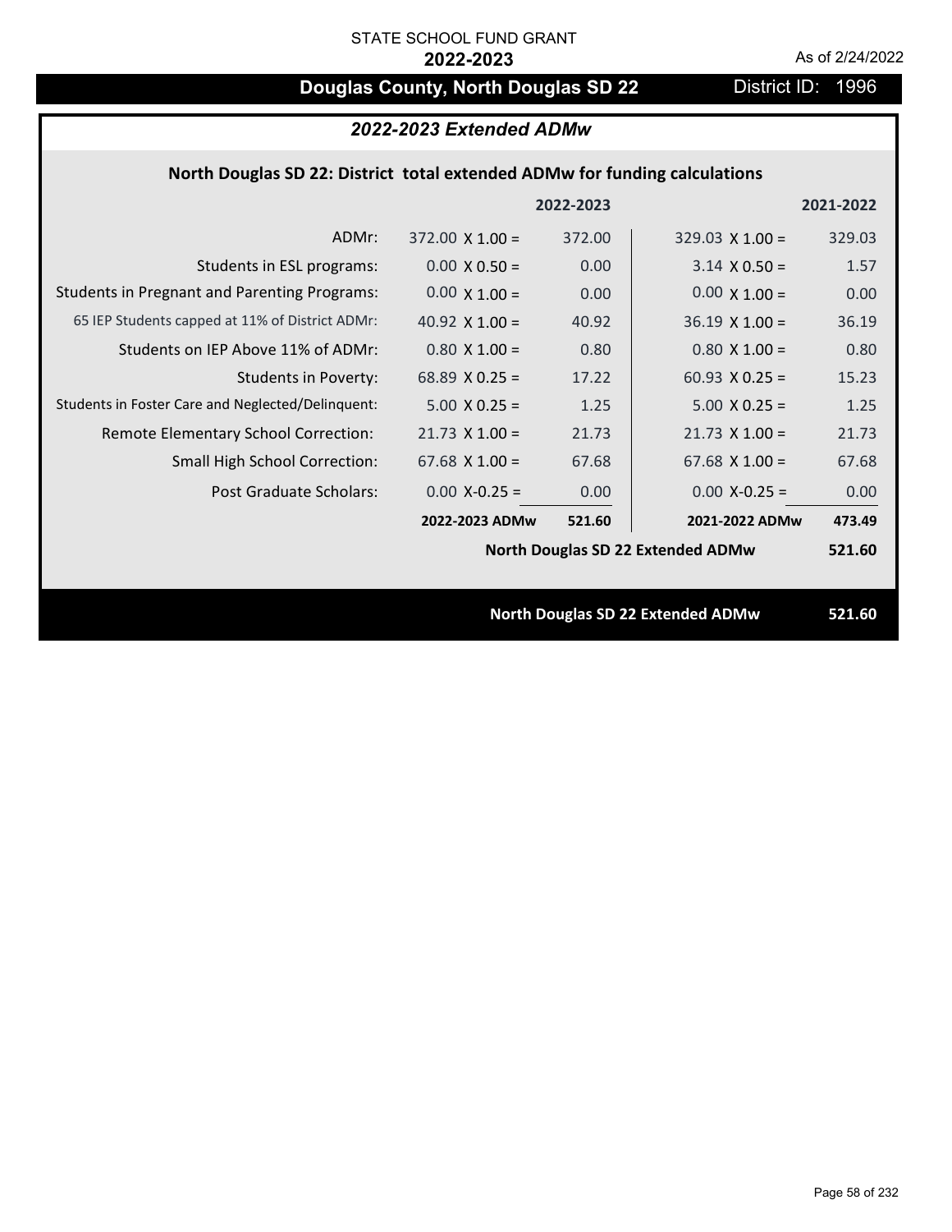STATE SCHOOL FUND GRANT

**2022-2023**

As of 2/24/2022

# Douglas County, North Douglas SD 22

District ID: 1996

## *2022-2023 Extended ADMw*

### North Douglas SD 22: District total extended ADMw for funding calculations

| | | 2022-2023 | | 2021-2022 |
|---|---|---|---|---|
| ADMr: | 372.00 X 1.00 = | 372.00 | 329.03 X 1.00 = | 329.03 |
| Students in ESL programs: | 0.00 X 0.50 = | 0.00 | 3.14 X 0.50 = | 1.57 |
| Students in Pregnant and Parenting Programs: | 0.00 X 1.00 = | 0.00 | 0.00 X 1.00 = | 0.00 |
| 65 IEP Students capped at 11% of District ADMr: | 40.92 X 1.00 = | 40.92 | 36.19 X 1.00 = | 36.19 |
| Students on IEP Above 11% of ADMr: | 0.80 X 1.00 = | 0.80 | 0.80 X 1.00 = | 0.80 |
| Students in Poverty: | 68.89 X 0.25 = | 17.22 | 60.93 X 0.25 = | 15.23 |
| Students in Foster Care and Neglected/Delinquent: | 5.00 X 0.25 = | 1.25 | 5.00 X 0.25 = | 1.25 |
| Remote Elementary School Correction: | 21.73 X 1.00 = | 21.73 | 21.73 X 1.00 = | 21.73 |
| Small High School Correction: | 67.68 X 1.00 = | 67.68 | 67.68 X 1.00 = | 67.68 |
| Post Graduate Scholars: | 0.00 X-0.25 = | 0.00 | 0.00 X-0.25 = | 0.00 |
| | **2022-2023 ADMw** | **521.60** | **2021-2022 ADMw** | **473.49** |
| | | | **North Douglas SD 22 Extended ADMw** | **521.60** |

**North Douglas SD 22 Extended ADMw 521.60**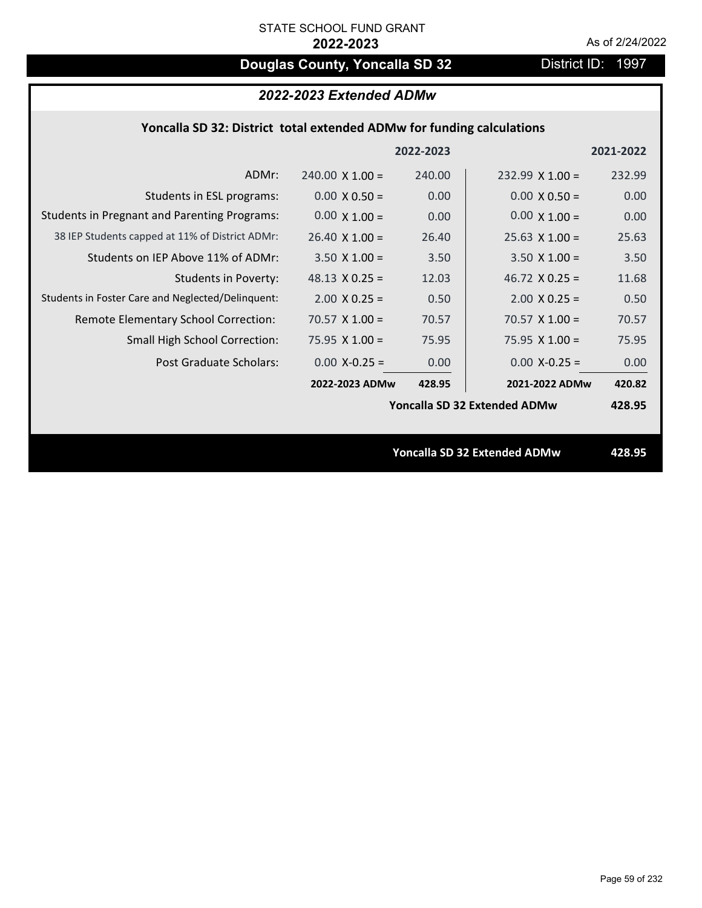STATE SCHOOL FUND GRANT

**2022-2023**

As of 2/24/2022

# Douglas County, Yoncalla SD 32

District ID: 1997

## *2022-2023 Extended ADMw*

### Yoncalla SD 32: District total extended ADMw for funding calculations

| | | 2022-2023 | | 2021-2022 |
|---|---|---|---|---|
| ADMr: | 240.00 X 1.00 = | 240.00 | 232.99 X 1.00 = | 232.99 |
| Students in ESL programs: | 0.00 X 0.50 = | 0.00 | 0.00 X 0.50 = | 0.00 |
| Students in Pregnant and Parenting Programs: | 0.00 X 1.00 = | 0.00 | 0.00 X 1.00 = | 0.00 |
| 38 IEP Students capped at 11% of District ADMr: | 26.40 X 1.00 = | 26.40 | 25.63 X 1.00 = | 25.63 |
| Students on IEP Above 11% of ADMr: | 3.50 X 1.00 = | 3.50 | 3.50 X 1.00 = | 3.50 |
| Students in Poverty: | 48.13 X 0.25 = | 12.03 | 46.72 X 0.25 = | 11.68 |
| Students in Foster Care and Neglected/Delinquent: | 2.00 X 0.25 = | 0.50 | 2.00 X 0.25 = | 0.50 |
| Remote Elementary School Correction: | 70.57 X 1.00 = | 70.57 | 70.57 X 1.00 = | 70.57 |
| Small High School Correction: | 75.95 X 1.00 = | 75.95 | 75.95 X 1.00 = | 75.95 |
| Post Graduate Scholars: | 0.00 X-0.25 = | 0.00 | 0.00 X-0.25 = | 0.00 |
| | **2022-2023 ADMw** | **428.95** | **2021-2022 ADMw** | **420.82** |
| | | | **Yoncalla SD 32 Extended ADMw** | **428.95** |

**Yoncalla SD 32 Extended ADMw** **428.95**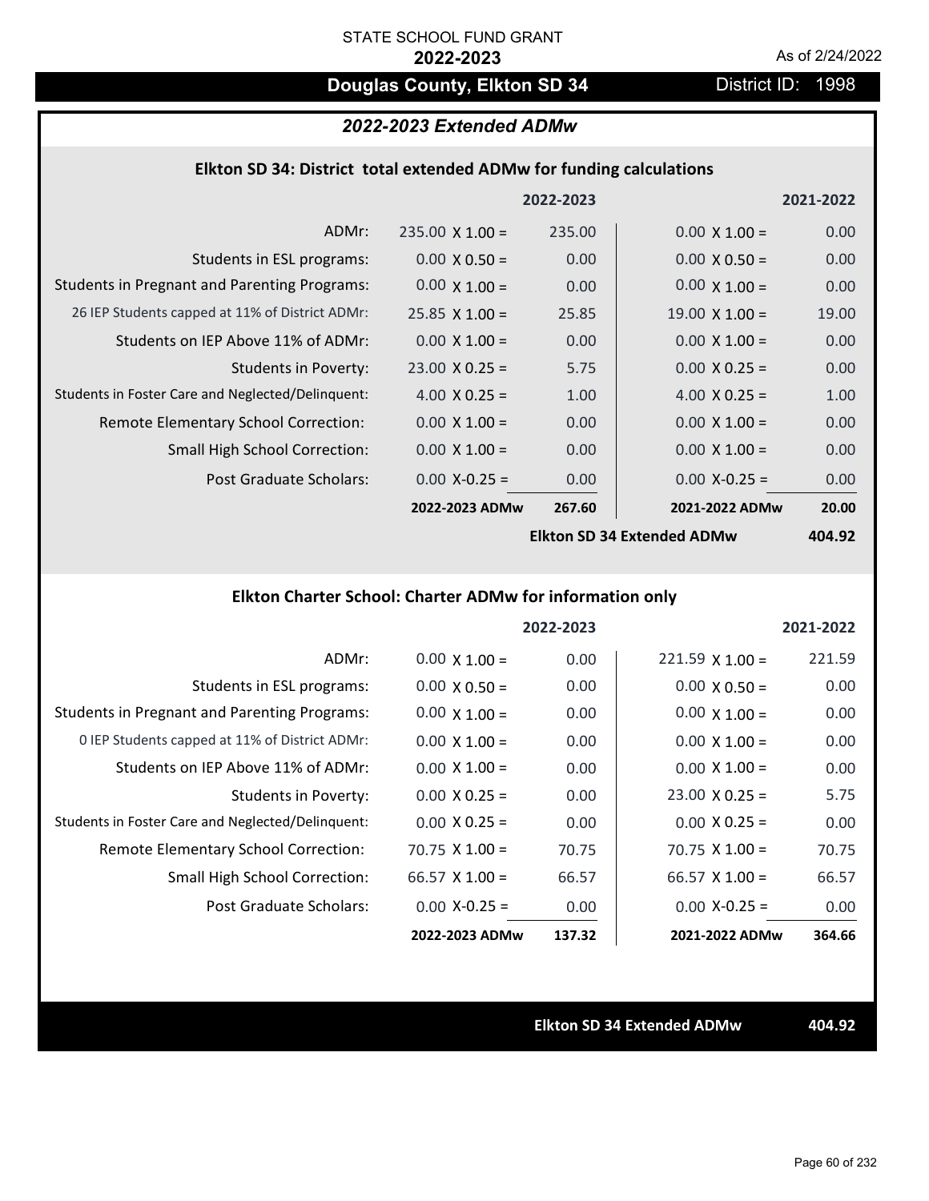STATE SCHOOL FUND GRANT

**2022-2023**

As of 2/24/2022

# Douglas County, Elkton SD 34

District ID: 1998

## *2022-2023 Extended ADMw*

### Elkton SD 34: District total extended ADMw for funding calculations

| | | 2022-2023 | | 2021-2022 |
|---|---|---|---|---|
| ADMr: | 235.00 X 1.00 = | 235.00 | 0.00 X 1.00 = | 0.00 |
| Students in ESL programs: | 0.00 X 0.50 = | 0.00 | 0.00 X 0.50 = | 0.00 |
| Students in Pregnant and Parenting Programs: | 0.00 X 1.00 = | 0.00 | 0.00 X 1.00 = | 0.00 |
| 26 IEP Students capped at 11% of District ADMr: | 25.85 X 1.00 = | 25.85 | 19.00 X 1.00 = | 19.00 |
| Students on IEP Above 11% of ADMr: | 0.00 X 1.00 = | 0.00 | 0.00 X 1.00 = | 0.00 |
| Students in Poverty: | 23.00 X 0.25 = | 5.75 | 0.00 X 0.25 = | 0.00 |
| Students in Foster Care and Neglected/Delinquent: | 4.00 X 0.25 = | 1.00 | 4.00 X 0.25 = | 1.00 |
| Remote Elementary School Correction: | 0.00 X 1.00 = | 0.00 | 0.00 X 1.00 = | 0.00 |
| Small High School Correction: | 0.00 X 1.00 = | 0.00 | 0.00 X 1.00 = | 0.00 |
| Post Graduate Scholars: | 0.00 X-0.25 = | 0.00 | 0.00 X-0.25 = | 0.00 |
| | **2022-2023 ADMw** | **267.60** | **2021-2022 ADMw** | **20.00** |
| | | | **Elkton SD 34 Extended ADMw** | **404.92** |

### Elkton Charter School: Charter ADMw for information only

| | | 2022-2023 | | 2021-2022 |
|---|---|---|---|---|
| ADMr: | 0.00 X 1.00 = | 0.00 | 221.59 X 1.00 = | 221.59 |
| Students in ESL programs: | 0.00 X 0.50 = | 0.00 | 0.00 X 0.50 = | 0.00 |
| Students in Pregnant and Parenting Programs: | 0.00 X 1.00 = | 0.00 | 0.00 X 1.00 = | 0.00 |
| 0 IEP Students capped at 11% of District ADMr: | 0.00 X 1.00 = | 0.00 | 0.00 X 1.00 = | 0.00 |
| Students on IEP Above 11% of ADMr: | 0.00 X 1.00 = | 0.00 | 0.00 X 1.00 = | 0.00 |
| Students in Poverty: | 0.00 X 0.25 = | 0.00 | 23.00 X 0.25 = | 5.75 |
| Students in Foster Care and Neglected/Delinquent: | 0.00 X 0.25 = | 0.00 | 0.00 X 0.25 = | 0.00 |
| Remote Elementary School Correction: | 70.75 X 1.00 = | 70.75 | 70.75 X 1.00 = | 70.75 |
| Small High School Correction: | 66.57 X 1.00 = | 66.57 | 66.57 X 1.00 = | 66.57 |
| Post Graduate Scholars: | 0.00 X-0.25 = | 0.00 | 0.00 X-0.25 = | 0.00 |
| | **2022-2023 ADMw** | **137.32** | **2021-2022 ADMw** | **364.66** |

**Elkton SD 34 Extended ADMw** **404.92**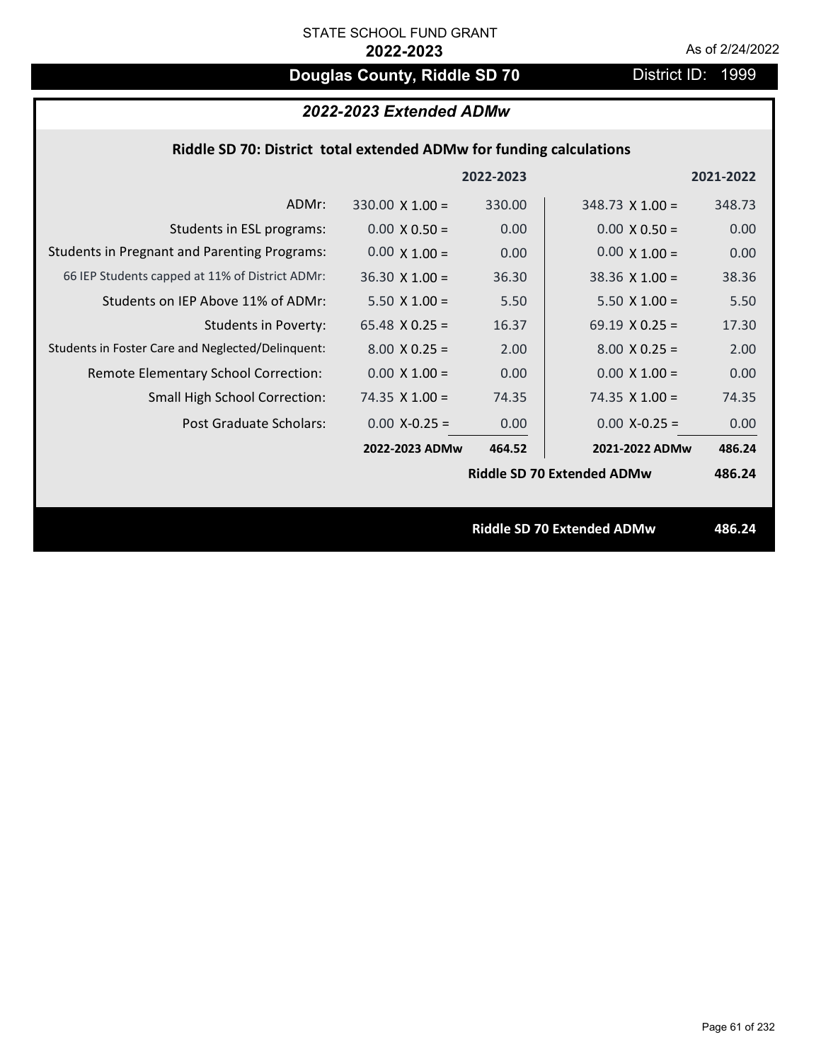STATE SCHOOL FUND GRANT

**2022-2023**

As of 2/24/2022

# Douglas County, Riddle SD 70

District ID: 1999

## *2022-2023 Extended ADMw*

### Riddle SD 70: District total extended ADMw for funding calculations

| | 2022-2023 | | 2021-2022 | |
|---|---|---|---|---|
| ADMr: | 330.00 X 1.00 = | 330.00 | 348.73 X 1.00 = | 348.73 |
| Students in ESL programs: | 0.00 X 0.50 = | 0.00 | 0.00 X 0.50 = | 0.00 |
| Students in Pregnant and Parenting Programs: | 0.00 X 1.00 = | 0.00 | 0.00 X 1.00 = | 0.00 |
| 66 IEP Students capped at 11% of District ADMr: | 36.30 X 1.00 = | 36.30 | 38.36 X 1.00 = | 38.36 |
| Students on IEP Above 11% of ADMr: | 5.50 X 1.00 = | 5.50 | 5.50 X 1.00 = | 5.50 |
| Students in Poverty: | 65.48 X 0.25 = | 16.37 | 69.19 X 0.25 = | 17.30 |
| Students in Foster Care and Neglected/Delinquent: | 8.00 X 0.25 = | 2.00 | 8.00 X 0.25 = | 2.00 |
| Remote Elementary School Correction: | 0.00 X 1.00 = | 0.00 | 0.00 X 1.00 = | 0.00 |
| Small High School Correction: | 74.35 X 1.00 = | 74.35 | 74.35 X 1.00 = | 74.35 |
| Post Graduate Scholars: | 0.00 X-0.25 = | 0.00 | 0.00 X-0.25 = | 0.00 |
| | **2022-2023 ADMw** | **464.52** | **2021-2022 ADMw** | **486.24** |
| | | | **Riddle SD 70 Extended ADMw** | **486.24** |

**Riddle SD 70 Extended ADMw** **486.24**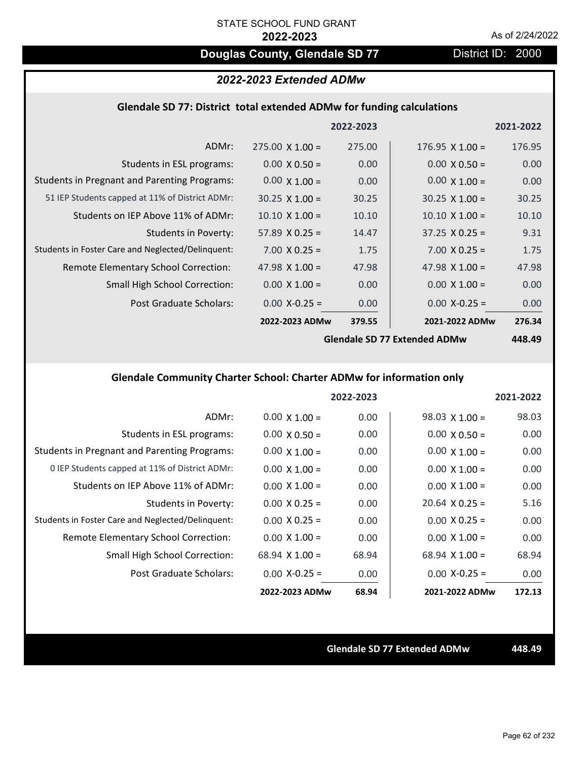STATE SCHOOL FUND GRANT

**2022-2023**

As of 2/24/2022

## Douglas County, Glendale SD 77

District ID: 2000

### *2022-2023 Extended ADMw*

#### Glendale SD 77: District total extended ADMw for funding calculations

| | 2022-2023 | | 2021-2022 | |
|---|---|---|---|---|
| ADMr: | 275.00 X 1.00 = | 275.00 | 176.95 X 1.00 = | 176.95 |
| Students in ESL programs: | 0.00 X 0.50 = | 0.00 | 0.00 X 0.50 = | 0.00 |
| Students in Pregnant and Parenting Programs: | 0.00 X 1.00 = | 0.00 | 0.00 X 1.00 = | 0.00 |
| 51 IEP Students capped at 11% of District ADMr: | 30.25 X 1.00 = | 30.25 | 30.25 X 1.00 = | 30.25 |
| Students on IEP Above 11% of ADMr: | 10.10 X 1.00 = | 10.10 | 10.10 X 1.00 = | 10.10 |
| Students in Poverty: | 57.89 X 0.25 = | 14.47 | 37.25 X 0.25 = | 9.31 |
| Students in Foster Care and Neglected/Delinquent: | 7.00 X 0.25 = | 1.75 | 7.00 X 0.25 = | 1.75 |
| Remote Elementary School Correction: | 47.98 X 1.00 = | 47.98 | 47.98 X 1.00 = | 47.98 |
| Small High School Correction: | 0.00 X 1.00 = | 0.00 | 0.00 X 1.00 = | 0.00 |
| Post Graduate Scholars: | 0.00 X-0.25 = | 0.00 | 0.00 X-0.25 = | 0.00 |
| | **2022-2023 ADMw** | **379.55** | **2021-2022 ADMw** | **276.34** |
| | | | **Glendale SD 77 Extended ADMw** | **448.49** |

#### Glendale Community Charter School: Charter ADMw for information only

| | 2022-2023 | | 2021-2022 | |
|---|---|---|---|---|
| ADMr: | 0.00 X 1.00 = | 0.00 | 98.03 X 1.00 = | 98.03 |
| Students in ESL programs: | 0.00 X 0.50 = | 0.00 | 0.00 X 0.50 = | 0.00 |
| Students in Pregnant and Parenting Programs: | 0.00 X 1.00 = | 0.00 | 0.00 X 1.00 = | 0.00 |
| 0 IEP Students capped at 11% of District ADMr: | 0.00 X 1.00 = | 0.00 | 0.00 X 1.00 = | 0.00 |
| Students on IEP Above 11% of ADMr: | 0.00 X 1.00 = | 0.00 | 0.00 X 1.00 = | 0.00 |
| Students in Poverty: | 0.00 X 0.25 = | 0.00 | 20.64 X 0.25 = | 5.16 |
| Students in Foster Care and Neglected/Delinquent: | 0.00 X 0.25 = | 0.00 | 0.00 X 0.25 = | 0.00 |
| Remote Elementary School Correction: | 0.00 X 1.00 = | 0.00 | 0.00 X 1.00 = | 0.00 |
| Small High School Correction: | 68.94 X 1.00 = | 68.94 | 68.94 X 1.00 = | 68.94 |
| Post Graduate Scholars: | 0.00 X-0.25 = | 0.00 | 0.00 X-0.25 = | 0.00 |
| | **2022-2023 ADMw** | **68.94** | **2021-2022 ADMw** | **172.13** |

**Glendale SD 77 Extended ADMw** **448.49**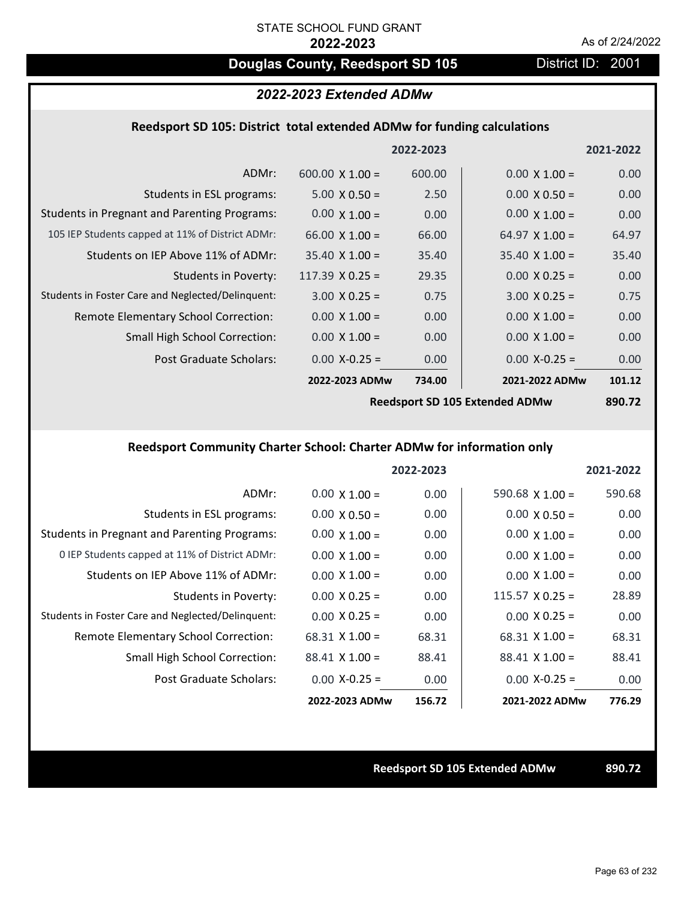STATE SCHOOL FUND GRANT

**2022-2023**

As of 2/24/2022

# Douglas County, Reedsport SD 105

District ID: 2001

## *2022-2023 Extended ADMw*

### Reedsport SD 105: District total extended ADMw for funding calculations

| | | 2022-2023 | | 2021-2022 |
|---|---|---|---|---|
| ADMr: | 600.00 X 1.00 = | 600.00 | 0.00 X 1.00 = | 0.00 |
| Students in ESL programs: | 5.00 X 0.50 = | 2.50 | 0.00 X 0.50 = | 0.00 |
| Students in Pregnant and Parenting Programs: | 0.00 X 1.00 = | 0.00 | 0.00 X 1.00 = | 0.00 |
| 105 IEP Students capped at 11% of District ADMr: | 66.00 X 1.00 = | 66.00 | 64.97 X 1.00 = | 64.97 |
| Students on IEP Above 11% of ADMr: | 35.40 X 1.00 = | 35.40 | 35.40 X 1.00 = | 35.40 |
| Students in Poverty: | 117.39 X 0.25 = | 29.35 | 0.00 X 0.25 = | 0.00 |
| Students in Foster Care and Neglected/Delinquent: | 3.00 X 0.25 = | 0.75 | 3.00 X 0.25 = | 0.75 |
| Remote Elementary School Correction: | 0.00 X 1.00 = | 0.00 | 0.00 X 1.00 = | 0.00 |
| Small High School Correction: | 0.00 X 1.00 = | 0.00 | 0.00 X 1.00 = | 0.00 |
| Post Graduate Scholars: | 0.00 X-0.25 = | 0.00 | 0.00 X-0.25 = | 0.00 |
| | **2022-2023 ADMw** | **734.00** | **2021-2022 ADMw** | **101.12** |
| | | | **Reedsport SD 105 Extended ADMw** | **890.72** |

### Reedsport Community Charter School: Charter ADMw for information only

| | | 2022-2023 | | 2021-2022 |
|---|---|---|---|---|
| ADMr: | 0.00 X 1.00 = | 0.00 | 590.68 X 1.00 = | 590.68 |
| Students in ESL programs: | 0.00 X 0.50 = | 0.00 | 0.00 X 0.50 = | 0.00 |
| Students in Pregnant and Parenting Programs: | 0.00 X 1.00 = | 0.00 | 0.00 X 1.00 = | 0.00 |
| 0 IEP Students capped at 11% of District ADMr: | 0.00 X 1.00 = | 0.00 | 0.00 X 1.00 = | 0.00 |
| Students on IEP Above 11% of ADMr: | 0.00 X 1.00 = | 0.00 | 0.00 X 1.00 = | 0.00 |
| Students in Poverty: | 0.00 X 0.25 = | 0.00 | 115.57 X 0.25 = | 28.89 |
| Students in Foster Care and Neglected/Delinquent: | 0.00 X 0.25 = | 0.00 | 0.00 X 0.25 = | 0.00 |
| Remote Elementary School Correction: | 68.31 X 1.00 = | 68.31 | 68.31 X 1.00 = | 68.31 |
| Small High School Correction: | 88.41 X 1.00 = | 88.41 | 88.41 X 1.00 = | 88.41 |
| Post Graduate Scholars: | 0.00 X-0.25 = | 0.00 | 0.00 X-0.25 = | 0.00 |
| | **2022-2023 ADMw** | **156.72** | **2021-2022 ADMw** | **776.29** |

**Reedsport SD 105 Extended ADMw** **890.72**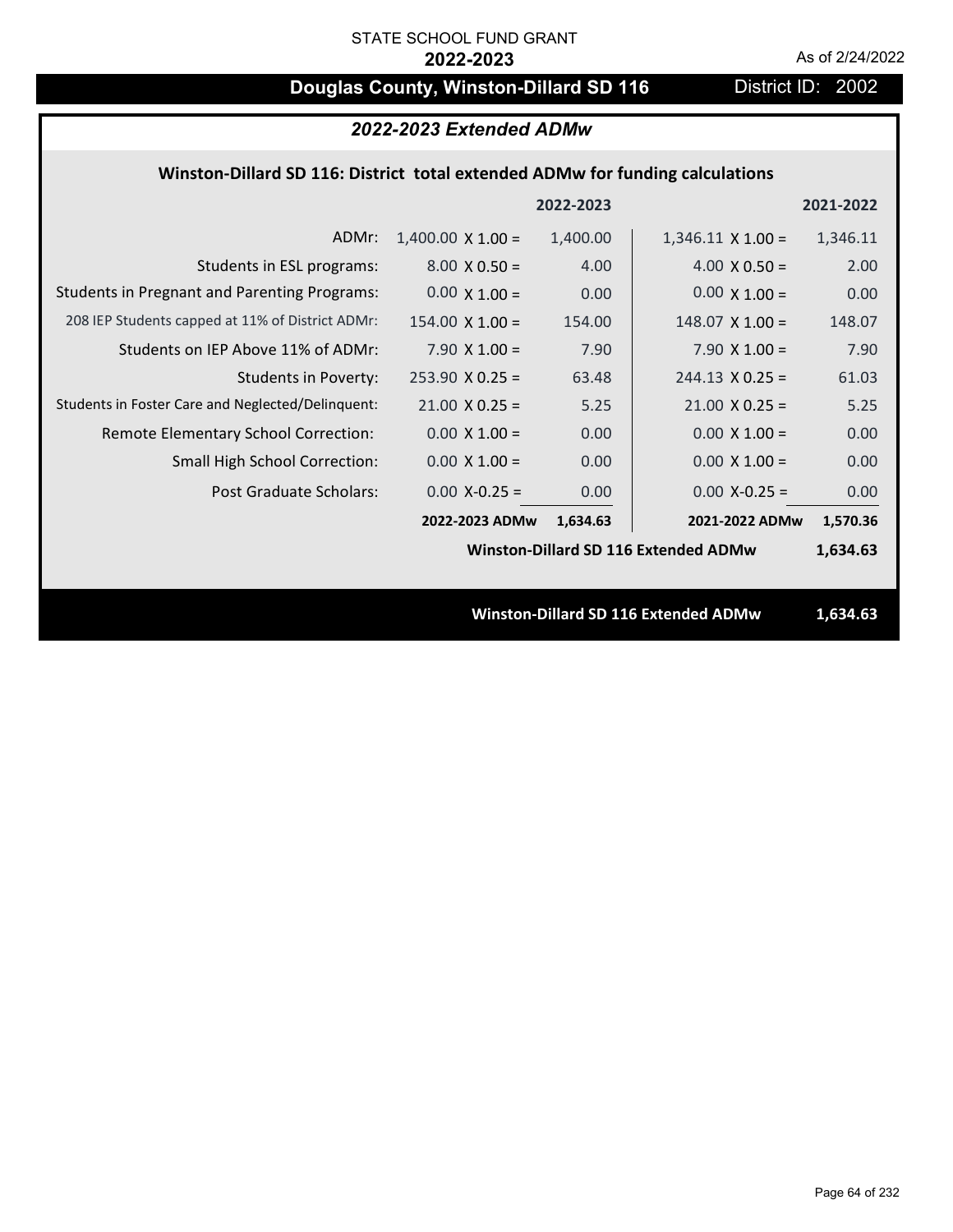STATE SCHOOL FUND GRANT

**2022-2023**

As of 2/24/2022

# Douglas County, Winston-Dillard SD 116

District ID: 2002

## *2022-2023 Extended ADMw*

### Winston-Dillard SD 116: District total extended ADMw for funding calculations

| | | 2022-2023 | | 2021-2022 |
|---|---|---|---|---|
| ADMr: | 1,400.00 X 1.00 = | 1,400.00 | 1,346.11 X 1.00 = | 1,346.11 |
| Students in ESL programs: | 8.00 X 0.50 = | 4.00 | 4.00 X 0.50 = | 2.00 |
| Students in Pregnant and Parenting Programs: | 0.00 X 1.00 = | 0.00 | 0.00 X 1.00 = | 0.00 |
| 208 IEP Students capped at 11% of District ADMr: | 154.00 X 1.00 = | 154.00 | 148.07 X 1.00 = | 148.07 |
| Students on IEP Above 11% of ADMr: | 7.90 X 1.00 = | 7.90 | 7.90 X 1.00 = | 7.90 |
| Students in Poverty: | 253.90 X 0.25 = | 63.48 | 244.13 X 0.25 = | 61.03 |
| Students in Foster Care and Neglected/Delinquent: | 21.00 X 0.25 = | 5.25 | 21.00 X 0.25 = | 5.25 |
| Remote Elementary School Correction: | 0.00 X 1.00 = | 0.00 | 0.00 X 1.00 = | 0.00 |
| Small High School Correction: | 0.00 X 1.00 = | 0.00 | 0.00 X 1.00 = | 0.00 |
| Post Graduate Scholars: | 0.00 X-0.25 = | 0.00 | 0.00 X-0.25 = | 0.00 |
| | **2022-2023 ADMw** | **1,634.63** | **2021-2022 ADMw** | **1,570.36** |

**Winston-Dillard SD 116 Extended ADMw** **1,634.63**

**Winston-Dillard SD 116 Extended ADMw** **1,634.63**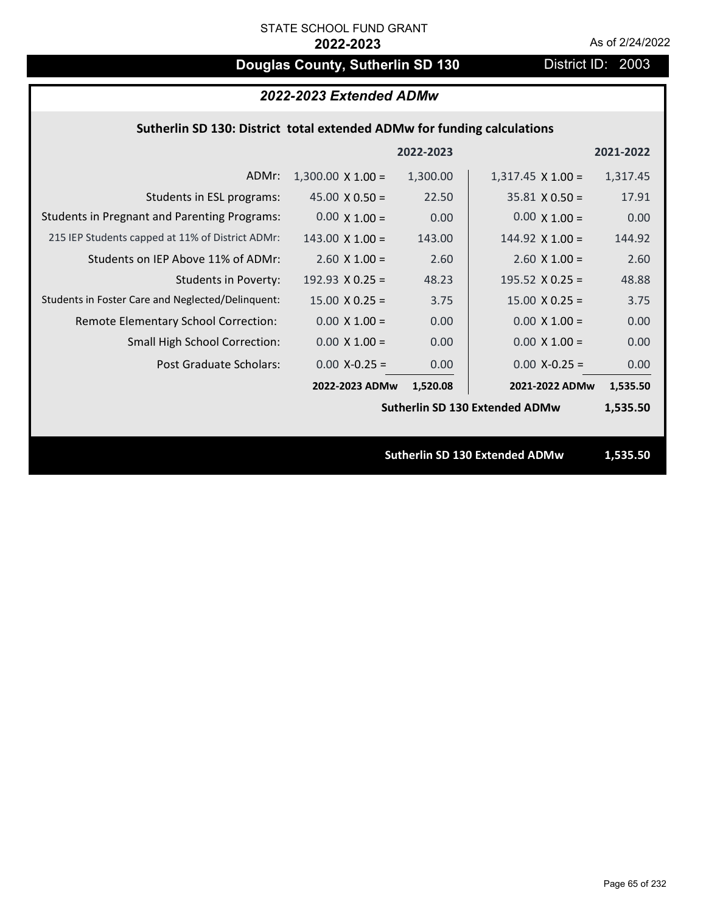STATE SCHOOL FUND GRANT

**2022-2023**

As of 2/24/2022

# Douglas County, Sutherlin SD 130

District ID: 2003

## *2022-2023 Extended ADMw*

### Sutherlin SD 130: District total extended ADMw for funding calculations

| | | 2022-2023 | | 2021-2022 |
|---|---|---|---|---|
| ADMr: | 1,300.00 X 1.00 = | 1,300.00 | 1,317.45 X 1.00 = | 1,317.45 |
| Students in ESL programs: | 45.00 X 0.50 = | 22.50 | 35.81 X 0.50 = | 17.91 |
| Students in Pregnant and Parenting Programs: | 0.00 X 1.00 = | 0.00 | 0.00 X 1.00 = | 0.00 |
| 215 IEP Students capped at 11% of District ADMr: | 143.00 X 1.00 = | 143.00 | 144.92 X 1.00 = | 144.92 |
| Students on IEP Above 11% of ADMr: | 2.60 X 1.00 = | 2.60 | 2.60 X 1.00 = | 2.60 |
| Students in Poverty: | 192.93 X 0.25 = | 48.23 | 195.52 X 0.25 = | 48.88 |
| Students in Foster Care and Neglected/Delinquent: | 15.00 X 0.25 = | 3.75 | 15.00 X 0.25 = | 3.75 |
| Remote Elementary School Correction: | 0.00 X 1.00 = | 0.00 | 0.00 X 1.00 = | 0.00 |
| Small High School Correction: | 0.00 X 1.00 = | 0.00 | 0.00 X 1.00 = | 0.00 |
| Post Graduate Scholars: | 0.00 X-0.25 = | 0.00 | 0.00 X-0.25 = | 0.00 |
| | **2022-2023 ADMw** | **1,520.08** | **2021-2022 ADMw** | **1,535.50** |
| | | | **Sutherlin SD 130 Extended ADMw** | **1,535.50** |

**Sutherlin SD 130 Extended ADMw 1,535.50**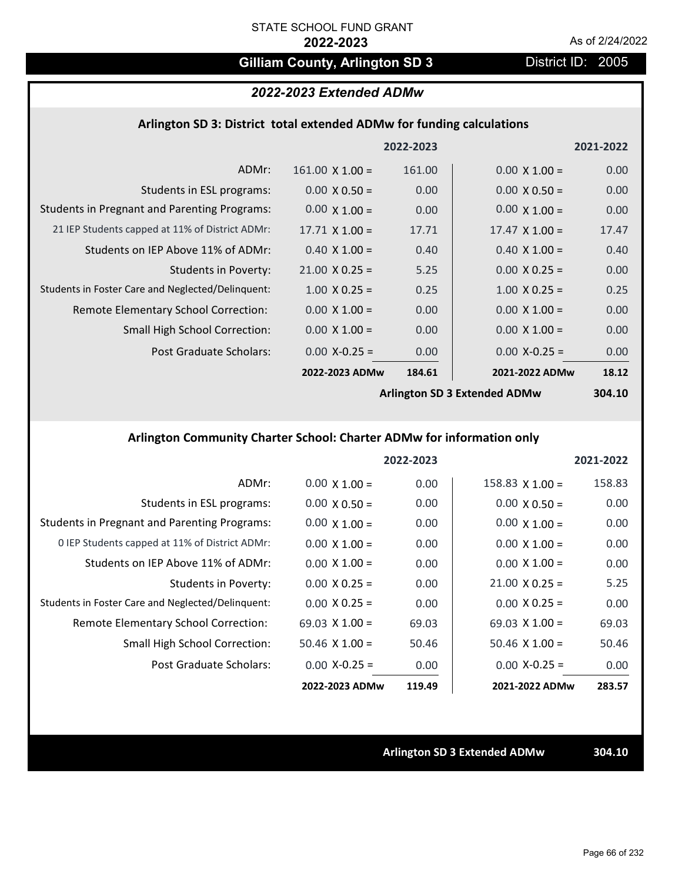STATE SCHOOL FUND GRANT

**2022-2023**

As of 2/24/2022

## Gilliam County, Arlington SD 3

District ID: 2005

### *2022-2023 Extended ADMw*

#### Arlington SD 3: District total extended ADMw for funding calculations

| | | 2022-2023 | | 2021-2022 |
|---|---|---|---|---|
| ADMr: | 161.00 X 1.00 = | 161.00 | 0.00 X 1.00 = | 0.00 |
| Students in ESL programs: | 0.00 X 0.50 = | 0.00 | 0.00 X 0.50 = | 0.00 |
| Students in Pregnant and Parenting Programs: | 0.00 X 1.00 = | 0.00 | 0.00 X 1.00 = | 0.00 |
| 21 IEP Students capped at 11% of District ADMr: | 17.71 X 1.00 = | 17.71 | 17.47 X 1.00 = | 17.47 |
| Students on IEP Above 11% of ADMr: | 0.40 X 1.00 = | 0.40 | 0.40 X 1.00 = | 0.40 |
| Students in Poverty: | 21.00 X 0.25 = | 5.25 | 0.00 X 0.25 = | 0.00 |
| Students in Foster Care and Neglected/Delinquent: | 1.00 X 0.25 = | 0.25 | 1.00 X 0.25 = | 0.25 |
| Remote Elementary School Correction: | 0.00 X 1.00 = | 0.00 | 0.00 X 1.00 = | 0.00 |
| Small High School Correction: | 0.00 X 1.00 = | 0.00 | 0.00 X 1.00 = | 0.00 |
| Post Graduate Scholars: | 0.00 X-0.25 = | 0.00 | 0.00 X-0.25 = | 0.00 |
| | **2022-2023 ADMw** | **184.61** | **2021-2022 ADMw** | **18.12** |
| | | | **Arlington SD 3 Extended ADMw** | **304.10** |

#### Arlington Community Charter School: Charter ADMw for information only

| | | 2022-2023 | | 2021-2022 |
|---|---|---|---|---|
| ADMr: | 0.00 X 1.00 = | 0.00 | 158.83 X 1.00 = | 158.83 |
| Students in ESL programs: | 0.00 X 0.50 = | 0.00 | 0.00 X 0.50 = | 0.00 |
| Students in Pregnant and Parenting Programs: | 0.00 X 1.00 = | 0.00 | 0.00 X 1.00 = | 0.00 |
| 0 IEP Students capped at 11% of District ADMr: | 0.00 X 1.00 = | 0.00 | 0.00 X 1.00 = | 0.00 |
| Students on IEP Above 11% of ADMr: | 0.00 X 1.00 = | 0.00 | 0.00 X 1.00 = | 0.00 |
| Students in Poverty: | 0.00 X 0.25 = | 0.00 | 21.00 X 0.25 = | 5.25 |
| Students in Foster Care and Neglected/Delinquent: | 0.00 X 0.25 = | 0.00 | 0.00 X 0.25 = | 0.00 |
| Remote Elementary School Correction: | 69.03 X 1.00 = | 69.03 | 69.03 X 1.00 = | 69.03 |
| Small High School Correction: | 50.46 X 1.00 = | 50.46 | 50.46 X 1.00 = | 50.46 |
| Post Graduate Scholars: | 0.00 X-0.25 = | 0.00 | 0.00 X-0.25 = | 0.00 |
| | **2022-2023 ADMw** | **119.49** | **2021-2022 ADMw** | **283.57** |

**Arlington SD 3 Extended ADMw** **304.10**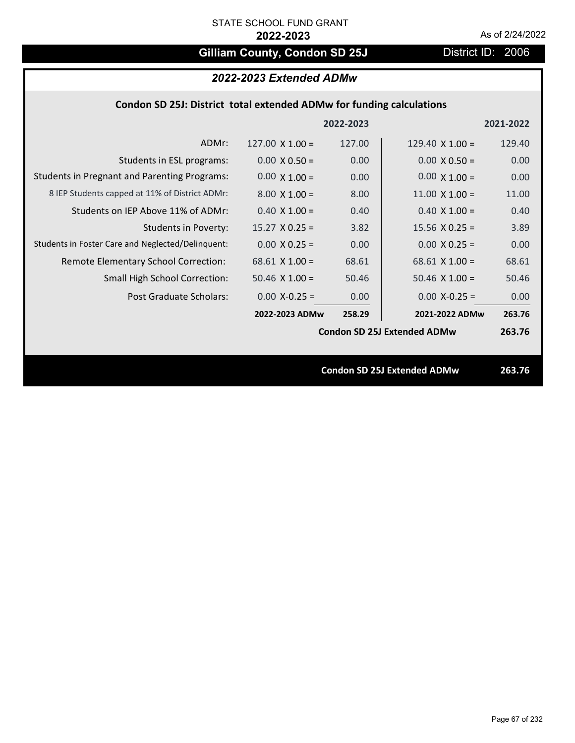STATE SCHOOL FUND GRANT

**2022-2023**

As of 2/24/2022

# Gilliam County, Condon SD 25J

District ID: 2006

## *2022-2023 Extended ADMw*

### Condon SD 25J: District total extended ADMw for funding calculations

| | 2022-2023 | | 2021-2022 | |
|---|---|---|---|---|
| ADMr: | 127.00 X 1.00 = | 127.00 | 129.40 X 1.00 = | 129.40 |
| Students in ESL programs: | 0.00 X 0.50 = | 0.00 | 0.00 X 0.50 = | 0.00 |
| Students in Pregnant and Parenting Programs: | 0.00 X 1.00 = | 0.00 | 0.00 X 1.00 = | 0.00 |
| 8 IEP Students capped at 11% of District ADMr: | 8.00 X 1.00 = | 8.00 | 11.00 X 1.00 = | 11.00 |
| Students on IEP Above 11% of ADMr: | 0.40 X 1.00 = | 0.40 | 0.40 X 1.00 = | 0.40 |
| Students in Poverty: | 15.27 X 0.25 = | 3.82 | 15.56 X 0.25 = | 3.89 |
| Students in Foster Care and Neglected/Delinquent: | 0.00 X 0.25 = | 0.00 | 0.00 X 0.25 = | 0.00 |
| Remote Elementary School Correction: | 68.61 X 1.00 = | 68.61 | 68.61 X 1.00 = | 68.61 |
| Small High School Correction: | 50.46 X 1.00 = | 50.46 | 50.46 X 1.00 = | 50.46 |
| Post Graduate Scholars: | 0.00 X-0.25 = | 0.00 | 0.00 X-0.25 = | 0.00 |
| | **2022-2023 ADMw** | **258.29** | **2021-2022 ADMw** | **263.76** |
| | | | **Condon SD 25J Extended ADMw** | **263.76** |

**Condon SD 25J Extended ADMw** **263.76**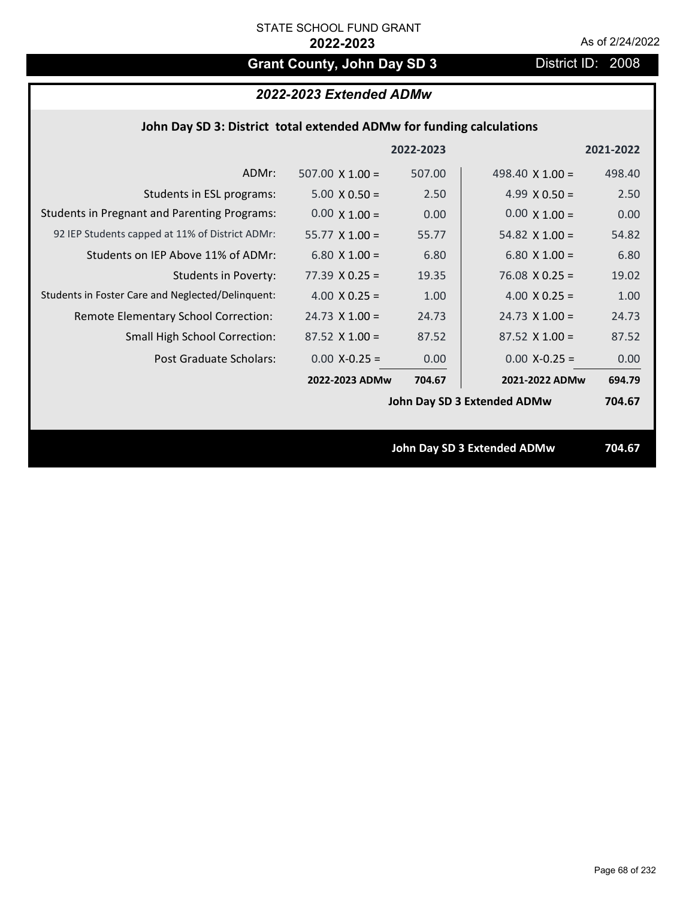STATE SCHOOL FUND GRANT

**2022-2023**

As of 2/24/2022

# Grant County, John Day SD 3

District ID: 2008

## *2022-2023 Extended ADMw*

### John Day SD 3: District total extended ADMw for funding calculations

| | | 2022-2023 | | 2021-2022 |
|---|---|---|---|---|
| ADMr: | 507.00 X 1.00 = | 507.00 | 498.40 X 1.00 = | 498.40 |
| Students in ESL programs: | 5.00 X 0.50 = | 2.50 | 4.99 X 0.50 = | 2.50 |
| Students in Pregnant and Parenting Programs: | 0.00 X 1.00 = | 0.00 | 0.00 X 1.00 = | 0.00 |
| 92 IEP Students capped at 11% of District ADMr: | 55.77 X 1.00 = | 55.77 | 54.82 X 1.00 = | 54.82 |
| Students on IEP Above 11% of ADMr: | 6.80 X 1.00 = | 6.80 | 6.80 X 1.00 = | 6.80 |
| Students in Poverty: | 77.39 X 0.25 = | 19.35 | 76.08 X 0.25 = | 19.02 |
| Students in Foster Care and Neglected/Delinquent: | 4.00 X 0.25 = | 1.00 | 4.00 X 0.25 = | 1.00 |
| Remote Elementary School Correction: | 24.73 X 1.00 = | 24.73 | 24.73 X 1.00 = | 24.73 |
| Small High School Correction: | 87.52 X 1.00 = | 87.52 | 87.52 X 1.00 = | 87.52 |
| Post Graduate Scholars: | 0.00 X-0.25 = | 0.00 | 0.00 X-0.25 = | 0.00 |
| | **2022-2023 ADMw** | **704.67** | **2021-2022 ADMw** | **694.79** |
| | | | **John Day SD 3 Extended ADMw** | **704.67** |

**John Day SD 3 Extended ADMw** **704.67**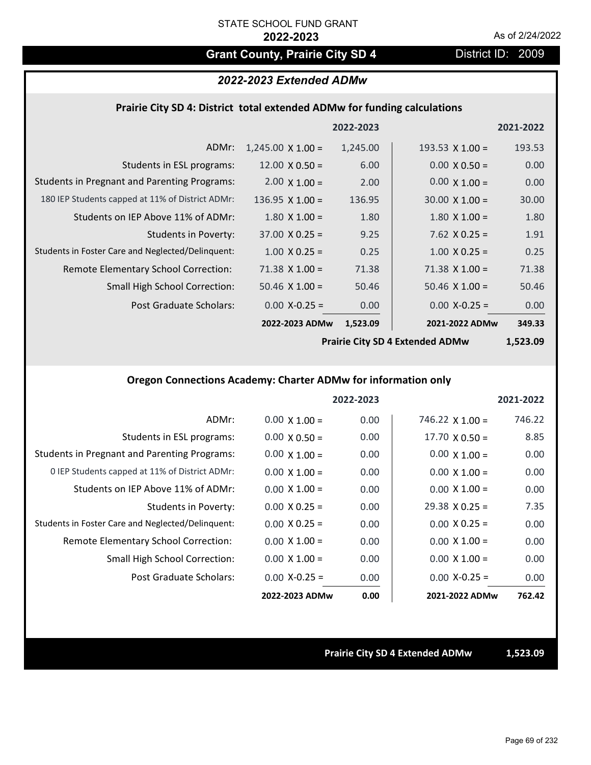STATE SCHOOL FUND GRANT

**2022-2023**

As of 2/24/2022

# Grant County, Prairie City SD 4

District ID: 2009

## *2022-2023 Extended ADMw*

### Prairie City SD 4: District total extended ADMw for funding calculations

| | | 2022-2023 | | 2021-2022 |
|---|---|---|---|---|
| ADMr: | 1,245.00 X 1.00 = | 1,245.00 | 193.53 X 1.00 = | 193.53 |
| Students in ESL programs: | 12.00 X 0.50 = | 6.00 | 0.00 X 0.50 = | 0.00 |
| Students in Pregnant and Parenting Programs: | 2.00 X 1.00 = | 2.00 | 0.00 X 1.00 = | 0.00 |
| 180 IEP Students capped at 11% of District ADMr: | 136.95 X 1.00 = | 136.95 | 30.00 X 1.00 = | 30.00 |
| Students on IEP Above 11% of ADMr: | 1.80 X 1.00 = | 1.80 | 1.80 X 1.00 = | 1.80 |
| Students in Poverty: | 37.00 X 0.25 = | 9.25 | 7.62 X 0.25 = | 1.91 |
| Students in Foster Care and Neglected/Delinquent: | 1.00 X 0.25 = | 0.25 | 1.00 X 0.25 = | 0.25 |
| Remote Elementary School Correction: | 71.38 X 1.00 = | 71.38 | 71.38 X 1.00 = | 71.38 |
| Small High School Correction: | 50.46 X 1.00 = | 50.46 | 50.46 X 1.00 = | 50.46 |
| Post Graduate Scholars: | 0.00 X-0.25 = | 0.00 | 0.00 X-0.25 = | 0.00 |
| | **2022-2023 ADMw** | **1,523.09** | **2021-2022 ADMw** | **349.33** |
| | | | **Prairie City SD 4 Extended ADMw** | **1,523.09** |

### Oregon Connections Academy: Charter ADMw for information only

| | | 2022-2023 | | 2021-2022 |
|---|---|---|---|---|
| ADMr: | 0.00 X 1.00 = | 0.00 | 746.22 X 1.00 = | 746.22 |
| Students in ESL programs: | 0.00 X 0.50 = | 0.00 | 17.70 X 0.50 = | 8.85 |
| Students in Pregnant and Parenting Programs: | 0.00 X 1.00 = | 0.00 | 0.00 X 1.00 = | 0.00 |
| 0 IEP Students capped at 11% of District ADMr: | 0.00 X 1.00 = | 0.00 | 0.00 X 1.00 = | 0.00 |
| Students on IEP Above 11% of ADMr: | 0.00 X 1.00 = | 0.00 | 0.00 X 1.00 = | 0.00 |
| Students in Poverty: | 0.00 X 0.25 = | 0.00 | 29.38 X 0.25 = | 7.35 |
| Students in Foster Care and Neglected/Delinquent: | 0.00 X 0.25 = | 0.00 | 0.00 X 0.25 = | 0.00 |
| Remote Elementary School Correction: | 0.00 X 1.00 = | 0.00 | 0.00 X 1.00 = | 0.00 |
| Small High School Correction: | 0.00 X 1.00 = | 0.00 | 0.00 X 1.00 = | 0.00 |
| Post Graduate Scholars: | 0.00 X-0.25 = | 0.00 | 0.00 X-0.25 = | 0.00 |
| | **2022-2023 ADMw** | **0.00** | **2021-2022 ADMw** | **762.42** |

**Prairie City SD 4 Extended ADMw 1,523.09**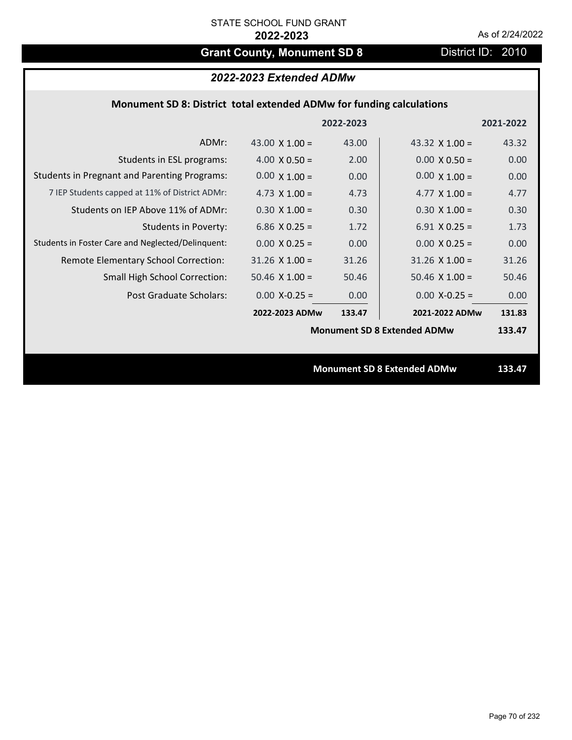STATE SCHOOL FUND GRANT

**2022-2023**

As of 2/24/2022

# Grant County, Monument SD 8

District ID: 2010

## *2022-2023 Extended ADMw*

### Monument SD 8: District total extended ADMw for funding calculations

| | | 2022-2023 | | 2021-2022 |
|---|---|---|---|---|
| ADMr: | 43.00 X 1.00 = | 43.00 | 43.32 X 1.00 = | 43.32 |
| Students in ESL programs: | 4.00 X 0.50 = | 2.00 | 0.00 X 0.50 = | 0.00 |
| Students in Pregnant and Parenting Programs: | 0.00 X 1.00 = | 0.00 | 0.00 X 1.00 = | 0.00 |
| 7 IEP Students capped at 11% of District ADMr: | 4.73 X 1.00 = | 4.73 | 4.77 X 1.00 = | 4.77 |
| Students on IEP Above 11% of ADMr: | 0.30 X 1.00 = | 0.30 | 0.30 X 1.00 = | 0.30 |
| Students in Poverty: | 6.86 X 0.25 = | 1.72 | 6.91 X 0.25 = | 1.73 |
| Students in Foster Care and Neglected/Delinquent: | 0.00 X 0.25 = | 0.00 | 0.00 X 0.25 = | 0.00 |
| Remote Elementary School Correction: | 31.26 X 1.00 = | 31.26 | 31.26 X 1.00 = | 31.26 |
| Small High School Correction: | 50.46 X 1.00 = | 50.46 | 50.46 X 1.00 = | 50.46 |
| Post Graduate Scholars: | 0.00 X-0.25 = | 0.00 | 0.00 X-0.25 = | 0.00 |
| | **2022-2023 ADMw** | **133.47** | **2021-2022 ADMw** | **131.83** |
| | | **Monument SD 8 Extended ADMw** | | **133.47** |

**Monument SD 8 Extended ADMw** **133.47**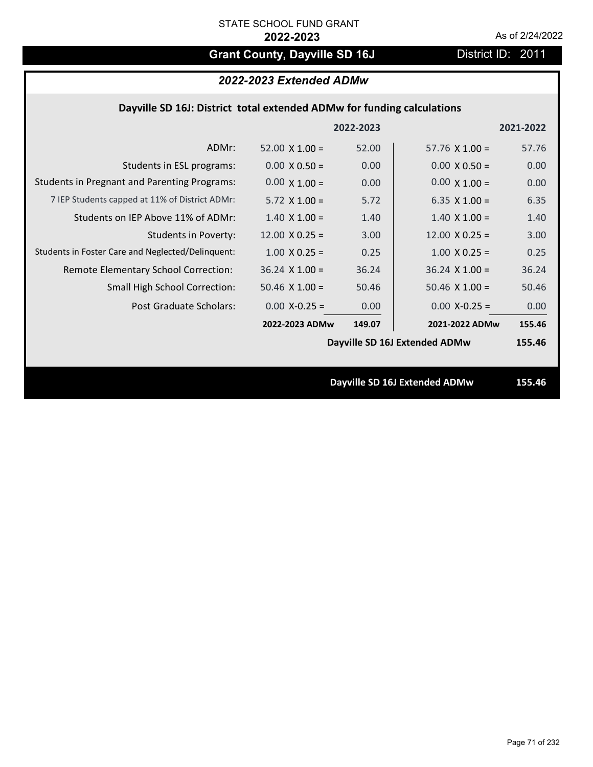STATE SCHOOL FUND GRANT

**2022-2023**

As of 2/24/2022

# Grant County, Dayville SD 16J

District ID: 2011

## *2022-2023 Extended ADMw*

### Dayville SD 16J: District total extended ADMw for funding calculations

| | | 2022-2023 | | 2021-2022 |
|---|---|---|---|---|
| ADMr: | 52.00 X 1.00 = | 52.00 | 57.76 X 1.00 = | 57.76 |
| Students in ESL programs: | 0.00 X 0.50 = | 0.00 | 0.00 X 0.50 = | 0.00 |
| Students in Pregnant and Parenting Programs: | 0.00 X 1.00 = | 0.00 | 0.00 X 1.00 = | 0.00 |
| 7 IEP Students capped at 11% of District ADMr: | 5.72 X 1.00 = | 5.72 | 6.35 X 1.00 = | 6.35 |
| Students on IEP Above 11% of ADMr: | 1.40 X 1.00 = | 1.40 | 1.40 X 1.00 = | 1.40 |
| Students in Poverty: | 12.00 X 0.25 = | 3.00 | 12.00 X 0.25 = | 3.00 |
| Students in Foster Care and Neglected/Delinquent: | 1.00 X 0.25 = | 0.25 | 1.00 X 0.25 = | 0.25 |
| Remote Elementary School Correction: | 36.24 X 1.00 = | 36.24 | 36.24 X 1.00 = | 36.24 |
| Small High School Correction: | 50.46 X 1.00 = | 50.46 | 50.46 X 1.00 = | 50.46 |
| Post Graduate Scholars: | 0.00 X-0.25 = | 0.00 | 0.00 X-0.25 = | 0.00 |
| | **2022-2023 ADMw** | **149.07** | **2021-2022 ADMw** | **155.46** |
| | | | **Dayville SD 16J Extended ADMw** | **155.46** |

**Dayville SD 16J Extended ADMw** **155.46**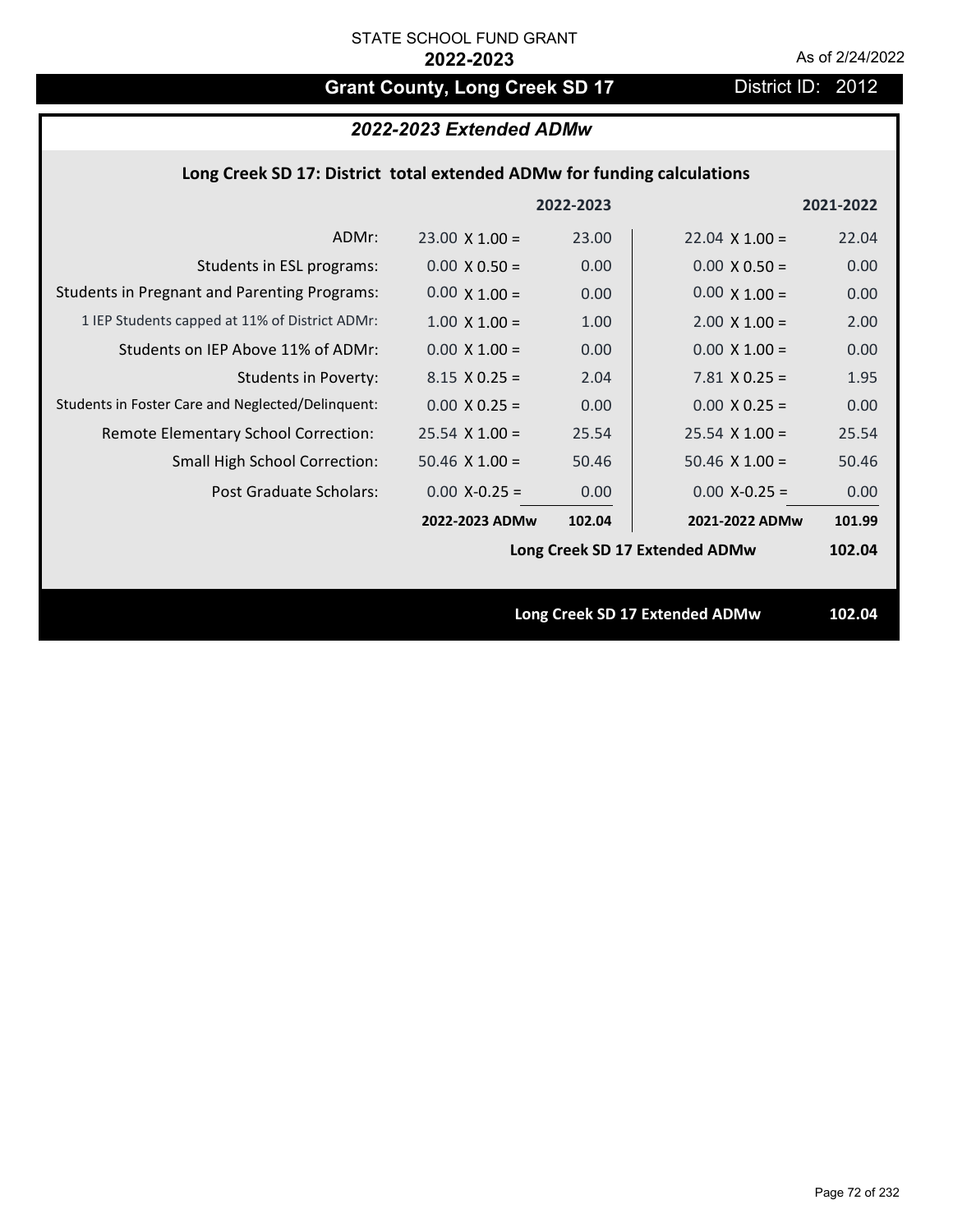STATE SCHOOL FUND GRANT

**2022-2023**

As of 2/24/2022

# Grant County, Long Creek SD 17

District ID: 2012

## *2022-2023 Extended ADMw*

### Long Creek SD 17: District total extended ADMw for funding calculations

| | | 2022-2023 | | 2021-2022 |
|---|---|---|---|---|
| ADMr: | 23.00 X 1.00 = | 23.00 | 22.04 X 1.00 = | 22.04 |
| Students in ESL programs: | 0.00 X 0.50 = | 0.00 | 0.00 X 0.50 = | 0.00 |
| Students in Pregnant and Parenting Programs: | 0.00 X 1.00 = | 0.00 | 0.00 X 1.00 = | 0.00 |
| 1 IEP Students capped at 11% of District ADMr: | 1.00 X 1.00 = | 1.00 | 2.00 X 1.00 = | 2.00 |
| Students on IEP Above 11% of ADMr: | 0.00 X 1.00 = | 0.00 | 0.00 X 1.00 = | 0.00 |
| Students in Poverty: | 8.15 X 0.25 = | 2.04 | 7.81 X 0.25 = | 1.95 |
| Students in Foster Care and Neglected/Delinquent: | 0.00 X 0.25 = | 0.00 | 0.00 X 0.25 = | 0.00 |
| Remote Elementary School Correction: | 25.54 X 1.00 = | 25.54 | 25.54 X 1.00 = | 25.54 |
| Small High School Correction: | 50.46 X 1.00 = | 50.46 | 50.46 X 1.00 = | 50.46 |
| Post Graduate Scholars: | 0.00 X-0.25 = | 0.00 | 0.00 X-0.25 = | 0.00 |
| | **2022-2023 ADMw** | **102.04** | **2021-2022 ADMw** | **101.99** |
| | | | **Long Creek SD 17 Extended ADMw** | **102.04** |

**Long Creek SD 17 Extended ADMw** **102.04**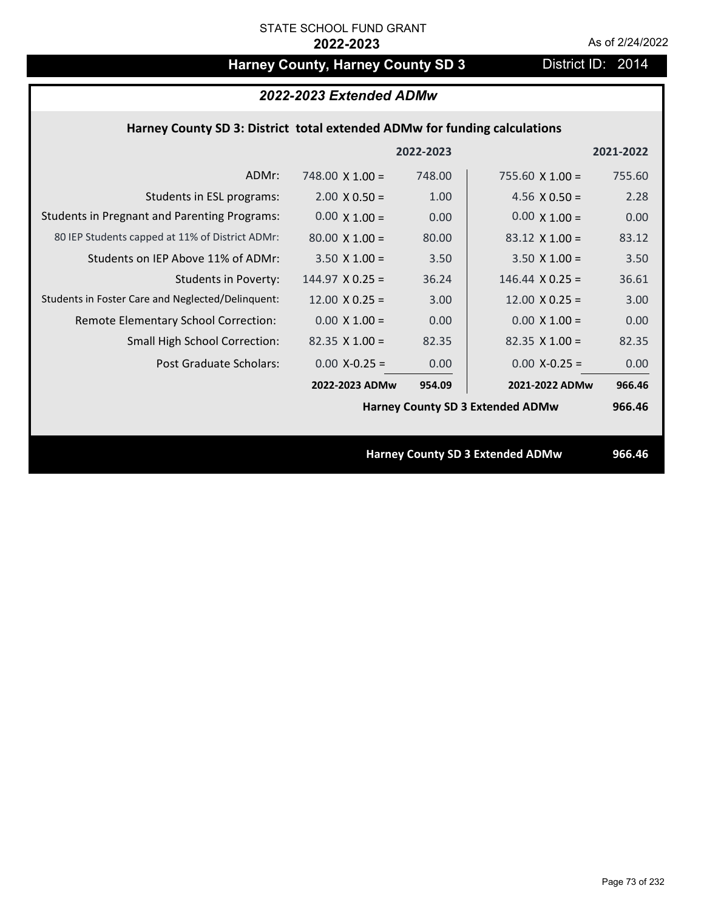STATE SCHOOL FUND GRANT

**2022-2023**

As of 2/24/2022

# Harney County, Harney County SD 3

District ID: 2014

## *2022-2023 Extended ADMw*

### Harney County SD 3: District total extended ADMw for funding calculations

| | | 2022-2023 | | 2021-2022 |
|---|---|---|---|---|
| ADMr: | 748.00 X 1.00 = | 748.00 | 755.60 X 1.00 = | 755.60 |
| Students in ESL programs: | 2.00 X 0.50 = | 1.00 | 4.56 X 0.50 = | 2.28 |
| Students in Pregnant and Parenting Programs: | 0.00 X 1.00 = | 0.00 | 0.00 X 1.00 = | 0.00 |
| 80 IEP Students capped at 11% of District ADMr: | 80.00 X 1.00 = | 80.00 | 83.12 X 1.00 = | 83.12 |
| Students on IEP Above 11% of ADMr: | 3.50 X 1.00 = | 3.50 | 3.50 X 1.00 = | 3.50 |
| Students in Poverty: | 144.97 X 0.25 = | 36.24 | 146.44 X 0.25 = | 36.61 |
| Students in Foster Care and Neglected/Delinquent: | 12.00 X 0.25 = | 3.00 | 12.00 X 0.25 = | 3.00 |
| Remote Elementary School Correction: | 0.00 X 1.00 = | 0.00 | 0.00 X 1.00 = | 0.00 |
| Small High School Correction: | 82.35 X 1.00 = | 82.35 | 82.35 X 1.00 = | 82.35 |
| Post Graduate Scholars: | 0.00 X-0.25 = | 0.00 | 0.00 X-0.25 = | 0.00 |
| | **2022-2023 ADMw** | **954.09** | **2021-2022 ADMw** | **966.46** |
| | | | **Harney County SD 3 Extended ADMw** | **966.46** |

**Harney County SD 3 Extended ADMw** **966.46**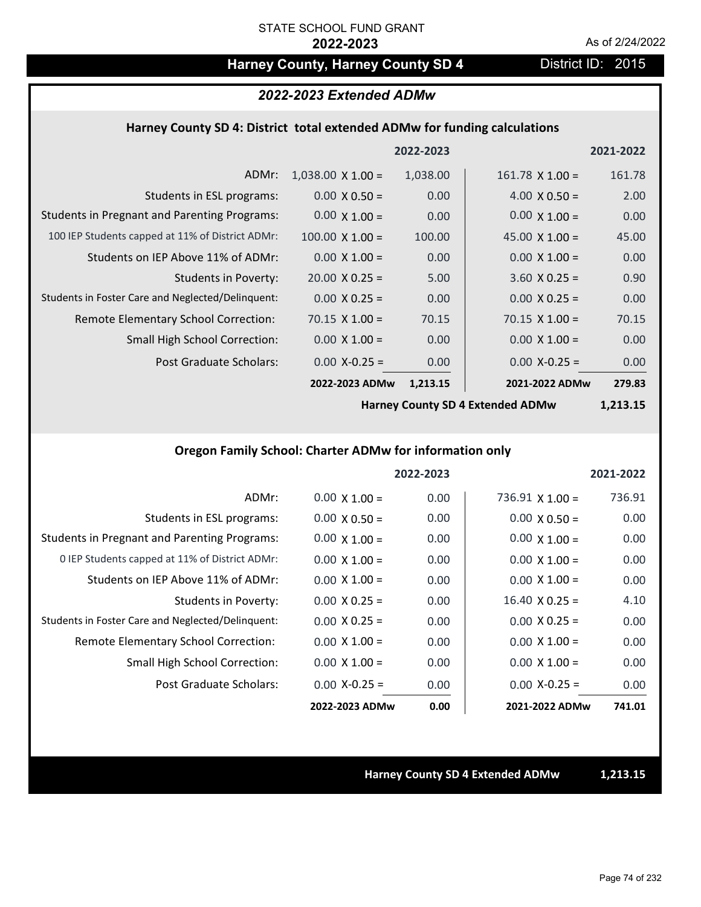STATE SCHOOL FUND GRANT

**2022-2023**

As of 2/24/2022

## Harney County, Harney County SD 4

District ID: 2015

### *2022-2023 Extended ADMw*

#### Harney County SD 4: District total extended ADMw for funding calculations

| | 2022-2023 | | 2021-2022 | |
|---|---|---|---|---|
| ADMr: | 1,038.00 X 1.00 = | 1,038.00 | 161.78 X 1.00 = | 161.78 |
| Students in ESL programs: | 0.00 X 0.50 = | 0.00 | 4.00 X 0.50 = | 2.00 |
| Students in Pregnant and Parenting Programs: | 0.00 X 1.00 = | 0.00 | 0.00 X 1.00 = | 0.00 |
| 100 IEP Students capped at 11% of District ADMr: | 100.00 X 1.00 = | 100.00 | 45.00 X 1.00 = | 45.00 |
| Students on IEP Above 11% of ADMr: | 0.00 X 1.00 = | 0.00 | 0.00 X 1.00 = | 0.00 |
| Students in Poverty: | 20.00 X 0.25 = | 5.00 | 3.60 X 0.25 = | 0.90 |
| Students in Foster Care and Neglected/Delinquent: | 0.00 X 0.25 = | 0.00 | 0.00 X 0.25 = | 0.00 |
| Remote Elementary School Correction: | 70.15 X 1.00 = | 70.15 | 70.15 X 1.00 = | 70.15 |
| Small High School Correction: | 0.00 X 1.00 = | 0.00 | 0.00 X 1.00 = | 0.00 |
| Post Graduate Scholars: | 0.00 X-0.25 = | 0.00 | 0.00 X-0.25 = | 0.00 |
| | **2022-2023 ADMw** | **1,213.15** | **2021-2022 ADMw** | **279.83** |
| | | | **Harney County SD 4 Extended ADMw** | **1,213.15** |

#### Oregon Family School: Charter ADMw for information only

| | 2022-2023 | | 2021-2022 | |
|---|---|---|---|---|
| ADMr: | 0.00 X 1.00 = | 0.00 | 736.91 X 1.00 = | 736.91 |
| Students in ESL programs: | 0.00 X 0.50 = | 0.00 | 0.00 X 0.50 = | 0.00 |
| Students in Pregnant and Parenting Programs: | 0.00 X 1.00 = | 0.00 | 0.00 X 1.00 = | 0.00 |
| 0 IEP Students capped at 11% of District ADMr: | 0.00 X 1.00 = | 0.00 | 0.00 X 1.00 = | 0.00 |
| Students on IEP Above 11% of ADMr: | 0.00 X 1.00 = | 0.00 | 0.00 X 1.00 = | 0.00 |
| Students in Poverty: | 0.00 X 0.25 = | 0.00 | 16.40 X 0.25 = | 4.10 |
| Students in Foster Care and Neglected/Delinquent: | 0.00 X 0.25 = | 0.00 | 0.00 X 0.25 = | 0.00 |
| Remote Elementary School Correction: | 0.00 X 1.00 = | 0.00 | 0.00 X 1.00 = | 0.00 |
| Small High School Correction: | 0.00 X 1.00 = | 0.00 | 0.00 X 1.00 = | 0.00 |
| Post Graduate Scholars: | 0.00 X-0.25 = | 0.00 | 0.00 X-0.25 = | 0.00 |
| | **2022-2023 ADMw** | **0.00** | **2021-2022 ADMw** | **741.01** |

**Harney County SD 4 Extended ADMw** **1,213.15**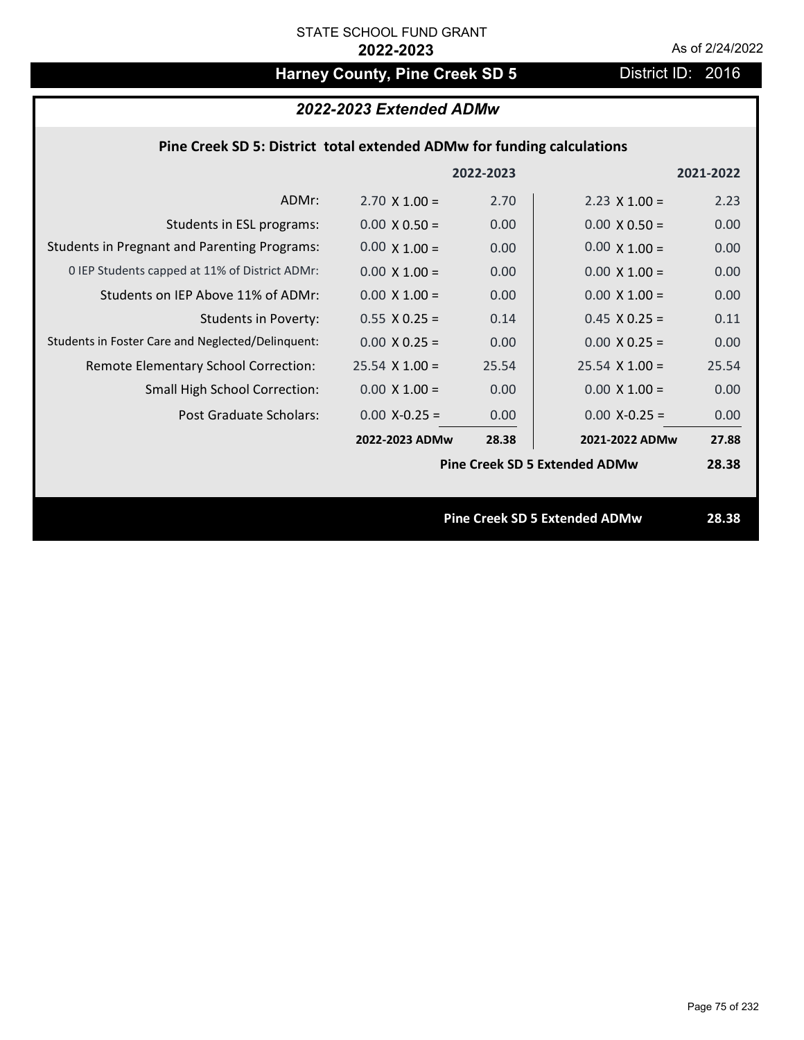STATE SCHOOL FUND GRANT

**2022-2023**

As of 2/24/2022

# Harney County, Pine Creek SD 5

District ID: 2016

## *2022-2023 Extended ADMw*

### Pine Creek SD 5: District total extended ADMw for funding calculations

| | 2022-2023 | | 2021-2022 | |
|---|---|---|---|---|
| ADMr: | 2.70 X 1.00 = | 2.70 | 2.23 X 1.00 = | 2.23 |
| Students in ESL programs: | 0.00 X 0.50 = | 0.00 | 0.00 X 0.50 = | 0.00 |
| Students in Pregnant and Parenting Programs: | 0.00 X 1.00 = | 0.00 | 0.00 X 1.00 = | 0.00 |
| 0 IEP Students capped at 11% of District ADMr: | 0.00 X 1.00 = | 0.00 | 0.00 X 1.00 = | 0.00 |
| Students on IEP Above 11% of ADMr: | 0.00 X 1.00 = | 0.00 | 0.00 X 1.00 = | 0.00 |
| Students in Poverty: | 0.55 X 0.25 = | 0.14 | 0.45 X 0.25 = | 0.11 |
| Students in Foster Care and Neglected/Delinquent: | 0.00 X 0.25 = | 0.00 | 0.00 X 0.25 = | 0.00 |
| Remote Elementary School Correction: | 25.54 X 1.00 = | 25.54 | 25.54 X 1.00 = | 25.54 |
| Small High School Correction: | 0.00 X 1.00 = | 0.00 | 0.00 X 1.00 = | 0.00 |
| Post Graduate Scholars: | 0.00 X-0.25 = | 0.00 | 0.00 X-0.25 = | 0.00 |
| | **2022-2023 ADMw** | **28.38** | **2021-2022 ADMw** | **27.88** |
| | | | **Pine Creek SD 5 Extended ADMw** | **28.38** |

**Pine Creek SD 5 Extended ADMw** **28.38**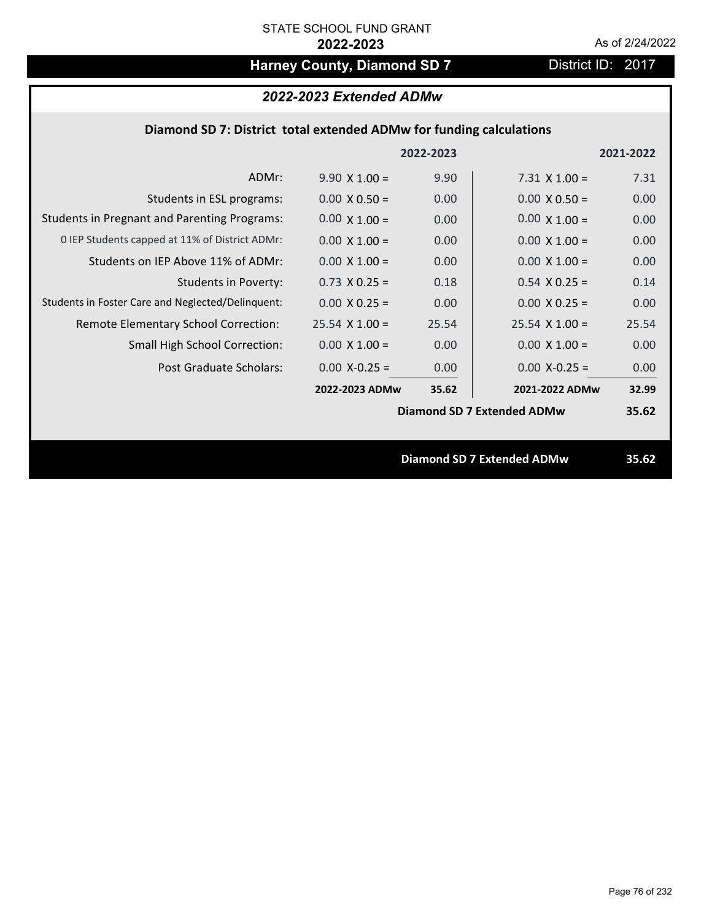STATE SCHOOL FUND GRANT

**2022-2023**

As of 2/24/2022

# Harney County, Diamond SD 7

District ID: 2017

## *2022-2023 Extended ADMw*

### Diamond SD 7: District total extended ADMw for funding calculations

| | | 2022-2023 | | 2021-2022 |
|---|---|---|---|---|
| ADMr: | 9.90 X 1.00 = | 9.90 | 7.31 X 1.00 = | 7.31 |
| Students in ESL programs: | 0.00 X 0.50 = | 0.00 | 0.00 X 0.50 = | 0.00 |
| Students in Pregnant and Parenting Programs: | 0.00 X 1.00 = | 0.00 | 0.00 X 1.00 = | 0.00 |
| 0 IEP Students capped at 11% of District ADMr: | 0.00 X 1.00 = | 0.00 | 0.00 X 1.00 = | 0.00 |
| Students on IEP Above 11% of ADMr: | 0.00 X 1.00 = | 0.00 | 0.00 X 1.00 = | 0.00 |
| Students in Poverty: | 0.73 X 0.25 = | 0.18 | 0.54 X 0.25 = | 0.14 |
| Students in Foster Care and Neglected/Delinquent: | 0.00 X 0.25 = | 0.00 | 0.00 X 0.25 = | 0.00 |
| Remote Elementary School Correction: | 25.54 X 1.00 = | 25.54 | 25.54 X 1.00 = | 25.54 |
| Small High School Correction: | 0.00 X 1.00 = | 0.00 | 0.00 X 1.00 = | 0.00 |
| Post Graduate Scholars: | 0.00 X-0.25 = | 0.00 | 0.00 X-0.25 = | 0.00 |
| | **2022-2023 ADMw** | **35.62** | **2021-2022 ADMw** | **32.99** |
| | | | **Diamond SD 7 Extended ADMw** | **35.62** |

**Diamond SD 7 Extended ADMw** **35.62**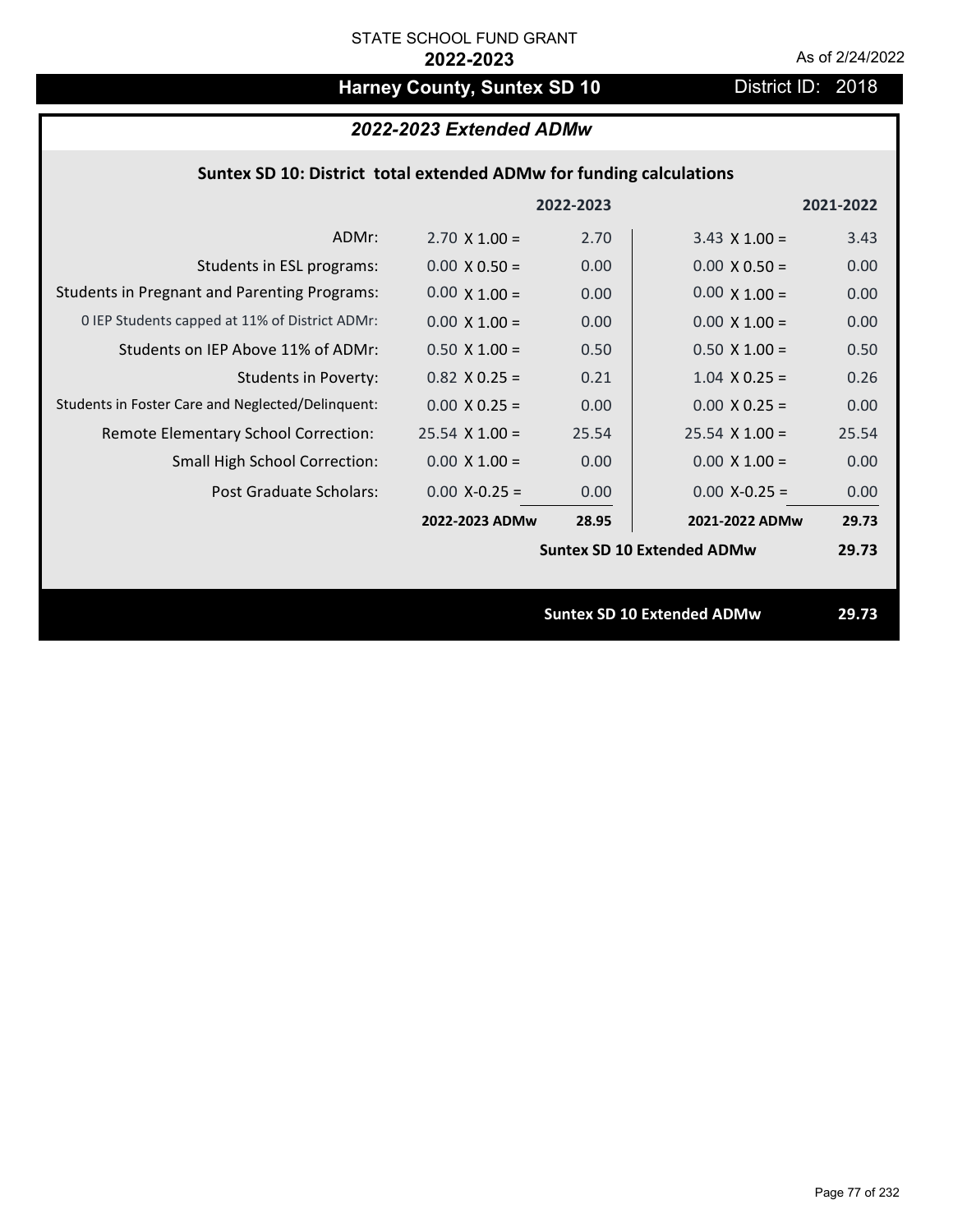STATE SCHOOL FUND GRANT

**2022-2023**

As of 2/24/2022

# Harney County, Suntex SD 10

District ID: 2018

## *2022-2023 Extended ADMw*

### Suntex SD 10: District total extended ADMw for funding calculations

| | 2022-2023 | | 2021-2022 | |
|---|---|---|---|---|
| ADMr: | 2.70 X 1.00 = | 2.70 | 3.43 X 1.00 = | 3.43 |
| Students in ESL programs: | 0.00 X 0.50 = | 0.00 | 0.00 X 0.50 = | 0.00 |
| Students in Pregnant and Parenting Programs: | 0.00 X 1.00 = | 0.00 | 0.00 X 1.00 = | 0.00 |
| 0 IEP Students capped at 11% of District ADMr: | 0.00 X 1.00 = | 0.00 | 0.00 X 1.00 = | 0.00 |
| Students on IEP Above 11% of ADMr: | 0.50 X 1.00 = | 0.50 | 0.50 X 1.00 = | 0.50 |
| Students in Poverty: | 0.82 X 0.25 = | 0.21 | 1.04 X 0.25 = | 0.26 |
| Students in Foster Care and Neglected/Delinquent: | 0.00 X 0.25 = | 0.00 | 0.00 X 0.25 = | 0.00 |
| Remote Elementary School Correction: | 25.54 X 1.00 = | 25.54 | 25.54 X 1.00 = | 25.54 |
| Small High School Correction: | 0.00 X 1.00 = | 0.00 | 0.00 X 1.00 = | 0.00 |
| Post Graduate Scholars: | 0.00 X-0.25 = | 0.00 | 0.00 X-0.25 = | 0.00 |
| | **2022-2023 ADMw** | **28.95** | **2021-2022 ADMw** | **29.73** |
| | | | **Suntex SD 10 Extended ADMw** | **29.73** |

**Suntex SD 10 Extended ADMw** **29.73**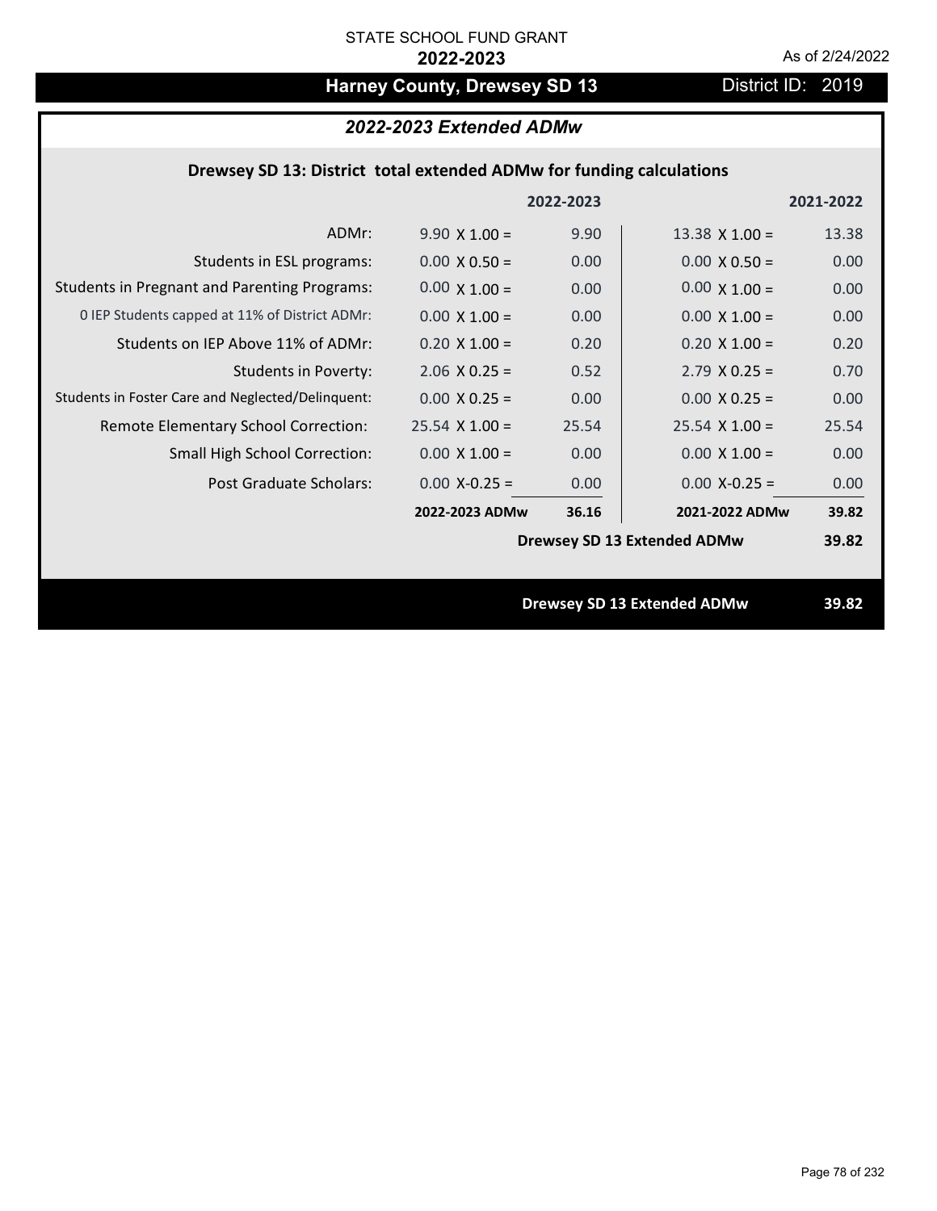STATE SCHOOL FUND GRANT

**2022-2023**

As of 2/24/2022

# Harney County, Drewsey SD 13

District ID: 2019

## *2022-2023 Extended ADMw*

### Drewsey SD 13: District total extended ADMw for funding calculations

| | | 2022-2023 | | 2021-2022 |
|---|---|---|---|---|
| ADMr: | 9.90 X 1.00 = | 9.90 | 13.38 X 1.00 = | 13.38 |
| Students in ESL programs: | 0.00 X 0.50 = | 0.00 | 0.00 X 0.50 = | 0.00 |
| Students in Pregnant and Parenting Programs: | 0.00 X 1.00 = | 0.00 | 0.00 X 1.00 = | 0.00 |
| 0 IEP Students capped at 11% of District ADMr: | 0.00 X 1.00 = | 0.00 | 0.00 X 1.00 = | 0.00 |
| Students on IEP Above 11% of ADMr: | 0.20 X 1.00 = | 0.20 | 0.20 X 1.00 = | 0.20 |
| Students in Poverty: | 2.06 X 0.25 = | 0.52 | 2.79 X 0.25 = | 0.70 |
| Students in Foster Care and Neglected/Delinquent: | 0.00 X 0.25 = | 0.00 | 0.00 X 0.25 = | 0.00 |
| Remote Elementary School Correction: | 25.54 X 1.00 = | 25.54 | 25.54 X 1.00 = | 25.54 |
| Small High School Correction: | 0.00 X 1.00 = | 0.00 | 0.00 X 1.00 = | 0.00 |
| Post Graduate Scholars: | 0.00 X-0.25 = | 0.00 | 0.00 X-0.25 = | 0.00 |
| | **2022-2023 ADMw** | **36.16** | **2021-2022 ADMw** | **39.82** |
| | | | **Drewsey SD 13 Extended ADMw** | **39.82** |

**Drewsey SD 13 Extended ADMw** **39.82**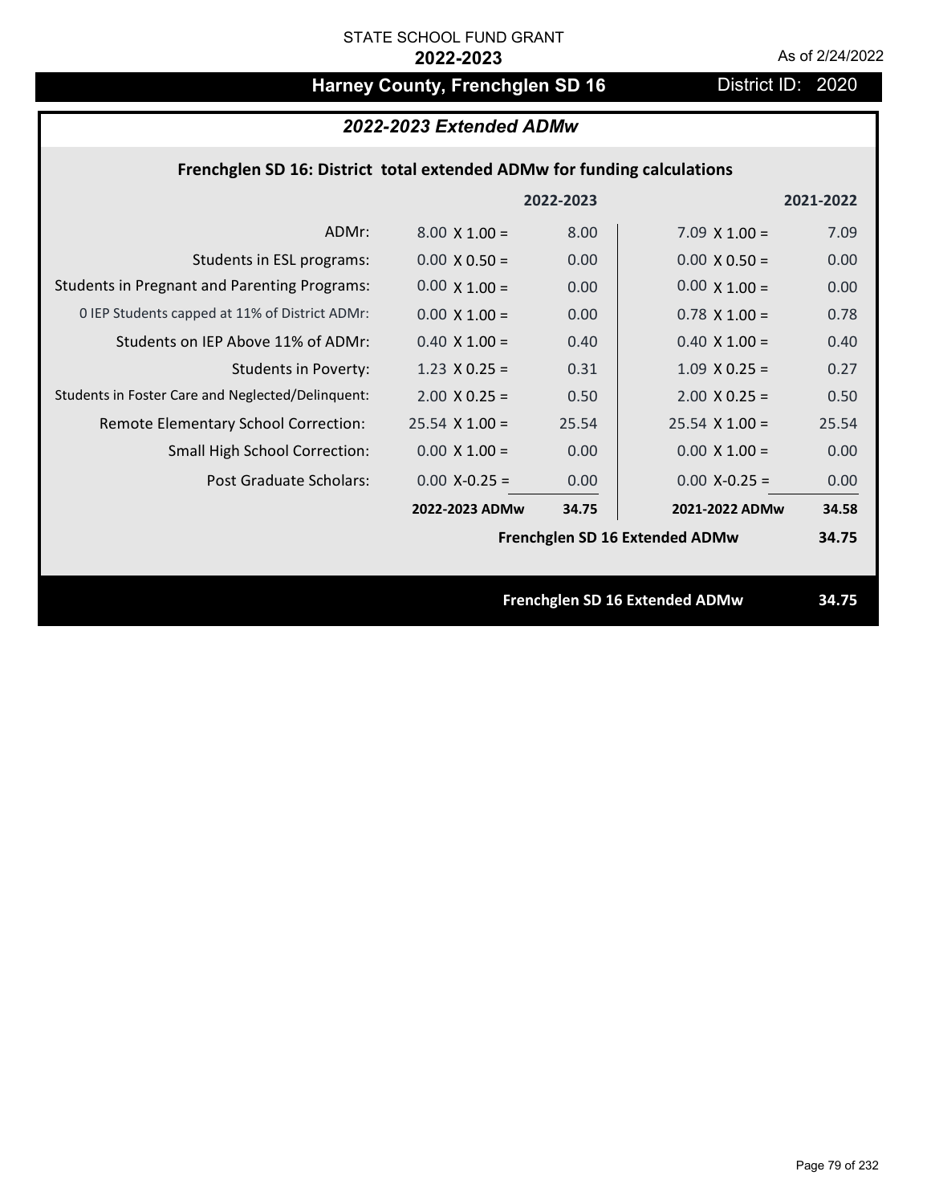STATE SCHOOL FUND GRANT

**2022-2023**

As of 2/24/2022

# Harney County, Frenchglen SD 16

District ID: 2020

## *2022-2023 Extended ADMw*

### Frenchglen SD 16: District total extended ADMw for funding calculations

| | 2022-2023 | | 2021-2022 | |
|---|---|---|---|---|
| ADMr: | 8.00 X 1.00 = | 8.00 | 7.09 X 1.00 = | 7.09 |
| Students in ESL programs: | 0.00 X 0.50 = | 0.00 | 0.00 X 0.50 = | 0.00 |
| Students in Pregnant and Parenting Programs: | 0.00 X 1.00 = | 0.00 | 0.00 X 1.00 = | 0.00 |
| 0 IEP Students capped at 11% of District ADMr: | 0.00 X 1.00 = | 0.00 | 0.78 X 1.00 = | 0.78 |
| Students on IEP Above 11% of ADMr: | 0.40 X 1.00 = | 0.40 | 0.40 X 1.00 = | 0.40 |
| Students in Poverty: | 1.23 X 0.25 = | 0.31 | 1.09 X 0.25 = | 0.27 |
| Students in Foster Care and Neglected/Delinquent: | 2.00 X 0.25 = | 0.50 | 2.00 X 0.25 = | 0.50 |
| Remote Elementary School Correction: | 25.54 X 1.00 = | 25.54 | 25.54 X 1.00 = | 25.54 |
| Small High School Correction: | 0.00 X 1.00 = | 0.00 | 0.00 X 1.00 = | 0.00 |
| Post Graduate Scholars: | 0.00 X-0.25 = | 0.00 | 0.00 X-0.25 = | 0.00 |
| | **2022-2023 ADMw** | **34.75** | **2021-2022 ADMw** | **34.58** |
| | | | **Frenchglen SD 16 Extended ADMw** | **34.75** |

**Frenchglen SD 16 Extended ADMw 34.75**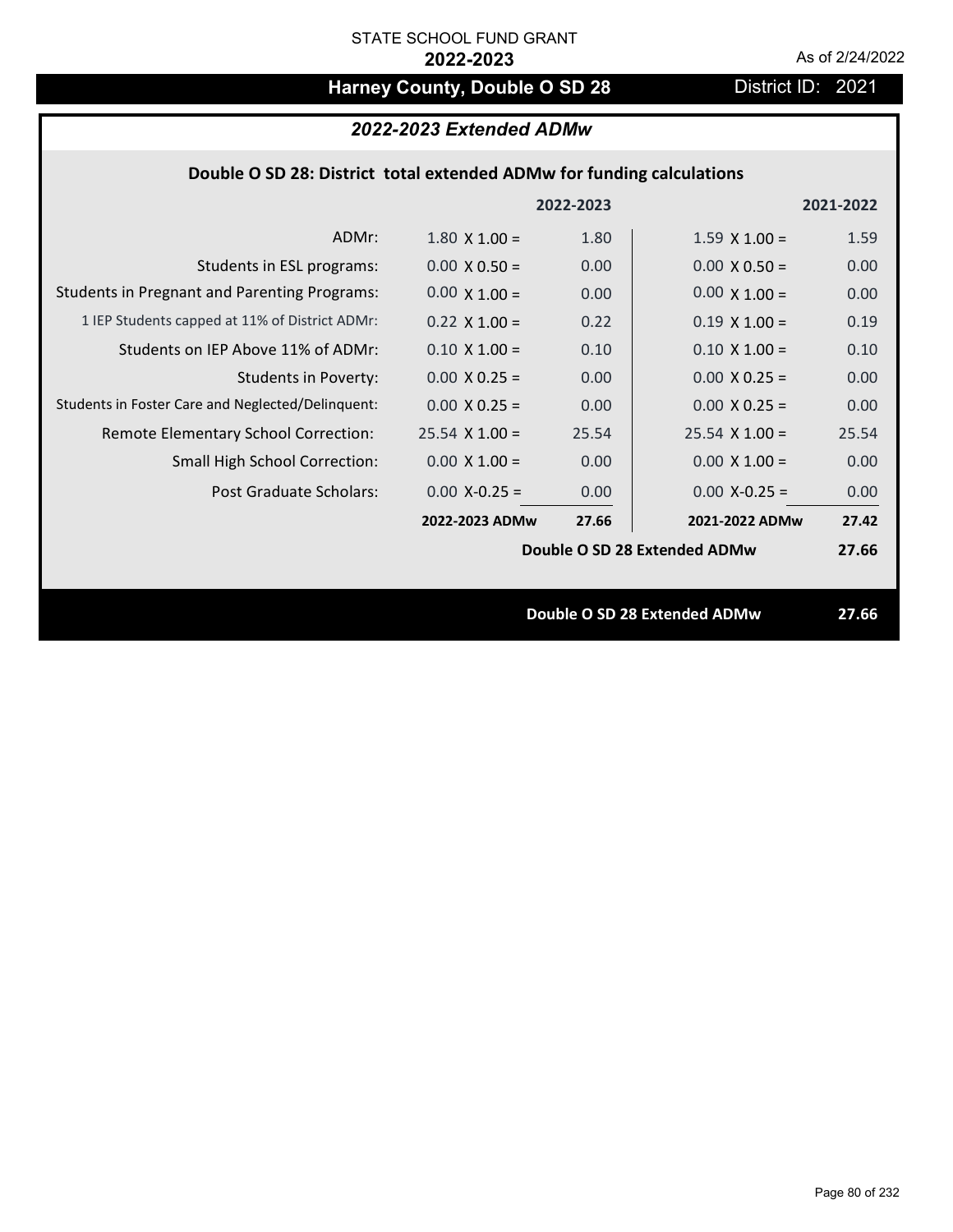STATE SCHOOL FUND GRANT

**2022-2023**

As of 2/24/2022

# Harney County, Double O SD 28

District ID: 2021

## *2022-2023 Extended ADMw*

### Double O SD 28: District total extended ADMw for funding calculations

| | 2022-2023 | | 2021-2022 | |
|---|---|---|---|---|
| ADMr: | 1.80 X 1.00 = | 1.80 | 1.59 X 1.00 = | 1.59 |
| Students in ESL programs: | 0.00 X 0.50 = | 0.00 | 0.00 X 0.50 = | 0.00 |
| Students in Pregnant and Parenting Programs: | 0.00 X 1.00 = | 0.00 | 0.00 X 1.00 = | 0.00 |
| 1 IEP Students capped at 11% of District ADMr: | 0.22 X 1.00 = | 0.22 | 0.19 X 1.00 = | 0.19 |
| Students on IEP Above 11% of ADMr: | 0.10 X 1.00 = | 0.10 | 0.10 X 1.00 = | 0.10 |
| Students in Poverty: | 0.00 X 0.25 = | 0.00 | 0.00 X 0.25 = | 0.00 |
| Students in Foster Care and Neglected/Delinquent: | 0.00 X 0.25 = | 0.00 | 0.00 X 0.25 = | 0.00 |
| Remote Elementary School Correction: | 25.54 X 1.00 = | 25.54 | 25.54 X 1.00 = | 25.54 |
| Small High School Correction: | 0.00 X 1.00 = | 0.00 | 0.00 X 1.00 = | 0.00 |
| Post Graduate Scholars: | 0.00 X-0.25 = | 0.00 | 0.00 X-0.25 = | 0.00 |
| | **2022-2023 ADMw** | **27.66** | **2021-2022 ADMw** | **27.42** |
| | | | **Double O SD 28 Extended ADMw** | **27.66** |

**Double O SD 28 Extended ADMw 27.66**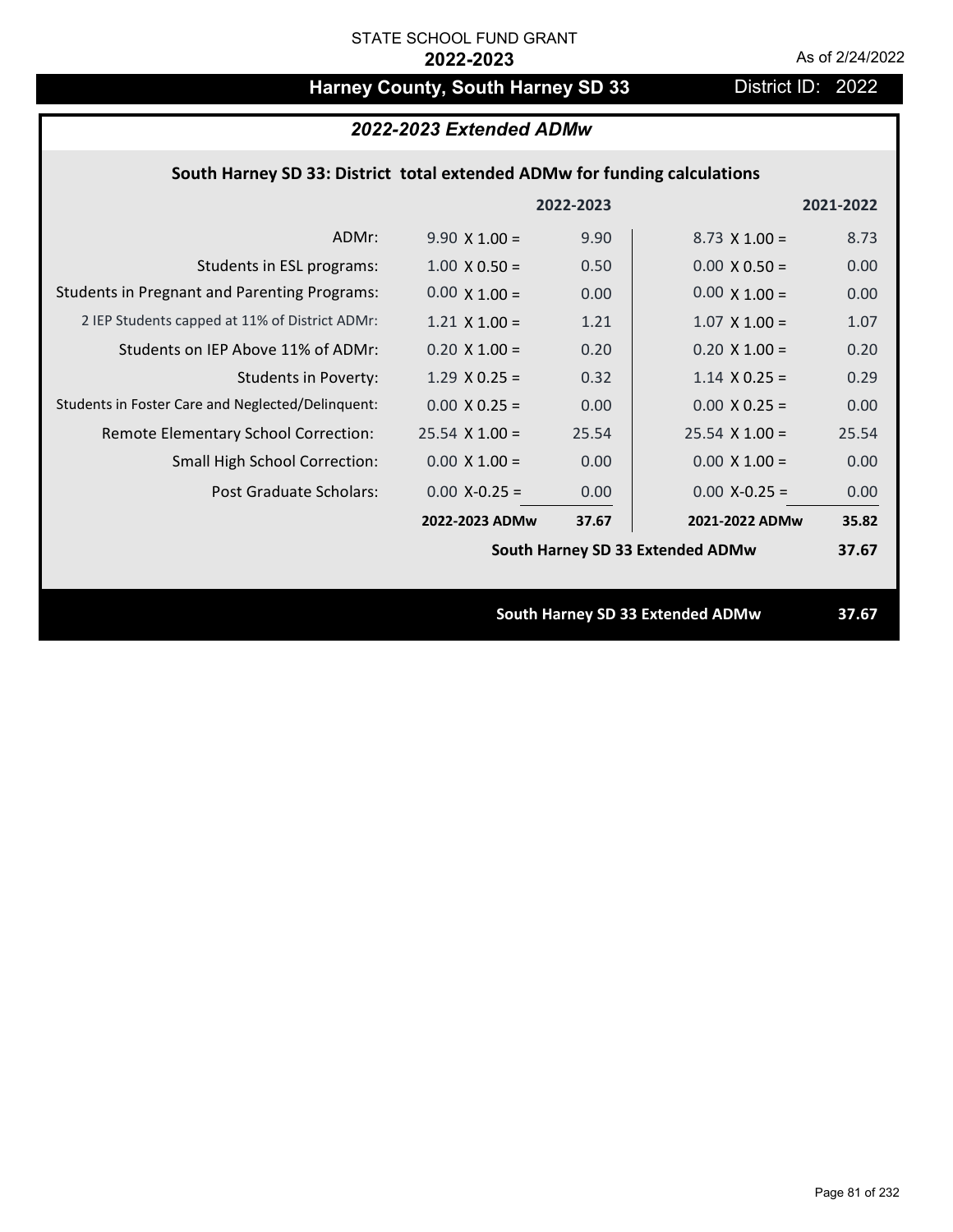STATE SCHOOL FUND GRANT

**2022-2023**

As of 2/24/2022

# Harney County, South Harney SD 33

District ID: 2022

## *2022-2023 Extended ADMw*

### South Harney SD 33: District total extended ADMw for funding calculations

| | | 2022-2023 | | 2021-2022 |
|---|---|---|---|---|
| ADMr: | 9.90 X 1.00 = | 9.90 | 8.73 X 1.00 = | 8.73 |
| Students in ESL programs: | 1.00 X 0.50 = | 0.50 | 0.00 X 0.50 = | 0.00 |
| Students in Pregnant and Parenting Programs: | 0.00 X 1.00 = | 0.00 | 0.00 X 1.00 = | 0.00 |
| 2 IEP Students capped at 11% of District ADMr: | 1.21 X 1.00 = | 1.21 | 1.07 X 1.00 = | 1.07 |
| Students on IEP Above 11% of ADMr: | 0.20 X 1.00 = | 0.20 | 0.20 X 1.00 = | 0.20 |
| Students in Poverty: | 1.29 X 0.25 = | 0.32 | 1.14 X 0.25 = | 0.29 |
| Students in Foster Care and Neglected/Delinquent: | 0.00 X 0.25 = | 0.00 | 0.00 X 0.25 = | 0.00 |
| Remote Elementary School Correction: | 25.54 X 1.00 = | 25.54 | 25.54 X 1.00 = | 25.54 |
| Small High School Correction: | 0.00 X 1.00 = | 0.00 | 0.00 X 1.00 = | 0.00 |
| Post Graduate Scholars: | 0.00 X-0.25 = | 0.00 | 0.00 X-0.25 = | 0.00 |
| | **2022-2023 ADMw** | **37.67** | **2021-2022 ADMw** | **35.82** |
| | | | **South Harney SD 33 Extended ADMw** | **37.67** |

**South Harney SD 33 Extended ADMw** **37.67**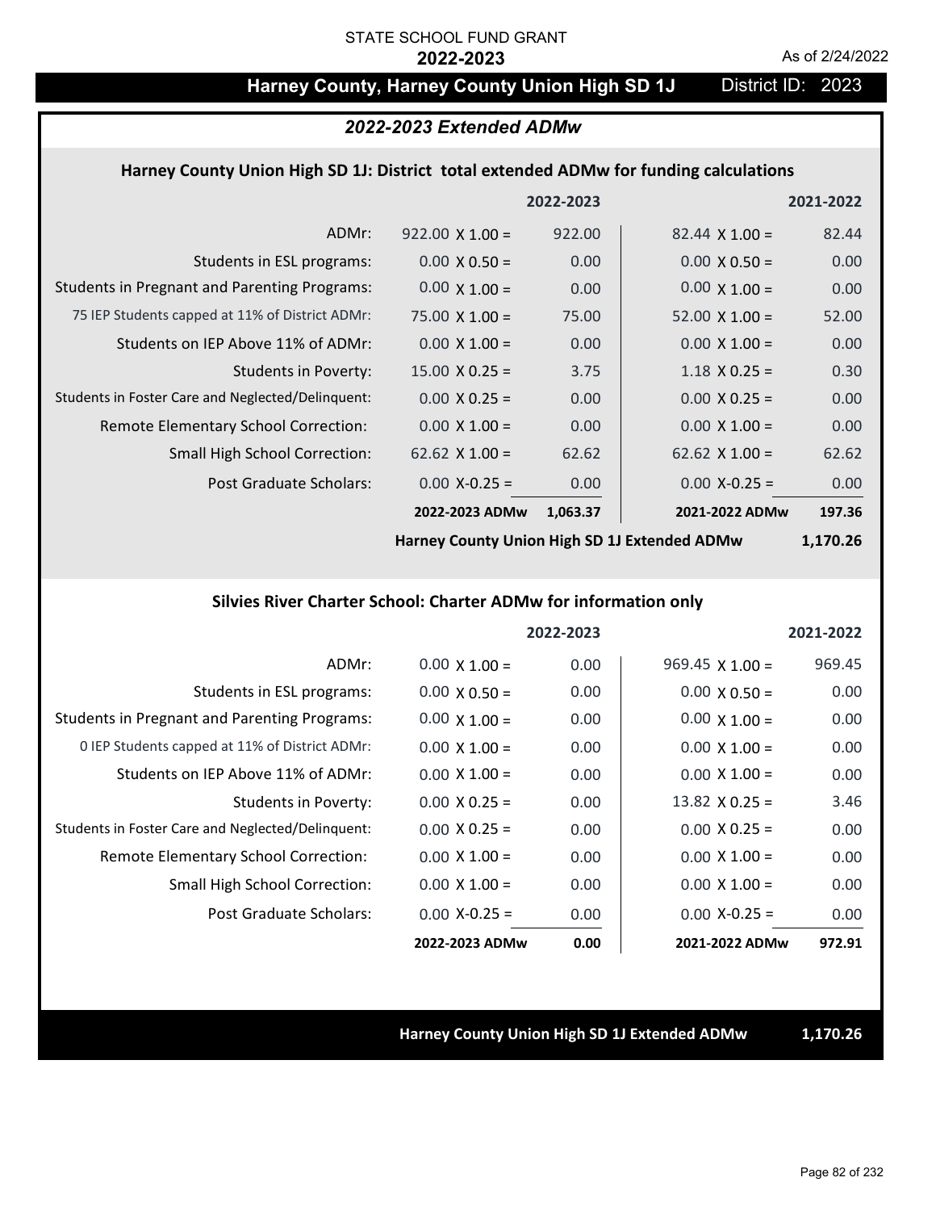STATE SCHOOL FUND GRANT

**2022-2023**

As of 2/24/2022

## Harney County, Harney County Union High SD 1J — District ID: 2023

### *2022-2023 Extended ADMw*

#### Harney County Union High SD 1J: District total extended ADMw for funding calculations

| | | 2022-2023 | | 2021-2022 |
|---|---|---|---|---|
| ADMr: | 922.00 X 1.00 = | 922.00 | 82.44 X 1.00 = | 82.44 |
| Students in ESL programs: | 0.00 X 0.50 = | 0.00 | 0.00 X 0.50 = | 0.00 |
| Students in Pregnant and Parenting Programs: | 0.00 X 1.00 = | 0.00 | 0.00 X 1.00 = | 0.00 |
| 75 IEP Students capped at 11% of District ADMr: | 75.00 X 1.00 = | 75.00 | 52.00 X 1.00 = | 52.00 |
| Students on IEP Above 11% of ADMr: | 0.00 X 1.00 = | 0.00 | 0.00 X 1.00 = | 0.00 |
| Students in Poverty: | 15.00 X 0.25 = | 3.75 | 1.18 X 0.25 = | 0.30 |
| Students in Foster Care and Neglected/Delinquent: | 0.00 X 0.25 = | 0.00 | 0.00 X 0.25 = | 0.00 |
| Remote Elementary School Correction: | 0.00 X 1.00 = | 0.00 | 0.00 X 1.00 = | 0.00 |
| Small High School Correction: | 62.62 X 1.00 = | 62.62 | 62.62 X 1.00 = | 62.62 |
| Post Graduate Scholars: | 0.00 X-0.25 = | 0.00 | 0.00 X-0.25 = | 0.00 |
| | **2022-2023 ADMw** | **1,063.37** | **2021-2022 ADMw** | **197.36** |
| | | | **Harney County Union High SD 1J Extended ADMw** | **1,170.26** |

#### Silvies River Charter School: Charter ADMw for information only

| | | 2022-2023 | | 2021-2022 |
|---|---|---|---|---|
| ADMr: | 0.00 X 1.00 = | 0.00 | 969.45 X 1.00 = | 969.45 |
| Students in ESL programs: | 0.00 X 0.50 = | 0.00 | 0.00 X 0.50 = | 0.00 |
| Students in Pregnant and Parenting Programs: | 0.00 X 1.00 = | 0.00 | 0.00 X 1.00 = | 0.00 |
| 0 IEP Students capped at 11% of District ADMr: | 0.00 X 1.00 = | 0.00 | 0.00 X 1.00 = | 0.00 |
| Students on IEP Above 11% of ADMr: | 0.00 X 1.00 = | 0.00 | 0.00 X 1.00 = | 0.00 |
| Students in Poverty: | 0.00 X 0.25 = | 0.00 | 13.82 X 0.25 = | 3.46 |
| Students in Foster Care and Neglected/Delinquent: | 0.00 X 0.25 = | 0.00 | 0.00 X 0.25 = | 0.00 |
| Remote Elementary School Correction: | 0.00 X 1.00 = | 0.00 | 0.00 X 1.00 = | 0.00 |
| Small High School Correction: | 0.00 X 1.00 = | 0.00 | 0.00 X 1.00 = | 0.00 |
| Post Graduate Scholars: | 0.00 X-0.25 = | 0.00 | 0.00 X-0.25 = | 0.00 |
| | **2022-2023 ADMw** | **0.00** | **2021-2022 ADMw** | **972.91** |

**Harney County Union High SD 1J Extended ADMw** **1,170.26**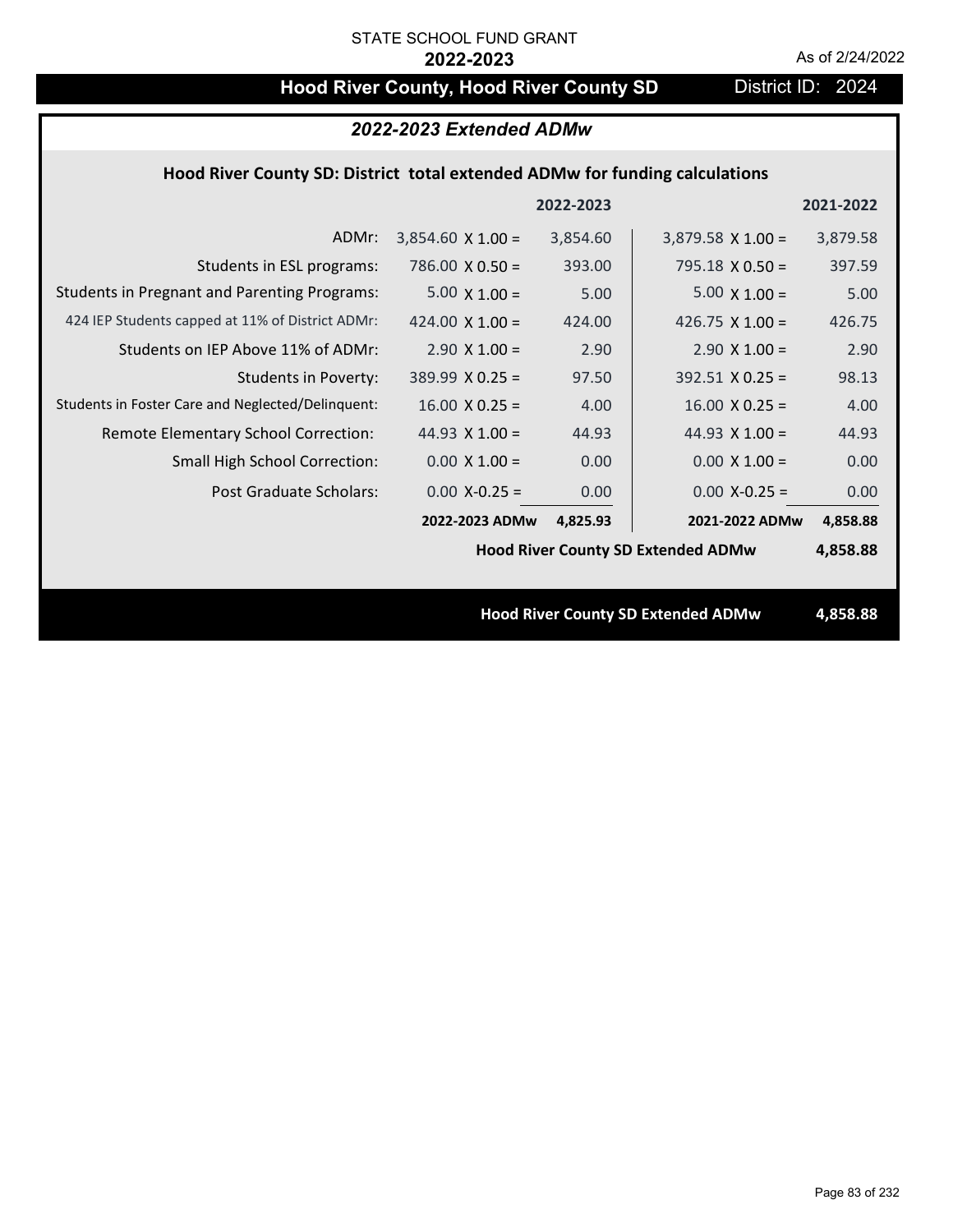STATE SCHOOL FUND GRANT

**2022-2023**

As of 2/24/2022

# Hood River County, Hood River County SD

District ID: 2024

## *2022-2023 Extended ADMw*

### Hood River County SD: District total extended ADMw for funding calculations

| | | 2022-2023 | | 2021-2022 |
|---|---|---|---|---|
| ADMr: | 3,854.60 X 1.00 = | 3,854.60 | 3,879.58 X 1.00 = | 3,879.58 |
| Students in ESL programs: | 786.00 X 0.50 = | 393.00 | 795.18 X 0.50 = | 397.59 |
| Students in Pregnant and Parenting Programs: | 5.00 X 1.00 = | 5.00 | 5.00 X 1.00 = | 5.00 |
| 424 IEP Students capped at 11% of District ADMr: | 424.00 X 1.00 = | 424.00 | 426.75 X 1.00 = | 426.75 |
| Students on IEP Above 11% of ADMr: | 2.90 X 1.00 = | 2.90 | 2.90 X 1.00 = | 2.90 |
| Students in Poverty: | 389.99 X 0.25 = | 97.50 | 392.51 X 0.25 = | 98.13 |
| Students in Foster Care and Neglected/Delinquent: | 16.00 X 0.25 = | 4.00 | 16.00 X 0.25 = | 4.00 |
| Remote Elementary School Correction: | 44.93 X 1.00 = | 44.93 | 44.93 X 1.00 = | 44.93 |
| Small High School Correction: | 0.00 X 1.00 = | 0.00 | 0.00 X 1.00 = | 0.00 |
| Post Graduate Scholars: | 0.00 X-0.25 = | 0.00 | 0.00 X-0.25 = | 0.00 |
| | **2022-2023 ADMw** | **4,825.93** | **2021-2022 ADMw** | **4,858.88** |
| | | | **Hood River County SD Extended ADMw** | **4,858.88** |

**Hood River County SD Extended ADMw** **4,858.88**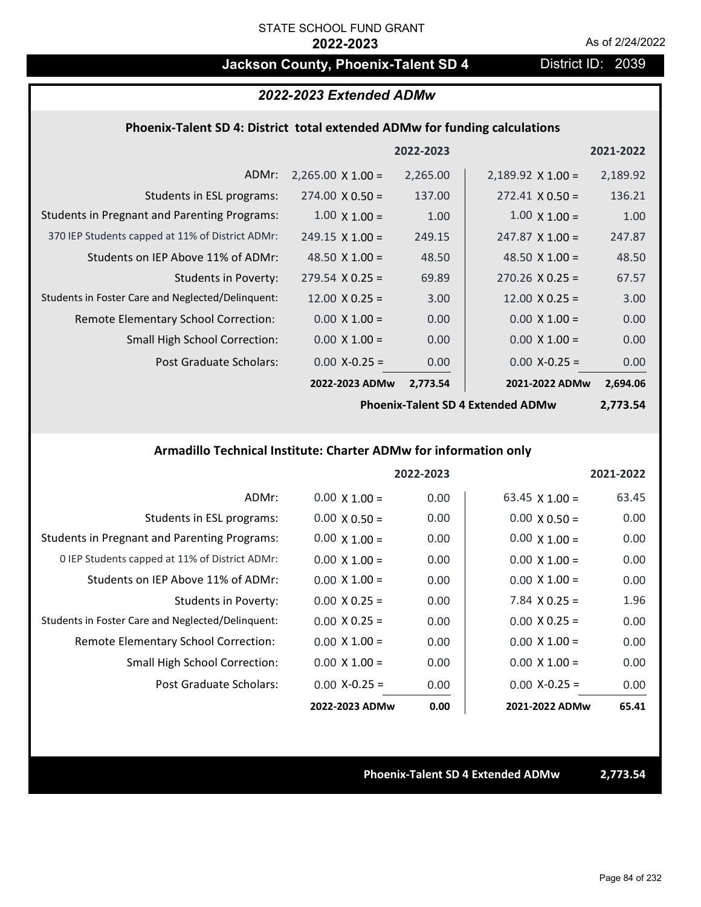STATE SCHOOL FUND GRANT

**2022-2023**

As of 2/24/2022

## Jackson County, Phoenix-Talent SD 4

District ID: 2039

### *2022-2023 Extended ADMw*

#### Phoenix-Talent SD 4: District total extended ADMw for funding calculations

| | | 2022-2023 | | 2021-2022 |
|---|---|---|---|---|
| ADMr: | 2,265.00 X 1.00 = | 2,265.00 | 2,189.92 X 1.00 = | 2,189.92 |
| Students in ESL programs: | 274.00 X 0.50 = | 137.00 | 272.41 X 0.50 = | 136.21 |
| Students in Pregnant and Parenting Programs: | 1.00 X 1.00 = | 1.00 | 1.00 X 1.00 = | 1.00 |
| 370 IEP Students capped at 11% of District ADMr: | 249.15 X 1.00 = | 249.15 | 247.87 X 1.00 = | 247.87 |
| Students on IEP Above 11% of ADMr: | 48.50 X 1.00 = | 48.50 | 48.50 X 1.00 = | 48.50 |
| Students in Poverty: | 279.54 X 0.25 = | 69.89 | 270.26 X 0.25 = | 67.57 |
| Students in Foster Care and Neglected/Delinquent: | 12.00 X 0.25 = | 3.00 | 12.00 X 0.25 = | 3.00 |
| Remote Elementary School Correction: | 0.00 X 1.00 = | 0.00 | 0.00 X 1.00 = | 0.00 |
| Small High School Correction: | 0.00 X 1.00 = | 0.00 | 0.00 X 1.00 = | 0.00 |
| Post Graduate Scholars: | 0.00 X-0.25 = | 0.00 | 0.00 X-0.25 = | 0.00 |
| | **2022-2023 ADMw** | **2,773.54** | **2021-2022 ADMw** | **2,694.06** |

**Phoenix-Talent SD 4 Extended ADMw** **2,773.54**

#### Armadillo Technical Institute: Charter ADMw for information only

| | | 2022-2023 | | 2021-2022 |
|---|---|---|---|---|
| ADMr: | 0.00 X 1.00 = | 0.00 | 63.45 X 1.00 = | 63.45 |
| Students in ESL programs: | 0.00 X 0.50 = | 0.00 | 0.00 X 0.50 = | 0.00 |
| Students in Pregnant and Parenting Programs: | 0.00 X 1.00 = | 0.00 | 0.00 X 1.00 = | 0.00 |
| 0 IEP Students capped at 11% of District ADMr: | 0.00 X 1.00 = | 0.00 | 0.00 X 1.00 = | 0.00 |
| Students on IEP Above 11% of ADMr: | 0.00 X 1.00 = | 0.00 | 0.00 X 1.00 = | 0.00 |
| Students in Poverty: | 0.00 X 0.25 = | 0.00 | 7.84 X 0.25 = | 1.96 |
| Students in Foster Care and Neglected/Delinquent: | 0.00 X 0.25 = | 0.00 | 0.00 X 0.25 = | 0.00 |
| Remote Elementary School Correction: | 0.00 X 1.00 = | 0.00 | 0.00 X 1.00 = | 0.00 |
| Small High School Correction: | 0.00 X 1.00 = | 0.00 | 0.00 X 1.00 = | 0.00 |
| Post Graduate Scholars: | 0.00 X-0.25 = | 0.00 | 0.00 X-0.25 = | 0.00 |
| | **2022-2023 ADMw** | **0.00** | **2021-2022 ADMw** | **65.41** |

**Phoenix-Talent SD 4 Extended ADMw** **2,773.54**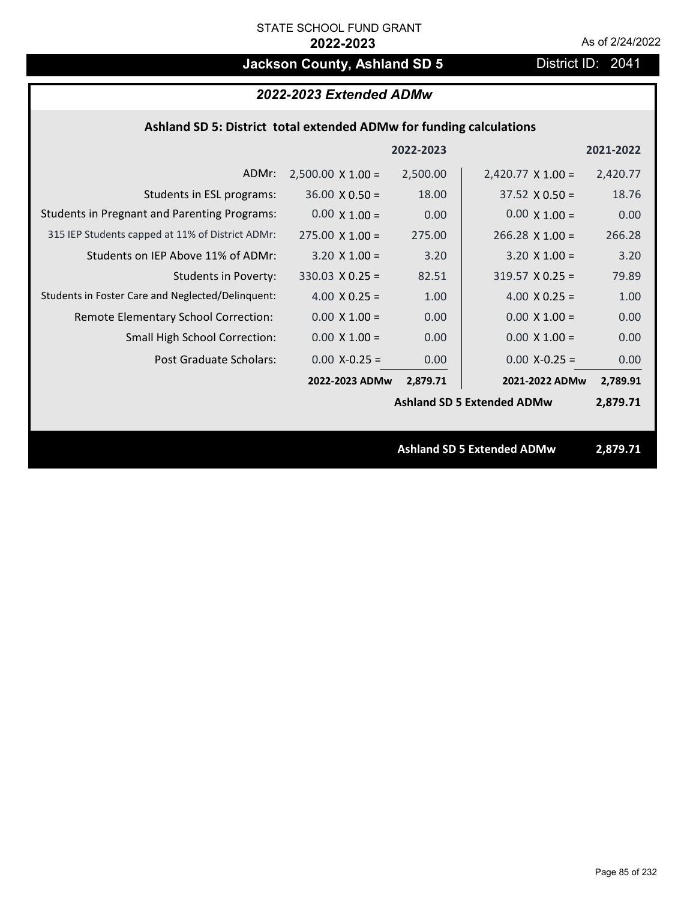STATE SCHOOL FUND GRANT

**2022-2023**

As of 2/24/2022

## Jackson County, Ashland SD 5

District ID: 2041

### *2022-2023 Extended ADMw*

**Ashland SD 5: District total extended ADMw for funding calculations**

| | | 2022-2023 | | 2021-2022 |
|---|---|---|---|---|
| ADMr: | 2,500.00 X 1.00 = | 2,500.00 | 2,420.77 X 1.00 = | 2,420.77 |
| Students in ESL programs: | 36.00 X 0.50 = | 18.00 | 37.52 X 0.50 = | 18.76 |
| Students in Pregnant and Parenting Programs: | 0.00 X 1.00 = | 0.00 | 0.00 X 1.00 = | 0.00 |
| 315 IEP Students capped at 11% of District ADMr: | 275.00 X 1.00 = | 275.00 | 266.28 X 1.00 = | 266.28 |
| Students on IEP Above 11% of ADMr: | 3.20 X 1.00 = | 3.20 | 3.20 X 1.00 = | 3.20 |
| Students in Poverty: | 330.03 X 0.25 = | 82.51 | 319.57 X 0.25 = | 79.89 |
| Students in Foster Care and Neglected/Delinquent: | 4.00 X 0.25 = | 1.00 | 4.00 X 0.25 = | 1.00 |
| Remote Elementary School Correction: | 0.00 X 1.00 = | 0.00 | 0.00 X 1.00 = | 0.00 |
| Small High School Correction: | 0.00 X 1.00 = | 0.00 | 0.00 X 1.00 = | 0.00 |
| Post Graduate Scholars: | 0.00 X-0.25 = | 0.00 | 0.00 X-0.25 = | 0.00 |
| | **2022-2023 ADMw** | **2,879.71** | **2021-2022 ADMw** | **2,789.91** |
| | | | **Ashland SD 5 Extended ADMw** | **2,879.71** |

**Ashland SD 5 Extended ADMw 2,879.71**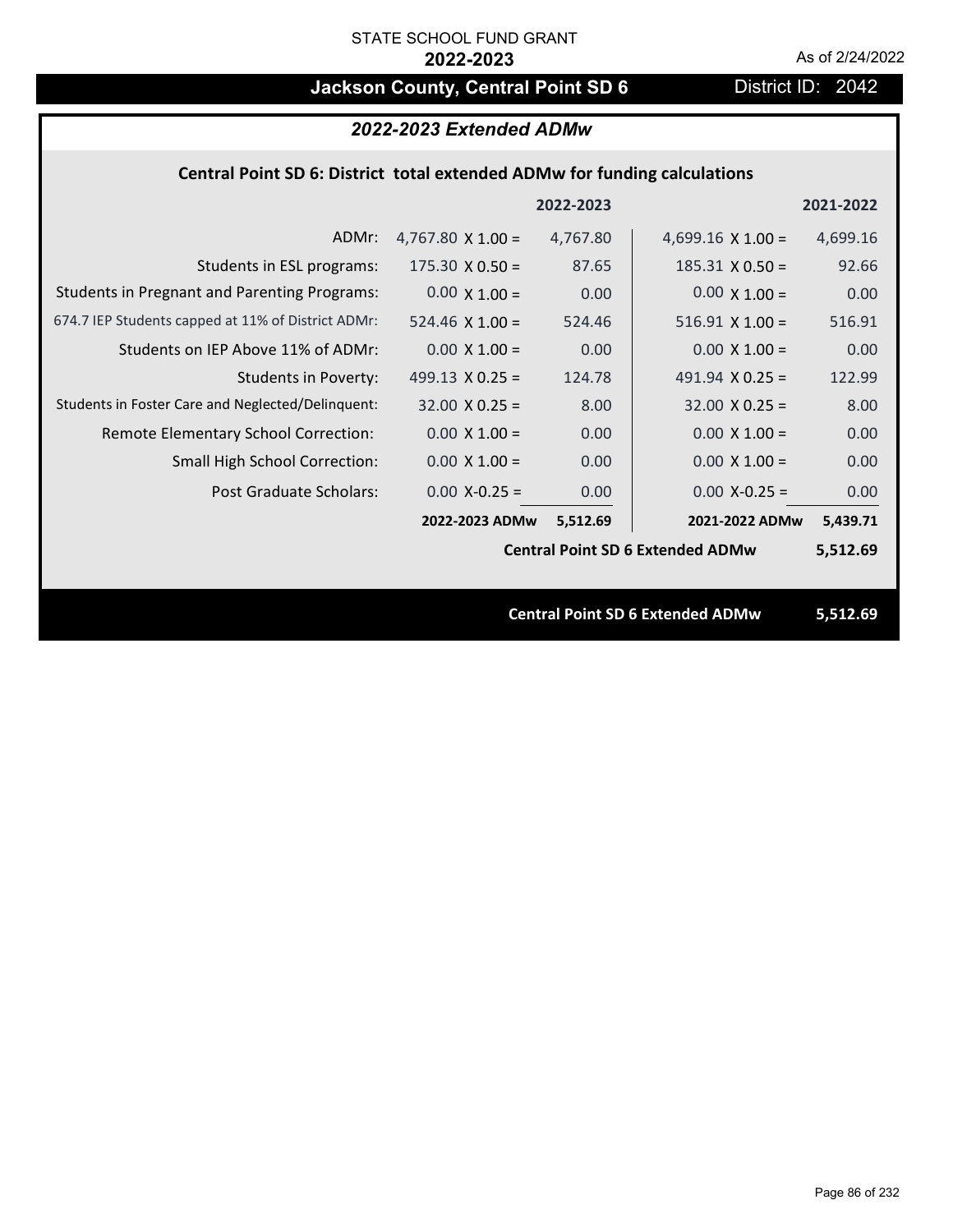STATE SCHOOL FUND GRANT

**2022-2023**

As of 2/24/2022

# Jackson County, Central Point SD 6

District ID: 2042

## *2022-2023 Extended ADMw*

### Central Point SD 6: District total extended ADMw for funding calculations

| | | 2022-2023 | | 2021-2022 |
|---|---|---|---|---|
| ADMr: | 4,767.80 X 1.00 = | 4,767.80 | 4,699.16 X 1.00 = | 4,699.16 |
| Students in ESL programs: | 175.30 X 0.50 = | 87.65 | 185.31 X 0.50 = | 92.66 |
| Students in Pregnant and Parenting Programs: | 0.00 X 1.00 = | 0.00 | 0.00 X 1.00 = | 0.00 |
| 674.7 IEP Students capped at 11% of District ADMr: | 524.46 X 1.00 = | 524.46 | 516.91 X 1.00 = | 516.91 |
| Students on IEP Above 11% of ADMr: | 0.00 X 1.00 = | 0.00 | 0.00 X 1.00 = | 0.00 |
| Students in Poverty: | 499.13 X 0.25 = | 124.78 | 491.94 X 0.25 = | 122.99 |
| Students in Foster Care and Neglected/Delinquent: | 32.00 X 0.25 = | 8.00 | 32.00 X 0.25 = | 8.00 |
| Remote Elementary School Correction: | 0.00 X 1.00 = | 0.00 | 0.00 X 1.00 = | 0.00 |
| Small High School Correction: | 0.00 X 1.00 = | 0.00 | 0.00 X 1.00 = | 0.00 |
| Post Graduate Scholars: | 0.00 X-0.25 = | 0.00 | 0.00 X-0.25 = | 0.00 |
| | **2022-2023 ADMw** | **5,512.69** | **2021-2022 ADMw** | **5,439.71** |
| | | | **Central Point SD 6 Extended ADMw** | **5,512.69** |

**Central Point SD 6 Extended ADMw 5,512.69**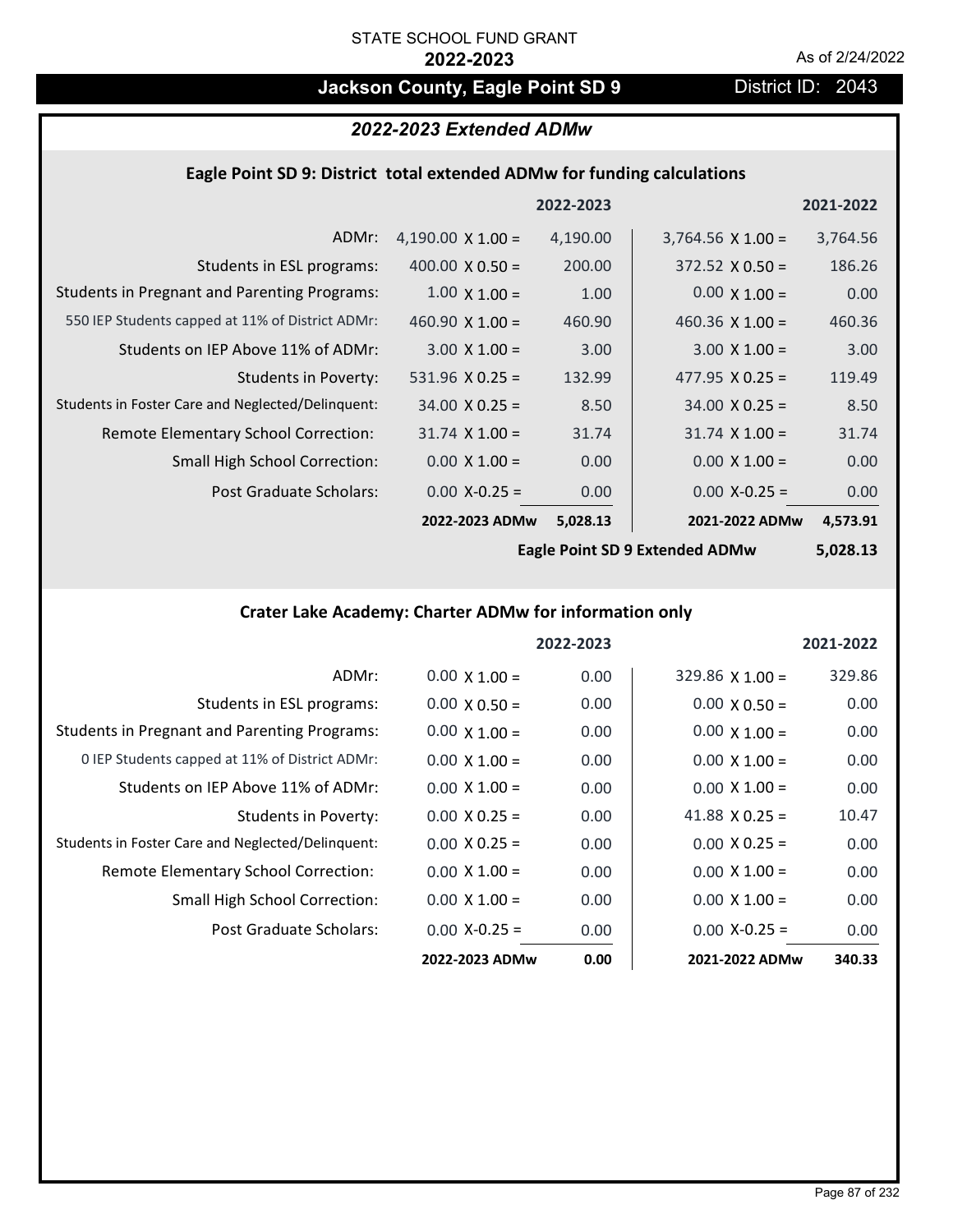STATE SCHOOL FUND GRANT

**2022-2023**

As of 2/24/2022

# Jackson County, Eagle Point SD 9

District ID: 2043

## *2022-2023 Extended ADMw*

### Eagle Point SD 9: District total extended ADMw for funding calculations

| | | 2022-2023 | | 2021-2022 |
|---|---|---|---|---|
| ADMr: | 4,190.00 X 1.00 = | 4,190.00 | 3,764.56 X 1.00 = | 3,764.56 |
| Students in ESL programs: | 400.00 X 0.50 = | 200.00 | 372.52 X 0.50 = | 186.26 |
| Students in Pregnant and Parenting Programs: | 1.00 X 1.00 = | 1.00 | 0.00 X 1.00 = | 0.00 |
| 550 IEP Students capped at 11% of District ADMr: | 460.90 X 1.00 = | 460.90 | 460.36 X 1.00 = | 460.36 |
| Students on IEP Above 11% of ADMr: | 3.00 X 1.00 = | 3.00 | 3.00 X 1.00 = | 3.00 |
| Students in Poverty: | 531.96 X 0.25 = | 132.99 | 477.95 X 0.25 = | 119.49 |
| Students in Foster Care and Neglected/Delinquent: | 34.00 X 0.25 = | 8.50 | 34.00 X 0.25 = | 8.50 |
| Remote Elementary School Correction: | 31.74 X 1.00 = | 31.74 | 31.74 X 1.00 = | 31.74 |
| Small High School Correction: | 0.00 X 1.00 = | 0.00 | 0.00 X 1.00 = | 0.00 |
| Post Graduate Scholars: | 0.00 X-0.25 = | 0.00 | 0.00 X-0.25 = | 0.00 |
| | **2022-2023 ADMw** | **5,028.13** | **2021-2022 ADMw** | **4,573.91** |

**Eagle Point SD 9 Extended ADMw** **5,028.13**

### Crater Lake Academy: Charter ADMw for information only

| | | 2022-2023 | | 2021-2022 |
|---|---|---|---|---|
| ADMr: | 0.00 X 1.00 = | 0.00 | 329.86 X 1.00 = | 329.86 |
| Students in ESL programs: | 0.00 X 0.50 = | 0.00 | 0.00 X 0.50 = | 0.00 |
| Students in Pregnant and Parenting Programs: | 0.00 X 1.00 = | 0.00 | 0.00 X 1.00 = | 0.00 |
| 0 IEP Students capped at 11% of District ADMr: | 0.00 X 1.00 = | 0.00 | 0.00 X 1.00 = | 0.00 |
| Students on IEP Above 11% of ADMr: | 0.00 X 1.00 = | 0.00 | 0.00 X 1.00 = | 0.00 |
| Students in Poverty: | 0.00 X 0.25 = | 0.00 | 41.88 X 0.25 = | 10.47 |
| Students in Foster Care and Neglected/Delinquent: | 0.00 X 0.25 = | 0.00 | 0.00 X 0.25 = | 0.00 |
| Remote Elementary School Correction: | 0.00 X 1.00 = | 0.00 | 0.00 X 1.00 = | 0.00 |
| Small High School Correction: | 0.00 X 1.00 = | 0.00 | 0.00 X 1.00 = | 0.00 |
| Post Graduate Scholars: | 0.00 X-0.25 = | 0.00 | 0.00 X-0.25 = | 0.00 |
| | **2022-2023 ADMw** | **0.00** | **2021-2022 ADMw** | **340.33** |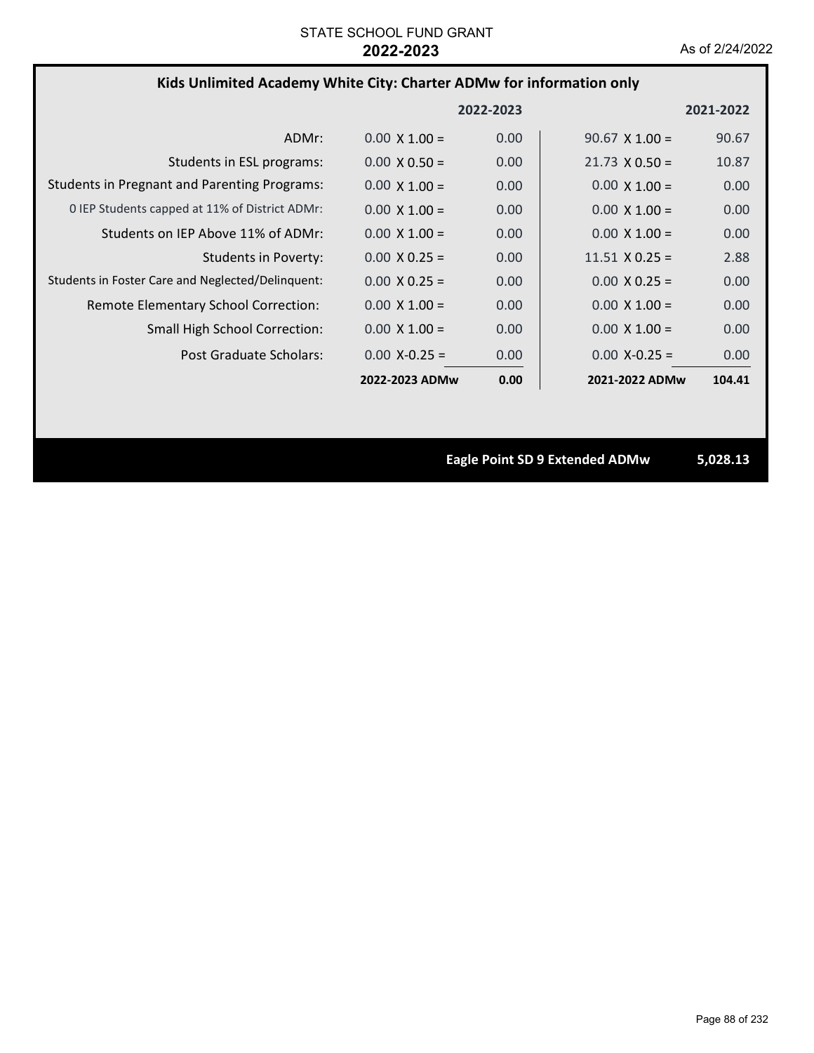STATE SCHOOL FUND GRANT
**2022-2023**

As of 2/24/2022

## Kids Unlimited Academy White City: Charter ADMw for information only

| | | 2022-2023 | | 2021-2022 |
|---|---|---|---|---|
| ADMr: | 0.00 X 1.00 = | 0.00 | 90.67 X 1.00 = | 90.67 |
| Students in ESL programs: | 0.00 X 0.50 = | 0.00 | 21.73 X 0.50 = | 10.87 |
| Students in Pregnant and Parenting Programs: | 0.00 X 1.00 = | 0.00 | 0.00 X 1.00 = | 0.00 |
| 0 IEP Students capped at 11% of District ADMr: | 0.00 X 1.00 = | 0.00 | 0.00 X 1.00 = | 0.00 |
| Students on IEP Above 11% of ADMr: | 0.00 X 1.00 = | 0.00 | 0.00 X 1.00 = | 0.00 |
| Students in Poverty: | 0.00 X 0.25 = | 0.00 | 11.51 X 0.25 = | 2.88 |
| Students in Foster Care and Neglected/Delinquent: | 0.00 X 0.25 = | 0.00 | 0.00 X 0.25 = | 0.00 |
| Remote Elementary School Correction: | 0.00 X 1.00 = | 0.00 | 0.00 X 1.00 = | 0.00 |
| Small High School Correction: | 0.00 X 1.00 = | 0.00 | 0.00 X 1.00 = | 0.00 |
| Post Graduate Scholars: | 0.00 X-0.25 = | 0.00 | 0.00 X-0.25 = | 0.00 |
| | **2022-2023 ADMw** | **0.00** | **2021-2022 ADMw** | **104.41** |

**Eagle Point SD 9 Extended ADMw** **5,028.13**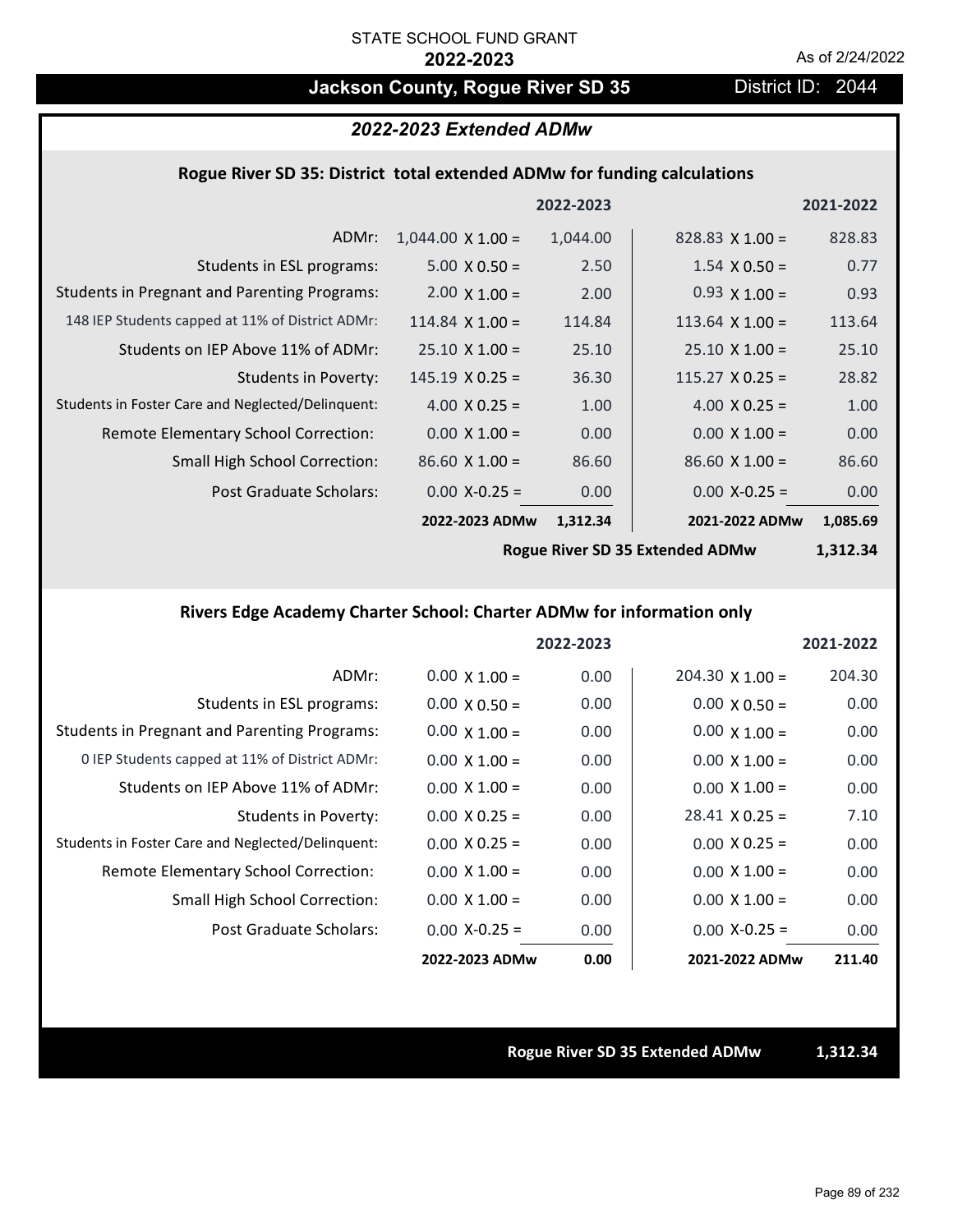STATE SCHOOL FUND GRANT

**2022-2023**

As of 2/24/2022

## Jackson County, Rogue River SD 35

District ID: 2044

### *2022-2023 Extended ADMw*

#### Rogue River SD 35: District total extended ADMw for funding calculations

| | | 2022-2023 | | 2021-2022 |
|---|---|---|---|---|
| ADMr: | 1,044.00 X 1.00 = | 1,044.00 | 828.83 X 1.00 = | 828.83 |
| Students in ESL programs: | 5.00 X 0.50 = | 2.50 | 1.54 X 0.50 = | 0.77 |
| Students in Pregnant and Parenting Programs: | 2.00 X 1.00 = | 2.00 | 0.93 X 1.00 = | 0.93 |
| 148 IEP Students capped at 11% of District ADMr: | 114.84 X 1.00 = | 114.84 | 113.64 X 1.00 = | 113.64 |
| Students on IEP Above 11% of ADMr: | 25.10 X 1.00 = | 25.10 | 25.10 X 1.00 = | 25.10 |
| Students in Poverty: | 145.19 X 0.25 = | 36.30 | 115.27 X 0.25 = | 28.82 |
| Students in Foster Care and Neglected/Delinquent: | 4.00 X 0.25 = | 1.00 | 4.00 X 0.25 = | 1.00 |
| Remote Elementary School Correction: | 0.00 X 1.00 = | 0.00 | 0.00 X 1.00 = | 0.00 |
| Small High School Correction: | 86.60 X 1.00 = | 86.60 | 86.60 X 1.00 = | 86.60 |
| Post Graduate Scholars: | 0.00 X-0.25 = | 0.00 | 0.00 X-0.25 = | 0.00 |
| | **2022-2023 ADMw** | **1,312.34** | **2021-2022 ADMw** | **1,085.69** |

**Rogue River SD 35 Extended ADMw 1,312.34**

#### Rivers Edge Academy Charter School: Charter ADMw for information only

| | | 2022-2023 | | 2021-2022 |
|---|---|---|---|---|
| ADMr: | 0.00 X 1.00 = | 0.00 | 204.30 X 1.00 = | 204.30 |
| Students in ESL programs: | 0.00 X 0.50 = | 0.00 | 0.00 X 0.50 = | 0.00 |
| Students in Pregnant and Parenting Programs: | 0.00 X 1.00 = | 0.00 | 0.00 X 1.00 = | 0.00 |
| 0 IEP Students capped at 11% of District ADMr: | 0.00 X 1.00 = | 0.00 | 0.00 X 1.00 = | 0.00 |
| Students on IEP Above 11% of ADMr: | 0.00 X 1.00 = | 0.00 | 0.00 X 1.00 = | 0.00 |
| Students in Poverty: | 0.00 X 0.25 = | 0.00 | 28.41 X 0.25 = | 7.10 |
| Students in Foster Care and Neglected/Delinquent: | 0.00 X 0.25 = | 0.00 | 0.00 X 0.25 = | 0.00 |
| Remote Elementary School Correction: | 0.00 X 1.00 = | 0.00 | 0.00 X 1.00 = | 0.00 |
| Small High School Correction: | 0.00 X 1.00 = | 0.00 | 0.00 X 1.00 = | 0.00 |
| Post Graduate Scholars: | 0.00 X-0.25 = | 0.00 | 0.00 X-0.25 = | 0.00 |
| | **2022-2023 ADMw** | **0.00** | **2021-2022 ADMw** | **211.40** |

**Rogue River SD 35 Extended ADMw 1,312.34**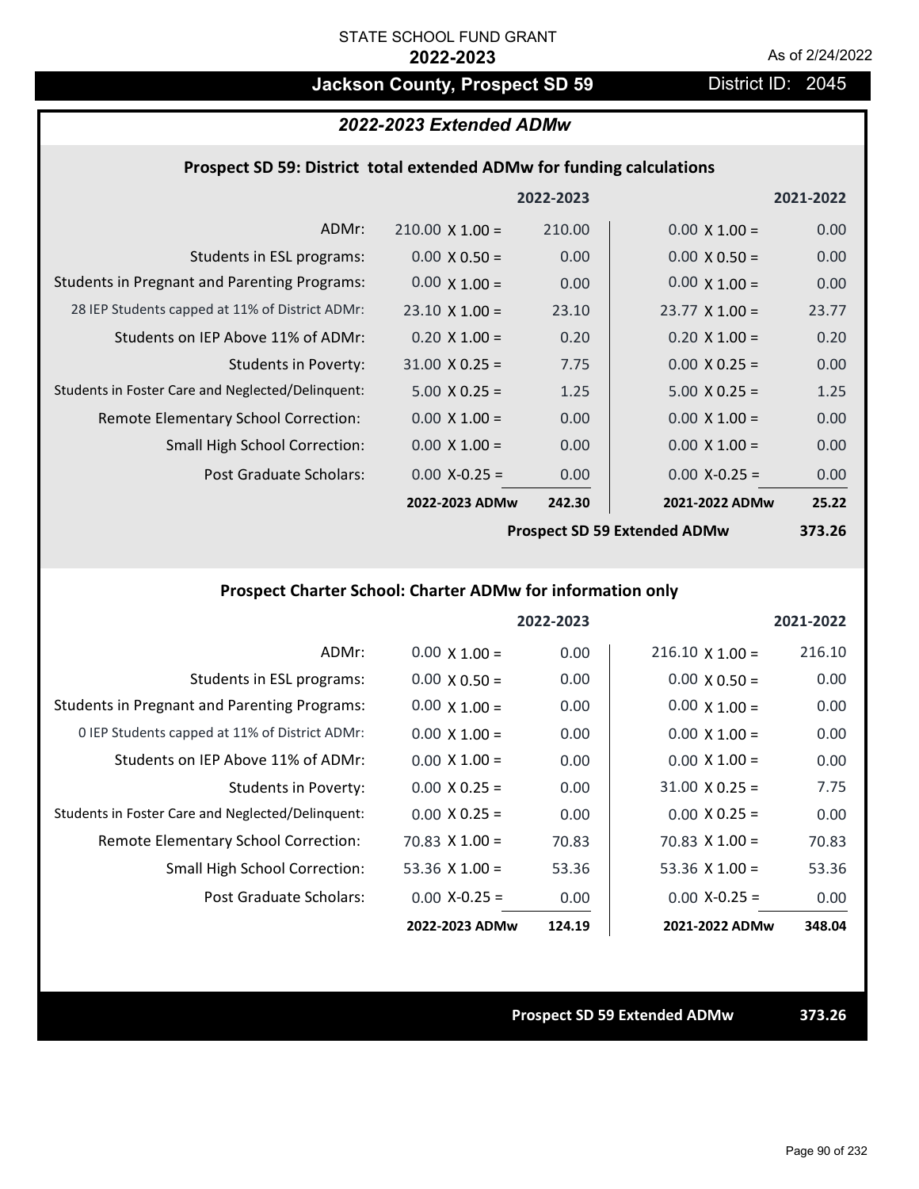STATE SCHOOL FUND GRANT

**2022-2023**

As of 2/24/2022

# Jackson County, Prospect SD 59

District ID: 2045

## *2022-2023 Extended ADMw*

### Prospect SD 59: District total extended ADMw for funding calculations

| | | 2022-2023 | | 2021-2022 |
|---|---|---|---|---|
| ADMr: | 210.00 X 1.00 = | 210.00 | 0.00 X 1.00 = | 0.00 |
| Students in ESL programs: | 0.00 X 0.50 = | 0.00 | 0.00 X 0.50 = | 0.00 |
| Students in Pregnant and Parenting Programs: | 0.00 X 1.00 = | 0.00 | 0.00 X 1.00 = | 0.00 |
| 28 IEP Students capped at 11% of District ADMr: | 23.10 X 1.00 = | 23.10 | 23.77 X 1.00 = | 23.77 |
| Students on IEP Above 11% of ADMr: | 0.20 X 1.00 = | 0.20 | 0.20 X 1.00 = | 0.20 |
| Students in Poverty: | 31.00 X 0.25 = | 7.75 | 0.00 X 0.25 = | 0.00 |
| Students in Foster Care and Neglected/Delinquent: | 5.00 X 0.25 = | 1.25 | 5.00 X 0.25 = | 1.25 |
| Remote Elementary School Correction: | 0.00 X 1.00 = | 0.00 | 0.00 X 1.00 = | 0.00 |
| Small High School Correction: | 0.00 X 1.00 = | 0.00 | 0.00 X 1.00 = | 0.00 |
| Post Graduate Scholars: | 0.00 X-0.25 = | 0.00 | 0.00 X-0.25 = | 0.00 |
| | **2022-2023 ADMw** | **242.30** | **2021-2022 ADMw** | **25.22** |
| | | | **Prospect SD 59 Extended ADMw** | **373.26** |

### Prospect Charter School: Charter ADMw for information only

| | | 2022-2023 | | 2021-2022 |
|---|---|---|---|---|
| ADMr: | 0.00 X 1.00 = | 0.00 | 216.10 X 1.00 = | 216.10 |
| Students in ESL programs: | 0.00 X 0.50 = | 0.00 | 0.00 X 0.50 = | 0.00 |
| Students in Pregnant and Parenting Programs: | 0.00 X 1.00 = | 0.00 | 0.00 X 1.00 = | 0.00 |
| 0 IEP Students capped at 11% of District ADMr: | 0.00 X 1.00 = | 0.00 | 0.00 X 1.00 = | 0.00 |
| Students on IEP Above 11% of ADMr: | 0.00 X 1.00 = | 0.00 | 0.00 X 1.00 = | 0.00 |
| Students in Poverty: | 0.00 X 0.25 = | 0.00 | 31.00 X 0.25 = | 7.75 |
| Students in Foster Care and Neglected/Delinquent: | 0.00 X 0.25 = | 0.00 | 0.00 X 0.25 = | 0.00 |
| Remote Elementary School Correction: | 70.83 X 1.00 = | 70.83 | 70.83 X 1.00 = | 70.83 |
| Small High School Correction: | 53.36 X 1.00 = | 53.36 | 53.36 X 1.00 = | 53.36 |
| Post Graduate Scholars: | 0.00 X-0.25 = | 0.00 | 0.00 X-0.25 = | 0.00 |
| | **2022-2023 ADMw** | **124.19** | **2021-2022 ADMw** | **348.04** |

**Prospect SD 59 Extended ADMw** **373.26**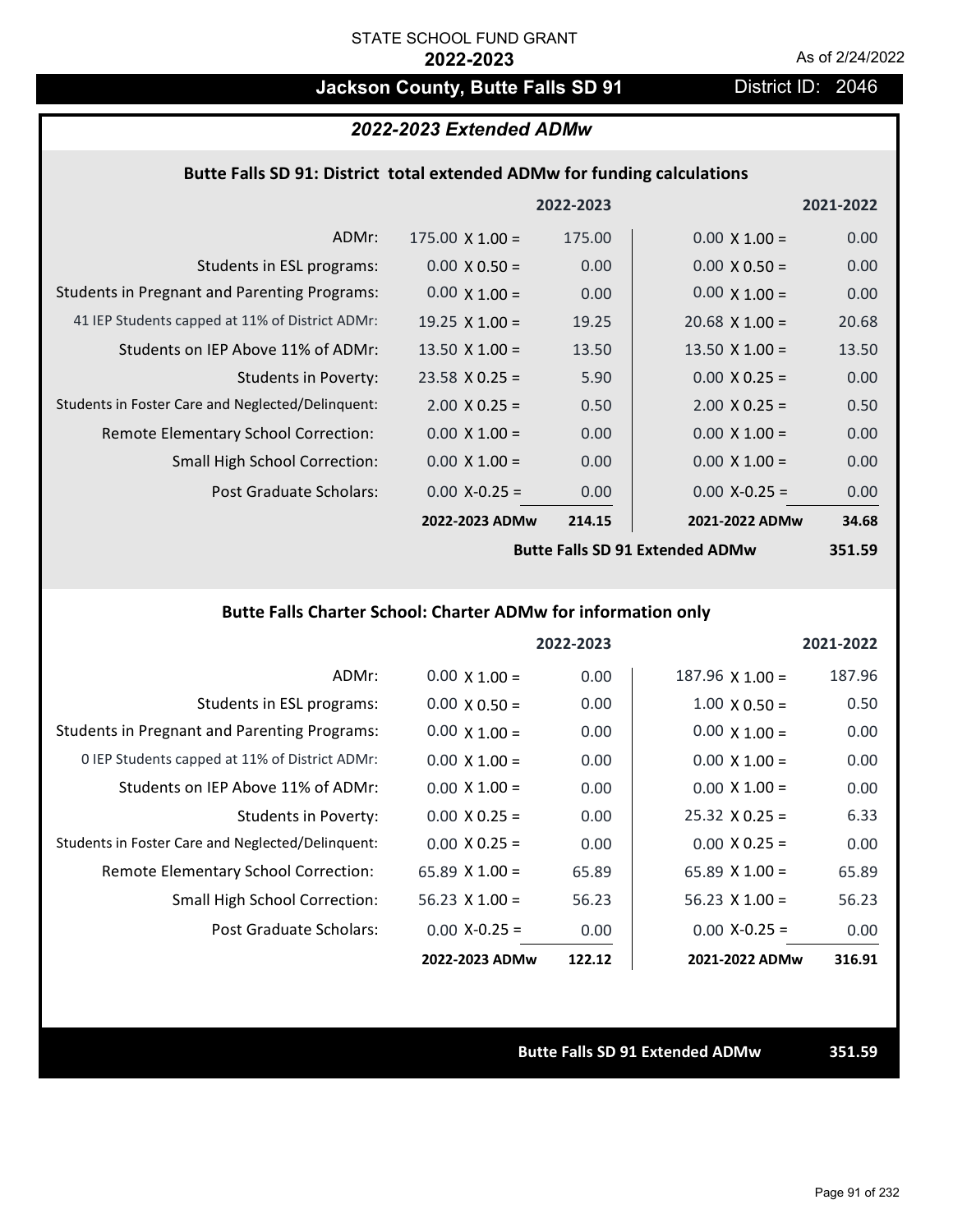STATE SCHOOL FUND GRANT

**2022-2023**

As of 2/24/2022

# Jackson County, Butte Falls SD 91

District ID: 2046

## *2022-2023 Extended ADMw*

### Butte Falls SD 91: District total extended ADMw for funding calculations

| | 2022-2023 | | 2021-2022 | |
|---|---|---|---|---|
| ADMr: | 175.00 X 1.00 = | 175.00 | 0.00 X 1.00 = | 0.00 |
| Students in ESL programs: | 0.00 X 0.50 = | 0.00 | 0.00 X 0.50 = | 0.00 |
| Students in Pregnant and Parenting Programs: | 0.00 X 1.00 = | 0.00 | 0.00 X 1.00 = | 0.00 |
| 41 IEP Students capped at 11% of District ADMr: | 19.25 X 1.00 = | 19.25 | 20.68 X 1.00 = | 20.68 |
| Students on IEP Above 11% of ADMr: | 13.50 X 1.00 = | 13.50 | 13.50 X 1.00 = | 13.50 |
| Students in Poverty: | 23.58 X 0.25 = | 5.90 | 0.00 X 0.25 = | 0.00 |
| Students in Foster Care and Neglected/Delinquent: | 2.00 X 0.25 = | 0.50 | 2.00 X 0.25 = | 0.50 |
| Remote Elementary School Correction: | 0.00 X 1.00 = | 0.00 | 0.00 X 1.00 = | 0.00 |
| Small High School Correction: | 0.00 X 1.00 = | 0.00 | 0.00 X 1.00 = | 0.00 |
| Post Graduate Scholars: | 0.00 X-0.25 = | 0.00 | 0.00 X-0.25 = | 0.00 |
| | **2022-2023 ADMw** | **214.15** | **2021-2022 ADMw** | **34.68** |
| | | | **Butte Falls SD 91 Extended ADMw** | **351.59** |

### Butte Falls Charter School: Charter ADMw for information only

| | 2022-2023 | | 2021-2022 | |
|---|---|---|---|---|
| ADMr: | 0.00 X 1.00 = | 0.00 | 187.96 X 1.00 = | 187.96 |
| Students in ESL programs: | 0.00 X 0.50 = | 0.00 | 1.00 X 0.50 = | 0.50 |
| Students in Pregnant and Parenting Programs: | 0.00 X 1.00 = | 0.00 | 0.00 X 1.00 = | 0.00 |
| 0 IEP Students capped at 11% of District ADMr: | 0.00 X 1.00 = | 0.00 | 0.00 X 1.00 = | 0.00 |
| Students on IEP Above 11% of ADMr: | 0.00 X 1.00 = | 0.00 | 0.00 X 1.00 = | 0.00 |
| Students in Poverty: | 0.00 X 0.25 = | 0.00 | 25.32 X 0.25 = | 6.33 |
| Students in Foster Care and Neglected/Delinquent: | 0.00 X 0.25 = | 0.00 | 0.00 X 0.25 = | 0.00 |
| Remote Elementary School Correction: | 65.89 X 1.00 = | 65.89 | 65.89 X 1.00 = | 65.89 |
| Small High School Correction: | 56.23 X 1.00 = | 56.23 | 56.23 X 1.00 = | 56.23 |
| Post Graduate Scholars: | 0.00 X-0.25 = | 0.00 | 0.00 X-0.25 = | 0.00 |
| | **2022-2023 ADMw** | **122.12** | **2021-2022 ADMw** | **316.91** |

**Butte Falls SD 91 Extended ADMw** **351.59**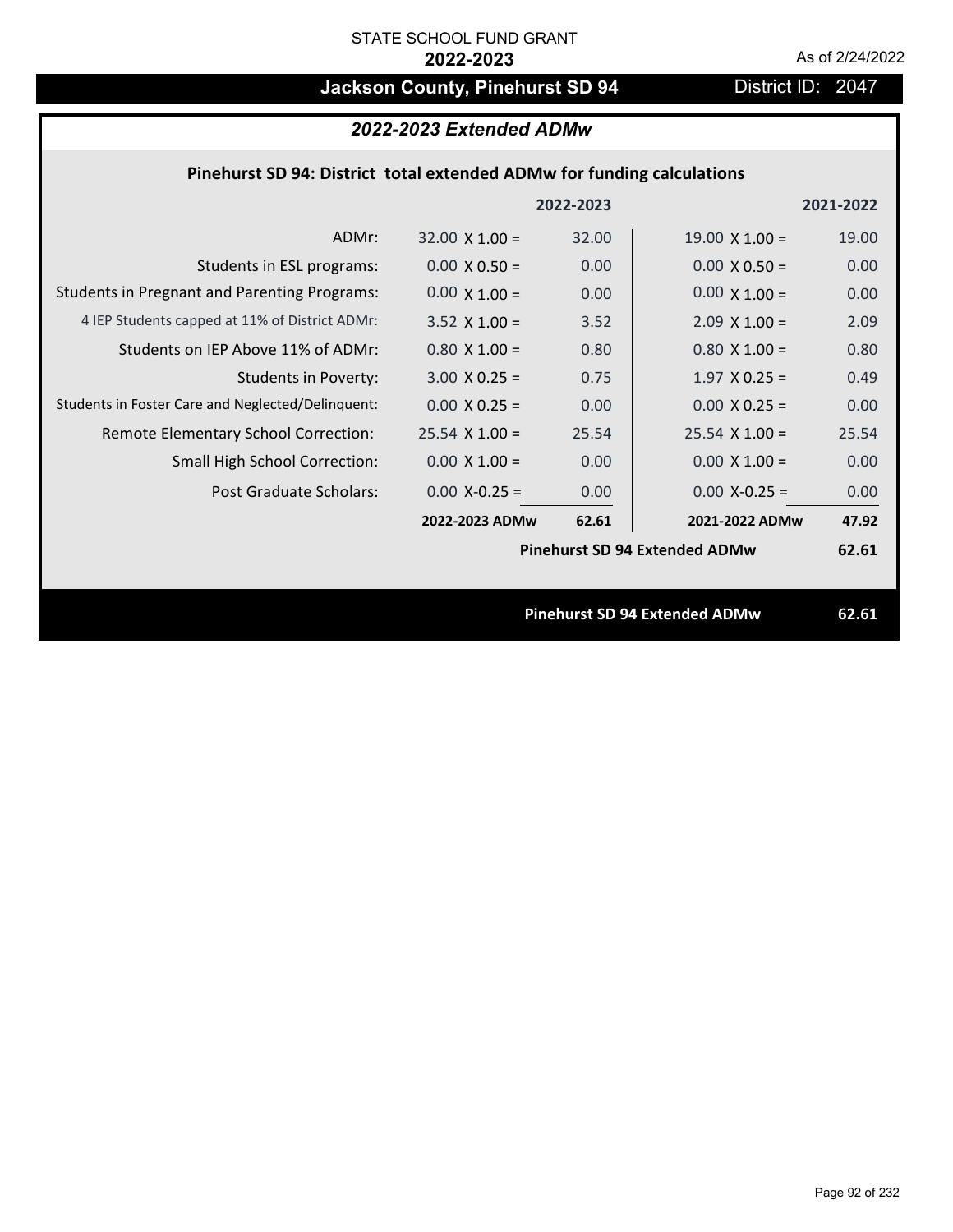STATE SCHOOL FUND GRANT

**2022-2023**

As of 2/24/2022

# Jackson County, Pinehurst SD 94

District ID: 2047

## *2022-2023 Extended ADMw*

### Pinehurst SD 94: District total extended ADMw for funding calculations

| | | 2022-2023 | | 2021-2022 |
|---|---|---|---|---|
| ADMr: | 32.00 X 1.00 = | 32.00 | 19.00 X 1.00 = | 19.00 |
| Students in ESL programs: | 0.00 X 0.50 = | 0.00 | 0.00 X 0.50 = | 0.00 |
| Students in Pregnant and Parenting Programs: | 0.00 X 1.00 = | 0.00 | 0.00 X 1.00 = | 0.00 |
| 4 IEP Students capped at 11% of District ADMr: | 3.52 X 1.00 = | 3.52 | 2.09 X 1.00 = | 2.09 |
| Students on IEP Above 11% of ADMr: | 0.80 X 1.00 = | 0.80 | 0.80 X 1.00 = | 0.80 |
| Students in Poverty: | 3.00 X 0.25 = | 0.75 | 1.97 X 0.25 = | 0.49 |
| Students in Foster Care and Neglected/Delinquent: | 0.00 X 0.25 = | 0.00 | 0.00 X 0.25 = | 0.00 |
| Remote Elementary School Correction: | 25.54 X 1.00 = | 25.54 | 25.54 X 1.00 = | 25.54 |
| Small High School Correction: | 0.00 X 1.00 = | 0.00 | 0.00 X 1.00 = | 0.00 |
| Post Graduate Scholars: | 0.00 X-0.25 = | 0.00 | 0.00 X-0.25 = | 0.00 |
| | **2022-2023 ADMw** | **62.61** | **2021-2022 ADMw** | **47.92** |
| | | | **Pinehurst SD 94 Extended ADMw** | **62.61** |

**Pinehurst SD 94 Extended ADMw 62.61**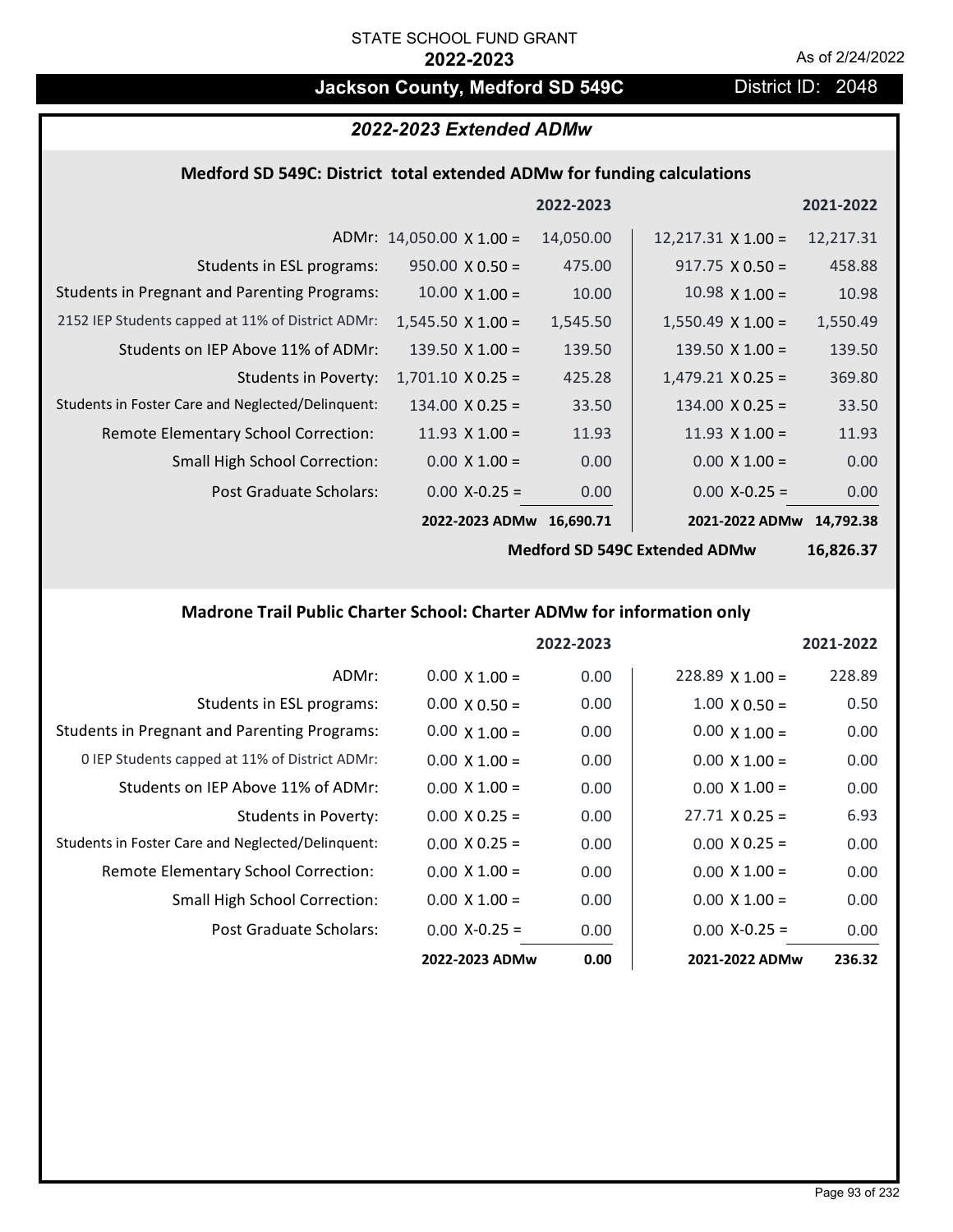STATE SCHOOL FUND GRANT

**2022-2023**

As of 2/24/2022

# Jackson County, Medford SD 549C

District ID: 2048

## *2022-2023 Extended ADMw*

### Medford SD 549C: District total extended ADMw for funding calculations

| | | 2022-2023 | | 2021-2022 |
|---|---|---|---|---|
| ADMr: | 14,050.00 X 1.00 = | 14,050.00 | 12,217.31 X 1.00 = | 12,217.31 |
| Students in ESL programs: | 950.00 X 0.50 = | 475.00 | 917.75 X 0.50 = | 458.88 |
| Students in Pregnant and Parenting Programs: | 10.00 X 1.00 = | 10.00 | 10.98 X 1.00 = | 10.98 |
| 2152 IEP Students capped at 11% of District ADMr: | 1,545.50 X 1.00 = | 1,545.50 | 1,550.49 X 1.00 = | 1,550.49 |
| Students on IEP Above 11% of ADMr: | 139.50 X 1.00 = | 139.50 | 139.50 X 1.00 = | 139.50 |
| Students in Poverty: | 1,701.10 X 0.25 = | 425.28 | 1,479.21 X 0.25 = | 369.80 |
| Students in Foster Care and Neglected/Delinquent: | 134.00 X 0.25 = | 33.50 | 134.00 X 0.25 = | 33.50 |
| Remote Elementary School Correction: | 11.93 X 1.00 = | 11.93 | 11.93 X 1.00 = | 11.93 |
| Small High School Correction: | 0.00 X 1.00 = | 0.00 | 0.00 X 1.00 = | 0.00 |
| Post Graduate Scholars: | 0.00 X-0.25 = | 0.00 | 0.00 X-0.25 = | 0.00 |
| | **2022-2023 ADMw** | **16,690.71** | **2021-2022 ADMw** | **14,792.38** |
| | | | **Medford SD 549C Extended ADMw** | **16,826.37** |

### Madrone Trail Public Charter School: Charter ADMw for information only

| | | 2022-2023 | | 2021-2022 |
|---|---|---|---|---|
| ADMr: | 0.00 X 1.00 = | 0.00 | 228.89 X 1.00 = | 228.89 |
| Students in ESL programs: | 0.00 X 0.50 = | 0.00 | 1.00 X 0.50 = | 0.50 |
| Students in Pregnant and Parenting Programs: | 0.00 X 1.00 = | 0.00 | 0.00 X 1.00 = | 0.00 |
| 0 IEP Students capped at 11% of District ADMr: | 0.00 X 1.00 = | 0.00 | 0.00 X 1.00 = | 0.00 |
| Students on IEP Above 11% of ADMr: | 0.00 X 1.00 = | 0.00 | 0.00 X 1.00 = | 0.00 |
| Students in Poverty: | 0.00 X 0.25 = | 0.00 | 27.71 X 0.25 = | 6.93 |
| Students in Foster Care and Neglected/Delinquent: | 0.00 X 0.25 = | 0.00 | 0.00 X 0.25 = | 0.00 |
| Remote Elementary School Correction: | 0.00 X 1.00 = | 0.00 | 0.00 X 1.00 = | 0.00 |
| Small High School Correction: | 0.00 X 1.00 = | 0.00 | 0.00 X 1.00 = | 0.00 |
| Post Graduate Scholars: | 0.00 X-0.25 = | 0.00 | 0.00 X-0.25 = | 0.00 |
| | **2022-2023 ADMw** | **0.00** | **2021-2022 ADMw** | **236.32** |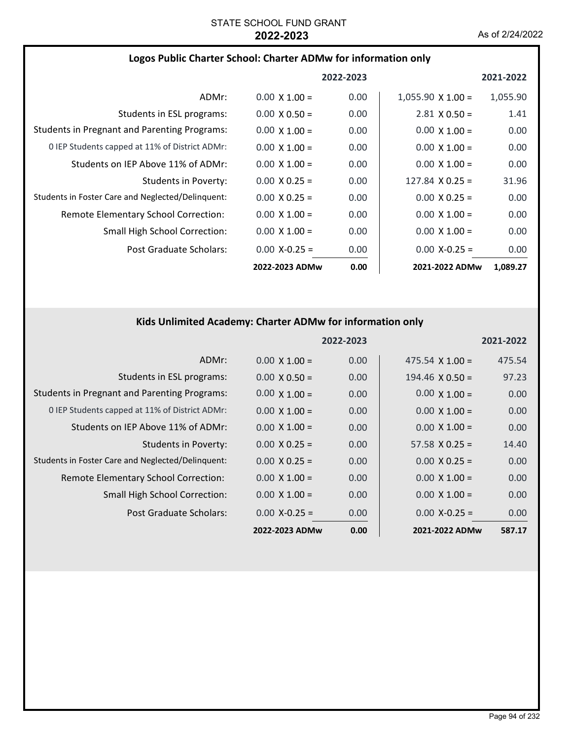STATE SCHOOL FUND GRANT
**2022-2023**
As of 2/24/2022

## Logos Public Charter School: Charter ADMw for information only

| | 2022-2023 | | 2021-2022 | |
|---|---|---|---|---|
| ADMr: | 0.00 X 1.00 = | 0.00 | 1,055.90 X 1.00 = | 1,055.90 |
| Students in ESL programs: | 0.00 X 0.50 = | 0.00 | 2.81 X 0.50 = | 1.41 |
| Students in Pregnant and Parenting Programs: | 0.00 X 1.00 = | 0.00 | 0.00 X 1.00 = | 0.00 |
| 0 IEP Students capped at 11% of District ADMr: | 0.00 X 1.00 = | 0.00 | 0.00 X 1.00 = | 0.00 |
| Students on IEP Above 11% of ADMr: | 0.00 X 1.00 = | 0.00 | 0.00 X 1.00 = | 0.00 |
| Students in Poverty: | 0.00 X 0.25 = | 0.00 | 127.84 X 0.25 = | 31.96 |
| Students in Foster Care and Neglected/Delinquent: | 0.00 X 0.25 = | 0.00 | 0.00 X 0.25 = | 0.00 |
| Remote Elementary School Correction: | 0.00 X 1.00 = | 0.00 | 0.00 X 1.00 = | 0.00 |
| Small High School Correction: | 0.00 X 1.00 = | 0.00 | 0.00 X 1.00 = | 0.00 |
| Post Graduate Scholars: | 0.00 X-0.25 = | 0.00 | 0.00 X-0.25 = | 0.00 |
| | **2022-2023 ADMw** | **0.00** | **2021-2022 ADMw** | **1,089.27** |

## Kids Unlimited Academy: Charter ADMw for information only

| | 2022-2023 | | 2021-2022 | |
|---|---|---|---|---|
| ADMr: | 0.00 X 1.00 = | 0.00 | 475.54 X 1.00 = | 475.54 |
| Students in ESL programs: | 0.00 X 0.50 = | 0.00 | 194.46 X 0.50 = | 97.23 |
| Students in Pregnant and Parenting Programs: | 0.00 X 1.00 = | 0.00 | 0.00 X 1.00 = | 0.00 |
| 0 IEP Students capped at 11% of District ADMr: | 0.00 X 1.00 = | 0.00 | 0.00 X 1.00 = | 0.00 |
| Students on IEP Above 11% of ADMr: | 0.00 X 1.00 = | 0.00 | 0.00 X 1.00 = | 0.00 |
| Students in Poverty: | 0.00 X 0.25 = | 0.00 | 57.58 X 0.25 = | 14.40 |
| Students in Foster Care and Neglected/Delinquent: | 0.00 X 0.25 = | 0.00 | 0.00 X 0.25 = | 0.00 |
| Remote Elementary School Correction: | 0.00 X 1.00 = | 0.00 | 0.00 X 1.00 = | 0.00 |
| Small High School Correction: | 0.00 X 1.00 = | 0.00 | 0.00 X 1.00 = | 0.00 |
| Post Graduate Scholars: | 0.00 X-0.25 = | 0.00 | 0.00 X-0.25 = | 0.00 |
| | **2022-2023 ADMw** | **0.00** | **2021-2022 ADMw** | **587.17** |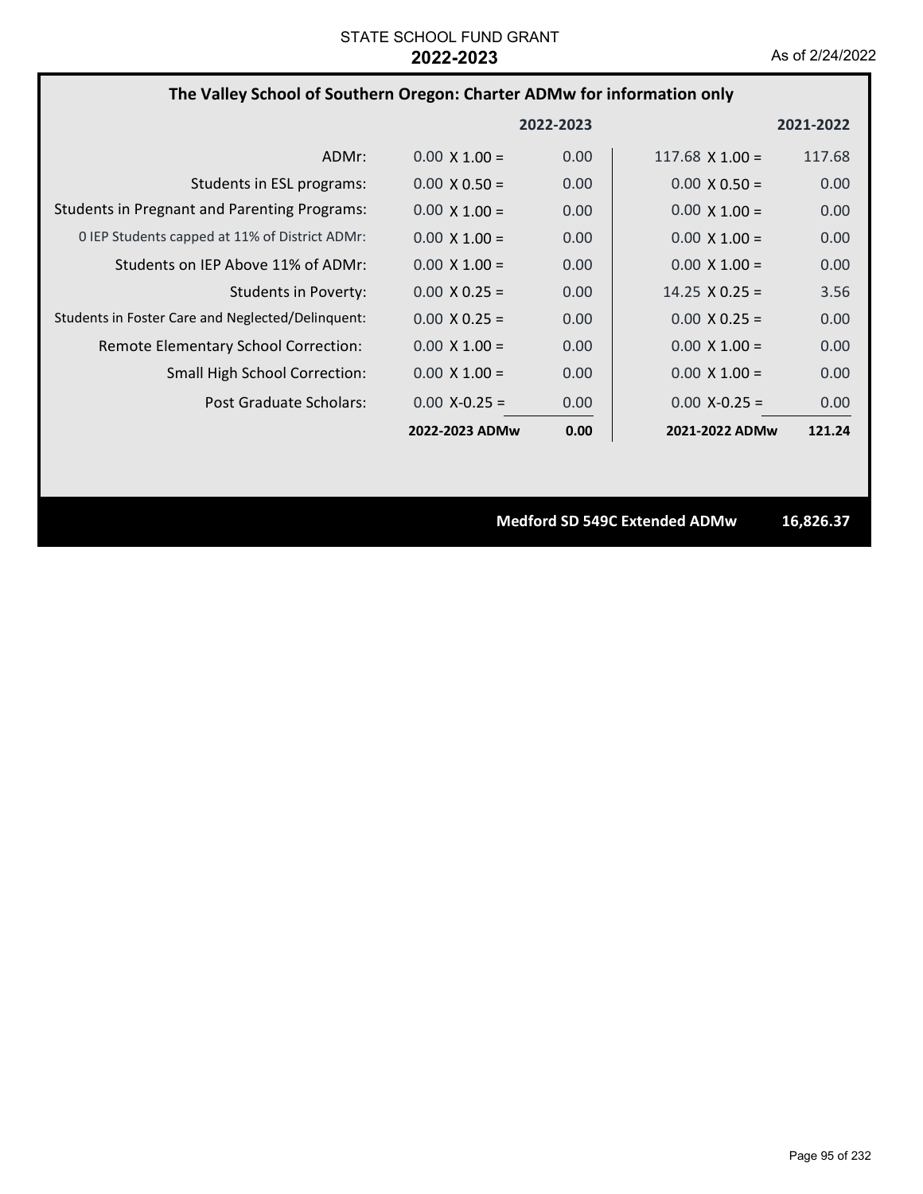STATE SCHOOL FUND GRANT
**2022-2023**
As of 2/24/2022

## The Valley School of Southern Oregon: Charter ADMw for information only

| | 2022-2023 | | 2021-2022 | |
|---|---|---|---|---|
| ADMr: | 0.00 X 1.00 = | 0.00 | 117.68 X 1.00 = | 117.68 |
| Students in ESL programs: | 0.00 X 0.50 = | 0.00 | 0.00 X 0.50 = | 0.00 |
| Students in Pregnant and Parenting Programs: | 0.00 X 1.00 = | 0.00 | 0.00 X 1.00 = | 0.00 |
| 0 IEP Students capped at 11% of District ADMr: | 0.00 X 1.00 = | 0.00 | 0.00 X 1.00 = | 0.00 |
| Students on IEP Above 11% of ADMr: | 0.00 X 1.00 = | 0.00 | 0.00 X 1.00 = | 0.00 |
| Students in Poverty: | 0.00 X 0.25 = | 0.00 | 14.25 X 0.25 = | 3.56 |
| Students in Foster Care and Neglected/Delinquent: | 0.00 X 0.25 = | 0.00 | 0.00 X 0.25 = | 0.00 |
| Remote Elementary School Correction: | 0.00 X 1.00 = | 0.00 | 0.00 X 1.00 = | 0.00 |
| Small High School Correction: | 0.00 X 1.00 = | 0.00 | 0.00 X 1.00 = | 0.00 |
| Post Graduate Scholars: | 0.00 X-0.25 = | 0.00 | 0.00 X-0.25 = | 0.00 |
| | **2022-2023 ADMw** | **0.00** | **2021-2022 ADMw** | **121.24** |

**Medford SD 549C Extended ADMw** **16,826.37**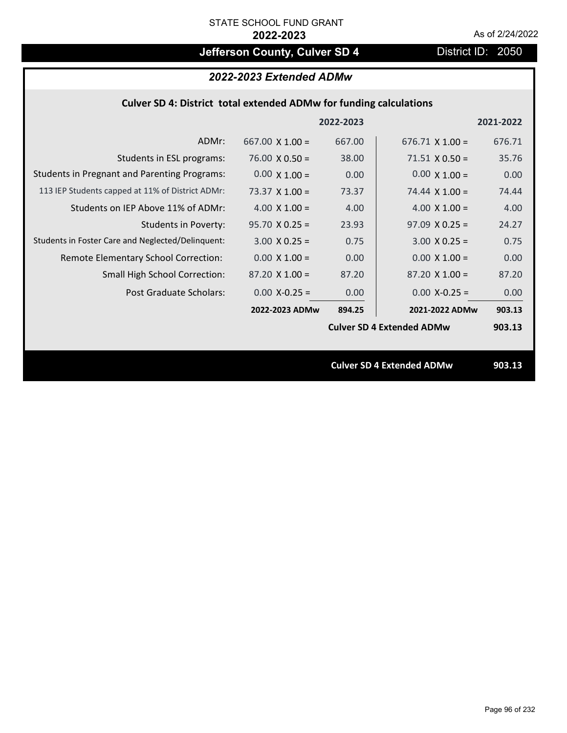STATE SCHOOL FUND GRANT

**2022-2023**

As of 2/24/2022

# Jefferson County, Culver SD 4

District ID: 2050

## *2022-2023 Extended ADMw*

### Culver SD 4: District total extended ADMw for funding calculations

| | | 2022-2023 | | 2021-2022 |
|---|---|---|---|---|
| ADMr: | 667.00 X 1.00 = | 667.00 | 676.71 X 1.00 = | 676.71 |
| Students in ESL programs: | 76.00 X 0.50 = | 38.00 | 71.51 X 0.50 = | 35.76 |
| Students in Pregnant and Parenting Programs: | 0.00 X 1.00 = | 0.00 | 0.00 X 1.00 = | 0.00 |
| 113 IEP Students capped at 11% of District ADMr: | 73.37 X 1.00 = | 73.37 | 74.44 X 1.00 = | 74.44 |
| Students on IEP Above 11% of ADMr: | 4.00 X 1.00 = | 4.00 | 4.00 X 1.00 = | 4.00 |
| Students in Poverty: | 95.70 X 0.25 = | 23.93 | 97.09 X 0.25 = | 24.27 |
| Students in Foster Care and Neglected/Delinquent: | 3.00 X 0.25 = | 0.75 | 3.00 X 0.25 = | 0.75 |
| Remote Elementary School Correction: | 0.00 X 1.00 = | 0.00 | 0.00 X 1.00 = | 0.00 |
| Small High School Correction: | 87.20 X 1.00 = | 87.20 | 87.20 X 1.00 = | 87.20 |
| Post Graduate Scholars: | 0.00 X-0.25 = | 0.00 | 0.00 X-0.25 = | 0.00 |
| | **2022-2023 ADMw** | **894.25** | **2021-2022 ADMw** | **903.13** |
| | | | **Culver SD 4 Extended ADMw** | **903.13** |

**Culver SD 4 Extended ADMw** **903.13**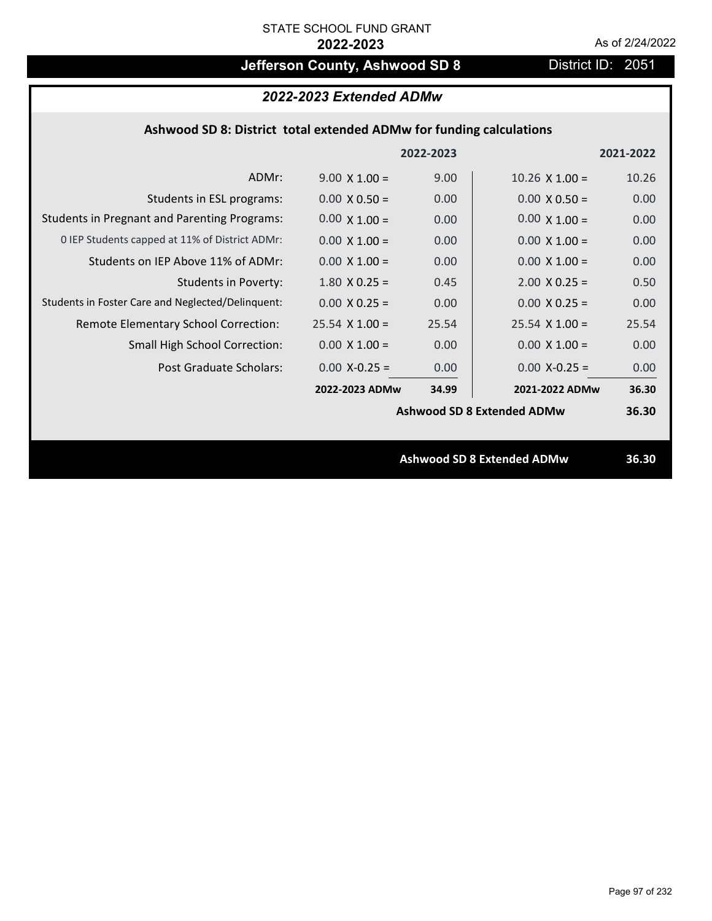STATE SCHOOL FUND GRANT

**2022-2023**

As of 2/24/2022

# Jefferson County, Ashwood SD 8

District ID: 2051

## *2022-2023 Extended ADMw*

### Ashwood SD 8: District total extended ADMw for funding calculations

| | | 2022-2023 | | 2021-2022 |
|---|---|---|---|---|
| ADMr: | 9.00 X 1.00 = | 9.00 | 10.26 X 1.00 = | 10.26 |
| Students in ESL programs: | 0.00 X 0.50 = | 0.00 | 0.00 X 0.50 = | 0.00 |
| Students in Pregnant and Parenting Programs: | 0.00 X 1.00 = | 0.00 | 0.00 X 1.00 = | 0.00 |
| 0 IEP Students capped at 11% of District ADMr: | 0.00 X 1.00 = | 0.00 | 0.00 X 1.00 = | 0.00 |
| Students on IEP Above 11% of ADMr: | 0.00 X 1.00 = | 0.00 | 0.00 X 1.00 = | 0.00 |
| Students in Poverty: | 1.80 X 0.25 = | 0.45 | 2.00 X 0.25 = | 0.50 |
| Students in Foster Care and Neglected/Delinquent: | 0.00 X 0.25 = | 0.00 | 0.00 X 0.25 = | 0.00 |
| Remote Elementary School Correction: | 25.54 X 1.00 = | 25.54 | 25.54 X 1.00 = | 25.54 |
| Small High School Correction: | 0.00 X 1.00 = | 0.00 | 0.00 X 1.00 = | 0.00 |
| Post Graduate Scholars: | 0.00 X-0.25 = | 0.00 | 0.00 X-0.25 = | 0.00 |
| | **2022-2023 ADMw** | **34.99** | **2021-2022 ADMw** | **36.30** |
| | | | **Ashwood SD 8 Extended ADMw** | **36.30** |

**Ashwood SD 8 Extended ADMw** **36.30**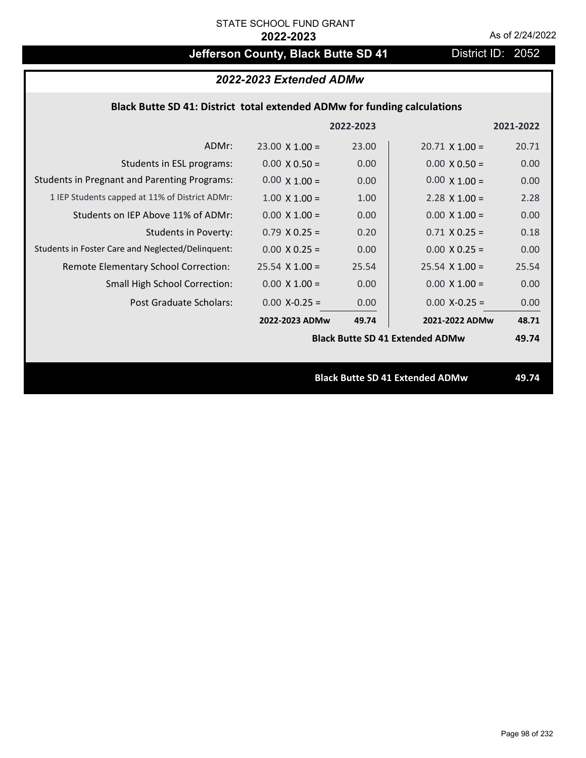STATE SCHOOL FUND GRANT

**2022-2023**

As of 2/24/2022

# Jefferson County, Black Butte SD 41

District ID: 2052

## *2022-2023 Extended ADMw*

### Black Butte SD 41: District total extended ADMw for funding calculations

| | | 2022-2023 | | 2021-2022 |
|---|---|---|---|---|
| ADMr: | 23.00 X 1.00 = | 23.00 | 20.71 X 1.00 = | 20.71 |
| Students in ESL programs: | 0.00 X 0.50 = | 0.00 | 0.00 X 0.50 = | 0.00 |
| Students in Pregnant and Parenting Programs: | 0.00 X 1.00 = | 0.00 | 0.00 X 1.00 = | 0.00 |
| 1 IEP Students capped at 11% of District ADMr: | 1.00 X 1.00 = | 1.00 | 2.28 X 1.00 = | 2.28 |
| Students on IEP Above 11% of ADMr: | 0.00 X 1.00 = | 0.00 | 0.00 X 1.00 = | 0.00 |
| Students in Poverty: | 0.79 X 0.25 = | 0.20 | 0.71 X 0.25 = | 0.18 |
| Students in Foster Care and Neglected/Delinquent: | 0.00 X 0.25 = | 0.00 | 0.00 X 0.25 = | 0.00 |
| Remote Elementary School Correction: | 25.54 X 1.00 = | 25.54 | 25.54 X 1.00 = | 25.54 |
| Small High School Correction: | 0.00 X 1.00 = | 0.00 | 0.00 X 1.00 = | 0.00 |
| Post Graduate Scholars: | 0.00 X-0.25 = | 0.00 | 0.00 X-0.25 = | 0.00 |
| | **2022-2023 ADMw** | **49.74** | **2021-2022 ADMw** | **48.71** |
| | | | **Black Butte SD 41 Extended ADMw** | **49.74** |

**Black Butte SD 41 Extended ADMw** **49.74**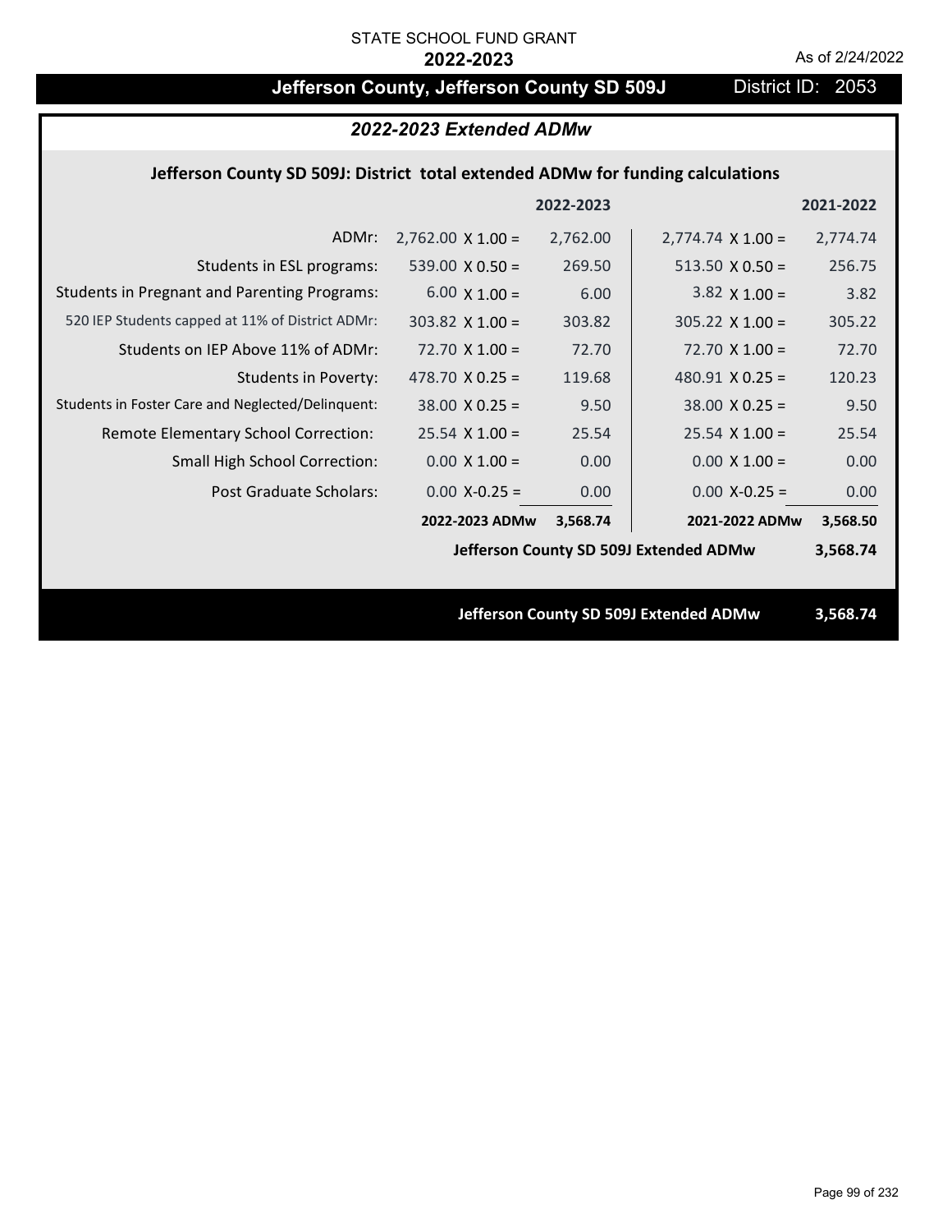STATE SCHOOL FUND GRANT

**2022-2023**

As of 2/24/2022

# Jefferson County, Jefferson County SD 509J

District ID: 2053

## *2022-2023 Extended ADMw*

### Jefferson County SD 509J: District total extended ADMw for funding calculations

| | | 2022-2023 | | 2021-2022 |
|---|---|---|---|---|
| ADMr: | 2,762.00 X 1.00 = | 2,762.00 | 2,774.74 X 1.00 = | 2,774.74 |
| Students in ESL programs: | 539.00 X 0.50 = | 269.50 | 513.50 X 0.50 = | 256.75 |
| Students in Pregnant and Parenting Programs: | 6.00 X 1.00 = | 6.00 | 3.82 X 1.00 = | 3.82 |
| 520 IEP Students capped at 11% of District ADMr: | 303.82 X 1.00 = | 303.82 | 305.22 X 1.00 = | 305.22 |
| Students on IEP Above 11% of ADMr: | 72.70 X 1.00 = | 72.70 | 72.70 X 1.00 = | 72.70 |
| Students in Poverty: | 478.70 X 0.25 = | 119.68 | 480.91 X 0.25 = | 120.23 |
| Students in Foster Care and Neglected/Delinquent: | 38.00 X 0.25 = | 9.50 | 38.00 X 0.25 = | 9.50 |
| Remote Elementary School Correction: | 25.54 X 1.00 = | 25.54 | 25.54 X 1.00 = | 25.54 |
| Small High School Correction: | 0.00 X 1.00 = | 0.00 | 0.00 X 1.00 = | 0.00 |
| Post Graduate Scholars: | 0.00 X-0.25 = | 0.00 | 0.00 X-0.25 = | 0.00 |
| | **2022-2023 ADMw** | **3,568.74** | **2021-2022 ADMw** | **3,568.50** |
| | | | **Jefferson County SD 509J Extended ADMw** | **3,568.74** |

**Jefferson County SD 509J Extended ADMw** **3,568.74**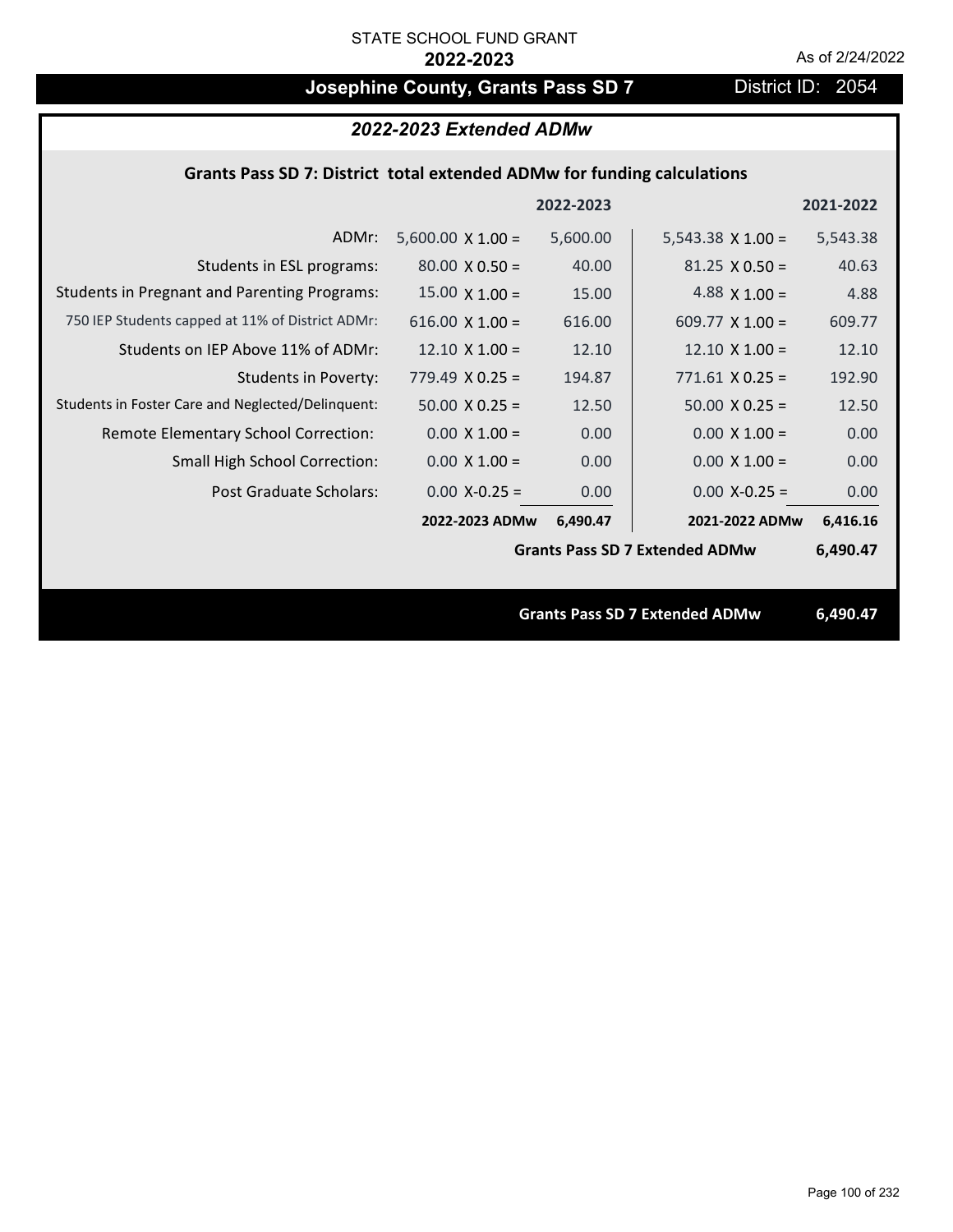STATE SCHOOL FUND GRANT

**2022-2023**

As of 2/24/2022

# Josephine County, Grants Pass SD 7

District ID: 2054

## *2022-2023 Extended ADMw*

### Grants Pass SD 7: District total extended ADMw for funding calculations

| | 2022-2023 | | 2021-2022 | |
|---|---|---|---|---|
| ADMr: | 5,600.00 X 1.00 = | 5,600.00 | 5,543.38 X 1.00 = | 5,543.38 |
| Students in ESL programs: | 80.00 X 0.50 = | 40.00 | 81.25 X 0.50 = | 40.63 |
| Students in Pregnant and Parenting Programs: | 15.00 X 1.00 = | 15.00 | 4.88 X 1.00 = | 4.88 |
| 750 IEP Students capped at 11% of District ADMr: | 616.00 X 1.00 = | 616.00 | 609.77 X 1.00 = | 609.77 |
| Students on IEP Above 11% of ADMr: | 12.10 X 1.00 = | 12.10 | 12.10 X 1.00 = | 12.10 |
| Students in Poverty: | 779.49 X 0.25 = | 194.87 | 771.61 X 0.25 = | 192.90 |
| Students in Foster Care and Neglected/Delinquent: | 50.00 X 0.25 = | 12.50 | 50.00 X 0.25 = | 12.50 |
| Remote Elementary School Correction: | 0.00 X 1.00 = | 0.00 | 0.00 X 1.00 = | 0.00 |
| Small High School Correction: | 0.00 X 1.00 = | 0.00 | 0.00 X 1.00 = | 0.00 |
| Post Graduate Scholars: | 0.00 X-0.25 = | 0.00 | 0.00 X-0.25 = | 0.00 |
| | **2022-2023 ADMw** | **6,490.47** | **2021-2022 ADMw** | **6,416.16** |

**Grants Pass SD 7 Extended ADMw 6,490.47**

**Grants Pass SD 7 Extended ADMw 6,490.47**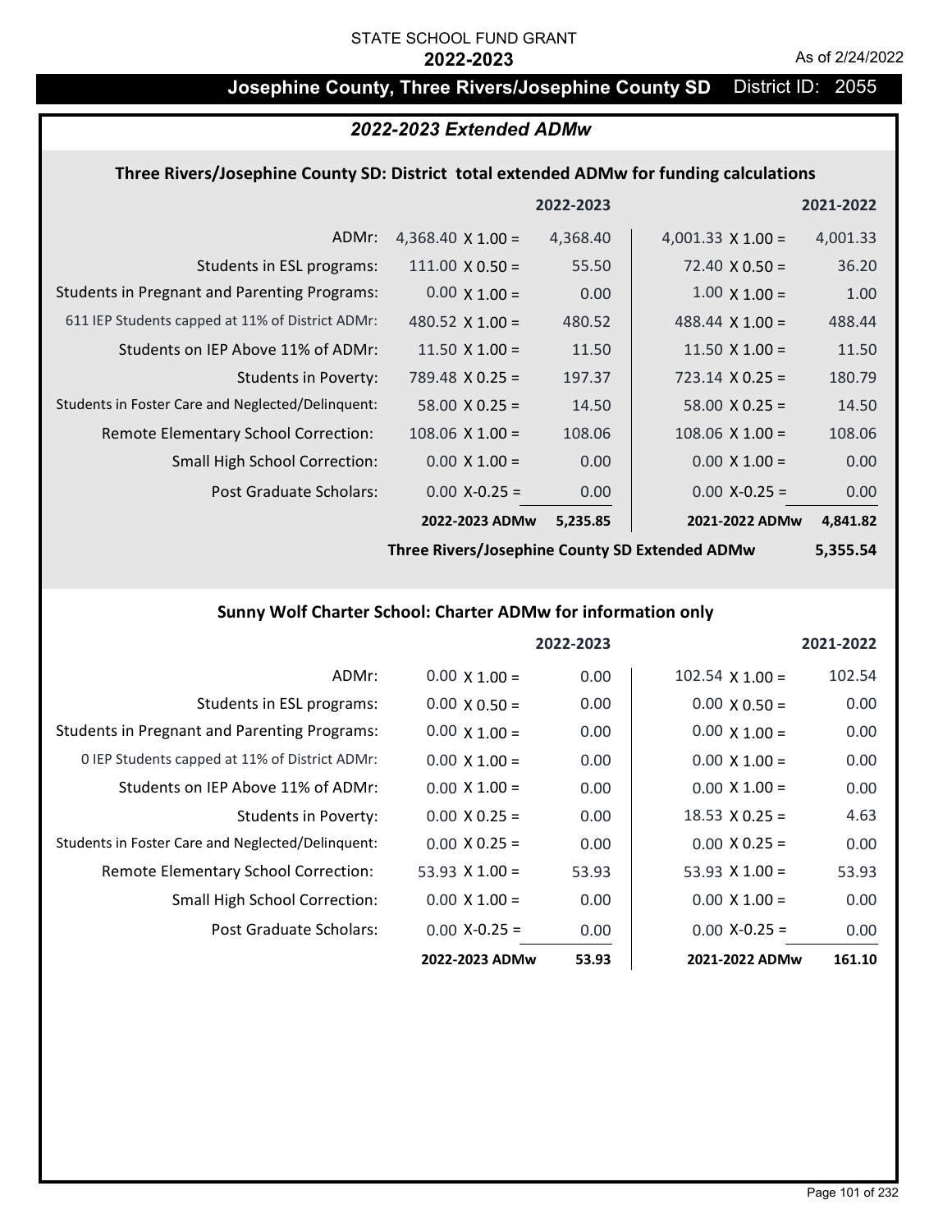STATE SCHOOL FUND GRANT

**2022-2023**

As of 2/24/2022

# Josephine County, Three Rivers/Josephine County SD District ID: 2055

## *2022-2023 Extended ADMw*

### Three Rivers/Josephine County SD: District total extended ADMw for funding calculations

| | | 2022-2023 | | 2021-2022 |
|---|---|---|---|---|
| ADMr: | 4,368.40 X 1.00 = | 4,368.40 | 4,001.33 X 1.00 = | 4,001.33 |
| Students in ESL programs: | 111.00 X 0.50 = | 55.50 | 72.40 X 0.50 = | 36.20 |
| Students in Pregnant and Parenting Programs: | 0.00 X 1.00 = | 0.00 | 1.00 X 1.00 = | 1.00 |
| 611 IEP Students capped at 11% of District ADMr: | 480.52 X 1.00 = | 480.52 | 488.44 X 1.00 = | 488.44 |
| Students on IEP Above 11% of ADMr: | 11.50 X 1.00 = | 11.50 | 11.50 X 1.00 = | 11.50 |
| Students in Poverty: | 789.48 X 0.25 = | 197.37 | 723.14 X 0.25 = | 180.79 |
| Students in Foster Care and Neglected/Delinquent: | 58.00 X 0.25 = | 14.50 | 58.00 X 0.25 = | 14.50 |
| Remote Elementary School Correction: | 108.06 X 1.00 = | 108.06 | 108.06 X 1.00 = | 108.06 |
| Small High School Correction: | 0.00 X 1.00 = | 0.00 | 0.00 X 1.00 = | 0.00 |
| Post Graduate Scholars: | 0.00 X-0.25 = | 0.00 | 0.00 X-0.25 = | 0.00 |
| | **2022-2023 ADMw** | **5,235.85** | **2021-2022 ADMw** | **4,841.82** |

**Three Rivers/Josephine County SD Extended ADMw 5,355.54**

### Sunny Wolf Charter School: Charter ADMw for information only

| | | 2022-2023 | | 2021-2022 |
|---|---|---|---|---|
| ADMr: | 0.00 X 1.00 = | 0.00 | 102.54 X 1.00 = | 102.54 |
| Students in ESL programs: | 0.00 X 0.50 = | 0.00 | 0.00 X 0.50 = | 0.00 |
| Students in Pregnant and Parenting Programs: | 0.00 X 1.00 = | 0.00 | 0.00 X 1.00 = | 0.00 |
| 0 IEP Students capped at 11% of District ADMr: | 0.00 X 1.00 = | 0.00 | 0.00 X 1.00 = | 0.00 |
| Students on IEP Above 11% of ADMr: | 0.00 X 1.00 = | 0.00 | 0.00 X 1.00 = | 0.00 |
| Students in Poverty: | 0.00 X 0.25 = | 0.00 | 18.53 X 0.25 = | 4.63 |
| Students in Foster Care and Neglected/Delinquent: | 0.00 X 0.25 = | 0.00 | 0.00 X 0.25 = | 0.00 |
| Remote Elementary School Correction: | 53.93 X 1.00 = | 53.93 | 53.93 X 1.00 = | 53.93 |
| Small High School Correction: | 0.00 X 1.00 = | 0.00 | 0.00 X 1.00 = | 0.00 |
| Post Graduate Scholars: | 0.00 X-0.25 = | 0.00 | 0.00 X-0.25 = | 0.00 |
| | **2022-2023 ADMw** | **53.93** | **2021-2022 ADMw** | **161.10** |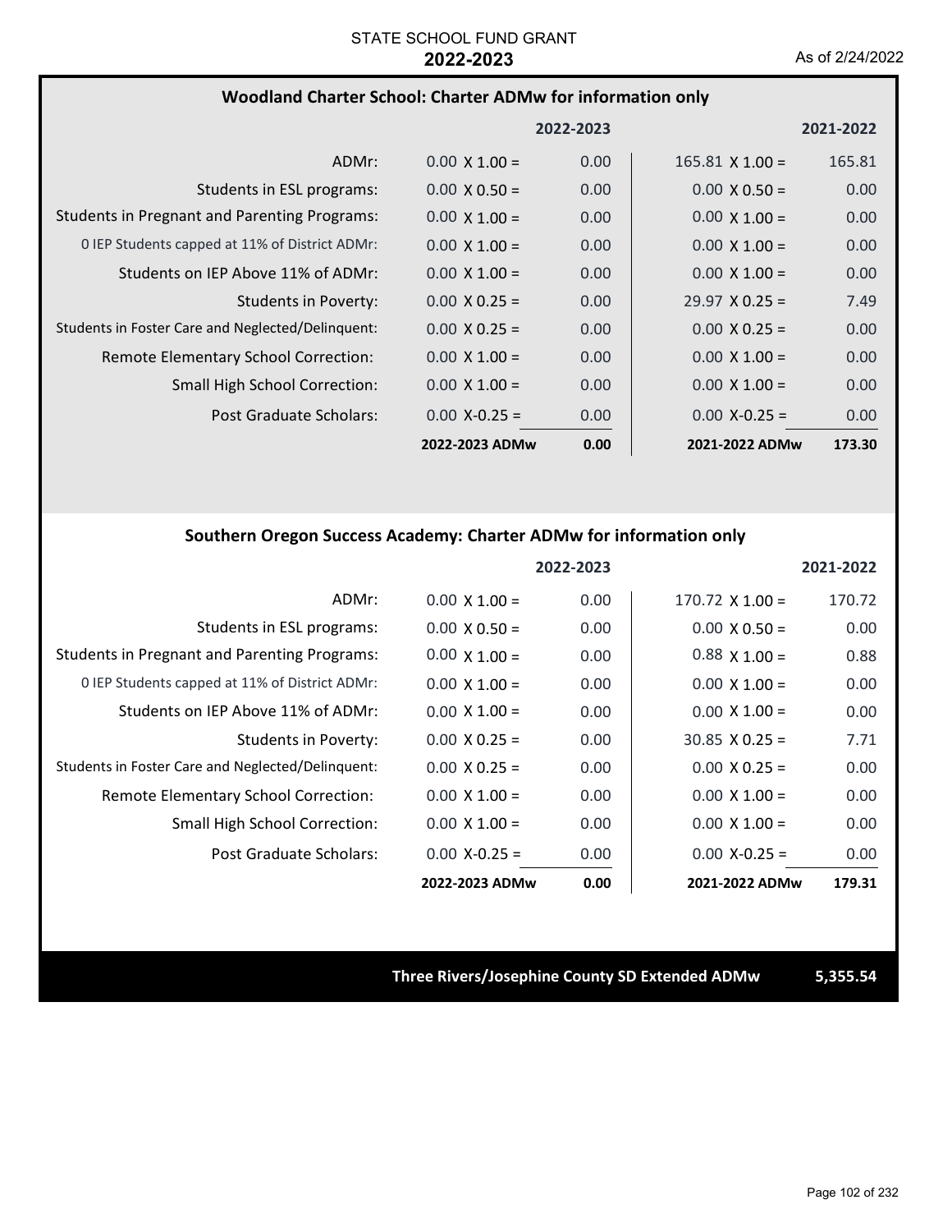STATE SCHOOL FUND GRANT

**2022-2023**

As of 2/24/2022

### Woodland Charter School: Charter ADMw for information only

| | | 2022-2023 | | 2021-2022 |
|---|---|---|---|---|
| ADMr: | 0.00 X 1.00 = | 0.00 | 165.81 X 1.00 = | 165.81 |
| Students in ESL programs: | 0.00 X 0.50 = | 0.00 | 0.00 X 0.50 = | 0.00 |
| Students in Pregnant and Parenting Programs: | 0.00 X 1.00 = | 0.00 | 0.00 X 1.00 = | 0.00 |
| 0 IEP Students capped at 11% of District ADMr: | 0.00 X 1.00 = | 0.00 | 0.00 X 1.00 = | 0.00 |
| Students on IEP Above 11% of ADMr: | 0.00 X 1.00 = | 0.00 | 0.00 X 1.00 = | 0.00 |
| Students in Poverty: | 0.00 X 0.25 = | 0.00 | 29.97 X 0.25 = | 7.49 |
| Students in Foster Care and Neglected/Delinquent: | 0.00 X 0.25 = | 0.00 | 0.00 X 0.25 = | 0.00 |
| Remote Elementary School Correction: | 0.00 X 1.00 = | 0.00 | 0.00 X 1.00 = | 0.00 |
| Small High School Correction: | 0.00 X 1.00 = | 0.00 | 0.00 X 1.00 = | 0.00 |
| Post Graduate Scholars: | 0.00 X-0.25 = | 0.00 | 0.00 X-0.25 = | 0.00 |
| | **2022-2023 ADMw** | **0.00** | **2021-2022 ADMw** | **173.30** |

### Southern Oregon Success Academy: Charter ADMw for information only

| | | 2022-2023 | | 2021-2022 |
|---|---|---|---|---|
| ADMr: | 0.00 X 1.00 = | 0.00 | 170.72 X 1.00 = | 170.72 |
| Students in ESL programs: | 0.00 X 0.50 = | 0.00 | 0.00 X 0.50 = | 0.00 |
| Students in Pregnant and Parenting Programs: | 0.00 X 1.00 = | 0.00 | 0.88 X 1.00 = | 0.88 |
| 0 IEP Students capped at 11% of District ADMr: | 0.00 X 1.00 = | 0.00 | 0.00 X 1.00 = | 0.00 |
| Students on IEP Above 11% of ADMr: | 0.00 X 1.00 = | 0.00 | 0.00 X 1.00 = | 0.00 |
| Students in Poverty: | 0.00 X 0.25 = | 0.00 | 30.85 X 0.25 = | 7.71 |
| Students in Foster Care and Neglected/Delinquent: | 0.00 X 0.25 = | 0.00 | 0.00 X 0.25 = | 0.00 |
| Remote Elementary School Correction: | 0.00 X 1.00 = | 0.00 | 0.00 X 1.00 = | 0.00 |
| Small High School Correction: | 0.00 X 1.00 = | 0.00 | 0.00 X 1.00 = | 0.00 |
| Post Graduate Scholars: | 0.00 X-0.25 = | 0.00 | 0.00 X-0.25 = | 0.00 |
| | **2022-2023 ADMw** | **0.00** | **2021-2022 ADMw** | **179.31** |

**Three Rivers/Josephine County SD Extended ADMw** **5,355.54**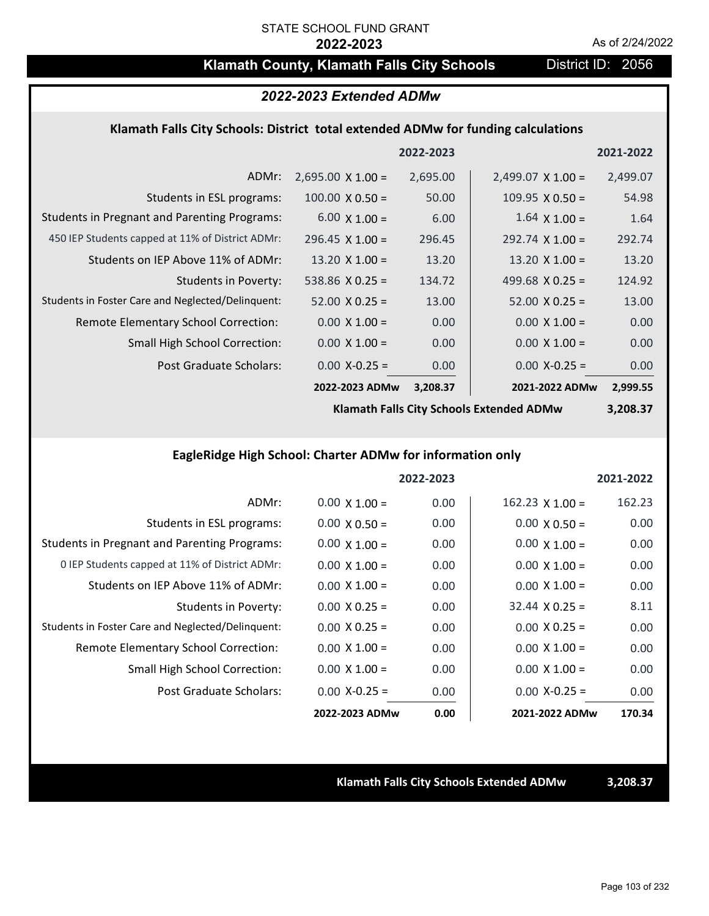STATE SCHOOL FUND GRANT

**2022-2023**

As of 2/24/2022

# Klamath County, Klamath Falls City Schools

District ID: 2056

## *2022-2023 Extended ADMw*

### Klamath Falls City Schools: District total extended ADMw for funding calculations

| | | 2022-2023 | | 2021-2022 |
|---|---|---|---|---|
| ADMr: | 2,695.00 X 1.00 = | 2,695.00 | 2,499.07 X 1.00 = | 2,499.07 |
| Students in ESL programs: | 100.00 X 0.50 = | 50.00 | 109.95 X 0.50 = | 54.98 |
| Students in Pregnant and Parenting Programs: | 6.00 X 1.00 = | 6.00 | 1.64 X 1.00 = | 1.64 |
| 450 IEP Students capped at 11% of District ADMr: | 296.45 X 1.00 = | 296.45 | 292.74 X 1.00 = | 292.74 |
| Students on IEP Above 11% of ADMr: | 13.20 X 1.00 = | 13.20 | 13.20 X 1.00 = | 13.20 |
| Students in Poverty: | 538.86 X 0.25 = | 134.72 | 499.68 X 0.25 = | 124.92 |
| Students in Foster Care and Neglected/Delinquent: | 52.00 X 0.25 = | 13.00 | 52.00 X 0.25 = | 13.00 |
| Remote Elementary School Correction: | 0.00 X 1.00 = | 0.00 | 0.00 X 1.00 = | 0.00 |
| Small High School Correction: | 0.00 X 1.00 = | 0.00 | 0.00 X 1.00 = | 0.00 |
| Post Graduate Scholars: | 0.00 X-0.25 = | 0.00 | 0.00 X-0.25 = | 0.00 |
| | **2022-2023 ADMw** | **3,208.37** | **2021-2022 ADMw** | **2,999.55** |

**Klamath Falls City Schools Extended ADMw** **3,208.37**

### EagleRidge High School: Charter ADMw for information only

| | | 2022-2023 | | 2021-2022 |
|---|---|---|---|---|
| ADMr: | 0.00 X 1.00 = | 0.00 | 162.23 X 1.00 = | 162.23 |
| Students in ESL programs: | 0.00 X 0.50 = | 0.00 | 0.00 X 0.50 = | 0.00 |
| Students in Pregnant and Parenting Programs: | 0.00 X 1.00 = | 0.00 | 0.00 X 1.00 = | 0.00 |
| 0 IEP Students capped at 11% of District ADMr: | 0.00 X 1.00 = | 0.00 | 0.00 X 1.00 = | 0.00 |
| Students on IEP Above 11% of ADMr: | 0.00 X 1.00 = | 0.00 | 0.00 X 1.00 = | 0.00 |
| Students in Poverty: | 0.00 X 0.25 = | 0.00 | 32.44 X 0.25 = | 8.11 |
| Students in Foster Care and Neglected/Delinquent: | 0.00 X 0.25 = | 0.00 | 0.00 X 0.25 = | 0.00 |
| Remote Elementary School Correction: | 0.00 X 1.00 = | 0.00 | 0.00 X 1.00 = | 0.00 |
| Small High School Correction: | 0.00 X 1.00 = | 0.00 | 0.00 X 1.00 = | 0.00 |
| Post Graduate Scholars: | 0.00 X-0.25 = | 0.00 | 0.00 X-0.25 = | 0.00 |
| | **2022-2023 ADMw** | **0.00** | **2021-2022 ADMw** | **170.34** |

**Klamath Falls City Schools Extended ADMw** **3,208.37**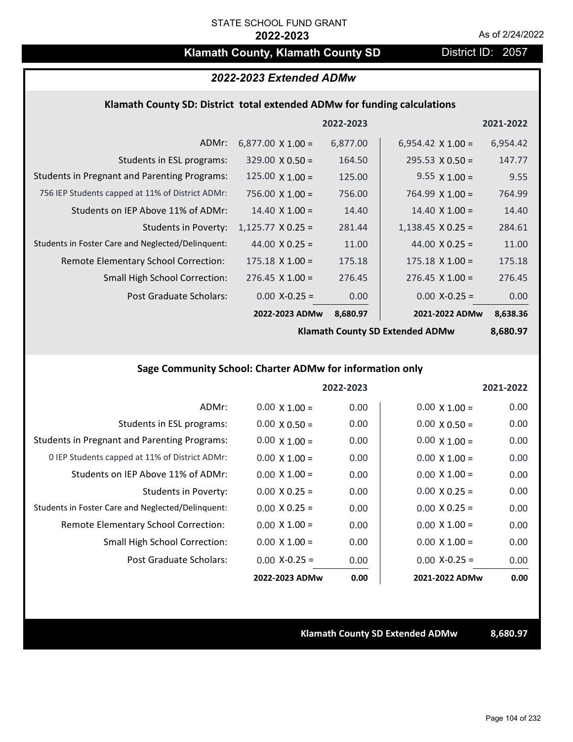STATE SCHOOL FUND GRANT

**2022-2023**

As of 2/24/2022

## Klamath County, Klamath County SD

District ID: 2057

### *2022-2023 Extended ADMw*

#### Klamath County SD: District total extended ADMw for funding calculations

| | 2022-2023 | | 2021-2022 | |
|---|---|---|---|---|
| ADMr: | 6,877.00 X 1.00 = | 6,877.00 | 6,954.42 X 1.00 = | 6,954.42 |
| Students in ESL programs: | 329.00 X 0.50 = | 164.50 | 295.53 X 0.50 = | 147.77 |
| Students in Pregnant and Parenting Programs: | 125.00 X 1.00 = | 125.00 | 9.55 X 1.00 = | 9.55 |
| 756 IEP Students capped at 11% of District ADMr: | 756.00 X 1.00 = | 756.00 | 764.99 X 1.00 = | 764.99 |
| Students on IEP Above 11% of ADMr: | 14.40 X 1.00 = | 14.40 | 14.40 X 1.00 = | 14.40 |
| Students in Poverty: | 1,125.77 X 0.25 = | 281.44 | 1,138.45 X 0.25 = | 284.61 |
| Students in Foster Care and Neglected/Delinquent: | 44.00 X 0.25 = | 11.00 | 44.00 X 0.25 = | 11.00 |
| Remote Elementary School Correction: | 175.18 X 1.00 = | 175.18 | 175.18 X 1.00 = | 175.18 |
| Small High School Correction: | 276.45 X 1.00 = | 276.45 | 276.45 X 1.00 = | 276.45 |
| Post Graduate Scholars: | 0.00 X-0.25 = | 0.00 | 0.00 X-0.25 = | 0.00 |
| | **2022-2023 ADMw** | **8,680.97** | **2021-2022 ADMw** | **8,638.36** |

**Klamath County SD Extended ADMw 8,680.97**

#### Sage Community School: Charter ADMw for information only

| | 2022-2023 | | 2021-2022 | |
|---|---|---|---|---|
| ADMr: | 0.00 X 1.00 = | 0.00 | 0.00 X 1.00 = | 0.00 |
| Students in ESL programs: | 0.00 X 0.50 = | 0.00 | 0.00 X 0.50 = | 0.00 |
| Students in Pregnant and Parenting Programs: | 0.00 X 1.00 = | 0.00 | 0.00 X 1.00 = | 0.00 |
| 0 IEP Students capped at 11% of District ADMr: | 0.00 X 1.00 = | 0.00 | 0.00 X 1.00 = | 0.00 |
| Students on IEP Above 11% of ADMr: | 0.00 X 1.00 = | 0.00 | 0.00 X 1.00 = | 0.00 |
| Students in Poverty: | 0.00 X 0.25 = | 0.00 | 0.00 X 0.25 = | 0.00 |
| Students in Foster Care and Neglected/Delinquent: | 0.00 X 0.25 = | 0.00 | 0.00 X 0.25 = | 0.00 |
| Remote Elementary School Correction: | 0.00 X 1.00 = | 0.00 | 0.00 X 1.00 = | 0.00 |
| Small High School Correction: | 0.00 X 1.00 = | 0.00 | 0.00 X 1.00 = | 0.00 |
| Post Graduate Scholars: | 0.00 X-0.25 = | 0.00 | 0.00 X-0.25 = | 0.00 |
| | **2022-2023 ADMw** | **0.00** | **2021-2022 ADMw** | **0.00** |

**Klamath County SD Extended ADMw 8,680.97**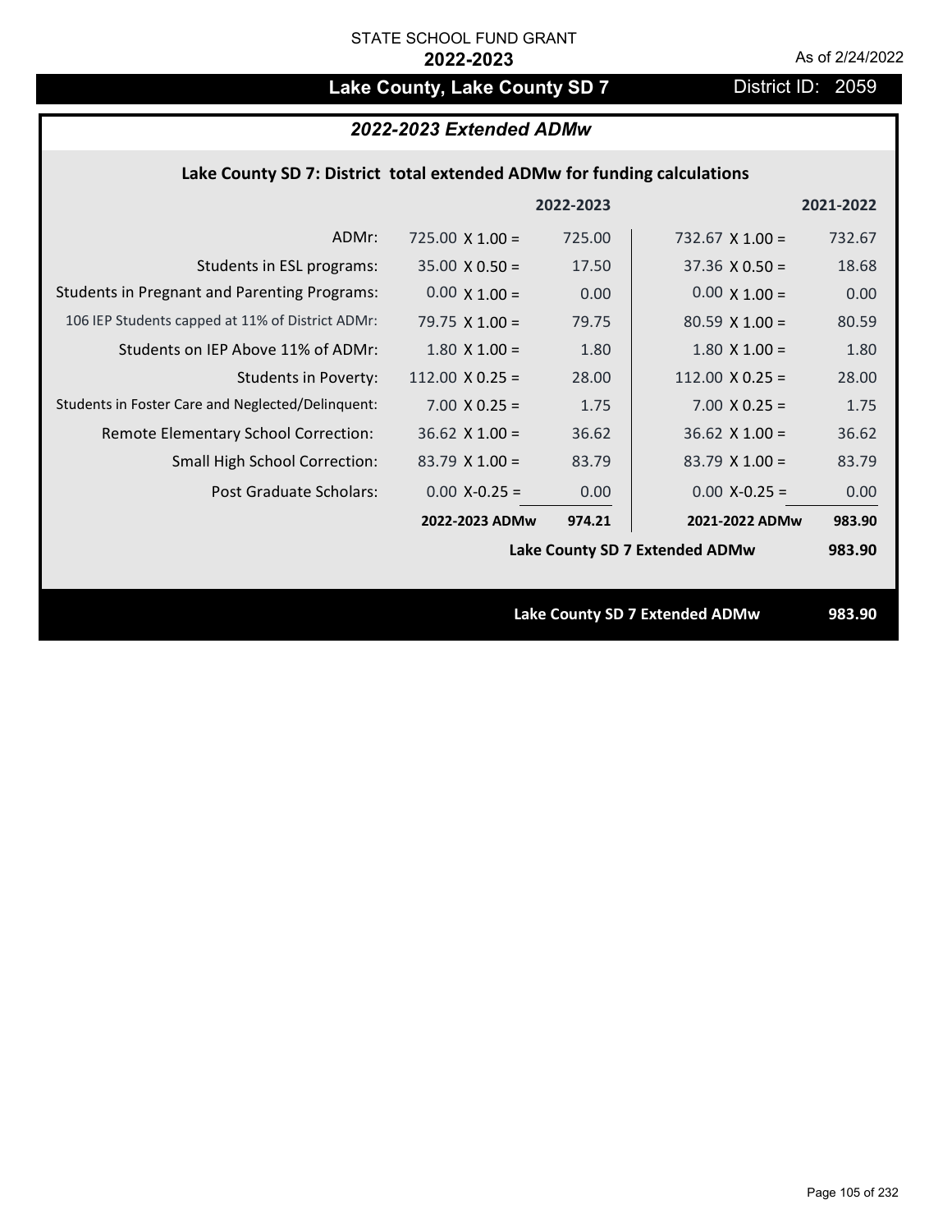STATE SCHOOL FUND GRANT

**2022-2023**

As of 2/24/2022

# Lake County, Lake County SD 7

District ID: 2059

## *2022-2023 Extended ADMw*

### Lake County SD 7: District total extended ADMw for funding calculations

| | | 2022-2023 | | 2021-2022 |
|---|---|---|---|---|
| ADMr: | 725.00 X 1.00 = | 725.00 | 732.67 X 1.00 = | 732.67 |
| Students in ESL programs: | 35.00 X 0.50 = | 17.50 | 37.36 X 0.50 = | 18.68 |
| Students in Pregnant and Parenting Programs: | 0.00 X 1.00 = | 0.00 | 0.00 X 1.00 = | 0.00 |
| 106 IEP Students capped at 11% of District ADMr: | 79.75 X 1.00 = | 79.75 | 80.59 X 1.00 = | 80.59 |
| Students on IEP Above 11% of ADMr: | 1.80 X 1.00 = | 1.80 | 1.80 X 1.00 = | 1.80 |
| Students in Poverty: | 112.00 X 0.25 = | 28.00 | 112.00 X 0.25 = | 28.00 |
| Students in Foster Care and Neglected/Delinquent: | 7.00 X 0.25 = | 1.75 | 7.00 X 0.25 = | 1.75 |
| Remote Elementary School Correction: | 36.62 X 1.00 = | 36.62 | 36.62 X 1.00 = | 36.62 |
| Small High School Correction: | 83.79 X 1.00 = | 83.79 | 83.79 X 1.00 = | 83.79 |
| Post Graduate Scholars: | 0.00 X-0.25 = | 0.00 | 0.00 X-0.25 = | 0.00 |
| | **2022-2023 ADMw** | **974.21** | **2021-2022 ADMw** | **983.90** |
| | | | **Lake County SD 7 Extended ADMw** | **983.90** |

**Lake County SD 7 Extended ADMw** **983.90**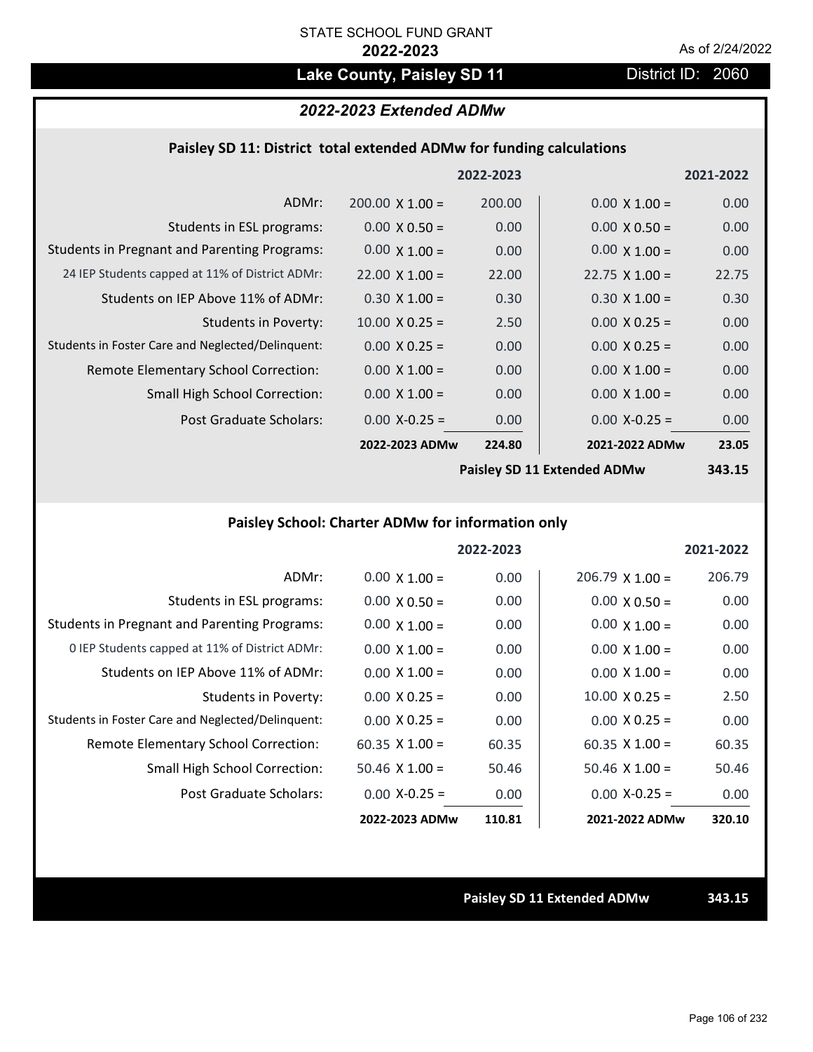STATE SCHOOL FUND GRANT

**2022-2023**

As of 2/24/2022

# Lake County, Paisley SD 11

District ID: 2060

## *2022-2023 Extended ADMw*

### Paisley SD 11: District total extended ADMw for funding calculations

| | | 2022-2023 | | 2021-2022 |
|---|---|---|---|---|
| ADMr: | 200.00 X 1.00 = | 200.00 | 0.00 X 1.00 = | 0.00 |
| Students in ESL programs: | 0.00 X 0.50 = | 0.00 | 0.00 X 0.50 = | 0.00 |
| Students in Pregnant and Parenting Programs: | 0.00 X 1.00 = | 0.00 | 0.00 X 1.00 = | 0.00 |
| 24 IEP Students capped at 11% of District ADMr: | 22.00 X 1.00 = | 22.00 | 22.75 X 1.00 = | 22.75 |
| Students on IEP Above 11% of ADMr: | 0.30 X 1.00 = | 0.30 | 0.30 X 1.00 = | 0.30 |
| Students in Poverty: | 10.00 X 0.25 = | 2.50 | 0.00 X 0.25 = | 0.00 |
| Students in Foster Care and Neglected/Delinquent: | 0.00 X 0.25 = | 0.00 | 0.00 X 0.25 = | 0.00 |
| Remote Elementary School Correction: | 0.00 X 1.00 = | 0.00 | 0.00 X 1.00 = | 0.00 |
| Small High School Correction: | 0.00 X 1.00 = | 0.00 | 0.00 X 1.00 = | 0.00 |
| Post Graduate Scholars: | 0.00 X-0.25 = | 0.00 | 0.00 X-0.25 = | 0.00 |
| | **2022-2023 ADMw** | **224.80** | **2021-2022 ADMw** | **23.05** |
| | | | **Paisley SD 11 Extended ADMw** | **343.15** |

### Paisley School: Charter ADMw for information only

| | | 2022-2023 | | 2021-2022 |
|---|---|---|---|---|
| ADMr: | 0.00 X 1.00 = | 0.00 | 206.79 X 1.00 = | 206.79 |
| Students in ESL programs: | 0.00 X 0.50 = | 0.00 | 0.00 X 0.50 = | 0.00 |
| Students in Pregnant and Parenting Programs: | 0.00 X 1.00 = | 0.00 | 0.00 X 1.00 = | 0.00 |
| 0 IEP Students capped at 11% of District ADMr: | 0.00 X 1.00 = | 0.00 | 0.00 X 1.00 = | 0.00 |
| Students on IEP Above 11% of ADMr: | 0.00 X 1.00 = | 0.00 | 0.00 X 1.00 = | 0.00 |
| Students in Poverty: | 0.00 X 0.25 = | 0.00 | 10.00 X 0.25 = | 2.50 |
| Students in Foster Care and Neglected/Delinquent: | 0.00 X 0.25 = | 0.00 | 0.00 X 0.25 = | 0.00 |
| Remote Elementary School Correction: | 60.35 X 1.00 = | 60.35 | 60.35 X 1.00 = | 60.35 |
| Small High School Correction: | 50.46 X 1.00 = | 50.46 | 50.46 X 1.00 = | 50.46 |
| Post Graduate Scholars: | 0.00 X-0.25 = | 0.00 | 0.00 X-0.25 = | 0.00 |
| | **2022-2023 ADMw** | **110.81** | **2021-2022 ADMw** | **320.10** |

**Paisley SD 11 Extended ADMw** **343.15**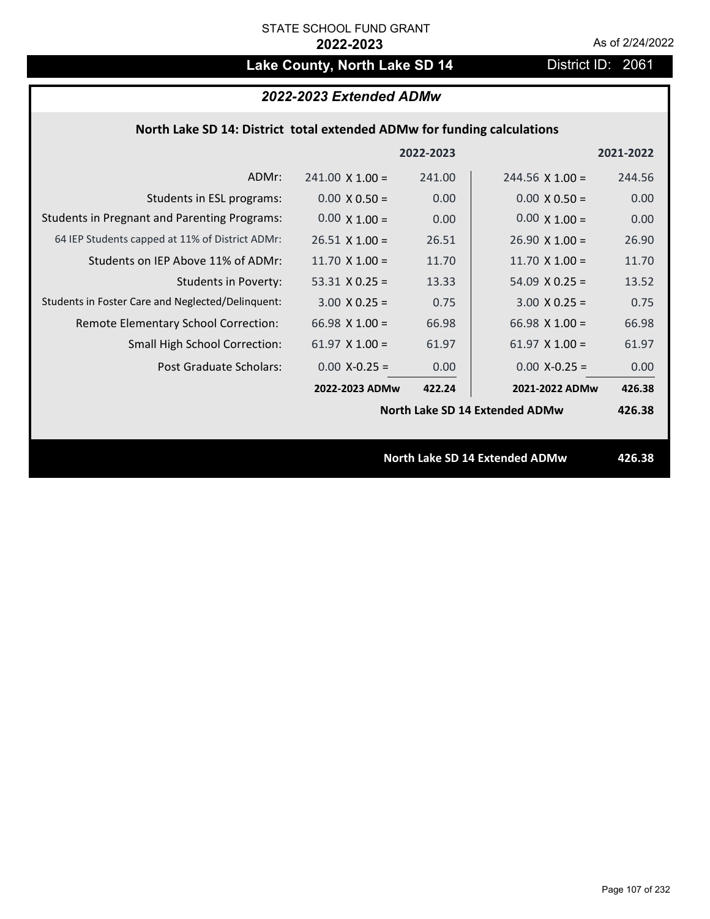STATE SCHOOL FUND GRANT

**2022-2023**

As of 2/24/2022

# Lake County, North Lake SD 14

District ID: 2061

## *2022-2023 Extended ADMw*

### North Lake SD 14: District total extended ADMw for funding calculations

| | | 2022-2023 | | 2021-2022 |
|---|---|---|---|---|
| ADMr: | 241.00 X 1.00 = | 241.00 | 244.56 X 1.00 = | 244.56 |
| Students in ESL programs: | 0.00 X 0.50 = | 0.00 | 0.00 X 0.50 = | 0.00 |
| Students in Pregnant and Parenting Programs: | 0.00 X 1.00 = | 0.00 | 0.00 X 1.00 = | 0.00 |
| 64 IEP Students capped at 11% of District ADMr: | 26.51 X 1.00 = | 26.51 | 26.90 X 1.00 = | 26.90 |
| Students on IEP Above 11% of ADMr: | 11.70 X 1.00 = | 11.70 | 11.70 X 1.00 = | 11.70 |
| Students in Poverty: | 53.31 X 0.25 = | 13.33 | 54.09 X 0.25 = | 13.52 |
| Students in Foster Care and Neglected/Delinquent: | 3.00 X 0.25 = | 0.75 | 3.00 X 0.25 = | 0.75 |
| Remote Elementary School Correction: | 66.98 X 1.00 = | 66.98 | 66.98 X 1.00 = | 66.98 |
| Small High School Correction: | 61.97 X 1.00 = | 61.97 | 61.97 X 1.00 = | 61.97 |
| Post Graduate Scholars: | 0.00 X-0.25 = | 0.00 | 0.00 X-0.25 = | 0.00 |
| | **2022-2023 ADMw** | **422.24** | **2021-2022 ADMw** | **426.38** |
| | | | **North Lake SD 14 Extended ADMw** | **426.38** |

**North Lake SD 14 Extended ADMw** **426.38**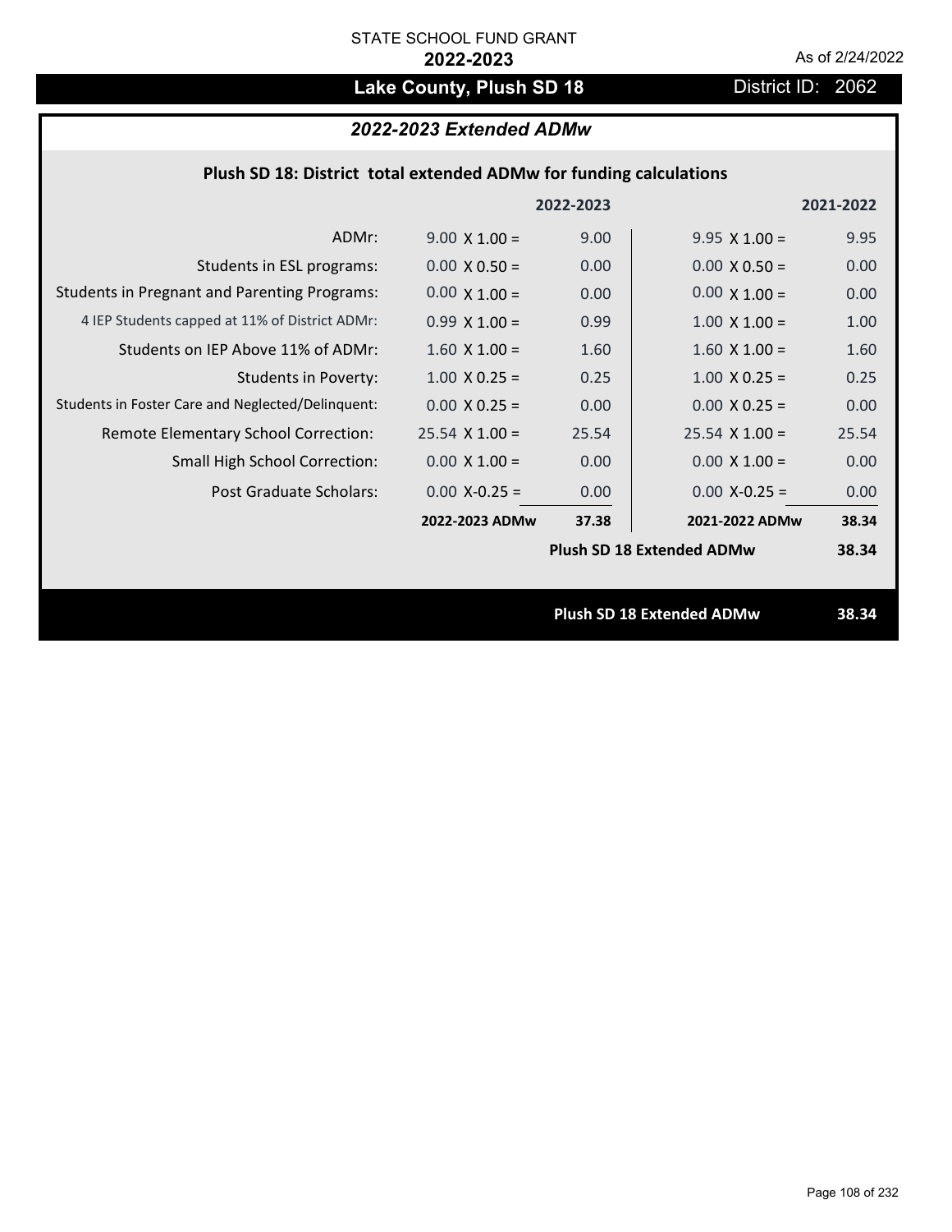STATE SCHOOL FUND GRANT

**2022-2023**

As of 2/24/2022

# Lake County, Plush SD 18

District ID: 2062

## *2022-2023 Extended ADMw*

### Plush SD 18: District total extended ADMw for funding calculations

| | | 2022-2023 | | 2021-2022 |
|---|---|---|---|---|
| ADMr: | 9.00 X 1.00 = | 9.00 | 9.95 X 1.00 = | 9.95 |
| Students in ESL programs: | 0.00 X 0.50 = | 0.00 | 0.00 X 0.50 = | 0.00 |
| Students in Pregnant and Parenting Programs: | 0.00 X 1.00 = | 0.00 | 0.00 X 1.00 = | 0.00 |
| 4 IEP Students capped at 11% of District ADMr: | 0.99 X 1.00 = | 0.99 | 1.00 X 1.00 = | 1.00 |
| Students on IEP Above 11% of ADMr: | 1.60 X 1.00 = | 1.60 | 1.60 X 1.00 = | 1.60 |
| Students in Poverty: | 1.00 X 0.25 = | 0.25 | 1.00 X 0.25 = | 0.25 |
| Students in Foster Care and Neglected/Delinquent: | 0.00 X 0.25 = | 0.00 | 0.00 X 0.25 = | 0.00 |
| Remote Elementary School Correction: | 25.54 X 1.00 = | 25.54 | 25.54 X 1.00 = | 25.54 |
| Small High School Correction: | 0.00 X 1.00 = | 0.00 | 0.00 X 1.00 = | 0.00 |
| Post Graduate Scholars: | 0.00 X-0.25 = | 0.00 | 0.00 X-0.25 = | 0.00 |
| | **2022-2023 ADMw** | **37.38** | **2021-2022 ADMw** | **38.34** |
| | | | **Plush SD 18 Extended ADMw** | **38.34** |

**Plush SD 18 Extended ADMw** **38.34**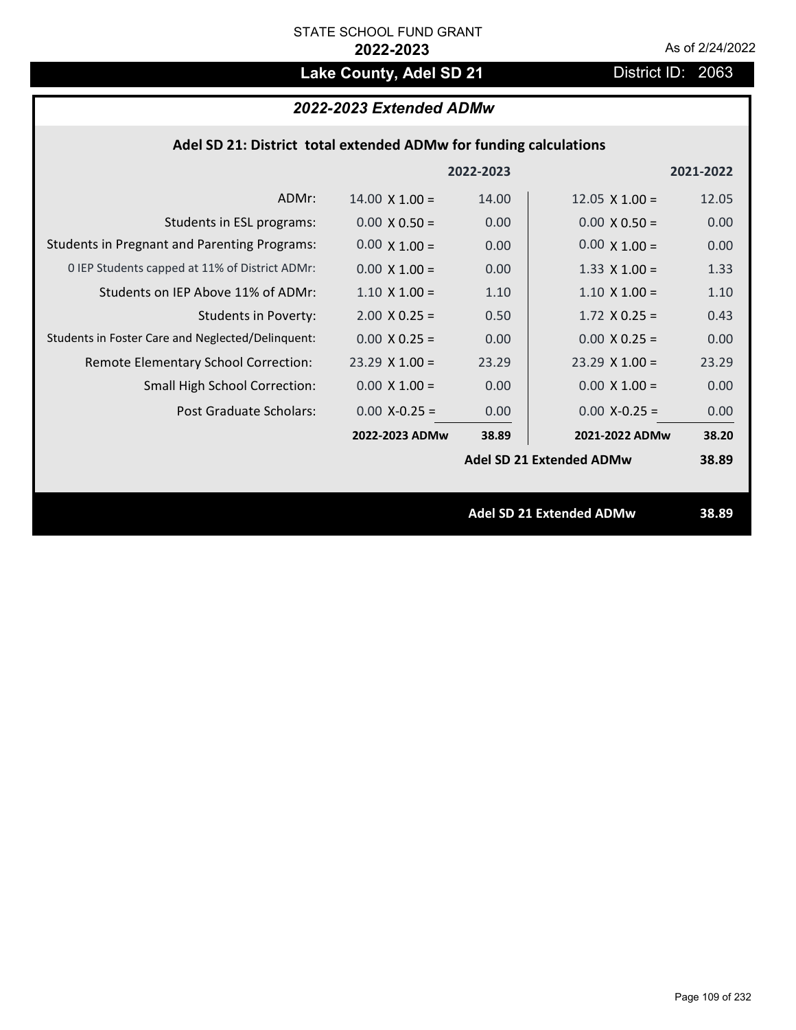STATE SCHOOL FUND GRANT

**2022-2023**

As of 2/24/2022

## Lake County, Adel SD 21

District ID: 2063

### *2022-2023 Extended ADMw*

**Adel SD 21: District total extended ADMw for funding calculations**

| | | 2022-2023 | | 2021-2022 |
|---|---|---|---|---|
| ADMr: | 14.00 X 1.00 = | 14.00 | 12.05 X 1.00 = | 12.05 |
| Students in ESL programs: | 0.00 X 0.50 = | 0.00 | 0.00 X 0.50 = | 0.00 |
| Students in Pregnant and Parenting Programs: | 0.00 X 1.00 = | 0.00 | 0.00 X 1.00 = | 0.00 |
| 0 IEP Students capped at 11% of District ADMr: | 0.00 X 1.00 = | 0.00 | 1.33 X 1.00 = | 1.33 |
| Students on IEP Above 11% of ADMr: | 1.10 X 1.00 = | 1.10 | 1.10 X 1.00 = | 1.10 |
| Students in Poverty: | 2.00 X 0.25 = | 0.50 | 1.72 X 0.25 = | 0.43 |
| Students in Foster Care and Neglected/Delinquent: | 0.00 X 0.25 = | 0.00 | 0.00 X 0.25 = | 0.00 |
| Remote Elementary School Correction: | 23.29 X 1.00 = | 23.29 | 23.29 X 1.00 = | 23.29 |
| Small High School Correction: | 0.00 X 1.00 = | 0.00 | 0.00 X 1.00 = | 0.00 |
| Post Graduate Scholars: | 0.00 X-0.25 = | 0.00 | 0.00 X-0.25 = | 0.00 |
| | **2022-2023 ADMw** | **38.89** | **2021-2022 ADMw** | **38.20** |
| | | | **Adel SD 21 Extended ADMw** | **38.89** |

**Adel SD 21 Extended ADMw 38.89**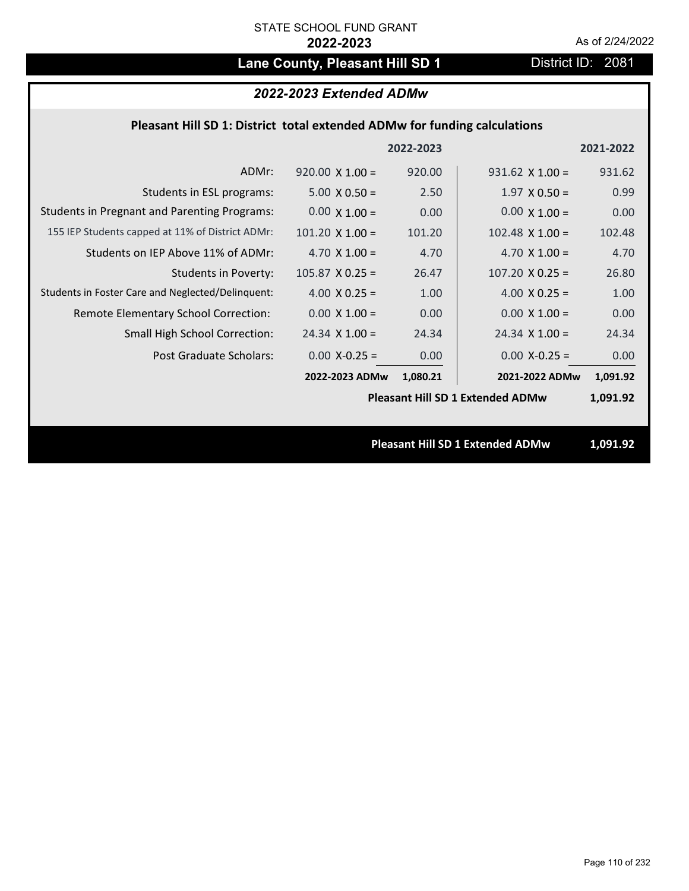STATE SCHOOL FUND GRANT

**2022-2023**

As of 2/24/2022

# Lane County, Pleasant Hill SD 1

District ID: 2081

## *2022-2023 Extended ADMw*

### Pleasant Hill SD 1: District total extended ADMw for funding calculations

| | | 2022-2023 | | 2021-2022 |
|---|---|---|---|---|
| ADMr: | 920.00 X 1.00 = | 920.00 | 931.62 X 1.00 = | 931.62 |
| Students in ESL programs: | 5.00 X 0.50 = | 2.50 | 1.97 X 0.50 = | 0.99 |
| Students in Pregnant and Parenting Programs: | 0.00 X 1.00 = | 0.00 | 0.00 X 1.00 = | 0.00 |
| 155 IEP Students capped at 11% of District ADMr: | 101.20 X 1.00 = | 101.20 | 102.48 X 1.00 = | 102.48 |
| Students on IEP Above 11% of ADMr: | 4.70 X 1.00 = | 4.70 | 4.70 X 1.00 = | 4.70 |
| Students in Poverty: | 105.87 X 0.25 = | 26.47 | 107.20 X 0.25 = | 26.80 |
| Students in Foster Care and Neglected/Delinquent: | 4.00 X 0.25 = | 1.00 | 4.00 X 0.25 = | 1.00 |
| Remote Elementary School Correction: | 0.00 X 1.00 = | 0.00 | 0.00 X 1.00 = | 0.00 |
| Small High School Correction: | 24.34 X 1.00 = | 24.34 | 24.34 X 1.00 = | 24.34 |
| Post Graduate Scholars: | 0.00 X-0.25 = | 0.00 | 0.00 X-0.25 = | 0.00 |
| | **2022-2023 ADMw** | **1,080.21** | **2021-2022 ADMw** | **1,091.92** |
| | | | **Pleasant Hill SD 1 Extended ADMw** | **1,091.92** |

**Pleasant Hill SD 1 Extended ADMw 1,091.92**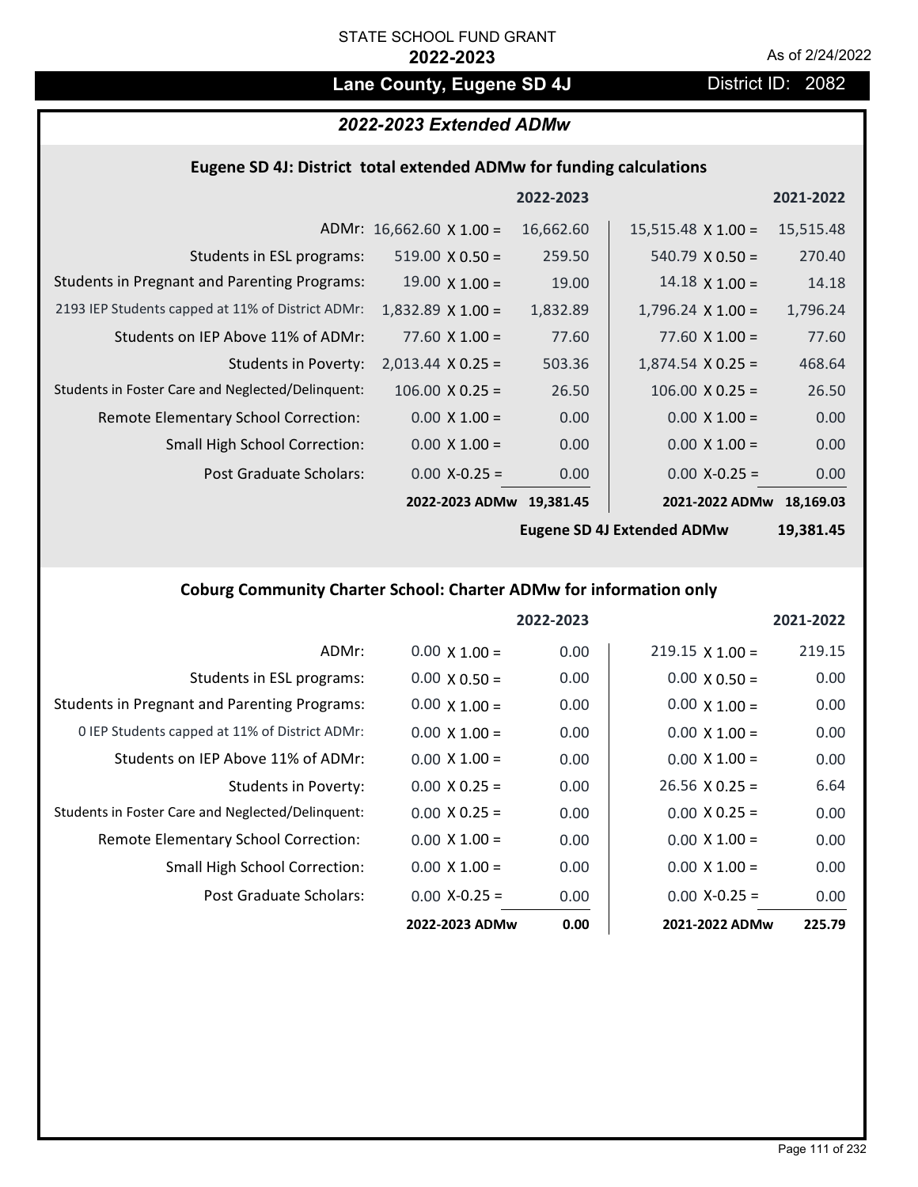STATE SCHOOL FUND GRANT

**2022-2023**

As of 2/24/2022

# Lane County, Eugene SD 4J

District ID: 2082

## *2022-2023 Extended ADMw*

### Eugene SD 4J: District total extended ADMw for funding calculations

| | | 2022-2023 | | 2021-2022 |
|---|---|---|---|---|
| ADMr: | 16,662.60 X 1.00 = | 16,662.60 | 15,515.48 X 1.00 = | 15,515.48 |
| Students in ESL programs: | 519.00 X 0.50 = | 259.50 | 540.79 X 0.50 = | 270.40 |
| Students in Pregnant and Parenting Programs: | 19.00 X 1.00 = | 19.00 | 14.18 X 1.00 = | 14.18 |
| 2193 IEP Students capped at 11% of District ADMr: | 1,832.89 X 1.00 = | 1,832.89 | 1,796.24 X 1.00 = | 1,796.24 |
| Students on IEP Above 11% of ADMr: | 77.60 X 1.00 = | 77.60 | 77.60 X 1.00 = | 77.60 |
| Students in Poverty: | 2,013.44 X 0.25 = | 503.36 | 1,874.54 X 0.25 = | 468.64 |
| Students in Foster Care and Neglected/Delinquent: | 106.00 X 0.25 = | 26.50 | 106.00 X 0.25 = | 26.50 |
| Remote Elementary School Correction: | 0.00 X 1.00 = | 0.00 | 0.00 X 1.00 = | 0.00 |
| Small High School Correction: | 0.00 X 1.00 = | 0.00 | 0.00 X 1.00 = | 0.00 |
| Post Graduate Scholars: | 0.00 X-0.25 = | 0.00 | 0.00 X-0.25 = | 0.00 |
| | **2022-2023 ADMw** | **19,381.45** | **2021-2022 ADMw** | **18,169.03** |
| | | | **Eugene SD 4J Extended ADMw** | **19,381.45** |

### Coburg Community Charter School: Charter ADMw for information only

| | | 2022-2023 | | 2021-2022 |
|---|---|---|---|---|
| ADMr: | 0.00 X 1.00 = | 0.00 | 219.15 X 1.00 = | 219.15 |
| Students in ESL programs: | 0.00 X 0.50 = | 0.00 | 0.00 X 0.50 = | 0.00 |
| Students in Pregnant and Parenting Programs: | 0.00 X 1.00 = | 0.00 | 0.00 X 1.00 = | 0.00 |
| 0 IEP Students capped at 11% of District ADMr: | 0.00 X 1.00 = | 0.00 | 0.00 X 1.00 = | 0.00 |
| Students on IEP Above 11% of ADMr: | 0.00 X 1.00 = | 0.00 | 0.00 X 1.00 = | 0.00 |
| Students in Poverty: | 0.00 X 0.25 = | 0.00 | 26.56 X 0.25 = | 6.64 |
| Students in Foster Care and Neglected/Delinquent: | 0.00 X 0.25 = | 0.00 | 0.00 X 0.25 = | 0.00 |
| Remote Elementary School Correction: | 0.00 X 1.00 = | 0.00 | 0.00 X 1.00 = | 0.00 |
| Small High School Correction: | 0.00 X 1.00 = | 0.00 | 0.00 X 1.00 = | 0.00 |
| Post Graduate Scholars: | 0.00 X-0.25 = | 0.00 | 0.00 X-0.25 = | 0.00 |
| | **2022-2023 ADMw** | **0.00** | **2021-2022 ADMw** | **225.79** |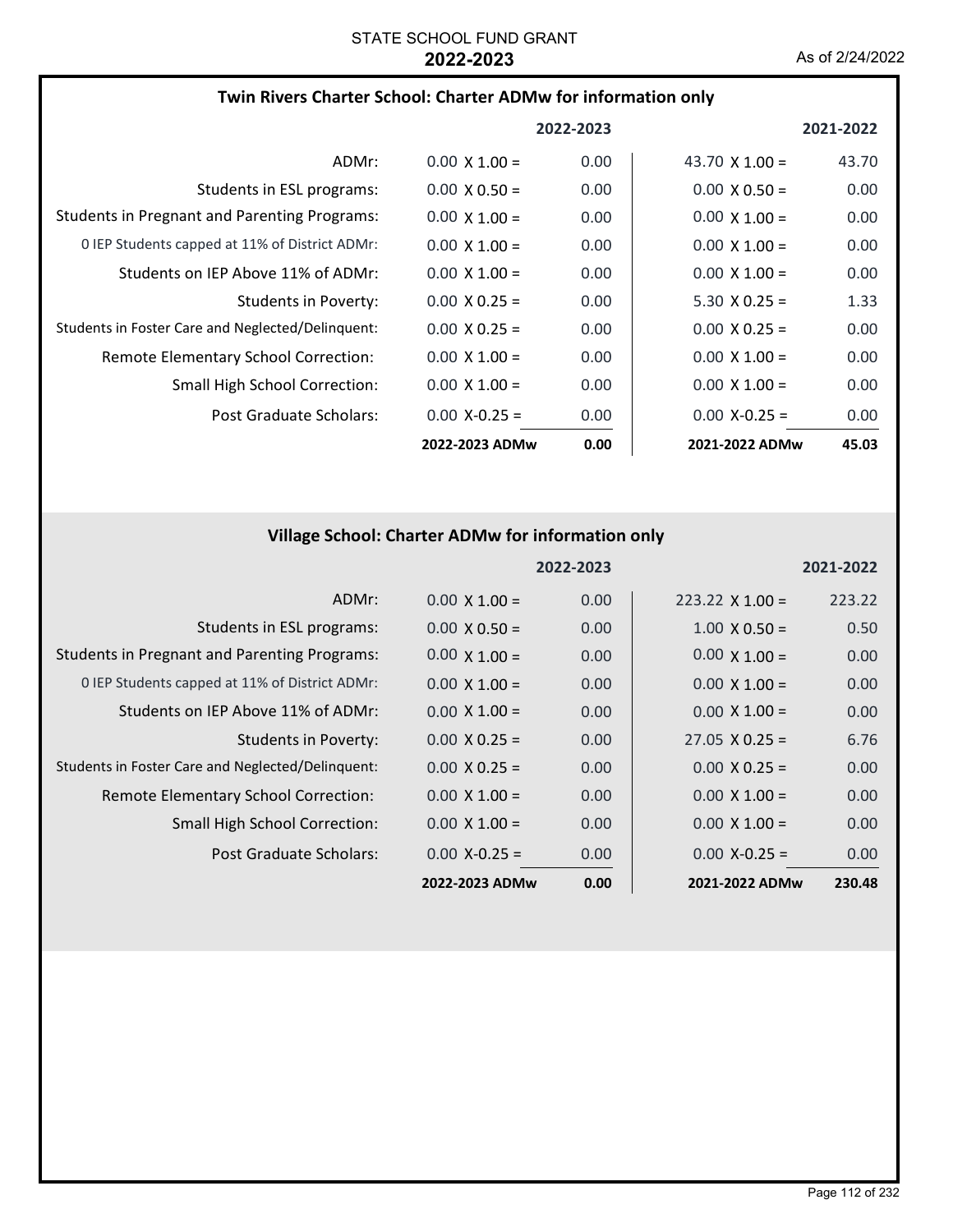STATE SCHOOL FUND GRANT
**2022-2023**

As of 2/24/2022

### Twin Rivers Charter School: Charter ADMw for information only

| | | 2022-2023 | | 2021-2022 |
|---|---|---|---|---|
| ADMr: | 0.00 X 1.00 = | 0.00 | 43.70 X 1.00 = | 43.70 |
| Students in ESL programs: | 0.00 X 0.50 = | 0.00 | 0.00 X 0.50 = | 0.00 |
| Students in Pregnant and Parenting Programs: | 0.00 X 1.00 = | 0.00 | 0.00 X 1.00 = | 0.00 |
| 0 IEP Students capped at 11% of District ADMr: | 0.00 X 1.00 = | 0.00 | 0.00 X 1.00 = | 0.00 |
| Students on IEP Above 11% of ADMr: | 0.00 X 1.00 = | 0.00 | 0.00 X 1.00 = | 0.00 |
| Students in Poverty: | 0.00 X 0.25 = | 0.00 | 5.30 X 0.25 = | 1.33 |
| Students in Foster Care and Neglected/Delinquent: | 0.00 X 0.25 = | 0.00 | 0.00 X 0.25 = | 0.00 |
| Remote Elementary School Correction: | 0.00 X 1.00 = | 0.00 | 0.00 X 1.00 = | 0.00 |
| Small High School Correction: | 0.00 X 1.00 = | 0.00 | 0.00 X 1.00 = | 0.00 |
| Post Graduate Scholars: | 0.00 X-0.25 = | 0.00 | 0.00 X-0.25 = | 0.00 |
| | **2022-2023 ADMw** | **0.00** | **2021-2022 ADMw** | **45.03** |

### Village School: Charter ADMw for information only

| | | 2022-2023 | | 2021-2022 |
|---|---|---|---|---|
| ADMr: | 0.00 X 1.00 = | 0.00 | 223.22 X 1.00 = | 223.22 |
| Students in ESL programs: | 0.00 X 0.50 = | 0.00 | 1.00 X 0.50 = | 0.50 |
| Students in Pregnant and Parenting Programs: | 0.00 X 1.00 = | 0.00 | 0.00 X 1.00 = | 0.00 |
| 0 IEP Students capped at 11% of District ADMr: | 0.00 X 1.00 = | 0.00 | 0.00 X 1.00 = | 0.00 |
| Students on IEP Above 11% of ADMr: | 0.00 X 1.00 = | 0.00 | 0.00 X 1.00 = | 0.00 |
| Students in Poverty: | 0.00 X 0.25 = | 0.00 | 27.05 X 0.25 = | 6.76 |
| Students in Foster Care and Neglected/Delinquent: | 0.00 X 0.25 = | 0.00 | 0.00 X 0.25 = | 0.00 |
| Remote Elementary School Correction: | 0.00 X 1.00 = | 0.00 | 0.00 X 1.00 = | 0.00 |
| Small High School Correction: | 0.00 X 1.00 = | 0.00 | 0.00 X 1.00 = | 0.00 |
| Post Graduate Scholars: | 0.00 X-0.25 = | 0.00 | 0.00 X-0.25 = | 0.00 |
| | **2022-2023 ADMw** | **0.00** | **2021-2022 ADMw** | **230.48** |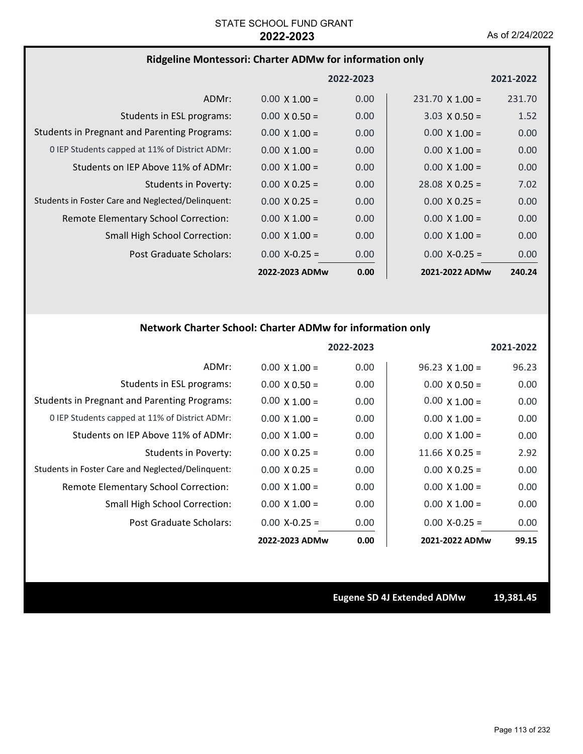STATE SCHOOL FUND GRANT
**2022-2023**
As of 2/24/2022

## Ridgeline Montessori: Charter ADMw for information only

| | 2022-2023 | | 2021-2022 | |
|---|---|---|---|---|
| ADMr: | 0.00 X 1.00 = | 0.00 | 231.70 X 1.00 = | 231.70 |
| Students in ESL programs: | 0.00 X 0.50 = | 0.00 | 3.03 X 0.50 = | 1.52 |
| Students in Pregnant and Parenting Programs: | 0.00 X 1.00 = | 0.00 | 0.00 X 1.00 = | 0.00 |
| 0 IEP Students capped at 11% of District ADMr: | 0.00 X 1.00 = | 0.00 | 0.00 X 1.00 = | 0.00 |
| Students on IEP Above 11% of ADMr: | 0.00 X 1.00 = | 0.00 | 0.00 X 1.00 = | 0.00 |
| Students in Poverty: | 0.00 X 0.25 = | 0.00 | 28.08 X 0.25 = | 7.02 |
| Students in Foster Care and Neglected/Delinquent: | 0.00 X 0.25 = | 0.00 | 0.00 X 0.25 = | 0.00 |
| Remote Elementary School Correction: | 0.00 X 1.00 = | 0.00 | 0.00 X 1.00 = | 0.00 |
| Small High School Correction: | 0.00 X 1.00 = | 0.00 | 0.00 X 1.00 = | 0.00 |
| Post Graduate Scholars: | 0.00 X-0.25 = | 0.00 | 0.00 X-0.25 = | 0.00 |
| | **2022-2023 ADMw** | **0.00** | **2021-2022 ADMw** | **240.24** |

## Network Charter School: Charter ADMw for information only

| | 2022-2023 | | 2021-2022 | |
|---|---|---|---|---|
| ADMr: | 0.00 X 1.00 = | 0.00 | 96.23 X 1.00 = | 96.23 |
| Students in ESL programs: | 0.00 X 0.50 = | 0.00 | 0.00 X 0.50 = | 0.00 |
| Students in Pregnant and Parenting Programs: | 0.00 X 1.00 = | 0.00 | 0.00 X 1.00 = | 0.00 |
| 0 IEP Students capped at 11% of District ADMr: | 0.00 X 1.00 = | 0.00 | 0.00 X 1.00 = | 0.00 |
| Students on IEP Above 11% of ADMr: | 0.00 X 1.00 = | 0.00 | 0.00 X 1.00 = | 0.00 |
| Students in Poverty: | 0.00 X 0.25 = | 0.00 | 11.66 X 0.25 = | 2.92 |
| Students in Foster Care and Neglected/Delinquent: | 0.00 X 0.25 = | 0.00 | 0.00 X 0.25 = | 0.00 |
| Remote Elementary School Correction: | 0.00 X 1.00 = | 0.00 | 0.00 X 1.00 = | 0.00 |
| Small High School Correction: | 0.00 X 1.00 = | 0.00 | 0.00 X 1.00 = | 0.00 |
| Post Graduate Scholars: | 0.00 X-0.25 = | 0.00 | 0.00 X-0.25 = | 0.00 |
| | **2022-2023 ADMw** | **0.00** | **2021-2022 ADMw** | **99.15** |

**Eugene SD 4J Extended ADMw 19,381.45**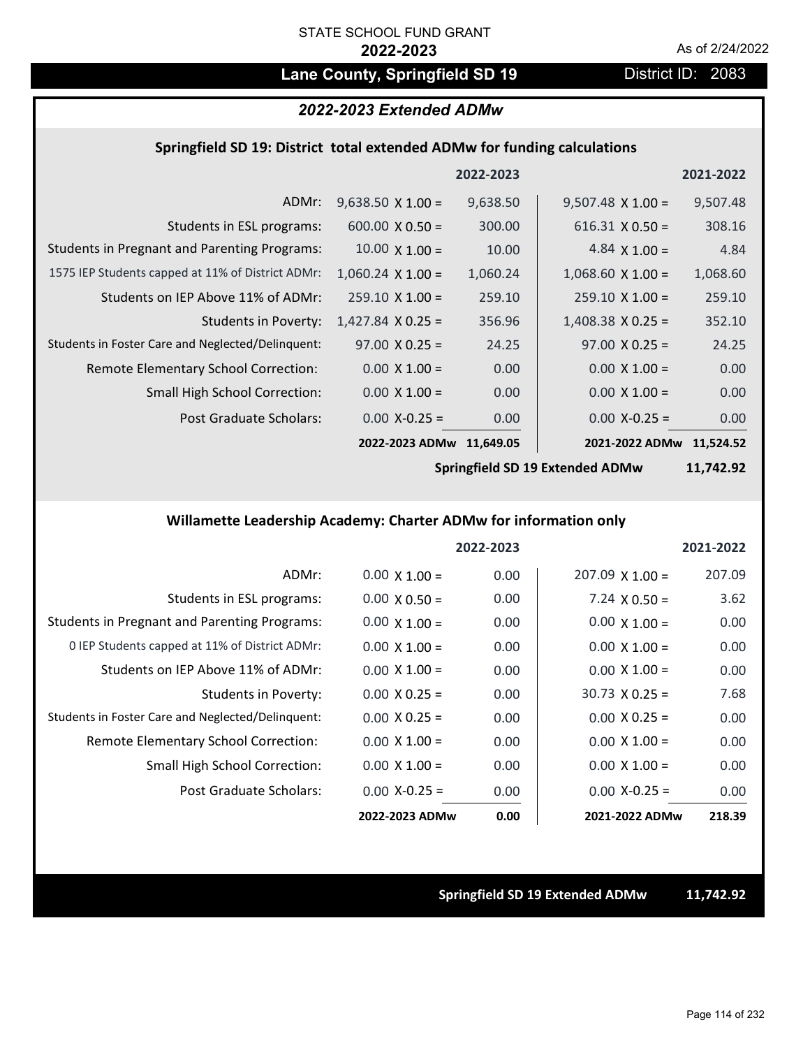STATE SCHOOL FUND GRANT

**2022-2023**

As of 2/24/2022

# Lane County, Springfield SD 19

District ID: 2083

## *2022-2023 Extended ADMw*

### Springfield SD 19: District total extended ADMw for funding calculations

| | | 2022-2023 | | 2021-2022 |
|---|---|---|---|---|
| ADMr: | 9,638.50 X 1.00 = | 9,638.50 | 9,507.48 X 1.00 = | 9,507.48 |
| Students in ESL programs: | 600.00 X 0.50 = | 300.00 | 616.31 X 0.50 = | 308.16 |
| Students in Pregnant and Parenting Programs: | 10.00 X 1.00 = | 10.00 | 4.84 X 1.00 = | 4.84 |
| 1575 IEP Students capped at 11% of District ADMr: | 1,060.24 X 1.00 = | 1,060.24 | 1,068.60 X 1.00 = | 1,068.60 |
| Students on IEP Above 11% of ADMr: | 259.10 X 1.00 = | 259.10 | 259.10 X 1.00 = | 259.10 |
| Students in Poverty: | 1,427.84 X 0.25 = | 356.96 | 1,408.38 X 0.25 = | 352.10 |
| Students in Foster Care and Neglected/Delinquent: | 97.00 X 0.25 = | 24.25 | 97.00 X 0.25 = | 24.25 |
| Remote Elementary School Correction: | 0.00 X 1.00 = | 0.00 | 0.00 X 1.00 = | 0.00 |
| Small High School Correction: | 0.00 X 1.00 = | 0.00 | 0.00 X 1.00 = | 0.00 |
| Post Graduate Scholars: | 0.00 X-0.25 = | 0.00 | 0.00 X-0.25 = | 0.00 |
| | **2022-2023 ADMw** | **11,649.05** | **2021-2022 ADMw** | **11,524.52** |
| | | | **Springfield SD 19 Extended ADMw** | **11,742.92** |

### Willamette Leadership Academy: Charter ADMw for information only

| | | 2022-2023 | | 2021-2022 |
|---|---|---|---|---|
| ADMr: | 0.00 X 1.00 = | 0.00 | 207.09 X 1.00 = | 207.09 |
| Students in ESL programs: | 0.00 X 0.50 = | 0.00 | 7.24 X 0.50 = | 3.62 |
| Students in Pregnant and Parenting Programs: | 0.00 X 1.00 = | 0.00 | 0.00 X 1.00 = | 0.00 |
| 0 IEP Students capped at 11% of District ADMr: | 0.00 X 1.00 = | 0.00 | 0.00 X 1.00 = | 0.00 |
| Students on IEP Above 11% of ADMr: | 0.00 X 1.00 = | 0.00 | 0.00 X 1.00 = | 0.00 |
| Students in Poverty: | 0.00 X 0.25 = | 0.00 | 30.73 X 0.25 = | 7.68 |
| Students in Foster Care and Neglected/Delinquent: | 0.00 X 0.25 = | 0.00 | 0.00 X 0.25 = | 0.00 |
| Remote Elementary School Correction: | 0.00 X 1.00 = | 0.00 | 0.00 X 1.00 = | 0.00 |
| Small High School Correction: | 0.00 X 1.00 = | 0.00 | 0.00 X 1.00 = | 0.00 |
| Post Graduate Scholars: | 0.00 X-0.25 = | 0.00 | 0.00 X-0.25 = | 0.00 |
| | **2022-2023 ADMw** | **0.00** | **2021-2022 ADMw** | **218.39** |

**Springfield SD 19 Extended ADMw** **11,742.92**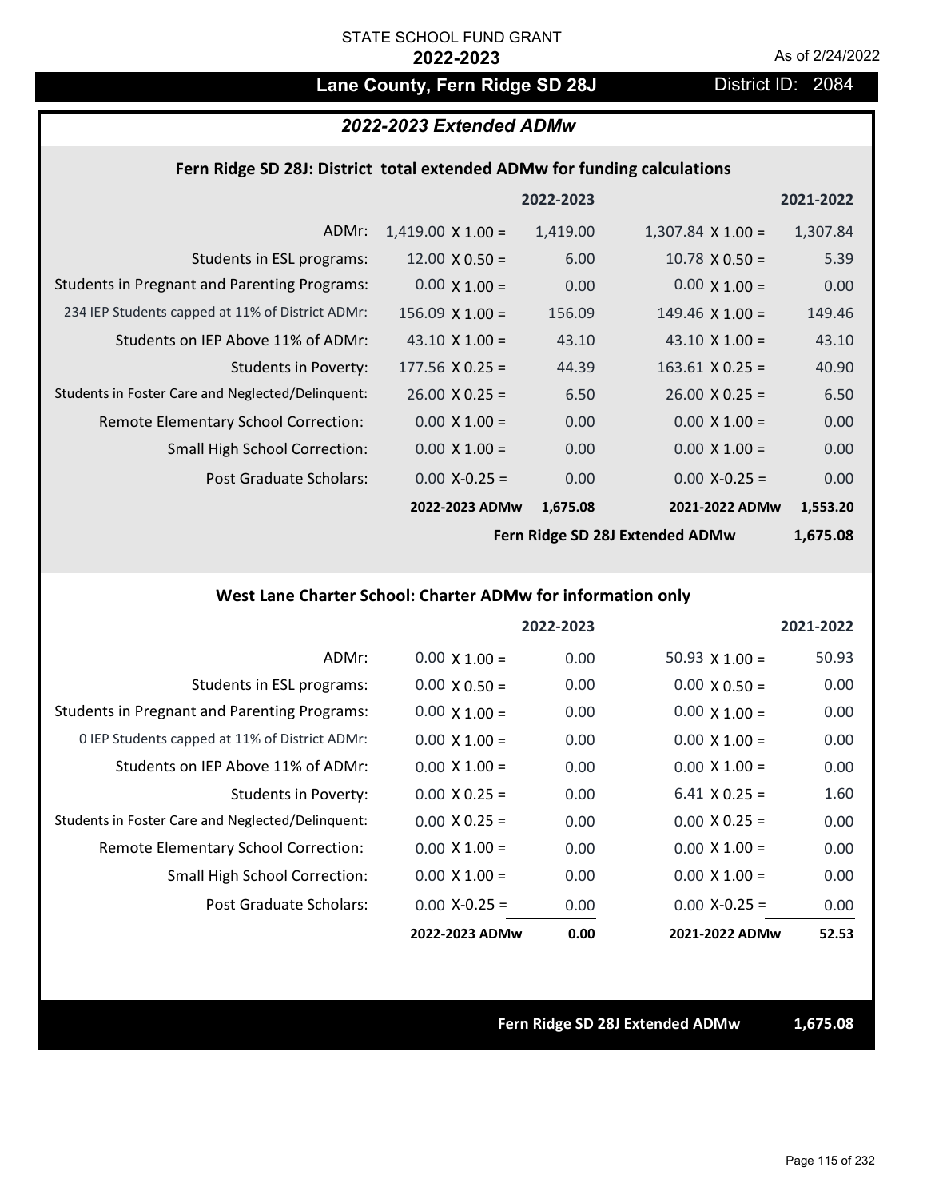STATE SCHOOL FUND GRANT

**2022-2023**

As of 2/24/2022

# Lane County, Fern Ridge SD 28J

District ID: 2084

## *2022-2023 Extended ADMw*

### Fern Ridge SD 28J: District total extended ADMw for funding calculations

| | | 2022-2023 | | 2021-2022 |
|---|---|---|---|---|
| ADMr: | 1,419.00 X 1.00 = | 1,419.00 | 1,307.84 X 1.00 = | 1,307.84 |
| Students in ESL programs: | 12.00 X 0.50 = | 6.00 | 10.78 X 0.50 = | 5.39 |
| Students in Pregnant and Parenting Programs: | 0.00 X 1.00 = | 0.00 | 0.00 X 1.00 = | 0.00 |
| 234 IEP Students capped at 11% of District ADMr: | 156.09 X 1.00 = | 156.09 | 149.46 X 1.00 = | 149.46 |
| Students on IEP Above 11% of ADMr: | 43.10 X 1.00 = | 43.10 | 43.10 X 1.00 = | 43.10 |
| Students in Poverty: | 177.56 X 0.25 = | 44.39 | 163.61 X 0.25 = | 40.90 |
| Students in Foster Care and Neglected/Delinquent: | 26.00 X 0.25 = | 6.50 | 26.00 X 0.25 = | 6.50 |
| Remote Elementary School Correction: | 0.00 X 1.00 = | 0.00 | 0.00 X 1.00 = | 0.00 |
| Small High School Correction: | 0.00 X 1.00 = | 0.00 | 0.00 X 1.00 = | 0.00 |
| Post Graduate Scholars: | 0.00 X-0.25 = | 0.00 | 0.00 X-0.25 = | 0.00 |
| | **2022-2023 ADMw** | **1,675.08** | **2021-2022 ADMw** | **1,553.20** |

**Fern Ridge SD 28J Extended ADMw** **1,675.08**

### West Lane Charter School: Charter ADMw for information only

| | | 2022-2023 | | 2021-2022 |
|---|---|---|---|---|
| ADMr: | 0.00 X 1.00 = | 0.00 | 50.93 X 1.00 = | 50.93 |
| Students in ESL programs: | 0.00 X 0.50 = | 0.00 | 0.00 X 0.50 = | 0.00 |
| Students in Pregnant and Parenting Programs: | 0.00 X 1.00 = | 0.00 | 0.00 X 1.00 = | 0.00 |
| 0 IEP Students capped at 11% of District ADMr: | 0.00 X 1.00 = | 0.00 | 0.00 X 1.00 = | 0.00 |
| Students on IEP Above 11% of ADMr: | 0.00 X 1.00 = | 0.00 | 0.00 X 1.00 = | 0.00 |
| Students in Poverty: | 0.00 X 0.25 = | 0.00 | 6.41 X 0.25 = | 1.60 |
| Students in Foster Care and Neglected/Delinquent: | 0.00 X 0.25 = | 0.00 | 0.00 X 0.25 = | 0.00 |
| Remote Elementary School Correction: | 0.00 X 1.00 = | 0.00 | 0.00 X 1.00 = | 0.00 |
| Small High School Correction: | 0.00 X 1.00 = | 0.00 | 0.00 X 1.00 = | 0.00 |
| Post Graduate Scholars: | 0.00 X-0.25 = | 0.00 | 0.00 X-0.25 = | 0.00 |
| | **2022-2023 ADMw** | **0.00** | **2021-2022 ADMw** | **52.53** |

**Fern Ridge SD 28J Extended ADMw** **1,675.08**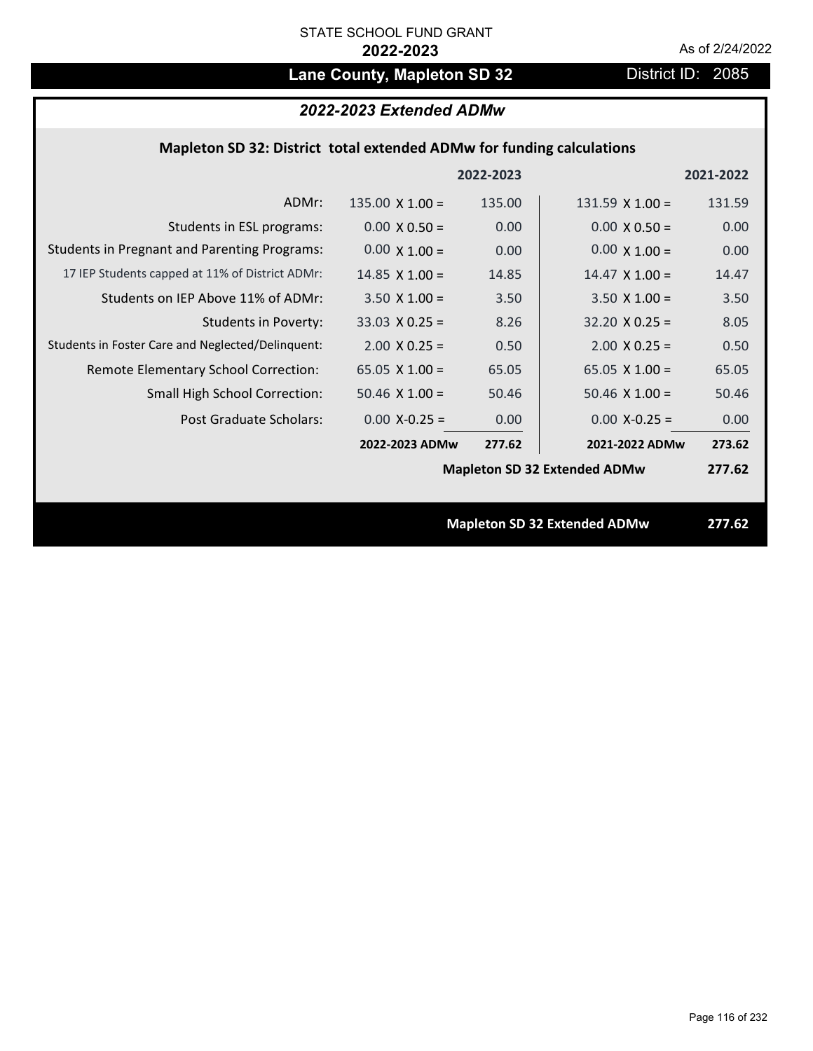STATE SCHOOL FUND GRANT

**2022-2023**

As of 2/24/2022

# Lane County, Mapleton SD 32

District ID: 2085

## *2022-2023 Extended ADMw*

### Mapleton SD 32: District total extended ADMw for funding calculations

| | | 2022-2023 | | 2021-2022 |
|---|---|---|---|---|
| ADMr: | 135.00 X 1.00 = | 135.00 | 131.59 X 1.00 = | 131.59 |
| Students in ESL programs: | 0.00 X 0.50 = | 0.00 | 0.00 X 0.50 = | 0.00 |
| Students in Pregnant and Parenting Programs: | 0.00 X 1.00 = | 0.00 | 0.00 X 1.00 = | 0.00 |
| 17 IEP Students capped at 11% of District ADMr: | 14.85 X 1.00 = | 14.85 | 14.47 X 1.00 = | 14.47 |
| Students on IEP Above 11% of ADMr: | 3.50 X 1.00 = | 3.50 | 3.50 X 1.00 = | 3.50 |
| Students in Poverty: | 33.03 X 0.25 = | 8.26 | 32.20 X 0.25 = | 8.05 |
| Students in Foster Care and Neglected/Delinquent: | 2.00 X 0.25 = | 0.50 | 2.00 X 0.25 = | 0.50 |
| Remote Elementary School Correction: | 65.05 X 1.00 = | 65.05 | 65.05 X 1.00 = | 65.05 |
| Small High School Correction: | 50.46 X 1.00 = | 50.46 | 50.46 X 1.00 = | 50.46 |
| Post Graduate Scholars: | 0.00 X-0.25 = | 0.00 | 0.00 X-0.25 = | 0.00 |
| | **2022-2023 ADMw** | **277.62** | **2021-2022 ADMw** | **273.62** |
| | | | **Mapleton SD 32 Extended ADMw** | **277.62** |

**Mapleton SD 32 Extended ADMw 277.62**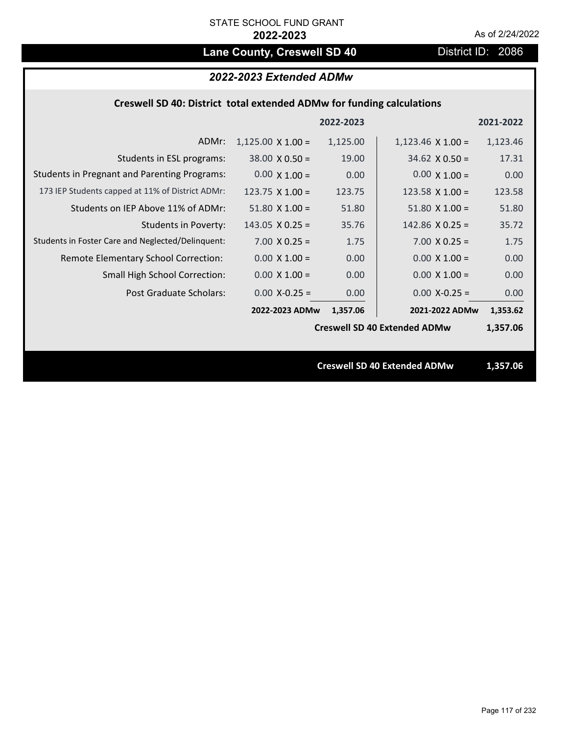STATE SCHOOL FUND GRANT

**2022-2023**

As of 2/24/2022

# Lane County, Creswell SD 40

District ID: 2086

## *2022-2023 Extended ADMw*

### Creswell SD 40: District total extended ADMw for funding calculations

| | | 2022-2023 | | 2021-2022 |
|---|---|---|---|---|
| ADMr: | 1,125.00 X 1.00 = | 1,125.00 | 1,123.46 X 1.00 = | 1,123.46 |
| Students in ESL programs: | 38.00 X 0.50 = | 19.00 | 34.62 X 0.50 = | 17.31 |
| Students in Pregnant and Parenting Programs: | 0.00 X 1.00 = | 0.00 | 0.00 X 1.00 = | 0.00 |
| 173 IEP Students capped at 11% of District ADMr: | 123.75 X 1.00 = | 123.75 | 123.58 X 1.00 = | 123.58 |
| Students on IEP Above 11% of ADMr: | 51.80 X 1.00 = | 51.80 | 51.80 X 1.00 = | 51.80 |
| Students in Poverty: | 143.05 X 0.25 = | 35.76 | 142.86 X 0.25 = | 35.72 |
| Students in Foster Care and Neglected/Delinquent: | 7.00 X 0.25 = | 1.75 | 7.00 X 0.25 = | 1.75 |
| Remote Elementary School Correction: | 0.00 X 1.00 = | 0.00 | 0.00 X 1.00 = | 0.00 |
| Small High School Correction: | 0.00 X 1.00 = | 0.00 | 0.00 X 1.00 = | 0.00 |
| Post Graduate Scholars: | 0.00 X-0.25 = | 0.00 | 0.00 X-0.25 = | 0.00 |
| | **2022-2023 ADMw** | **1,357.06** | **2021-2022 ADMw** | **1,353.62** |
| | | | **Creswell SD 40 Extended ADMw** | **1,357.06** |

**Creswell SD 40 Extended ADMw** **1,357.06**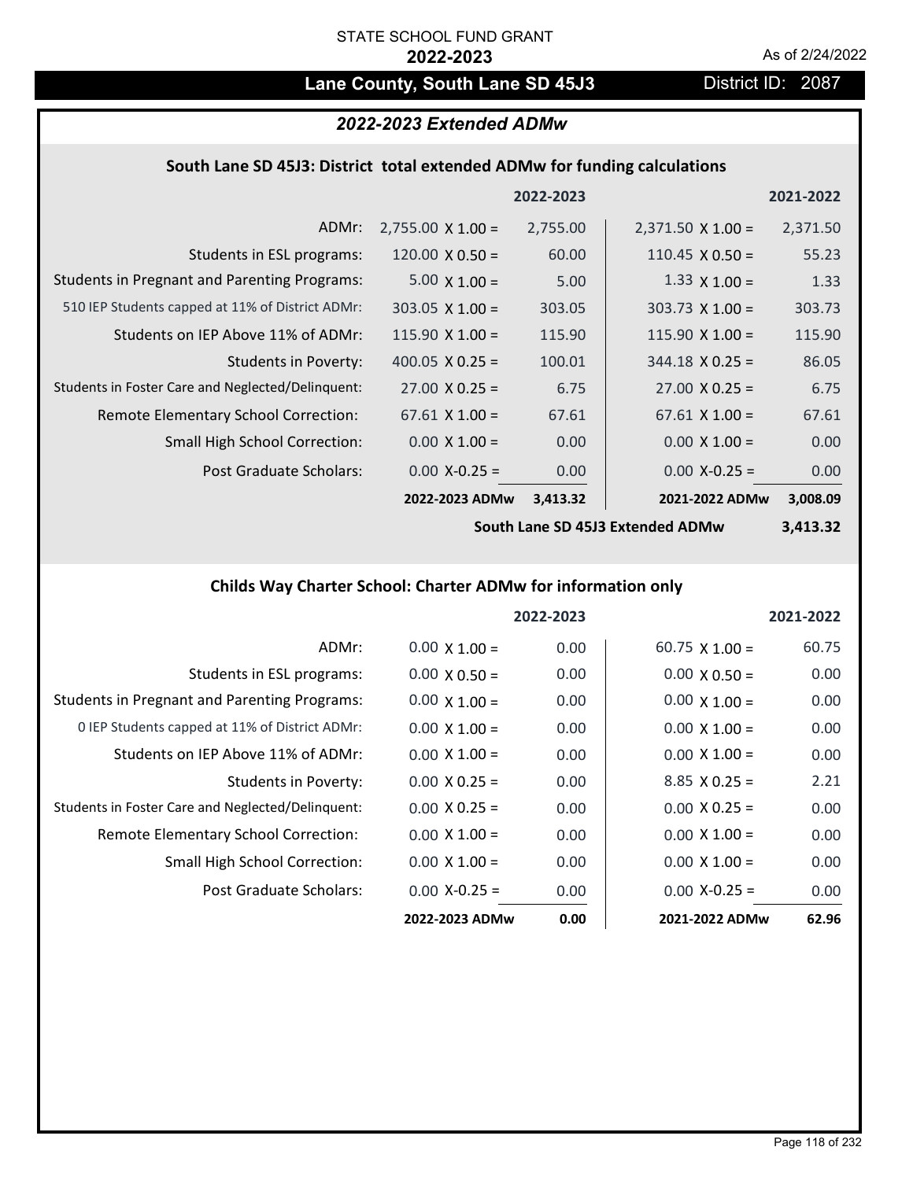STATE SCHOOL FUND GRANT

**2022-2023**

As of 2/24/2022

# Lane County, South Lane SD 45J3

District ID: 2087

## *2022-2023 Extended ADMw*

### South Lane SD 45J3: District total extended ADMw for funding calculations

| | | 2022-2023 | | 2021-2022 |
|---|---|---|---|---|
| ADMr: | 2,755.00 X 1.00 = | 2,755.00 | 2,371.50 X 1.00 = | 2,371.50 |
| Students in ESL programs: | 120.00 X 0.50 = | 60.00 | 110.45 X 0.50 = | 55.23 |
| Students in Pregnant and Parenting Programs: | 5.00 X 1.00 = | 5.00 | 1.33 X 1.00 = | 1.33 |
| 510 IEP Students capped at 11% of District ADMr: | 303.05 X 1.00 = | 303.05 | 303.73 X 1.00 = | 303.73 |
| Students on IEP Above 11% of ADMr: | 115.90 X 1.00 = | 115.90 | 115.90 X 1.00 = | 115.90 |
| Students in Poverty: | 400.05 X 0.25 = | 100.01 | 344.18 X 0.25 = | 86.05 |
| Students in Foster Care and Neglected/Delinquent: | 27.00 X 0.25 = | 6.75 | 27.00 X 0.25 = | 6.75 |
| Remote Elementary School Correction: | 67.61 X 1.00 = | 67.61 | 67.61 X 1.00 = | 67.61 |
| Small High School Correction: | 0.00 X 1.00 = | 0.00 | 0.00 X 1.00 = | 0.00 |
| Post Graduate Scholars: | 0.00 X-0.25 = | 0.00 | 0.00 X-0.25 = | 0.00 |
| | **2022-2023 ADMw** | **3,413.32** | **2021-2022 ADMw** | **3,008.09** |
| | | | **South Lane SD 45J3 Extended ADMw** | **3,413.32** |

### Childs Way Charter School: Charter ADMw for information only

| | | 2022-2023 | | 2021-2022 |
|---|---|---|---|---|
| ADMr: | 0.00 X 1.00 = | 0.00 | 60.75 X 1.00 = | 60.75 |
| Students in ESL programs: | 0.00 X 0.50 = | 0.00 | 0.00 X 0.50 = | 0.00 |
| Students in Pregnant and Parenting Programs: | 0.00 X 1.00 = | 0.00 | 0.00 X 1.00 = | 0.00 |
| 0 IEP Students capped at 11% of District ADMr: | 0.00 X 1.00 = | 0.00 | 0.00 X 1.00 = | 0.00 |
| Students on IEP Above 11% of ADMr: | 0.00 X 1.00 = | 0.00 | 0.00 X 1.00 = | 0.00 |
| Students in Poverty: | 0.00 X 0.25 = | 0.00 | 8.85 X 0.25 = | 2.21 |
| Students in Foster Care and Neglected/Delinquent: | 0.00 X 0.25 = | 0.00 | 0.00 X 0.25 = | 0.00 |
| Remote Elementary School Correction: | 0.00 X 1.00 = | 0.00 | 0.00 X 1.00 = | 0.00 |
| Small High School Correction: | 0.00 X 1.00 = | 0.00 | 0.00 X 1.00 = | 0.00 |
| Post Graduate Scholars: | 0.00 X-0.25 = | 0.00 | 0.00 X-0.25 = | 0.00 |
| | **2022-2023 ADMw** | **0.00** | **2021-2022 ADMw** | **62.96** |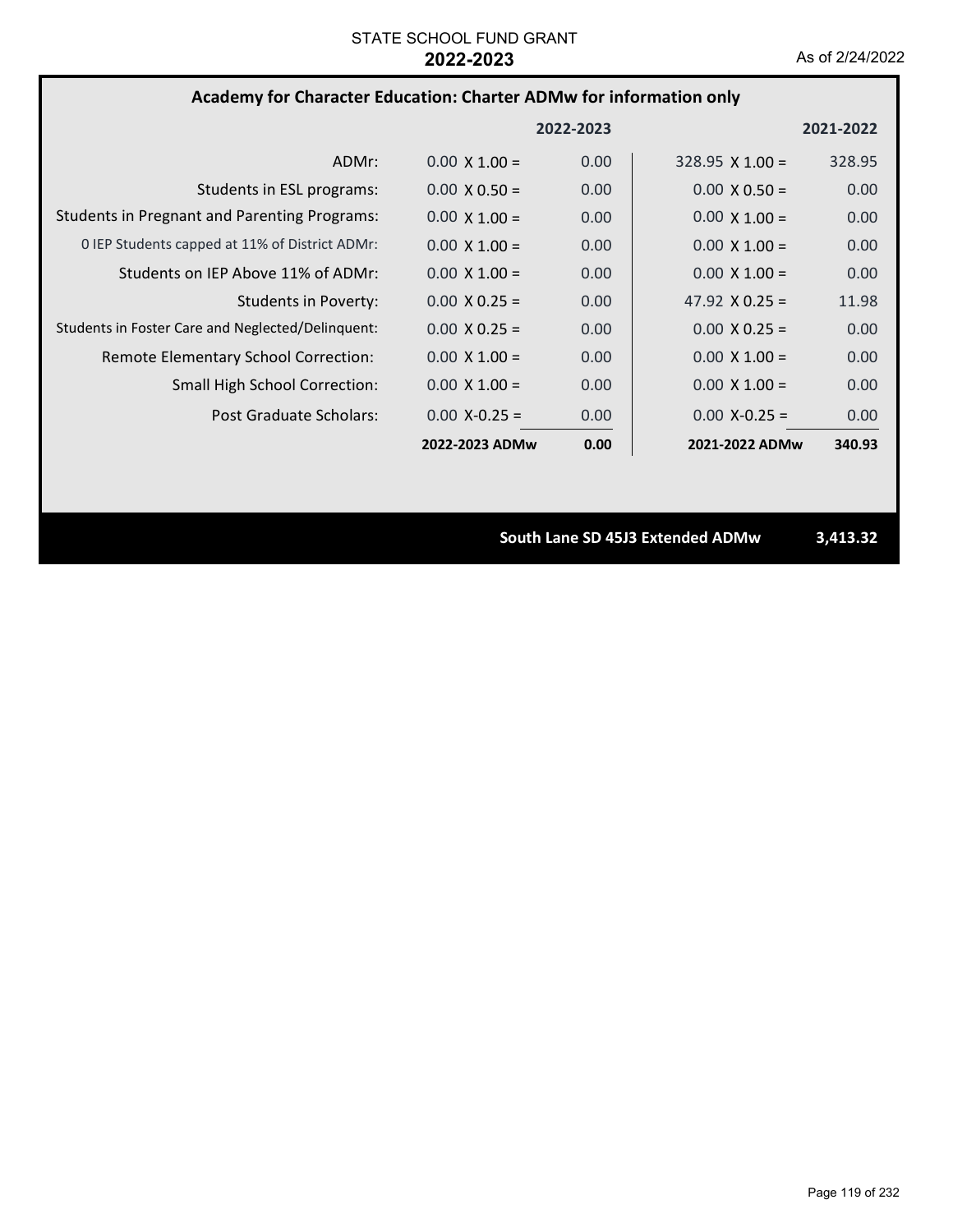STATE SCHOOL FUND GRANT
**2022-2023**

As of 2/24/2022

## Academy for Character Education: Charter ADMw for information only

| | 2022-2023 | | 2021-2022 | |
|---|---|---|---|---|
| ADMr: | 0.00 X 1.00 = | 0.00 | 328.95 X 1.00 = | 328.95 |
| Students in ESL programs: | 0.00 X 0.50 = | 0.00 | 0.00 X 0.50 = | 0.00 |
| Students in Pregnant and Parenting Programs: | 0.00 X 1.00 = | 0.00 | 0.00 X 1.00 = | 0.00 |
| 0 IEP Students capped at 11% of District ADMr: | 0.00 X 1.00 = | 0.00 | 0.00 X 1.00 = | 0.00 |
| Students on IEP Above 11% of ADMr: | 0.00 X 1.00 = | 0.00 | 0.00 X 1.00 = | 0.00 |
| Students in Poverty: | 0.00 X 0.25 = | 0.00 | 47.92 X 0.25 = | 11.98 |
| Students in Foster Care and Neglected/Delinquent: | 0.00 X 0.25 = | 0.00 | 0.00 X 0.25 = | 0.00 |
| Remote Elementary School Correction: | 0.00 X 1.00 = | 0.00 | 0.00 X 1.00 = | 0.00 |
| Small High School Correction: | 0.00 X 1.00 = | 0.00 | 0.00 X 1.00 = | 0.00 |
| Post Graduate Scholars: | 0.00 X-0.25 = | 0.00 | 0.00 X-0.25 = | 0.00 |
| | **2022-2023 ADMw** | **0.00** | **2021-2022 ADMw** | **340.93** |

**South Lane SD 45J3 Extended ADMw 3,413.32**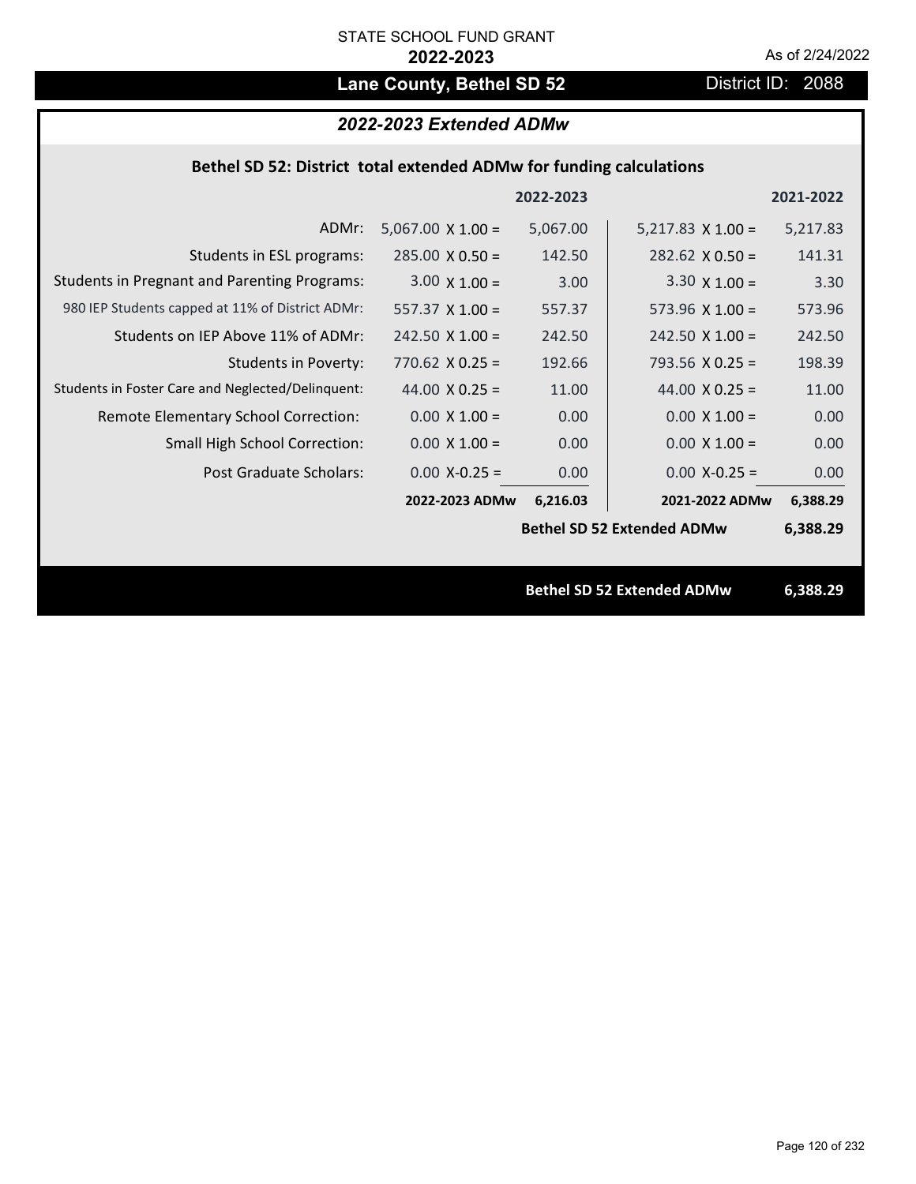STATE SCHOOL FUND GRANT

**2022-2023**

As of 2/24/2022

# Lane County, Bethel SD 52

District ID: 2088

## *2022-2023 Extended ADMw*

### Bethel SD 52: District total extended ADMw for funding calculations

| | | 2022-2023 | | 2021-2022 |
|---|---|---|---|---|
| ADMr: | 5,067.00 X 1.00 = | 5,067.00 | 5,217.83 X 1.00 = | 5,217.83 |
| Students in ESL programs: | 285.00 X 0.50 = | 142.50 | 282.62 X 0.50 = | 141.31 |
| Students in Pregnant and Parenting Programs: | 3.00 X 1.00 = | 3.00 | 3.30 X 1.00 = | 3.30 |
| 980 IEP Students capped at 11% of District ADMr: | 557.37 X 1.00 = | 557.37 | 573.96 X 1.00 = | 573.96 |
| Students on IEP Above 11% of ADMr: | 242.50 X 1.00 = | 242.50 | 242.50 X 1.00 = | 242.50 |
| Students in Poverty: | 770.62 X 0.25 = | 192.66 | 793.56 X 0.25 = | 198.39 |
| Students in Foster Care and Neglected/Delinquent: | 44.00 X 0.25 = | 11.00 | 44.00 X 0.25 = | 11.00 |
| Remote Elementary School Correction: | 0.00 X 1.00 = | 0.00 | 0.00 X 1.00 = | 0.00 |
| Small High School Correction: | 0.00 X 1.00 = | 0.00 | 0.00 X 1.00 = | 0.00 |
| Post Graduate Scholars: | 0.00 X-0.25 = | 0.00 | 0.00 X-0.25 = | 0.00 |
| | **2022-2023 ADMw** | **6,216.03** | **2021-2022 ADMw** | **6,388.29** |
| | | | **Bethel SD 52 Extended ADMw** | **6,388.29** |

**Bethel SD 52 Extended ADMw** **6,388.29**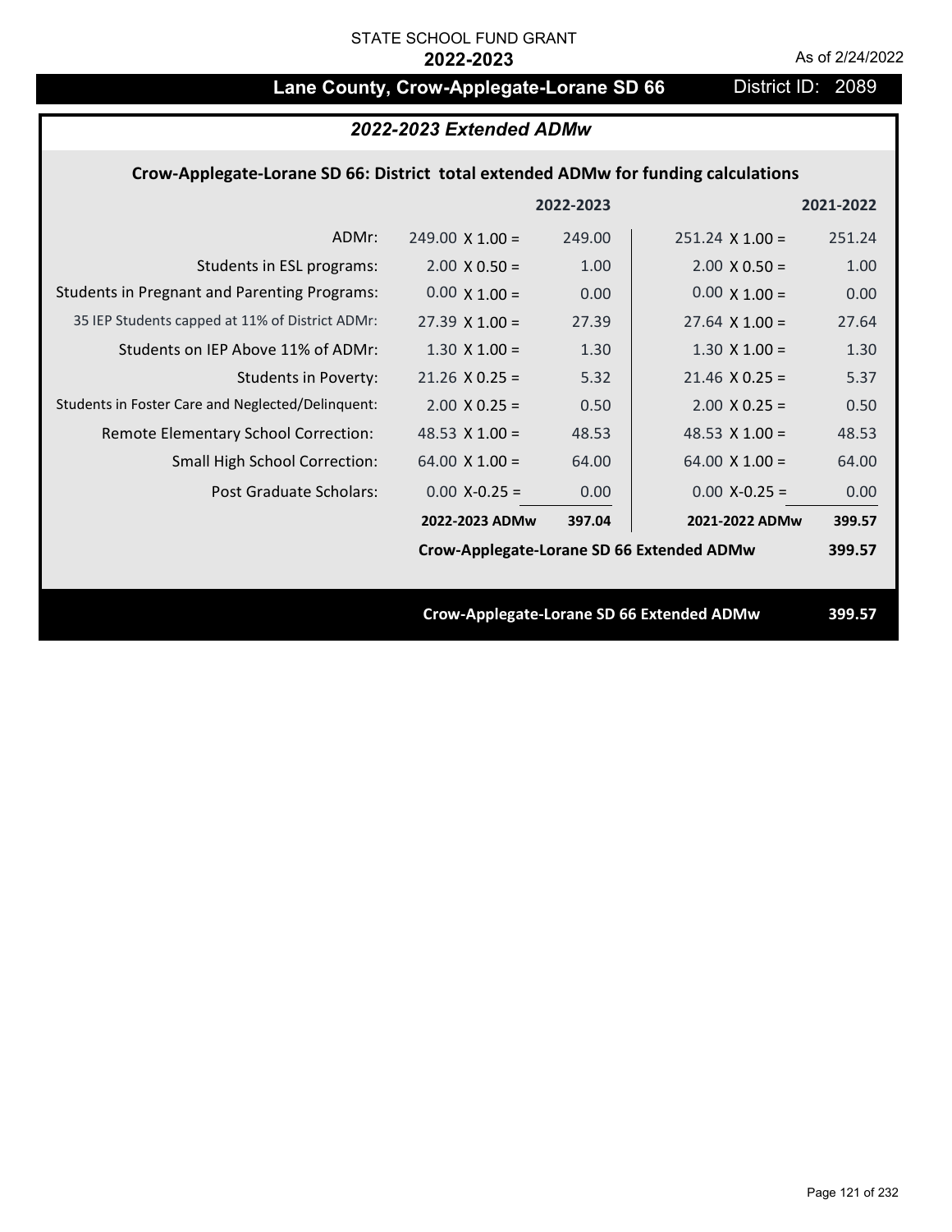STATE SCHOOL FUND GRANT

**2022-2023**

As of 2/24/2022

# Lane County, Crow-Applegate-Lorane SD 66

District ID: 2089

## *2022-2023 Extended ADMw*

### Crow-Applegate-Lorane SD 66: District total extended ADMw for funding calculations

| | 2022-2023 | | 2021-2022 | |
|---|---|---|---|---|
| ADMr: | 249.00 X 1.00 = | 249.00 | 251.24 X 1.00 = | 251.24 |
| Students in ESL programs: | 2.00 X 0.50 = | 1.00 | 2.00 X 0.50 = | 1.00 |
| Students in Pregnant and Parenting Programs: | 0.00 X 1.00 = | 0.00 | 0.00 X 1.00 = | 0.00 |
| 35 IEP Students capped at 11% of District ADMr: | 27.39 X 1.00 = | 27.39 | 27.64 X 1.00 = | 27.64 |
| Students on IEP Above 11% of ADMr: | 1.30 X 1.00 = | 1.30 | 1.30 X 1.00 = | 1.30 |
| Students in Poverty: | 21.26 X 0.25 = | 5.32 | 21.46 X 0.25 = | 5.37 |
| Students in Foster Care and Neglected/Delinquent: | 2.00 X 0.25 = | 0.50 | 2.00 X 0.25 = | 0.50 |
| Remote Elementary School Correction: | 48.53 X 1.00 = | 48.53 | 48.53 X 1.00 = | 48.53 |
| Small High School Correction: | 64.00 X 1.00 = | 64.00 | 64.00 X 1.00 = | 64.00 |
| Post Graduate Scholars: | 0.00 X-0.25 = | 0.00 | 0.00 X-0.25 = | 0.00 |
| | **2022-2023 ADMw** | **397.04** | **2021-2022 ADMw** | **399.57** |
| | **Crow-Applegate-Lorane SD 66 Extended ADMw** | | | **399.57** |

**Crow-Applegate-Lorane SD 66 Extended ADMw 399.57**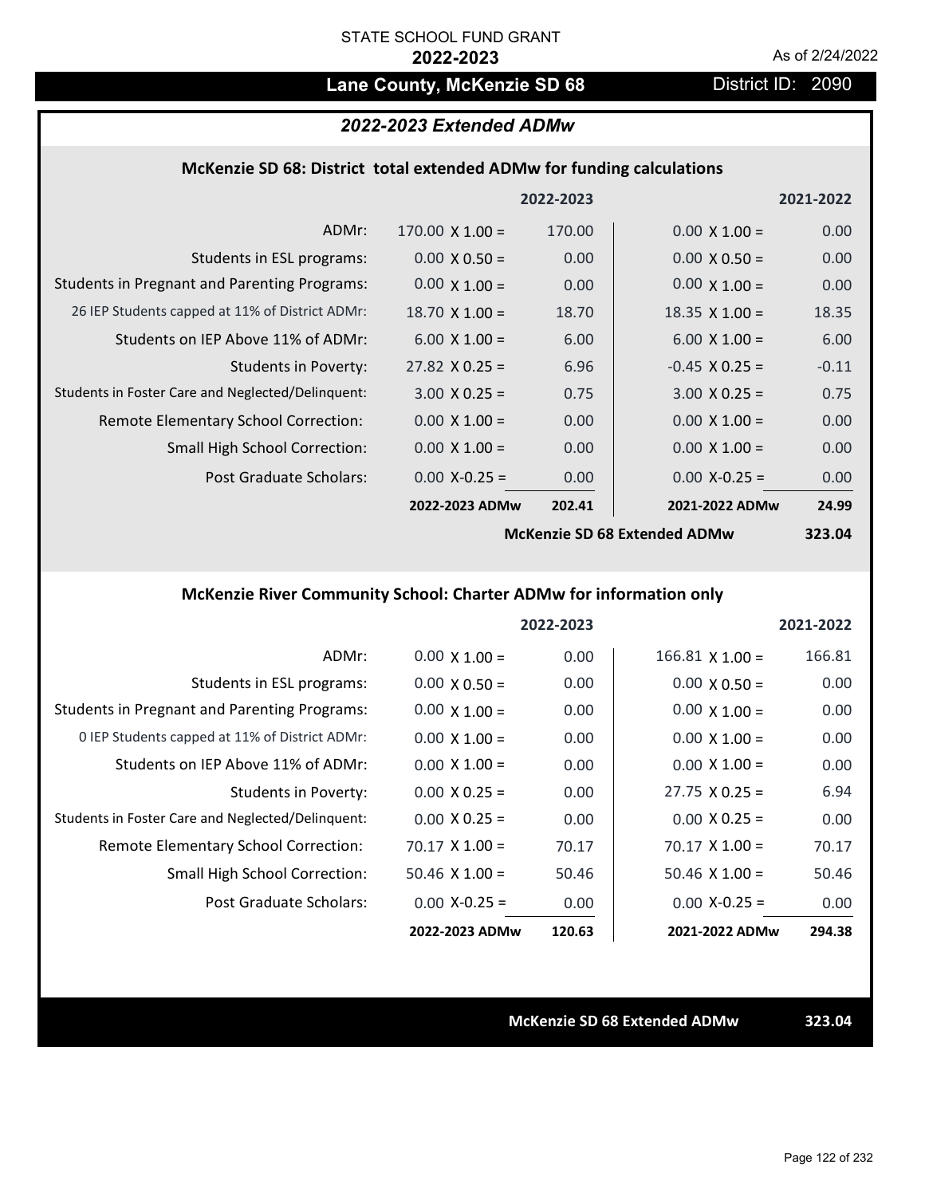STATE SCHOOL FUND GRANT

**2022-2023**

As of 2/24/2022

## Lane County, McKenzie SD 68

District ID: 2090

### *2022-2023 Extended ADMw*

#### McKenzie SD 68: District total extended ADMw for funding calculations

| | 2022-2023 | | 2021-2022 | |
|---|---|---|---|---|
| ADMr: | 170.00 X 1.00 = | 170.00 | 0.00 X 1.00 = | 0.00 |
| Students in ESL programs: | 0.00 X 0.50 = | 0.00 | 0.00 X 0.50 = | 0.00 |
| Students in Pregnant and Parenting Programs: | 0.00 X 1.00 = | 0.00 | 0.00 X 1.00 = | 0.00 |
| 26 IEP Students capped at 11% of District ADMr: | 18.70 X 1.00 = | 18.70 | 18.35 X 1.00 = | 18.35 |
| Students on IEP Above 11% of ADMr: | 6.00 X 1.00 = | 6.00 | 6.00 X 1.00 = | 6.00 |
| Students in Poverty: | 27.82 X 0.25 = | 6.96 | -0.45 X 0.25 = | -0.11 |
| Students in Foster Care and Neglected/Delinquent: | 3.00 X 0.25 = | 0.75 | 3.00 X 0.25 = | 0.75 |
| Remote Elementary School Correction: | 0.00 X 1.00 = | 0.00 | 0.00 X 1.00 = | 0.00 |
| Small High School Correction: | 0.00 X 1.00 = | 0.00 | 0.00 X 1.00 = | 0.00 |
| Post Graduate Scholars: | 0.00 X-0.25 = | 0.00 | 0.00 X-0.25 = | 0.00 |
| | **2022-2023 ADMw** | **202.41** | **2021-2022 ADMw** | **24.99** |
| | | | **McKenzie SD 68 Extended ADMw** | **323.04** |

#### McKenzie River Community School: Charter ADMw for information only

| | 2022-2023 | | 2021-2022 | |
|---|---|---|---|---|
| ADMr: | 0.00 X 1.00 = | 0.00 | 166.81 X 1.00 = | 166.81 |
| Students in ESL programs: | 0.00 X 0.50 = | 0.00 | 0.00 X 0.50 = | 0.00 |
| Students in Pregnant and Parenting Programs: | 0.00 X 1.00 = | 0.00 | 0.00 X 1.00 = | 0.00 |
| 0 IEP Students capped at 11% of District ADMr: | 0.00 X 1.00 = | 0.00 | 0.00 X 1.00 = | 0.00 |
| Students on IEP Above 11% of ADMr: | 0.00 X 1.00 = | 0.00 | 0.00 X 1.00 = | 0.00 |
| Students in Poverty: | 0.00 X 0.25 = | 0.00 | 27.75 X 0.25 = | 6.94 |
| Students in Foster Care and Neglected/Delinquent: | 0.00 X 0.25 = | 0.00 | 0.00 X 0.25 = | 0.00 |
| Remote Elementary School Correction: | 70.17 X 1.00 = | 70.17 | 70.17 X 1.00 = | 70.17 |
| Small High School Correction: | 50.46 X 1.00 = | 50.46 | 50.46 X 1.00 = | 50.46 |
| Post Graduate Scholars: | 0.00 X-0.25 = | 0.00 | 0.00 X-0.25 = | 0.00 |
| | **2022-2023 ADMw** | **120.63** | **2021-2022 ADMw** | **294.38** |

**McKenzie SD 68 Extended ADMw** **323.04**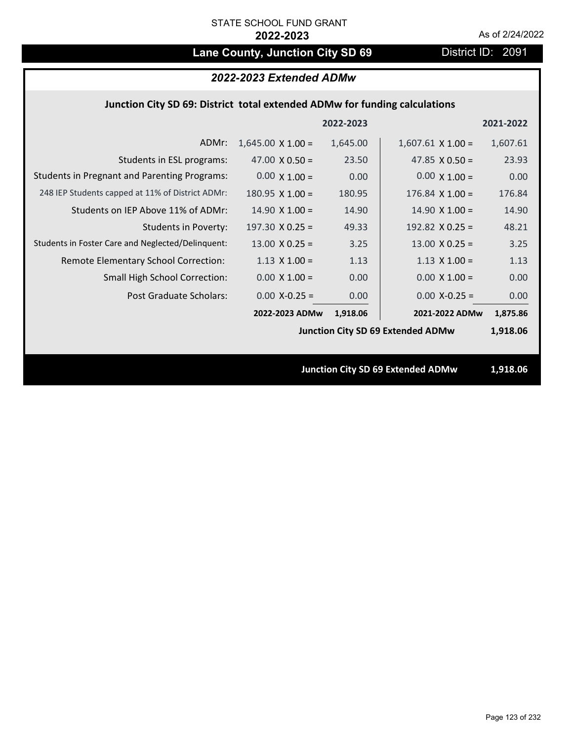STATE SCHOOL FUND GRANT

**2022-2023**

As of 2/24/2022

# Lane County, Junction City SD 69

District ID: 2091

## *2022-2023 Extended ADMw*

### Junction City SD 69: District total extended ADMw for funding calculations

| | | 2022-2023 | | 2021-2022 |
|---|---|---|---|---|
| ADMr: | 1,645.00 X 1.00 = | 1,645.00 | 1,607.61 X 1.00 = | 1,607.61 |
| Students in ESL programs: | 47.00 X 0.50 = | 23.50 | 47.85 X 0.50 = | 23.93 |
| Students in Pregnant and Parenting Programs: | 0.00 X 1.00 = | 0.00 | 0.00 X 1.00 = | 0.00 |
| 248 IEP Students capped at 11% of District ADMr: | 180.95 X 1.00 = | 180.95 | 176.84 X 1.00 = | 176.84 |
| Students on IEP Above 11% of ADMr: | 14.90 X 1.00 = | 14.90 | 14.90 X 1.00 = | 14.90 |
| Students in Poverty: | 197.30 X 0.25 = | 49.33 | 192.82 X 0.25 = | 48.21 |
| Students in Foster Care and Neglected/Delinquent: | 13.00 X 0.25 = | 3.25 | 13.00 X 0.25 = | 3.25 |
| Remote Elementary School Correction: | 1.13 X 1.00 = | 1.13 | 1.13 X 1.00 = | 1.13 |
| Small High School Correction: | 0.00 X 1.00 = | 0.00 | 0.00 X 1.00 = | 0.00 |
| Post Graduate Scholars: | 0.00 X-0.25 = | 0.00 | 0.00 X-0.25 = | 0.00 |
| | **2022-2023 ADMw** | **1,918.06** | **2021-2022 ADMw** | **1,875.86** |
| | | | **Junction City SD 69 Extended ADMw** | **1,918.06** |

**Junction City SD 69 Extended ADMw 1,918.06**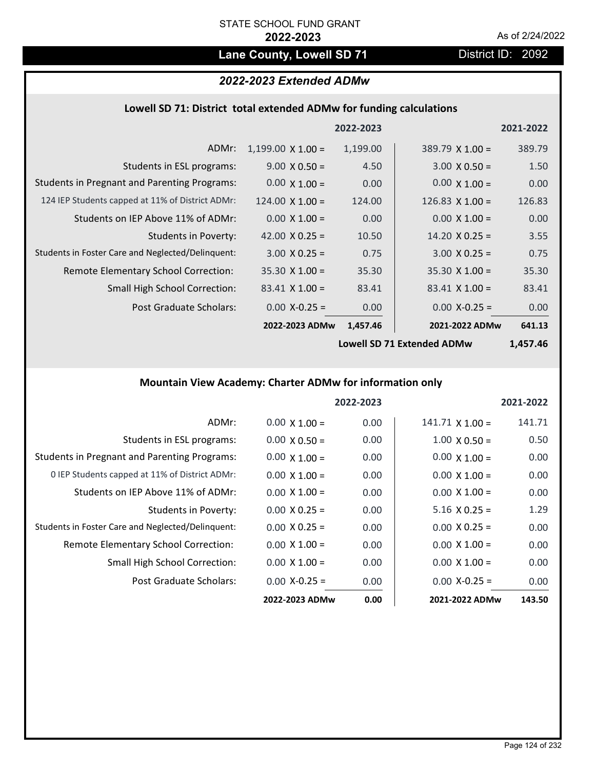STATE SCHOOL FUND GRANT

**2022-2023**

As of 2/24/2022

# Lane County, Lowell SD 71

District ID: 2092

## *2022-2023 Extended ADMw*

### Lowell SD 71: District total extended ADMw for funding calculations

| | | 2022-2023 | | 2021-2022 |
|---|---|---|---|---|
| ADMr: | 1,199.00 X 1.00 = | 1,199.00 | 389.79 X 1.00 = | 389.79 |
| Students in ESL programs: | 9.00 X 0.50 = | 4.50 | 3.00 X 0.50 = | 1.50 |
| Students in Pregnant and Parenting Programs: | 0.00 X 1.00 = | 0.00 | 0.00 X 1.00 = | 0.00 |
| 124 IEP Students capped at 11% of District ADMr: | 124.00 X 1.00 = | 124.00 | 126.83 X 1.00 = | 126.83 |
| Students on IEP Above 11% of ADMr: | 0.00 X 1.00 = | 0.00 | 0.00 X 1.00 = | 0.00 |
| Students in Poverty: | 42.00 X 0.25 = | 10.50 | 14.20 X 0.25 = | 3.55 |
| Students in Foster Care and Neglected/Delinquent: | 3.00 X 0.25 = | 0.75 | 3.00 X 0.25 = | 0.75 |
| Remote Elementary School Correction: | 35.30 X 1.00 = | 35.30 | 35.30 X 1.00 = | 35.30 |
| Small High School Correction: | 83.41 X 1.00 = | 83.41 | 83.41 X 1.00 = | 83.41 |
| Post Graduate Scholars: | 0.00 X-0.25 = | 0.00 | 0.00 X-0.25 = | 0.00 |
| | **2022-2023 ADMw** | **1,457.46** | **2021-2022 ADMw** | **641.13** |
| | | | **Lowell SD 71 Extended ADMw** | **1,457.46** |

### Mountain View Academy: Charter ADMw for information only

| | | 2022-2023 | | 2021-2022 |
|---|---|---|---|---|
| ADMr: | 0.00 X 1.00 = | 0.00 | 141.71 X 1.00 = | 141.71 |
| Students in ESL programs: | 0.00 X 0.50 = | 0.00 | 1.00 X 0.50 = | 0.50 |
| Students in Pregnant and Parenting Programs: | 0.00 X 1.00 = | 0.00 | 0.00 X 1.00 = | 0.00 |
| 0 IEP Students capped at 11% of District ADMr: | 0.00 X 1.00 = | 0.00 | 0.00 X 1.00 = | 0.00 |
| Students on IEP Above 11% of ADMr: | 0.00 X 1.00 = | 0.00 | 0.00 X 1.00 = | 0.00 |
| Students in Poverty: | 0.00 X 0.25 = | 0.00 | 5.16 X 0.25 = | 1.29 |
| Students in Foster Care and Neglected/Delinquent: | 0.00 X 0.25 = | 0.00 | 0.00 X 0.25 = | 0.00 |
| Remote Elementary School Correction: | 0.00 X 1.00 = | 0.00 | 0.00 X 1.00 = | 0.00 |
| Small High School Correction: | 0.00 X 1.00 = | 0.00 | 0.00 X 1.00 = | 0.00 |
| Post Graduate Scholars: | 0.00 X-0.25 = | 0.00 | 0.00 X-0.25 = | 0.00 |
| | **2022-2023 ADMw** | **0.00** | **2021-2022 ADMw** | **143.50** |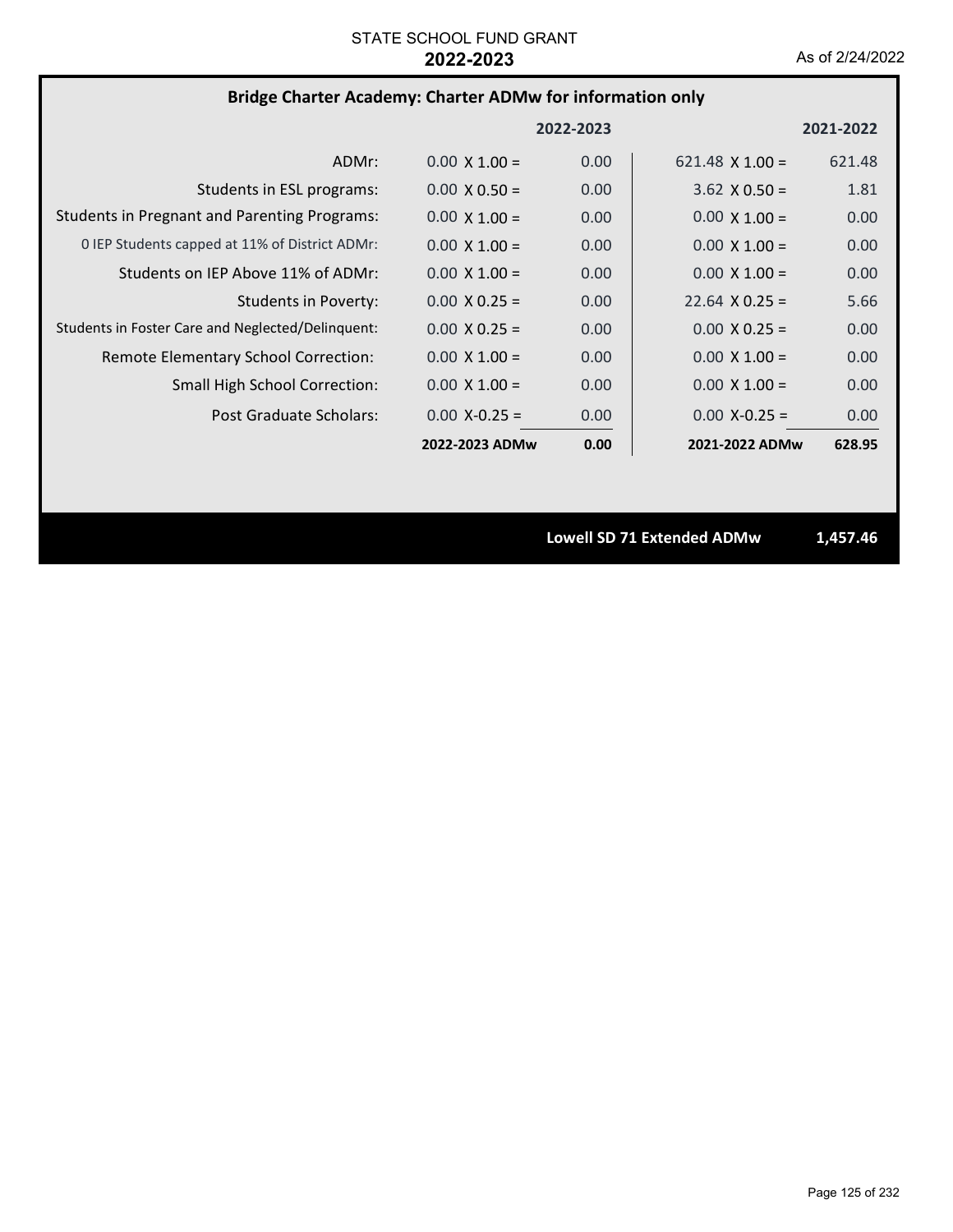STATE SCHOOL FUND GRANT

**2022-2023**

As of 2/24/2022

## Bridge Charter Academy: Charter ADMw for information only

| | | 2022-2023 | | 2021-2022 |
|---|---|---|---|---|
| ADMr: | 0.00 X 1.00 = | 0.00 | 621.48 X 1.00 = | 621.48 |
| Students in ESL programs: | 0.00 X 0.50 = | 0.00 | 3.62 X 0.50 = | 1.81 |
| Students in Pregnant and Parenting Programs: | 0.00 X 1.00 = | 0.00 | 0.00 X 1.00 = | 0.00 |
| 0 IEP Students capped at 11% of District ADMr: | 0.00 X 1.00 = | 0.00 | 0.00 X 1.00 = | 0.00 |
| Students on IEP Above 11% of ADMr: | 0.00 X 1.00 = | 0.00 | 0.00 X 1.00 = | 0.00 |
| Students in Poverty: | 0.00 X 0.25 = | 0.00 | 22.64 X 0.25 = | 5.66 |
| Students in Foster Care and Neglected/Delinquent: | 0.00 X 0.25 = | 0.00 | 0.00 X 0.25 = | 0.00 |
| Remote Elementary School Correction: | 0.00 X 1.00 = | 0.00 | 0.00 X 1.00 = | 0.00 |
| Small High School Correction: | 0.00 X 1.00 = | 0.00 | 0.00 X 1.00 = | 0.00 |
| Post Graduate Scholars: | 0.00 X-0.25 = | 0.00 | 0.00 X-0.25 = | 0.00 |
| | **2022-2023 ADMw** | **0.00** | **2021-2022 ADMw** | **628.95** |

**Lowell SD 71 Extended ADMw** **1,457.46**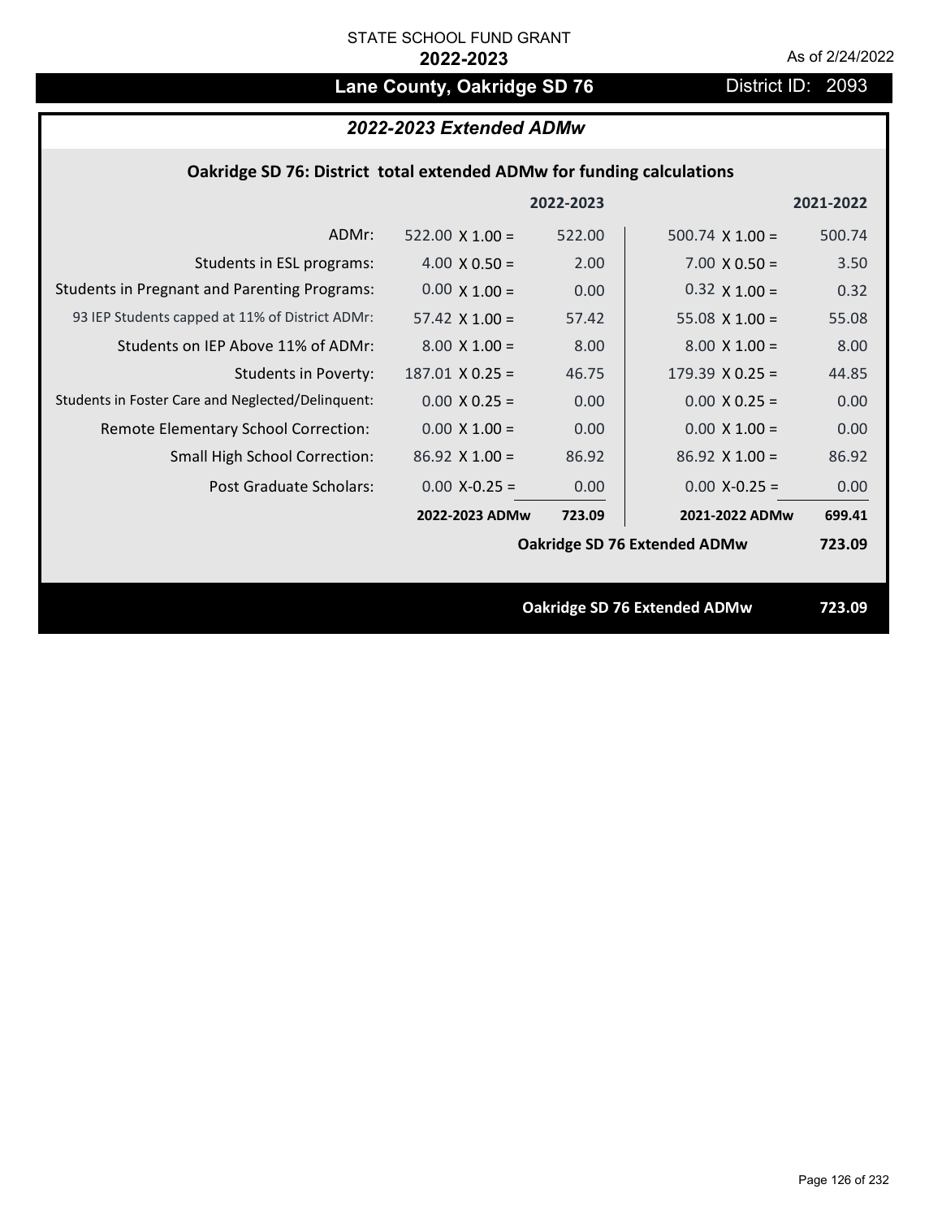STATE SCHOOL FUND GRANT

**2022-2023**

As of 2/24/2022

# Lane County, Oakridge SD 76

District ID: 2093

## *2022-2023 Extended ADMw*

### Oakridge SD 76: District total extended ADMw for funding calculations

| | | 2022-2023 | | 2021-2022 |
|---|---|---|---|---|
| ADMr: | 522.00 X 1.00 = | 522.00 | 500.74 X 1.00 = | 500.74 |
| Students in ESL programs: | 4.00 X 0.50 = | 2.00 | 7.00 X 0.50 = | 3.50 |
| Students in Pregnant and Parenting Programs: | 0.00 X 1.00 = | 0.00 | 0.32 X 1.00 = | 0.32 |
| 93 IEP Students capped at 11% of District ADMr: | 57.42 X 1.00 = | 57.42 | 55.08 X 1.00 = | 55.08 |
| Students on IEP Above 11% of ADMr: | 8.00 X 1.00 = | 8.00 | 8.00 X 1.00 = | 8.00 |
| Students in Poverty: | 187.01 X 0.25 = | 46.75 | 179.39 X 0.25 = | 44.85 |
| Students in Foster Care and Neglected/Delinquent: | 0.00 X 0.25 = | 0.00 | 0.00 X 0.25 = | 0.00 |
| Remote Elementary School Correction: | 0.00 X 1.00 = | 0.00 | 0.00 X 1.00 = | 0.00 |
| Small High School Correction: | 86.92 X 1.00 = | 86.92 | 86.92 X 1.00 = | 86.92 |
| Post Graduate Scholars: | 0.00 X-0.25 = | 0.00 | 0.00 X-0.25 = | 0.00 |
| | **2022-2023 ADMw** | **723.09** | **2021-2022 ADMw** | **699.41** |
| | | | **Oakridge SD 76 Extended ADMw** | **723.09** |

**Oakridge SD 76 Extended ADMw** **723.09**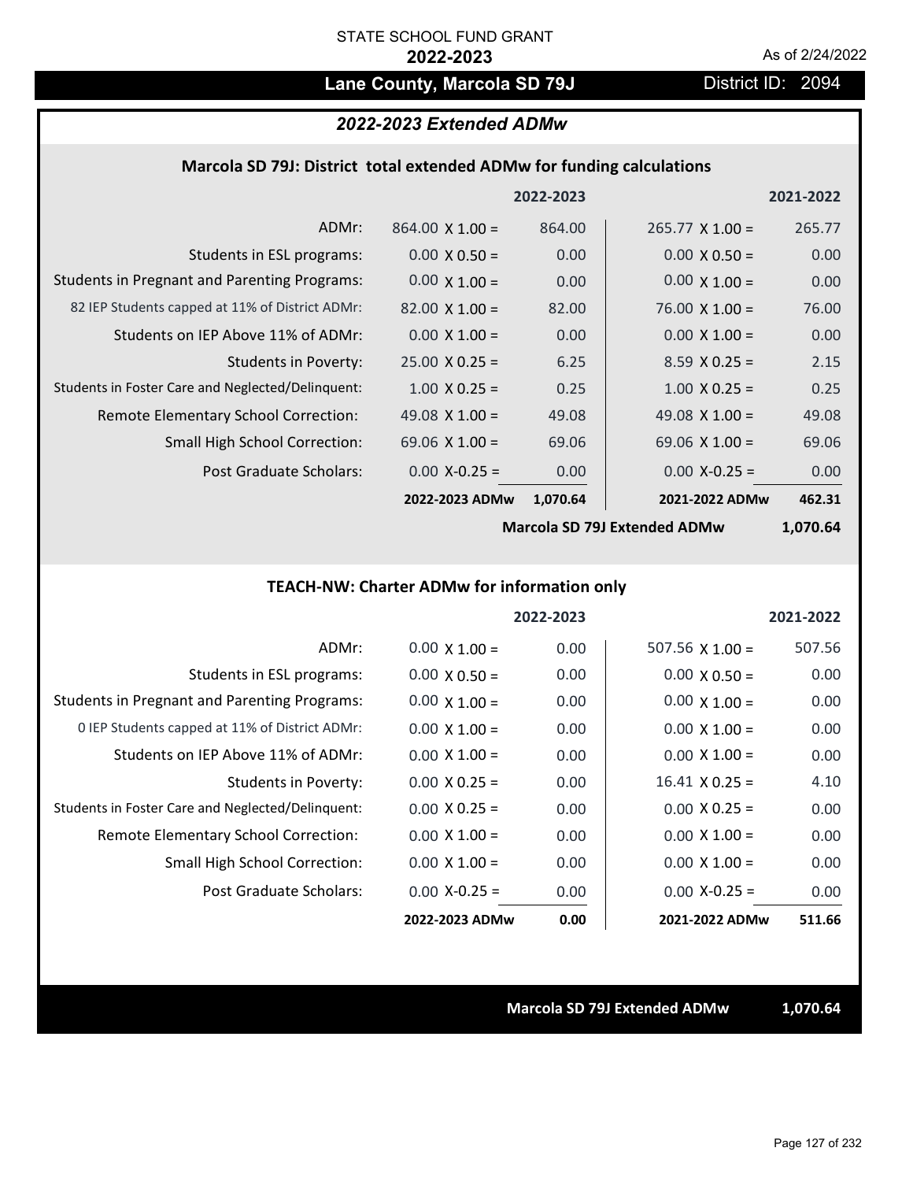STATE SCHOOL FUND GRANT

**2022-2023**

As of 2/24/2022

# Lane County, Marcola SD 79J

District ID: 2094

## *2022-2023 Extended ADMw*

### Marcola SD 79J: District total extended ADMw for funding calculations

| | | 2022-2023 | | 2021-2022 |
|---|---|---|---|---|
| ADMr: | 864.00 X 1.00 = | 864.00 | 265.77 X 1.00 = | 265.77 |
| Students in ESL programs: | 0.00 X 0.50 = | 0.00 | 0.00 X 0.50 = | 0.00 |
| Students in Pregnant and Parenting Programs: | 0.00 X 1.00 = | 0.00 | 0.00 X 1.00 = | 0.00 |
| 82 IEP Students capped at 11% of District ADMr: | 82.00 X 1.00 = | 82.00 | 76.00 X 1.00 = | 76.00 |
| Students on IEP Above 11% of ADMr: | 0.00 X 1.00 = | 0.00 | 0.00 X 1.00 = | 0.00 |
| Students in Poverty: | 25.00 X 0.25 = | 6.25 | 8.59 X 0.25 = | 2.15 |
| Students in Foster Care and Neglected/Delinquent: | 1.00 X 0.25 = | 0.25 | 1.00 X 0.25 = | 0.25 |
| Remote Elementary School Correction: | 49.08 X 1.00 = | 49.08 | 49.08 X 1.00 = | 49.08 |
| Small High School Correction: | 69.06 X 1.00 = | 69.06 | 69.06 X 1.00 = | 69.06 |
| Post Graduate Scholars: | 0.00 X-0.25 = | 0.00 | 0.00 X-0.25 = | 0.00 |
| | **2022-2023 ADMw** | **1,070.64** | **2021-2022 ADMw** | **462.31** |
| | | | **Marcola SD 79J Extended ADMw** | **1,070.64** |

### TEACH-NW: Charter ADMw for information only

| | | 2022-2023 | | 2021-2022 |
|---|---|---|---|---|
| ADMr: | 0.00 X 1.00 = | 0.00 | 507.56 X 1.00 = | 507.56 |
| Students in ESL programs: | 0.00 X 0.50 = | 0.00 | 0.00 X 0.50 = | 0.00 |
| Students in Pregnant and Parenting Programs: | 0.00 X 1.00 = | 0.00 | 0.00 X 1.00 = | 0.00 |
| 0 IEP Students capped at 11% of District ADMr: | 0.00 X 1.00 = | 0.00 | 0.00 X 1.00 = | 0.00 |
| Students on IEP Above 11% of ADMr: | 0.00 X 1.00 = | 0.00 | 0.00 X 1.00 = | 0.00 |
| Students in Poverty: | 0.00 X 0.25 = | 0.00 | 16.41 X 0.25 = | 4.10 |
| Students in Foster Care and Neglected/Delinquent: | 0.00 X 0.25 = | 0.00 | 0.00 X 0.25 = | 0.00 |
| Remote Elementary School Correction: | 0.00 X 1.00 = | 0.00 | 0.00 X 1.00 = | 0.00 |
| Small High School Correction: | 0.00 X 1.00 = | 0.00 | 0.00 X 1.00 = | 0.00 |
| Post Graduate Scholars: | 0.00 X-0.25 = | 0.00 | 0.00 X-0.25 = | 0.00 |
| | **2022-2023 ADMw** | **0.00** | **2021-2022 ADMw** | **511.66** |

**Marcola SD 79J Extended ADMw 1,070.64**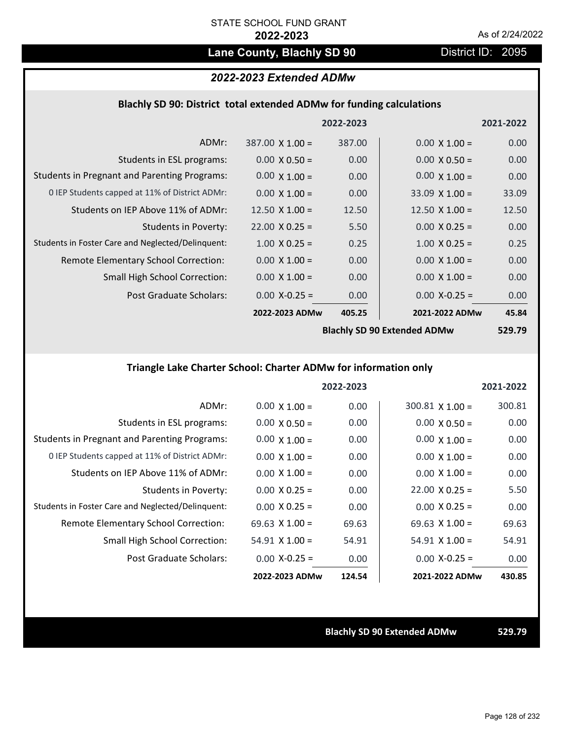STATE SCHOOL FUND GRANT

**2022-2023**

As of 2/24/2022

# Lane County, Blachly SD 90

District ID: 2095

## *2022-2023 Extended ADMw*

### Blachly SD 90: District total extended ADMw for funding calculations

| | | 2022-2023 | | 2021-2022 |
|---|---|---|---|---|
| ADMr: | 387.00 X 1.00 = | 387.00 | 0.00 X 1.00 = | 0.00 |
| Students in ESL programs: | 0.00 X 0.50 = | 0.00 | 0.00 X 0.50 = | 0.00 |
| Students in Pregnant and Parenting Programs: | 0.00 X 1.00 = | 0.00 | 0.00 X 1.00 = | 0.00 |
| 0 IEP Students capped at 11% of District ADMr: | 0.00 X 1.00 = | 0.00 | 33.09 X 1.00 = | 33.09 |
| Students on IEP Above 11% of ADMr: | 12.50 X 1.00 = | 12.50 | 12.50 X 1.00 = | 12.50 |
| Students in Poverty: | 22.00 X 0.25 = | 5.50 | 0.00 X 0.25 = | 0.00 |
| Students in Foster Care and Neglected/Delinquent: | 1.00 X 0.25 = | 0.25 | 1.00 X 0.25 = | 0.25 |
| Remote Elementary School Correction: | 0.00 X 1.00 = | 0.00 | 0.00 X 1.00 = | 0.00 |
| Small High School Correction: | 0.00 X 1.00 = | 0.00 | 0.00 X 1.00 = | 0.00 |
| Post Graduate Scholars: | 0.00 X-0.25 = | 0.00 | 0.00 X-0.25 = | 0.00 |
| | **2022-2023 ADMw** | **405.25** | **2021-2022 ADMw** | **45.84** |
| | | | **Blachly SD 90 Extended ADMw** | **529.79** |

### Triangle Lake Charter School: Charter ADMw for information only

| | | 2022-2023 | | 2021-2022 |
|---|---|---|---|---|
| ADMr: | 0.00 X 1.00 = | 0.00 | 300.81 X 1.00 = | 300.81 |
| Students in ESL programs: | 0.00 X 0.50 = | 0.00 | 0.00 X 0.50 = | 0.00 |
| Students in Pregnant and Parenting Programs: | 0.00 X 1.00 = | 0.00 | 0.00 X 1.00 = | 0.00 |
| 0 IEP Students capped at 11% of District ADMr: | 0.00 X 1.00 = | 0.00 | 0.00 X 1.00 = | 0.00 |
| Students on IEP Above 11% of ADMr: | 0.00 X 1.00 = | 0.00 | 0.00 X 1.00 = | 0.00 |
| Students in Poverty: | 0.00 X 0.25 = | 0.00 | 22.00 X 0.25 = | 5.50 |
| Students in Foster Care and Neglected/Delinquent: | 0.00 X 0.25 = | 0.00 | 0.00 X 0.25 = | 0.00 |
| Remote Elementary School Correction: | 69.63 X 1.00 = | 69.63 | 69.63 X 1.00 = | 69.63 |
| Small High School Correction: | 54.91 X 1.00 = | 54.91 | 54.91 X 1.00 = | 54.91 |
| Post Graduate Scholars: | 0.00 X-0.25 = | 0.00 | 0.00 X-0.25 = | 0.00 |
| | **2022-2023 ADMw** | **124.54** | **2021-2022 ADMw** | **430.85** |

**Blachly SD 90 Extended ADMw** **529.79**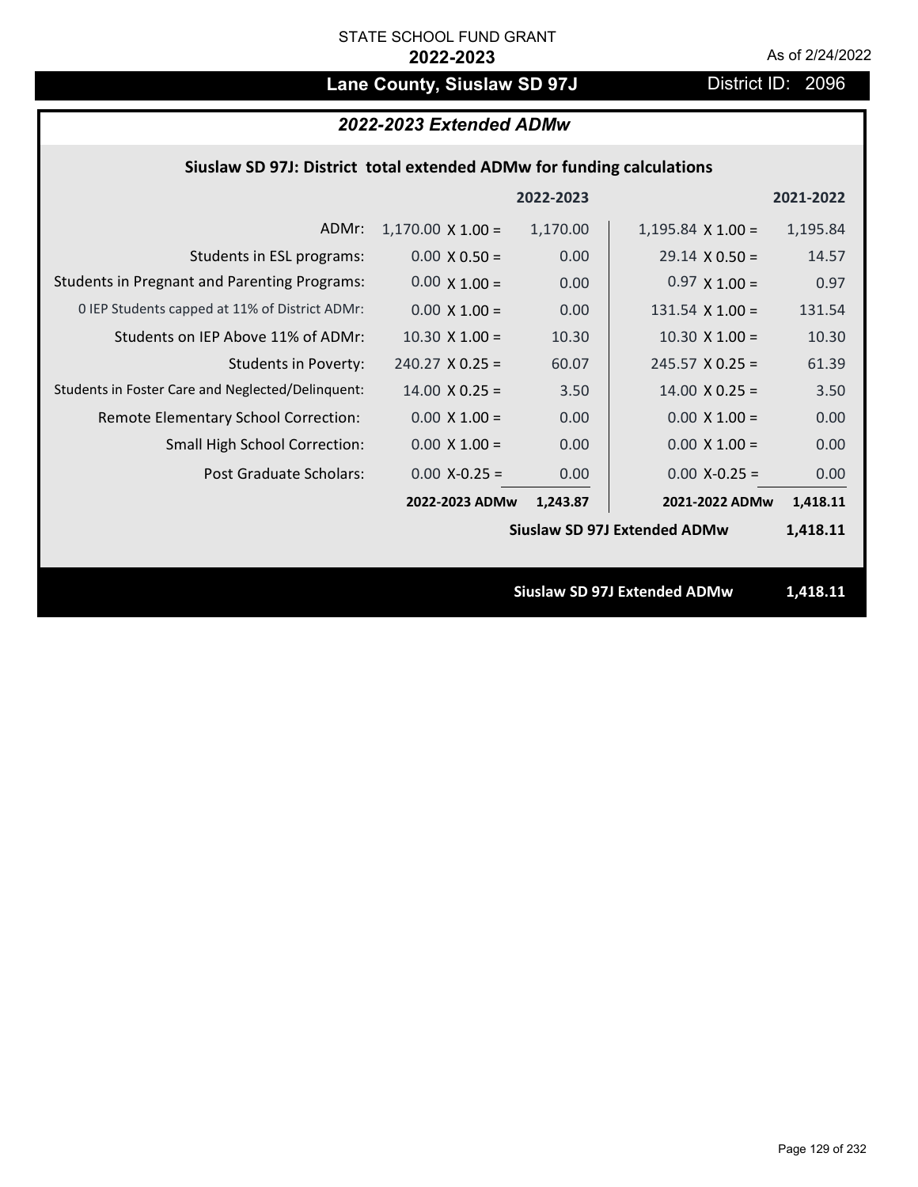STATE SCHOOL FUND GRANT

**2022-2023**

As of 2/24/2022

# Lane County, Siuslaw SD 97J

District ID: 2096

## *2022-2023 Extended ADMw*

### Siuslaw SD 97J: District total extended ADMw for funding calculations

| | | 2022-2023 | | 2021-2022 |
|---|---|---|---|---|
| ADMr: | 1,170.00 X 1.00 = | 1,170.00 | 1,195.84 X 1.00 = | 1,195.84 |
| Students in ESL programs: | 0.00 X 0.50 = | 0.00 | 29.14 X 0.50 = | 14.57 |
| Students in Pregnant and Parenting Programs: | 0.00 X 1.00 = | 0.00 | 0.97 X 1.00 = | 0.97 |
| 0 IEP Students capped at 11% of District ADMr: | 0.00 X 1.00 = | 0.00 | 131.54 X 1.00 = | 131.54 |
| Students on IEP Above 11% of ADMr: | 10.30 X 1.00 = | 10.30 | 10.30 X 1.00 = | 10.30 |
| Students in Poverty: | 240.27 X 0.25 = | 60.07 | 245.57 X 0.25 = | 61.39 |
| Students in Foster Care and Neglected/Delinquent: | 14.00 X 0.25 = | 3.50 | 14.00 X 0.25 = | 3.50 |
| Remote Elementary School Correction: | 0.00 X 1.00 = | 0.00 | 0.00 X 1.00 = | 0.00 |
| Small High School Correction: | 0.00 X 1.00 = | 0.00 | 0.00 X 1.00 = | 0.00 |
| Post Graduate Scholars: | 0.00 X-0.25 = | 0.00 | 0.00 X-0.25 = | 0.00 |
| | **2022-2023 ADMw** | **1,243.87** | **2021-2022 ADMw** | **1,418.11** |
| | | | **Siuslaw SD 97J Extended ADMw** | **1,418.11** |

**Siuslaw SD 97J Extended ADMw** **1,418.11**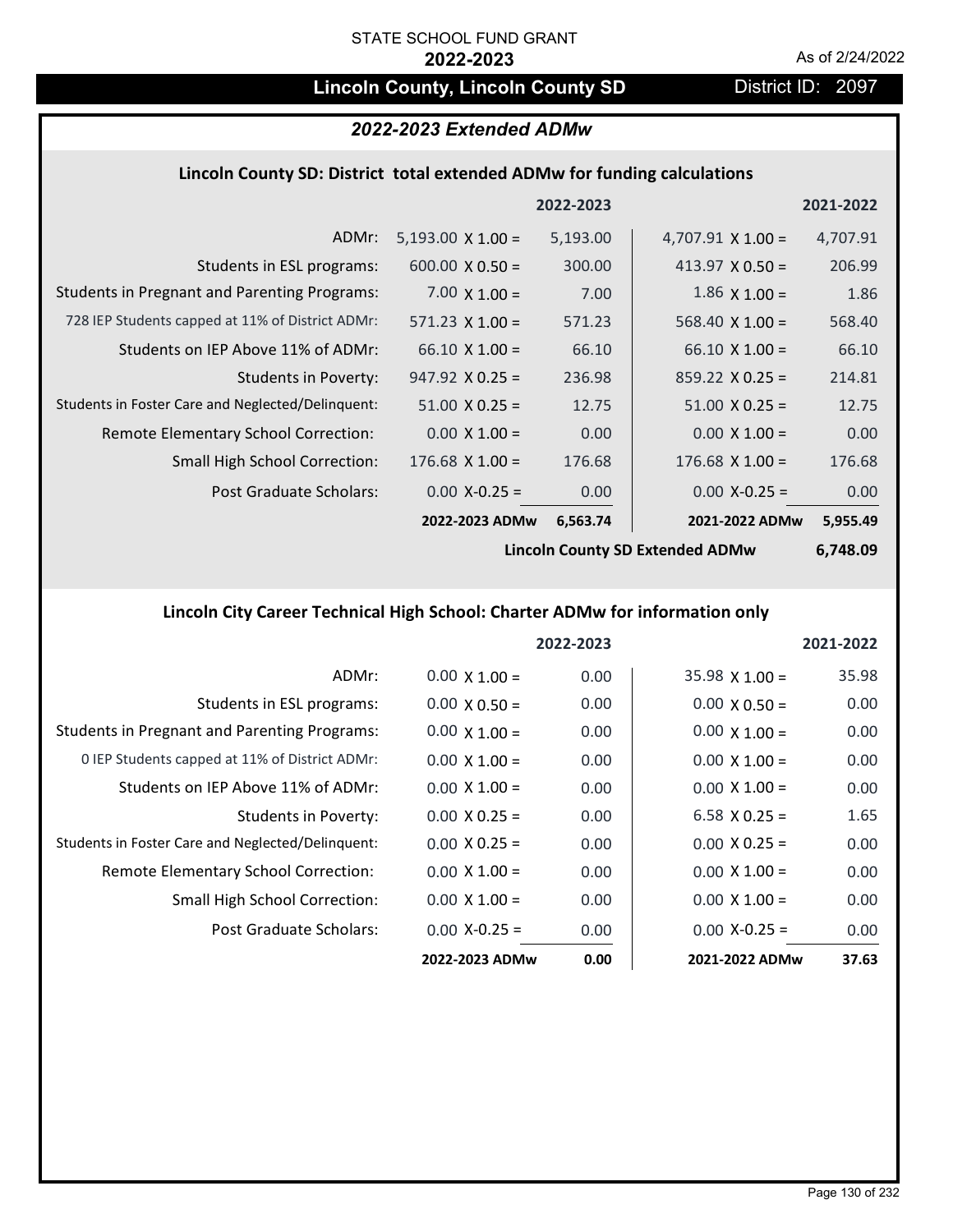STATE SCHOOL FUND GRANT

**2022-2023**

As of 2/24/2022

# Lincoln County, Lincoln County SD

District ID: 2097

## *2022-2023 Extended ADMw*

### Lincoln County SD: District total extended ADMw for funding calculations

| | | 2022-2023 | | 2021-2022 |
|---|---|---|---|---|
| ADMr: | 5,193.00 X 1.00 = | 5,193.00 | 4,707.91 X 1.00 = | 4,707.91 |
| Students in ESL programs: | 600.00 X 0.50 = | 300.00 | 413.97 X 0.50 = | 206.99 |
| Students in Pregnant and Parenting Programs: | 7.00 X 1.00 = | 7.00 | 1.86 X 1.00 = | 1.86 |
| 728 IEP Students capped at 11% of District ADMr: | 571.23 X 1.00 = | 571.23 | 568.40 X 1.00 = | 568.40 |
| Students on IEP Above 11% of ADMr: | 66.10 X 1.00 = | 66.10 | 66.10 X 1.00 = | 66.10 |
| Students in Poverty: | 947.92 X 0.25 = | 236.98 | 859.22 X 0.25 = | 214.81 |
| Students in Foster Care and Neglected/Delinquent: | 51.00 X 0.25 = | 12.75 | 51.00 X 0.25 = | 12.75 |
| Remote Elementary School Correction: | 0.00 X 1.00 = | 0.00 | 0.00 X 1.00 = | 0.00 |
| Small High School Correction: | 176.68 X 1.00 = | 176.68 | 176.68 X 1.00 = | 176.68 |
| Post Graduate Scholars: | 0.00 X-0.25 = | 0.00 | 0.00 X-0.25 = | 0.00 |
| | **2022-2023 ADMw** | **6,563.74** | **2021-2022 ADMw** | **5,955.49** |
| | | | **Lincoln County SD Extended ADMw** | **6,748.09** |

### Lincoln City Career Technical High School: Charter ADMw for information only

| | | 2022-2023 | | 2021-2022 |
|---|---|---|---|---|
| ADMr: | 0.00 X 1.00 = | 0.00 | 35.98 X 1.00 = | 35.98 |
| Students in ESL programs: | 0.00 X 0.50 = | 0.00 | 0.00 X 0.50 = | 0.00 |
| Students in Pregnant and Parenting Programs: | 0.00 X 1.00 = | 0.00 | 0.00 X 1.00 = | 0.00 |
| 0 IEP Students capped at 11% of District ADMr: | 0.00 X 1.00 = | 0.00 | 0.00 X 1.00 = | 0.00 |
| Students on IEP Above 11% of ADMr: | 0.00 X 1.00 = | 0.00 | 0.00 X 1.00 = | 0.00 |
| Students in Poverty: | 0.00 X 0.25 = | 0.00 | 6.58 X 0.25 = | 1.65 |
| Students in Foster Care and Neglected/Delinquent: | 0.00 X 0.25 = | 0.00 | 0.00 X 0.25 = | 0.00 |
| Remote Elementary School Correction: | 0.00 X 1.00 = | 0.00 | 0.00 X 1.00 = | 0.00 |
| Small High School Correction: | 0.00 X 1.00 = | 0.00 | 0.00 X 1.00 = | 0.00 |
| Post Graduate Scholars: | 0.00 X-0.25 = | 0.00 | 0.00 X-0.25 = | 0.00 |
| | **2022-2023 ADMw** | **0.00** | **2021-2022 ADMw** | **37.63** |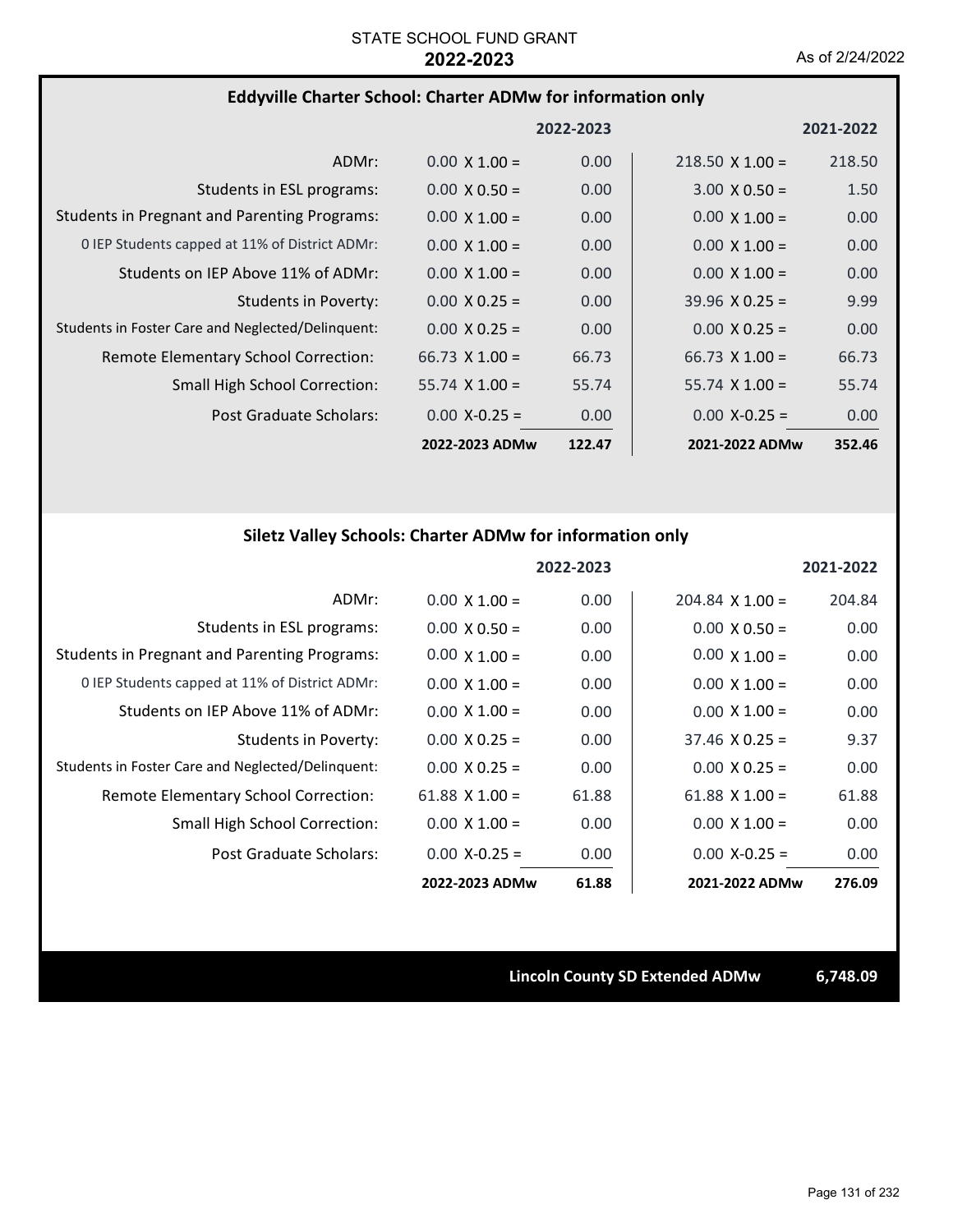STATE SCHOOL FUND GRANT

**2022-2023**

As of 2/24/2022

### Eddyville Charter School: Charter ADMw for information only

| | 2022-2023 | | 2021-2022 | |
|---|---|---|---|---|
| ADMr: | 0.00 X 1.00 = | 0.00 | 218.50 X 1.00 = | 218.50 |
| Students in ESL programs: | 0.00 X 0.50 = | 0.00 | 3.00 X 0.50 = | 1.50 |
| Students in Pregnant and Parenting Programs: | 0.00 X 1.00 = | 0.00 | 0.00 X 1.00 = | 0.00 |
| 0 IEP Students capped at 11% of District ADMr: | 0.00 X 1.00 = | 0.00 | 0.00 X 1.00 = | 0.00 |
| Students on IEP Above 11% of ADMr: | 0.00 X 1.00 = | 0.00 | 0.00 X 1.00 = | 0.00 |
| Students in Poverty: | 0.00 X 0.25 = | 0.00 | 39.96 X 0.25 = | 9.99 |
| Students in Foster Care and Neglected/Delinquent: | 0.00 X 0.25 = | 0.00 | 0.00 X 0.25 = | 0.00 |
| Remote Elementary School Correction: | 66.73 X 1.00 = | 66.73 | 66.73 X 1.00 = | 66.73 |
| Small High School Correction: | 55.74 X 1.00 = | 55.74 | 55.74 X 1.00 = | 55.74 |
| Post Graduate Scholars: | 0.00 X-0.25 = | 0.00 | 0.00 X-0.25 = | 0.00 |
| | **2022-2023 ADMw** | **122.47** | **2021-2022 ADMw** | **352.46** |

### Siletz Valley Schools: Charter ADMw for information only

| | 2022-2023 | | 2021-2022 | |
|---|---|---|---|---|
| ADMr: | 0.00 X 1.00 = | 0.00 | 204.84 X 1.00 = | 204.84 |
| Students in ESL programs: | 0.00 X 0.50 = | 0.00 | 0.00 X 0.50 = | 0.00 |
| Students in Pregnant and Parenting Programs: | 0.00 X 1.00 = | 0.00 | 0.00 X 1.00 = | 0.00 |
| 0 IEP Students capped at 11% of District ADMr: | 0.00 X 1.00 = | 0.00 | 0.00 X 1.00 = | 0.00 |
| Students on IEP Above 11% of ADMr: | 0.00 X 1.00 = | 0.00 | 0.00 X 1.00 = | 0.00 |
| Students in Poverty: | 0.00 X 0.25 = | 0.00 | 37.46 X 0.25 = | 9.37 |
| Students in Foster Care and Neglected/Delinquent: | 0.00 X 0.25 = | 0.00 | 0.00 X 0.25 = | 0.00 |
| Remote Elementary School Correction: | 61.88 X 1.00 = | 61.88 | 61.88 X 1.00 = | 61.88 |
| Small High School Correction: | 0.00 X 1.00 = | 0.00 | 0.00 X 1.00 = | 0.00 |
| Post Graduate Scholars: | 0.00 X-0.25 = | 0.00 | 0.00 X-0.25 = | 0.00 |
| | **2022-2023 ADMw** | **61.88** | **2021-2022 ADMw** | **276.09** |

**Lincoln County SD Extended ADMw** **6,748.09**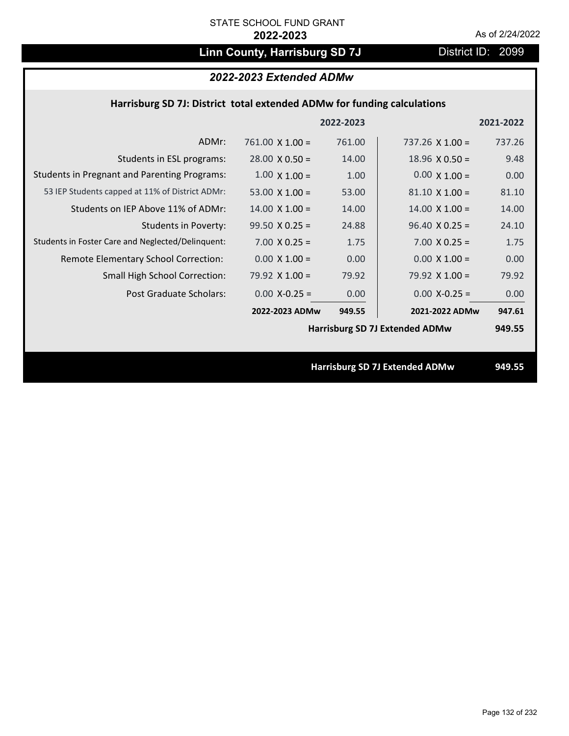STATE SCHOOL FUND GRANT

**2022-2023**

As of 2/24/2022

# Linn County, Harrisburg SD 7J

District ID: 2099

## *2022-2023 Extended ADMw*

### Harrisburg SD 7J: District total extended ADMw for funding calculations

| | | 2022-2023 | | 2021-2022 |
|---|---|---|---|---|
| ADMr: | 761.00 X 1.00 = | 761.00 | 737.26 X 1.00 = | 737.26 |
| Students in ESL programs: | 28.00 X 0.50 = | 14.00 | 18.96 X 0.50 = | 9.48 |
| Students in Pregnant and Parenting Programs: | 1.00 X 1.00 = | 1.00 | 0.00 X 1.00 = | 0.00 |
| 53 IEP Students capped at 11% of District ADMr: | 53.00 X 1.00 = | 53.00 | 81.10 X 1.00 = | 81.10 |
| Students on IEP Above 11% of ADMr: | 14.00 X 1.00 = | 14.00 | 14.00 X 1.00 = | 14.00 |
| Students in Poverty: | 99.50 X 0.25 = | 24.88 | 96.40 X 0.25 = | 24.10 |
| Students in Foster Care and Neglected/Delinquent: | 7.00 X 0.25 = | 1.75 | 7.00 X 0.25 = | 1.75 |
| Remote Elementary School Correction: | 0.00 X 1.00 = | 0.00 | 0.00 X 1.00 = | 0.00 |
| Small High School Correction: | 79.92 X 1.00 = | 79.92 | 79.92 X 1.00 = | 79.92 |
| Post Graduate Scholars: | 0.00 X-0.25 = | 0.00 | 0.00 X-0.25 = | 0.00 |
| | **2022-2023 ADMw** | **949.55** | **2021-2022 ADMw** | **947.61** |
| | | | **Harrisburg SD 7J Extended ADMw** | **949.55** |

**Harrisburg SD 7J Extended ADMw** **949.55**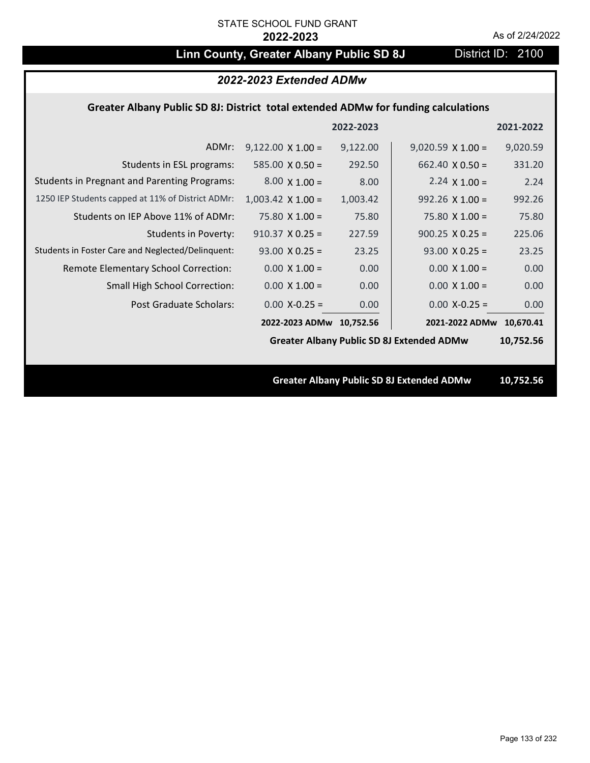STATE SCHOOL FUND GRANT

**2022-2023**

As of 2/24/2022

# Linn County, Greater Albany Public SD 8J

District ID: 2100

## *2022-2023 Extended ADMw*

### Greater Albany Public SD 8J: District total extended ADMw for funding calculations

| | | 2022-2023 | | 2021-2022 |
|---|---|---|---|---|
| ADMr: | 9,122.00 X 1.00 = | 9,122.00 | 9,020.59 X 1.00 = | 9,020.59 |
| Students in ESL programs: | 585.00 X 0.50 = | 292.50 | 662.40 X 0.50 = | 331.20 |
| Students in Pregnant and Parenting Programs: | 8.00 X 1.00 = | 8.00 | 2.24 X 1.00 = | 2.24 |
| 1250 IEP Students capped at 11% of District ADMr: | 1,003.42 X 1.00 = | 1,003.42 | 992.26 X 1.00 = | 992.26 |
| Students on IEP Above 11% of ADMr: | 75.80 X 1.00 = | 75.80 | 75.80 X 1.00 = | 75.80 |
| Students in Poverty: | 910.37 X 0.25 = | 227.59 | 900.25 X 0.25 = | 225.06 |
| Students in Foster Care and Neglected/Delinquent: | 93.00 X 0.25 = | 23.25 | 93.00 X 0.25 = | 23.25 |
| Remote Elementary School Correction: | 0.00 X 1.00 = | 0.00 | 0.00 X 1.00 = | 0.00 |
| Small High School Correction: | 0.00 X 1.00 = | 0.00 | 0.00 X 1.00 = | 0.00 |
| Post Graduate Scholars: | 0.00 X-0.25 = | 0.00 | 0.00 X-0.25 = | 0.00 |
| | **2022-2023 ADMw** | **10,752.56** | **2021-2022 ADMw** | **10,670.41** |

**Greater Albany Public SD 8J Extended ADMw** **10,752.56**

**Greater Albany Public SD 8J Extended ADMw** **10,752.56**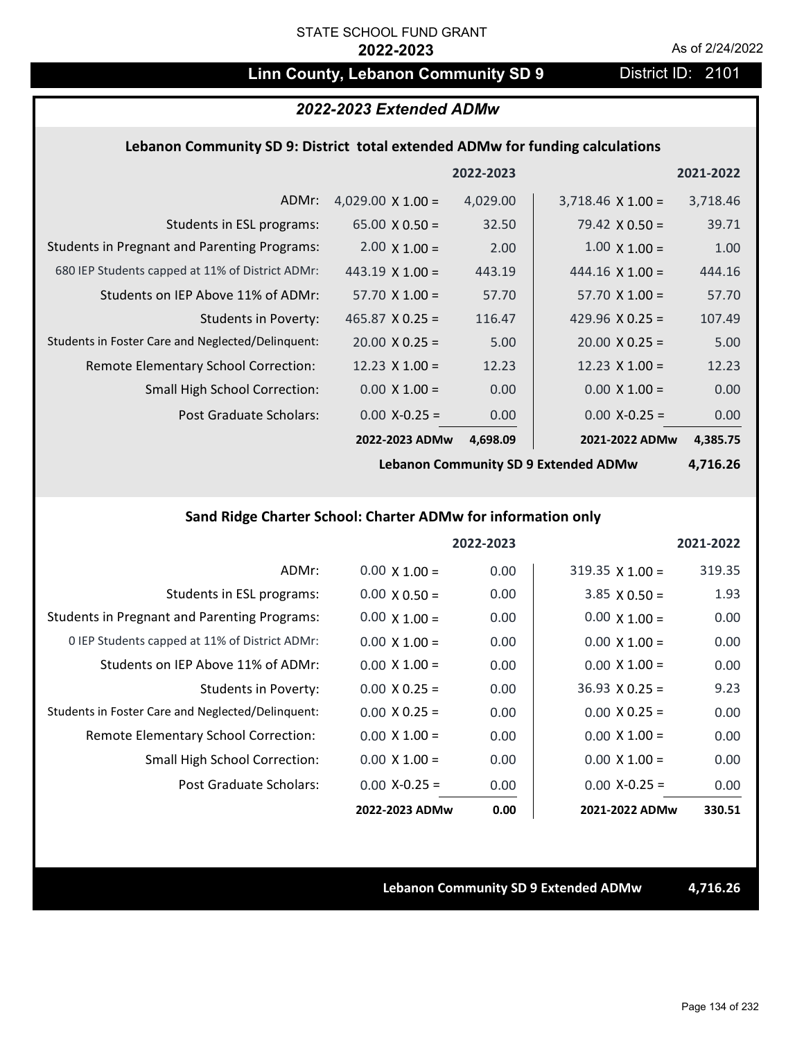STATE SCHOOL FUND GRANT

**2022-2023**

As of 2/24/2022

# Linn County, Lebanon Community SD 9

District ID: 2101

## *2022-2023 Extended ADMw*

### Lebanon Community SD 9: District total extended ADMw for funding calculations

| | | 2022-2023 | | 2021-2022 |
|---|---|---|---|---|
| ADMr: | 4,029.00 X 1.00 = | 4,029.00 | 3,718.46 X 1.00 = | 3,718.46 |
| Students in ESL programs: | 65.00 X 0.50 = | 32.50 | 79.42 X 0.50 = | 39.71 |
| Students in Pregnant and Parenting Programs: | 2.00 X 1.00 = | 2.00 | 1.00 X 1.00 = | 1.00 |
| 680 IEP Students capped at 11% of District ADMr: | 443.19 X 1.00 = | 443.19 | 444.16 X 1.00 = | 444.16 |
| Students on IEP Above 11% of ADMr: | 57.70 X 1.00 = | 57.70 | 57.70 X 1.00 = | 57.70 |
| Students in Poverty: | 465.87 X 0.25 = | 116.47 | 429.96 X 0.25 = | 107.49 |
| Students in Foster Care and Neglected/Delinquent: | 20.00 X 0.25 = | 5.00 | 20.00 X 0.25 = | 5.00 |
| Remote Elementary School Correction: | 12.23 X 1.00 = | 12.23 | 12.23 X 1.00 = | 12.23 |
| Small High School Correction: | 0.00 X 1.00 = | 0.00 | 0.00 X 1.00 = | 0.00 |
| Post Graduate Scholars: | 0.00 X-0.25 = | 0.00 | 0.00 X-0.25 = | 0.00 |
| | **2022-2023 ADMw** | **4,698.09** | **2021-2022 ADMw** | **4,385.75** |
| | | | **Lebanon Community SD 9 Extended ADMw** | **4,716.26** |

### Sand Ridge Charter School: Charter ADMw for information only

| | | 2022-2023 | | 2021-2022 |
|---|---|---|---|---|
| ADMr: | 0.00 X 1.00 = | 0.00 | 319.35 X 1.00 = | 319.35 |
| Students in ESL programs: | 0.00 X 0.50 = | 0.00 | 3.85 X 0.50 = | 1.93 |
| Students in Pregnant and Parenting Programs: | 0.00 X 1.00 = | 0.00 | 0.00 X 1.00 = | 0.00 |
| 0 IEP Students capped at 11% of District ADMr: | 0.00 X 1.00 = | 0.00 | 0.00 X 1.00 = | 0.00 |
| Students on IEP Above 11% of ADMr: | 0.00 X 1.00 = | 0.00 | 0.00 X 1.00 = | 0.00 |
| Students in Poverty: | 0.00 X 0.25 = | 0.00 | 36.93 X 0.25 = | 9.23 |
| Students in Foster Care and Neglected/Delinquent: | 0.00 X 0.25 = | 0.00 | 0.00 X 0.25 = | 0.00 |
| Remote Elementary School Correction: | 0.00 X 1.00 = | 0.00 | 0.00 X 1.00 = | 0.00 |
| Small High School Correction: | 0.00 X 1.00 = | 0.00 | 0.00 X 1.00 = | 0.00 |
| Post Graduate Scholars: | 0.00 X-0.25 = | 0.00 | 0.00 X-0.25 = | 0.00 |
| | **2022-2023 ADMw** | **0.00** | **2021-2022 ADMw** | **330.51** |

**Lebanon Community SD 9 Extended ADMw** **4,716.26**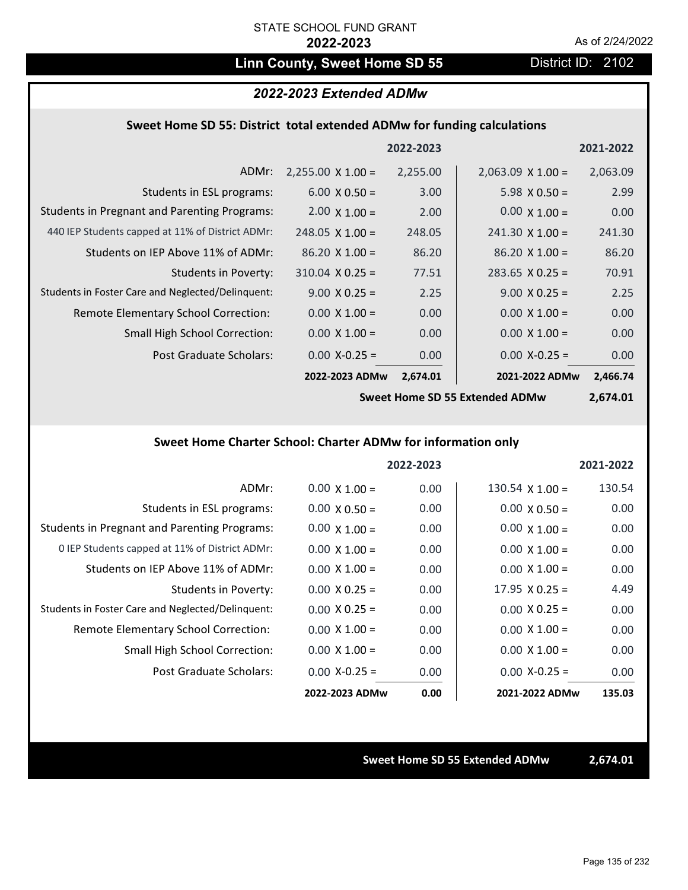STATE SCHOOL FUND GRANT

**2022-2023**

As of 2/24/2022

## Linn County, Sweet Home SD 55

District ID: 2102

### *2022-2023 Extended ADMw*

#### Sweet Home SD 55: District total extended ADMw for funding calculations

| | | 2022-2023 | | 2021-2022 |
|---|---|---|---|---|
| ADMr: | 2,255.00 X 1.00 = | 2,255.00 | 2,063.09 X 1.00 = | 2,063.09 |
| Students in ESL programs: | 6.00 X 0.50 = | 3.00 | 5.98 X 0.50 = | 2.99 |
| Students in Pregnant and Parenting Programs: | 2.00 X 1.00 = | 2.00 | 0.00 X 1.00 = | 0.00 |
| 440 IEP Students capped at 11% of District ADMr: | 248.05 X 1.00 = | 248.05 | 241.30 X 1.00 = | 241.30 |
| Students on IEP Above 11% of ADMr: | 86.20 X 1.00 = | 86.20 | 86.20 X 1.00 = | 86.20 |
| Students in Poverty: | 310.04 X 0.25 = | 77.51 | 283.65 X 0.25 = | 70.91 |
| Students in Foster Care and Neglected/Delinquent: | 9.00 X 0.25 = | 2.25 | 9.00 X 0.25 = | 2.25 |
| Remote Elementary School Correction: | 0.00 X 1.00 = | 0.00 | 0.00 X 1.00 = | 0.00 |
| Small High School Correction: | 0.00 X 1.00 = | 0.00 | 0.00 X 1.00 = | 0.00 |
| Post Graduate Scholars: | 0.00 X-0.25 = | 0.00 | 0.00 X-0.25 = | 0.00 |
| | **2022-2023 ADMw** | **2,674.01** | **2021-2022 ADMw** | **2,466.74** |

**Sweet Home SD 55 Extended ADMw 2,674.01**

#### Sweet Home Charter School: Charter ADMw for information only

| | | 2022-2023 | | 2021-2022 |
|---|---|---|---|---|
| ADMr: | 0.00 X 1.00 = | 0.00 | 130.54 X 1.00 = | 130.54 |
| Students in ESL programs: | 0.00 X 0.50 = | 0.00 | 0.00 X 0.50 = | 0.00 |
| Students in Pregnant and Parenting Programs: | 0.00 X 1.00 = | 0.00 | 0.00 X 1.00 = | 0.00 |
| 0 IEP Students capped at 11% of District ADMr: | 0.00 X 1.00 = | 0.00 | 0.00 X 1.00 = | 0.00 |
| Students on IEP Above 11% of ADMr: | 0.00 X 1.00 = | 0.00 | 0.00 X 1.00 = | 0.00 |
| Students in Poverty: | 0.00 X 0.25 = | 0.00 | 17.95 X 0.25 = | 4.49 |
| Students in Foster Care and Neglected/Delinquent: | 0.00 X 0.25 = | 0.00 | 0.00 X 0.25 = | 0.00 |
| Remote Elementary School Correction: | 0.00 X 1.00 = | 0.00 | 0.00 X 1.00 = | 0.00 |
| Small High School Correction: | 0.00 X 1.00 = | 0.00 | 0.00 X 1.00 = | 0.00 |
| Post Graduate Scholars: | 0.00 X-0.25 = | 0.00 | 0.00 X-0.25 = | 0.00 |
| | **2022-2023 ADMw** | **0.00** | **2021-2022 ADMw** | **135.03** |

**Sweet Home SD 55 Extended ADMw 2,674.01**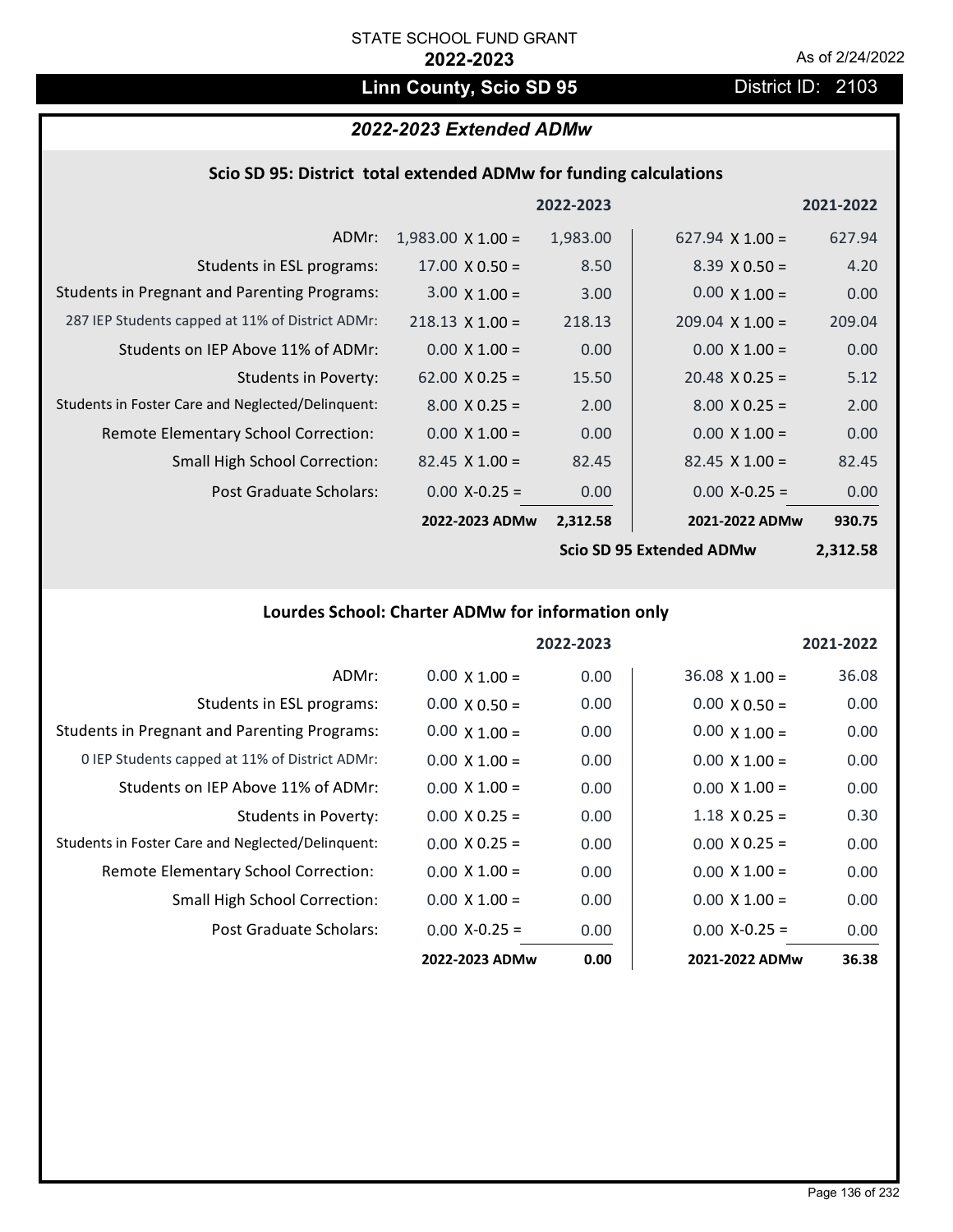STATE SCHOOL FUND GRANT

**2022-2023**

As of 2/24/2022

# Linn County, Scio SD 95

District ID: 2103

## *2022-2023 Extended ADMw*

### Scio SD 95: District total extended ADMw for funding calculations

| | | 2022-2023 | | 2021-2022 |
|---|---|---|---|---|
| ADMr: | 1,983.00 X 1.00 = | 1,983.00 | 627.94 X 1.00 = | 627.94 |
| Students in ESL programs: | 17.00 X 0.50 = | 8.50 | 8.39 X 0.50 = | 4.20 |
| Students in Pregnant and Parenting Programs: | 3.00 X 1.00 = | 3.00 | 0.00 X 1.00 = | 0.00 |
| 287 IEP Students capped at 11% of District ADMr: | 218.13 X 1.00 = | 218.13 | 209.04 X 1.00 = | 209.04 |
| Students on IEP Above 11% of ADMr: | 0.00 X 1.00 = | 0.00 | 0.00 X 1.00 = | 0.00 |
| Students in Poverty: | 62.00 X 0.25 = | 15.50 | 20.48 X 0.25 = | 5.12 |
| Students in Foster Care and Neglected/Delinquent: | 8.00 X 0.25 = | 2.00 | 8.00 X 0.25 = | 2.00 |
| Remote Elementary School Correction: | 0.00 X 1.00 = | 0.00 | 0.00 X 1.00 = | 0.00 |
| Small High School Correction: | 82.45 X 1.00 = | 82.45 | 82.45 X 1.00 = | 82.45 |
| Post Graduate Scholars: | 0.00 X-0.25 = | 0.00 | 0.00 X-0.25 = | 0.00 |
| | **2022-2023 ADMw** | **2,312.58** | **2021-2022 ADMw** | **930.75** |
| | | | **Scio SD 95 Extended ADMw** | **2,312.58** |

### Lourdes School: Charter ADMw for information only

| | | 2022-2023 | | 2021-2022 |
|---|---|---|---|---|
| ADMr: | 0.00 X 1.00 = | 0.00 | 36.08 X 1.00 = | 36.08 |
| Students in ESL programs: | 0.00 X 0.50 = | 0.00 | 0.00 X 0.50 = | 0.00 |
| Students in Pregnant and Parenting Programs: | 0.00 X 1.00 = | 0.00 | 0.00 X 1.00 = | 0.00 |
| 0 IEP Students capped at 11% of District ADMr: | 0.00 X 1.00 = | 0.00 | 0.00 X 1.00 = | 0.00 |
| Students on IEP Above 11% of ADMr: | 0.00 X 1.00 = | 0.00 | 0.00 X 1.00 = | 0.00 |
| Students in Poverty: | 0.00 X 0.25 = | 0.00 | 1.18 X 0.25 = | 0.30 |
| Students in Foster Care and Neglected/Delinquent: | 0.00 X 0.25 = | 0.00 | 0.00 X 0.25 = | 0.00 |
| Remote Elementary School Correction: | 0.00 X 1.00 = | 0.00 | 0.00 X 1.00 = | 0.00 |
| Small High School Correction: | 0.00 X 1.00 = | 0.00 | 0.00 X 1.00 = | 0.00 |
| Post Graduate Scholars: | 0.00 X-0.25 = | 0.00 | 0.00 X-0.25 = | 0.00 |
| | **2022-2023 ADMw** | **0.00** | **2021-2022 ADMw** | **36.38** |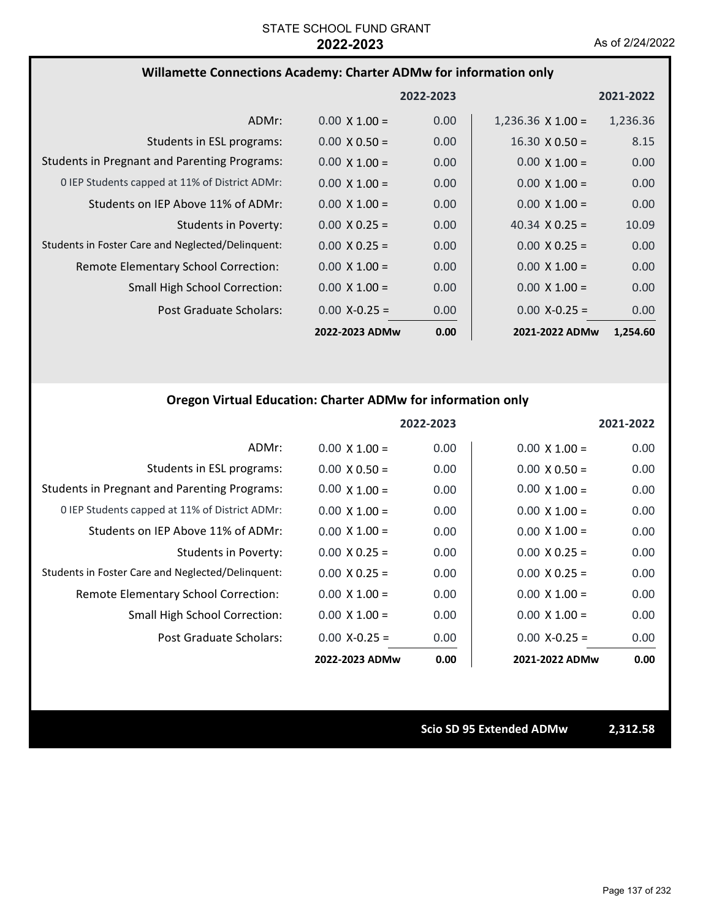STATE SCHOOL FUND GRANT

**2022-2023**

As of 2/24/2022

## Willamette Connections Academy: Charter ADMw for information only

| | 2022-2023 | | 2021-2022 | |
|---|---|---|---|---|
| ADMr: | 0.00 X 1.00 = | 0.00 | 1,236.36 X 1.00 = | 1,236.36 |
| Students in ESL programs: | 0.00 X 0.50 = | 0.00 | 16.30 X 0.50 = | 8.15 |
| Students in Pregnant and Parenting Programs: | 0.00 X 1.00 = | 0.00 | 0.00 X 1.00 = | 0.00 |
| 0 IEP Students capped at 11% of District ADMr: | 0.00 X 1.00 = | 0.00 | 0.00 X 1.00 = | 0.00 |
| Students on IEP Above 11% of ADMr: | 0.00 X 1.00 = | 0.00 | 0.00 X 1.00 = | 0.00 |
| Students in Poverty: | 0.00 X 0.25 = | 0.00 | 40.34 X 0.25 = | 10.09 |
| Students in Foster Care and Neglected/Delinquent: | 0.00 X 0.25 = | 0.00 | 0.00 X 0.25 = | 0.00 |
| Remote Elementary School Correction: | 0.00 X 1.00 = | 0.00 | 0.00 X 1.00 = | 0.00 |
| Small High School Correction: | 0.00 X 1.00 = | 0.00 | 0.00 X 1.00 = | 0.00 |
| Post Graduate Scholars: | 0.00 X-0.25 = | 0.00 | 0.00 X-0.25 = | 0.00 |
| | **2022-2023 ADMw** | **0.00** | **2021-2022 ADMw** | **1,254.60** |

## Oregon Virtual Education: Charter ADMw for information only

| | 2022-2023 | | 2021-2022 | |
|---|---|---|---|---|
| ADMr: | 0.00 X 1.00 = | 0.00 | 0.00 X 1.00 = | 0.00 |
| Students in ESL programs: | 0.00 X 0.50 = | 0.00 | 0.00 X 0.50 = | 0.00 |
| Students in Pregnant and Parenting Programs: | 0.00 X 1.00 = | 0.00 | 0.00 X 1.00 = | 0.00 |
| 0 IEP Students capped at 11% of District ADMr: | 0.00 X 1.00 = | 0.00 | 0.00 X 1.00 = | 0.00 |
| Students on IEP Above 11% of ADMr: | 0.00 X 1.00 = | 0.00 | 0.00 X 1.00 = | 0.00 |
| Students in Poverty: | 0.00 X 0.25 = | 0.00 | 0.00 X 0.25 = | 0.00 |
| Students in Foster Care and Neglected/Delinquent: | 0.00 X 0.25 = | 0.00 | 0.00 X 0.25 = | 0.00 |
| Remote Elementary School Correction: | 0.00 X 1.00 = | 0.00 | 0.00 X 1.00 = | 0.00 |
| Small High School Correction: | 0.00 X 1.00 = | 0.00 | 0.00 X 1.00 = | 0.00 |
| Post Graduate Scholars: | 0.00 X-0.25 = | 0.00 | 0.00 X-0.25 = | 0.00 |
| | **2022-2023 ADMw** | **0.00** | **2021-2022 ADMw** | **0.00** |

**Scio SD 95 Extended ADMw** **2,312.58**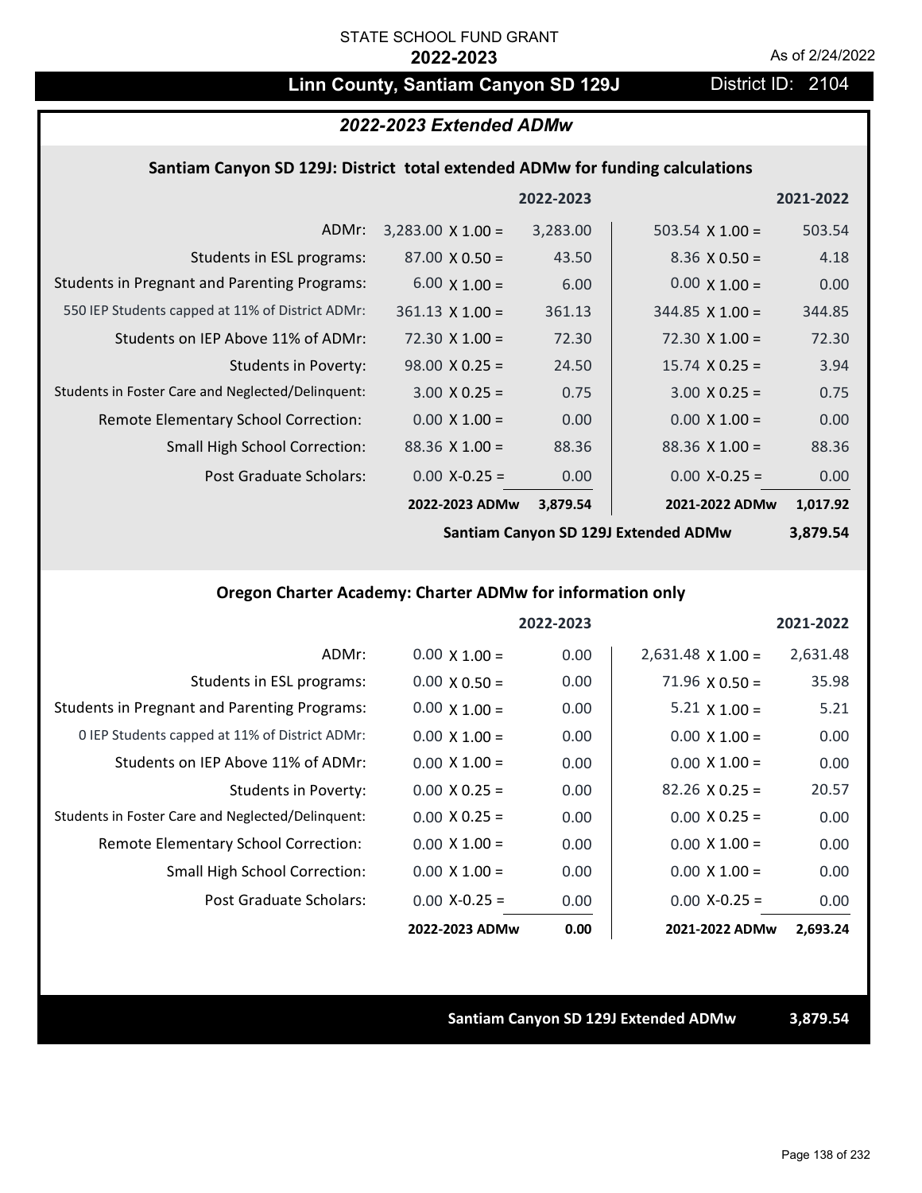STATE SCHOOL FUND GRANT

**2022-2023**

As of 2/24/2022

# Linn County, Santiam Canyon SD 129J

District ID: 2104

## *2022-2023 Extended ADMw*

### Santiam Canyon SD 129J: District total extended ADMw for funding calculations

| | | 2022-2023 | | 2021-2022 |
|---|---|---|---|---|
| ADMr: | 3,283.00 X 1.00 = | 3,283.00 | 503.54 X 1.00 = | 503.54 |
| Students in ESL programs: | 87.00 X 0.50 = | 43.50 | 8.36 X 0.50 = | 4.18 |
| Students in Pregnant and Parenting Programs: | 6.00 X 1.00 = | 6.00 | 0.00 X 1.00 = | 0.00 |
| 550 IEP Students capped at 11% of District ADMr: | 361.13 X 1.00 = | 361.13 | 344.85 X 1.00 = | 344.85 |
| Students on IEP Above 11% of ADMr: | 72.30 X 1.00 = | 72.30 | 72.30 X 1.00 = | 72.30 |
| Students in Poverty: | 98.00 X 0.25 = | 24.50 | 15.74 X 0.25 = | 3.94 |
| Students in Foster Care and Neglected/Delinquent: | 3.00 X 0.25 = | 0.75 | 3.00 X 0.25 = | 0.75 |
| Remote Elementary School Correction: | 0.00 X 1.00 = | 0.00 | 0.00 X 1.00 = | 0.00 |
| Small High School Correction: | 88.36 X 1.00 = | 88.36 | 88.36 X 1.00 = | 88.36 |
| Post Graduate Scholars: | 0.00 X-0.25 = | 0.00 | 0.00 X-0.25 = | 0.00 |
| | **2022-2023 ADMw** | **3,879.54** | **2021-2022 ADMw** | **1,017.92** |

**Santiam Canyon SD 129J Extended ADMw** **3,879.54**

### Oregon Charter Academy: Charter ADMw for information only

| | | 2022-2023 | | 2021-2022 |
|---|---|---|---|---|
| ADMr: | 0.00 X 1.00 = | 0.00 | 2,631.48 X 1.00 = | 2,631.48 |
| Students in ESL programs: | 0.00 X 0.50 = | 0.00 | 71.96 X 0.50 = | 35.98 |
| Students in Pregnant and Parenting Programs: | 0.00 X 1.00 = | 0.00 | 5.21 X 1.00 = | 5.21 |
| 0 IEP Students capped at 11% of District ADMr: | 0.00 X 1.00 = | 0.00 | 0.00 X 1.00 = | 0.00 |
| Students on IEP Above 11% of ADMr: | 0.00 X 1.00 = | 0.00 | 0.00 X 1.00 = | 0.00 |
| Students in Poverty: | 0.00 X 0.25 = | 0.00 | 82.26 X 0.25 = | 20.57 |
| Students in Foster Care and Neglected/Delinquent: | 0.00 X 0.25 = | 0.00 | 0.00 X 0.25 = | 0.00 |
| Remote Elementary School Correction: | 0.00 X 1.00 = | 0.00 | 0.00 X 1.00 = | 0.00 |
| Small High School Correction: | 0.00 X 1.00 = | 0.00 | 0.00 X 1.00 = | 0.00 |
| Post Graduate Scholars: | 0.00 X-0.25 = | 0.00 | 0.00 X-0.25 = | 0.00 |
| | **2022-2023 ADMw** | **0.00** | **2021-2022 ADMw** | **2,693.24** |

**Santiam Canyon SD 129J Extended ADMw** **3,879.54**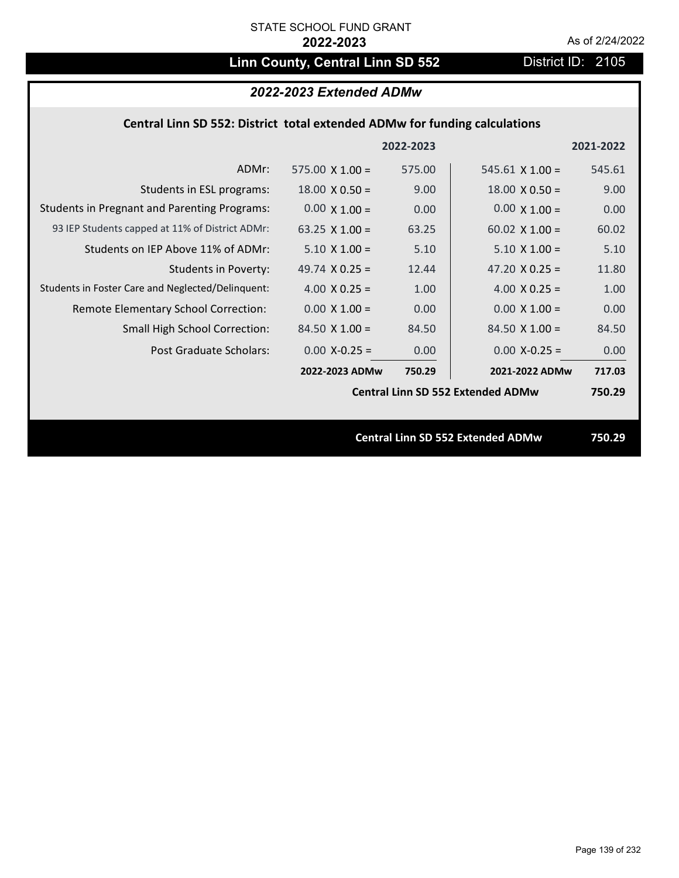STATE SCHOOL FUND GRANT

**2022-2023**

As of 2/24/2022

# Linn County, Central Linn SD 552

District ID: 2105

## *2022-2023 Extended ADMw*

### Central Linn SD 552: District total extended ADMw for funding calculations

| | | 2022-2023 | | 2021-2022 |
|---|---|---|---|---|
| ADMr: | 575.00 X 1.00 = | 575.00 | 545.61 X 1.00 = | 545.61 |
| Students in ESL programs: | 18.00 X 0.50 = | 9.00 | 18.00 X 0.50 = | 9.00 |
| Students in Pregnant and Parenting Programs: | 0.00 X 1.00 = | 0.00 | 0.00 X 1.00 = | 0.00 |
| 93 IEP Students capped at 11% of District ADMr: | 63.25 X 1.00 = | 63.25 | 60.02 X 1.00 = | 60.02 |
| Students on IEP Above 11% of ADMr: | 5.10 X 1.00 = | 5.10 | 5.10 X 1.00 = | 5.10 |
| Students in Poverty: | 49.74 X 0.25 = | 12.44 | 47.20 X 0.25 = | 11.80 |
| Students in Foster Care and Neglected/Delinquent: | 4.00 X 0.25 = | 1.00 | 4.00 X 0.25 = | 1.00 |
| Remote Elementary School Correction: | 0.00 X 1.00 = | 0.00 | 0.00 X 1.00 = | 0.00 |
| Small High School Correction: | 84.50 X 1.00 = | 84.50 | 84.50 X 1.00 = | 84.50 |
| Post Graduate Scholars: | 0.00 X-0.25 = | 0.00 | 0.00 X-0.25 = | 0.00 |
| | **2022-2023 ADMw** | **750.29** | **2021-2022 ADMw** | **717.03** |
| | | | **Central Linn SD 552 Extended ADMw** | **750.29** |

**Central Linn SD 552 Extended ADMw** **750.29**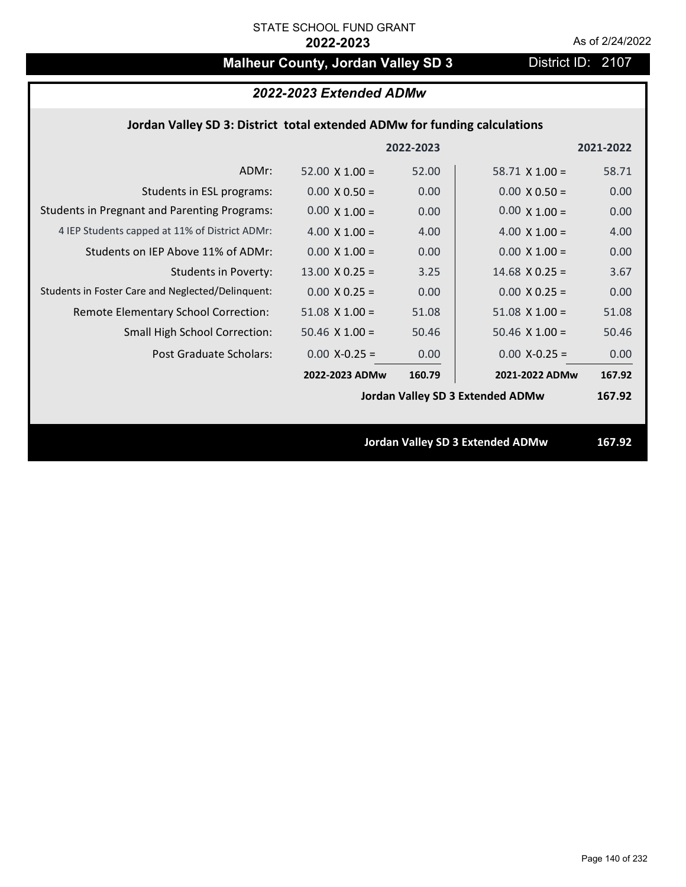STATE SCHOOL FUND GRANT

**2022-2023**

As of 2/24/2022

# Malheur County, Jordan Valley SD 3

District ID: 2107

## *2022-2023 Extended ADMw*

### Jordan Valley SD 3: District total extended ADMw for funding calculations

| | | 2022-2023 | | 2021-2022 |
|---|---|---|---|---|
| ADMr: | 52.00 X 1.00 = | 52.00 | 58.71 X 1.00 = | 58.71 |
| Students in ESL programs: | 0.00 X 0.50 = | 0.00 | 0.00 X 0.50 = | 0.00 |
| Students in Pregnant and Parenting Programs: | 0.00 X 1.00 = | 0.00 | 0.00 X 1.00 = | 0.00 |
| 4 IEP Students capped at 11% of District ADMr: | 4.00 X 1.00 = | 4.00 | 4.00 X 1.00 = | 4.00 |
| Students on IEP Above 11% of ADMr: | 0.00 X 1.00 = | 0.00 | 0.00 X 1.00 = | 0.00 |
| Students in Poverty: | 13.00 X 0.25 = | 3.25 | 14.68 X 0.25 = | 3.67 |
| Students in Foster Care and Neglected/Delinquent: | 0.00 X 0.25 = | 0.00 | 0.00 X 0.25 = | 0.00 |
| Remote Elementary School Correction: | 51.08 X 1.00 = | 51.08 | 51.08 X 1.00 = | 51.08 |
| Small High School Correction: | 50.46 X 1.00 = | 50.46 | 50.46 X 1.00 = | 50.46 |
| Post Graduate Scholars: | 0.00 X-0.25 = | 0.00 | 0.00 X-0.25 = | 0.00 |
| | **2022-2023 ADMw** | **160.79** | **2021-2022 ADMw** | **167.92** |
| | | | **Jordan Valley SD 3 Extended ADMw** | **167.92** |

**Jordan Valley SD 3 Extended ADMw** **167.92**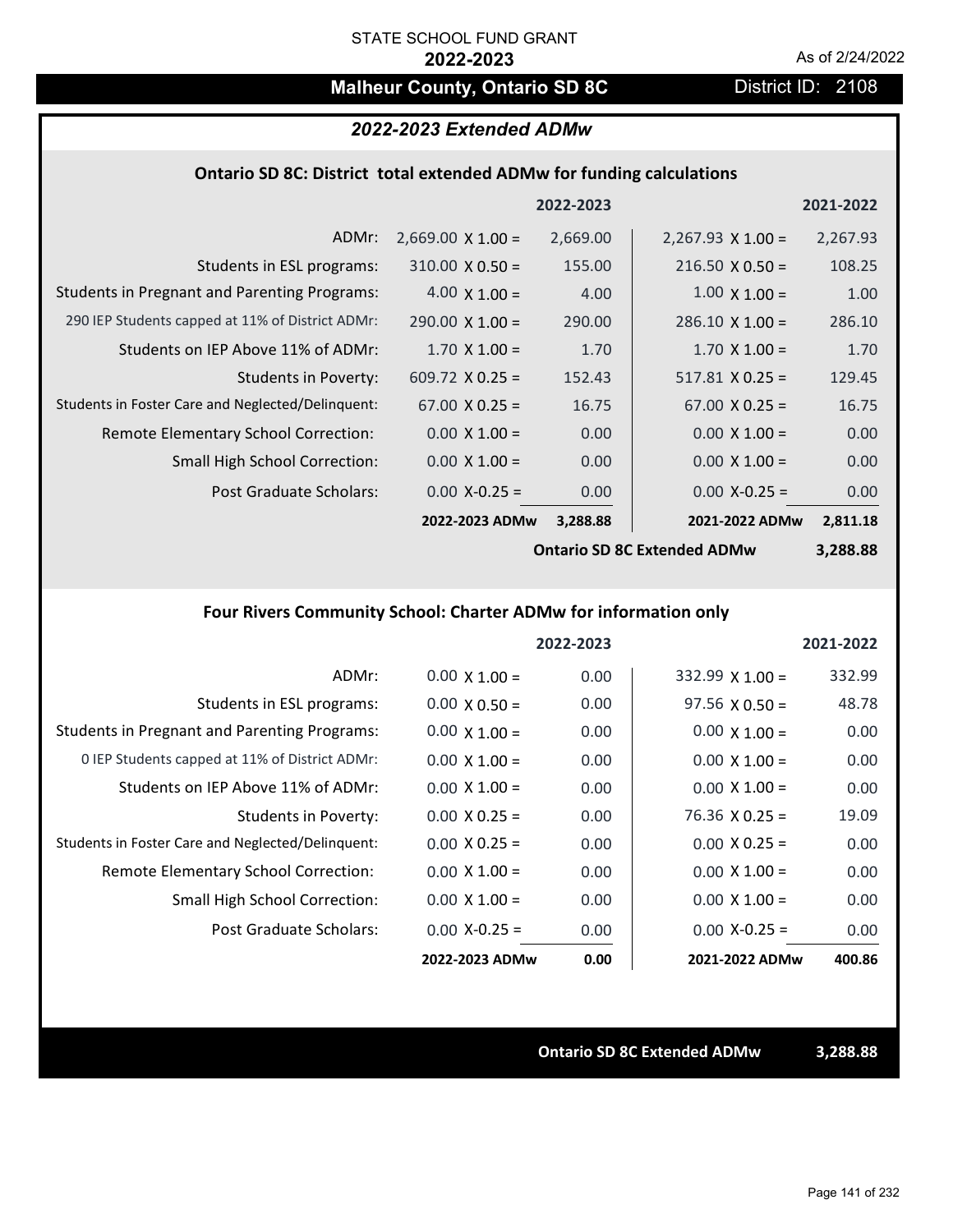STATE SCHOOL FUND GRANT

**2022-2023**

As of 2/24/2022

# Malheur County, Ontario SD 8C

District ID: 2108

## *2022-2023 Extended ADMw*

### Ontario SD 8C: District total extended ADMw for funding calculations

| | | 2022-2023 | | 2021-2022 |
|---|---|---|---|---|
| ADMr: | 2,669.00 X 1.00 = | 2,669.00 | 2,267.93 X 1.00 = | 2,267.93 |
| Students in ESL programs: | 310.00 X 0.50 = | 155.00 | 216.50 X 0.50 = | 108.25 |
| Students in Pregnant and Parenting Programs: | 4.00 X 1.00 = | 4.00 | 1.00 X 1.00 = | 1.00 |
| 290 IEP Students capped at 11% of District ADMr: | 290.00 X 1.00 = | 290.00 | 286.10 X 1.00 = | 286.10 |
| Students on IEP Above 11% of ADMr: | 1.70 X 1.00 = | 1.70 | 1.70 X 1.00 = | 1.70 |
| Students in Poverty: | 609.72 X 0.25 = | 152.43 | 517.81 X 0.25 = | 129.45 |
| Students in Foster Care and Neglected/Delinquent: | 67.00 X 0.25 = | 16.75 | 67.00 X 0.25 = | 16.75 |
| Remote Elementary School Correction: | 0.00 X 1.00 = | 0.00 | 0.00 X 1.00 = | 0.00 |
| Small High School Correction: | 0.00 X 1.00 = | 0.00 | 0.00 X 1.00 = | 0.00 |
| Post Graduate Scholars: | 0.00 X-0.25 = | 0.00 | 0.00 X-0.25 = | 0.00 |
| | **2022-2023 ADMw** | **3,288.88** | **2021-2022 ADMw** | **2,811.18** |
| | | | **Ontario SD 8C Extended ADMw** | **3,288.88** |

### Four Rivers Community School: Charter ADMw for information only

| | | 2022-2023 | | 2021-2022 |
|---|---|---|---|---|
| ADMr: | 0.00 X 1.00 = | 0.00 | 332.99 X 1.00 = | 332.99 |
| Students in ESL programs: | 0.00 X 0.50 = | 0.00 | 97.56 X 0.50 = | 48.78 |
| Students in Pregnant and Parenting Programs: | 0.00 X 1.00 = | 0.00 | 0.00 X 1.00 = | 0.00 |
| 0 IEP Students capped at 11% of District ADMr: | 0.00 X 1.00 = | 0.00 | 0.00 X 1.00 = | 0.00 |
| Students on IEP Above 11% of ADMr: | 0.00 X 1.00 = | 0.00 | 0.00 X 1.00 = | 0.00 |
| Students in Poverty: | 0.00 X 0.25 = | 0.00 | 76.36 X 0.25 = | 19.09 |
| Students in Foster Care and Neglected/Delinquent: | 0.00 X 0.25 = | 0.00 | 0.00 X 0.25 = | 0.00 |
| Remote Elementary School Correction: | 0.00 X 1.00 = | 0.00 | 0.00 X 1.00 = | 0.00 |
| Small High School Correction: | 0.00 X 1.00 = | 0.00 | 0.00 X 1.00 = | 0.00 |
| Post Graduate Scholars: | 0.00 X-0.25 = | 0.00 | 0.00 X-0.25 = | 0.00 |
| | **2022-2023 ADMw** | **0.00** | **2021-2022 ADMw** | **400.86** |

**Ontario SD 8C Extended ADMw** **3,288.88**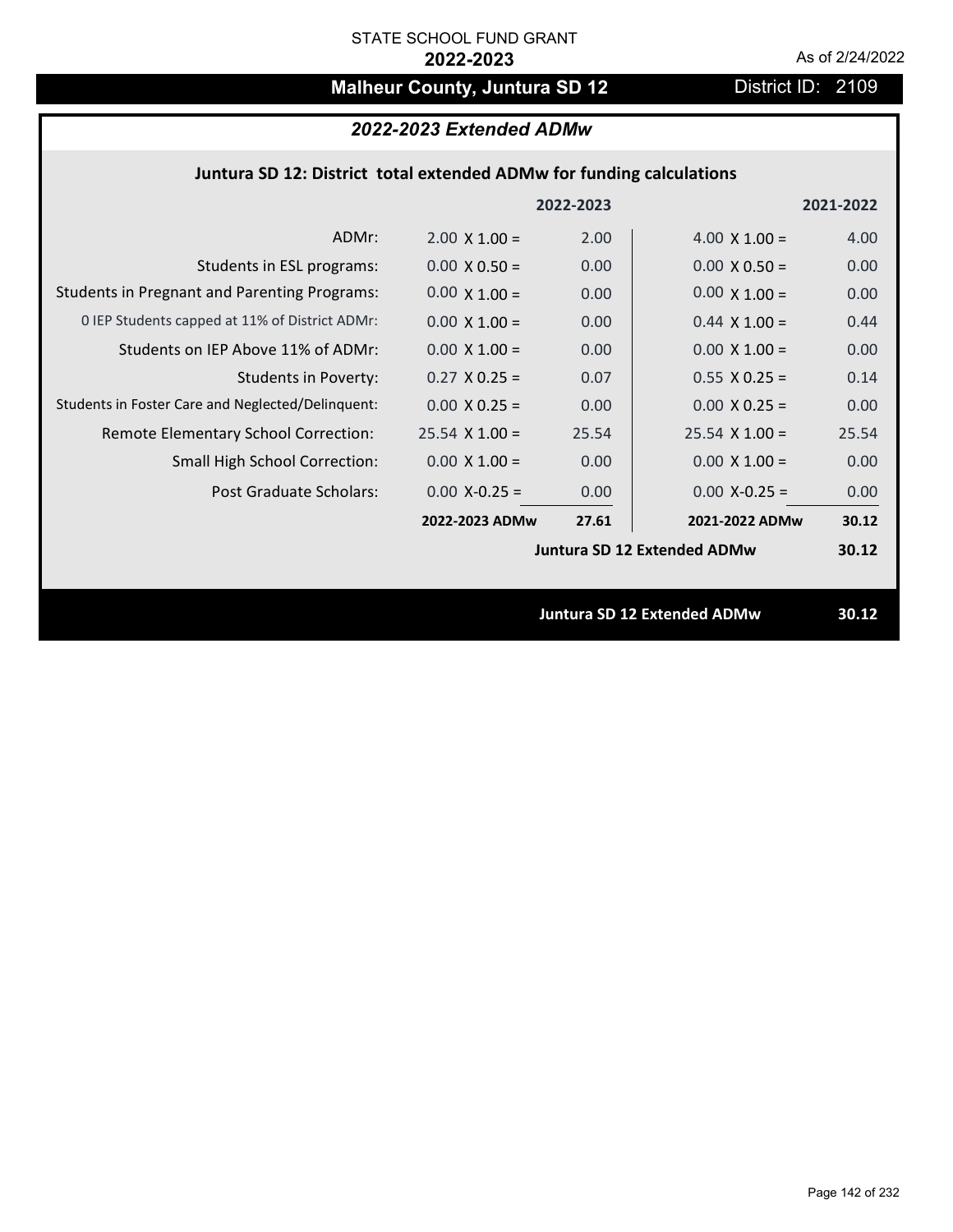STATE SCHOOL FUND GRANT

**2022-2023**

As of 2/24/2022

# Malheur County, Juntura SD 12

District ID: 2109

## *2022-2023 Extended ADMw*

### Juntura SD 12: District total extended ADMw for funding calculations

| | | 2022-2023 | | 2021-2022 |
|---|---|---|---|---|
| ADMr: | 2.00 X 1.00 = | 2.00 | 4.00 X 1.00 = | 4.00 |
| Students in ESL programs: | 0.00 X 0.50 = | 0.00 | 0.00 X 0.50 = | 0.00 |
| Students in Pregnant and Parenting Programs: | 0.00 X 1.00 = | 0.00 | 0.00 X 1.00 = | 0.00 |
| 0 IEP Students capped at 11% of District ADMr: | 0.00 X 1.00 = | 0.00 | 0.44 X 1.00 = | 0.44 |
| Students on IEP Above 11% of ADMr: | 0.00 X 1.00 = | 0.00 | 0.00 X 1.00 = | 0.00 |
| Students in Poverty: | 0.27 X 0.25 = | 0.07 | 0.55 X 0.25 = | 0.14 |
| Students in Foster Care and Neglected/Delinquent: | 0.00 X 0.25 = | 0.00 | 0.00 X 0.25 = | 0.00 |
| Remote Elementary School Correction: | 25.54 X 1.00 = | 25.54 | 25.54 X 1.00 = | 25.54 |
| Small High School Correction: | 0.00 X 1.00 = | 0.00 | 0.00 X 1.00 = | 0.00 |
| Post Graduate Scholars: | 0.00 X-0.25 = | 0.00 | 0.00 X-0.25 = | 0.00 |
| | **2022-2023 ADMw** | **27.61** | **2021-2022 ADMw** | **30.12** |
| | | | **Juntura SD 12 Extended ADMw** | **30.12** |

**Juntura SD 12 Extended ADMw** **30.12**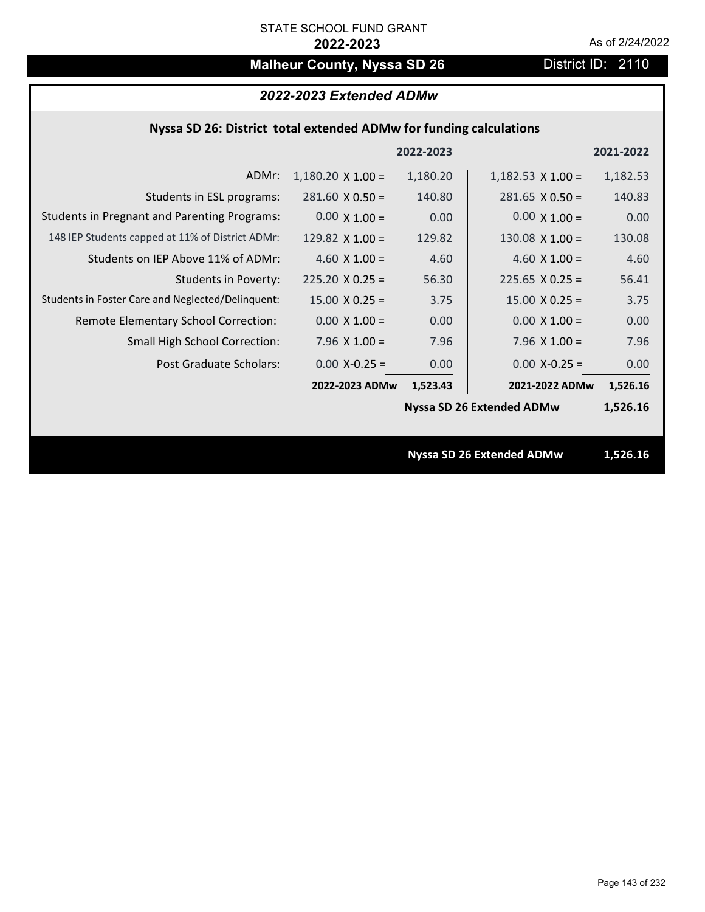STATE SCHOOL FUND GRANT

**2022-2023**

As of 2/24/2022

# Malheur County, Nyssa SD 26

District ID: 2110

## *2022-2023 Extended ADMw*

### Nyssa SD 26: District total extended ADMw for funding calculations

| | | 2022-2023 | | 2021-2022 |
|---|---|---|---|---|
| ADMr: | 1,180.20 X 1.00 = | 1,180.20 | 1,182.53 X 1.00 = | 1,182.53 |
| Students in ESL programs: | 281.60 X 0.50 = | 140.80 | 281.65 X 0.50 = | 140.83 |
| Students in Pregnant and Parenting Programs: | 0.00 X 1.00 = | 0.00 | 0.00 X 1.00 = | 0.00 |
| 148 IEP Students capped at 11% of District ADMr: | 129.82 X 1.00 = | 129.82 | 130.08 X 1.00 = | 130.08 |
| Students on IEP Above 11% of ADMr: | 4.60 X 1.00 = | 4.60 | 4.60 X 1.00 = | 4.60 |
| Students in Poverty: | 225.20 X 0.25 = | 56.30 | 225.65 X 0.25 = | 56.41 |
| Students in Foster Care and Neglected/Delinquent: | 15.00 X 0.25 = | 3.75 | 15.00 X 0.25 = | 3.75 |
| Remote Elementary School Correction: | 0.00 X 1.00 = | 0.00 | 0.00 X 1.00 = | 0.00 |
| Small High School Correction: | 7.96 X 1.00 = | 7.96 | 7.96 X 1.00 = | 7.96 |
| Post Graduate Scholars: | 0.00 X-0.25 = | 0.00 | 0.00 X-0.25 = | 0.00 |
| | **2022-2023 ADMw** | **1,523.43** | **2021-2022 ADMw** | **1,526.16** |
| | | | **Nyssa SD 26 Extended ADMw** | **1,526.16** |

**Nyssa SD 26 Extended ADMw** **1,526.16**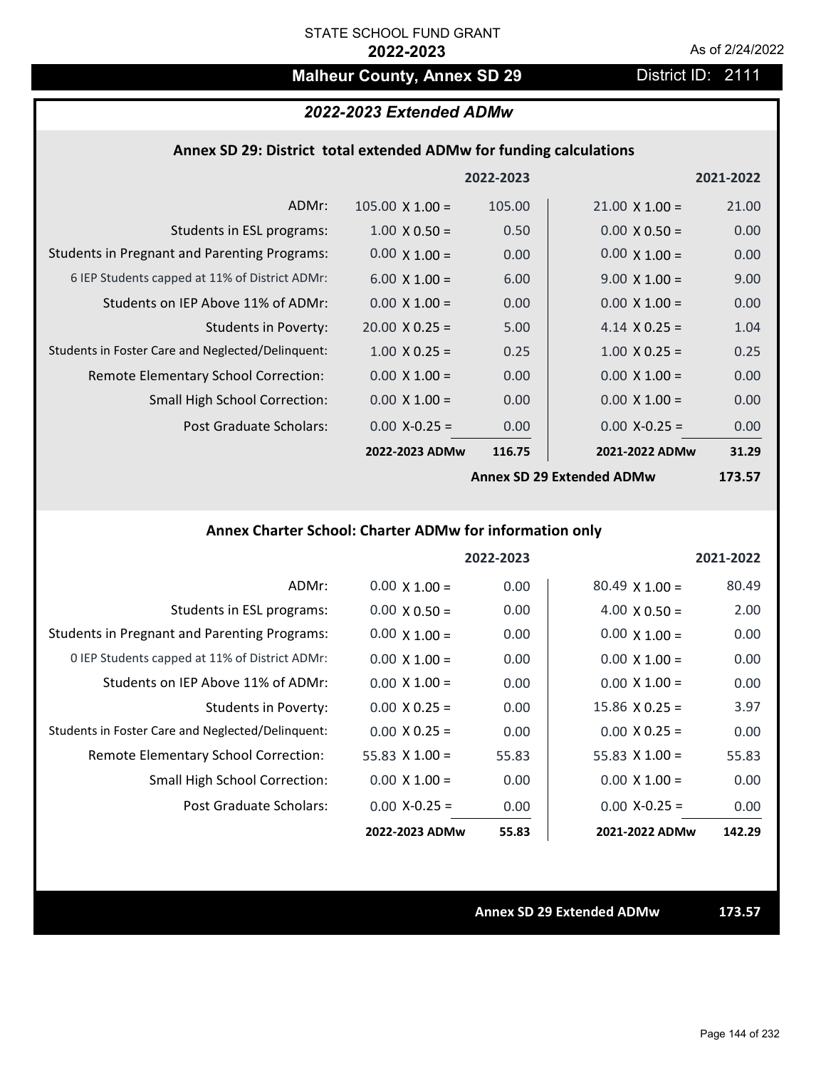STATE SCHOOL FUND GRANT

**2022-2023**

As of 2/24/2022

# Malheur County, Annex SD 29

District ID: 2111

## *2022-2023 Extended ADMw*

### Annex SD 29: District total extended ADMw for funding calculations

| | | 2022-2023 | | 2021-2022 |
|---|---|---|---|---|
| ADMr: | 105.00 X 1.00 = | 105.00 | 21.00 X 1.00 = | 21.00 |
| Students in ESL programs: | 1.00 X 0.50 = | 0.50 | 0.00 X 0.50 = | 0.00 |
| Students in Pregnant and Parenting Programs: | 0.00 X 1.00 = | 0.00 | 0.00 X 1.00 = | 0.00 |
| 6 IEP Students capped at 11% of District ADMr: | 6.00 X 1.00 = | 6.00 | 9.00 X 1.00 = | 9.00 |
| Students on IEP Above 11% of ADMr: | 0.00 X 1.00 = | 0.00 | 0.00 X 1.00 = | 0.00 |
| Students in Poverty: | 20.00 X 0.25 = | 5.00 | 4.14 X 0.25 = | 1.04 |
| Students in Foster Care and Neglected/Delinquent: | 1.00 X 0.25 = | 0.25 | 1.00 X 0.25 = | 0.25 |
| Remote Elementary School Correction: | 0.00 X 1.00 = | 0.00 | 0.00 X 1.00 = | 0.00 |
| Small High School Correction: | 0.00 X 1.00 = | 0.00 | 0.00 X 1.00 = | 0.00 |
| Post Graduate Scholars: | 0.00 X-0.25 = | 0.00 | 0.00 X-0.25 = | 0.00 |
| | **2022-2023 ADMw** | **116.75** | **2021-2022 ADMw** | **31.29** |
| | | | **Annex SD 29 Extended ADMw** | **173.57** |

### Annex Charter School: Charter ADMw for information only

| | | 2022-2023 | | 2021-2022 |
|---|---|---|---|---|
| ADMr: | 0.00 X 1.00 = | 0.00 | 80.49 X 1.00 = | 80.49 |
| Students in ESL programs: | 0.00 X 0.50 = | 0.00 | 4.00 X 0.50 = | 2.00 |
| Students in Pregnant and Parenting Programs: | 0.00 X 1.00 = | 0.00 | 0.00 X 1.00 = | 0.00 |
| 0 IEP Students capped at 11% of District ADMr: | 0.00 X 1.00 = | 0.00 | 0.00 X 1.00 = | 0.00 |
| Students on IEP Above 11% of ADMr: | 0.00 X 1.00 = | 0.00 | 0.00 X 1.00 = | 0.00 |
| Students in Poverty: | 0.00 X 0.25 = | 0.00 | 15.86 X 0.25 = | 3.97 |
| Students in Foster Care and Neglected/Delinquent: | 0.00 X 0.25 = | 0.00 | 0.00 X 0.25 = | 0.00 |
| Remote Elementary School Correction: | 55.83 X 1.00 = | 55.83 | 55.83 X 1.00 = | 55.83 |
| Small High School Correction: | 0.00 X 1.00 = | 0.00 | 0.00 X 1.00 = | 0.00 |
| Post Graduate Scholars: | 0.00 X-0.25 = | 0.00 | 0.00 X-0.25 = | 0.00 |
| | **2022-2023 ADMw** | **55.83** | **2021-2022 ADMw** | **142.29** |

**Annex SD 29 Extended ADMw** **173.57**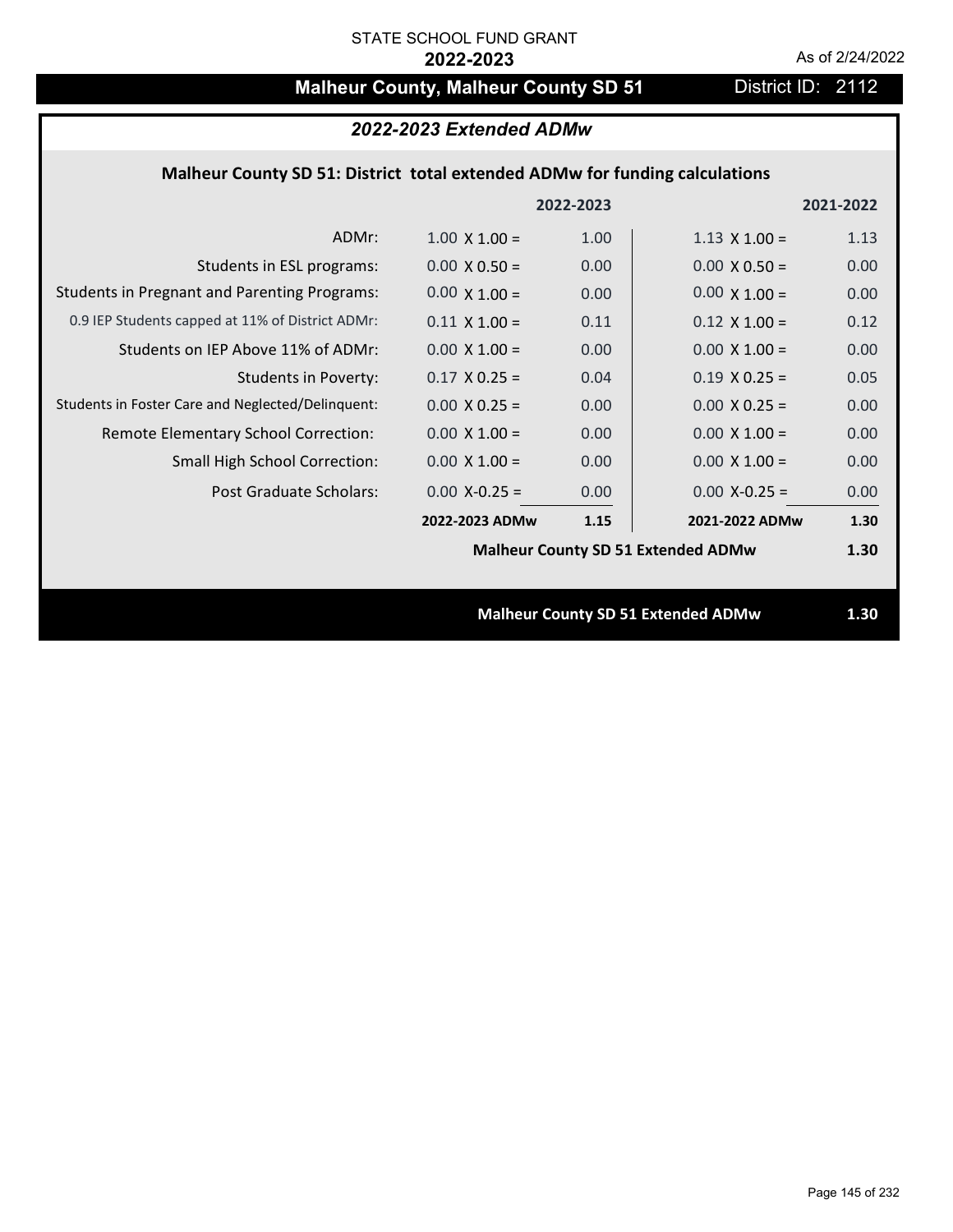STATE SCHOOL FUND GRANT

**2022-2023**

As of 2/24/2022

# Malheur County, Malheur County SD 51

District ID: 2112

## *2022-2023 Extended ADMw*

### Malheur County SD 51: District total extended ADMw for funding calculations

| | 2022-2023 | | 2021-2022 | |
|---|---|---|---|---|
| ADMr: | 1.00 X 1.00 = | 1.00 | 1.13 X 1.00 = | 1.13 |
| Students in ESL programs: | 0.00 X 0.50 = | 0.00 | 0.00 X 0.50 = | 0.00 |
| Students in Pregnant and Parenting Programs: | 0.00 X 1.00 = | 0.00 | 0.00 X 1.00 = | 0.00 |
| 0.9 IEP Students capped at 11% of District ADMr: | 0.11 X 1.00 = | 0.11 | 0.12 X 1.00 = | 0.12 |
| Students on IEP Above 11% of ADMr: | 0.00 X 1.00 = | 0.00 | 0.00 X 1.00 = | 0.00 |
| Students in Poverty: | 0.17 X 0.25 = | 0.04 | 0.19 X 0.25 = | 0.05 |
| Students in Foster Care and Neglected/Delinquent: | 0.00 X 0.25 = | 0.00 | 0.00 X 0.25 = | 0.00 |
| Remote Elementary School Correction: | 0.00 X 1.00 = | 0.00 | 0.00 X 1.00 = | 0.00 |
| Small High School Correction: | 0.00 X 1.00 = | 0.00 | 0.00 X 1.00 = | 0.00 |
| Post Graduate Scholars: | 0.00 X-0.25 = | 0.00 | 0.00 X-0.25 = | 0.00 |
| | **2022-2023 ADMw** | **1.15** | **2021-2022 ADMw** | **1.30** |
| | | **Malheur County SD 51 Extended ADMw** | | **1.30** |

**Malheur County SD 51 Extended ADMw** **1.30**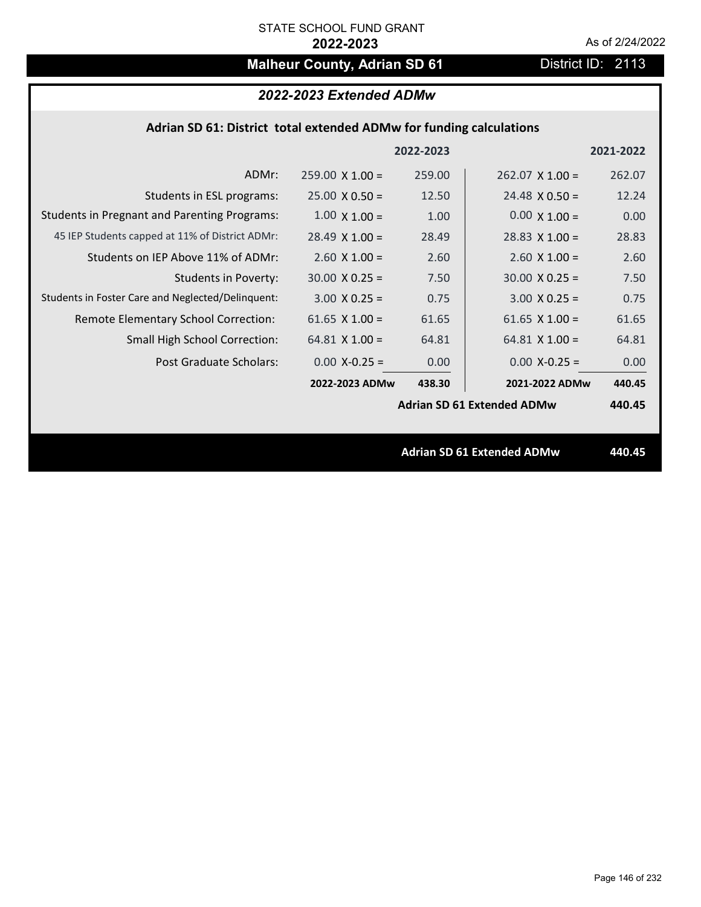STATE SCHOOL FUND GRANT

**2022-2023**

As of 2/24/2022

# Malheur County, Adrian SD 61

District ID: 2113

## *2022-2023 Extended ADMw*

### Adrian SD 61: District total extended ADMw for funding calculations

| | | 2022-2023 | | 2021-2022 |
|---|---|---|---|---|
| ADMr: | 259.00 X 1.00 = | 259.00 | 262.07 X 1.00 = | 262.07 |
| Students in ESL programs: | 25.00 X 0.50 = | 12.50 | 24.48 X 0.50 = | 12.24 |
| Students in Pregnant and Parenting Programs: | 1.00 X 1.00 = | 1.00 | 0.00 X 1.00 = | 0.00 |
| 45 IEP Students capped at 11% of District ADMr: | 28.49 X 1.00 = | 28.49 | 28.83 X 1.00 = | 28.83 |
| Students on IEP Above 11% of ADMr: | 2.60 X 1.00 = | 2.60 | 2.60 X 1.00 = | 2.60 |
| Students in Poverty: | 30.00 X 0.25 = | 7.50 | 30.00 X 0.25 = | 7.50 |
| Students in Foster Care and Neglected/Delinquent: | 3.00 X 0.25 = | 0.75 | 3.00 X 0.25 = | 0.75 |
| Remote Elementary School Correction: | 61.65 X 1.00 = | 61.65 | 61.65 X 1.00 = | 61.65 |
| Small High School Correction: | 64.81 X 1.00 = | 64.81 | 64.81 X 1.00 = | 64.81 |
| Post Graduate Scholars: | 0.00 X-0.25 = | 0.00 | 0.00 X-0.25 = | 0.00 |
| | **2022-2023 ADMw** | **438.30** | **2021-2022 ADMw** | **440.45** |
| | | | **Adrian SD 61 Extended ADMw** | **440.45** |

**Adrian SD 61 Extended ADMw 440.45**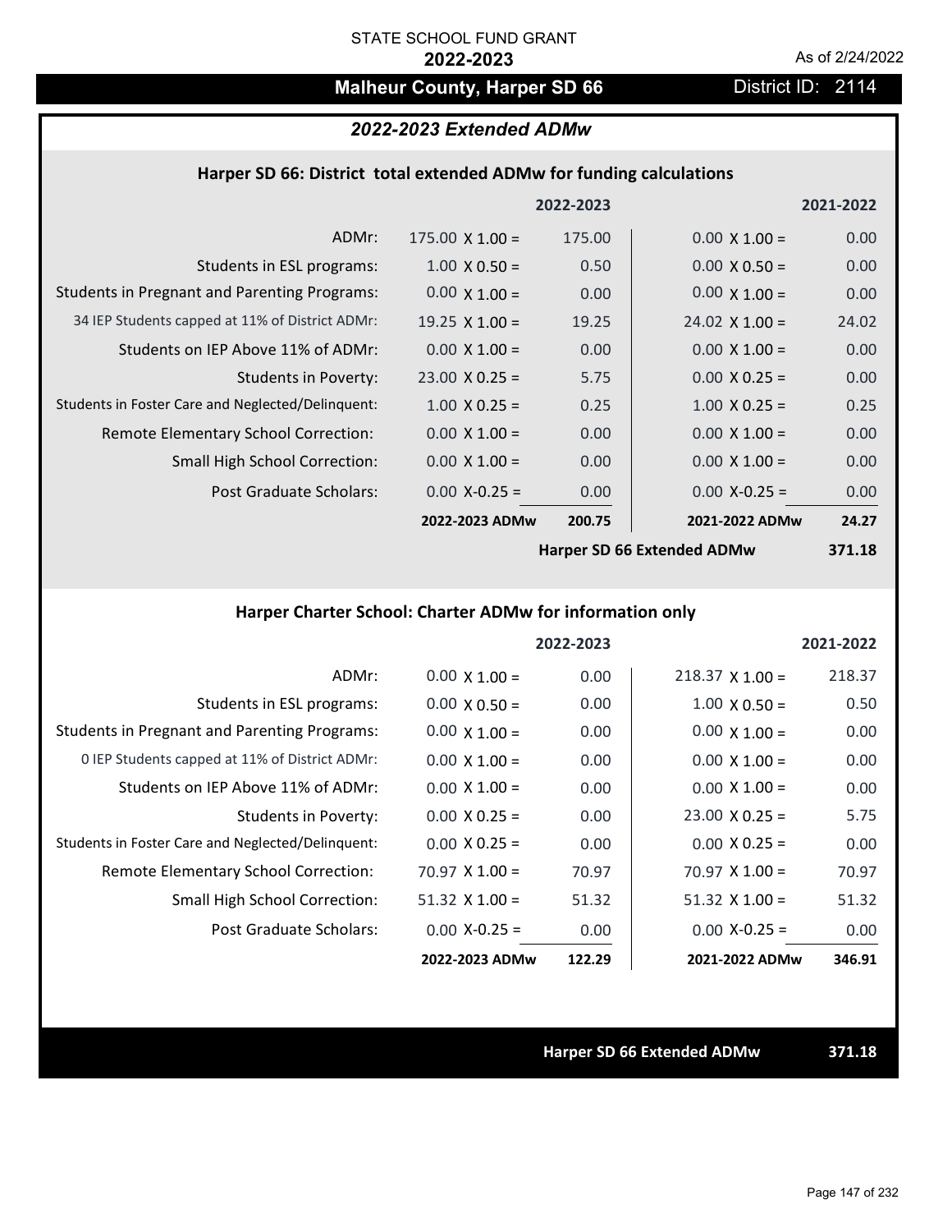STATE SCHOOL FUND GRANT

**2022-2023**

As of 2/24/2022

# Malheur County, Harper SD 66

District ID: 2114

## *2022-2023 Extended ADMw*

### Harper SD 66: District total extended ADMw for funding calculations

| | | 2022-2023 | | 2021-2022 |
|---|---|---|---|---|
| ADMr: | 175.00 X 1.00 = | 175.00 | 0.00 X 1.00 = | 0.00 |
| Students in ESL programs: | 1.00 X 0.50 = | 0.50 | 0.00 X 0.50 = | 0.00 |
| Students in Pregnant and Parenting Programs: | 0.00 X 1.00 = | 0.00 | 0.00 X 1.00 = | 0.00 |
| 34 IEP Students capped at 11% of District ADMr: | 19.25 X 1.00 = | 19.25 | 24.02 X 1.00 = | 24.02 |
| Students on IEP Above 11% of ADMr: | 0.00 X 1.00 = | 0.00 | 0.00 X 1.00 = | 0.00 |
| Students in Poverty: | 23.00 X 0.25 = | 5.75 | 0.00 X 0.25 = | 0.00 |
| Students in Foster Care and Neglected/Delinquent: | 1.00 X 0.25 = | 0.25 | 1.00 X 0.25 = | 0.25 |
| Remote Elementary School Correction: | 0.00 X 1.00 = | 0.00 | 0.00 X 1.00 = | 0.00 |
| Small High School Correction: | 0.00 X 1.00 = | 0.00 | 0.00 X 1.00 = | 0.00 |
| Post Graduate Scholars: | 0.00 X-0.25 = | 0.00 | 0.00 X-0.25 = | 0.00 |
| | **2022-2023 ADMw** | **200.75** | **2021-2022 ADMw** | **24.27** |
| | | | **Harper SD 66 Extended ADMw** | **371.18** |

### Harper Charter School: Charter ADMw for information only

| | | 2022-2023 | | 2021-2022 |
|---|---|---|---|---|
| ADMr: | 0.00 X 1.00 = | 0.00 | 218.37 X 1.00 = | 218.37 |
| Students in ESL programs: | 0.00 X 0.50 = | 0.00 | 1.00 X 0.50 = | 0.50 |
| Students in Pregnant and Parenting Programs: | 0.00 X 1.00 = | 0.00 | 0.00 X 1.00 = | 0.00 |
| 0 IEP Students capped at 11% of District ADMr: | 0.00 X 1.00 = | 0.00 | 0.00 X 1.00 = | 0.00 |
| Students on IEP Above 11% of ADMr: | 0.00 X 1.00 = | 0.00 | 0.00 X 1.00 = | 0.00 |
| Students in Poverty: | 0.00 X 0.25 = | 0.00 | 23.00 X 0.25 = | 5.75 |
| Students in Foster Care and Neglected/Delinquent: | 0.00 X 0.25 = | 0.00 | 0.00 X 0.25 = | 0.00 |
| Remote Elementary School Correction: | 70.97 X 1.00 = | 70.97 | 70.97 X 1.00 = | 70.97 |
| Small High School Correction: | 51.32 X 1.00 = | 51.32 | 51.32 X 1.00 = | 51.32 |
| Post Graduate Scholars: | 0.00 X-0.25 = | 0.00 | 0.00 X-0.25 = | 0.00 |
| | **2022-2023 ADMw** | **122.29** | **2021-2022 ADMw** | **346.91** |

**Harper SD 66 Extended ADMw** **371.18**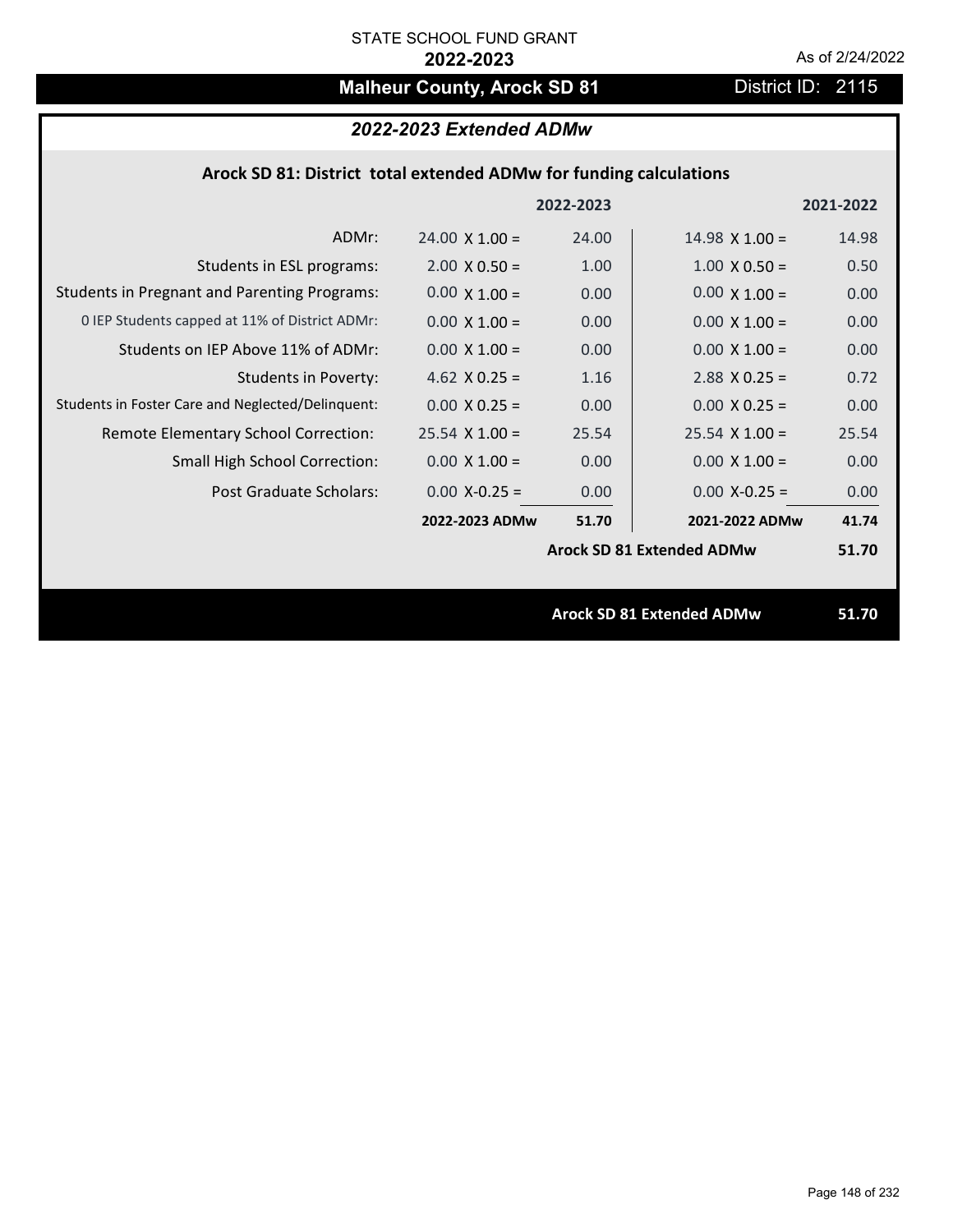STATE SCHOOL FUND GRANT

**2022-2023**

As of 2/24/2022

# Malheur County, Arock SD 81

District ID: 2115

## *2022-2023 Extended ADMw*

### Arock SD 81: District total extended ADMw for funding calculations

| | | 2022-2023 | | 2021-2022 |
|---|---|---|---|---|
| ADMr: | 24.00 X 1.00 = | 24.00 | 14.98 X 1.00 = | 14.98 |
| Students in ESL programs: | 2.00 X 0.50 = | 1.00 | 1.00 X 0.50 = | 0.50 |
| Students in Pregnant and Parenting Programs: | 0.00 X 1.00 = | 0.00 | 0.00 X 1.00 = | 0.00 |
| 0 IEP Students capped at 11% of District ADMr: | 0.00 X 1.00 = | 0.00 | 0.00 X 1.00 = | 0.00 |
| Students on IEP Above 11% of ADMr: | 0.00 X 1.00 = | 0.00 | 0.00 X 1.00 = | 0.00 |
| Students in Poverty: | 4.62 X 0.25 = | 1.16 | 2.88 X 0.25 = | 0.72 |
| Students in Foster Care and Neglected/Delinquent: | 0.00 X 0.25 = | 0.00 | 0.00 X 0.25 = | 0.00 |
| Remote Elementary School Correction: | 25.54 X 1.00 = | 25.54 | 25.54 X 1.00 = | 25.54 |
| Small High School Correction: | 0.00 X 1.00 = | 0.00 | 0.00 X 1.00 = | 0.00 |
| Post Graduate Scholars: | 0.00 X-0.25 = | 0.00 | 0.00 X-0.25 = | 0.00 |
| | **2022-2023 ADMw** | **51.70** | **2021-2022 ADMw** | **41.74** |
| | | | **Arock SD 81 Extended ADMw** | **51.70** |

**Arock SD 81 Extended ADMw** **51.70**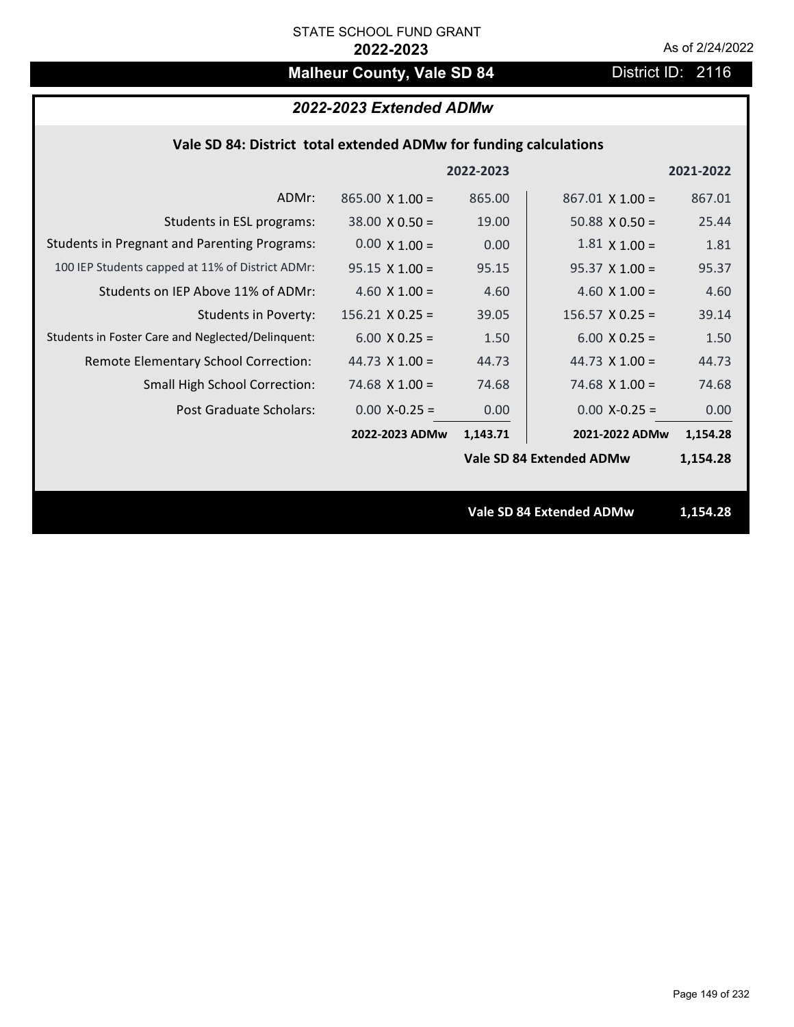STATE SCHOOL FUND GRANT

**2022-2023**

As of 2/24/2022

# Malheur County, Vale SD 84

District ID: 2116

## *2022-2023 Extended ADMw*

### Vale SD 84: District total extended ADMw for funding calculations

| | | 2022-2023 | | 2021-2022 |
|---|---|---|---|---|
| ADMr: | 865.00 X 1.00 = | 865.00 | 867.01 X 1.00 = | 867.01 |
| Students in ESL programs: | 38.00 X 0.50 = | 19.00 | 50.88 X 0.50 = | 25.44 |
| Students in Pregnant and Parenting Programs: | 0.00 X 1.00 = | 0.00 | 1.81 X 1.00 = | 1.81 |
| 100 IEP Students capped at 11% of District ADMr: | 95.15 X 1.00 = | 95.15 | 95.37 X 1.00 = | 95.37 |
| Students on IEP Above 11% of ADMr: | 4.60 X 1.00 = | 4.60 | 4.60 X 1.00 = | 4.60 |
| Students in Poverty: | 156.21 X 0.25 = | 39.05 | 156.57 X 0.25 = | 39.14 |
| Students in Foster Care and Neglected/Delinquent: | 6.00 X 0.25 = | 1.50 | 6.00 X 0.25 = | 1.50 |
| Remote Elementary School Correction: | 44.73 X 1.00 = | 44.73 | 44.73 X 1.00 = | 44.73 |
| Small High School Correction: | 74.68 X 1.00 = | 74.68 | 74.68 X 1.00 = | 74.68 |
| Post Graduate Scholars: | 0.00 X-0.25 = | 0.00 | 0.00 X-0.25 = | 0.00 |
| | **2022-2023 ADMw** | **1,143.71** | **2021-2022 ADMw** | **1,154.28** |
| | | | **Vale SD 84 Extended ADMw** | **1,154.28** |

**Vale SD 84 Extended ADMw** **1,154.28**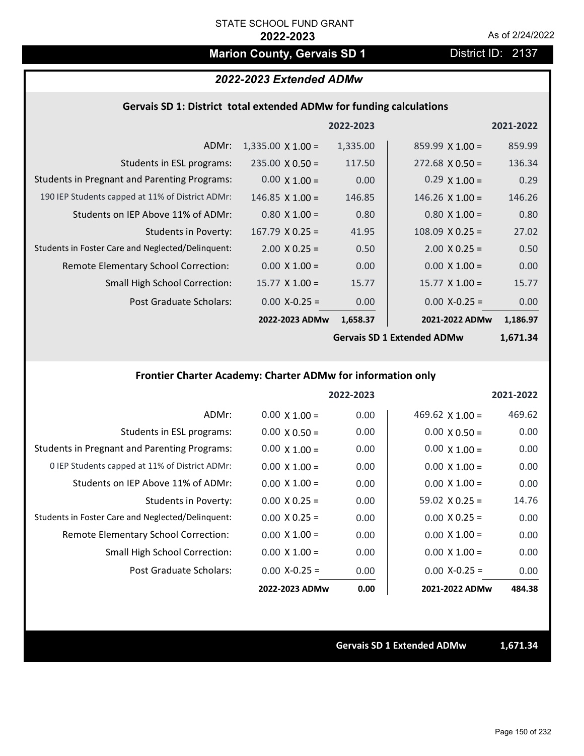STATE SCHOOL FUND GRANT

**2022-2023**

As of 2/24/2022

# Marion County, Gervais SD 1

District ID: 2137

## *2022-2023 Extended ADMw*

### Gervais SD 1: District total extended ADMw for funding calculations

| | | 2022-2023 | | 2021-2022 |
|---|---|---|---|---|
| ADMr: | 1,335.00 X 1.00 = | 1,335.00 | 859.99 X 1.00 = | 859.99 |
| Students in ESL programs: | 235.00 X 0.50 = | 117.50 | 272.68 X 0.50 = | 136.34 |
| Students in Pregnant and Parenting Programs: | 0.00 X 1.00 = | 0.00 | 0.29 X 1.00 = | 0.29 |
| 190 IEP Students capped at 11% of District ADMr: | 146.85 X 1.00 = | 146.85 | 146.26 X 1.00 = | 146.26 |
| Students on IEP Above 11% of ADMr: | 0.80 X 1.00 = | 0.80 | 0.80 X 1.00 = | 0.80 |
| Students in Poverty: | 167.79 X 0.25 = | 41.95 | 108.09 X 0.25 = | 27.02 |
| Students in Foster Care and Neglected/Delinquent: | 2.00 X 0.25 = | 0.50 | 2.00 X 0.25 = | 0.50 |
| Remote Elementary School Correction: | 0.00 X 1.00 = | 0.00 | 0.00 X 1.00 = | 0.00 |
| Small High School Correction: | 15.77 X 1.00 = | 15.77 | 15.77 X 1.00 = | 15.77 |
| Post Graduate Scholars: | 0.00 X-0.25 = | 0.00 | 0.00 X-0.25 = | 0.00 |
| | **2022-2023 ADMw** | **1,658.37** | **2021-2022 ADMw** | **1,186.97** |
| | | | **Gervais SD 1 Extended ADMw** | **1,671.34** |

### Frontier Charter Academy: Charter ADMw for information only

| | | 2022-2023 | | 2021-2022 |
|---|---|---|---|---|
| ADMr: | 0.00 X 1.00 = | 0.00 | 469.62 X 1.00 = | 469.62 |
| Students in ESL programs: | 0.00 X 0.50 = | 0.00 | 0.00 X 0.50 = | 0.00 |
| Students in Pregnant and Parenting Programs: | 0.00 X 1.00 = | 0.00 | 0.00 X 1.00 = | 0.00 |
| 0 IEP Students capped at 11% of District ADMr: | 0.00 X 1.00 = | 0.00 | 0.00 X 1.00 = | 0.00 |
| Students on IEP Above 11% of ADMr: | 0.00 X 1.00 = | 0.00 | 0.00 X 1.00 = | 0.00 |
| Students in Poverty: | 0.00 X 0.25 = | 0.00 | 59.02 X 0.25 = | 14.76 |
| Students in Foster Care and Neglected/Delinquent: | 0.00 X 0.25 = | 0.00 | 0.00 X 0.25 = | 0.00 |
| Remote Elementary School Correction: | 0.00 X 1.00 = | 0.00 | 0.00 X 1.00 = | 0.00 |
| Small High School Correction: | 0.00 X 1.00 = | 0.00 | 0.00 X 1.00 = | 0.00 |
| Post Graduate Scholars: | 0.00 X-0.25 = | 0.00 | 0.00 X-0.25 = | 0.00 |
| | **2022-2023 ADMw** | **0.00** | **2021-2022 ADMw** | **484.38** |

**Gervais SD 1 Extended ADMw** **1,671.34**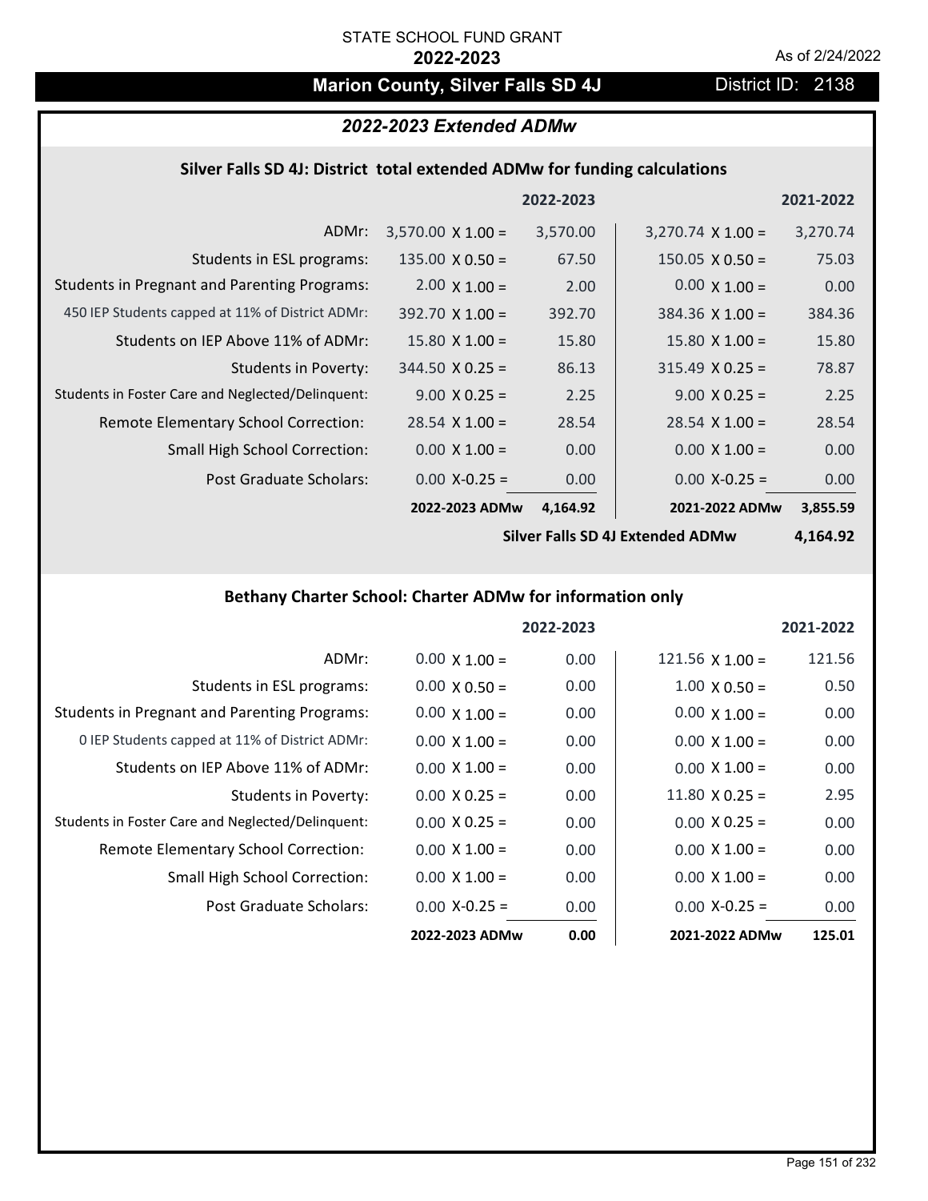STATE SCHOOL FUND GRANT

**2022-2023**

As of 2/24/2022

# Marion County, Silver Falls SD 4J

District ID: 2138

## *2022-2023 Extended ADMw*

### Silver Falls SD 4J: District total extended ADMw for funding calculations

| | | 2022-2023 | | 2021-2022 |
|---|---|---|---|---|
| ADMr: | 3,570.00 X 1.00 = | 3,570.00 | 3,270.74 X 1.00 = | 3,270.74 |
| Students in ESL programs: | 135.00 X 0.50 = | 67.50 | 150.05 X 0.50 = | 75.03 |
| Students in Pregnant and Parenting Programs: | 2.00 X 1.00 = | 2.00 | 0.00 X 1.00 = | 0.00 |
| 450 IEP Students capped at 11% of District ADMr: | 392.70 X 1.00 = | 392.70 | 384.36 X 1.00 = | 384.36 |
| Students on IEP Above 11% of ADMr: | 15.80 X 1.00 = | 15.80 | 15.80 X 1.00 = | 15.80 |
| Students in Poverty: | 344.50 X 0.25 = | 86.13 | 315.49 X 0.25 = | 78.87 |
| Students in Foster Care and Neglected/Delinquent: | 9.00 X 0.25 = | 2.25 | 9.00 X 0.25 = | 2.25 |
| Remote Elementary School Correction: | 28.54 X 1.00 = | 28.54 | 28.54 X 1.00 = | 28.54 |
| Small High School Correction: | 0.00 X 1.00 = | 0.00 | 0.00 X 1.00 = | 0.00 |
| Post Graduate Scholars: | 0.00 X-0.25 = | 0.00 | 0.00 X-0.25 = | 0.00 |
| | **2022-2023 ADMw** | **4,164.92** | **2021-2022 ADMw** | **3,855.59** |
| | | | **Silver Falls SD 4J Extended ADMw** | **4,164.92** |

### Bethany Charter School: Charter ADMw for information only

| | | 2022-2023 | | 2021-2022 |
|---|---|---|---|---|
| ADMr: | 0.00 X 1.00 = | 0.00 | 121.56 X 1.00 = | 121.56 |
| Students in ESL programs: | 0.00 X 0.50 = | 0.00 | 1.00 X 0.50 = | 0.50 |
| Students in Pregnant and Parenting Programs: | 0.00 X 1.00 = | 0.00 | 0.00 X 1.00 = | 0.00 |
| 0 IEP Students capped at 11% of District ADMr: | 0.00 X 1.00 = | 0.00 | 0.00 X 1.00 = | 0.00 |
| Students on IEP Above 11% of ADMr: | 0.00 X 1.00 = | 0.00 | 0.00 X 1.00 = | 0.00 |
| Students in Poverty: | 0.00 X 0.25 = | 0.00 | 11.80 X 0.25 = | 2.95 |
| Students in Foster Care and Neglected/Delinquent: | 0.00 X 0.25 = | 0.00 | 0.00 X 0.25 = | 0.00 |
| Remote Elementary School Correction: | 0.00 X 1.00 = | 0.00 | 0.00 X 1.00 = | 0.00 |
| Small High School Correction: | 0.00 X 1.00 = | 0.00 | 0.00 X 1.00 = | 0.00 |
| Post Graduate Scholars: | 0.00 X-0.25 = | 0.00 | 0.00 X-0.25 = | 0.00 |
| | **2022-2023 ADMw** | **0.00** | **2021-2022 ADMw** | **125.01** |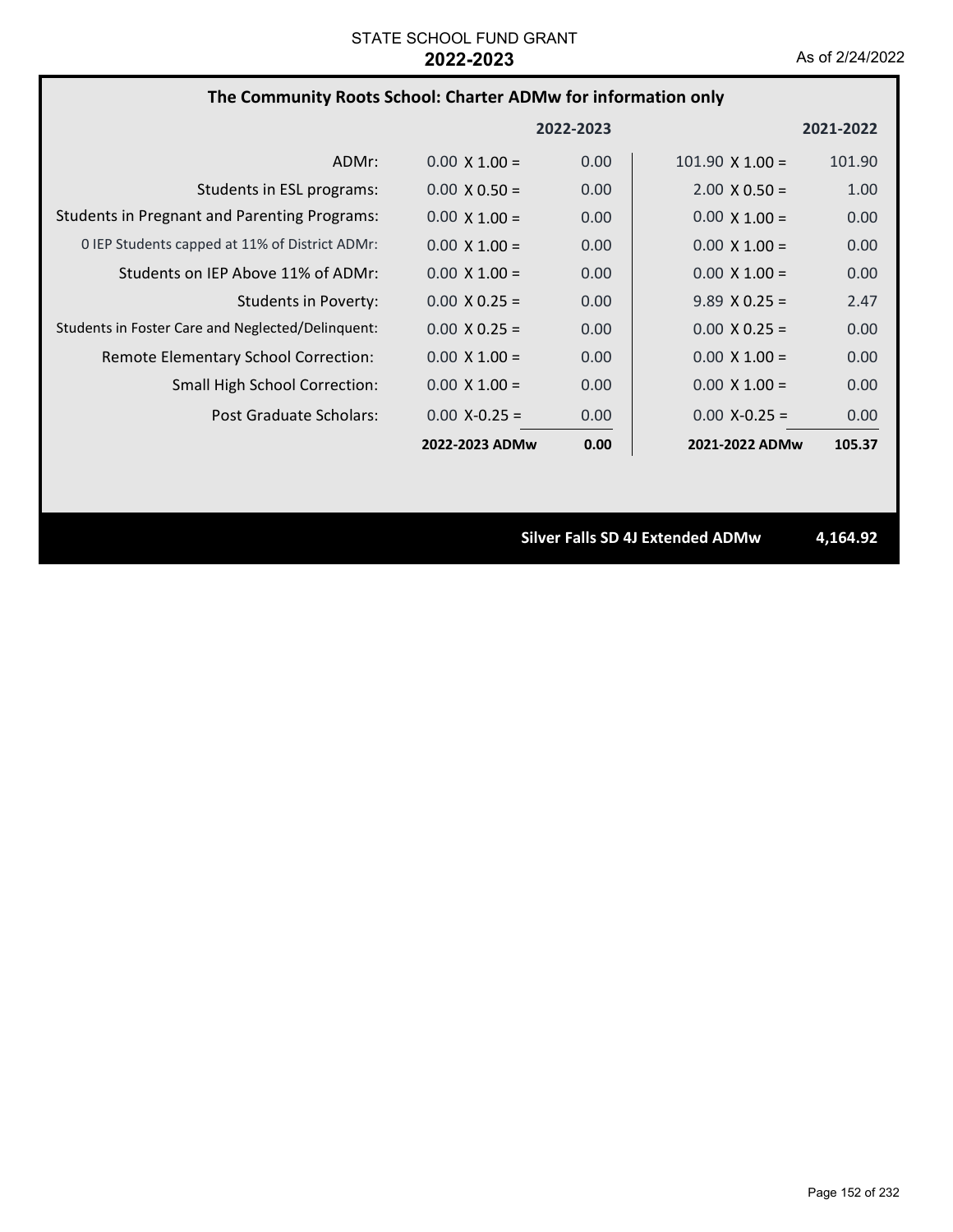STATE SCHOOL FUND GRANT

**2022-2023**

As of 2/24/2022

## The Community Roots School: Charter ADMw for information only

| | 2022-2023 | | 2021-2022 | |
|---|---|---|---|---|
| ADMr: | 0.00 X 1.00 = | 0.00 | 101.90 X 1.00 = | 101.90 |
| Students in ESL programs: | 0.00 X 0.50 = | 0.00 | 2.00 X 0.50 = | 1.00 |
| Students in Pregnant and Parenting Programs: | 0.00 X 1.00 = | 0.00 | 0.00 X 1.00 = | 0.00 |
| 0 IEP Students capped at 11% of District ADMr: | 0.00 X 1.00 = | 0.00 | 0.00 X 1.00 = | 0.00 |
| Students on IEP Above 11% of ADMr: | 0.00 X 1.00 = | 0.00 | 0.00 X 1.00 = | 0.00 |
| Students in Poverty: | 0.00 X 0.25 = | 0.00 | 9.89 X 0.25 = | 2.47 |
| Students in Foster Care and Neglected/Delinquent: | 0.00 X 0.25 = | 0.00 | 0.00 X 0.25 = | 0.00 |
| Remote Elementary School Correction: | 0.00 X 1.00 = | 0.00 | 0.00 X 1.00 = | 0.00 |
| Small High School Correction: | 0.00 X 1.00 = | 0.00 | 0.00 X 1.00 = | 0.00 |
| Post Graduate Scholars: | 0.00 X-0.25 = | 0.00 | 0.00 X-0.25 = | 0.00 |
| | **2022-2023 ADMw** | **0.00** | **2021-2022 ADMw** | **105.37** |

**Silver Falls SD 4J Extended ADMw** **4,164.92**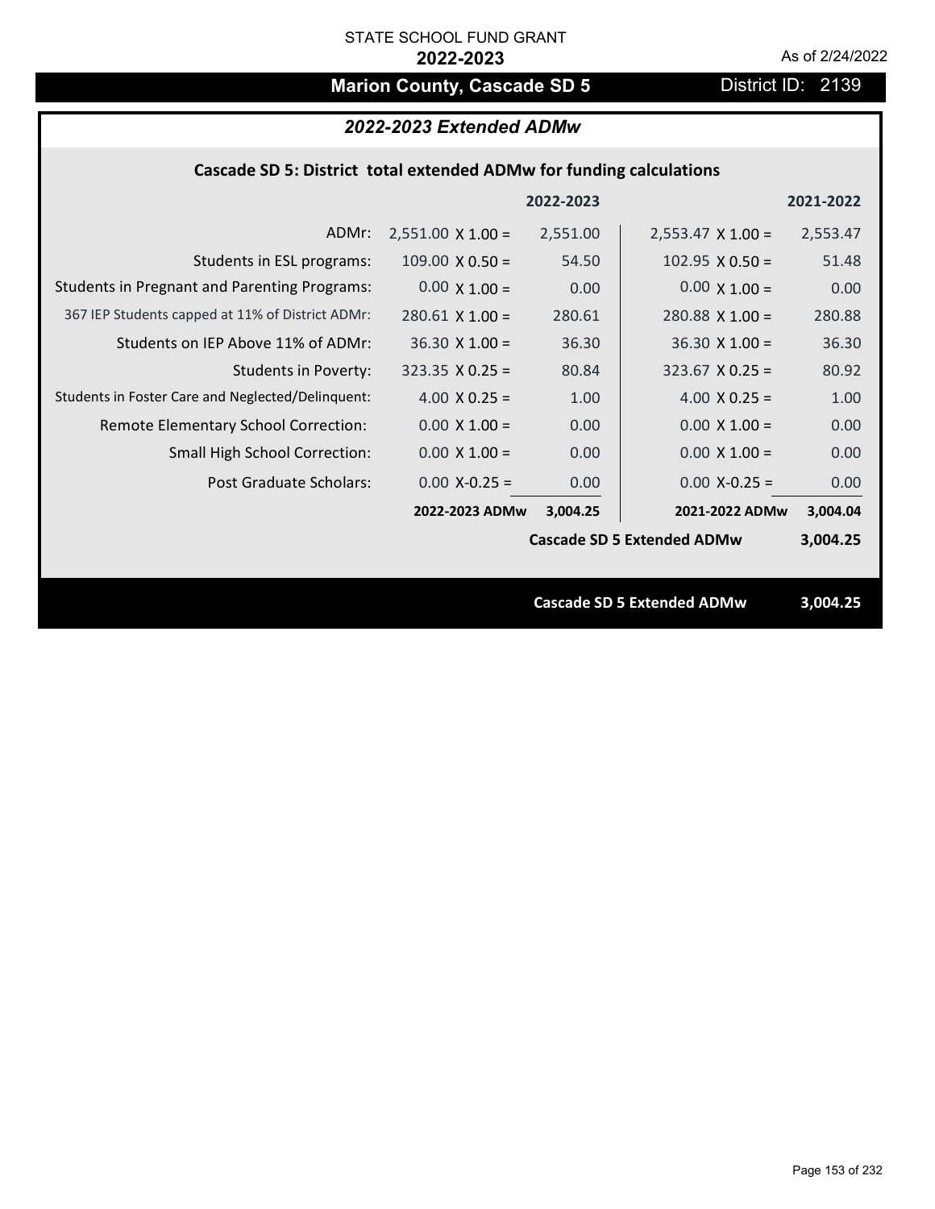STATE SCHOOL FUND GRANT

**2022-2023**

As of 2/24/2022

# Marion County, Cascade SD 5

District ID: 2139

## *2022-2023 Extended ADMw*

### Cascade SD 5: District total extended ADMw for funding calculations

| | | 2022-2023 | | 2021-2022 |
|---|---|---|---|---|
| ADMr: | 2,551.00 X 1.00 = | 2,551.00 | 2,553.47 X 1.00 = | 2,553.47 |
| Students in ESL programs: | 109.00 X 0.50 = | 54.50 | 102.95 X 0.50 = | 51.48 |
| Students in Pregnant and Parenting Programs: | 0.00 X 1.00 = | 0.00 | 0.00 X 1.00 = | 0.00 |
| 367 IEP Students capped at 11% of District ADMr: | 280.61 X 1.00 = | 280.61 | 280.88 X 1.00 = | 280.88 |
| Students on IEP Above 11% of ADMr: | 36.30 X 1.00 = | 36.30 | 36.30 X 1.00 = | 36.30 |
| Students in Poverty: | 323.35 X 0.25 = | 80.84 | 323.67 X 0.25 = | 80.92 |
| Students in Foster Care and Neglected/Delinquent: | 4.00 X 0.25 = | 1.00 | 4.00 X 0.25 = | 1.00 |
| Remote Elementary School Correction: | 0.00 X 1.00 = | 0.00 | 0.00 X 1.00 = | 0.00 |
| Small High School Correction: | 0.00 X 1.00 = | 0.00 | 0.00 X 1.00 = | 0.00 |
| Post Graduate Scholars: | 0.00 X-0.25 = | 0.00 | 0.00 X-0.25 = | 0.00 |
| | **2022-2023 ADMw** | **3,004.25** | **2021-2022 ADMw** | **3,004.04** |
| | | | **Cascade SD 5 Extended ADMw** | **3,004.25** |

**Cascade SD 5 Extended ADMw 3,004.25**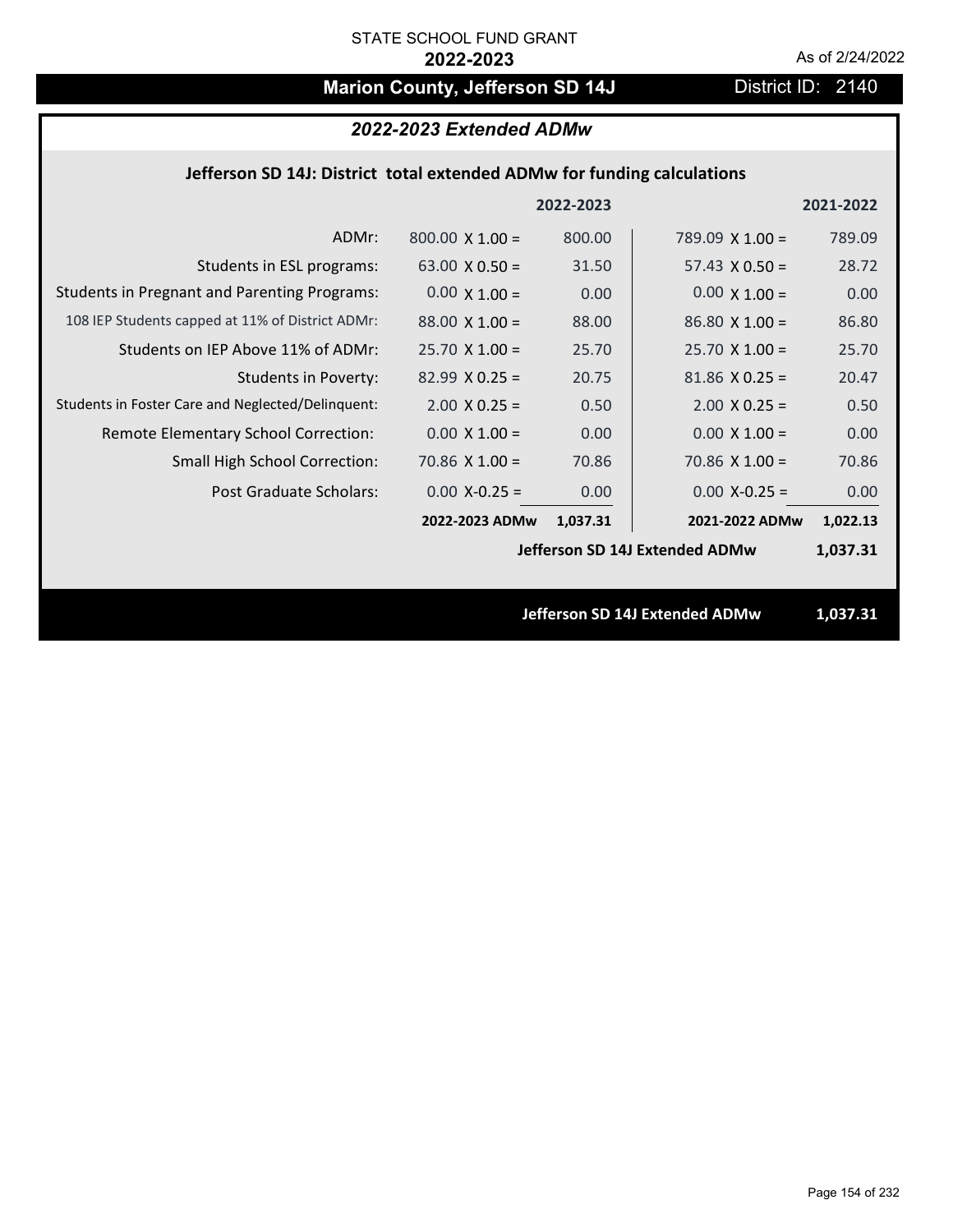STATE SCHOOL FUND GRANT

**2022-2023**

As of 2/24/2022

# Marion County, Jefferson SD 14J

District ID: 2140

## *2022-2023 Extended ADMw*

### Jefferson SD 14J: District total extended ADMw for funding calculations

| | | 2022-2023 | | 2021-2022 |
|---|---|---|---|---|
| ADMr: | 800.00 X 1.00 = | 800.00 | 789.09 X 1.00 = | 789.09 |
| Students in ESL programs: | 63.00 X 0.50 = | 31.50 | 57.43 X 0.50 = | 28.72 |
| Students in Pregnant and Parenting Programs: | 0.00 X 1.00 = | 0.00 | 0.00 X 1.00 = | 0.00 |
| 108 IEP Students capped at 11% of District ADMr: | 88.00 X 1.00 = | 88.00 | 86.80 X 1.00 = | 86.80 |
| Students on IEP Above 11% of ADMr: | 25.70 X 1.00 = | 25.70 | 25.70 X 1.00 = | 25.70 |
| Students in Poverty: | 82.99 X 0.25 = | 20.75 | 81.86 X 0.25 = | 20.47 |
| Students in Foster Care and Neglected/Delinquent: | 2.00 X 0.25 = | 0.50 | 2.00 X 0.25 = | 0.50 |
| Remote Elementary School Correction: | 0.00 X 1.00 = | 0.00 | 0.00 X 1.00 = | 0.00 |
| Small High School Correction: | 70.86 X 1.00 = | 70.86 | 70.86 X 1.00 = | 70.86 |
| Post Graduate Scholars: | 0.00 X-0.25 = | 0.00 | 0.00 X-0.25 = | 0.00 |
| | **2022-2023 ADMw** | **1,037.31** | **2021-2022 ADMw** | **1,022.13** |
| | | | **Jefferson SD 14J Extended ADMw** | **1,037.31** |

**Jefferson SD 14J Extended ADMw 1,037.31**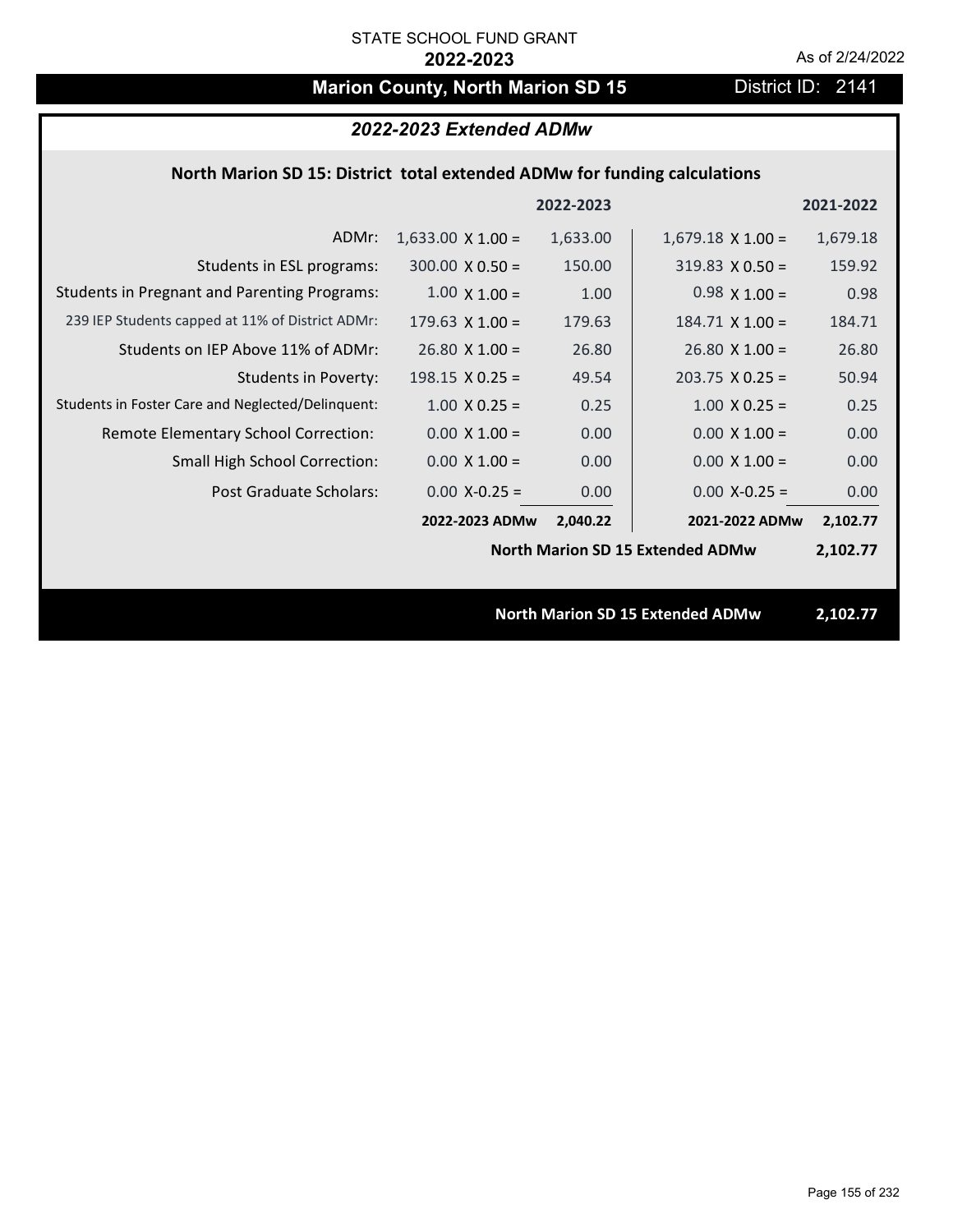STATE SCHOOL FUND GRANT

**2022-2023**

As of 2/24/2022

# Marion County, North Marion SD 15

District ID: 2141

## *2022-2023 Extended ADMw*

### North Marion SD 15: District total extended ADMw for funding calculations

| | 2022-2023 | | 2021-2022 | |
|---|---|---|---|---|
| ADMr: | 1,633.00 X 1.00 = | 1,633.00 | 1,679.18 X 1.00 = | 1,679.18 |
| Students in ESL programs: | 300.00 X 0.50 = | 150.00 | 319.83 X 0.50 = | 159.92 |
| Students in Pregnant and Parenting Programs: | 1.00 X 1.00 = | 1.00 | 0.98 X 1.00 = | 0.98 |
| 239 IEP Students capped at 11% of District ADMr: | 179.63 X 1.00 = | 179.63 | 184.71 X 1.00 = | 184.71 |
| Students on IEP Above 11% of ADMr: | 26.80 X 1.00 = | 26.80 | 26.80 X 1.00 = | 26.80 |
| Students in Poverty: | 198.15 X 0.25 = | 49.54 | 203.75 X 0.25 = | 50.94 |
| Students in Foster Care and Neglected/Delinquent: | 1.00 X 0.25 = | 0.25 | 1.00 X 0.25 = | 0.25 |
| Remote Elementary School Correction: | 0.00 X 1.00 = | 0.00 | 0.00 X 1.00 = | 0.00 |
| Small High School Correction: | 0.00 X 1.00 = | 0.00 | 0.00 X 1.00 = | 0.00 |
| Post Graduate Scholars: | 0.00 X-0.25 = | 0.00 | 0.00 X-0.25 = | 0.00 |
| | **2022-2023 ADMw** | **2,040.22** | **2021-2022 ADMw** | **2,102.77** |
| | | | **North Marion SD 15 Extended ADMw** | **2,102.77** |

**North Marion SD 15 Extended ADMw 2,102.77**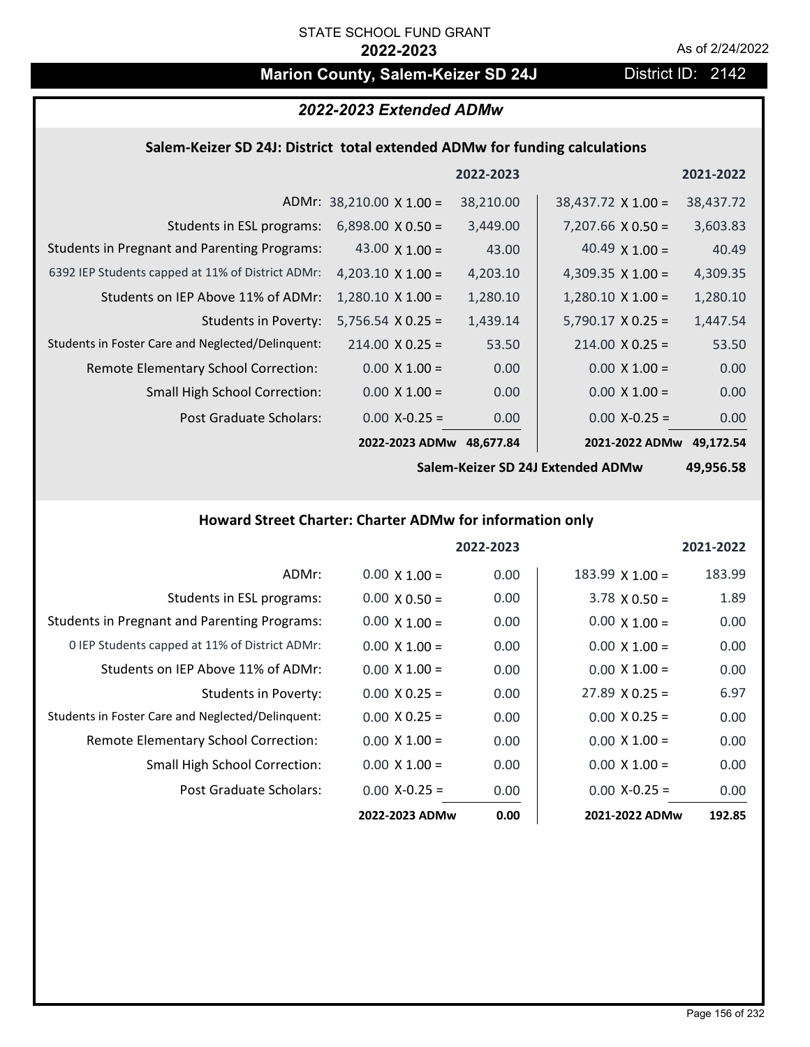STATE SCHOOL FUND GRANT

**2022-2023**

As of 2/24/2022

# Marion County, Salem-Keizer SD 24J

District ID: 2142

## *2022-2023 Extended ADMw*

### Salem-Keizer SD 24J: District total extended ADMw for funding calculations

| | | 2022-2023 | | 2021-2022 |
|---|---|---|---|---|
| ADMr: | 38,210.00 X 1.00 = | 38,210.00 | 38,437.72 X 1.00 = | 38,437.72 |
| Students in ESL programs: | 6,898.00 X 0.50 = | 3,449.00 | 7,207.66 X 0.50 = | 3,603.83 |
| Students in Pregnant and Parenting Programs: | 43.00 X 1.00 = | 43.00 | 40.49 X 1.00 = | 40.49 |
| 6392 IEP Students capped at 11% of District ADMr: | 4,203.10 X 1.00 = | 4,203.10 | 4,309.35 X 1.00 = | 4,309.35 |
| Students on IEP Above 11% of ADMr: | 1,280.10 X 1.00 = | 1,280.10 | 1,280.10 X 1.00 = | 1,280.10 |
| Students in Poverty: | 5,756.54 X 0.25 = | 1,439.14 | 5,790.17 X 0.25 = | 1,447.54 |
| Students in Foster Care and Neglected/Delinquent: | 214.00 X 0.25 = | 53.50 | 214.00 X 0.25 = | 53.50 |
| Remote Elementary School Correction: | 0.00 X 1.00 = | 0.00 | 0.00 X 1.00 = | 0.00 |
| Small High School Correction: | 0.00 X 1.00 = | 0.00 | 0.00 X 1.00 = | 0.00 |
| Post Graduate Scholars: | 0.00 X-0.25 = | 0.00 | 0.00 X-0.25 = | 0.00 |
| | **2022-2023 ADMw** | **48,677.84** | **2021-2022 ADMw** | **49,172.54** |
| | | | **Salem-Keizer SD 24J Extended ADMw** | **49,956.58** |

### Howard Street Charter: Charter ADMw for information only

| | | 2022-2023 | | 2021-2022 |
|---|---|---|---|---|
| ADMr: | 0.00 X 1.00 = | 0.00 | 183.99 X 1.00 = | 183.99 |
| Students in ESL programs: | 0.00 X 0.50 = | 0.00 | 3.78 X 0.50 = | 1.89 |
| Students in Pregnant and Parenting Programs: | 0.00 X 1.00 = | 0.00 | 0.00 X 1.00 = | 0.00 |
| 0 IEP Students capped at 11% of District ADMr: | 0.00 X 1.00 = | 0.00 | 0.00 X 1.00 = | 0.00 |
| Students on IEP Above 11% of ADMr: | 0.00 X 1.00 = | 0.00 | 0.00 X 1.00 = | 0.00 |
| Students in Poverty: | 0.00 X 0.25 = | 0.00 | 27.89 X 0.25 = | 6.97 |
| Students in Foster Care and Neglected/Delinquent: | 0.00 X 0.25 = | 0.00 | 0.00 X 0.25 = | 0.00 |
| Remote Elementary School Correction: | 0.00 X 1.00 = | 0.00 | 0.00 X 1.00 = | 0.00 |
| Small High School Correction: | 0.00 X 1.00 = | 0.00 | 0.00 X 1.00 = | 0.00 |
| Post Graduate Scholars: | 0.00 X-0.25 = | 0.00 | 0.00 X-0.25 = | 0.00 |
| | **2022-2023 ADMw** | **0.00** | **2021-2022 ADMw** | **192.85** |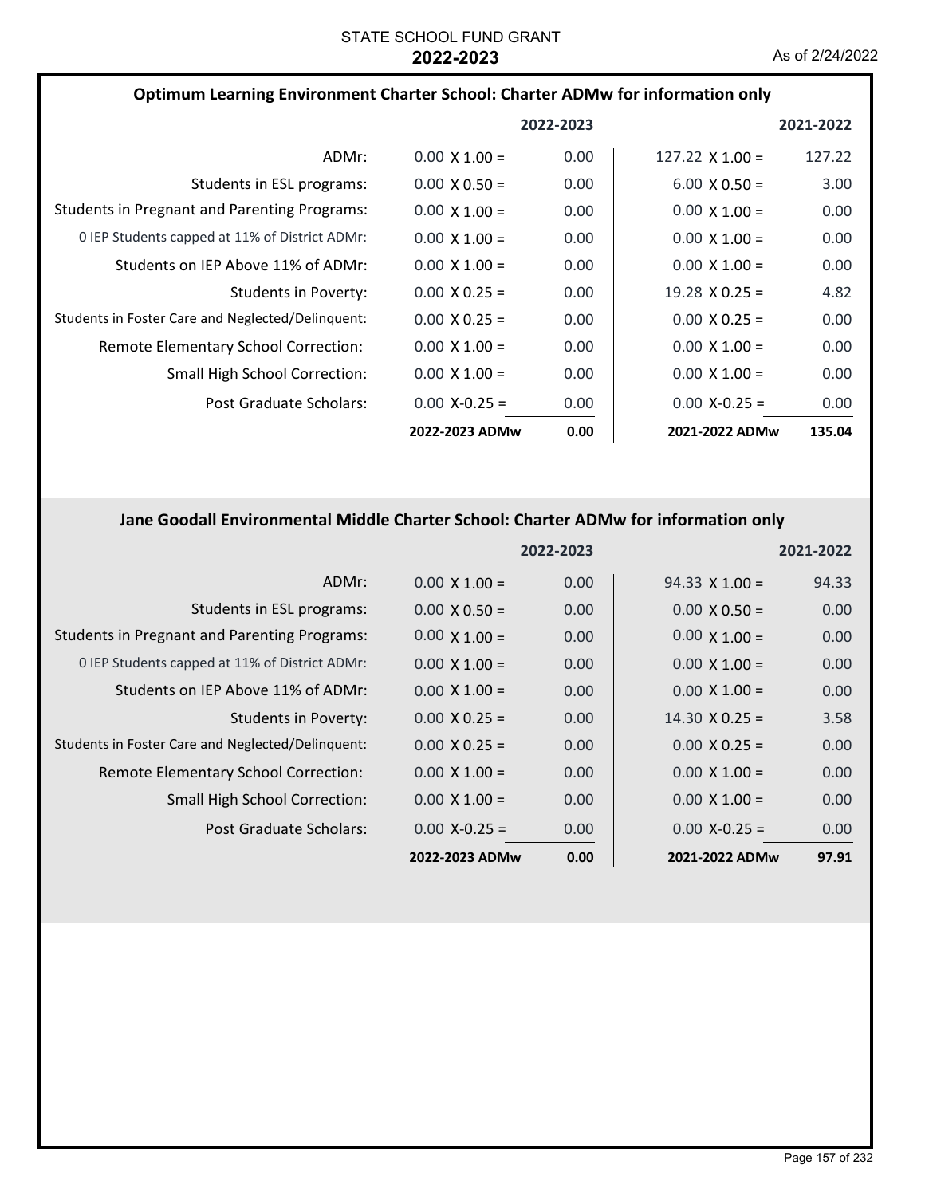STATE SCHOOL FUND GRANT
**2022-2023**
As of 2/24/2022

## Optimum Learning Environment Charter School: Charter ADMw for information only

| | 2022-2023 | | 2021-2022 | |
|---|---|---|---|---|
| ADMr: | 0.00 X 1.00 = | 0.00 | 127.22 X 1.00 = | 127.22 |
| Students in ESL programs: | 0.00 X 0.50 = | 0.00 | 6.00 X 0.50 = | 3.00 |
| Students in Pregnant and Parenting Programs: | 0.00 X 1.00 = | 0.00 | 0.00 X 1.00 = | 0.00 |
| 0 IEP Students capped at 11% of District ADMr: | 0.00 X 1.00 = | 0.00 | 0.00 X 1.00 = | 0.00 |
| Students on IEP Above 11% of ADMr: | 0.00 X 1.00 = | 0.00 | 0.00 X 1.00 = | 0.00 |
| Students in Poverty: | 0.00 X 0.25 = | 0.00 | 19.28 X 0.25 = | 4.82 |
| Students in Foster Care and Neglected/Delinquent: | 0.00 X 0.25 = | 0.00 | 0.00 X 0.25 = | 0.00 |
| Remote Elementary School Correction: | 0.00 X 1.00 = | 0.00 | 0.00 X 1.00 = | 0.00 |
| Small High School Correction: | 0.00 X 1.00 = | 0.00 | 0.00 X 1.00 = | 0.00 |
| Post Graduate Scholars: | 0.00 X-0.25 = | 0.00 | 0.00 X-0.25 = | 0.00 |
| | **2022-2023 ADMw** | **0.00** | **2021-2022 ADMw** | **135.04** |

## Jane Goodall Environmental Middle Charter School: Charter ADMw for information only

| | 2022-2023 | | 2021-2022 | |
|---|---|---|---|---|
| ADMr: | 0.00 X 1.00 = | 0.00 | 94.33 X 1.00 = | 94.33 |
| Students in ESL programs: | 0.00 X 0.50 = | 0.00 | 0.00 X 0.50 = | 0.00 |
| Students in Pregnant and Parenting Programs: | 0.00 X 1.00 = | 0.00 | 0.00 X 1.00 = | 0.00 |
| 0 IEP Students capped at 11% of District ADMr: | 0.00 X 1.00 = | 0.00 | 0.00 X 1.00 = | 0.00 |
| Students on IEP Above 11% of ADMr: | 0.00 X 1.00 = | 0.00 | 0.00 X 1.00 = | 0.00 |
| Students in Poverty: | 0.00 X 0.25 = | 0.00 | 14.30 X 0.25 = | 3.58 |
| Students in Foster Care and Neglected/Delinquent: | 0.00 X 0.25 = | 0.00 | 0.00 X 0.25 = | 0.00 |
| Remote Elementary School Correction: | 0.00 X 1.00 = | 0.00 | 0.00 X 1.00 = | 0.00 |
| Small High School Correction: | 0.00 X 1.00 = | 0.00 | 0.00 X 1.00 = | 0.00 |
| Post Graduate Scholars: | 0.00 X-0.25 = | 0.00 | 0.00 X-0.25 = | 0.00 |
| | **2022-2023 ADMw** | **0.00** | **2021-2022 ADMw** | **97.91** |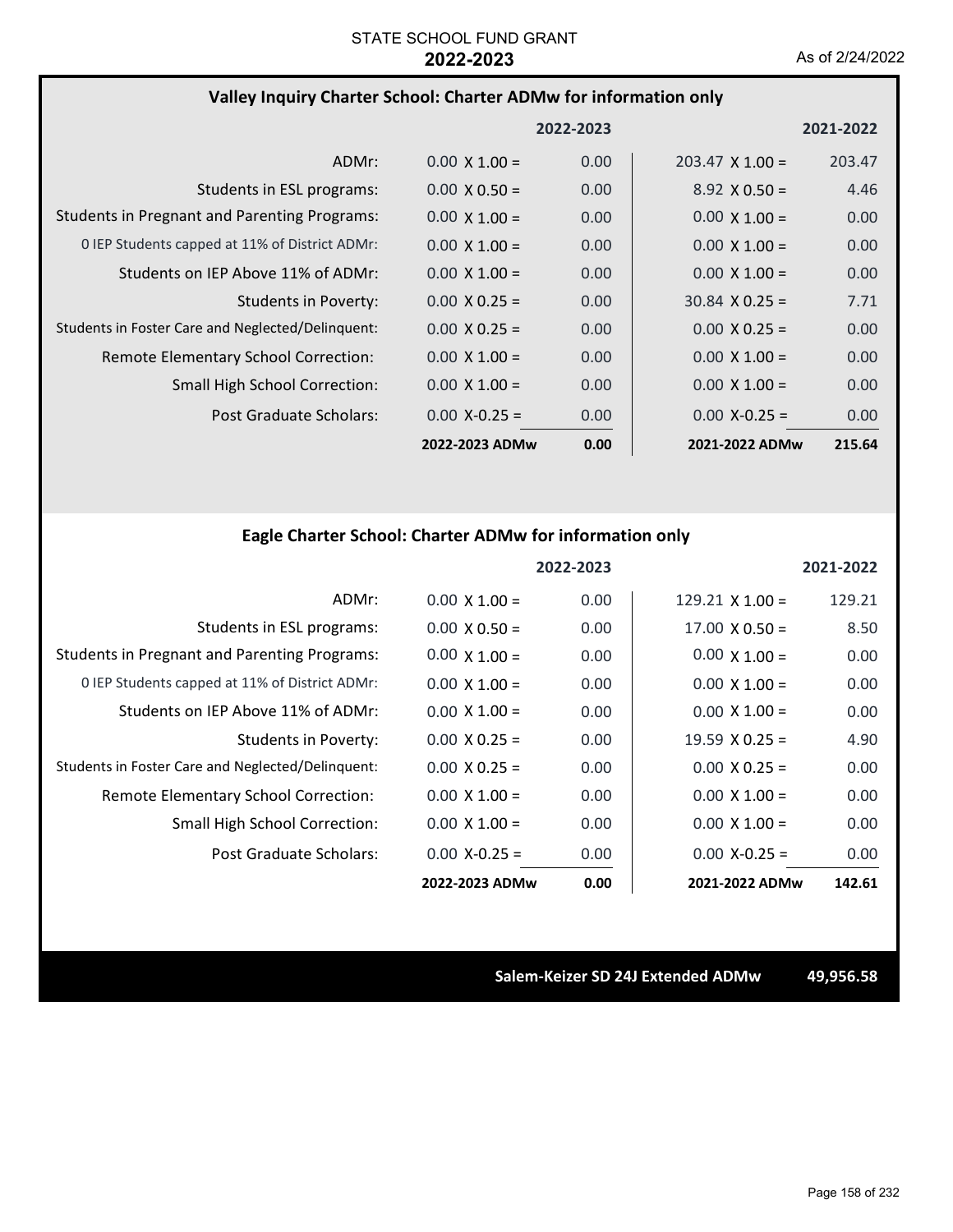STATE SCHOOL FUND GRANT

**2022-2023**

As of 2/24/2022

## Valley Inquiry Charter School: Charter ADMw for information only

| | 2022-2023 | | 2021-2022 | |
|---|---|---|---|---|
| ADMr: | 0.00 X 1.00 = | 0.00 | 203.47 X 1.00 = | 203.47 |
| Students in ESL programs: | 0.00 X 0.50 = | 0.00 | 8.92 X 0.50 = | 4.46 |
| Students in Pregnant and Parenting Programs: | 0.00 X 1.00 = | 0.00 | 0.00 X 1.00 = | 0.00 |
| 0 IEP Students capped at 11% of District ADMr: | 0.00 X 1.00 = | 0.00 | 0.00 X 1.00 = | 0.00 |
| Students on IEP Above 11% of ADMr: | 0.00 X 1.00 = | 0.00 | 0.00 X 1.00 = | 0.00 |
| Students in Poverty: | 0.00 X 0.25 = | 0.00 | 30.84 X 0.25 = | 7.71 |
| Students in Foster Care and Neglected/Delinquent: | 0.00 X 0.25 = | 0.00 | 0.00 X 0.25 = | 0.00 |
| Remote Elementary School Correction: | 0.00 X 1.00 = | 0.00 | 0.00 X 1.00 = | 0.00 |
| Small High School Correction: | 0.00 X 1.00 = | 0.00 | 0.00 X 1.00 = | 0.00 |
| Post Graduate Scholars: | 0.00 X-0.25 = | 0.00 | 0.00 X-0.25 = | 0.00 |
| | **2022-2023 ADMw** | **0.00** | **2021-2022 ADMw** | **215.64** |

## Eagle Charter School: Charter ADMw for information only

| | 2022-2023 | | 2021-2022 | |
|---|---|---|---|---|
| ADMr: | 0.00 X 1.00 = | 0.00 | 129.21 X 1.00 = | 129.21 |
| Students in ESL programs: | 0.00 X 0.50 = | 0.00 | 17.00 X 0.50 = | 8.50 |
| Students in Pregnant and Parenting Programs: | 0.00 X 1.00 = | 0.00 | 0.00 X 1.00 = | 0.00 |
| 0 IEP Students capped at 11% of District ADMr: | 0.00 X 1.00 = | 0.00 | 0.00 X 1.00 = | 0.00 |
| Students on IEP Above 11% of ADMr: | 0.00 X 1.00 = | 0.00 | 0.00 X 1.00 = | 0.00 |
| Students in Poverty: | 0.00 X 0.25 = | 0.00 | 19.59 X 0.25 = | 4.90 |
| Students in Foster Care and Neglected/Delinquent: | 0.00 X 0.25 = | 0.00 | 0.00 X 0.25 = | 0.00 |
| Remote Elementary School Correction: | 0.00 X 1.00 = | 0.00 | 0.00 X 1.00 = | 0.00 |
| Small High School Correction: | 0.00 X 1.00 = | 0.00 | 0.00 X 1.00 = | 0.00 |
| Post Graduate Scholars: | 0.00 X-0.25 = | 0.00 | 0.00 X-0.25 = | 0.00 |
| | **2022-2023 ADMw** | **0.00** | **2021-2022 ADMw** | **142.61** |

**Salem-Keizer SD 24J Extended ADMw 49,956.58**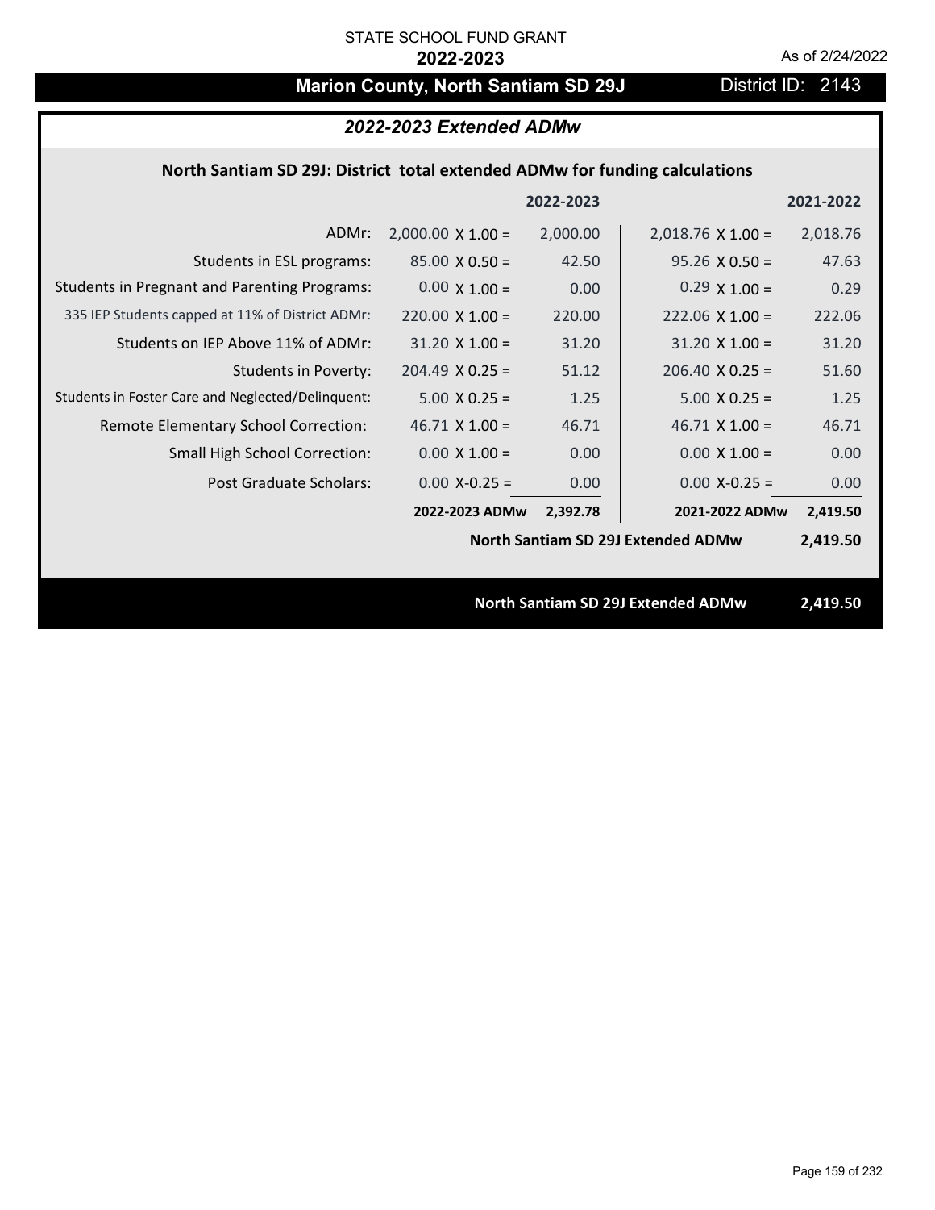STATE SCHOOL FUND GRANT

**2022-2023**

As of 2/24/2022

## Marion County, North Santiam SD 29J

District ID: 2143

### *2022-2023 Extended ADMw*

**North Santiam SD 29J: District total extended ADMw for funding calculations**

| | | 2022-2023 | | 2021-2022 |
|---|---|---|---|---|
| ADMr: | 2,000.00 X 1.00 = | 2,000.00 | 2,018.76 X 1.00 = | 2,018.76 |
| Students in ESL programs: | 85.00 X 0.50 = | 42.50 | 95.26 X 0.50 = | 47.63 |
| Students in Pregnant and Parenting Programs: | 0.00 X 1.00 = | 0.00 | 0.29 X 1.00 = | 0.29 |
| 335 IEP Students capped at 11% of District ADMr: | 220.00 X 1.00 = | 220.00 | 222.06 X 1.00 = | 222.06 |
| Students on IEP Above 11% of ADMr: | 31.20 X 1.00 = | 31.20 | 31.20 X 1.00 = | 31.20 |
| Students in Poverty: | 204.49 X 0.25 = | 51.12 | 206.40 X 0.25 = | 51.60 |
| Students in Foster Care and Neglected/Delinquent: | 5.00 X 0.25 = | 1.25 | 5.00 X 0.25 = | 1.25 |
| Remote Elementary School Correction: | 46.71 X 1.00 = | 46.71 | 46.71 X 1.00 = | 46.71 |
| Small High School Correction: | 0.00 X 1.00 = | 0.00 | 0.00 X 1.00 = | 0.00 |
| Post Graduate Scholars: | 0.00 X-0.25 = | 0.00 | 0.00 X-0.25 = | 0.00 |
| | **2022-2023 ADMw** | **2,392.78** | **2021-2022 ADMw** | **2,419.50** |
| | | | **North Santiam SD 29J Extended ADMw** | **2,419.50** |

**North Santiam SD 29J Extended ADMw** **2,419.50**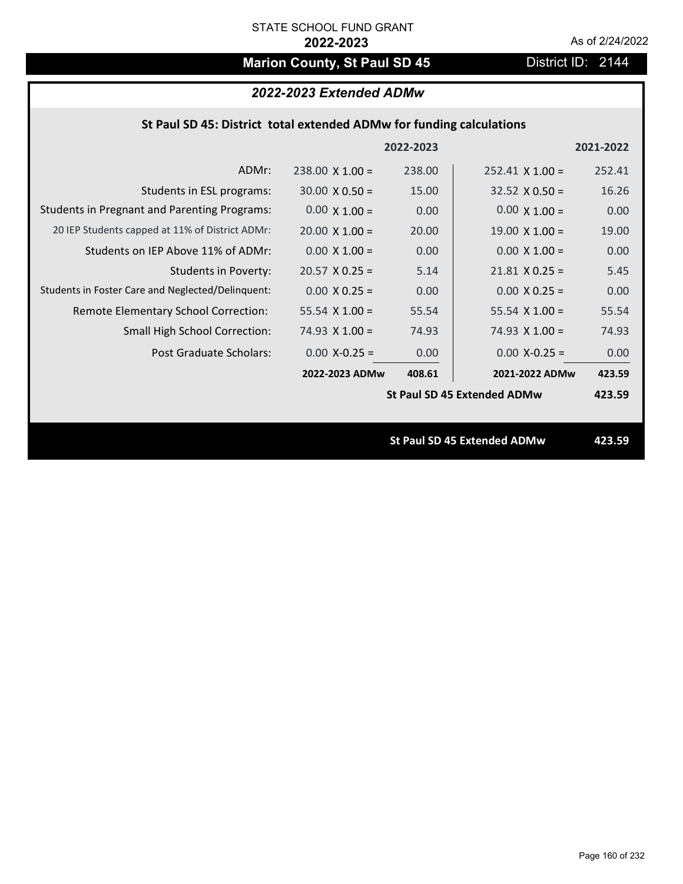STATE SCHOOL FUND GRANT

**2022-2023**

As of 2/24/2022

# Marion County, St Paul SD 45

District ID: 2144

## *2022-2023 Extended ADMw*

### St Paul SD 45: District total extended ADMw for funding calculations

| | | 2022-2023 | | 2021-2022 |
|---|---|---|---|---|
| ADMr: | 238.00 X 1.00 = | 238.00 | 252.41 X 1.00 = | 252.41 |
| Students in ESL programs: | 30.00 X 0.50 = | 15.00 | 32.52 X 0.50 = | 16.26 |
| Students in Pregnant and Parenting Programs: | 0.00 X 1.00 = | 0.00 | 0.00 X 1.00 = | 0.00 |
| 20 IEP Students capped at 11% of District ADMr: | 20.00 X 1.00 = | 20.00 | 19.00 X 1.00 = | 19.00 |
| Students on IEP Above 11% of ADMr: | 0.00 X 1.00 = | 0.00 | 0.00 X 1.00 = | 0.00 |
| Students in Poverty: | 20.57 X 0.25 = | 5.14 | 21.81 X 0.25 = | 5.45 |
| Students in Foster Care and Neglected/Delinquent: | 0.00 X 0.25 = | 0.00 | 0.00 X 0.25 = | 0.00 |
| Remote Elementary School Correction: | 55.54 X 1.00 = | 55.54 | 55.54 X 1.00 = | 55.54 |
| Small High School Correction: | 74.93 X 1.00 = | 74.93 | 74.93 X 1.00 = | 74.93 |
| Post Graduate Scholars: | 0.00 X-0.25 = | 0.00 | 0.00 X-0.25 = | 0.00 |
| | **2022-2023 ADMw** | **408.61** | **2021-2022 ADMw** | **423.59** |
| | | | **St Paul SD 45 Extended ADMw** | **423.59** |

**St Paul SD 45 Extended ADMw** **423.59**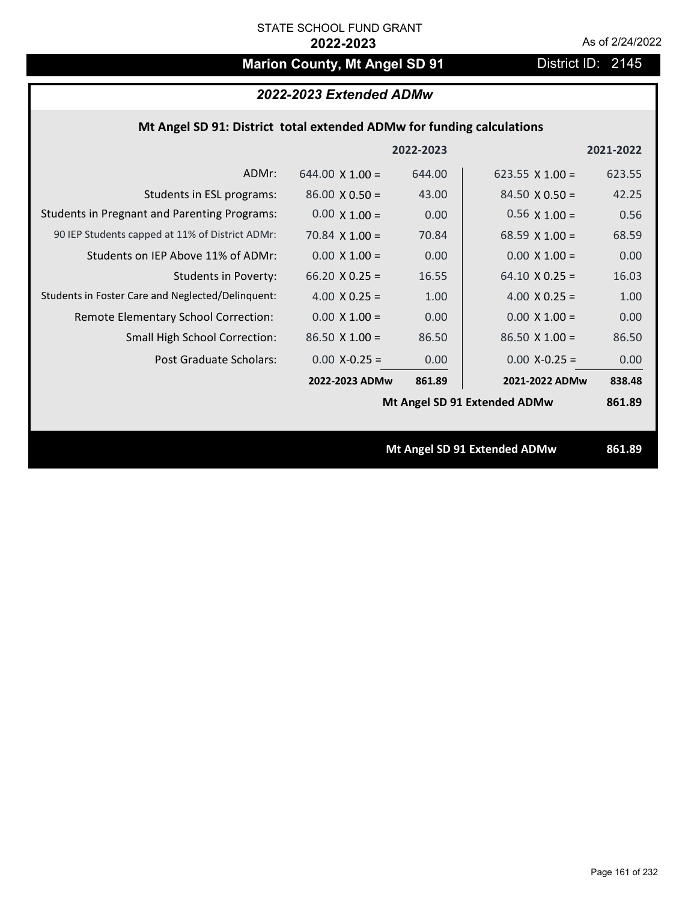STATE SCHOOL FUND GRANT

**2022-2023**

As of 2/24/2022

# Marion County, Mt Angel SD 91

District ID: 2145

## *2022-2023 Extended ADMw*

### Mt Angel SD 91: District total extended ADMw for funding calculations

| | | 2022-2023 | | 2021-2022 |
|---|---|---|---|---|
| ADMr: | 644.00 X 1.00 = | 644.00 | 623.55 X 1.00 = | 623.55 |
| Students in ESL programs: | 86.00 X 0.50 = | 43.00 | 84.50 X 0.50 = | 42.25 |
| Students in Pregnant and Parenting Programs: | 0.00 X 1.00 = | 0.00 | 0.56 X 1.00 = | 0.56 |
| 90 IEP Students capped at 11% of District ADMr: | 70.84 X 1.00 = | 70.84 | 68.59 X 1.00 = | 68.59 |
| Students on IEP Above 11% of ADMr: | 0.00 X 1.00 = | 0.00 | 0.00 X 1.00 = | 0.00 |
| Students in Poverty: | 66.20 X 0.25 = | 16.55 | 64.10 X 0.25 = | 16.03 |
| Students in Foster Care and Neglected/Delinquent: | 4.00 X 0.25 = | 1.00 | 4.00 X 0.25 = | 1.00 |
| Remote Elementary School Correction: | 0.00 X 1.00 = | 0.00 | 0.00 X 1.00 = | 0.00 |
| Small High School Correction: | 86.50 X 1.00 = | 86.50 | 86.50 X 1.00 = | 86.50 |
| Post Graduate Scholars: | 0.00 X-0.25 = | 0.00 | 0.00 X-0.25 = | 0.00 |
| | **2022-2023 ADMw** | **861.89** | **2021-2022 ADMw** | **838.48** |
| | | | **Mt Angel SD 91 Extended ADMw** | **861.89** |

**Mt Angel SD 91 Extended ADMw** **861.89**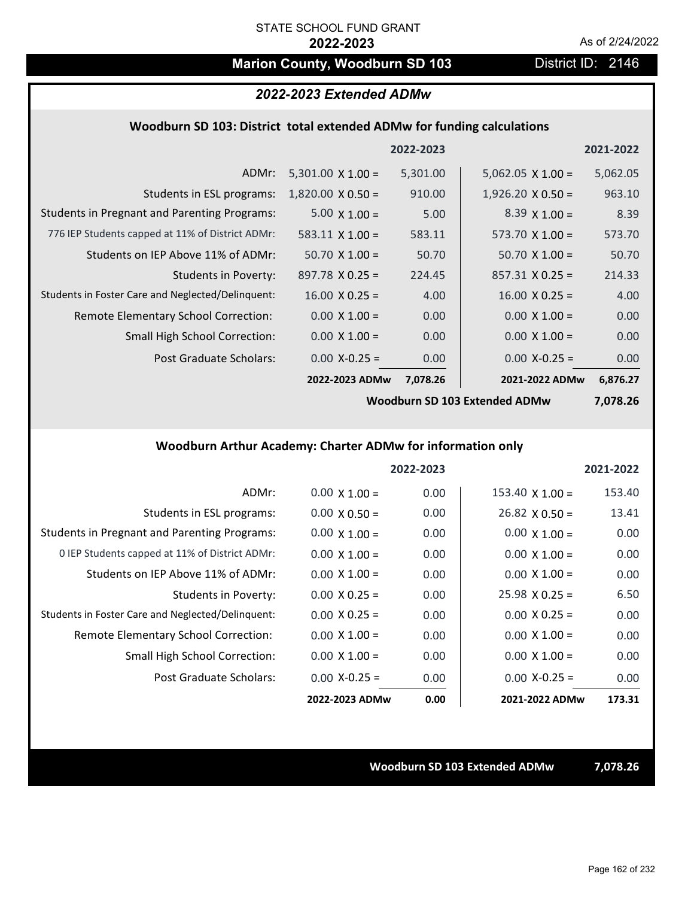STATE SCHOOL FUND GRANT

**2022-2023**

As of 2/24/2022

# Marion County, Woodburn SD 103

District ID: 2146

## *2022-2023 Extended ADMw*

### Woodburn SD 103: District total extended ADMw for funding calculations

| | | 2022-2023 | | 2021-2022 |
|---|---|---|---|---|
| ADMr: | 5,301.00 X 1.00 = | 5,301.00 | 5,062.05 X 1.00 = | 5,062.05 |
| Students in ESL programs: | 1,820.00 X 0.50 = | 910.00 | 1,926.20 X 0.50 = | 963.10 |
| Students in Pregnant and Parenting Programs: | 5.00 X 1.00 = | 5.00 | 8.39 X 1.00 = | 8.39 |
| 776 IEP Students capped at 11% of District ADMr: | 583.11 X 1.00 = | 583.11 | 573.70 X 1.00 = | 573.70 |
| Students on IEP Above 11% of ADMr: | 50.70 X 1.00 = | 50.70 | 50.70 X 1.00 = | 50.70 |
| Students in Poverty: | 897.78 X 0.25 = | 224.45 | 857.31 X 0.25 = | 214.33 |
| Students in Foster Care and Neglected/Delinquent: | 16.00 X 0.25 = | 4.00 | 16.00 X 0.25 = | 4.00 |
| Remote Elementary School Correction: | 0.00 X 1.00 = | 0.00 | 0.00 X 1.00 = | 0.00 |
| Small High School Correction: | 0.00 X 1.00 = | 0.00 | 0.00 X 1.00 = | 0.00 |
| Post Graduate Scholars: | 0.00 X-0.25 = | 0.00 | 0.00 X-0.25 = | 0.00 |
| | **2022-2023 ADMw** | **7,078.26** | **2021-2022 ADMw** | **6,876.27** |
| | | | **Woodburn SD 103 Extended ADMw** | **7,078.26** |

### Woodburn Arthur Academy: Charter ADMw for information only

| | | 2022-2023 | | 2021-2022 |
|---|---|---|---|---|
| ADMr: | 0.00 X 1.00 = | 0.00 | 153.40 X 1.00 = | 153.40 |
| Students in ESL programs: | 0.00 X 0.50 = | 0.00 | 26.82 X 0.50 = | 13.41 |
| Students in Pregnant and Parenting Programs: | 0.00 X 1.00 = | 0.00 | 0.00 X 1.00 = | 0.00 |
| 0 IEP Students capped at 11% of District ADMr: | 0.00 X 1.00 = | 0.00 | 0.00 X 1.00 = | 0.00 |
| Students on IEP Above 11% of ADMr: | 0.00 X 1.00 = | 0.00 | 0.00 X 1.00 = | 0.00 |
| Students in Poverty: | 0.00 X 0.25 = | 0.00 | 25.98 X 0.25 = | 6.50 |
| Students in Foster Care and Neglected/Delinquent: | 0.00 X 0.25 = | 0.00 | 0.00 X 0.25 = | 0.00 |
| Remote Elementary School Correction: | 0.00 X 1.00 = | 0.00 | 0.00 X 1.00 = | 0.00 |
| Small High School Correction: | 0.00 X 1.00 = | 0.00 | 0.00 X 1.00 = | 0.00 |
| Post Graduate Scholars: | 0.00 X-0.25 = | 0.00 | 0.00 X-0.25 = | 0.00 |
| | **2022-2023 ADMw** | **0.00** | **2021-2022 ADMw** | **173.31** |

**Woodburn SD 103 Extended ADMw** **7,078.26**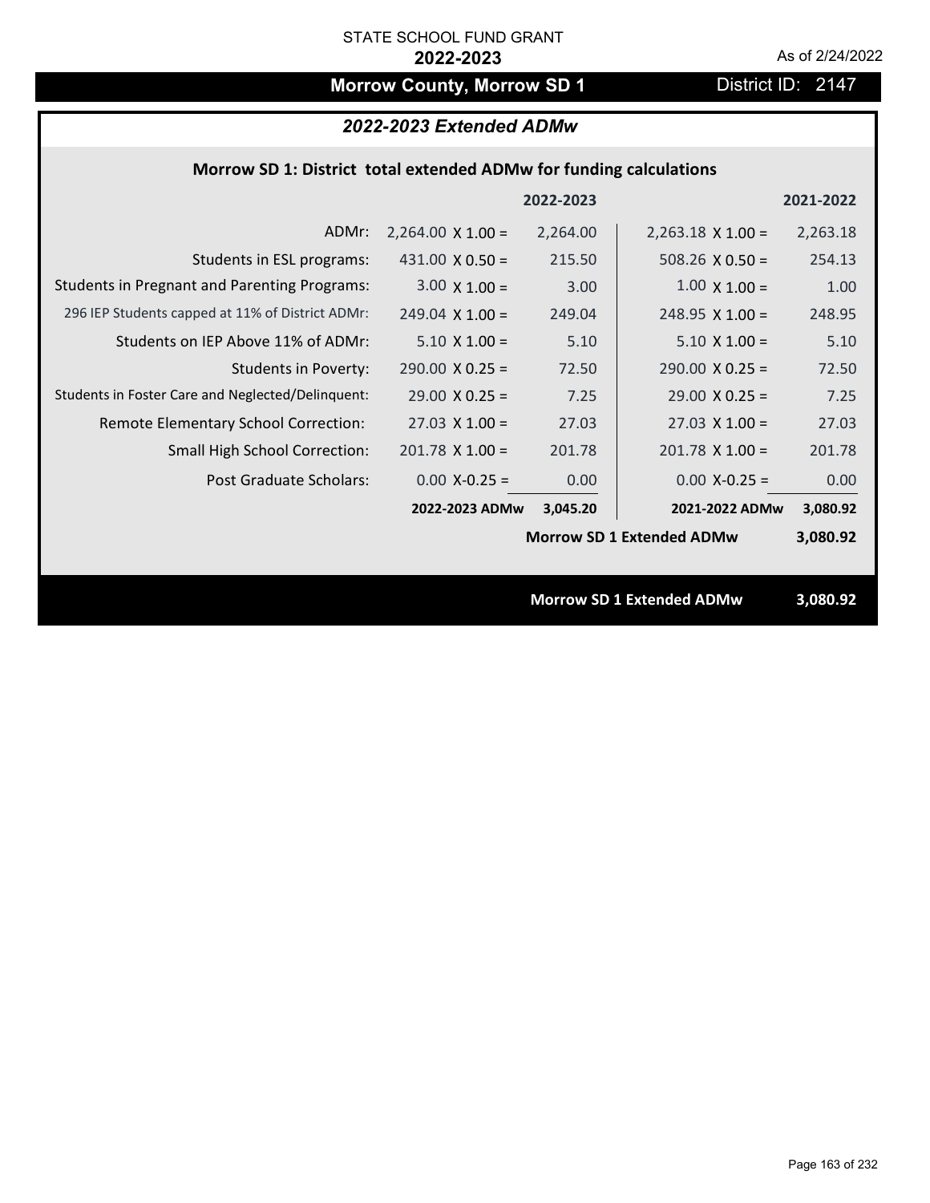STATE SCHOOL FUND GRANT

**2022-2023**

As of 2/24/2022

# Morrow County, Morrow SD 1

District ID: 2147

## *2022-2023 Extended ADMw*

### Morrow SD 1: District total extended ADMw for funding calculations

| | 2022-2023 | | 2021-2022 | |
|---|---|---|---|---|
| ADMr: | 2,264.00 X 1.00 = | 2,264.00 | 2,263.18 X 1.00 = | 2,263.18 |
| Students in ESL programs: | 431.00 X 0.50 = | 215.50 | 508.26 X 0.50 = | 254.13 |
| Students in Pregnant and Parenting Programs: | 3.00 X 1.00 = | 3.00 | 1.00 X 1.00 = | 1.00 |
| 296 IEP Students capped at 11% of District ADMr: | 249.04 X 1.00 = | 249.04 | 248.95 X 1.00 = | 248.95 |
| Students on IEP Above 11% of ADMr: | 5.10 X 1.00 = | 5.10 | 5.10 X 1.00 = | 5.10 |
| Students in Poverty: | 290.00 X 0.25 = | 72.50 | 290.00 X 0.25 = | 72.50 |
| Students in Foster Care and Neglected/Delinquent: | 29.00 X 0.25 = | 7.25 | 29.00 X 0.25 = | 7.25 |
| Remote Elementary School Correction: | 27.03 X 1.00 = | 27.03 | 27.03 X 1.00 = | 27.03 |
| Small High School Correction: | 201.78 X 1.00 = | 201.78 | 201.78 X 1.00 = | 201.78 |
| Post Graduate Scholars: | 0.00 X-0.25 = | 0.00 | 0.00 X-0.25 = | 0.00 |
| | **2022-2023 ADMw** | **3,045.20** | **2021-2022 ADMw** | **3,080.92** |
| | | | **Morrow SD 1 Extended ADMw** | **3,080.92** |

**Morrow SD 1 Extended ADMw 3,080.92**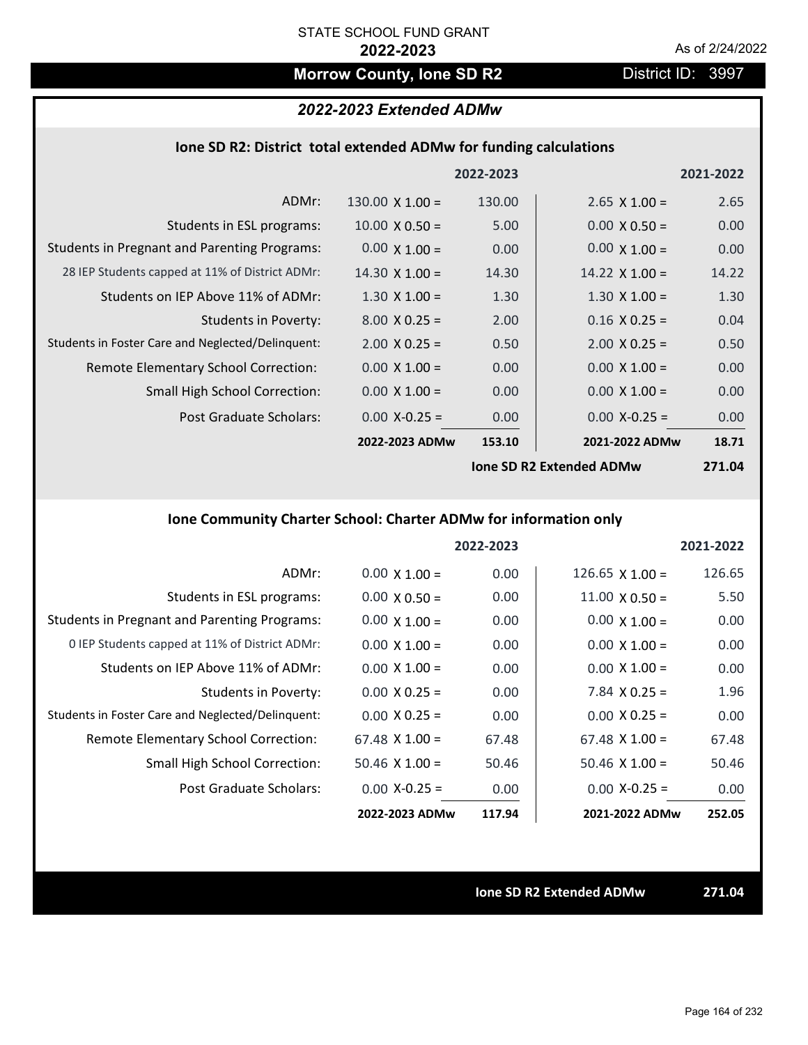STATE SCHOOL FUND GRANT

**2022-2023**

As of 2/24/2022

## Morrow County, Ione SD R2

District ID: 3997

### *2022-2023 Extended ADMw*

#### Ione SD R2: District total extended ADMw for funding calculations

| | 2022-2023 | | 2021-2022 | |
|---|---|---|---|---|
| ADMr: | 130.00 X 1.00 = | 130.00 | 2.65 X 1.00 = | 2.65 |
| Students in ESL programs: | 10.00 X 0.50 = | 5.00 | 0.00 X 0.50 = | 0.00 |
| Students in Pregnant and Parenting Programs: | 0.00 X 1.00 = | 0.00 | 0.00 X 1.00 = | 0.00 |
| 28 IEP Students capped at 11% of District ADMr: | 14.30 X 1.00 = | 14.30 | 14.22 X 1.00 = | 14.22 |
| Students on IEP Above 11% of ADMr: | 1.30 X 1.00 = | 1.30 | 1.30 X 1.00 = | 1.30 |
| Students in Poverty: | 8.00 X 0.25 = | 2.00 | 0.16 X 0.25 = | 0.04 |
| Students in Foster Care and Neglected/Delinquent: | 2.00 X 0.25 = | 0.50 | 2.00 X 0.25 = | 0.50 |
| Remote Elementary School Correction: | 0.00 X 1.00 = | 0.00 | 0.00 X 1.00 = | 0.00 |
| Small High School Correction: | 0.00 X 1.00 = | 0.00 | 0.00 X 1.00 = | 0.00 |
| Post Graduate Scholars: | 0.00 X-0.25 = | 0.00 | 0.00 X-0.25 = | 0.00 |
| | **2022-2023 ADMw** | **153.10** | **2021-2022 ADMw** | **18.71** |
| | | | **Ione SD R2 Extended ADMw** | **271.04** |

#### Ione Community Charter School: Charter ADMw for information only

| | 2022-2023 | | 2021-2022 | |
|---|---|---|---|---|
| ADMr: | 0.00 X 1.00 = | 0.00 | 126.65 X 1.00 = | 126.65 |
| Students in ESL programs: | 0.00 X 0.50 = | 0.00 | 11.00 X 0.50 = | 5.50 |
| Students in Pregnant and Parenting Programs: | 0.00 X 1.00 = | 0.00 | 0.00 X 1.00 = | 0.00 |
| 0 IEP Students capped at 11% of District ADMr: | 0.00 X 1.00 = | 0.00 | 0.00 X 1.00 = | 0.00 |
| Students on IEP Above 11% of ADMr: | 0.00 X 1.00 = | 0.00 | 0.00 X 1.00 = | 0.00 |
| Students in Poverty: | 0.00 X 0.25 = | 0.00 | 7.84 X 0.25 = | 1.96 |
| Students in Foster Care and Neglected/Delinquent: | 0.00 X 0.25 = | 0.00 | 0.00 X 0.25 = | 0.00 |
| Remote Elementary School Correction: | 67.48 X 1.00 = | 67.48 | 67.48 X 1.00 = | 67.48 |
| Small High School Correction: | 50.46 X 1.00 = | 50.46 | 50.46 X 1.00 = | 50.46 |
| Post Graduate Scholars: | 0.00 X-0.25 = | 0.00 | 0.00 X-0.25 = | 0.00 |
| | **2022-2023 ADMw** | **117.94** | **2021-2022 ADMw** | **252.05** |

**Ione SD R2 Extended ADMw** **271.04**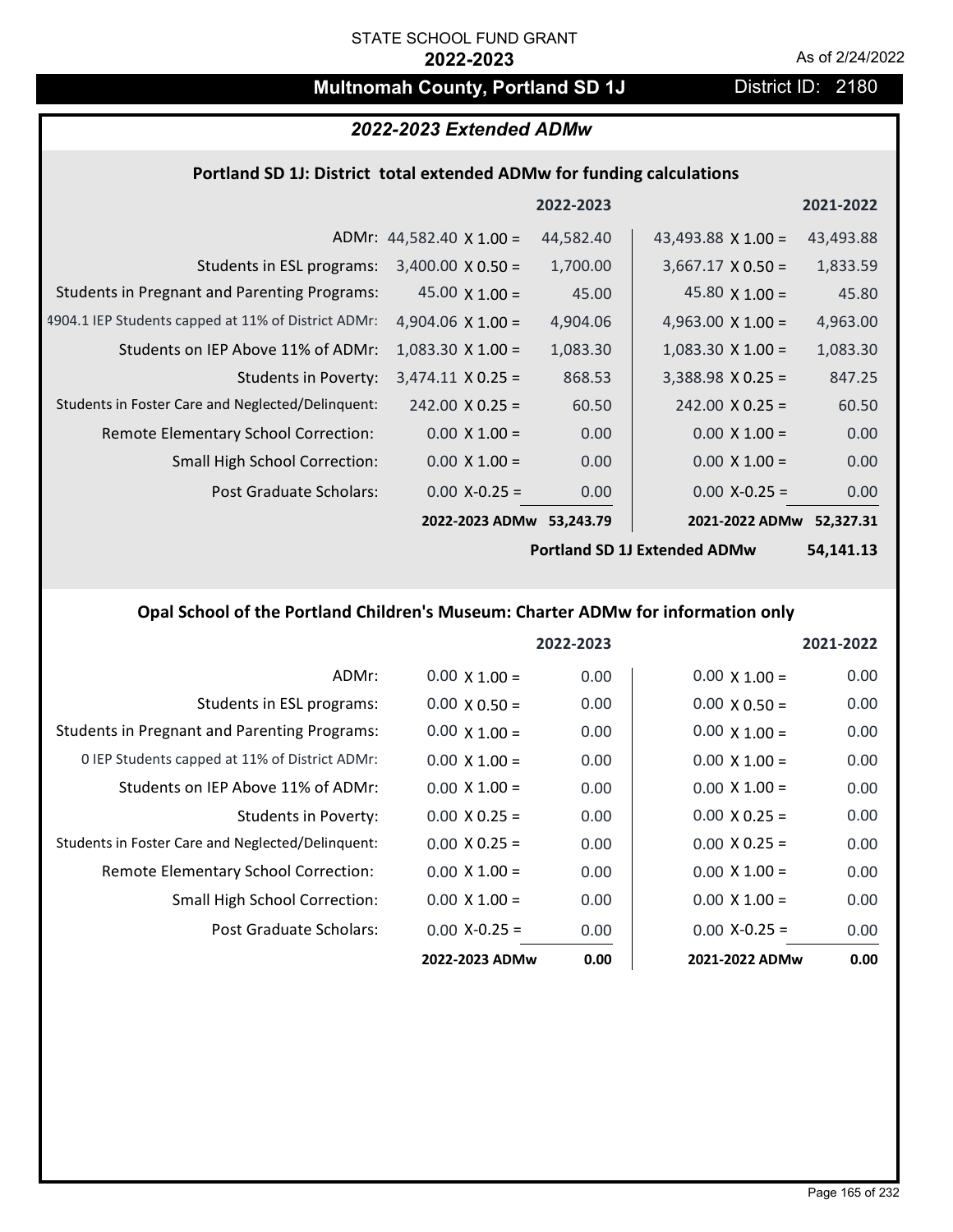STATE SCHOOL FUND GRANT

**2022-2023**

As of 2/24/2022

# Multnomah County, Portland SD 1J

District ID: 2180

## *2022-2023 Extended ADMw*

### Portland SD 1J: District total extended ADMw for funding calculations

| | | 2022-2023 | | 2021-2022 |
|---|---|---|---|---|
| ADMr: | 44,582.40 X 1.00 = | 44,582.40 | 43,493.88 X 1.00 = | 43,493.88 |
| Students in ESL programs: | 3,400.00 X 0.50 = | 1,700.00 | 3,667.17 X 0.50 = | 1,833.59 |
| Students in Pregnant and Parenting Programs: | 45.00 X 1.00 = | 45.00 | 45.80 X 1.00 = | 45.80 |
| 4904.1 IEP Students capped at 11% of District ADMr: | 4,904.06 X 1.00 = | 4,904.06 | 4,963.00 X 1.00 = | 4,963.00 |
| Students on IEP Above 11% of ADMr: | 1,083.30 X 1.00 = | 1,083.30 | 1,083.30 X 1.00 = | 1,083.30 |
| Students in Poverty: | 3,474.11 X 0.25 = | 868.53 | 3,388.98 X 0.25 = | 847.25 |
| Students in Foster Care and Neglected/Delinquent: | 242.00 X 0.25 = | 60.50 | 242.00 X 0.25 = | 60.50 |
| Remote Elementary School Correction: | 0.00 X 1.00 = | 0.00 | 0.00 X 1.00 = | 0.00 |
| Small High School Correction: | 0.00 X 1.00 = | 0.00 | 0.00 X 1.00 = | 0.00 |
| Post Graduate Scholars: | 0.00 X-0.25 = | 0.00 | 0.00 X-0.25 = | 0.00 |
| | **2022-2023 ADMw** | **53,243.79** | **2021-2022 ADMw** | **52,327.31** |
| | | | **Portland SD 1J Extended ADMw** | **54,141.13** |

### Opal School of the Portland Children's Museum: Charter ADMw for information only

| | | 2022-2023 | | 2021-2022 |
|---|---|---|---|---|
| ADMr: | 0.00 X 1.00 = | 0.00 | 0.00 X 1.00 = | 0.00 |
| Students in ESL programs: | 0.00 X 0.50 = | 0.00 | 0.00 X 0.50 = | 0.00 |
| Students in Pregnant and Parenting Programs: | 0.00 X 1.00 = | 0.00 | 0.00 X 1.00 = | 0.00 |
| 0 IEP Students capped at 11% of District ADMr: | 0.00 X 1.00 = | 0.00 | 0.00 X 1.00 = | 0.00 |
| Students on IEP Above 11% of ADMr: | 0.00 X 1.00 = | 0.00 | 0.00 X 1.00 = | 0.00 |
| Students in Poverty: | 0.00 X 0.25 = | 0.00 | 0.00 X 0.25 = | 0.00 |
| Students in Foster Care and Neglected/Delinquent: | 0.00 X 0.25 = | 0.00 | 0.00 X 0.25 = | 0.00 |
| Remote Elementary School Correction: | 0.00 X 1.00 = | 0.00 | 0.00 X 1.00 = | 0.00 |
| Small High School Correction: | 0.00 X 1.00 = | 0.00 | 0.00 X 1.00 = | 0.00 |
| Post Graduate Scholars: | 0.00 X-0.25 = | 0.00 | 0.00 X-0.25 = | 0.00 |
| | **2022-2023 ADMw** | **0.00** | **2021-2022 ADMw** | **0.00** |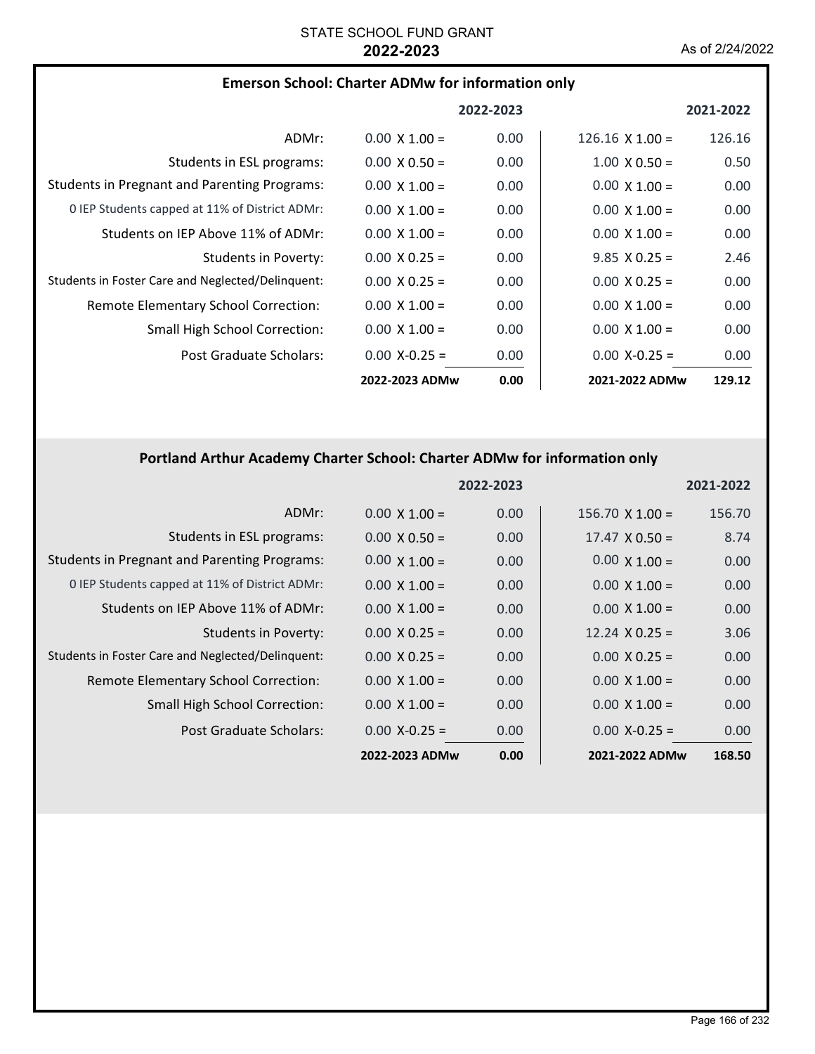STATE SCHOOL FUND GRANT
**2022-2023**
As of 2/24/2022

## Emerson School: Charter ADMw for information only

| | 2022-2023 | | 2021-2022 | |
|---|---|---|---|---|
| ADMr: | 0.00 X 1.00 = | 0.00 | 126.16 X 1.00 = | 126.16 |
| Students in ESL programs: | 0.00 X 0.50 = | 0.00 | 1.00 X 0.50 = | 0.50 |
| Students in Pregnant and Parenting Programs: | 0.00 X 1.00 = | 0.00 | 0.00 X 1.00 = | 0.00 |
| 0 IEP Students capped at 11% of District ADMr: | 0.00 X 1.00 = | 0.00 | 0.00 X 1.00 = | 0.00 |
| Students on IEP Above 11% of ADMr: | 0.00 X 1.00 = | 0.00 | 0.00 X 1.00 = | 0.00 |
| Students in Poverty: | 0.00 X 0.25 = | 0.00 | 9.85 X 0.25 = | 2.46 |
| Students in Foster Care and Neglected/Delinquent: | 0.00 X 0.25 = | 0.00 | 0.00 X 0.25 = | 0.00 |
| Remote Elementary School Correction: | 0.00 X 1.00 = | 0.00 | 0.00 X 1.00 = | 0.00 |
| Small High School Correction: | 0.00 X 1.00 = | 0.00 | 0.00 X 1.00 = | 0.00 |
| Post Graduate Scholars: | 0.00 X-0.25 = | 0.00 | 0.00 X-0.25 = | 0.00 |
| | **2022-2023 ADMw** | **0.00** | **2021-2022 ADMw** | **129.12** |

## Portland Arthur Academy Charter School: Charter ADMw for information only

| | 2022-2023 | | 2021-2022 | |
|---|---|---|---|---|
| ADMr: | 0.00 X 1.00 = | 0.00 | 156.70 X 1.00 = | 156.70 |
| Students in ESL programs: | 0.00 X 0.50 = | 0.00 | 17.47 X 0.50 = | 8.74 |
| Students in Pregnant and Parenting Programs: | 0.00 X 1.00 = | 0.00 | 0.00 X 1.00 = | 0.00 |
| 0 IEP Students capped at 11% of District ADMr: | 0.00 X 1.00 = | 0.00 | 0.00 X 1.00 = | 0.00 |
| Students on IEP Above 11% of ADMr: | 0.00 X 1.00 = | 0.00 | 0.00 X 1.00 = | 0.00 |
| Students in Poverty: | 0.00 X 0.25 = | 0.00 | 12.24 X 0.25 = | 3.06 |
| Students in Foster Care and Neglected/Delinquent: | 0.00 X 0.25 = | 0.00 | 0.00 X 0.25 = | 0.00 |
| Remote Elementary School Correction: | 0.00 X 1.00 = | 0.00 | 0.00 X 1.00 = | 0.00 |
| Small High School Correction: | 0.00 X 1.00 = | 0.00 | 0.00 X 1.00 = | 0.00 |
| Post Graduate Scholars: | 0.00 X-0.25 = | 0.00 | 0.00 X-0.25 = | 0.00 |
| | **2022-2023 ADMw** | **0.00** | **2021-2022 ADMw** | **168.50** |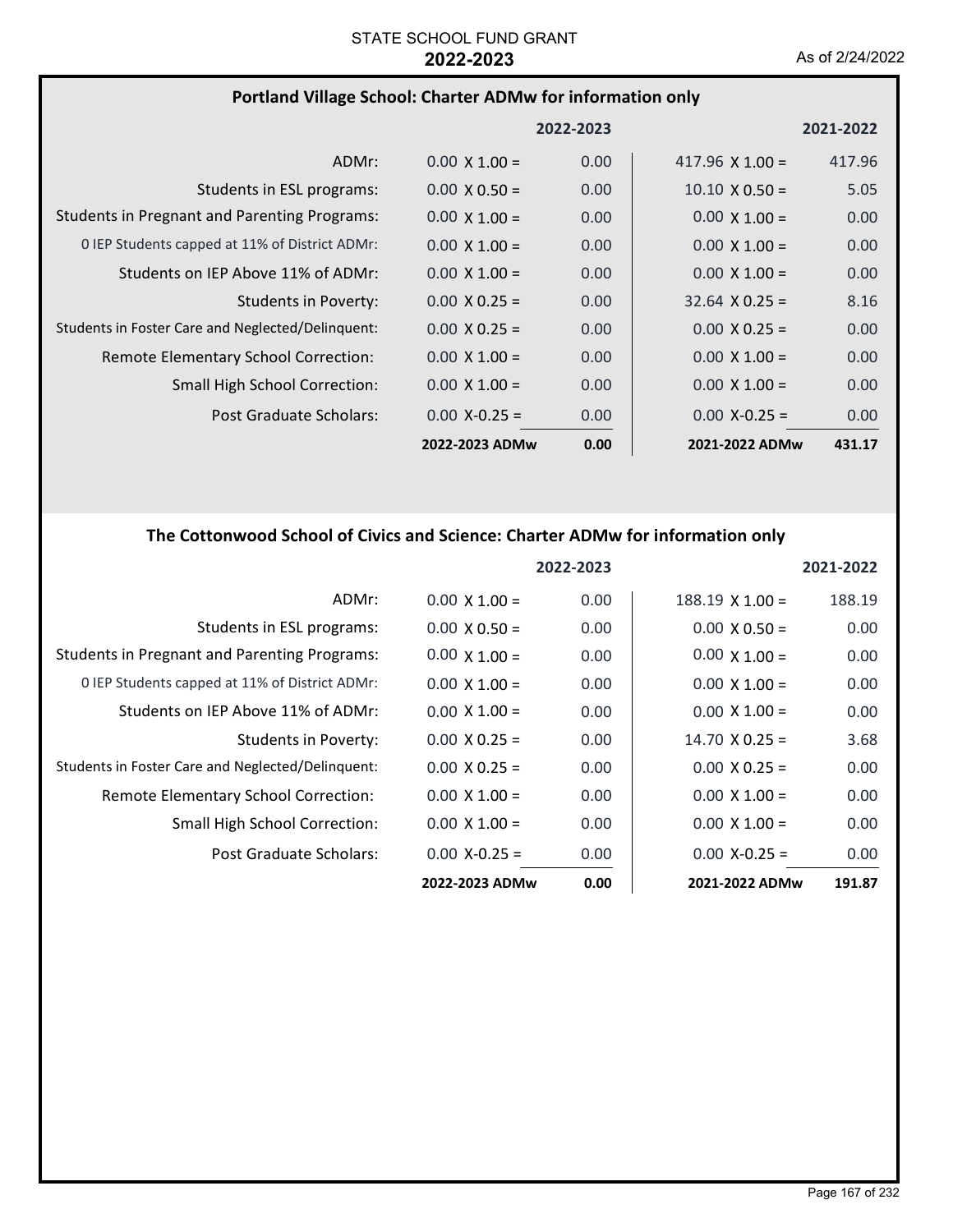STATE SCHOOL FUND GRANT

**2022-2023**

As of 2/24/2022

## Portland Village School: Charter ADMw for information only

| | 2022-2023 | | 2021-2022 | |
|---|---|---|---|---|
| ADMr: | 0.00 X 1.00 = | 0.00 | 417.96 X 1.00 = | 417.96 |
| Students in ESL programs: | 0.00 X 0.50 = | 0.00 | 10.10 X 0.50 = | 5.05 |
| Students in Pregnant and Parenting Programs: | 0.00 X 1.00 = | 0.00 | 0.00 X 1.00 = | 0.00 |
| 0 IEP Students capped at 11% of District ADMr: | 0.00 X 1.00 = | 0.00 | 0.00 X 1.00 = | 0.00 |
| Students on IEP Above 11% of ADMr: | 0.00 X 1.00 = | 0.00 | 0.00 X 1.00 = | 0.00 |
| Students in Poverty: | 0.00 X 0.25 = | 0.00 | 32.64 X 0.25 = | 8.16 |
| Students in Foster Care and Neglected/Delinquent: | 0.00 X 0.25 = | 0.00 | 0.00 X 0.25 = | 0.00 |
| Remote Elementary School Correction: | 0.00 X 1.00 = | 0.00 | 0.00 X 1.00 = | 0.00 |
| Small High School Correction: | 0.00 X 1.00 = | 0.00 | 0.00 X 1.00 = | 0.00 |
| Post Graduate Scholars: | 0.00 X-0.25 = | 0.00 | 0.00 X-0.25 = | 0.00 |
| | **2022-2023 ADMw** | **0.00** | **2021-2022 ADMw** | **431.17** |

## The Cottonwood School of Civics and Science: Charter ADMw for information only

| | 2022-2023 | | 2021-2022 | |
|---|---|---|---|---|
| ADMr: | 0.00 X 1.00 = | 0.00 | 188.19 X 1.00 = | 188.19 |
| Students in ESL programs: | 0.00 X 0.50 = | 0.00 | 0.00 X 0.50 = | 0.00 |
| Students in Pregnant and Parenting Programs: | 0.00 X 1.00 = | 0.00 | 0.00 X 1.00 = | 0.00 |
| 0 IEP Students capped at 11% of District ADMr: | 0.00 X 1.00 = | 0.00 | 0.00 X 1.00 = | 0.00 |
| Students on IEP Above 11% of ADMr: | 0.00 X 1.00 = | 0.00 | 0.00 X 1.00 = | 0.00 |
| Students in Poverty: | 0.00 X 0.25 = | 0.00 | 14.70 X 0.25 = | 3.68 |
| Students in Foster Care and Neglected/Delinquent: | 0.00 X 0.25 = | 0.00 | 0.00 X 0.25 = | 0.00 |
| Remote Elementary School Correction: | 0.00 X 1.00 = | 0.00 | 0.00 X 1.00 = | 0.00 |
| Small High School Correction: | 0.00 X 1.00 = | 0.00 | 0.00 X 1.00 = | 0.00 |
| Post Graduate Scholars: | 0.00 X-0.25 = | 0.00 | 0.00 X-0.25 = | 0.00 |
| | **2022-2023 ADMw** | **0.00** | **2021-2022 ADMw** | **191.87** |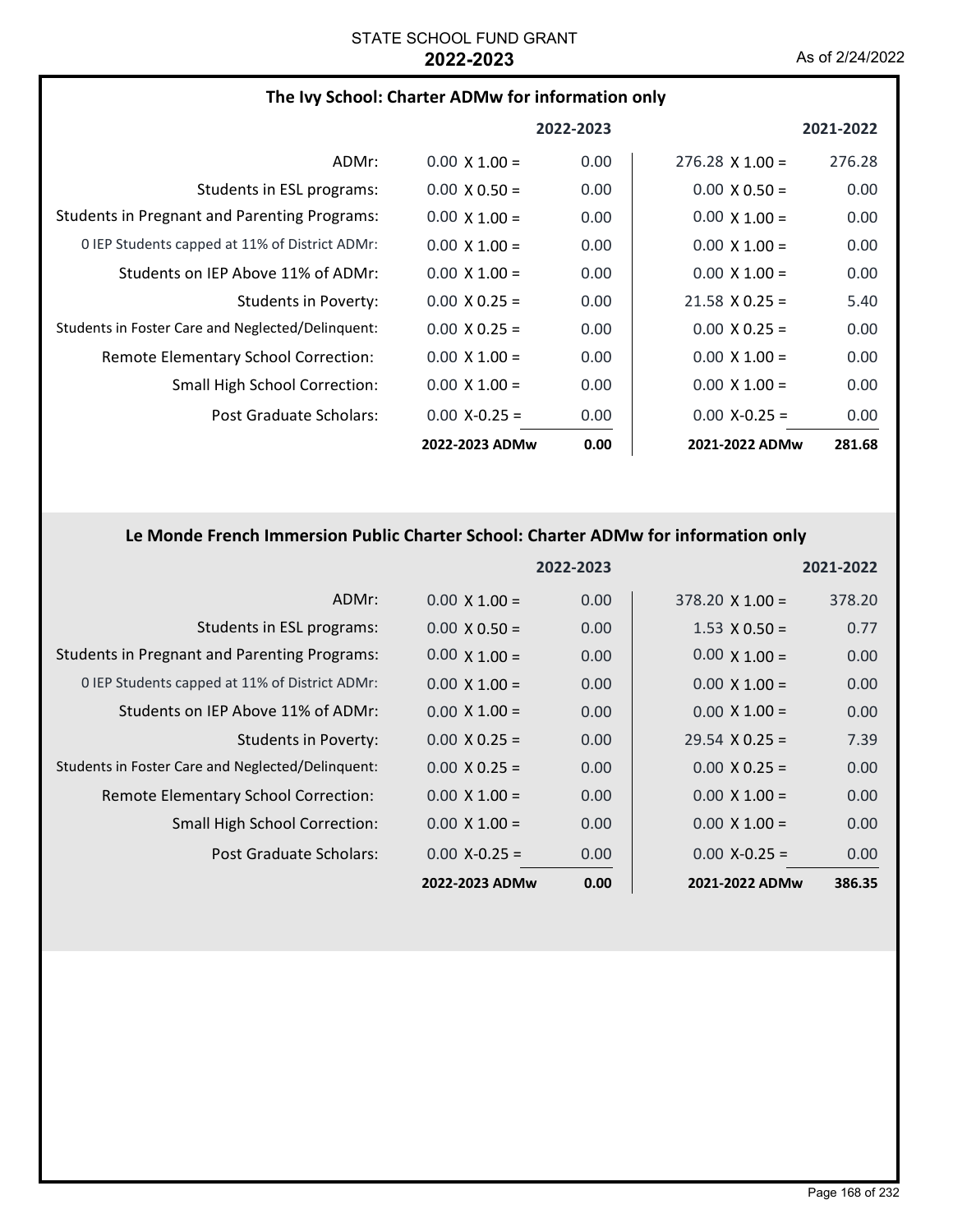STATE SCHOOL FUND GRANT
**2022-2023**

As of 2/24/2022

### The Ivy School: Charter ADMw for information only

| | | 2022-2023 | | 2021-2022 |
|---|---|---|---|---|
| ADMr: | 0.00 X 1.00 = | 0.00 | 276.28 X 1.00 = | 276.28 |
| Students in ESL programs: | 0.00 X 0.50 = | 0.00 | 0.00 X 0.50 = | 0.00 |
| Students in Pregnant and Parenting Programs: | 0.00 X 1.00 = | 0.00 | 0.00 X 1.00 = | 0.00 |
| 0 IEP Students capped at 11% of District ADMr: | 0.00 X 1.00 = | 0.00 | 0.00 X 1.00 = | 0.00 |
| Students on IEP Above 11% of ADMr: | 0.00 X 1.00 = | 0.00 | 0.00 X 1.00 = | 0.00 |
| Students in Poverty: | 0.00 X 0.25 = | 0.00 | 21.58 X 0.25 = | 5.40 |
| Students in Foster Care and Neglected/Delinquent: | 0.00 X 0.25 = | 0.00 | 0.00 X 0.25 = | 0.00 |
| Remote Elementary School Correction: | 0.00 X 1.00 = | 0.00 | 0.00 X 1.00 = | 0.00 |
| Small High School Correction: | 0.00 X 1.00 = | 0.00 | 0.00 X 1.00 = | 0.00 |
| Post Graduate Scholars: | 0.00 X-0.25 = | 0.00 | 0.00 X-0.25 = | 0.00 |
| | **2022-2023 ADMw** | **0.00** | **2021-2022 ADMw** | **281.68** |

### Le Monde French Immersion Public Charter School: Charter ADMw for information only

| | | 2022-2023 | | 2021-2022 |
|---|---|---|---|---|
| ADMr: | 0.00 X 1.00 = | 0.00 | 378.20 X 1.00 = | 378.20 |
| Students in ESL programs: | 0.00 X 0.50 = | 0.00 | 1.53 X 0.50 = | 0.77 |
| Students in Pregnant and Parenting Programs: | 0.00 X 1.00 = | 0.00 | 0.00 X 1.00 = | 0.00 |
| 0 IEP Students capped at 11% of District ADMr: | 0.00 X 1.00 = | 0.00 | 0.00 X 1.00 = | 0.00 |
| Students on IEP Above 11% of ADMr: | 0.00 X 1.00 = | 0.00 | 0.00 X 1.00 = | 0.00 |
| Students in Poverty: | 0.00 X 0.25 = | 0.00 | 29.54 X 0.25 = | 7.39 |
| Students in Foster Care and Neglected/Delinquent: | 0.00 X 0.25 = | 0.00 | 0.00 X 0.25 = | 0.00 |
| Remote Elementary School Correction: | 0.00 X 1.00 = | 0.00 | 0.00 X 1.00 = | 0.00 |
| Small High School Correction: | 0.00 X 1.00 = | 0.00 | 0.00 X 1.00 = | 0.00 |
| Post Graduate Scholars: | 0.00 X-0.25 = | 0.00 | 0.00 X-0.25 = | 0.00 |
| | **2022-2023 ADMw** | **0.00** | **2021-2022 ADMw** | **386.35** |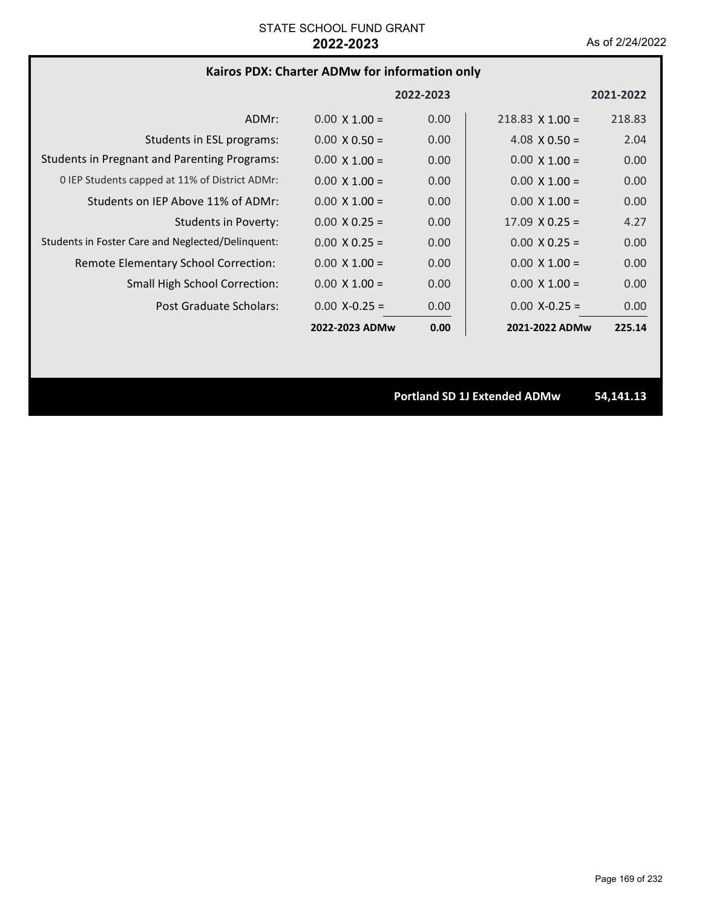STATE SCHOOL FUND GRANT
**2022-2023**
As of 2/24/2022

## Kairos PDX: Charter ADMw for information only

| | 2022-2023 | | 2021-2022 | |
|---|---|---|---|---|
| ADMr: | 0.00 X 1.00 = | 0.00 | 218.83 X 1.00 = | 218.83 |
| Students in ESL programs: | 0.00 X 0.50 = | 0.00 | 4.08 X 0.50 = | 2.04 |
| Students in Pregnant and Parenting Programs: | 0.00 X 1.00 = | 0.00 | 0.00 X 1.00 = | 0.00 |
| 0 IEP Students capped at 11% of District ADMr: | 0.00 X 1.00 = | 0.00 | 0.00 X 1.00 = | 0.00 |
| Students on IEP Above 11% of ADMr: | 0.00 X 1.00 = | 0.00 | 0.00 X 1.00 = | 0.00 |
| Students in Poverty: | 0.00 X 0.25 = | 0.00 | 17.09 X 0.25 = | 4.27 |
| Students in Foster Care and Neglected/Delinquent: | 0.00 X 0.25 = | 0.00 | 0.00 X 0.25 = | 0.00 |
| Remote Elementary School Correction: | 0.00 X 1.00 = | 0.00 | 0.00 X 1.00 = | 0.00 |
| Small High School Correction: | 0.00 X 1.00 = | 0.00 | 0.00 X 1.00 = | 0.00 |
| Post Graduate Scholars: | 0.00 X-0.25 = | 0.00 | 0.00 X-0.25 = | 0.00 |
| | **2022-2023 ADMw** | **0.00** | **2021-2022 ADMw** | **225.14** |

**Portland SD 1J Extended ADMw** **54,141.13**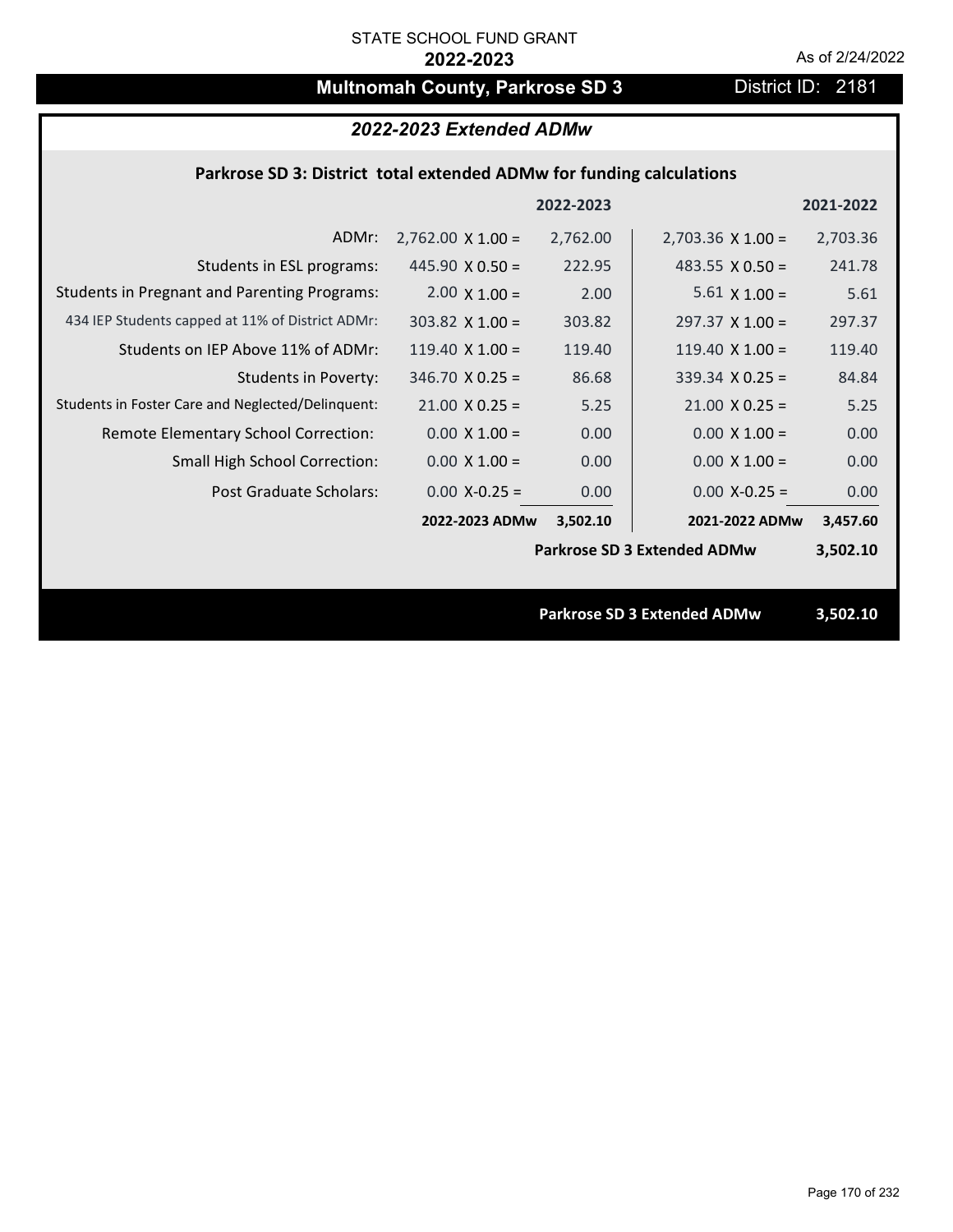STATE SCHOOL FUND GRANT

**2022-2023**

As of 2/24/2022

# Multnomah County, Parkrose SD 3

District ID: 2181

## *2022-2023 Extended ADMw*

### Parkrose SD 3: District total extended ADMw for funding calculations

| | | 2022-2023 | | 2021-2022 |
|---|---|---|---|---|
| ADMr: | 2,762.00 X 1.00 = | 2,762.00 | 2,703.36 X 1.00 = | 2,703.36 |
| Students in ESL programs: | 445.90 X 0.50 = | 222.95 | 483.55 X 0.50 = | 241.78 |
| Students in Pregnant and Parenting Programs: | 2.00 X 1.00 = | 2.00 | 5.61 X 1.00 = | 5.61 |
| 434 IEP Students capped at 11% of District ADMr: | 303.82 X 1.00 = | 303.82 | 297.37 X 1.00 = | 297.37 |
| Students on IEP Above 11% of ADMr: | 119.40 X 1.00 = | 119.40 | 119.40 X 1.00 = | 119.40 |
| Students in Poverty: | 346.70 X 0.25 = | 86.68 | 339.34 X 0.25 = | 84.84 |
| Students in Foster Care and Neglected/Delinquent: | 21.00 X 0.25 = | 5.25 | 21.00 X 0.25 = | 5.25 |
| Remote Elementary School Correction: | 0.00 X 1.00 = | 0.00 | 0.00 X 1.00 = | 0.00 |
| Small High School Correction: | 0.00 X 1.00 = | 0.00 | 0.00 X 1.00 = | 0.00 |
| Post Graduate Scholars: | 0.00 X-0.25 = | 0.00 | 0.00 X-0.25 = | 0.00 |
| | **2022-2023 ADMw** | **3,502.10** | **2021-2022 ADMw** | **3,457.60** |
| | | | **Parkrose SD 3 Extended ADMw** | **3,502.10** |

**Parkrose SD 3 Extended ADMw 3,502.10**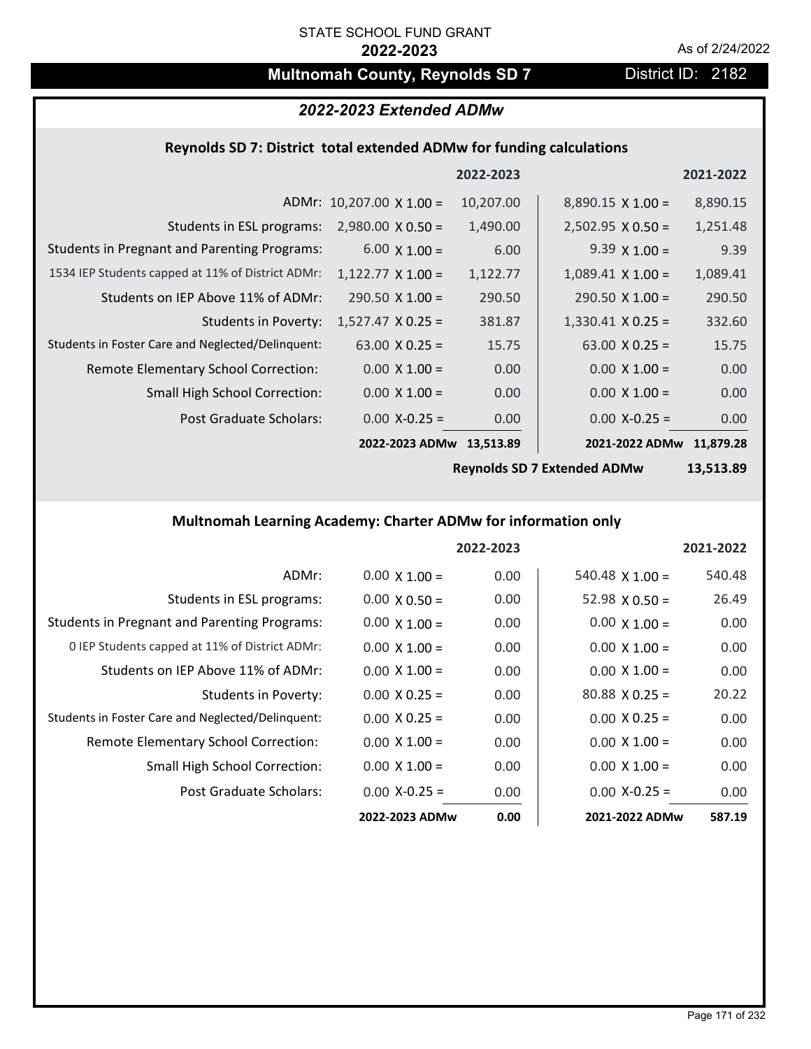STATE SCHOOL FUND GRANT

**2022-2023**

As of 2/24/2022

# Multnomah County, Reynolds SD 7

District ID: 2182

## *2022-2023 Extended ADMw*

### Reynolds SD 7: District total extended ADMw for funding calculations

| | | 2022-2023 | | 2021-2022 |
|---|---|---|---|---|
| ADMr: | 10,207.00 X 1.00 = | 10,207.00 | 8,890.15 X 1.00 = | 8,890.15 |
| Students in ESL programs: | 2,980.00 X 0.50 = | 1,490.00 | 2,502.95 X 0.50 = | 1,251.48 |
| Students in Pregnant and Parenting Programs: | 6.00 X 1.00 = | 6.00 | 9.39 X 1.00 = | 9.39 |
| 1534 IEP Students capped at 11% of District ADMr: | 1,122.77 X 1.00 = | 1,122.77 | 1,089.41 X 1.00 = | 1,089.41 |
| Students on IEP Above 11% of ADMr: | 290.50 X 1.00 = | 290.50 | 290.50 X 1.00 = | 290.50 |
| Students in Poverty: | 1,527.47 X 0.25 = | 381.87 | 1,330.41 X 0.25 = | 332.60 |
| Students in Foster Care and Neglected/Delinquent: | 63.00 X 0.25 = | 15.75 | 63.00 X 0.25 = | 15.75 |
| Remote Elementary School Correction: | 0.00 X 1.00 = | 0.00 | 0.00 X 1.00 = | 0.00 |
| Small High School Correction: | 0.00 X 1.00 = | 0.00 | 0.00 X 1.00 = | 0.00 |
| Post Graduate Scholars: | 0.00 X-0.25 = | 0.00 | 0.00 X-0.25 = | 0.00 |
| | **2022-2023 ADMw** | **13,513.89** | **2021-2022 ADMw** | **11,879.28** |
| | | | **Reynolds SD 7 Extended ADMw** | **13,513.89** |

### Multnomah Learning Academy: Charter ADMw for information only

| | | 2022-2023 | | 2021-2022 |
|---|---|---|---|---|
| ADMr: | 0.00 X 1.00 = | 0.00 | 540.48 X 1.00 = | 540.48 |
| Students in ESL programs: | 0.00 X 0.50 = | 0.00 | 52.98 X 0.50 = | 26.49 |
| Students in Pregnant and Parenting Programs: | 0.00 X 1.00 = | 0.00 | 0.00 X 1.00 = | 0.00 |
| 0 IEP Students capped at 11% of District ADMr: | 0.00 X 1.00 = | 0.00 | 0.00 X 1.00 = | 0.00 |
| Students on IEP Above 11% of ADMr: | 0.00 X 1.00 = | 0.00 | 0.00 X 1.00 = | 0.00 |
| Students in Poverty: | 0.00 X 0.25 = | 0.00 | 80.88 X 0.25 = | 20.22 |
| Students in Foster Care and Neglected/Delinquent: | 0.00 X 0.25 = | 0.00 | 0.00 X 0.25 = | 0.00 |
| Remote Elementary School Correction: | 0.00 X 1.00 = | 0.00 | 0.00 X 1.00 = | 0.00 |
| Small High School Correction: | 0.00 X 1.00 = | 0.00 | 0.00 X 1.00 = | 0.00 |
| Post Graduate Scholars: | 0.00 X-0.25 = | 0.00 | 0.00 X-0.25 = | 0.00 |
| | **2022-2023 ADMw** | **0.00** | **2021-2022 ADMw** | **587.19** |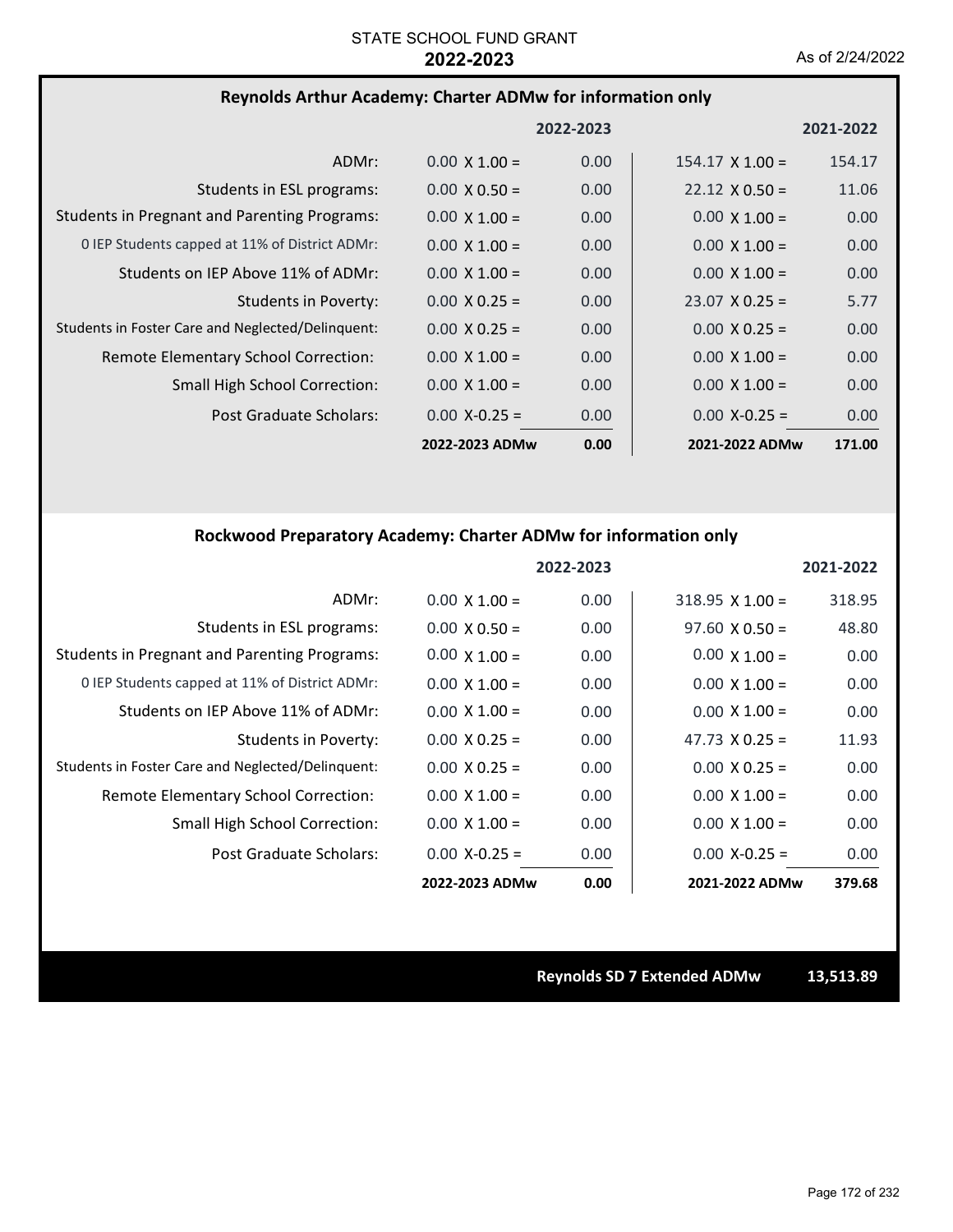STATE SCHOOL FUND GRANT
**2022-2023**
As of 2/24/2022

## Reynolds Arthur Academy: Charter ADMw for information only

| | 2022-2023 | | 2021-2022 | |
|---|---|---|---|---|
| ADMr: | 0.00 X 1.00 = | 0.00 | 154.17 X 1.00 = | 154.17 |
| Students in ESL programs: | 0.00 X 0.50 = | 0.00 | 22.12 X 0.50 = | 11.06 |
| Students in Pregnant and Parenting Programs: | 0.00 X 1.00 = | 0.00 | 0.00 X 1.00 = | 0.00 |
| 0 IEP Students capped at 11% of District ADMr: | 0.00 X 1.00 = | 0.00 | 0.00 X 1.00 = | 0.00 |
| Students on IEP Above 11% of ADMr: | 0.00 X 1.00 = | 0.00 | 0.00 X 1.00 = | 0.00 |
| Students in Poverty: | 0.00 X 0.25 = | 0.00 | 23.07 X 0.25 = | 5.77 |
| Students in Foster Care and Neglected/Delinquent: | 0.00 X 0.25 = | 0.00 | 0.00 X 0.25 = | 0.00 |
| Remote Elementary School Correction: | 0.00 X 1.00 = | 0.00 | 0.00 X 1.00 = | 0.00 |
| Small High School Correction: | 0.00 X 1.00 = | 0.00 | 0.00 X 1.00 = | 0.00 |
| Post Graduate Scholars: | 0.00 X-0.25 = | 0.00 | 0.00 X-0.25 = | 0.00 |
| | **2022-2023 ADMw** | **0.00** | **2021-2022 ADMw** | **171.00** |

## Rockwood Preparatory Academy: Charter ADMw for information only

| | 2022-2023 | | 2021-2022 | |
|---|---|---|---|---|
| ADMr: | 0.00 X 1.00 = | 0.00 | 318.95 X 1.00 = | 318.95 |
| Students in ESL programs: | 0.00 X 0.50 = | 0.00 | 97.60 X 0.50 = | 48.80 |
| Students in Pregnant and Parenting Programs: | 0.00 X 1.00 = | 0.00 | 0.00 X 1.00 = | 0.00 |
| 0 IEP Students capped at 11% of District ADMr: | 0.00 X 1.00 = | 0.00 | 0.00 X 1.00 = | 0.00 |
| Students on IEP Above 11% of ADMr: | 0.00 X 1.00 = | 0.00 | 0.00 X 1.00 = | 0.00 |
| Students in Poverty: | 0.00 X 0.25 = | 0.00 | 47.73 X 0.25 = | 11.93 |
| Students in Foster Care and Neglected/Delinquent: | 0.00 X 0.25 = | 0.00 | 0.00 X 0.25 = | 0.00 |
| Remote Elementary School Correction: | 0.00 X 1.00 = | 0.00 | 0.00 X 1.00 = | 0.00 |
| Small High School Correction: | 0.00 X 1.00 = | 0.00 | 0.00 X 1.00 = | 0.00 |
| Post Graduate Scholars: | 0.00 X-0.25 = | 0.00 | 0.00 X-0.25 = | 0.00 |
| | **2022-2023 ADMw** | **0.00** | **2021-2022 ADMw** | **379.68** |

**Reynolds SD 7 Extended ADMw** **13,513.89**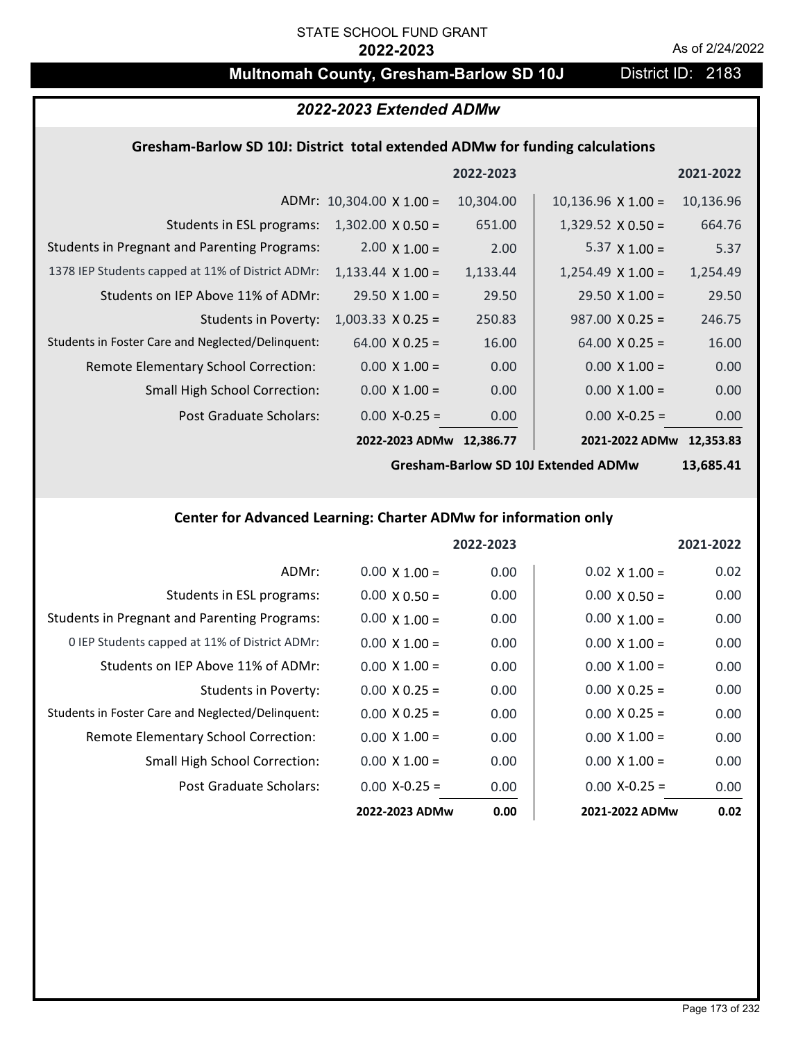STATE SCHOOL FUND GRANT

**2022-2023**

As of 2/24/2022

# Multnomah County, Gresham-Barlow SD 10J

District ID: 2183

## *2022-2023 Extended ADMw*

### Gresham-Barlow SD 10J: District total extended ADMw for funding calculations

| | | 2022-2023 | | 2021-2022 |
|---|---|---|---|---|
| ADMr: | 10,304.00 X 1.00 = | 10,304.00 | 10,136.96 X 1.00 = | 10,136.96 |
| Students in ESL programs: | 1,302.00 X 0.50 = | 651.00 | 1,329.52 X 0.50 = | 664.76 |
| Students in Pregnant and Parenting Programs: | 2.00 X 1.00 = | 2.00 | 5.37 X 1.00 = | 5.37 |
| 1378 IEP Students capped at 11% of District ADMr: | 1,133.44 X 1.00 = | 1,133.44 | 1,254.49 X 1.00 = | 1,254.49 |
| Students on IEP Above 11% of ADMr: | 29.50 X 1.00 = | 29.50 | 29.50 X 1.00 = | 29.50 |
| Students in Poverty: | 1,003.33 X 0.25 = | 250.83 | 987.00 X 0.25 = | 246.75 |
| Students in Foster Care and Neglected/Delinquent: | 64.00 X 0.25 = | 16.00 | 64.00 X 0.25 = | 16.00 |
| Remote Elementary School Correction: | 0.00 X 1.00 = | 0.00 | 0.00 X 1.00 = | 0.00 |
| Small High School Correction: | 0.00 X 1.00 = | 0.00 | 0.00 X 1.00 = | 0.00 |
| Post Graduate Scholars: | 0.00 X-0.25 = | 0.00 | 0.00 X-0.25 = | 0.00 |
| | **2022-2023 ADMw** | **12,386.77** | **2021-2022 ADMw** | **12,353.83** |
| | | | **Gresham-Barlow SD 10J Extended ADMw** | **13,685.41** |

### Center for Advanced Learning: Charter ADMw for information only

| | | 2022-2023 | | 2021-2022 |
|---|---|---|---|---|
| ADMr: | 0.00 X 1.00 = | 0.00 | 0.02 X 1.00 = | 0.02 |
| Students in ESL programs: | 0.00 X 0.50 = | 0.00 | 0.00 X 0.50 = | 0.00 |
| Students in Pregnant and Parenting Programs: | 0.00 X 1.00 = | 0.00 | 0.00 X 1.00 = | 0.00 |
| 0 IEP Students capped at 11% of District ADMr: | 0.00 X 1.00 = | 0.00 | 0.00 X 1.00 = | 0.00 |
| Students on IEP Above 11% of ADMr: | 0.00 X 1.00 = | 0.00 | 0.00 X 1.00 = | 0.00 |
| Students in Poverty: | 0.00 X 0.25 = | 0.00 | 0.00 X 0.25 = | 0.00 |
| Students in Foster Care and Neglected/Delinquent: | 0.00 X 0.25 = | 0.00 | 0.00 X 0.25 = | 0.00 |
| Remote Elementary School Correction: | 0.00 X 1.00 = | 0.00 | 0.00 X 1.00 = | 0.00 |
| Small High School Correction: | 0.00 X 1.00 = | 0.00 | 0.00 X 1.00 = | 0.00 |
| Post Graduate Scholars: | 0.00 X-0.25 = | 0.00 | 0.00 X-0.25 = | 0.00 |
| | **2022-2023 ADMw** | **0.00** | **2021-2022 ADMw** | **0.02** |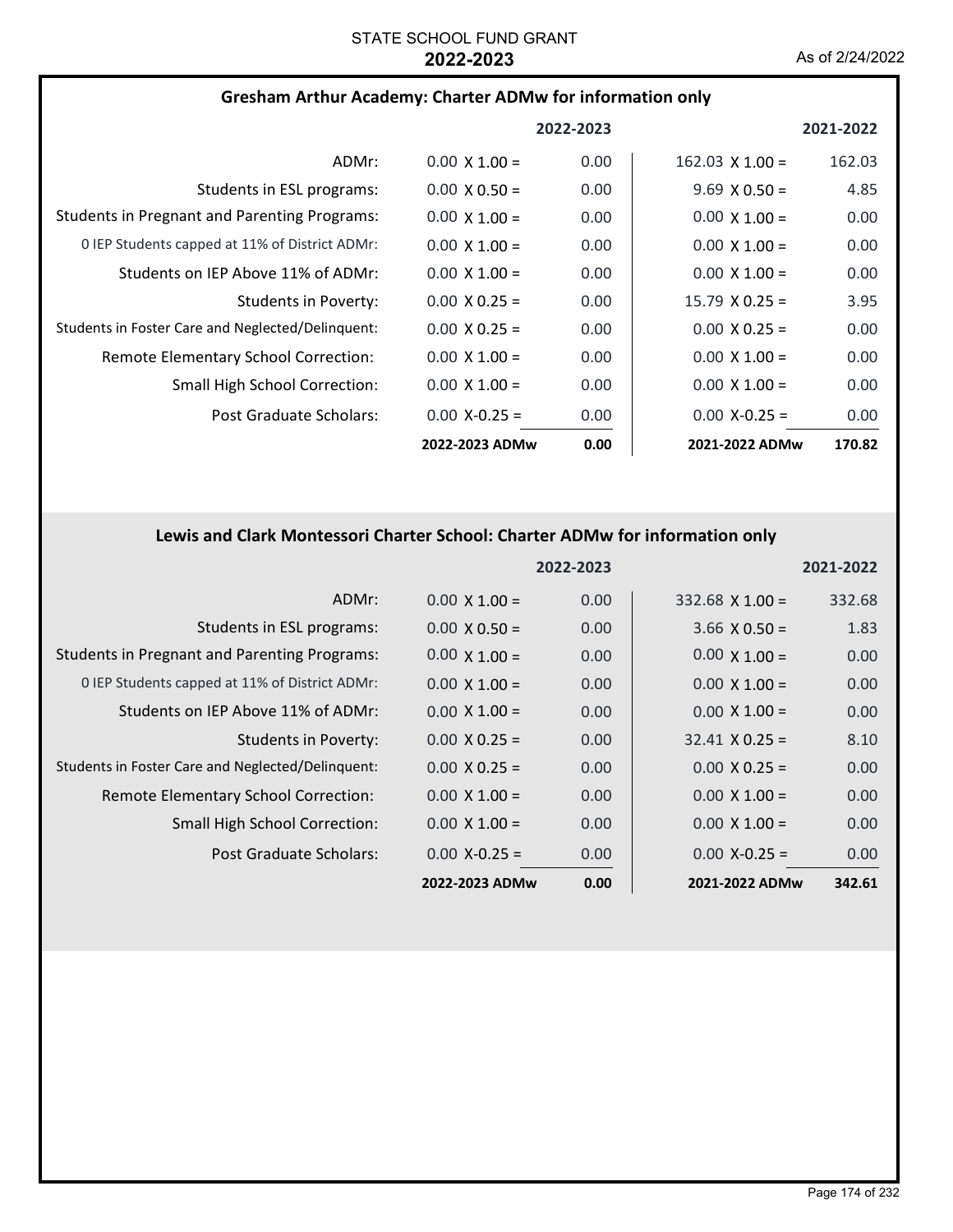STATE SCHOOL FUND GRANT
**2022-2023**

As of 2/24/2022

## Gresham Arthur Academy: Charter ADMw for information only

| | 2022-2023 | | 2021-2022 | |
|---|---|---|---|---|
| ADMr: | 0.00 X 1.00 = | 0.00 | 162.03 X 1.00 = | 162.03 |
| Students in ESL programs: | 0.00 X 0.50 = | 0.00 | 9.69 X 0.50 = | 4.85 |
| Students in Pregnant and Parenting Programs: | 0.00 X 1.00 = | 0.00 | 0.00 X 1.00 = | 0.00 |
| 0 IEP Students capped at 11% of District ADMr: | 0.00 X 1.00 = | 0.00 | 0.00 X 1.00 = | 0.00 |
| Students on IEP Above 11% of ADMr: | 0.00 X 1.00 = | 0.00 | 0.00 X 1.00 = | 0.00 |
| Students in Poverty: | 0.00 X 0.25 = | 0.00 | 15.79 X 0.25 = | 3.95 |
| Students in Foster Care and Neglected/Delinquent: | 0.00 X 0.25 = | 0.00 | 0.00 X 0.25 = | 0.00 |
| Remote Elementary School Correction: | 0.00 X 1.00 = | 0.00 | 0.00 X 1.00 = | 0.00 |
| Small High School Correction: | 0.00 X 1.00 = | 0.00 | 0.00 X 1.00 = | 0.00 |
| Post Graduate Scholars: | 0.00 X-0.25 = | 0.00 | 0.00 X-0.25 = | 0.00 |
| | **2022-2023 ADMw** | **0.00** | **2021-2022 ADMw** | **170.82** |

## Lewis and Clark Montessori Charter School: Charter ADMw for information only

| | 2022-2023 | | 2021-2022 | |
|---|---|---|---|---|
| ADMr: | 0.00 X 1.00 = | 0.00 | 332.68 X 1.00 = | 332.68 |
| Students in ESL programs: | 0.00 X 0.50 = | 0.00 | 3.66 X 0.50 = | 1.83 |
| Students in Pregnant and Parenting Programs: | 0.00 X 1.00 = | 0.00 | 0.00 X 1.00 = | 0.00 |
| 0 IEP Students capped at 11% of District ADMr: | 0.00 X 1.00 = | 0.00 | 0.00 X 1.00 = | 0.00 |
| Students on IEP Above 11% of ADMr: | 0.00 X 1.00 = | 0.00 | 0.00 X 1.00 = | 0.00 |
| Students in Poverty: | 0.00 X 0.25 = | 0.00 | 32.41 X 0.25 = | 8.10 |
| Students in Foster Care and Neglected/Delinquent: | 0.00 X 0.25 = | 0.00 | 0.00 X 0.25 = | 0.00 |
| Remote Elementary School Correction: | 0.00 X 1.00 = | 0.00 | 0.00 X 1.00 = | 0.00 |
| Small High School Correction: | 0.00 X 1.00 = | 0.00 | 0.00 X 1.00 = | 0.00 |
| Post Graduate Scholars: | 0.00 X-0.25 = | 0.00 | 0.00 X-0.25 = | 0.00 |
| | **2022-2023 ADMw** | **0.00** | **2021-2022 ADMw** | **342.61** |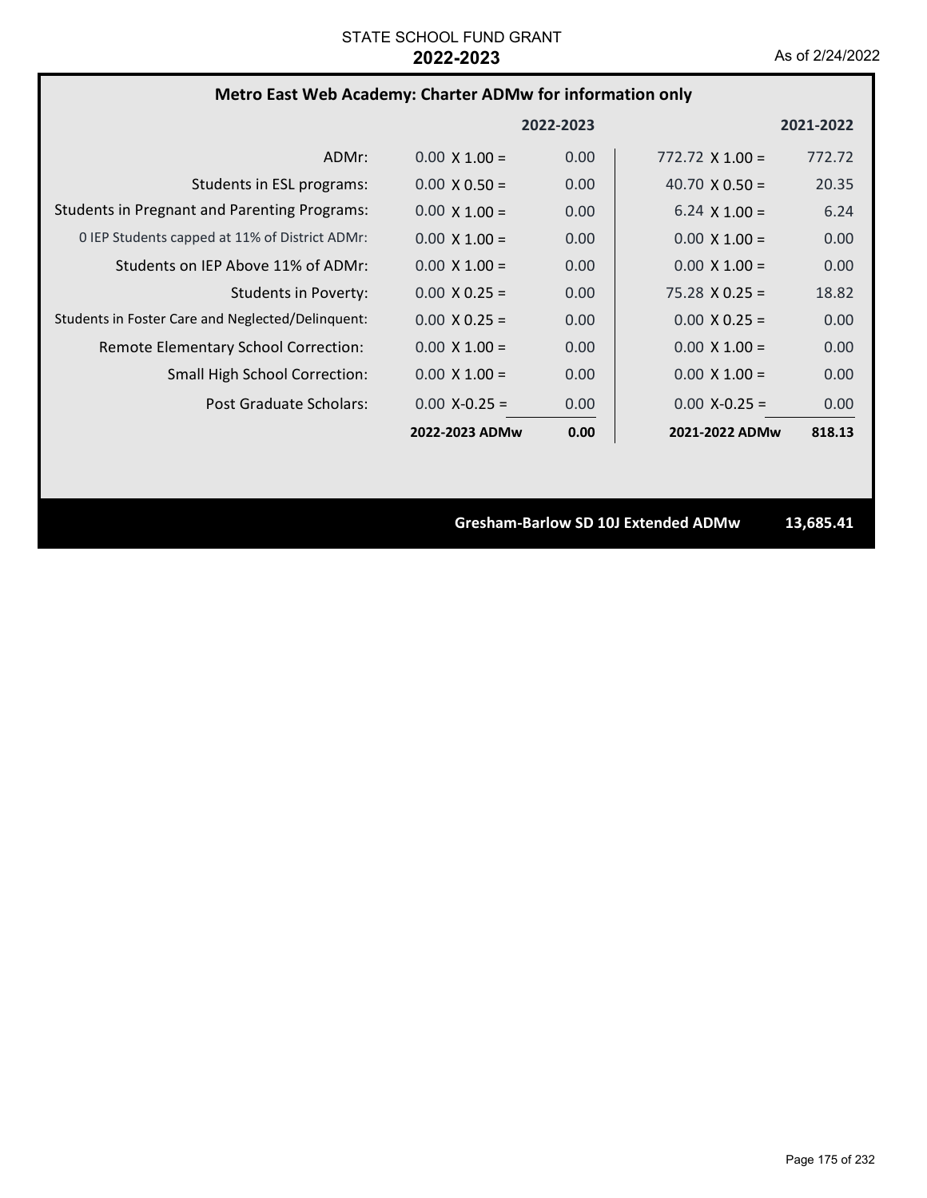STATE SCHOOL FUND GRANT

**2022-2023**

As of 2/24/2022

## Metro East Web Academy: Charter ADMw for information only

| | 2022-2023 | | 2021-2022 | |
|---|---|---|---|---|
| ADMr: | 0.00 X 1.00 = | 0.00 | 772.72 X 1.00 = | 772.72 |
| Students in ESL programs: | 0.00 X 0.50 = | 0.00 | 40.70 X 0.50 = | 20.35 |
| Students in Pregnant and Parenting Programs: | 0.00 X 1.00 = | 0.00 | 6.24 X 1.00 = | 6.24 |
| 0 IEP Students capped at 11% of District ADMr: | 0.00 X 1.00 = | 0.00 | 0.00 X 1.00 = | 0.00 |
| Students on IEP Above 11% of ADMr: | 0.00 X 1.00 = | 0.00 | 0.00 X 1.00 = | 0.00 |
| Students in Poverty: | 0.00 X 0.25 = | 0.00 | 75.28 X 0.25 = | 18.82 |
| Students in Foster Care and Neglected/Delinquent: | 0.00 X 0.25 = | 0.00 | 0.00 X 0.25 = | 0.00 |
| Remote Elementary School Correction: | 0.00 X 1.00 = | 0.00 | 0.00 X 1.00 = | 0.00 |
| Small High School Correction: | 0.00 X 1.00 = | 0.00 | 0.00 X 1.00 = | 0.00 |
| Post Graduate Scholars: | 0.00 X-0.25 = | 0.00 | 0.00 X-0.25 = | 0.00 |
| | **2022-2023 ADMw** | **0.00** | **2021-2022 ADMw** | **818.13** |

**Gresham-Barlow SD 10J Extended ADMw 13,685.41**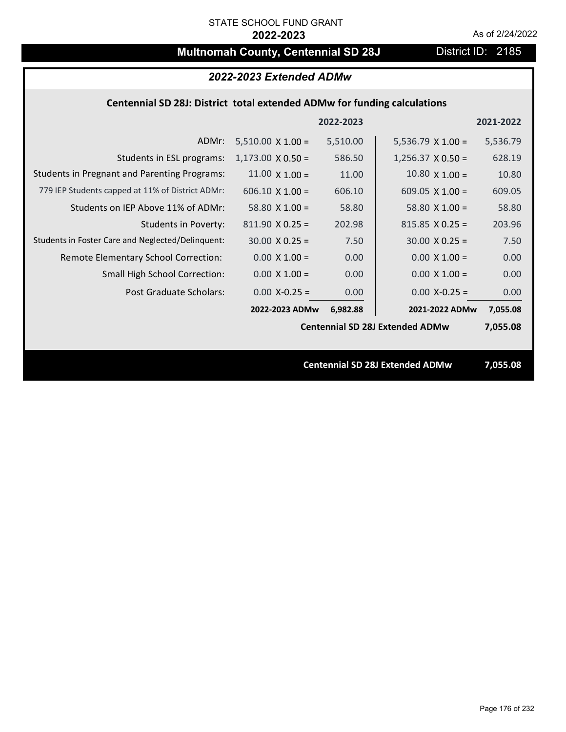STATE SCHOOL FUND GRANT

**2022-2023**

As of 2/24/2022

# Multnomah County, Centennial SD 28J

District ID: 2185

## *2022-2023 Extended ADMw*

### Centennial SD 28J: District total extended ADMw for funding calculations

| | | 2022-2023 | | 2021-2022 |
|---|---|---|---|---|
| ADMr: | 5,510.00 X 1.00 = | 5,510.00 | 5,536.79 X 1.00 = | 5,536.79 |
| Students in ESL programs: | 1,173.00 X 0.50 = | 586.50 | 1,256.37 X 0.50 = | 628.19 |
| Students in Pregnant and Parenting Programs: | 11.00 X 1.00 = | 11.00 | 10.80 X 1.00 = | 10.80 |
| 779 IEP Students capped at 11% of District ADMr: | 606.10 X 1.00 = | 606.10 | 609.05 X 1.00 = | 609.05 |
| Students on IEP Above 11% of ADMr: | 58.80 X 1.00 = | 58.80 | 58.80 X 1.00 = | 58.80 |
| Students in Poverty: | 811.90 X 0.25 = | 202.98 | 815.85 X 0.25 = | 203.96 |
| Students in Foster Care and Neglected/Delinquent: | 30.00 X 0.25 = | 7.50 | 30.00 X 0.25 = | 7.50 |
| Remote Elementary School Correction: | 0.00 X 1.00 = | 0.00 | 0.00 X 1.00 = | 0.00 |
| Small High School Correction: | 0.00 X 1.00 = | 0.00 | 0.00 X 1.00 = | 0.00 |
| Post Graduate Scholars: | 0.00 X-0.25 = | 0.00 | 0.00 X-0.25 = | 0.00 |
| | **2022-2023 ADMw** | **6,982.88** | **2021-2022 ADMw** | **7,055.08** |
| | | | **Centennial SD 28J Extended ADMw** | **7,055.08** |

**Centennial SD 28J Extended ADMw** **7,055.08**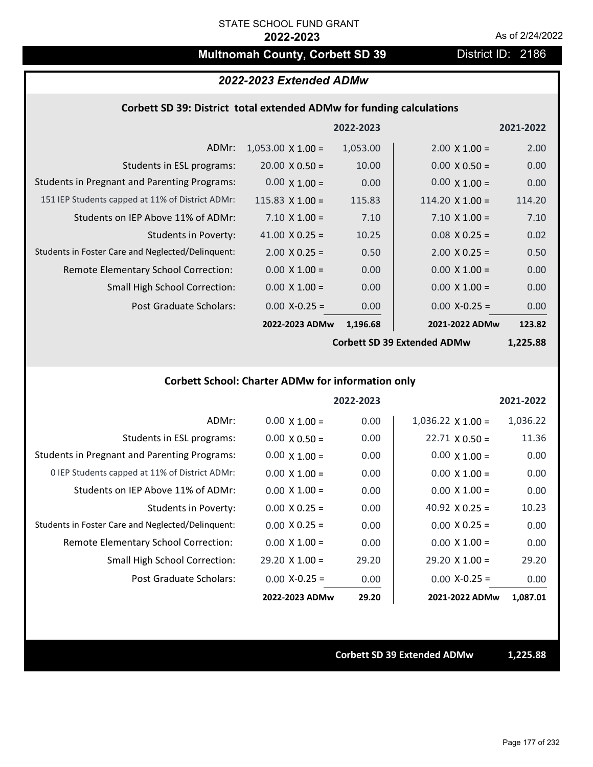STATE SCHOOL FUND GRANT

**2022-2023**

As of 2/24/2022

# Multnomah County, Corbett SD 39

District ID: 2186

## *2022-2023 Extended ADMw*

### Corbett SD 39: District total extended ADMw for funding calculations

| | | 2022-2023 | | 2021-2022 |
|---|---|---|---|---|
| ADMr: | 1,053.00 X 1.00 = | 1,053.00 | 2.00 X 1.00 = | 2.00 |
| Students in ESL programs: | 20.00 X 0.50 = | 10.00 | 0.00 X 0.50 = | 0.00 |
| Students in Pregnant and Parenting Programs: | 0.00 X 1.00 = | 0.00 | 0.00 X 1.00 = | 0.00 |
| 151 IEP Students capped at 11% of District ADMr: | 115.83 X 1.00 = | 115.83 | 114.20 X 1.00 = | 114.20 |
| Students on IEP Above 11% of ADMr: | 7.10 X 1.00 = | 7.10 | 7.10 X 1.00 = | 7.10 |
| Students in Poverty: | 41.00 X 0.25 = | 10.25 | 0.08 X 0.25 = | 0.02 |
| Students in Foster Care and Neglected/Delinquent: | 2.00 X 0.25 = | 0.50 | 2.00 X 0.25 = | 0.50 |
| Remote Elementary School Correction: | 0.00 X 1.00 = | 0.00 | 0.00 X 1.00 = | 0.00 |
| Small High School Correction: | 0.00 X 1.00 = | 0.00 | 0.00 X 1.00 = | 0.00 |
| Post Graduate Scholars: | 0.00 X-0.25 = | 0.00 | 0.00 X-0.25 = | 0.00 |
| | **2022-2023 ADMw** | **1,196.68** | **2021-2022 ADMw** | **123.82** |
| | | | **Corbett SD 39 Extended ADMw** | **1,225.88** |

### Corbett School: Charter ADMw for information only

| | | 2022-2023 | | 2021-2022 |
|---|---|---|---|---|
| ADMr: | 0.00 X 1.00 = | 0.00 | 1,036.22 X 1.00 = | 1,036.22 |
| Students in ESL programs: | 0.00 X 0.50 = | 0.00 | 22.71 X 0.50 = | 11.36 |
| Students in Pregnant and Parenting Programs: | 0.00 X 1.00 = | 0.00 | 0.00 X 1.00 = | 0.00 |
| 0 IEP Students capped at 11% of District ADMr: | 0.00 X 1.00 = | 0.00 | 0.00 X 1.00 = | 0.00 |
| Students on IEP Above 11% of ADMr: | 0.00 X 1.00 = | 0.00 | 0.00 X 1.00 = | 0.00 |
| Students in Poverty: | 0.00 X 0.25 = | 0.00 | 40.92 X 0.25 = | 10.23 |
| Students in Foster Care and Neglected/Delinquent: | 0.00 X 0.25 = | 0.00 | 0.00 X 0.25 = | 0.00 |
| Remote Elementary School Correction: | 0.00 X 1.00 = | 0.00 | 0.00 X 1.00 = | 0.00 |
| Small High School Correction: | 29.20 X 1.00 = | 29.20 | 29.20 X 1.00 = | 29.20 |
| Post Graduate Scholars: | 0.00 X-0.25 = | 0.00 | 0.00 X-0.25 = | 0.00 |
| | **2022-2023 ADMw** | **29.20** | **2021-2022 ADMw** | **1,087.01** |

**Corbett SD 39 Extended ADMw** **1,225.88**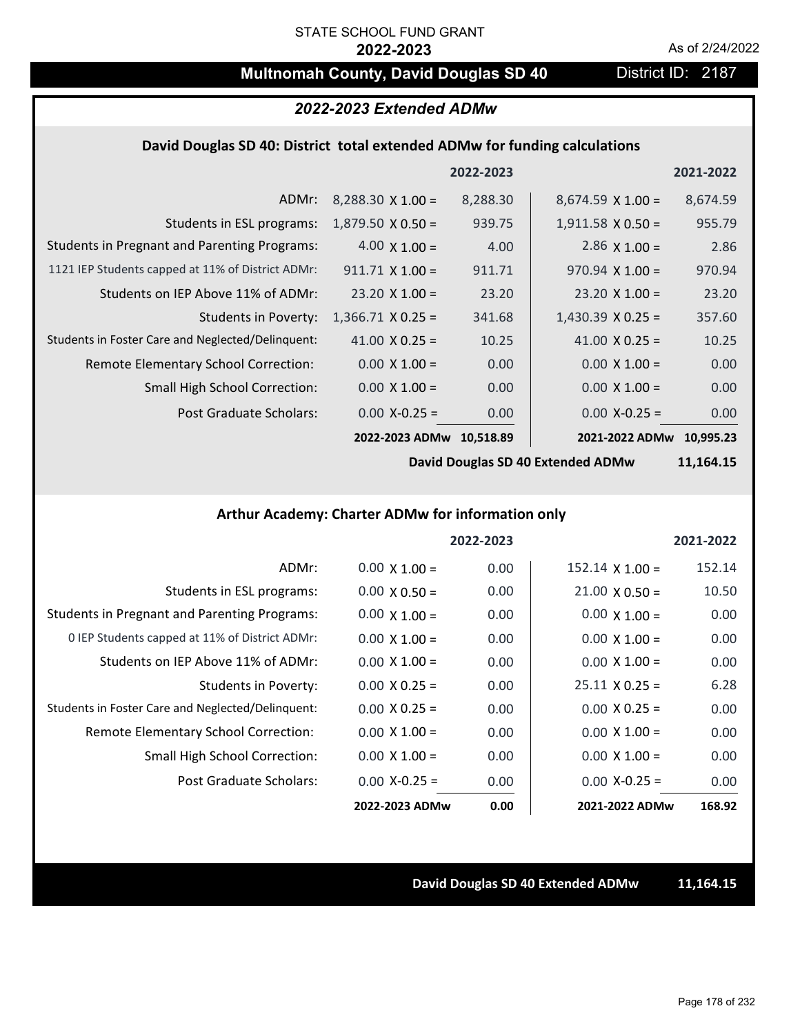STATE SCHOOL FUND GRANT

**2022-2023**

As of 2/24/2022

# Multnomah County, David Douglas SD 40

District ID: 2187

## *2022-2023 Extended ADMw*

### David Douglas SD 40: District total extended ADMw for funding calculations

| | | 2022-2023 | | 2021-2022 |
|---|---|---|---|---|
| ADMr: | 8,288.30 X 1.00 = | 8,288.30 | 8,674.59 X 1.00 = | 8,674.59 |
| Students in ESL programs: | 1,879.50 X 0.50 = | 939.75 | 1,911.58 X 0.50 = | 955.79 |
| Students in Pregnant and Parenting Programs: | 4.00 X 1.00 = | 4.00 | 2.86 X 1.00 = | 2.86 |
| 1121 IEP Students capped at 11% of District ADMr: | 911.71 X 1.00 = | 911.71 | 970.94 X 1.00 = | 970.94 |
| Students on IEP Above 11% of ADMr: | 23.20 X 1.00 = | 23.20 | 23.20 X 1.00 = | 23.20 |
| Students in Poverty: | 1,366.71 X 0.25 = | 341.68 | 1,430.39 X 0.25 = | 357.60 |
| Students in Foster Care and Neglected/Delinquent: | 41.00 X 0.25 = | 10.25 | 41.00 X 0.25 = | 10.25 |
| Remote Elementary School Correction: | 0.00 X 1.00 = | 0.00 | 0.00 X 1.00 = | 0.00 |
| Small High School Correction: | 0.00 X 1.00 = | 0.00 | 0.00 X 1.00 = | 0.00 |
| Post Graduate Scholars: | 0.00 X-0.25 = | 0.00 | 0.00 X-0.25 = | 0.00 |
| | **2022-2023 ADMw** | **10,518.89** | **2021-2022 ADMw** | **10,995.23** |

**David Douglas SD 40 Extended ADMw 11,164.15**

### Arthur Academy: Charter ADMw for information only

| | | 2022-2023 | | 2021-2022 |
|---|---|---|---|---|
| ADMr: | 0.00 X 1.00 = | 0.00 | 152.14 X 1.00 = | 152.14 |
| Students in ESL programs: | 0.00 X 0.50 = | 0.00 | 21.00 X 0.50 = | 10.50 |
| Students in Pregnant and Parenting Programs: | 0.00 X 1.00 = | 0.00 | 0.00 X 1.00 = | 0.00 |
| 0 IEP Students capped at 11% of District ADMr: | 0.00 X 1.00 = | 0.00 | 0.00 X 1.00 = | 0.00 |
| Students on IEP Above 11% of ADMr: | 0.00 X 1.00 = | 0.00 | 0.00 X 1.00 = | 0.00 |
| Students in Poverty: | 0.00 X 0.25 = | 0.00 | 25.11 X 0.25 = | 6.28 |
| Students in Foster Care and Neglected/Delinquent: | 0.00 X 0.25 = | 0.00 | 0.00 X 0.25 = | 0.00 |
| Remote Elementary School Correction: | 0.00 X 1.00 = | 0.00 | 0.00 X 1.00 = | 0.00 |
| Small High School Correction: | 0.00 X 1.00 = | 0.00 | 0.00 X 1.00 = | 0.00 |
| Post Graduate Scholars: | 0.00 X-0.25 = | 0.00 | 0.00 X-0.25 = | 0.00 |
| | **2022-2023 ADMw** | **0.00** | **2021-2022 ADMw** | **168.92** |

**David Douglas SD 40 Extended ADMw 11,164.15**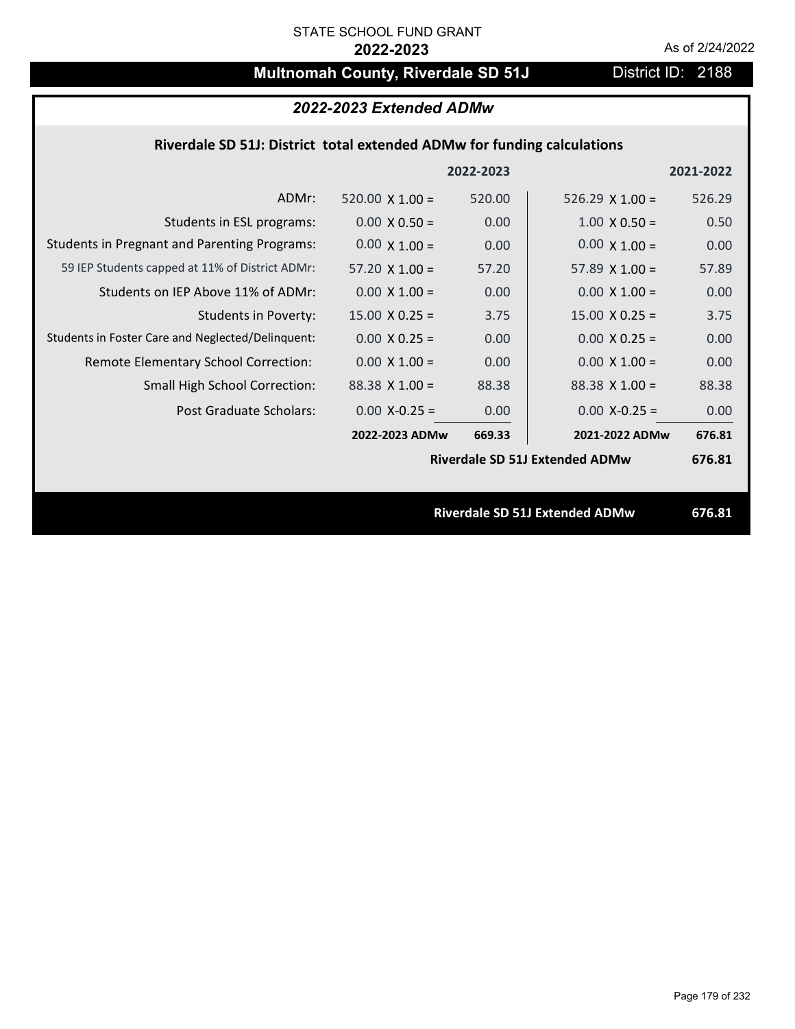STATE SCHOOL FUND GRANT

**2022-2023**

As of 2/24/2022

# Multnomah County, Riverdale SD 51J

District ID: 2188

## *2022-2023 Extended ADMw*

### Riverdale SD 51J: District total extended ADMw for funding calculations

| | | 2022-2023 | | 2021-2022 |
|---|---|---|---|---|
| ADMr: | 520.00 X 1.00 = | 520.00 | 526.29 X 1.00 = | 526.29 |
| Students in ESL programs: | 0.00 X 0.50 = | 0.00 | 1.00 X 0.50 = | 0.50 |
| Students in Pregnant and Parenting Programs: | 0.00 X 1.00 = | 0.00 | 0.00 X 1.00 = | 0.00 |
| 59 IEP Students capped at 11% of District ADMr: | 57.20 X 1.00 = | 57.20 | 57.89 X 1.00 = | 57.89 |
| Students on IEP Above 11% of ADMr: | 0.00 X 1.00 = | 0.00 | 0.00 X 1.00 = | 0.00 |
| Students in Poverty: | 15.00 X 0.25 = | 3.75 | 15.00 X 0.25 = | 3.75 |
| Students in Foster Care and Neglected/Delinquent: | 0.00 X 0.25 = | 0.00 | 0.00 X 0.25 = | 0.00 |
| Remote Elementary School Correction: | 0.00 X 1.00 = | 0.00 | 0.00 X 1.00 = | 0.00 |
| Small High School Correction: | 88.38 X 1.00 = | 88.38 | 88.38 X 1.00 = | 88.38 |
| Post Graduate Scholars: | 0.00 X-0.25 = | 0.00 | 0.00 X-0.25 = | 0.00 |
| | **2022-2023 ADMw** | **669.33** | **2021-2022 ADMw** | **676.81** |
| | | | **Riverdale SD 51J Extended ADMw** | **676.81** |

**Riverdale SD 51J Extended ADMw** **676.81**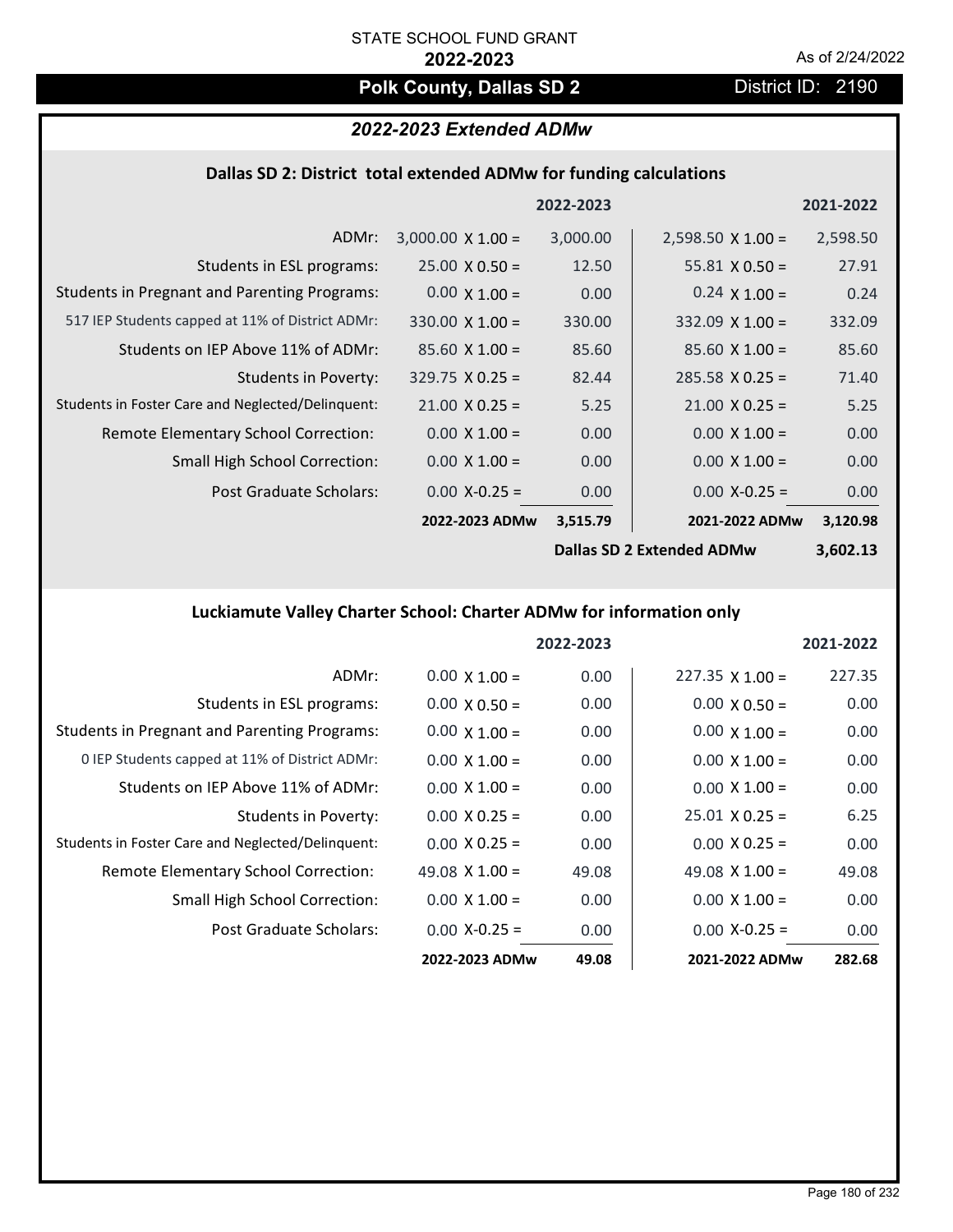STATE SCHOOL FUND GRANT

**2022-2023**

As of 2/24/2022

# Polk County, Dallas SD 2

District ID: 2190

## *2022-2023 Extended ADMw*

### Dallas SD 2: District total extended ADMw for funding calculations

| | | 2022-2023 | | 2021-2022 |
|---|---|---|---|---|
| ADMr: | 3,000.00 X 1.00 = | 3,000.00 | 2,598.50 X 1.00 = | 2,598.50 |
| Students in ESL programs: | 25.00 X 0.50 = | 12.50 | 55.81 X 0.50 = | 27.91 |
| Students in Pregnant and Parenting Programs: | 0.00 X 1.00 = | 0.00 | 0.24 X 1.00 = | 0.24 |
| 517 IEP Students capped at 11% of District ADMr: | 330.00 X 1.00 = | 330.00 | 332.09 X 1.00 = | 332.09 |
| Students on IEP Above 11% of ADMr: | 85.60 X 1.00 = | 85.60 | 85.60 X 1.00 = | 85.60 |
| Students in Poverty: | 329.75 X 0.25 = | 82.44 | 285.58 X 0.25 = | 71.40 |
| Students in Foster Care and Neglected/Delinquent: | 21.00 X 0.25 = | 5.25 | 21.00 X 0.25 = | 5.25 |
| Remote Elementary School Correction: | 0.00 X 1.00 = | 0.00 | 0.00 X 1.00 = | 0.00 |
| Small High School Correction: | 0.00 X 1.00 = | 0.00 | 0.00 X 1.00 = | 0.00 |
| Post Graduate Scholars: | 0.00 X-0.25 = | 0.00 | 0.00 X-0.25 = | 0.00 |
| | **2022-2023 ADMw** | **3,515.79** | **2021-2022 ADMw** | **3,120.98** |
| | | | **Dallas SD 2 Extended ADMw** | **3,602.13** |

### Luckiamute Valley Charter School: Charter ADMw for information only

| | | 2022-2023 | | 2021-2022 |
|---|---|---|---|---|
| ADMr: | 0.00 X 1.00 = | 0.00 | 227.35 X 1.00 = | 227.35 |
| Students in ESL programs: | 0.00 X 0.50 = | 0.00 | 0.00 X 0.50 = | 0.00 |
| Students in Pregnant and Parenting Programs: | 0.00 X 1.00 = | 0.00 | 0.00 X 1.00 = | 0.00 |
| 0 IEP Students capped at 11% of District ADMr: | 0.00 X 1.00 = | 0.00 | 0.00 X 1.00 = | 0.00 |
| Students on IEP Above 11% of ADMr: | 0.00 X 1.00 = | 0.00 | 0.00 X 1.00 = | 0.00 |
| Students in Poverty: | 0.00 X 0.25 = | 0.00 | 25.01 X 0.25 = | 6.25 |
| Students in Foster Care and Neglected/Delinquent: | 0.00 X 0.25 = | 0.00 | 0.00 X 0.25 = | 0.00 |
| Remote Elementary School Correction: | 49.08 X 1.00 = | 49.08 | 49.08 X 1.00 = | 49.08 |
| Small High School Correction: | 0.00 X 1.00 = | 0.00 | 0.00 X 1.00 = | 0.00 |
| Post Graduate Scholars: | 0.00 X-0.25 = | 0.00 | 0.00 X-0.25 = | 0.00 |
| | **2022-2023 ADMw** | **49.08** | **2021-2022 ADMw** | **282.68** |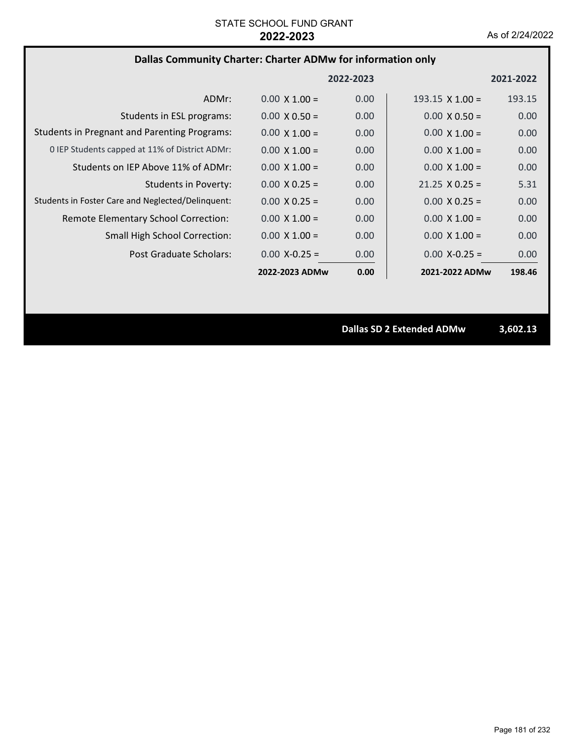STATE SCHOOL FUND GRANT
**2022-2023**

As of 2/24/2022

## Dallas Community Charter: Charter ADMw for information only

| | 2022-2023 | | 2021-2022 | |
|---|---|---|---|---|
| ADMr: | 0.00 X 1.00 = | 0.00 | 193.15 X 1.00 = | 193.15 |
| Students in ESL programs: | 0.00 X 0.50 = | 0.00 | 0.00 X 0.50 = | 0.00 |
| Students in Pregnant and Parenting Programs: | 0.00 X 1.00 = | 0.00 | 0.00 X 1.00 = | 0.00 |
| 0 IEP Students capped at 11% of District ADMr: | 0.00 X 1.00 = | 0.00 | 0.00 X 1.00 = | 0.00 |
| Students on IEP Above 11% of ADMr: | 0.00 X 1.00 = | 0.00 | 0.00 X 1.00 = | 0.00 |
| Students in Poverty: | 0.00 X 0.25 = | 0.00 | 21.25 X 0.25 = | 5.31 |
| Students in Foster Care and Neglected/Delinquent: | 0.00 X 0.25 = | 0.00 | 0.00 X 0.25 = | 0.00 |
| Remote Elementary School Correction: | 0.00 X 1.00 = | 0.00 | 0.00 X 1.00 = | 0.00 |
| Small High School Correction: | 0.00 X 1.00 = | 0.00 | 0.00 X 1.00 = | 0.00 |
| Post Graduate Scholars: | 0.00 X-0.25 = | 0.00 | 0.00 X-0.25 = | 0.00 |
| | **2022-2023 ADMw** | **0.00** | **2021-2022 ADMw** | **198.46** |

**Dallas SD 2 Extended ADMw** **3,602.13**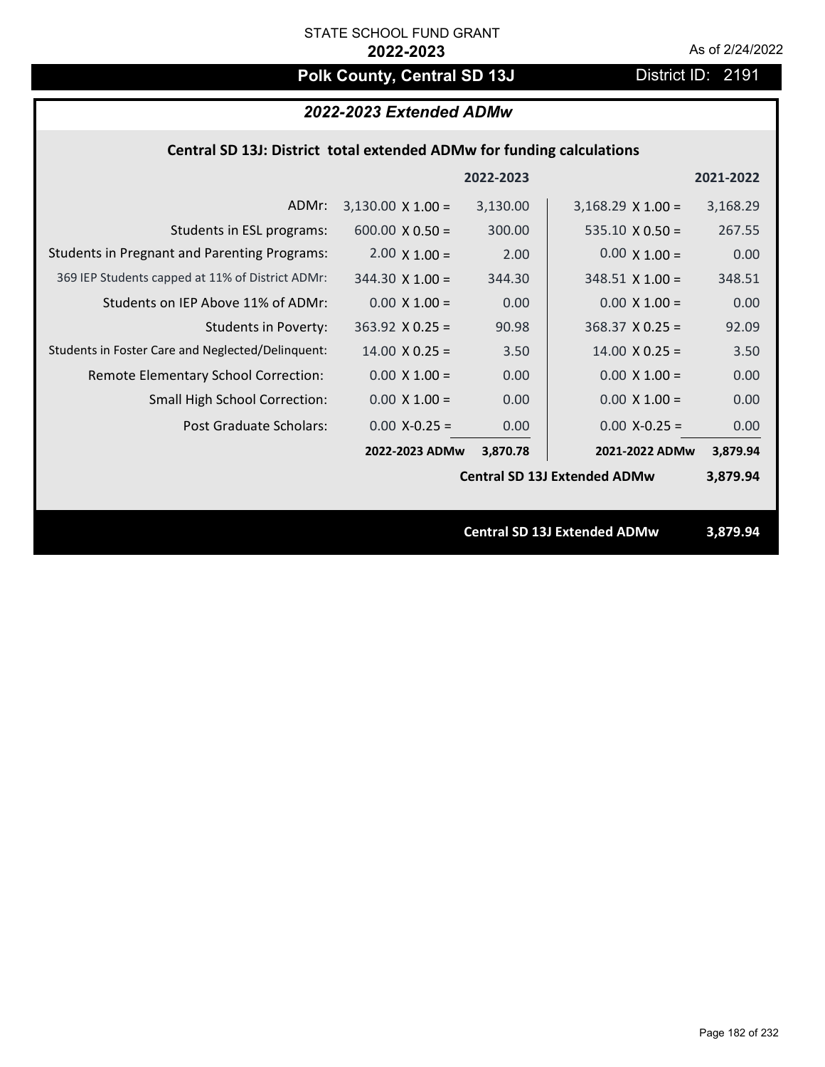STATE SCHOOL FUND GRANT

**2022-2023**

As of 2/24/2022

# Polk County, Central SD 13J

District ID: 2191

## *2022-2023 Extended ADMw*

### Central SD 13J: District total extended ADMw for funding calculations

| | | 2022-2023 | | 2021-2022 |
|---|---|---|---|---|
| ADMr: | 3,130.00 X 1.00 = | 3,130.00 | 3,168.29 X 1.00 = | 3,168.29 |
| Students in ESL programs: | 600.00 X 0.50 = | 300.00 | 535.10 X 0.50 = | 267.55 |
| Students in Pregnant and Parenting Programs: | 2.00 X 1.00 = | 2.00 | 0.00 X 1.00 = | 0.00 |
| 369 IEP Students capped at 11% of District ADMr: | 344.30 X 1.00 = | 344.30 | 348.51 X 1.00 = | 348.51 |
| Students on IEP Above 11% of ADMr: | 0.00 X 1.00 = | 0.00 | 0.00 X 1.00 = | 0.00 |
| Students in Poverty: | 363.92 X 0.25 = | 90.98 | 368.37 X 0.25 = | 92.09 |
| Students in Foster Care and Neglected/Delinquent: | 14.00 X 0.25 = | 3.50 | 14.00 X 0.25 = | 3.50 |
| Remote Elementary School Correction: | 0.00 X 1.00 = | 0.00 | 0.00 X 1.00 = | 0.00 |
| Small High School Correction: | 0.00 X 1.00 = | 0.00 | 0.00 X 1.00 = | 0.00 |
| Post Graduate Scholars: | 0.00 X-0.25 = | 0.00 | 0.00 X-0.25 = | 0.00 |
| | **2022-2023 ADMw** | **3,870.78** | **2021-2022 ADMw** | **3,879.94** |
| | | | **Central SD 13J Extended ADMw** | **3,879.94** |

**Central SD 13J Extended ADMw 3,879.94**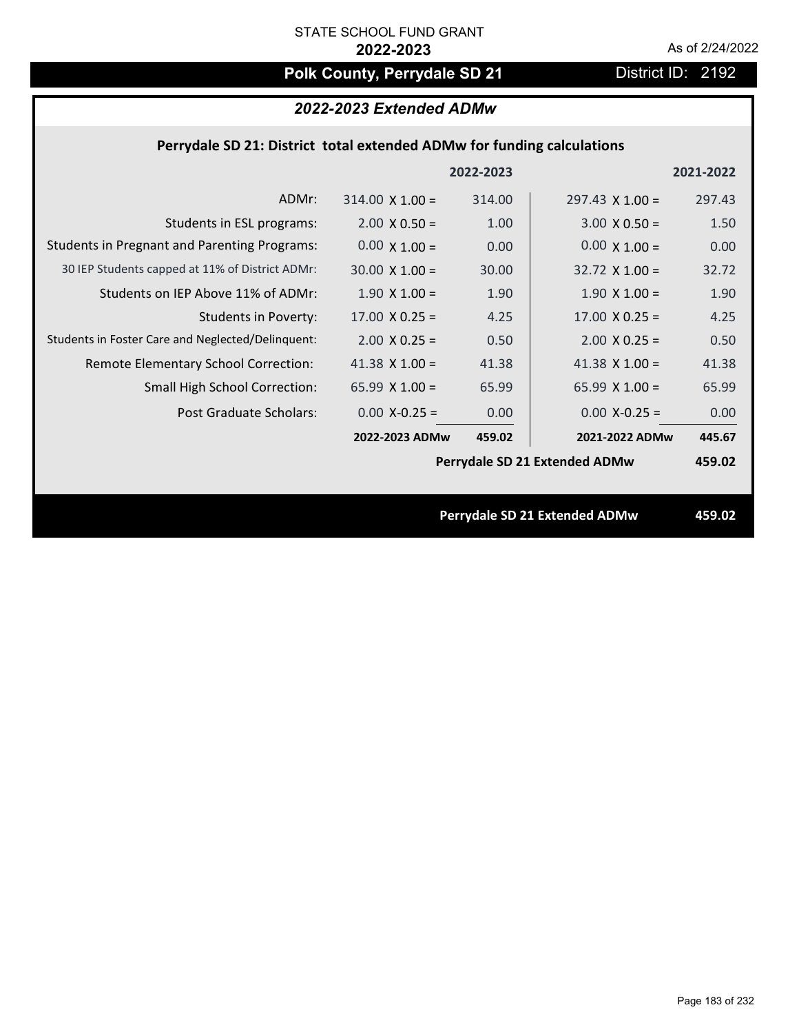STATE SCHOOL FUND GRANT

**2022-2023**

As of 2/24/2022

# Polk County, Perrydale SD 21

District ID: 2192

## *2022-2023 Extended ADMw*

### Perrydale SD 21: District total extended ADMw for funding calculations

| | | 2022-2023 | | 2021-2022 |
|---|---|---|---|---|
| ADMr: | 314.00 X 1.00 = | 314.00 | 297.43 X 1.00 = | 297.43 |
| Students in ESL programs: | 2.00 X 0.50 = | 1.00 | 3.00 X 0.50 = | 1.50 |
| Students in Pregnant and Parenting Programs: | 0.00 X 1.00 = | 0.00 | 0.00 X 1.00 = | 0.00 |
| 30 IEP Students capped at 11% of District ADMr: | 30.00 X 1.00 = | 30.00 | 32.72 X 1.00 = | 32.72 |
| Students on IEP Above 11% of ADMr: | 1.90 X 1.00 = | 1.90 | 1.90 X 1.00 = | 1.90 |
| Students in Poverty: | 17.00 X 0.25 = | 4.25 | 17.00 X 0.25 = | 4.25 |
| Students in Foster Care and Neglected/Delinquent: | 2.00 X 0.25 = | 0.50 | 2.00 X 0.25 = | 0.50 |
| Remote Elementary School Correction: | 41.38 X 1.00 = | 41.38 | 41.38 X 1.00 = | 41.38 |
| Small High School Correction: | 65.99 X 1.00 = | 65.99 | 65.99 X 1.00 = | 65.99 |
| Post Graduate Scholars: | 0.00 X-0.25 = | 0.00 | 0.00 X-0.25 = | 0.00 |
| | **2022-2023 ADMw** | **459.02** | **2021-2022 ADMw** | **445.67** |
| | | | **Perrydale SD 21 Extended ADMw** | **459.02** |

**Perrydale SD 21 Extended ADMw** **459.02**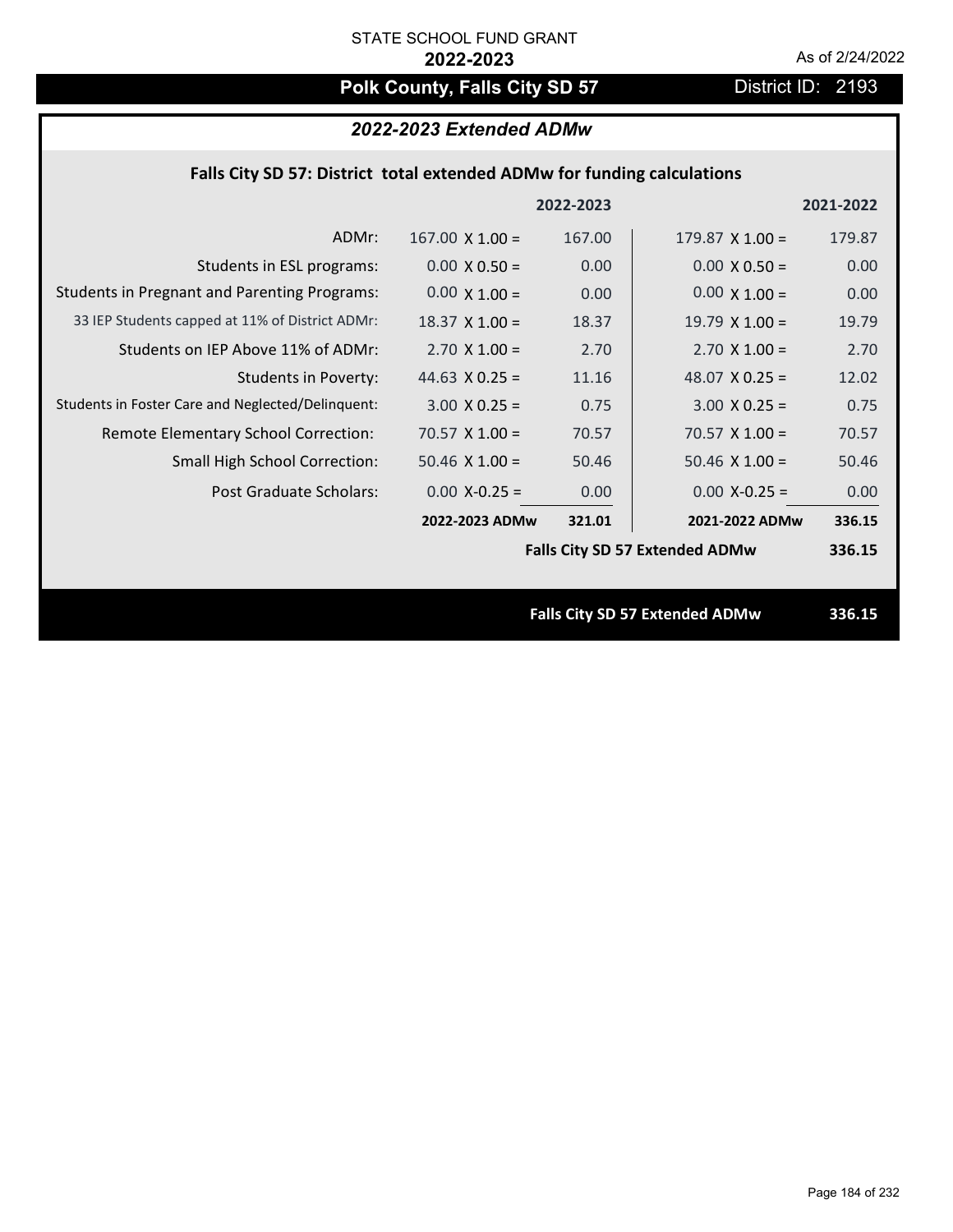STATE SCHOOL FUND GRANT

**2022-2023**

As of 2/24/2022

# Polk County, Falls City SD 57

District ID: 2193

## *2022-2023 Extended ADMw*

### Falls City SD 57: District total extended ADMw for funding calculations

| | 2022-2023 | | 2021-2022 | |
|---|---|---|---|---|
| ADMr: | 167.00 X 1.00 = | 167.00 | 179.87 X 1.00 = | 179.87 |
| Students in ESL programs: | 0.00 X 0.50 = | 0.00 | 0.00 X 0.50 = | 0.00 |
| Students in Pregnant and Parenting Programs: | 0.00 X 1.00 = | 0.00 | 0.00 X 1.00 = | 0.00 |
| 33 IEP Students capped at 11% of District ADMr: | 18.37 X 1.00 = | 18.37 | 19.79 X 1.00 = | 19.79 |
| Students on IEP Above 11% of ADMr: | 2.70 X 1.00 = | 2.70 | 2.70 X 1.00 = | 2.70 |
| Students in Poverty: | 44.63 X 0.25 = | 11.16 | 48.07 X 0.25 = | 12.02 |
| Students in Foster Care and Neglected/Delinquent: | 3.00 X 0.25 = | 0.75 | 3.00 X 0.25 = | 0.75 |
| Remote Elementary School Correction: | 70.57 X 1.00 = | 70.57 | 70.57 X 1.00 = | 70.57 |
| Small High School Correction: | 50.46 X 1.00 = | 50.46 | 50.46 X 1.00 = | 50.46 |
| Post Graduate Scholars: | 0.00 X-0.25 = | 0.00 | 0.00 X-0.25 = | 0.00 |
| | **2022-2023 ADMw** | **321.01** | **2021-2022 ADMw** | **336.15** |
| | | | **Falls City SD 57 Extended ADMw** | **336.15** |

**Falls City SD 57 Extended ADMw 336.15**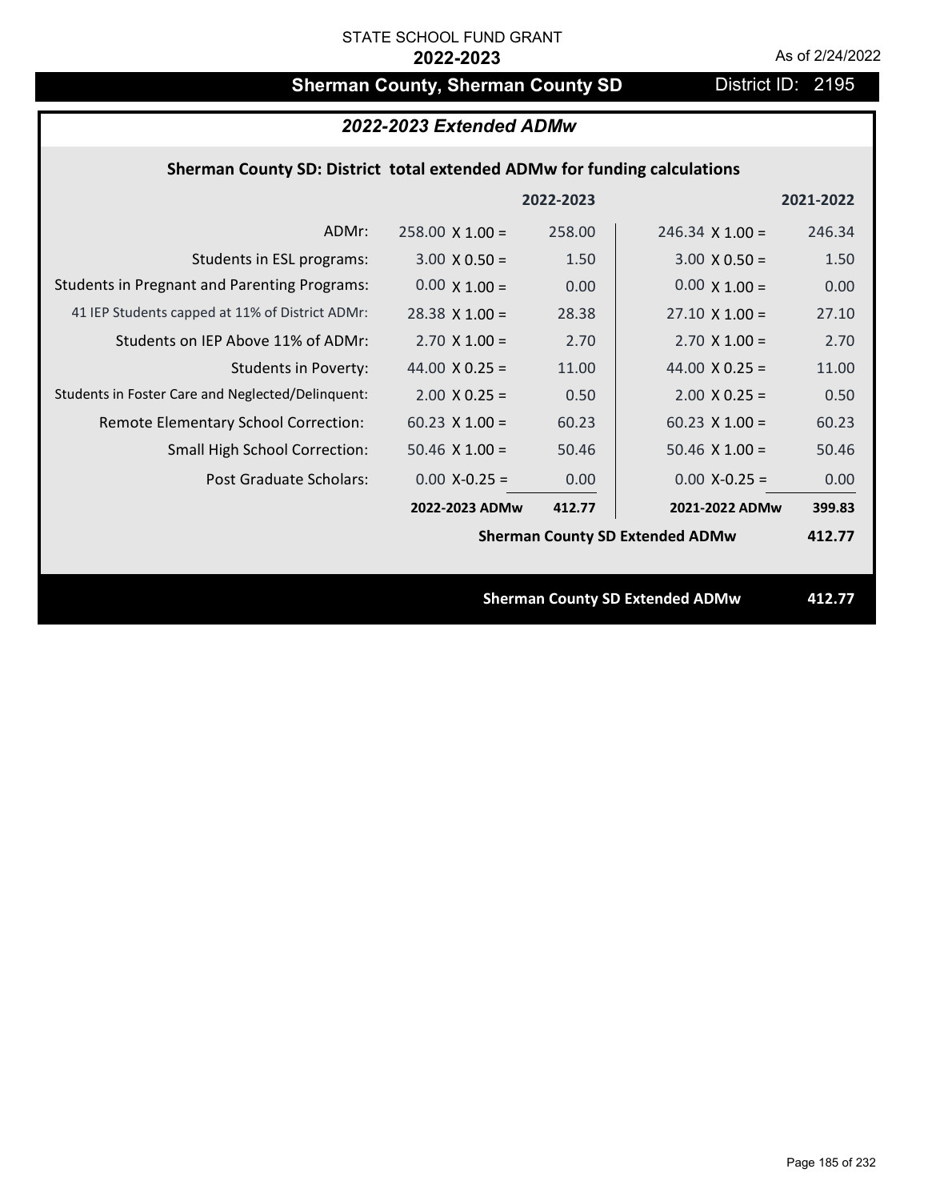STATE SCHOOL FUND GRANT

**2022-2023**

As of 2/24/2022

# Sherman County, Sherman County SD

District ID: 2195

## *2022-2023 Extended ADMw*

### Sherman County SD: District total extended ADMw for funding calculations

| | | 2022-2023 | | 2021-2022 |
|---|---|---|---|---|
| ADMr: | 258.00 X 1.00 = | 258.00 | 246.34 X 1.00 = | 246.34 |
| Students in ESL programs: | 3.00 X 0.50 = | 1.50 | 3.00 X 0.50 = | 1.50 |
| Students in Pregnant and Parenting Programs: | 0.00 X 1.00 = | 0.00 | 0.00 X 1.00 = | 0.00 |
| 41 IEP Students capped at 11% of District ADMr: | 28.38 X 1.00 = | 28.38 | 27.10 X 1.00 = | 27.10 |
| Students on IEP Above 11% of ADMr: | 2.70 X 1.00 = | 2.70 | 2.70 X 1.00 = | 2.70 |
| Students in Poverty: | 44.00 X 0.25 = | 11.00 | 44.00 X 0.25 = | 11.00 |
| Students in Foster Care and Neglected/Delinquent: | 2.00 X 0.25 = | 0.50 | 2.00 X 0.25 = | 0.50 |
| Remote Elementary School Correction: | 60.23 X 1.00 = | 60.23 | 60.23 X 1.00 = | 60.23 |
| Small High School Correction: | 50.46 X 1.00 = | 50.46 | 50.46 X 1.00 = | 50.46 |
| Post Graduate Scholars: | 0.00 X-0.25 = | 0.00 | 0.00 X-0.25 = | 0.00 |
| | **2022-2023 ADMw** | **412.77** | **2021-2022 ADMw** | **399.83** |
| | | | **Sherman County SD Extended ADMw** | **412.77** |

**Sherman County SD Extended ADMw 412.77**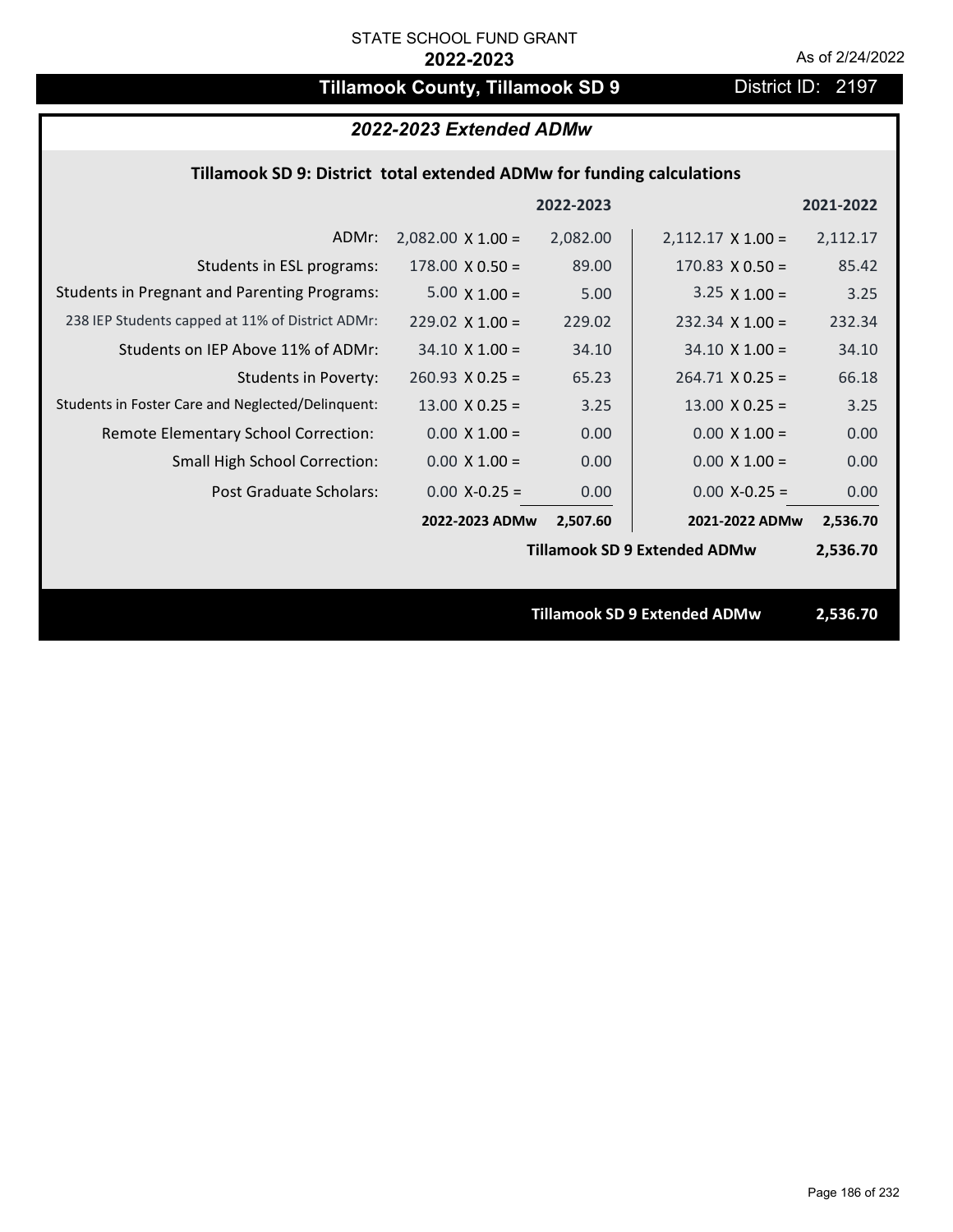STATE SCHOOL FUND GRANT

**2022-2023**

As of 2/24/2022

# Tillamook County, Tillamook SD 9

District ID: 2197

## *2022-2023 Extended ADMw*

### Tillamook SD 9: District total extended ADMw for funding calculations

| | | 2022-2023 | | 2021-2022 |
|---|---|---|---|---|
| ADMr: | 2,082.00 X 1.00 = | 2,082.00 | 2,112.17 X 1.00 = | 2,112.17 |
| Students in ESL programs: | 178.00 X 0.50 = | 89.00 | 170.83 X 0.50 = | 85.42 |
| Students in Pregnant and Parenting Programs: | 5.00 X 1.00 = | 5.00 | 3.25 X 1.00 = | 3.25 |
| 238 IEP Students capped at 11% of District ADMr: | 229.02 X 1.00 = | 229.02 | 232.34 X 1.00 = | 232.34 |
| Students on IEP Above 11% of ADMr: | 34.10 X 1.00 = | 34.10 | 34.10 X 1.00 = | 34.10 |
| Students in Poverty: | 260.93 X 0.25 = | 65.23 | 264.71 X 0.25 = | 66.18 |
| Students in Foster Care and Neglected/Delinquent: | 13.00 X 0.25 = | 3.25 | 13.00 X 0.25 = | 3.25 |
| Remote Elementary School Correction: | 0.00 X 1.00 = | 0.00 | 0.00 X 1.00 = | 0.00 |
| Small High School Correction: | 0.00 X 1.00 = | 0.00 | 0.00 X 1.00 = | 0.00 |
| Post Graduate Scholars: | 0.00 X-0.25 = | 0.00 | 0.00 X-0.25 = | 0.00 |
| | **2022-2023 ADMw** | **2,507.60** | **2021-2022 ADMw** | **2,536.70** |
| | | | **Tillamook SD 9 Extended ADMw** | **2,536.70** |

**Tillamook SD 9 Extended ADMw** **2,536.70**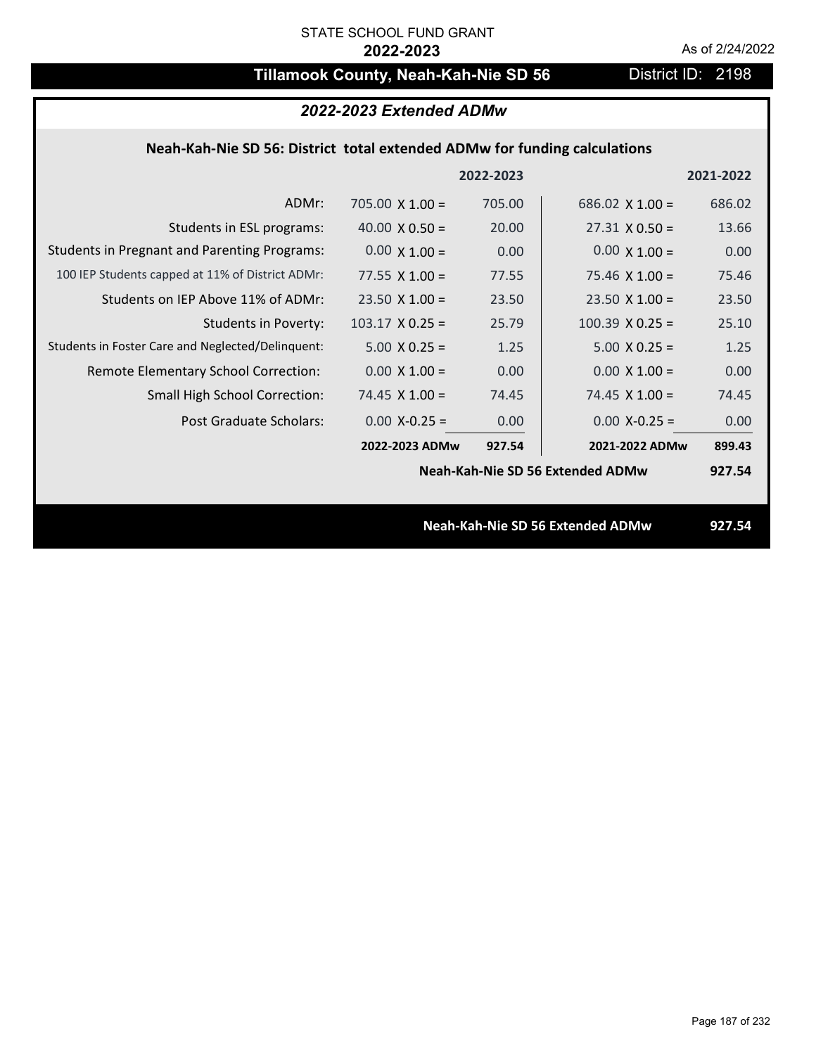STATE SCHOOL FUND GRANT

**2022-2023**

As of 2/24/2022

# Tillamook County, Neah-Kah-Nie SD 56

District ID: 2198

## *2022-2023 Extended ADMw*

### Neah-Kah-Nie SD 56: District total extended ADMw for funding calculations

| | | 2022-2023 | | 2021-2022 |
|---|---|---|---|---|
| ADMr: | 705.00 X 1.00 = | 705.00 | 686.02 X 1.00 = | 686.02 |
| Students in ESL programs: | 40.00 X 0.50 = | 20.00 | 27.31 X 0.50 = | 13.66 |
| Students in Pregnant and Parenting Programs: | 0.00 X 1.00 = | 0.00 | 0.00 X 1.00 = | 0.00 |
| 100 IEP Students capped at 11% of District ADMr: | 77.55 X 1.00 = | 77.55 | 75.46 X 1.00 = | 75.46 |
| Students on IEP Above 11% of ADMr: | 23.50 X 1.00 = | 23.50 | 23.50 X 1.00 = | 23.50 |
| Students in Poverty: | 103.17 X 0.25 = | 25.79 | 100.39 X 0.25 = | 25.10 |
| Students in Foster Care and Neglected/Delinquent: | 5.00 X 0.25 = | 1.25 | 5.00 X 0.25 = | 1.25 |
| Remote Elementary School Correction: | 0.00 X 1.00 = | 0.00 | 0.00 X 1.00 = | 0.00 |
| Small High School Correction: | 74.45 X 1.00 = | 74.45 | 74.45 X 1.00 = | 74.45 |
| Post Graduate Scholars: | 0.00 X-0.25 = | 0.00 | 0.00 X-0.25 = | 0.00 |
| | **2022-2023 ADMw** | **927.54** | **2021-2022 ADMw** | **899.43** |
| | | | **Neah-Kah-Nie SD 56 Extended ADMw** | **927.54** |

**Neah-Kah-Nie SD 56 Extended ADMw** **927.54**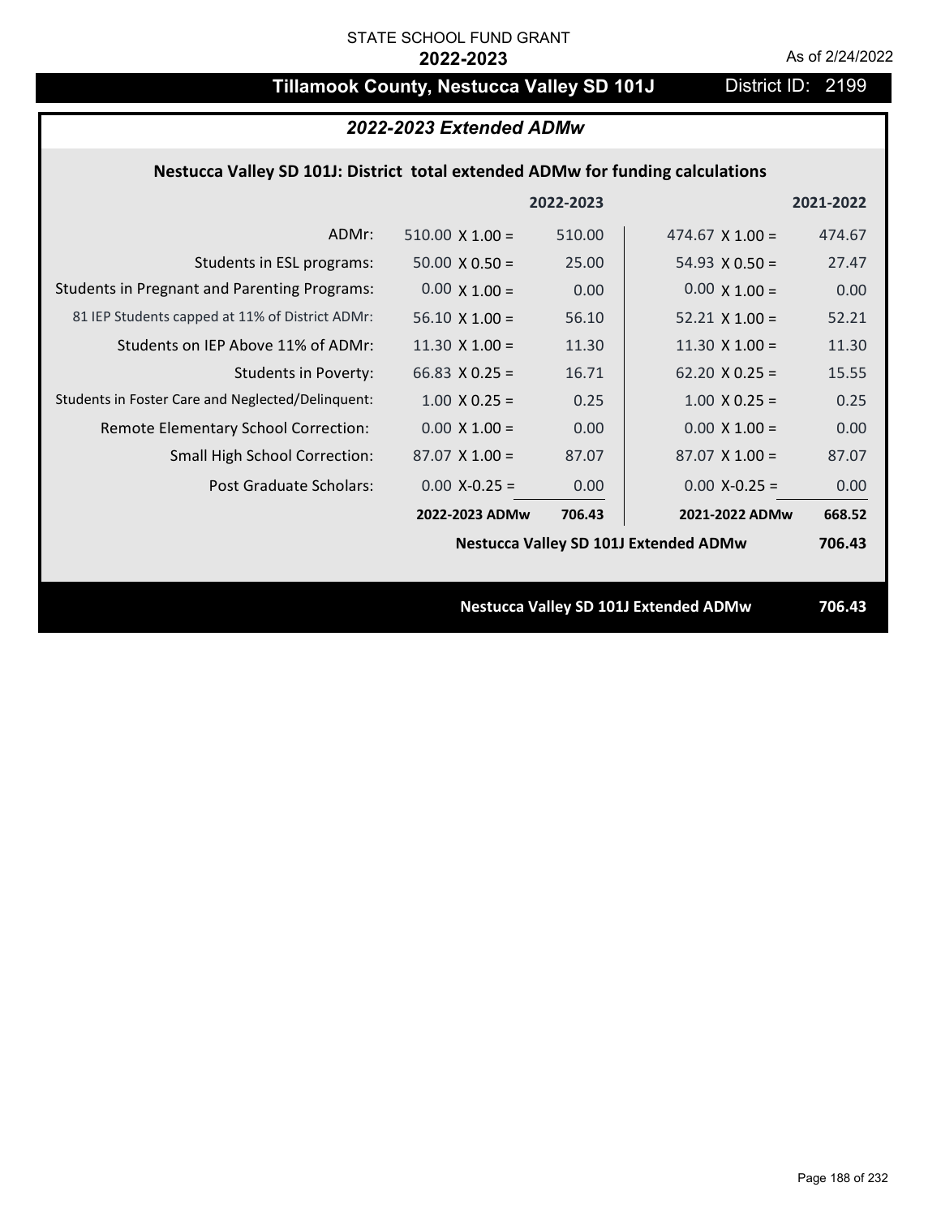STATE SCHOOL FUND GRANT

**2022-2023**

As of 2/24/2022

# Tillamook County, Nestucca Valley SD 101J

District ID: 2199

## *2022-2023 Extended ADMw*

### Nestucca Valley SD 101J: District total extended ADMw for funding calculations

| | | 2022-2023 | | 2021-2022 |
|---|---|---|---|---|
| ADMr: | 510.00 X 1.00 = | 510.00 | 474.67 X 1.00 = | 474.67 |
| Students in ESL programs: | 50.00 X 0.50 = | 25.00 | 54.93 X 0.50 = | 27.47 |
| Students in Pregnant and Parenting Programs: | 0.00 X 1.00 = | 0.00 | 0.00 X 1.00 = | 0.00 |
| 81 IEP Students capped at 11% of District ADMr: | 56.10 X 1.00 = | 56.10 | 52.21 X 1.00 = | 52.21 |
| Students on IEP Above 11% of ADMr: | 11.30 X 1.00 = | 11.30 | 11.30 X 1.00 = | 11.30 |
| Students in Poverty: | 66.83 X 0.25 = | 16.71 | 62.20 X 0.25 = | 15.55 |
| Students in Foster Care and Neglected/Delinquent: | 1.00 X 0.25 = | 0.25 | 1.00 X 0.25 = | 0.25 |
| Remote Elementary School Correction: | 0.00 X 1.00 = | 0.00 | 0.00 X 1.00 = | 0.00 |
| Small High School Correction: | 87.07 X 1.00 = | 87.07 | 87.07 X 1.00 = | 87.07 |
| Post Graduate Scholars: | 0.00 X-0.25 = | 0.00 | 0.00 X-0.25 = | 0.00 |
| | **2022-2023 ADMw** | **706.43** | **2021-2022 ADMw** | **668.52** |

**Nestucca Valley SD 101J Extended ADMw** **706.43**

**Nestucca Valley SD 101J Extended ADMw** **706.43**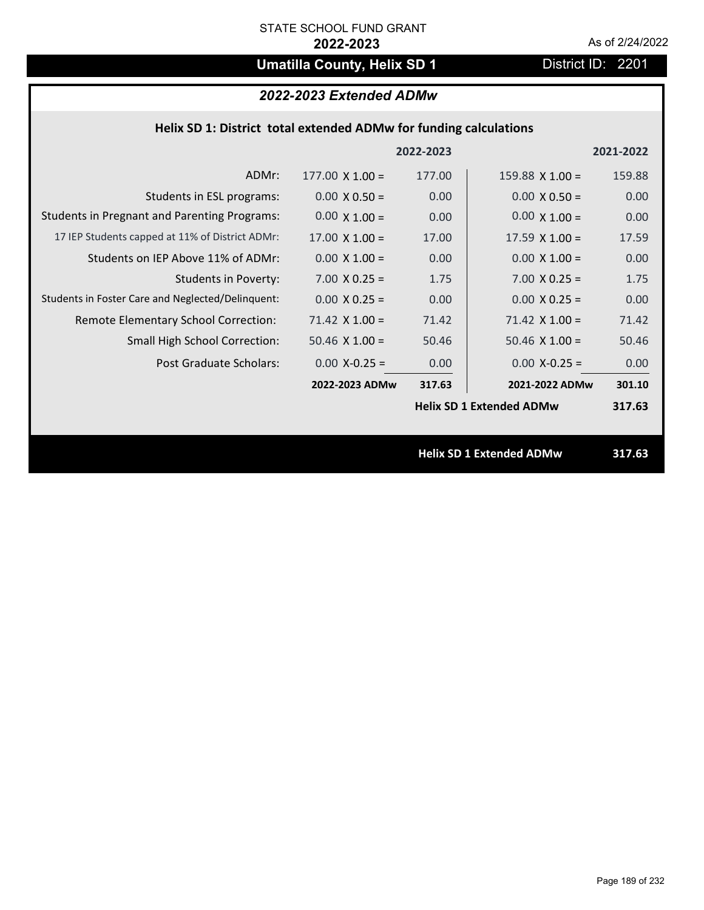STATE SCHOOL FUND GRANT

**2022-2023**

As of 2/24/2022

# Umatilla County, Helix SD 1

District ID: 2201

## *2022-2023 Extended ADMw*

### Helix SD 1: District total extended ADMw for funding calculations

| | | 2022-2023 | | 2021-2022 |
|---|---|---|---|---|
| ADMr: | 177.00 X 1.00 = | 177.00 | 159.88 X 1.00 = | 159.88 |
| Students in ESL programs: | 0.00 X 0.50 = | 0.00 | 0.00 X 0.50 = | 0.00 |
| Students in Pregnant and Parenting Programs: | 0.00 X 1.00 = | 0.00 | 0.00 X 1.00 = | 0.00 |
| 17 IEP Students capped at 11% of District ADMr: | 17.00 X 1.00 = | 17.00 | 17.59 X 1.00 = | 17.59 |
| Students on IEP Above 11% of ADMr: | 0.00 X 1.00 = | 0.00 | 0.00 X 1.00 = | 0.00 |
| Students in Poverty: | 7.00 X 0.25 = | 1.75 | 7.00 X 0.25 = | 1.75 |
| Students in Foster Care and Neglected/Delinquent: | 0.00 X 0.25 = | 0.00 | 0.00 X 0.25 = | 0.00 |
| Remote Elementary School Correction: | 71.42 X 1.00 = | 71.42 | 71.42 X 1.00 = | 71.42 |
| Small High School Correction: | 50.46 X 1.00 = | 50.46 | 50.46 X 1.00 = | 50.46 |
| Post Graduate Scholars: | 0.00 X-0.25 = | 0.00 | 0.00 X-0.25 = | 0.00 |
| | **2022-2023 ADMw** | **317.63** | **2021-2022 ADMw** | **301.10** |
| | | | **Helix SD 1 Extended ADMw** | **317.63** |

**Helix SD 1 Extended ADMw** **317.63**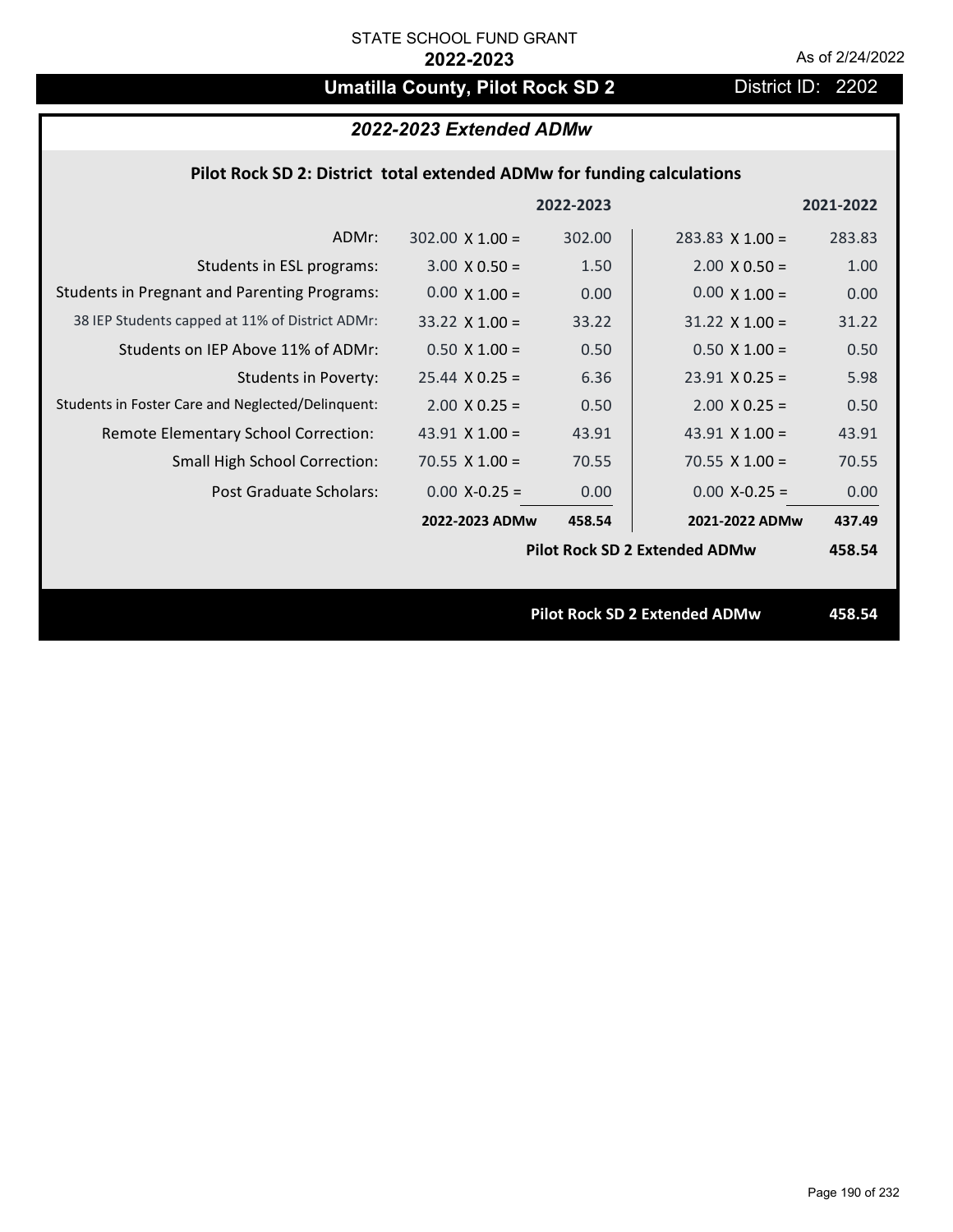STATE SCHOOL FUND GRANT

**2022-2023**

As of 2/24/2022

# Umatilla County, Pilot Rock SD 2

District ID: 2202

## *2022-2023 Extended ADMw*

### Pilot Rock SD 2: District total extended ADMw for funding calculations

| | | 2022-2023 | | 2021-2022 |
|---|---|---|---|---|
| ADMr: | 302.00 X 1.00 = | 302.00 | 283.83 X 1.00 = | 283.83 |
| Students in ESL programs: | 3.00 X 0.50 = | 1.50 | 2.00 X 0.50 = | 1.00 |
| Students in Pregnant and Parenting Programs: | 0.00 X 1.00 = | 0.00 | 0.00 X 1.00 = | 0.00 |
| 38 IEP Students capped at 11% of District ADMr: | 33.22 X 1.00 = | 33.22 | 31.22 X 1.00 = | 31.22 |
| Students on IEP Above 11% of ADMr: | 0.50 X 1.00 = | 0.50 | 0.50 X 1.00 = | 0.50 |
| Students in Poverty: | 25.44 X 0.25 = | 6.36 | 23.91 X 0.25 = | 5.98 |
| Students in Foster Care and Neglected/Delinquent: | 2.00 X 0.25 = | 0.50 | 2.00 X 0.25 = | 0.50 |
| Remote Elementary School Correction: | 43.91 X 1.00 = | 43.91 | 43.91 X 1.00 = | 43.91 |
| Small High School Correction: | 70.55 X 1.00 = | 70.55 | 70.55 X 1.00 = | 70.55 |
| Post Graduate Scholars: | 0.00 X-0.25 = | 0.00 | 0.00 X-0.25 = | 0.00 |
| | **2022-2023 ADMw** | **458.54** | **2021-2022 ADMw** | **437.49** |
| | | | **Pilot Rock SD 2 Extended ADMw** | **458.54** |

**Pilot Rock SD 2 Extended ADMw** **458.54**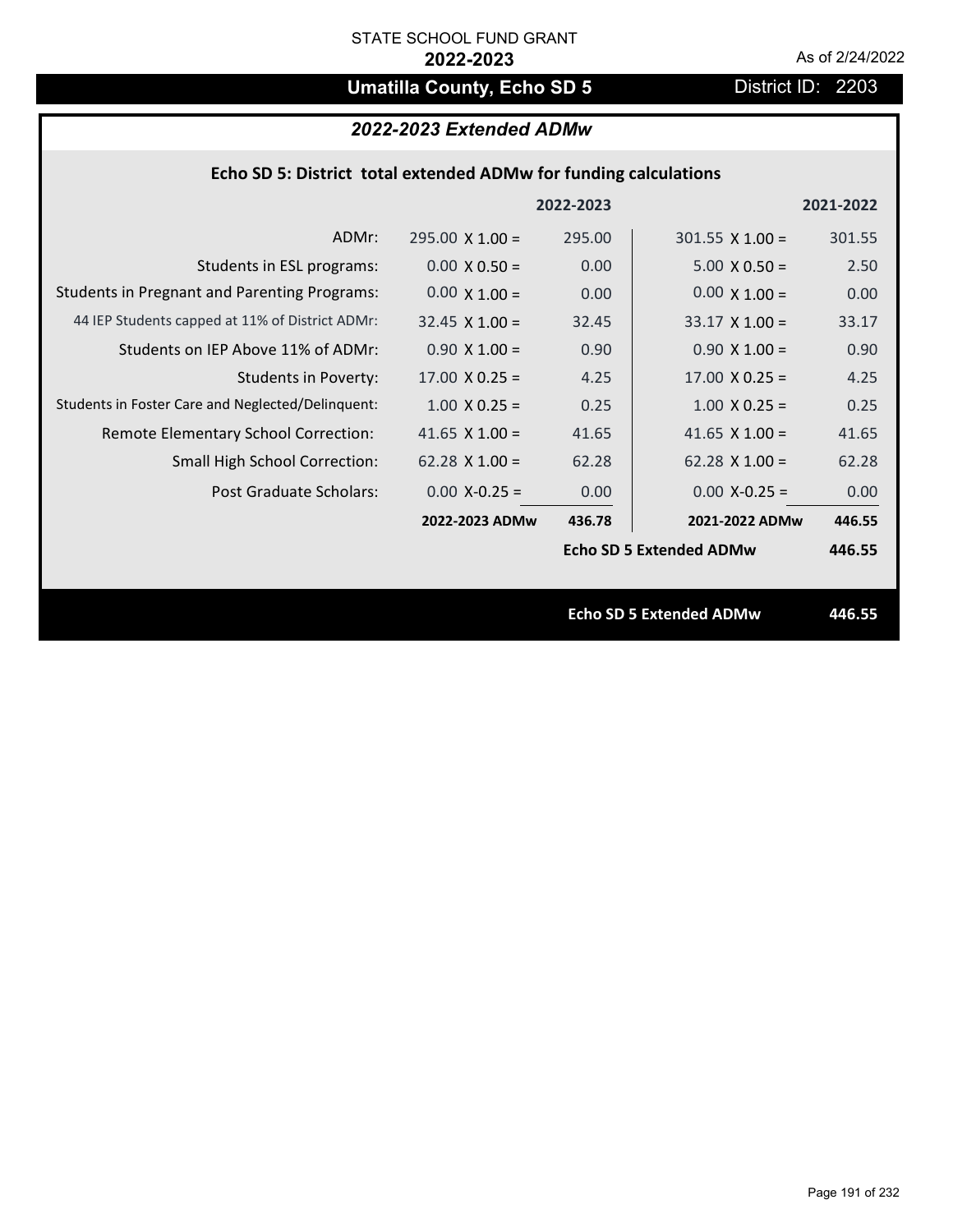STATE SCHOOL FUND GRANT

**2022-2023**

As of 2/24/2022

# Umatilla County, Echo SD 5

District ID: 2203

## *2022-2023 Extended ADMw*

### Echo SD 5: District total extended ADMw for funding calculations

| | | 2022-2023 | | 2021-2022 |
|---|---|---|---|---|
| ADMr: | 295.00 X 1.00 = | 295.00 | 301.55 X 1.00 = | 301.55 |
| Students in ESL programs: | 0.00 X 0.50 = | 0.00 | 5.00 X 0.50 = | 2.50 |
| Students in Pregnant and Parenting Programs: | 0.00 X 1.00 = | 0.00 | 0.00 X 1.00 = | 0.00 |
| 44 IEP Students capped at 11% of District ADMr: | 32.45 X 1.00 = | 32.45 | 33.17 X 1.00 = | 33.17 |
| Students on IEP Above 11% of ADMr: | 0.90 X 1.00 = | 0.90 | 0.90 X 1.00 = | 0.90 |
| Students in Poverty: | 17.00 X 0.25 = | 4.25 | 17.00 X 0.25 = | 4.25 |
| Students in Foster Care and Neglected/Delinquent: | 1.00 X 0.25 = | 0.25 | 1.00 X 0.25 = | 0.25 |
| Remote Elementary School Correction: | 41.65 X 1.00 = | 41.65 | 41.65 X 1.00 = | 41.65 |
| Small High School Correction: | 62.28 X 1.00 = | 62.28 | 62.28 X 1.00 = | 62.28 |
| Post Graduate Scholars: | 0.00 X-0.25 = | 0.00 | 0.00 X-0.25 = | 0.00 |
| | **2022-2023 ADMw** | **436.78** | **2021-2022 ADMw** | **446.55** |
| | | | **Echo SD 5 Extended ADMw** | **446.55** |

**Echo SD 5 Extended ADMw** **446.55**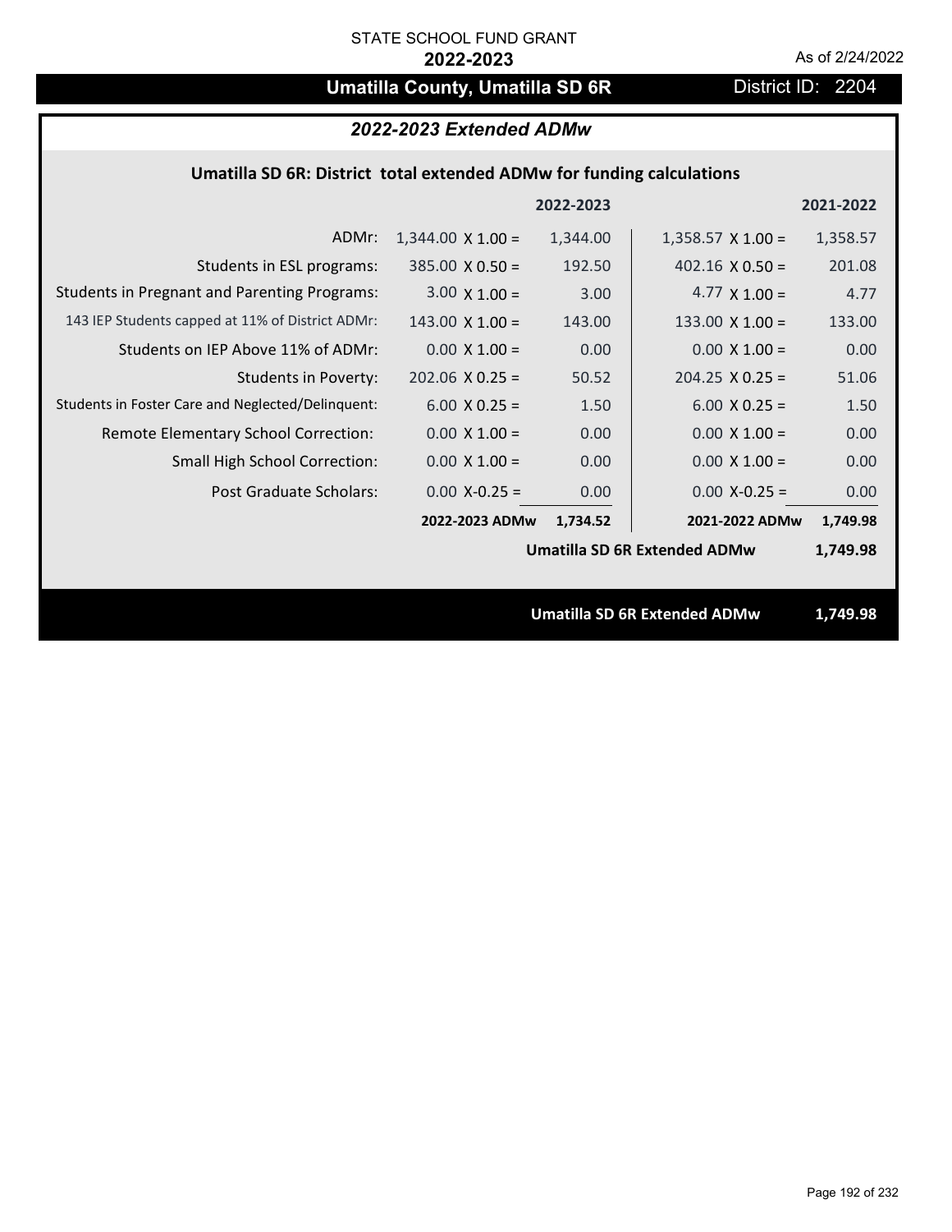STATE SCHOOL FUND GRANT

**2022-2023**

As of 2/24/2022

## Umatilla County, Umatilla SD 6R

District ID: 2204

### *2022-2023 Extended ADMw*

**Umatilla SD 6R: District total extended ADMw for funding calculations**

| | 2022-2023 | | 2021-2022 | |
|---|---|---|---|---|
| ADMr: | 1,344.00 X 1.00 = | 1,344.00 | 1,358.57 X 1.00 = | 1,358.57 |
| Students in ESL programs: | 385.00 X 0.50 = | 192.50 | 402.16 X 0.50 = | 201.08 |
| Students in Pregnant and Parenting Programs: | 3.00 X 1.00 = | 3.00 | 4.77 X 1.00 = | 4.77 |
| 143 IEP Students capped at 11% of District ADMr: | 143.00 X 1.00 = | 143.00 | 133.00 X 1.00 = | 133.00 |
| Students on IEP Above 11% of ADMr: | 0.00 X 1.00 = | 0.00 | 0.00 X 1.00 = | 0.00 |
| Students in Poverty: | 202.06 X 0.25 = | 50.52 | 204.25 X 0.25 = | 51.06 |
| Students in Foster Care and Neglected/Delinquent: | 6.00 X 0.25 = | 1.50 | 6.00 X 0.25 = | 1.50 |
| Remote Elementary School Correction: | 0.00 X 1.00 = | 0.00 | 0.00 X 1.00 = | 0.00 |
| Small High School Correction: | 0.00 X 1.00 = | 0.00 | 0.00 X 1.00 = | 0.00 |
| Post Graduate Scholars: | 0.00 X-0.25 = | 0.00 | 0.00 X-0.25 = | 0.00 |
| | **2022-2023 ADMw** | **1,734.52** | **2021-2022 ADMw** | **1,749.98** |
| | | | **Umatilla SD 6R Extended ADMw** | **1,749.98** |

**Umatilla SD 6R Extended ADMw** **1,749.98**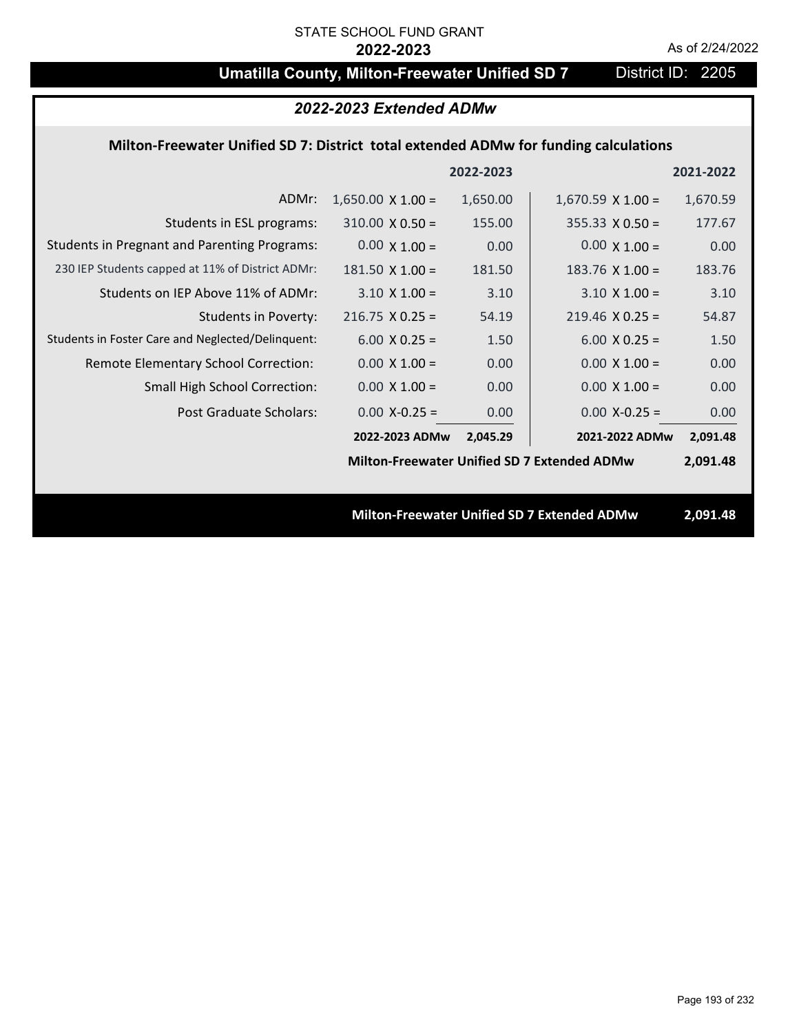STATE SCHOOL FUND GRANT

**2022-2023**

As of 2/24/2022

# Umatilla County, Milton-Freewater Unified SD 7 — District ID: 2205

## *2022-2023 Extended ADMw*

### Milton-Freewater Unified SD 7: District total extended ADMw for funding calculations

| | | 2022-2023 | | 2021-2022 |
|---|---|---|---|---|
| ADMr: | 1,650.00 X 1.00 = | 1,650.00 | 1,670.59 X 1.00 = | 1,670.59 |
| Students in ESL programs: | 310.00 X 0.50 = | 155.00 | 355.33 X 0.50 = | 177.67 |
| Students in Pregnant and Parenting Programs: | 0.00 X 1.00 = | 0.00 | 0.00 X 1.00 = | 0.00 |
| 230 IEP Students capped at 11% of District ADMr: | 181.50 X 1.00 = | 181.50 | 183.76 X 1.00 = | 183.76 |
| Students on IEP Above 11% of ADMr: | 3.10 X 1.00 = | 3.10 | 3.10 X 1.00 = | 3.10 |
| Students in Poverty: | 216.75 X 0.25 = | 54.19 | 219.46 X 0.25 = | 54.87 |
| Students in Foster Care and Neglected/Delinquent: | 6.00 X 0.25 = | 1.50 | 6.00 X 0.25 = | 1.50 |
| Remote Elementary School Correction: | 0.00 X 1.00 = | 0.00 | 0.00 X 1.00 = | 0.00 |
| Small High School Correction: | 0.00 X 1.00 = | 0.00 | 0.00 X 1.00 = | 0.00 |
| Post Graduate Scholars: | 0.00 X-0.25 = | 0.00 | 0.00 X-0.25 = | 0.00 |
| | **2022-2023 ADMw** | **2,045.29** | **2021-2022 ADMw** | **2,091.48** |
| | | | **Milton-Freewater Unified SD 7 Extended ADMw** | **2,091.48** |

**Milton-Freewater Unified SD 7 Extended ADMw — 2,091.48**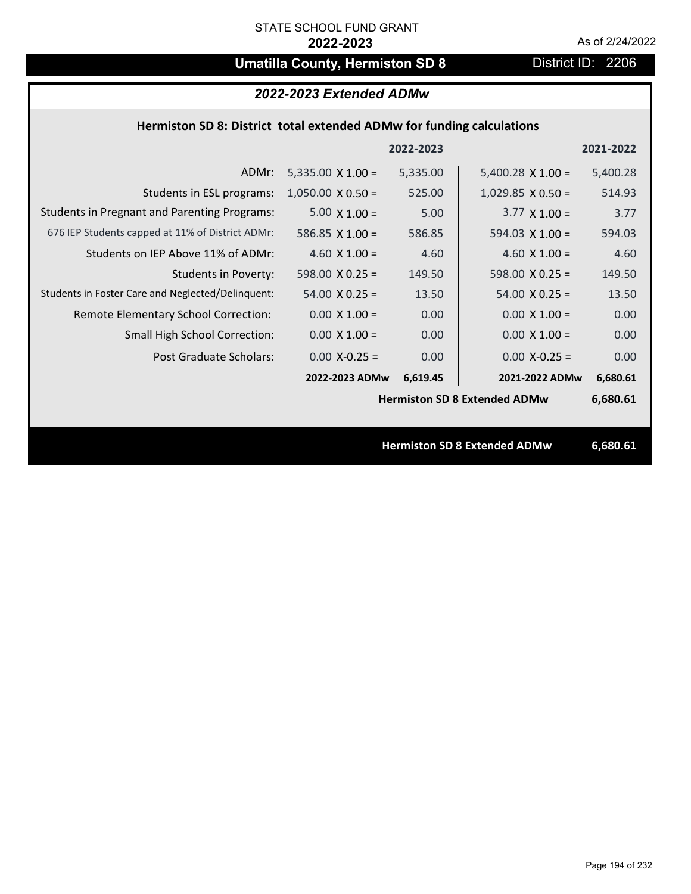STATE SCHOOL FUND GRANT

**2022-2023**

As of 2/24/2022

# Umatilla County, Hermiston SD 8

District ID: 2206

## *2022-2023 Extended ADMw*

### Hermiston SD 8: District total extended ADMw for funding calculations

| | | 2022-2023 | | 2021-2022 |
|---|---|---|---|---|
| ADMr: | 5,335.00 X 1.00 = | 5,335.00 | 5,400.28 X 1.00 = | 5,400.28 |
| Students in ESL programs: | 1,050.00 X 0.50 = | 525.00 | 1,029.85 X 0.50 = | 514.93 |
| Students in Pregnant and Parenting Programs: | 5.00 X 1.00 = | 5.00 | 3.77 X 1.00 = | 3.77 |
| 676 IEP Students capped at 11% of District ADMr: | 586.85 X 1.00 = | 586.85 | 594.03 X 1.00 = | 594.03 |
| Students on IEP Above 11% of ADMr: | 4.60 X 1.00 = | 4.60 | 4.60 X 1.00 = | 4.60 |
| Students in Poverty: | 598.00 X 0.25 = | 149.50 | 598.00 X 0.25 = | 149.50 |
| Students in Foster Care and Neglected/Delinquent: | 54.00 X 0.25 = | 13.50 | 54.00 X 0.25 = | 13.50 |
| Remote Elementary School Correction: | 0.00 X 1.00 = | 0.00 | 0.00 X 1.00 = | 0.00 |
| Small High School Correction: | 0.00 X 1.00 = | 0.00 | 0.00 X 1.00 = | 0.00 |
| Post Graduate Scholars: | 0.00 X-0.25 = | 0.00 | 0.00 X-0.25 = | 0.00 |
| | **2022-2023 ADMw** | **6,619.45** | **2021-2022 ADMw** | **6,680.61** |
| | | | **Hermiston SD 8 Extended ADMw** | **6,680.61** |

**Hermiston SD 8 Extended ADMw 6,680.61**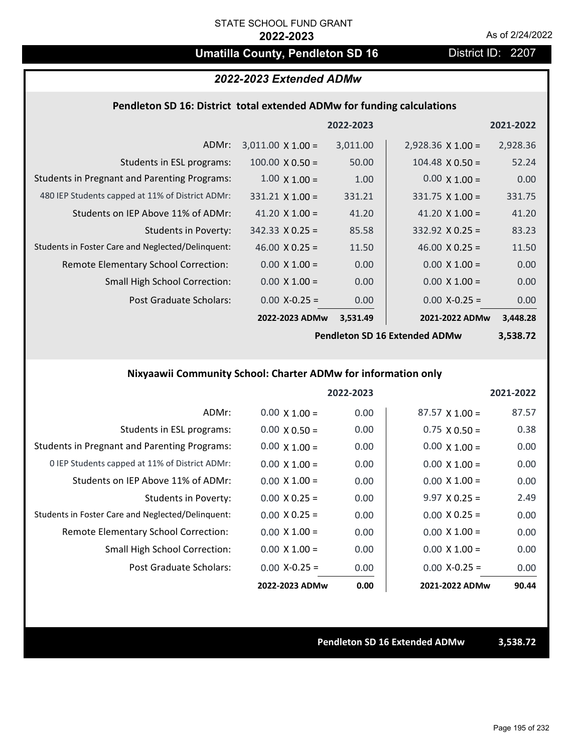STATE SCHOOL FUND GRANT

**2022-2023**

As of 2/24/2022

# Umatilla County, Pendleton SD 16

District ID: 2207

## *2022-2023 Extended ADMw*

### Pendleton SD 16: District total extended ADMw for funding calculations

| | | 2022-2023 | | 2021-2022 |
|---|---|---|---|---|
| ADMr: | 3,011.00 X 1.00 = | 3,011.00 | 2,928.36 X 1.00 = | 2,928.36 |
| Students in ESL programs: | 100.00 X 0.50 = | 50.00 | 104.48 X 0.50 = | 52.24 |
| Students in Pregnant and Parenting Programs: | 1.00 X 1.00 = | 1.00 | 0.00 X 1.00 = | 0.00 |
| 480 IEP Students capped at 11% of District ADMr: | 331.21 X 1.00 = | 331.21 | 331.75 X 1.00 = | 331.75 |
| Students on IEP Above 11% of ADMr: | 41.20 X 1.00 = | 41.20 | 41.20 X 1.00 = | 41.20 |
| Students in Poverty: | 342.33 X 0.25 = | 85.58 | 332.92 X 0.25 = | 83.23 |
| Students in Foster Care and Neglected/Delinquent: | 46.00 X 0.25 = | 11.50 | 46.00 X 0.25 = | 11.50 |
| Remote Elementary School Correction: | 0.00 X 1.00 = | 0.00 | 0.00 X 1.00 = | 0.00 |
| Small High School Correction: | 0.00 X 1.00 = | 0.00 | 0.00 X 1.00 = | 0.00 |
| Post Graduate Scholars: | 0.00 X-0.25 = | 0.00 | 0.00 X-0.25 = | 0.00 |
| | **2022-2023 ADMw** | **3,531.49** | **2021-2022 ADMw** | **3,448.28** |
| | | | **Pendleton SD 16 Extended ADMw** | **3,538.72** |

### Nixyaawii Community School: Charter ADMw for information only

| | | 2022-2023 | | 2021-2022 |
|---|---|---|---|---|
| ADMr: | 0.00 X 1.00 = | 0.00 | 87.57 X 1.00 = | 87.57 |
| Students in ESL programs: | 0.00 X 0.50 = | 0.00 | 0.75 X 0.50 = | 0.38 |
| Students in Pregnant and Parenting Programs: | 0.00 X 1.00 = | 0.00 | 0.00 X 1.00 = | 0.00 |
| 0 IEP Students capped at 11% of District ADMr: | 0.00 X 1.00 = | 0.00 | 0.00 X 1.00 = | 0.00 |
| Students on IEP Above 11% of ADMr: | 0.00 X 1.00 = | 0.00 | 0.00 X 1.00 = | 0.00 |
| Students in Poverty: | 0.00 X 0.25 = | 0.00 | 9.97 X 0.25 = | 2.49 |
| Students in Foster Care and Neglected/Delinquent: | 0.00 X 0.25 = | 0.00 | 0.00 X 0.25 = | 0.00 |
| Remote Elementary School Correction: | 0.00 X 1.00 = | 0.00 | 0.00 X 1.00 = | 0.00 |
| Small High School Correction: | 0.00 X 1.00 = | 0.00 | 0.00 X 1.00 = | 0.00 |
| Post Graduate Scholars: | 0.00 X-0.25 = | 0.00 | 0.00 X-0.25 = | 0.00 |
| | **2022-2023 ADMw** | **0.00** | **2021-2022 ADMw** | **90.44** |

**Pendleton SD 16 Extended ADMw 3,538.72**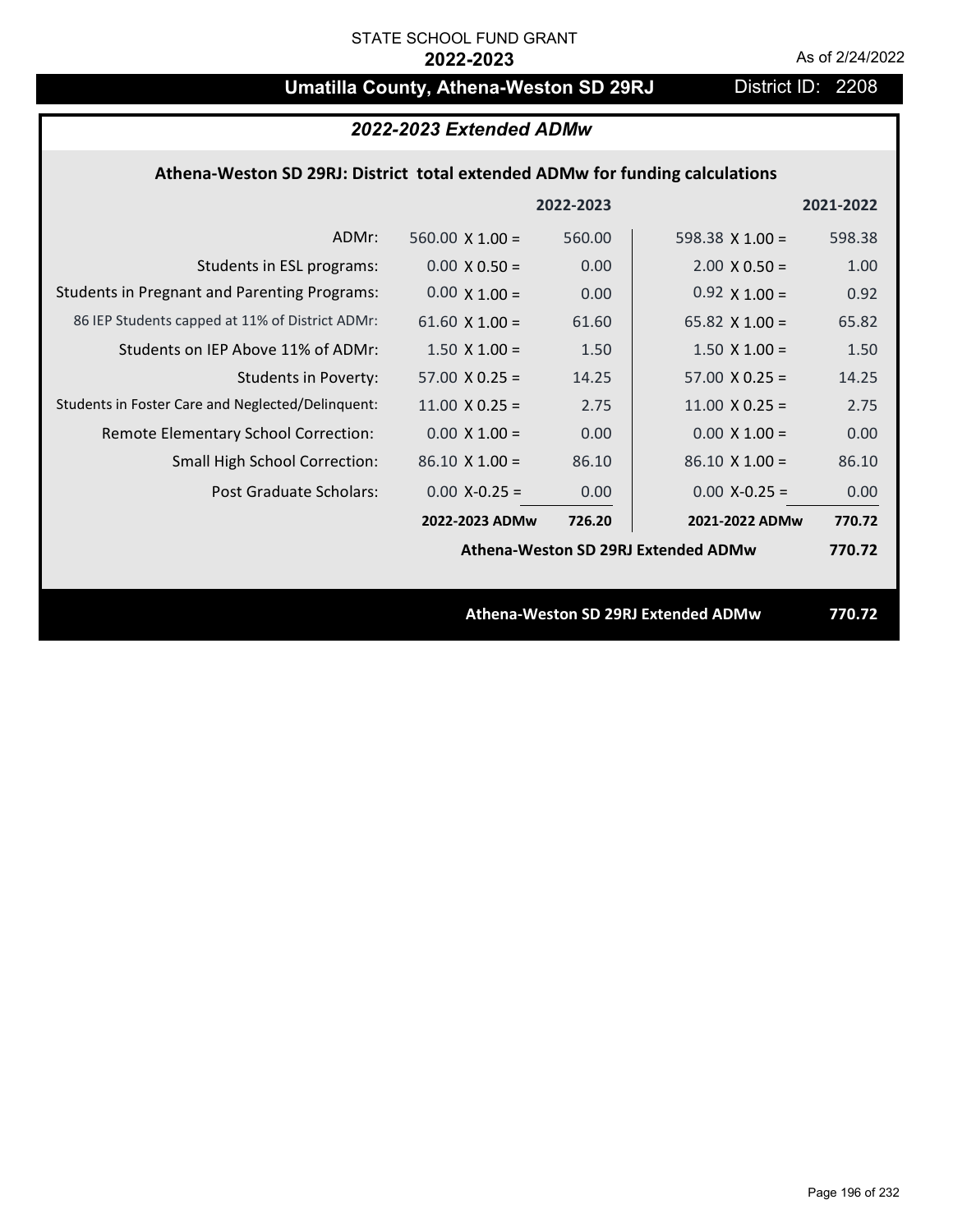STATE SCHOOL FUND GRANT

**2022-2023**

As of 2/24/2022

# Umatilla County, Athena-Weston SD 29RJ

District ID: 2208

## *2022-2023 Extended ADMw*

### Athena-Weston SD 29RJ: District total extended ADMw for funding calculations

| | | 2022-2023 | | 2021-2022 |
|---|---|---|---|---|
| ADMr: | 560.00 X 1.00 = | 560.00 | 598.38 X 1.00 = | 598.38 |
| Students in ESL programs: | 0.00 X 0.50 = | 0.00 | 2.00 X 0.50 = | 1.00 |
| Students in Pregnant and Parenting Programs: | 0.00 X 1.00 = | 0.00 | 0.92 X 1.00 = | 0.92 |
| 86 IEP Students capped at 11% of District ADMr: | 61.60 X 1.00 = | 61.60 | 65.82 X 1.00 = | 65.82 |
| Students on IEP Above 11% of ADMr: | 1.50 X 1.00 = | 1.50 | 1.50 X 1.00 = | 1.50 |
| Students in Poverty: | 57.00 X 0.25 = | 14.25 | 57.00 X 0.25 = | 14.25 |
| Students in Foster Care and Neglected/Delinquent: | 11.00 X 0.25 = | 2.75 | 11.00 X 0.25 = | 2.75 |
| Remote Elementary School Correction: | 0.00 X 1.00 = | 0.00 | 0.00 X 1.00 = | 0.00 |
| Small High School Correction: | 86.10 X 1.00 = | 86.10 | 86.10 X 1.00 = | 86.10 |
| Post Graduate Scholars: | 0.00 X-0.25 = | 0.00 | 0.00 X-0.25 = | 0.00 |
| | **2022-2023 ADMw** | **726.20** | **2021-2022 ADMw** | **770.72** |
| | | | **Athena-Weston SD 29RJ Extended ADMw** | **770.72** |

**Athena-Weston SD 29RJ Extended ADMw** **770.72**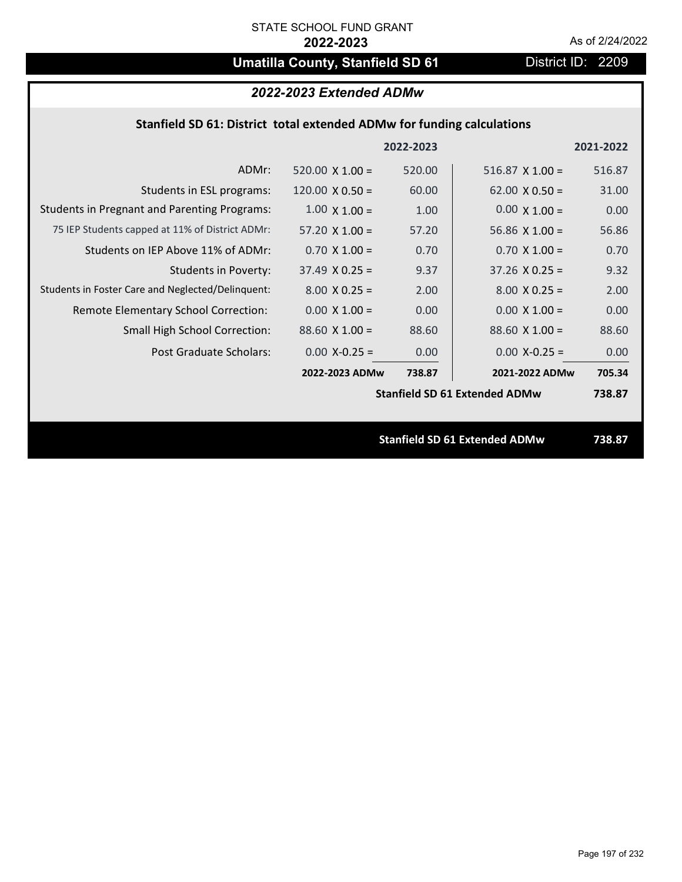STATE SCHOOL FUND GRANT

**2022-2023**

As of 2/24/2022

# Umatilla County, Stanfield SD 61

District ID: 2209

## *2022-2023 Extended ADMw*

### Stanfield SD 61: District total extended ADMw for funding calculations

| | | 2022-2023 | | 2021-2022 |
|---|---|---|---|---|
| ADMr: | 520.00 X 1.00 = | 520.00 | 516.87 X 1.00 = | 516.87 |
| Students in ESL programs: | 120.00 X 0.50 = | 60.00 | 62.00 X 0.50 = | 31.00 |
| Students in Pregnant and Parenting Programs: | 1.00 X 1.00 = | 1.00 | 0.00 X 1.00 = | 0.00 |
| 75 IEP Students capped at 11% of District ADMr: | 57.20 X 1.00 = | 57.20 | 56.86 X 1.00 = | 56.86 |
| Students on IEP Above 11% of ADMr: | 0.70 X 1.00 = | 0.70 | 0.70 X 1.00 = | 0.70 |
| Students in Poverty: | 37.49 X 0.25 = | 9.37 | 37.26 X 0.25 = | 9.32 |
| Students in Foster Care and Neglected/Delinquent: | 8.00 X 0.25 = | 2.00 | 8.00 X 0.25 = | 2.00 |
| Remote Elementary School Correction: | 0.00 X 1.00 = | 0.00 | 0.00 X 1.00 = | 0.00 |
| Small High School Correction: | 88.60 X 1.00 = | 88.60 | 88.60 X 1.00 = | 88.60 |
| Post Graduate Scholars: | 0.00 X-0.25 = | 0.00 | 0.00 X-0.25 = | 0.00 |
| | **2022-2023 ADMw** | **738.87** | **2021-2022 ADMw** | **705.34** |
| | | | **Stanfield SD 61 Extended ADMw** | **738.87** |

**Stanfield SD 61 Extended ADMw** **738.87**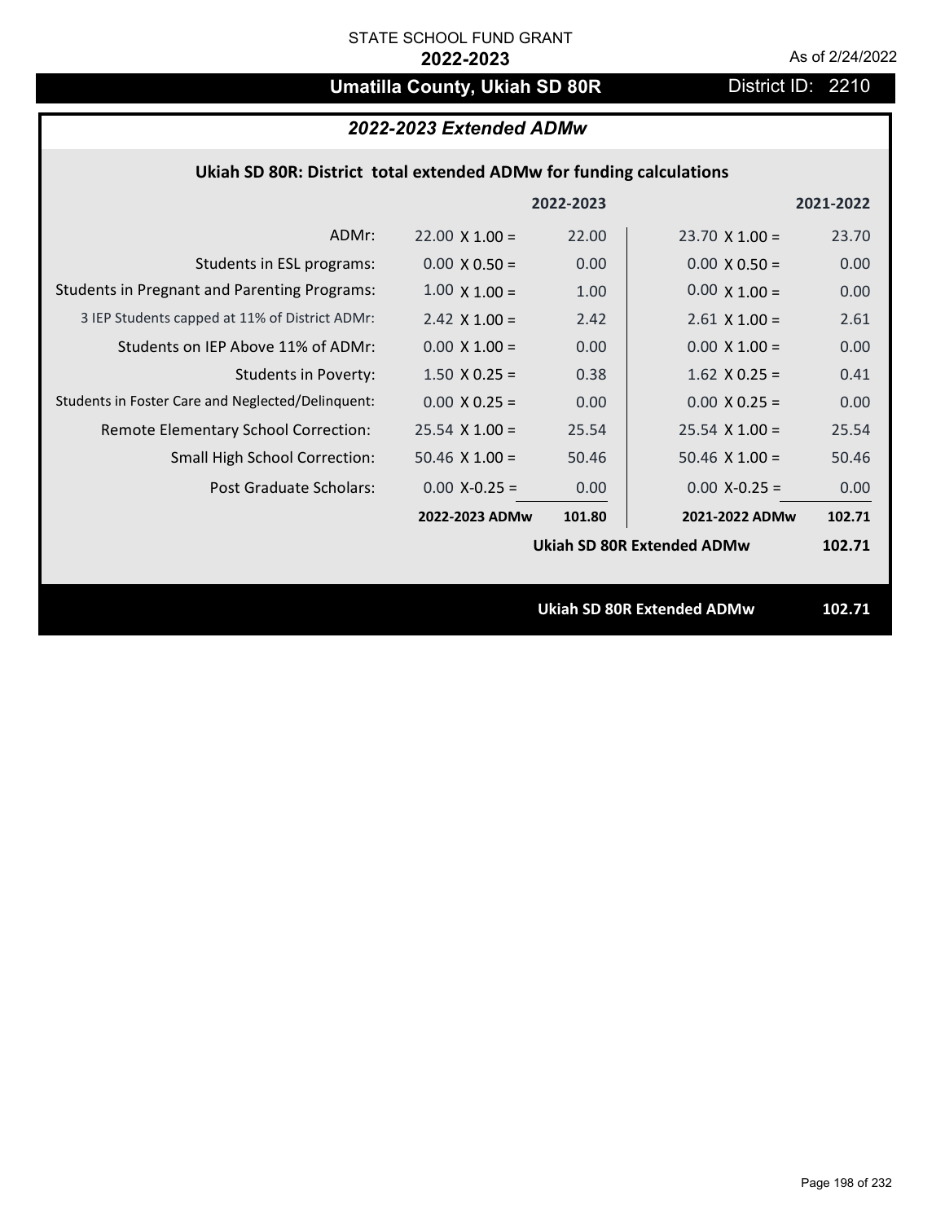STATE SCHOOL FUND GRANT

**2022-2023**

As of 2/24/2022

# Umatilla County, Ukiah SD 80R

District ID: 2210

## *2022-2023 Extended ADMw*

### Ukiah SD 80R: District total extended ADMw for funding calculations

| | 2022-2023 | | 2021-2022 | |
|---|---|---|---|---|
| ADMr: | 22.00 X 1.00 = | 22.00 | 23.70 X 1.00 = | 23.70 |
| Students in ESL programs: | 0.00 X 0.50 = | 0.00 | 0.00 X 0.50 = | 0.00 |
| Students in Pregnant and Parenting Programs: | 1.00 X 1.00 = | 1.00 | 0.00 X 1.00 = | 0.00 |
| 3 IEP Students capped at 11% of District ADMr: | 2.42 X 1.00 = | 2.42 | 2.61 X 1.00 = | 2.61 |
| Students on IEP Above 11% of ADMr: | 0.00 X 1.00 = | 0.00 | 0.00 X 1.00 = | 0.00 |
| Students in Poverty: | 1.50 X 0.25 = | 0.38 | 1.62 X 0.25 = | 0.41 |
| Students in Foster Care and Neglected/Delinquent: | 0.00 X 0.25 = | 0.00 | 0.00 X 0.25 = | 0.00 |
| Remote Elementary School Correction: | 25.54 X 1.00 = | 25.54 | 25.54 X 1.00 = | 25.54 |
| Small High School Correction: | 50.46 X 1.00 = | 50.46 | 50.46 X 1.00 = | 50.46 |
| Post Graduate Scholars: | 0.00 X-0.25 = | 0.00 | 0.00 X-0.25 = | 0.00 |
| | **2022-2023 ADMw** | **101.80** | **2021-2022 ADMw** | **102.71** |
| | | | **Ukiah SD 80R Extended ADMw** | **102.71** |

**Ukiah SD 80R Extended ADMw** **102.71**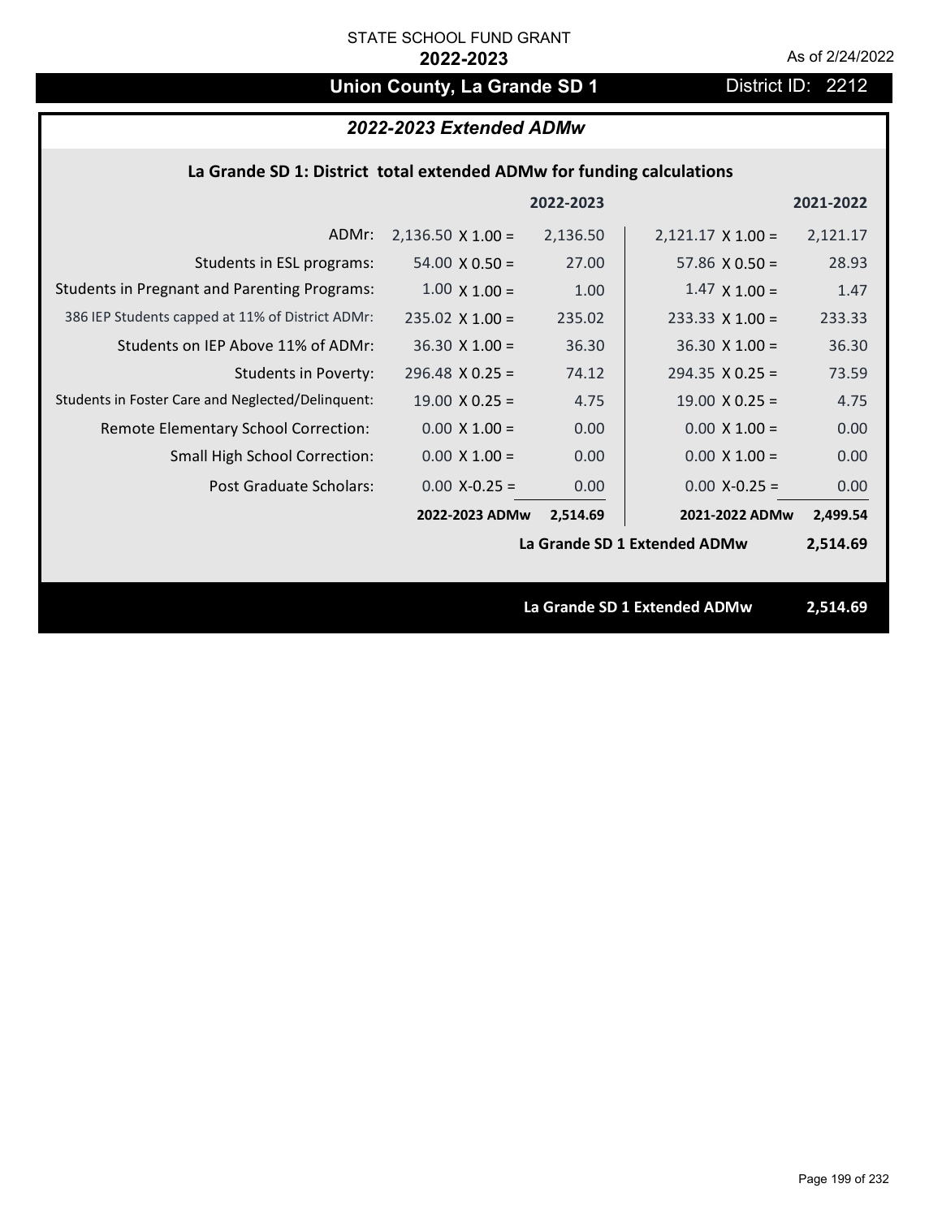STATE SCHOOL FUND GRANT

**2022-2023**

As of 2/24/2022

# Union County, La Grande SD 1

District ID: 2212

## *2022-2023 Extended ADMw*

### La Grande SD 1: District total extended ADMw for funding calculations

| | | 2022-2023 | | 2021-2022 |
|---|---|---|---|---|
| ADMr: | 2,136.50 X 1.00 = | 2,136.50 | 2,121.17 X 1.00 = | 2,121.17 |
| Students in ESL programs: | 54.00 X 0.50 = | 27.00 | 57.86 X 0.50 = | 28.93 |
| Students in Pregnant and Parenting Programs: | 1.00 X 1.00 = | 1.00 | 1.47 X 1.00 = | 1.47 |
| 386 IEP Students capped at 11% of District ADMr: | 235.02 X 1.00 = | 235.02 | 233.33 X 1.00 = | 233.33 |
| Students on IEP Above 11% of ADMr: | 36.30 X 1.00 = | 36.30 | 36.30 X 1.00 = | 36.30 |
| Students in Poverty: | 296.48 X 0.25 = | 74.12 | 294.35 X 0.25 = | 73.59 |
| Students in Foster Care and Neglected/Delinquent: | 19.00 X 0.25 = | 4.75 | 19.00 X 0.25 = | 4.75 |
| Remote Elementary School Correction: | 0.00 X 1.00 = | 0.00 | 0.00 X 1.00 = | 0.00 |
| Small High School Correction: | 0.00 X 1.00 = | 0.00 | 0.00 X 1.00 = | 0.00 |
| Post Graduate Scholars: | 0.00 X-0.25 = | 0.00 | 0.00 X-0.25 = | 0.00 |
| | **2022-2023 ADMw** | **2,514.69** | **2021-2022 ADMw** | **2,499.54** |
| | | | **La Grande SD 1 Extended ADMw** | **2,514.69** |

**La Grande SD 1 Extended ADMw** **2,514.69**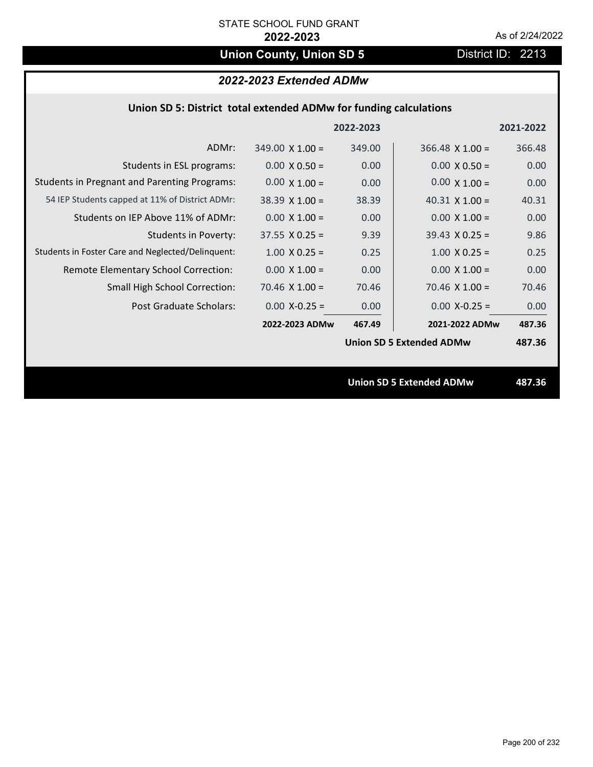STATE SCHOOL FUND GRANT

**2022-2023**

As of 2/24/2022

## Union County, Union SD 5

District ID: 2213

### *2022-2023 Extended ADMw*

**Union SD 5: District total extended ADMw for funding calculations**

| | 2022-2023 | | 2021-2022 | |
|---|---|---|---|---|
| ADMr: | 349.00 X 1.00 = | 349.00 | 366.48 X 1.00 = | 366.48 |
| Students in ESL programs: | 0.00 X 0.50 = | 0.00 | 0.00 X 0.50 = | 0.00 |
| Students in Pregnant and Parenting Programs: | 0.00 X 1.00 = | 0.00 | 0.00 X 1.00 = | 0.00 |
| 54 IEP Students capped at 11% of District ADMr: | 38.39 X 1.00 = | 38.39 | 40.31 X 1.00 = | 40.31 |
| Students on IEP Above 11% of ADMr: | 0.00 X 1.00 = | 0.00 | 0.00 X 1.00 = | 0.00 |
| Students in Poverty: | 37.55 X 0.25 = | 9.39 | 39.43 X 0.25 = | 9.86 |
| Students in Foster Care and Neglected/Delinquent: | 1.00 X 0.25 = | 0.25 | 1.00 X 0.25 = | 0.25 |
| Remote Elementary School Correction: | 0.00 X 1.00 = | 0.00 | 0.00 X 1.00 = | 0.00 |
| Small High School Correction: | 70.46 X 1.00 = | 70.46 | 70.46 X 1.00 = | 70.46 |
| Post Graduate Scholars: | 0.00 X-0.25 = | 0.00 | 0.00 X-0.25 = | 0.00 |
| | **2022-2023 ADMw** | **467.49** | **2021-2022 ADMw** | **487.36** |
| | | | **Union SD 5 Extended ADMw** | **487.36** |

**Union SD 5 Extended ADMw** **487.36**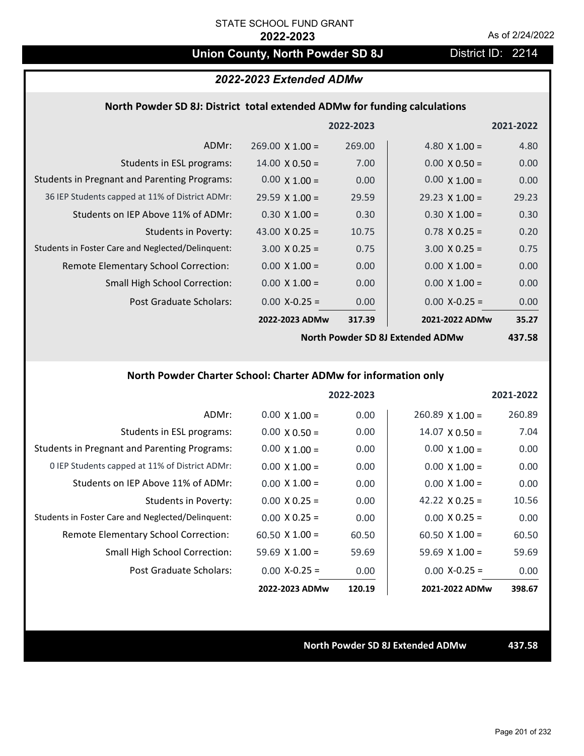STATE SCHOOL FUND GRANT

**2022-2023**

As of 2/24/2022

# Union County, North Powder SD 8J

District ID: 2214

## *2022-2023 Extended ADMw*

### North Powder SD 8J: District total extended ADMw for funding calculations

| | 2022-2023 | | 2021-2022 | |
|---|---|---|---|---|
| ADMr: | 269.00 X 1.00 = | 269.00 | 4.80 X 1.00 = | 4.80 |
| Students in ESL programs: | 14.00 X 0.50 = | 7.00 | 0.00 X 0.50 = | 0.00 |
| Students in Pregnant and Parenting Programs: | 0.00 X 1.00 = | 0.00 | 0.00 X 1.00 = | 0.00 |
| 36 IEP Students capped at 11% of District ADMr: | 29.59 X 1.00 = | 29.59 | 29.23 X 1.00 = | 29.23 |
| Students on IEP Above 11% of ADMr: | 0.30 X 1.00 = | 0.30 | 0.30 X 1.00 = | 0.30 |
| Students in Poverty: | 43.00 X 0.25 = | 10.75 | 0.78 X 0.25 = | 0.20 |
| Students in Foster Care and Neglected/Delinquent: | 3.00 X 0.25 = | 0.75 | 3.00 X 0.25 = | 0.75 |
| Remote Elementary School Correction: | 0.00 X 1.00 = | 0.00 | 0.00 X 1.00 = | 0.00 |
| Small High School Correction: | 0.00 X 1.00 = | 0.00 | 0.00 X 1.00 = | 0.00 |
| Post Graduate Scholars: | 0.00 X-0.25 = | 0.00 | 0.00 X-0.25 = | 0.00 |
| | **2022-2023 ADMw** | **317.39** | **2021-2022 ADMw** | **35.27** |
| | | | **North Powder SD 8J Extended ADMw** | **437.58** |

### North Powder Charter School: Charter ADMw for information only

| | 2022-2023 | | 2021-2022 | |
|---|---|---|---|---|
| ADMr: | 0.00 X 1.00 = | 0.00 | 260.89 X 1.00 = | 260.89 |
| Students in ESL programs: | 0.00 X 0.50 = | 0.00 | 14.07 X 0.50 = | 7.04 |
| Students in Pregnant and Parenting Programs: | 0.00 X 1.00 = | 0.00 | 0.00 X 1.00 = | 0.00 |
| 0 IEP Students capped at 11% of District ADMr: | 0.00 X 1.00 = | 0.00 | 0.00 X 1.00 = | 0.00 |
| Students on IEP Above 11% of ADMr: | 0.00 X 1.00 = | 0.00 | 0.00 X 1.00 = | 0.00 |
| Students in Poverty: | 0.00 X 0.25 = | 0.00 | 42.22 X 0.25 = | 10.56 |
| Students in Foster Care and Neglected/Delinquent: | 0.00 X 0.25 = | 0.00 | 0.00 X 0.25 = | 0.00 |
| Remote Elementary School Correction: | 60.50 X 1.00 = | 60.50 | 60.50 X 1.00 = | 60.50 |
| Small High School Correction: | 59.69 X 1.00 = | 59.69 | 59.69 X 1.00 = | 59.69 |
| Post Graduate Scholars: | 0.00 X-0.25 = | 0.00 | 0.00 X-0.25 = | 0.00 |
| | **2022-2023 ADMw** | **120.19** | **2021-2022 ADMw** | **398.67** |

**North Powder SD 8J Extended ADMw** **437.58**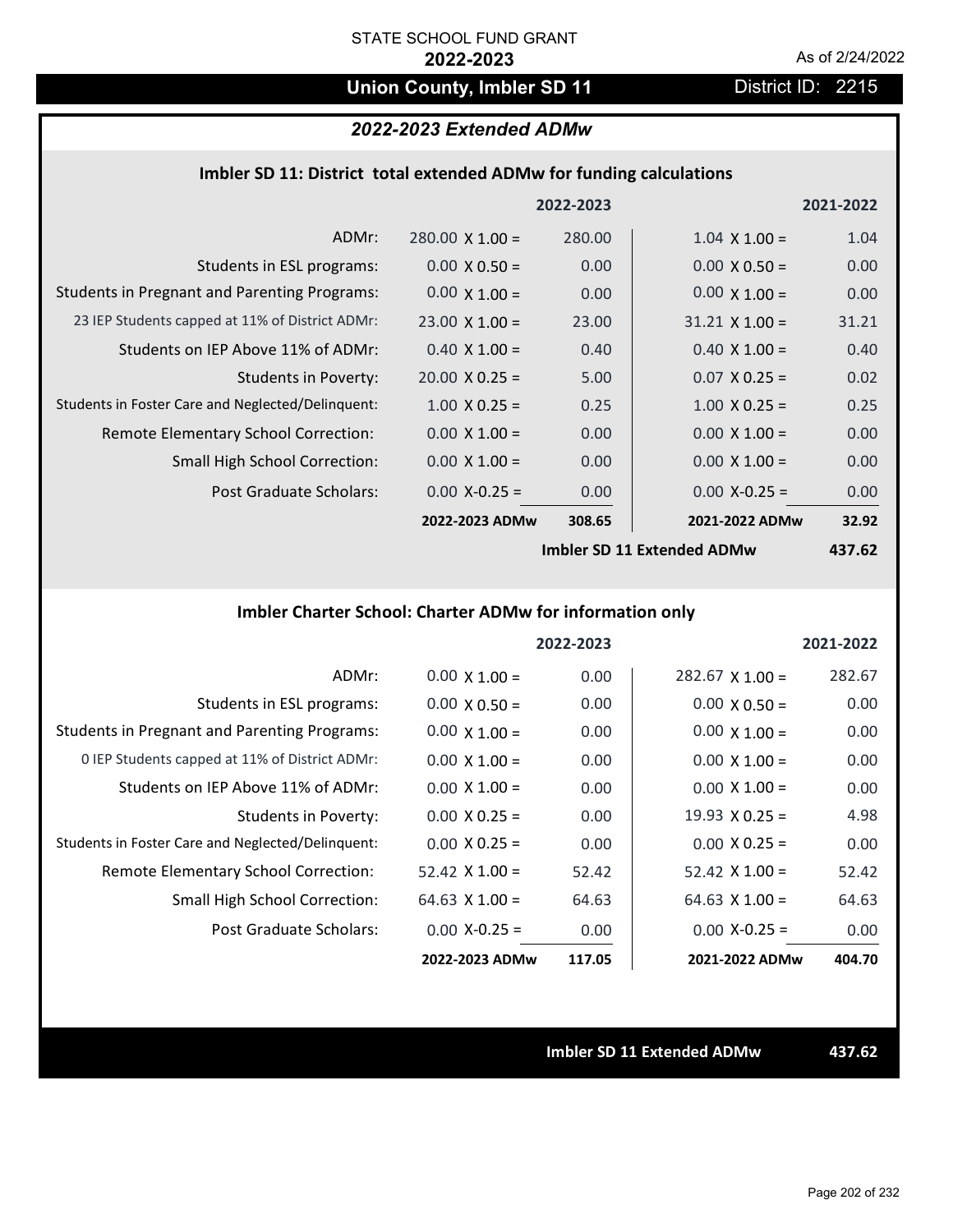STATE SCHOOL FUND GRANT

**2022-2023**

As of 2/24/2022

# Union County, Imbler SD 11

District ID: 2215

## *2022-2023 Extended ADMw*

### Imbler SD 11: District total extended ADMw for funding calculations

| | | 2022-2023 | | 2021-2022 |
|---|---|---|---|---|
| ADMr: | 280.00 X 1.00 = | 280.00 | 1.04 X 1.00 = | 1.04 |
| Students in ESL programs: | 0.00 X 0.50 = | 0.00 | 0.00 X 0.50 = | 0.00 |
| Students in Pregnant and Parenting Programs: | 0.00 X 1.00 = | 0.00 | 0.00 X 1.00 = | 0.00 |
| 23 IEP Students capped at 11% of District ADMr: | 23.00 X 1.00 = | 23.00 | 31.21 X 1.00 = | 31.21 |
| Students on IEP Above 11% of ADMr: | 0.40 X 1.00 = | 0.40 | 0.40 X 1.00 = | 0.40 |
| Students in Poverty: | 20.00 X 0.25 = | 5.00 | 0.07 X 0.25 = | 0.02 |
| Students in Foster Care and Neglected/Delinquent: | 1.00 X 0.25 = | 0.25 | 1.00 X 0.25 = | 0.25 |
| Remote Elementary School Correction: | 0.00 X 1.00 = | 0.00 | 0.00 X 1.00 = | 0.00 |
| Small High School Correction: | 0.00 X 1.00 = | 0.00 | 0.00 X 1.00 = | 0.00 |
| Post Graduate Scholars: | 0.00 X-0.25 = | 0.00 | 0.00 X-0.25 = | 0.00 |
| | **2022-2023 ADMw** | **308.65** | **2021-2022 ADMw** | **32.92** |
| | | | **Imbler SD 11 Extended ADMw** | **437.62** |

### Imbler Charter School: Charter ADMw for information only

| | | 2022-2023 | | 2021-2022 |
|---|---|---|---|---|
| ADMr: | 0.00 X 1.00 = | 0.00 | 282.67 X 1.00 = | 282.67 |
| Students in ESL programs: | 0.00 X 0.50 = | 0.00 | 0.00 X 0.50 = | 0.00 |
| Students in Pregnant and Parenting Programs: | 0.00 X 1.00 = | 0.00 | 0.00 X 1.00 = | 0.00 |
| 0 IEP Students capped at 11% of District ADMr: | 0.00 X 1.00 = | 0.00 | 0.00 X 1.00 = | 0.00 |
| Students on IEP Above 11% of ADMr: | 0.00 X 1.00 = | 0.00 | 0.00 X 1.00 = | 0.00 |
| Students in Poverty: | 0.00 X 0.25 = | 0.00 | 19.93 X 0.25 = | 4.98 |
| Students in Foster Care and Neglected/Delinquent: | 0.00 X 0.25 = | 0.00 | 0.00 X 0.25 = | 0.00 |
| Remote Elementary School Correction: | 52.42 X 1.00 = | 52.42 | 52.42 X 1.00 = | 52.42 |
| Small High School Correction: | 64.63 X 1.00 = | 64.63 | 64.63 X 1.00 = | 64.63 |
| Post Graduate Scholars: | 0.00 X-0.25 = | 0.00 | 0.00 X-0.25 = | 0.00 |
| | **2022-2023 ADMw** | **117.05** | **2021-2022 ADMw** | **404.70** |

**Imbler SD 11 Extended ADMw** **437.62**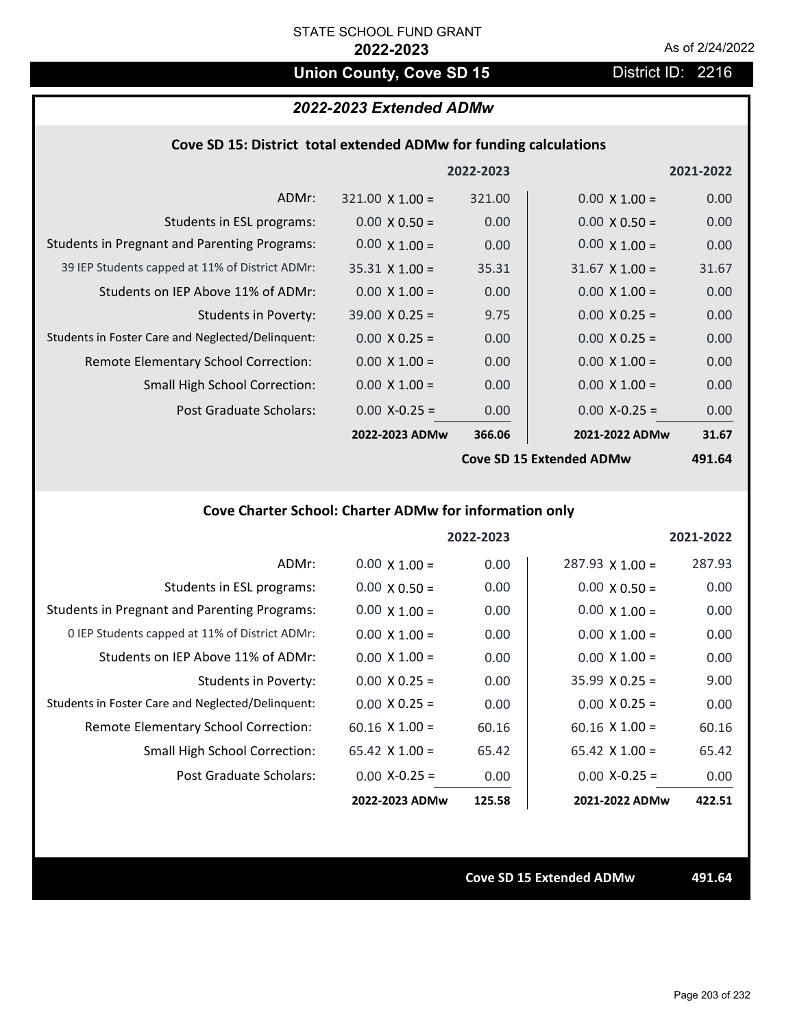STATE SCHOOL FUND GRANT

**2022-2023**

As of 2/24/2022

# Union County, Cove SD 15

District ID: 2216

## *2022-2023 Extended ADMw*

### Cove SD 15: District total extended ADMw for funding calculations

| | | 2022-2023 | | 2021-2022 |
|---|---|---|---|---|
| ADMr: | 321.00 X 1.00 = | 321.00 | 0.00 X 1.00 = | 0.00 |
| Students in ESL programs: | 0.00 X 0.50 = | 0.00 | 0.00 X 0.50 = | 0.00 |
| Students in Pregnant and Parenting Programs: | 0.00 X 1.00 = | 0.00 | 0.00 X 1.00 = | 0.00 |
| 39 IEP Students capped at 11% of District ADMr: | 35.31 X 1.00 = | 35.31 | 31.67 X 1.00 = | 31.67 |
| Students on IEP Above 11% of ADMr: | 0.00 X 1.00 = | 0.00 | 0.00 X 1.00 = | 0.00 |
| Students in Poverty: | 39.00 X 0.25 = | 9.75 | 0.00 X 0.25 = | 0.00 |
| Students in Foster Care and Neglected/Delinquent: | 0.00 X 0.25 = | 0.00 | 0.00 X 0.25 = | 0.00 |
| Remote Elementary School Correction: | 0.00 X 1.00 = | 0.00 | 0.00 X 1.00 = | 0.00 |
| Small High School Correction: | 0.00 X 1.00 = | 0.00 | 0.00 X 1.00 = | 0.00 |
| Post Graduate Scholars: | 0.00 X-0.25 = | 0.00 | 0.00 X-0.25 = | 0.00 |
| | **2022-2023 ADMw** | **366.06** | **2021-2022 ADMw** | **31.67** |
| | | | **Cove SD 15 Extended ADMw** | **491.64** |

### Cove Charter School: Charter ADMw for information only

| | | 2022-2023 | | 2021-2022 |
|---|---|---|---|---|
| ADMr: | 0.00 X 1.00 = | 0.00 | 287.93 X 1.00 = | 287.93 |
| Students in ESL programs: | 0.00 X 0.50 = | 0.00 | 0.00 X 0.50 = | 0.00 |
| Students in Pregnant and Parenting Programs: | 0.00 X 1.00 = | 0.00 | 0.00 X 1.00 = | 0.00 |
| 0 IEP Students capped at 11% of District ADMr: | 0.00 X 1.00 = | 0.00 | 0.00 X 1.00 = | 0.00 |
| Students on IEP Above 11% of ADMr: | 0.00 X 1.00 = | 0.00 | 0.00 X 1.00 = | 0.00 |
| Students in Poverty: | 0.00 X 0.25 = | 0.00 | 35.99 X 0.25 = | 9.00 |
| Students in Foster Care and Neglected/Delinquent: | 0.00 X 0.25 = | 0.00 | 0.00 X 0.25 = | 0.00 |
| Remote Elementary School Correction: | 60.16 X 1.00 = | 60.16 | 60.16 X 1.00 = | 60.16 |
| Small High School Correction: | 65.42 X 1.00 = | 65.42 | 65.42 X 1.00 = | 65.42 |
| Post Graduate Scholars: | 0.00 X-0.25 = | 0.00 | 0.00 X-0.25 = | 0.00 |
| | **2022-2023 ADMw** | **125.58** | **2021-2022 ADMw** | **422.51** |

**Cove SD 15 Extended ADMw** **491.64**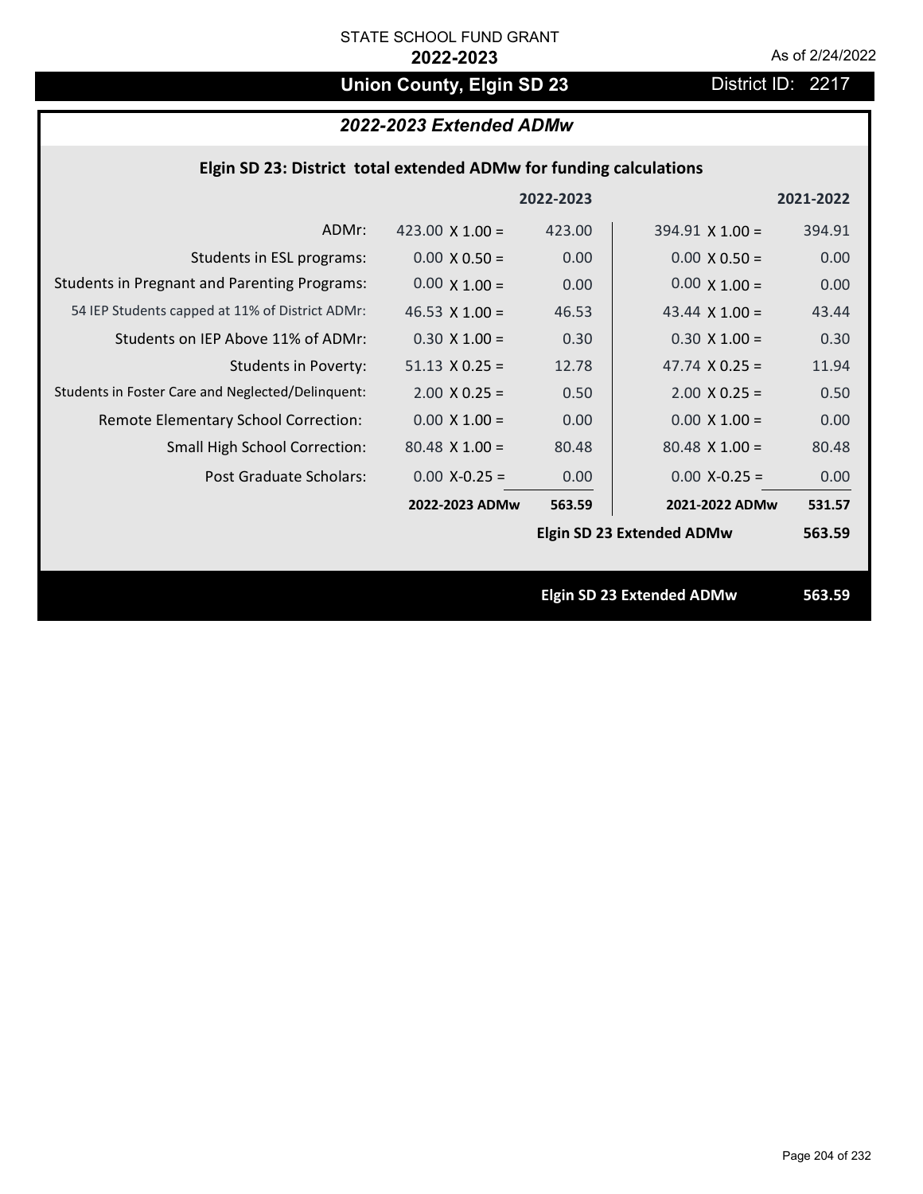STATE SCHOOL FUND GRANT

**2022-2023**

As of 2/24/2022

# Union County, Elgin SD 23

District ID: 2217

## *2022-2023 Extended ADMw*

### Elgin SD 23: District total extended ADMw for funding calculations

| | 2022-2023 | | 2021-2022 | |
|---|---|---|---|---|
| ADMr: | 423.00 X 1.00 = | 423.00 | 394.91 X 1.00 = | 394.91 |
| Students in ESL programs: | 0.00 X 0.50 = | 0.00 | 0.00 X 0.50 = | 0.00 |
| Students in Pregnant and Parenting Programs: | 0.00 X 1.00 = | 0.00 | 0.00 X 1.00 = | 0.00 |
| 54 IEP Students capped at 11% of District ADMr: | 46.53 X 1.00 = | 46.53 | 43.44 X 1.00 = | 43.44 |
| Students on IEP Above 11% of ADMr: | 0.30 X 1.00 = | 0.30 | 0.30 X 1.00 = | 0.30 |
| Students in Poverty: | 51.13 X 0.25 = | 12.78 | 47.74 X 0.25 = | 11.94 |
| Students in Foster Care and Neglected/Delinquent: | 2.00 X 0.25 = | 0.50 | 2.00 X 0.25 = | 0.50 |
| Remote Elementary School Correction: | 0.00 X 1.00 = | 0.00 | 0.00 X 1.00 = | 0.00 |
| Small High School Correction: | 80.48 X 1.00 = | 80.48 | 80.48 X 1.00 = | 80.48 |
| Post Graduate Scholars: | 0.00 X-0.25 = | 0.00 | 0.00 X-0.25 = | 0.00 |
| | **2022-2023 ADMw** | **563.59** | **2021-2022 ADMw** | **531.57** |
| | | | **Elgin SD 23 Extended ADMw** | **563.59** |

**Elgin SD 23 Extended ADMw** **563.59**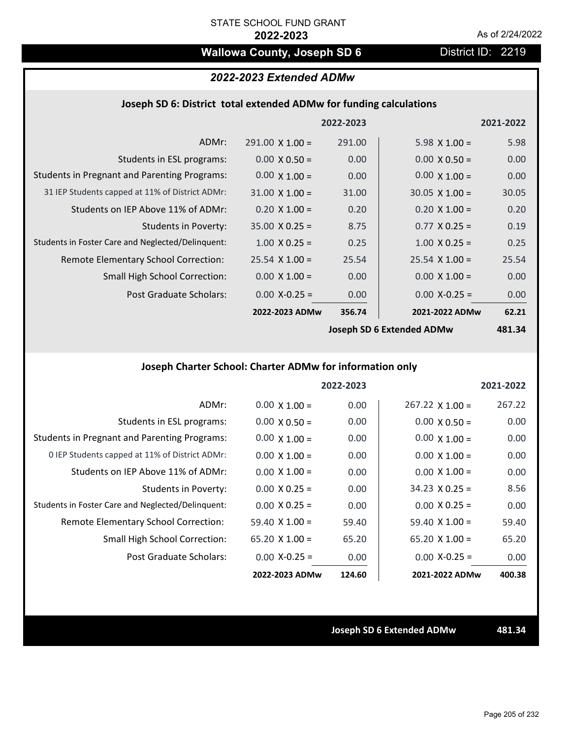STATE SCHOOL FUND GRANT

**2022-2023**

As of 2/24/2022

## Wallowa County, Joseph SD 6

District ID: 2219

### *2022-2023 Extended ADMw*

#### Joseph SD 6: District total extended ADMw for funding calculations

| | | 2022-2023 | | 2021-2022 |
|---|---|---|---|---|
| ADMr: | 291.00 X 1.00 = | 291.00 | 5.98 X 1.00 = | 5.98 |
| Students in ESL programs: | 0.00 X 0.50 = | 0.00 | 0.00 X 0.50 = | 0.00 |
| Students in Pregnant and Parenting Programs: | 0.00 X 1.00 = | 0.00 | 0.00 X 1.00 = | 0.00 |
| 31 IEP Students capped at 11% of District ADMr: | 31.00 X 1.00 = | 31.00 | 30.05 X 1.00 = | 30.05 |
| Students on IEP Above 11% of ADMr: | 0.20 X 1.00 = | 0.20 | 0.20 X 1.00 = | 0.20 |
| Students in Poverty: | 35.00 X 0.25 = | 8.75 | 0.77 X 0.25 = | 0.19 |
| Students in Foster Care and Neglected/Delinquent: | 1.00 X 0.25 = | 0.25 | 1.00 X 0.25 = | 0.25 |
| Remote Elementary School Correction: | 25.54 X 1.00 = | 25.54 | 25.54 X 1.00 = | 25.54 |
| Small High School Correction: | 0.00 X 1.00 = | 0.00 | 0.00 X 1.00 = | 0.00 |
| Post Graduate Scholars: | 0.00 X-0.25 = | 0.00 | 0.00 X-0.25 = | 0.00 |
| | **2022-2023 ADMw** | **356.74** | **2021-2022 ADMw** | **62.21** |
| | | | **Joseph SD 6 Extended ADMw** | **481.34** |

#### Joseph Charter School: Charter ADMw for information only

| | | 2022-2023 | | 2021-2022 |
|---|---|---|---|---|
| ADMr: | 0.00 X 1.00 = | 0.00 | 267.22 X 1.00 = | 267.22 |
| Students in ESL programs: | 0.00 X 0.50 = | 0.00 | 0.00 X 0.50 = | 0.00 |
| Students in Pregnant and Parenting Programs: | 0.00 X 1.00 = | 0.00 | 0.00 X 1.00 = | 0.00 |
| 0 IEP Students capped at 11% of District ADMr: | 0.00 X 1.00 = | 0.00 | 0.00 X 1.00 = | 0.00 |
| Students on IEP Above 11% of ADMr: | 0.00 X 1.00 = | 0.00 | 0.00 X 1.00 = | 0.00 |
| Students in Poverty: | 0.00 X 0.25 = | 0.00 | 34.23 X 0.25 = | 8.56 |
| Students in Foster Care and Neglected/Delinquent: | 0.00 X 0.25 = | 0.00 | 0.00 X 0.25 = | 0.00 |
| Remote Elementary School Correction: | 59.40 X 1.00 = | 59.40 | 59.40 X 1.00 = | 59.40 |
| Small High School Correction: | 65.20 X 1.00 = | 65.20 | 65.20 X 1.00 = | 65.20 |
| Post Graduate Scholars: | 0.00 X-0.25 = | 0.00 | 0.00 X-0.25 = | 0.00 |
| | **2022-2023 ADMw** | **124.60** | **2021-2022 ADMw** | **400.38** |

**Joseph SD 6 Extended ADMw** **481.34**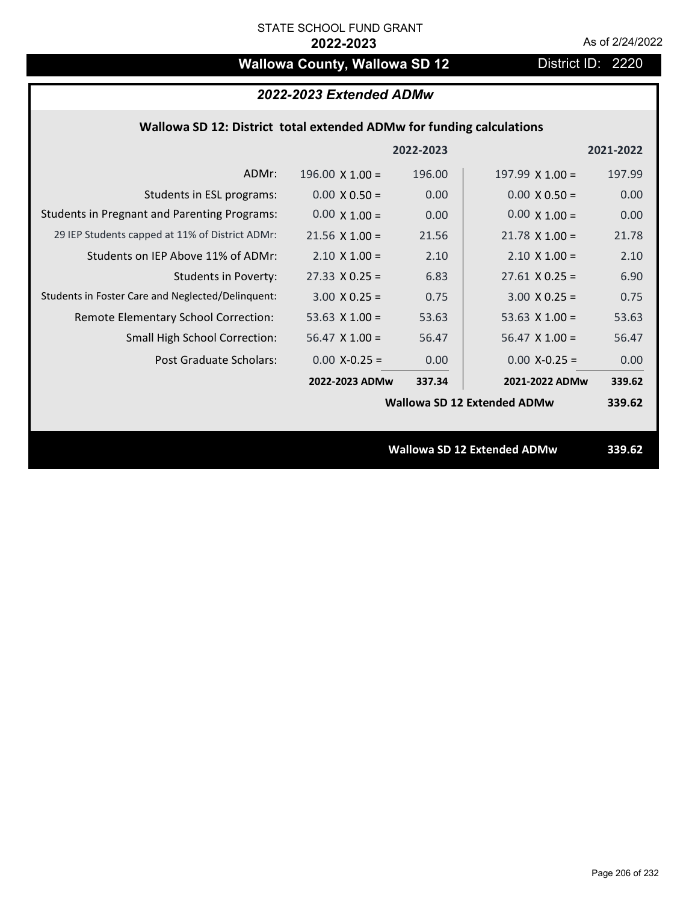STATE SCHOOL FUND GRANT

**2022-2023**

As of 2/24/2022

# Wallowa County, Wallowa SD 12

District ID: 2220

## *2022-2023 Extended ADMw*

### Wallowa SD 12: District total extended ADMw for funding calculations

| | | 2022-2023 | | 2021-2022 |
|---|---|---|---|---|
| ADMr: | 196.00 X 1.00 = | 196.00 | 197.99 X 1.00 = | 197.99 |
| Students in ESL programs: | 0.00 X 0.50 = | 0.00 | 0.00 X 0.50 = | 0.00 |
| Students in Pregnant and Parenting Programs: | 0.00 X 1.00 = | 0.00 | 0.00 X 1.00 = | 0.00 |
| 29 IEP Students capped at 11% of District ADMr: | 21.56 X 1.00 = | 21.56 | 21.78 X 1.00 = | 21.78 |
| Students on IEP Above 11% of ADMr: | 2.10 X 1.00 = | 2.10 | 2.10 X 1.00 = | 2.10 |
| Students in Poverty: | 27.33 X 0.25 = | 6.83 | 27.61 X 0.25 = | 6.90 |
| Students in Foster Care and Neglected/Delinquent: | 3.00 X 0.25 = | 0.75 | 3.00 X 0.25 = | 0.75 |
| Remote Elementary School Correction: | 53.63 X 1.00 = | 53.63 | 53.63 X 1.00 = | 53.63 |
| Small High School Correction: | 56.47 X 1.00 = | 56.47 | 56.47 X 1.00 = | 56.47 |
| Post Graduate Scholars: | 0.00 X-0.25 = | 0.00 | 0.00 X-0.25 = | 0.00 |
| | **2022-2023 ADMw** | **337.34** | **2021-2022 ADMw** | **339.62** |
| | | | **Wallowa SD 12 Extended ADMw** | **339.62** |

**Wallowa SD 12 Extended ADMw 339.62**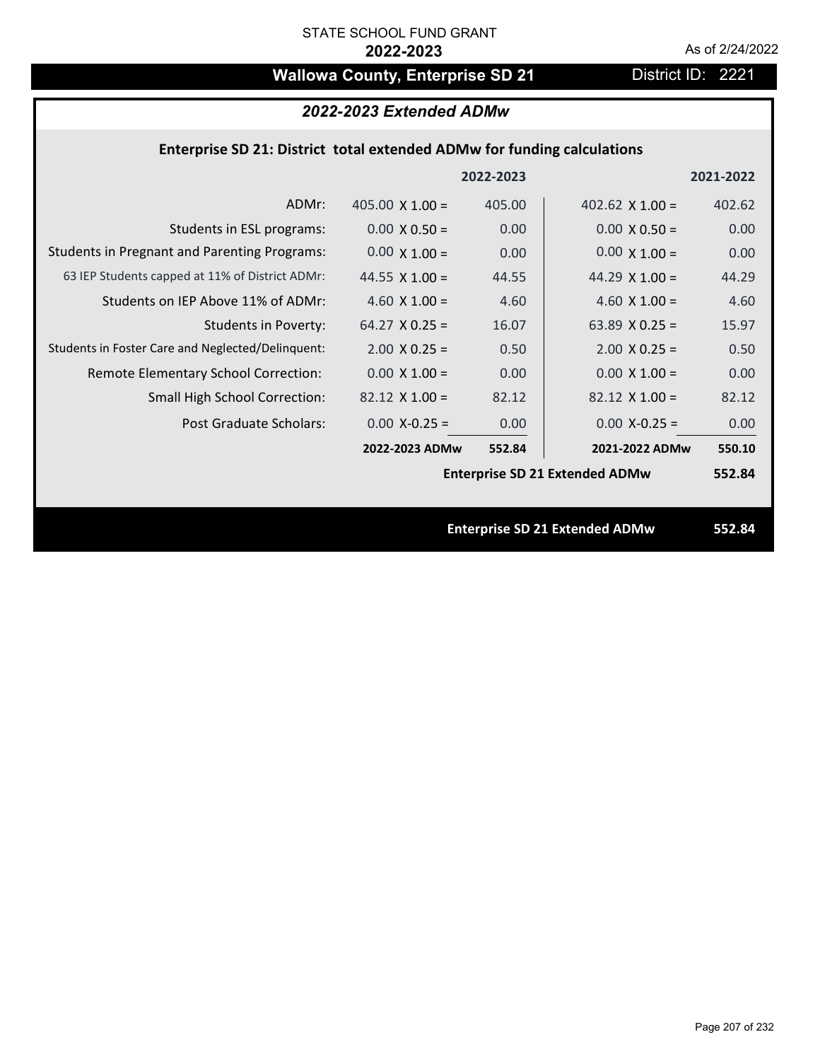STATE SCHOOL FUND GRANT

**2022-2023**

As of 2/24/2022

# Wallowa County, Enterprise SD 21

District ID: 2221

## *2022-2023 Extended ADMw*

### Enterprise SD 21: District total extended ADMw for funding calculations

| | 2022-2023 | | 2021-2022 | |
|---|---|---|---|---|
| ADMr: | 405.00 X 1.00 = | 405.00 | 402.62 X 1.00 = | 402.62 |
| Students in ESL programs: | 0.00 X 0.50 = | 0.00 | 0.00 X 0.50 = | 0.00 |
| Students in Pregnant and Parenting Programs: | 0.00 X 1.00 = | 0.00 | 0.00 X 1.00 = | 0.00 |
| 63 IEP Students capped at 11% of District ADMr: | 44.55 X 1.00 = | 44.55 | 44.29 X 1.00 = | 44.29 |
| Students on IEP Above 11% of ADMr: | 4.60 X 1.00 = | 4.60 | 4.60 X 1.00 = | 4.60 |
| Students in Poverty: | 64.27 X 0.25 = | 16.07 | 63.89 X 0.25 = | 15.97 |
| Students in Foster Care and Neglected/Delinquent: | 2.00 X 0.25 = | 0.50 | 2.00 X 0.25 = | 0.50 |
| Remote Elementary School Correction: | 0.00 X 1.00 = | 0.00 | 0.00 X 1.00 = | 0.00 |
| Small High School Correction: | 82.12 X 1.00 = | 82.12 | 82.12 X 1.00 = | 82.12 |
| Post Graduate Scholars: | 0.00 X-0.25 = | 0.00 | 0.00 X-0.25 = | 0.00 |
| | **2022-2023 ADMw** | **552.84** | **2021-2022 ADMw** | **550.10** |
| | | | **Enterprise SD 21 Extended ADMw** | **552.84** |

**Enterprise SD 21 Extended ADMw** **552.84**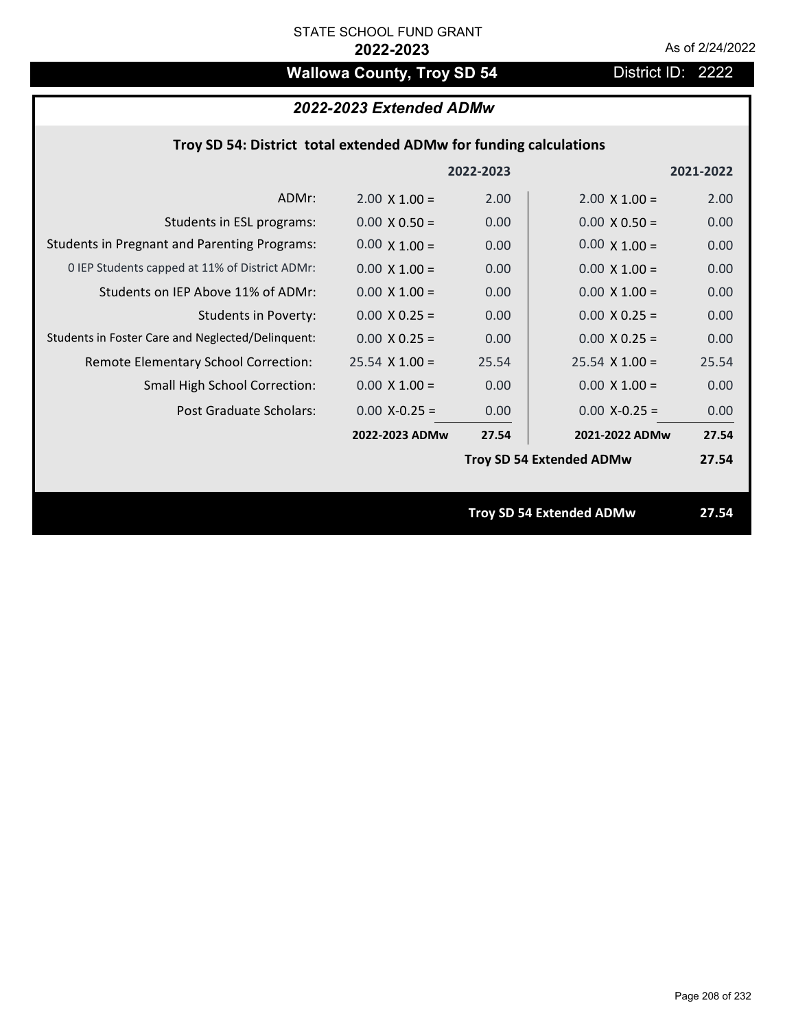STATE SCHOOL FUND GRANT

**2022-2023**

As of 2/24/2022

# Wallowa County, Troy SD 54

District ID: 2222

## *2022-2023 Extended ADMw*

### Troy SD 54: District total extended ADMw for funding calculations

| | | 2022-2023 | | 2021-2022 |
|---|---|---|---|---|
| ADMr: | 2.00 X 1.00 = | 2.00 | 2.00 X 1.00 = | 2.00 |
| Students in ESL programs: | 0.00 X 0.50 = | 0.00 | 0.00 X 0.50 = | 0.00 |
| Students in Pregnant and Parenting Programs: | 0.00 X 1.00 = | 0.00 | 0.00 X 1.00 = | 0.00 |
| 0 IEP Students capped at 11% of District ADMr: | 0.00 X 1.00 = | 0.00 | 0.00 X 1.00 = | 0.00 |
| Students on IEP Above 11% of ADMr: | 0.00 X 1.00 = | 0.00 | 0.00 X 1.00 = | 0.00 |
| Students in Poverty: | 0.00 X 0.25 = | 0.00 | 0.00 X 0.25 = | 0.00 |
| Students in Foster Care and Neglected/Delinquent: | 0.00 X 0.25 = | 0.00 | 0.00 X 0.25 = | 0.00 |
| Remote Elementary School Correction: | 25.54 X 1.00 = | 25.54 | 25.54 X 1.00 = | 25.54 |
| Small High School Correction: | 0.00 X 1.00 = | 0.00 | 0.00 X 1.00 = | 0.00 |
| Post Graduate Scholars: | 0.00 X-0.25 = | 0.00 | 0.00 X-0.25 = | 0.00 |
| | **2022-2023 ADMw** | **27.54** | **2021-2022 ADMw** | **27.54** |
| | | | **Troy SD 54 Extended ADMw** | **27.54** |

**Troy SD 54 Extended ADMw** **27.54**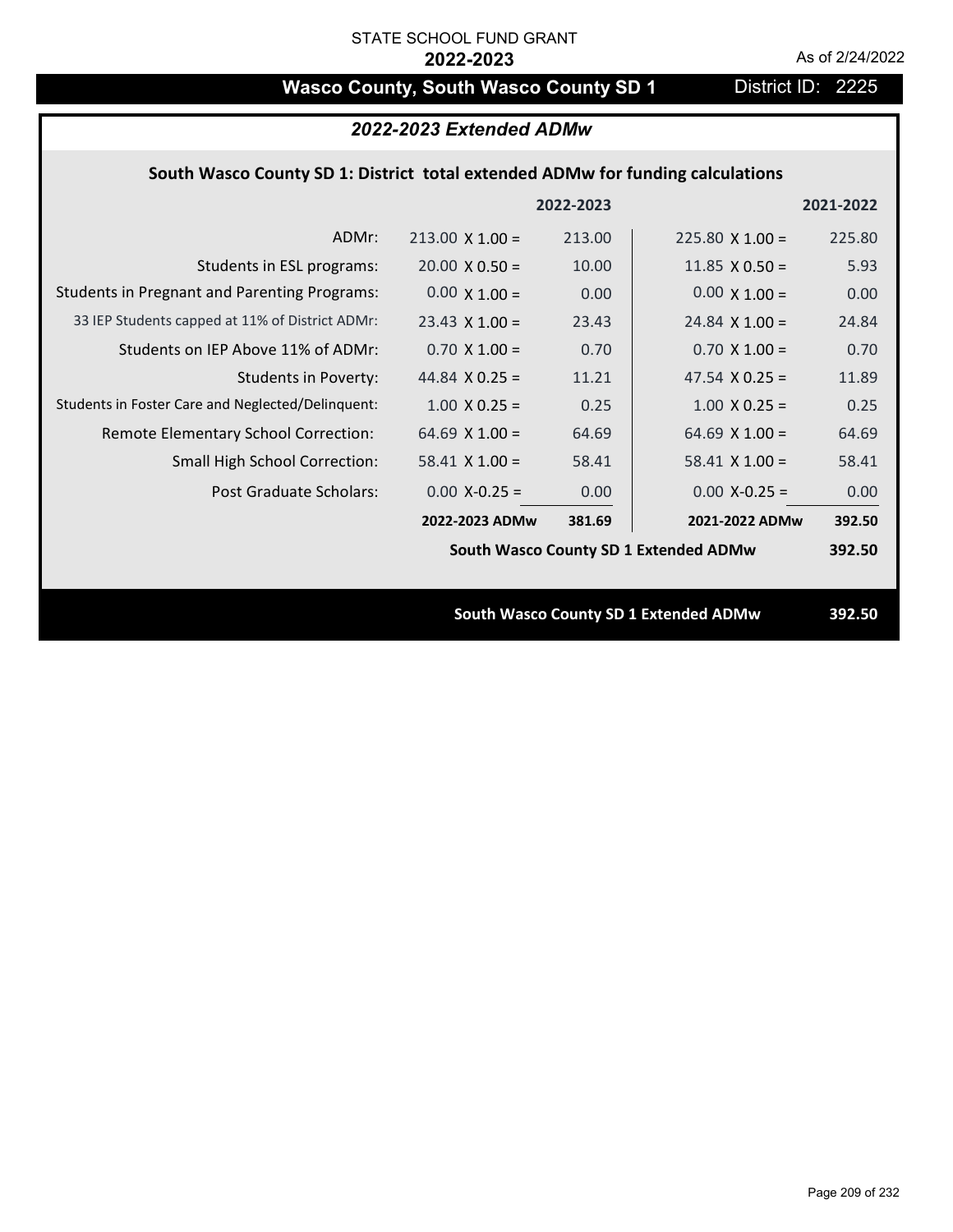STATE SCHOOL FUND GRANT

**2022-2023**

As of 2/24/2022

# Wasco County, South Wasco County SD 1

District ID: 2225

## *2022-2023 Extended ADMw*

### South Wasco County SD 1: District total extended ADMw for funding calculations

| | | 2022-2023 | | 2021-2022 |
|---|---|---|---|---|
| ADMr: | 213.00 X 1.00 = | 213.00 | 225.80 X 1.00 = | 225.80 |
| Students in ESL programs: | 20.00 X 0.50 = | 10.00 | 11.85 X 0.50 = | 5.93 |
| Students in Pregnant and Parenting Programs: | 0.00 X 1.00 = | 0.00 | 0.00 X 1.00 = | 0.00 |
| 33 IEP Students capped at 11% of District ADMr: | 23.43 X 1.00 = | 23.43 | 24.84 X 1.00 = | 24.84 |
| Students on IEP Above 11% of ADMr: | 0.70 X 1.00 = | 0.70 | 0.70 X 1.00 = | 0.70 |
| Students in Poverty: | 44.84 X 0.25 = | 11.21 | 47.54 X 0.25 = | 11.89 |
| Students in Foster Care and Neglected/Delinquent: | 1.00 X 0.25 = | 0.25 | 1.00 X 0.25 = | 0.25 |
| Remote Elementary School Correction: | 64.69 X 1.00 = | 64.69 | 64.69 X 1.00 = | 64.69 |
| Small High School Correction: | 58.41 X 1.00 = | 58.41 | 58.41 X 1.00 = | 58.41 |
| Post Graduate Scholars: | 0.00 X-0.25 = | 0.00 | 0.00 X-0.25 = | 0.00 |
| | **2022-2023 ADMw** | **381.69** | **2021-2022 ADMw** | **392.50** |
| | | | **South Wasco County SD 1 Extended ADMw** | **392.50** |

**South Wasco County SD 1 Extended ADMw** **392.50**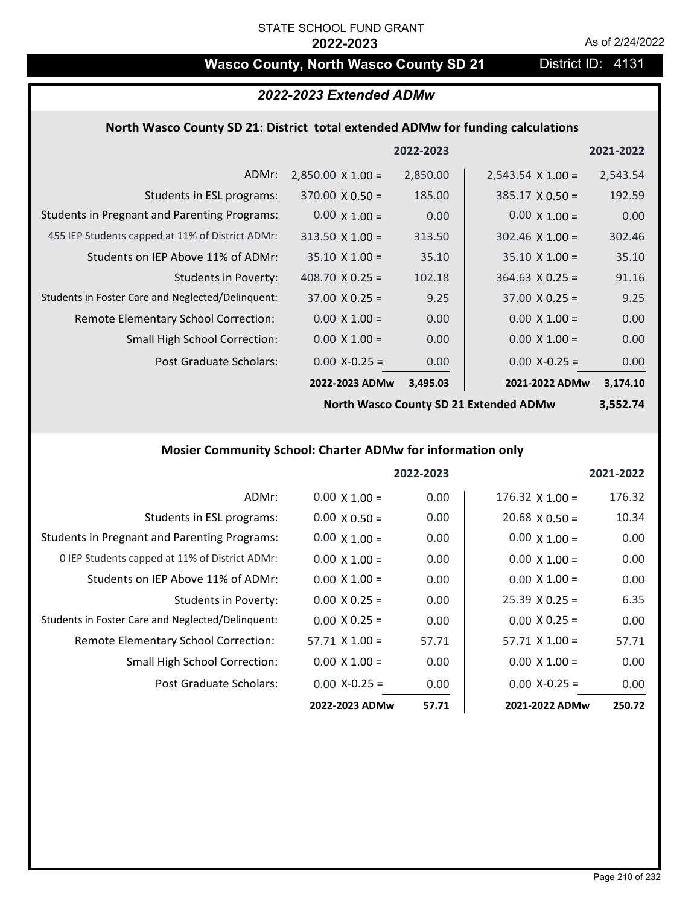STATE SCHOOL FUND GRANT

**2022-2023**

As of 2/24/2022

## Wasco County, North Wasco County SD 21

District ID: 4131

### *2022-2023 Extended ADMw*

#### North Wasco County SD 21: District total extended ADMw for funding calculations

| | | 2022-2023 | | 2021-2022 |
|---|---|---|---|---|
| ADMr: | 2,850.00 X 1.00 = | 2,850.00 | 2,543.54 X 1.00 = | 2,543.54 |
| Students in ESL programs: | 370.00 X 0.50 = | 185.00 | 385.17 X 0.50 = | 192.59 |
| Students in Pregnant and Parenting Programs: | 0.00 X 1.00 = | 0.00 | 0.00 X 1.00 = | 0.00 |
| 455 IEP Students capped at 11% of District ADMr: | 313.50 X 1.00 = | 313.50 | 302.46 X 1.00 = | 302.46 |
| Students on IEP Above 11% of ADMr: | 35.10 X 1.00 = | 35.10 | 35.10 X 1.00 = | 35.10 |
| Students in Poverty: | 408.70 X 0.25 = | 102.18 | 364.63 X 0.25 = | 91.16 |
| Students in Foster Care and Neglected/Delinquent: | 37.00 X 0.25 = | 9.25 | 37.00 X 0.25 = | 9.25 |
| Remote Elementary School Correction: | 0.00 X 1.00 = | 0.00 | 0.00 X 1.00 = | 0.00 |
| Small High School Correction: | 0.00 X 1.00 = | 0.00 | 0.00 X 1.00 = | 0.00 |
| Post Graduate Scholars: | 0.00 X-0.25 = | 0.00 | 0.00 X-0.25 = | 0.00 |
| | **2022-2023 ADMw** | **3,495.03** | **2021-2022 ADMw** | **3,174.10** |
| | | | **North Wasco County SD 21 Extended ADMw** | **3,552.74** |

#### Mosier Community School: Charter ADMw for information only

| | | 2022-2023 | | 2021-2022 |
|---|---|---|---|---|
| ADMr: | 0.00 X 1.00 = | 0.00 | 176.32 X 1.00 = | 176.32 |
| Students in ESL programs: | 0.00 X 0.50 = | 0.00 | 20.68 X 0.50 = | 10.34 |
| Students in Pregnant and Parenting Programs: | 0.00 X 1.00 = | 0.00 | 0.00 X 1.00 = | 0.00 |
| 0 IEP Students capped at 11% of District ADMr: | 0.00 X 1.00 = | 0.00 | 0.00 X 1.00 = | 0.00 |
| Students on IEP Above 11% of ADMr: | 0.00 X 1.00 = | 0.00 | 0.00 X 1.00 = | 0.00 |
| Students in Poverty: | 0.00 X 0.25 = | 0.00 | 25.39 X 0.25 = | 6.35 |
| Students in Foster Care and Neglected/Delinquent: | 0.00 X 0.25 = | 0.00 | 0.00 X 0.25 = | 0.00 |
| Remote Elementary School Correction: | 57.71 X 1.00 = | 57.71 | 57.71 X 1.00 = | 57.71 |
| Small High School Correction: | 0.00 X 1.00 = | 0.00 | 0.00 X 1.00 = | 0.00 |
| Post Graduate Scholars: | 0.00 X-0.25 = | 0.00 | 0.00 X-0.25 = | 0.00 |
| | **2022-2023 ADMw** | **57.71** | **2021-2022 ADMw** | **250.72** |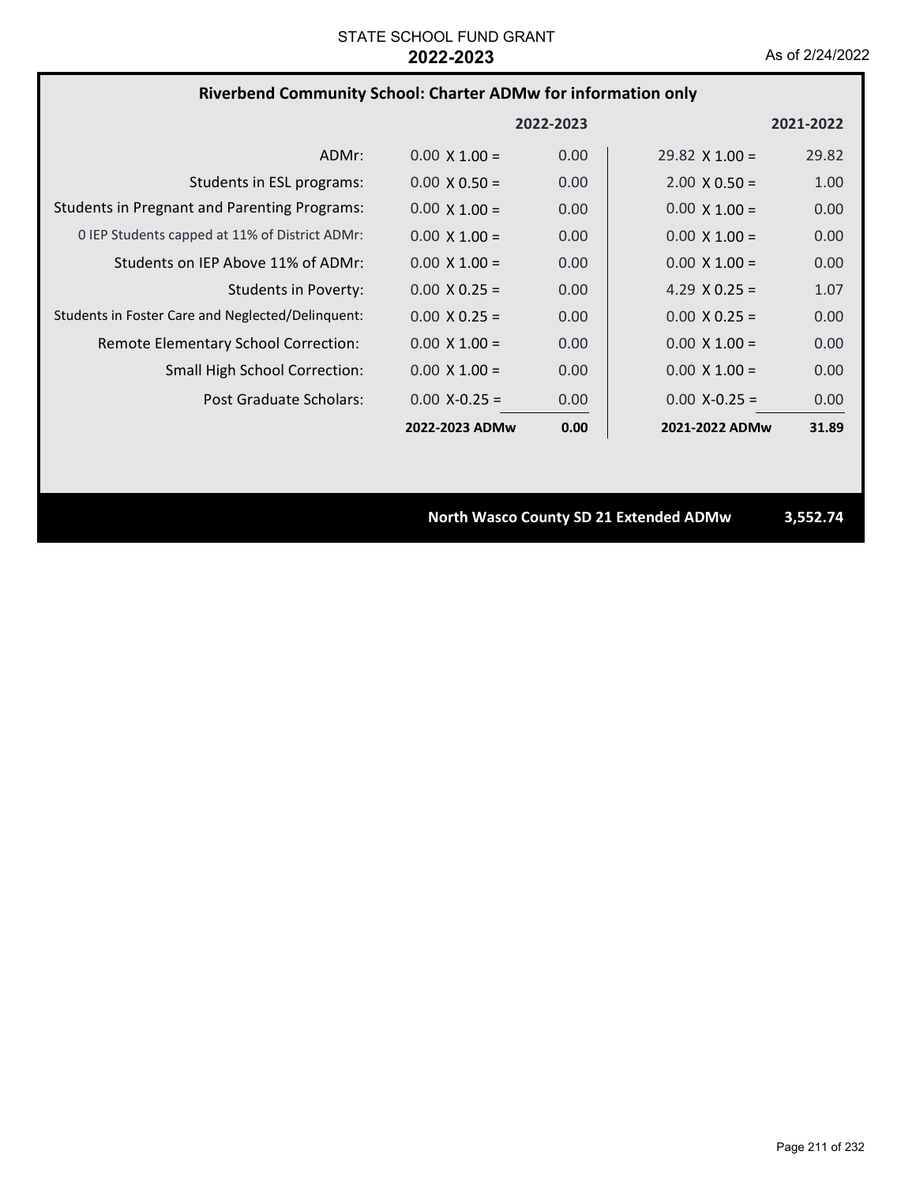STATE SCHOOL FUND GRANT
**2022-2023**

As of 2/24/2022

## Riverbend Community School: Charter ADMw for information only

| | | 2022-2023 | | 2021-2022 |
|---|---|---|---|---|
| ADMr: | 0.00 X 1.00 = | 0.00 | 29.82 X 1.00 = | 29.82 |
| Students in ESL programs: | 0.00 X 0.50 = | 0.00 | 2.00 X 0.50 = | 1.00 |
| Students in Pregnant and Parenting Programs: | 0.00 X 1.00 = | 0.00 | 0.00 X 1.00 = | 0.00 |
| 0 IEP Students capped at 11% of District ADMr: | 0.00 X 1.00 = | 0.00 | 0.00 X 1.00 = | 0.00 |
| Students on IEP Above 11% of ADMr: | 0.00 X 1.00 = | 0.00 | 0.00 X 1.00 = | 0.00 |
| Students in Poverty: | 0.00 X 0.25 = | 0.00 | 4.29 X 0.25 = | 1.07 |
| Students in Foster Care and Neglected/Delinquent: | 0.00 X 0.25 = | 0.00 | 0.00 X 0.25 = | 0.00 |
| Remote Elementary School Correction: | 0.00 X 1.00 = | 0.00 | 0.00 X 1.00 = | 0.00 |
| Small High School Correction: | 0.00 X 1.00 = | 0.00 | 0.00 X 1.00 = | 0.00 |
| Post Graduate Scholars: | 0.00 X-0.25 = | 0.00 | 0.00 X-0.25 = | 0.00 |
| | **2022-2023 ADMw** | **0.00** | **2021-2022 ADMw** | **31.89** |

**North Wasco County SD 21 Extended ADMw 3,552.74**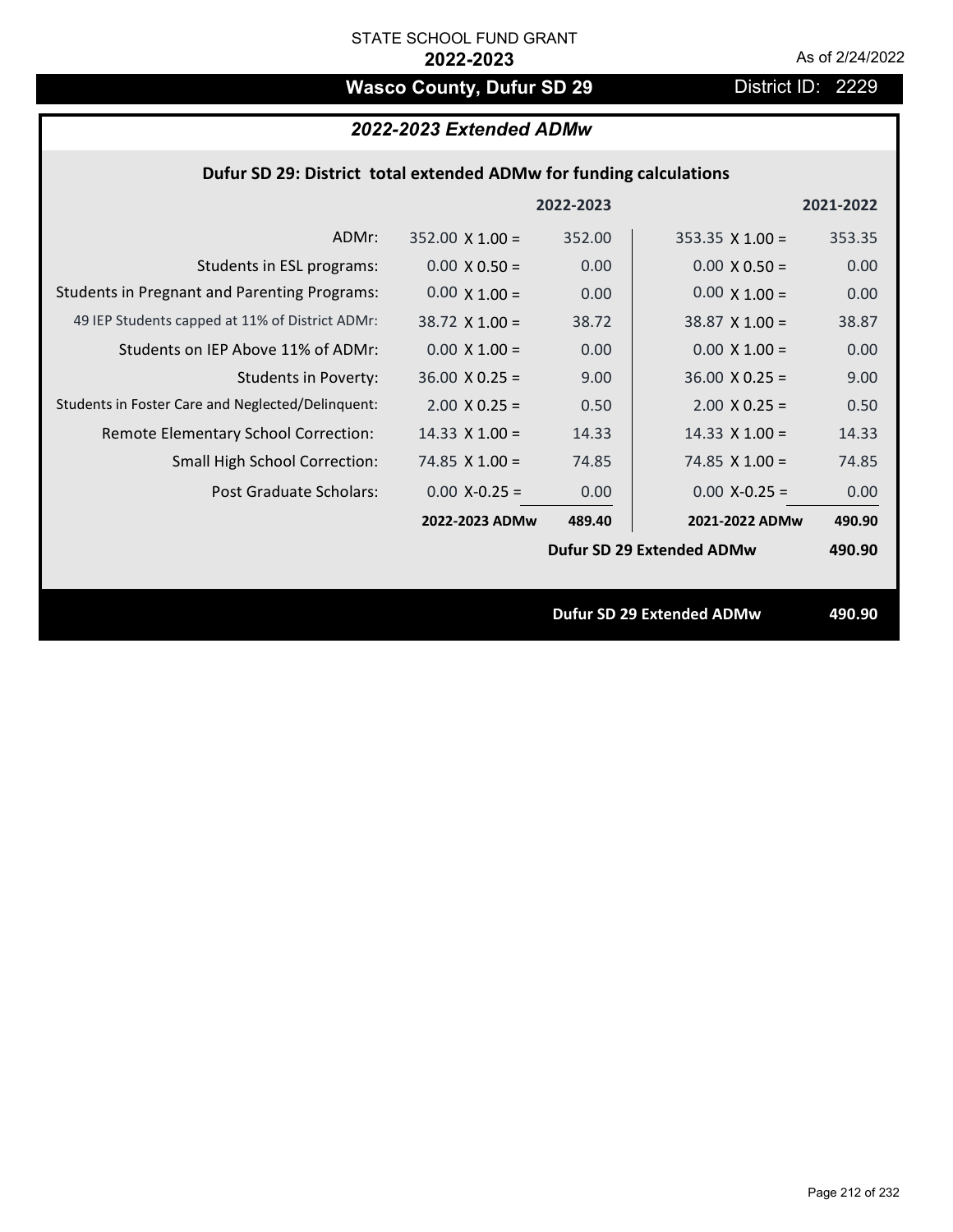STATE SCHOOL FUND GRANT

**2022-2023**

As of 2/24/2022

# Wasco County, Dufur SD 29

District ID: 2229

## *2022-2023 Extended ADMw*

### Dufur SD 29: District total extended ADMw for funding calculations

| | | 2022-2023 | | 2021-2022 |
|---|---|---|---|---|
| ADMr: | 352.00 X 1.00 = | 352.00 | 353.35 X 1.00 = | 353.35 |
| Students in ESL programs: | 0.00 X 0.50 = | 0.00 | 0.00 X 0.50 = | 0.00 |
| Students in Pregnant and Parenting Programs: | 0.00 X 1.00 = | 0.00 | 0.00 X 1.00 = | 0.00 |
| 49 IEP Students capped at 11% of District ADMr: | 38.72 X 1.00 = | 38.72 | 38.87 X 1.00 = | 38.87 |
| Students on IEP Above 11% of ADMr: | 0.00 X 1.00 = | 0.00 | 0.00 X 1.00 = | 0.00 |
| Students in Poverty: | 36.00 X 0.25 = | 9.00 | 36.00 X 0.25 = | 9.00 |
| Students in Foster Care and Neglected/Delinquent: | 2.00 X 0.25 = | 0.50 | 2.00 X 0.25 = | 0.50 |
| Remote Elementary School Correction: | 14.33 X 1.00 = | 14.33 | 14.33 X 1.00 = | 14.33 |
| Small High School Correction: | 74.85 X 1.00 = | 74.85 | 74.85 X 1.00 = | 74.85 |
| Post Graduate Scholars: | 0.00 X-0.25 = | 0.00 | 0.00 X-0.25 = | 0.00 |
| | **2022-2023 ADMw** | **489.40** | **2021-2022 ADMw** | **490.90** |
| | | | **Dufur SD 29 Extended ADMw** | **490.90** |

**Dufur SD 29 Extended ADMw** **490.90**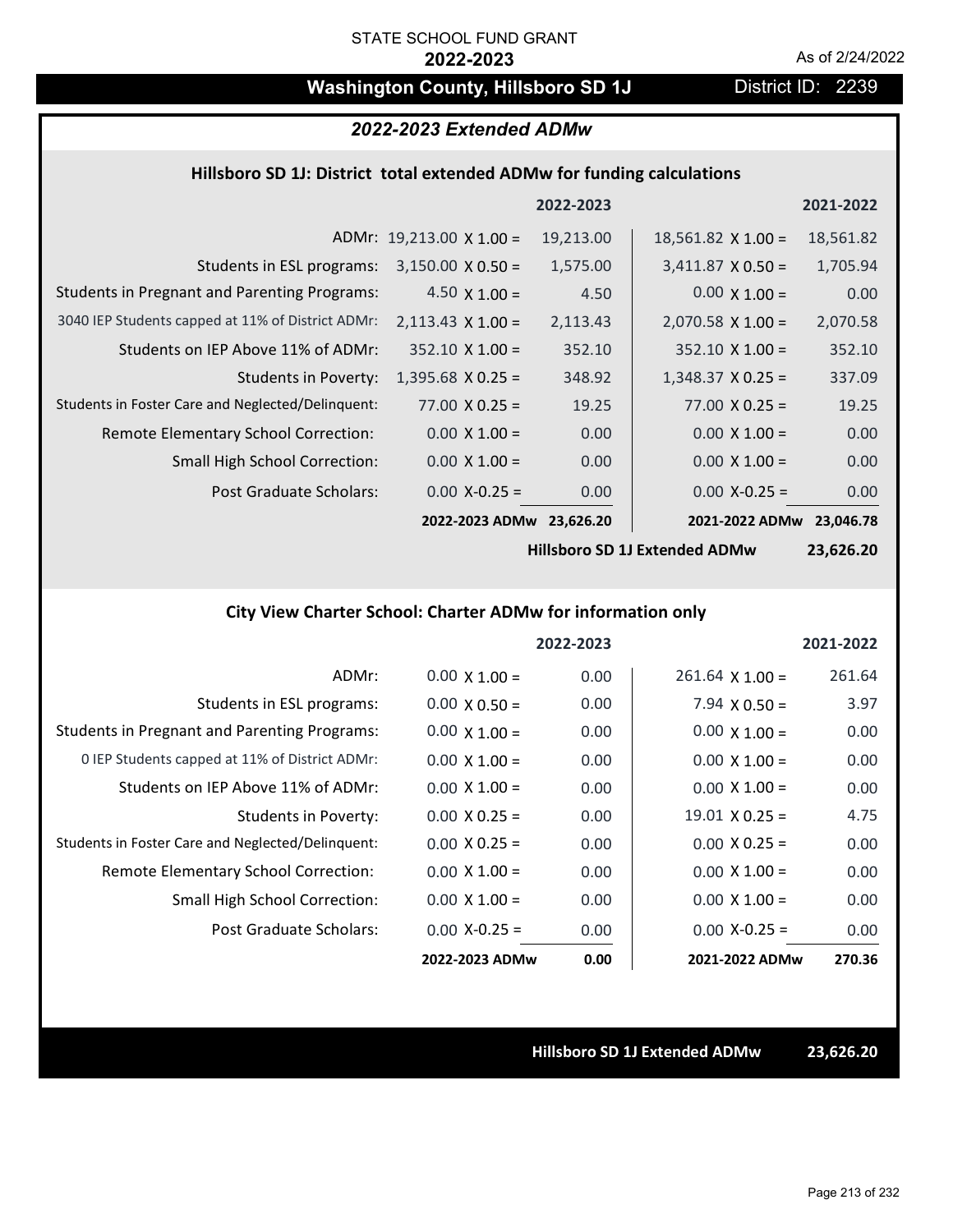STATE SCHOOL FUND GRANT

**2022-2023**

As of 2/24/2022

# Washington County, Hillsboro SD 1J

District ID: 2239

## *2022-2023 Extended ADMw*

### Hillsboro SD 1J: District total extended ADMw for funding calculations

| | | 2022-2023 | | 2021-2022 |
|---|---|---|---|---|
| ADMr: | 19,213.00 X 1.00 = | 19,213.00 | 18,561.82 X 1.00 = | 18,561.82 |
| Students in ESL programs: | 3,150.00 X 0.50 = | 1,575.00 | 3,411.87 X 0.50 = | 1,705.94 |
| Students in Pregnant and Parenting Programs: | 4.50 X 1.00 = | 4.50 | 0.00 X 1.00 = | 0.00 |
| 3040 IEP Students capped at 11% of District ADMr: | 2,113.43 X 1.00 = | 2,113.43 | 2,070.58 X 1.00 = | 2,070.58 |
| Students on IEP Above 11% of ADMr: | 352.10 X 1.00 = | 352.10 | 352.10 X 1.00 = | 352.10 |
| Students in Poverty: | 1,395.68 X 0.25 = | 348.92 | 1,348.37 X 0.25 = | 337.09 |
| Students in Foster Care and Neglected/Delinquent: | 77.00 X 0.25 = | 19.25 | 77.00 X 0.25 = | 19.25 |
| Remote Elementary School Correction: | 0.00 X 1.00 = | 0.00 | 0.00 X 1.00 = | 0.00 |
| Small High School Correction: | 0.00 X 1.00 = | 0.00 | 0.00 X 1.00 = | 0.00 |
| Post Graduate Scholars: | 0.00 X-0.25 = | 0.00 | 0.00 X-0.25 = | 0.00 |
| | **2022-2023 ADMw** | **23,626.20** | **2021-2022 ADMw** | **23,046.78** |

**Hillsboro SD 1J Extended ADMw 23,626.20**

### City View Charter School: Charter ADMw for information only

| | | 2022-2023 | | 2021-2022 |
|---|---|---|---|---|
| ADMr: | 0.00 X 1.00 = | 0.00 | 261.64 X 1.00 = | 261.64 |
| Students in ESL programs: | 0.00 X 0.50 = | 0.00 | 7.94 X 0.50 = | 3.97 |
| Students in Pregnant and Parenting Programs: | 0.00 X 1.00 = | 0.00 | 0.00 X 1.00 = | 0.00 |
| 0 IEP Students capped at 11% of District ADMr: | 0.00 X 1.00 = | 0.00 | 0.00 X 1.00 = | 0.00 |
| Students on IEP Above 11% of ADMr: | 0.00 X 1.00 = | 0.00 | 0.00 X 1.00 = | 0.00 |
| Students in Poverty: | 0.00 X 0.25 = | 0.00 | 19.01 X 0.25 = | 4.75 |
| Students in Foster Care and Neglected/Delinquent: | 0.00 X 0.25 = | 0.00 | 0.00 X 0.25 = | 0.00 |
| Remote Elementary School Correction: | 0.00 X 1.00 = | 0.00 | 0.00 X 1.00 = | 0.00 |
| Small High School Correction: | 0.00 X 1.00 = | 0.00 | 0.00 X 1.00 = | 0.00 |
| Post Graduate Scholars: | 0.00 X-0.25 = | 0.00 | 0.00 X-0.25 = | 0.00 |
| | **2022-2023 ADMw** | **0.00** | **2021-2022 ADMw** | **270.36** |

**Hillsboro SD 1J Extended ADMw 23,626.20**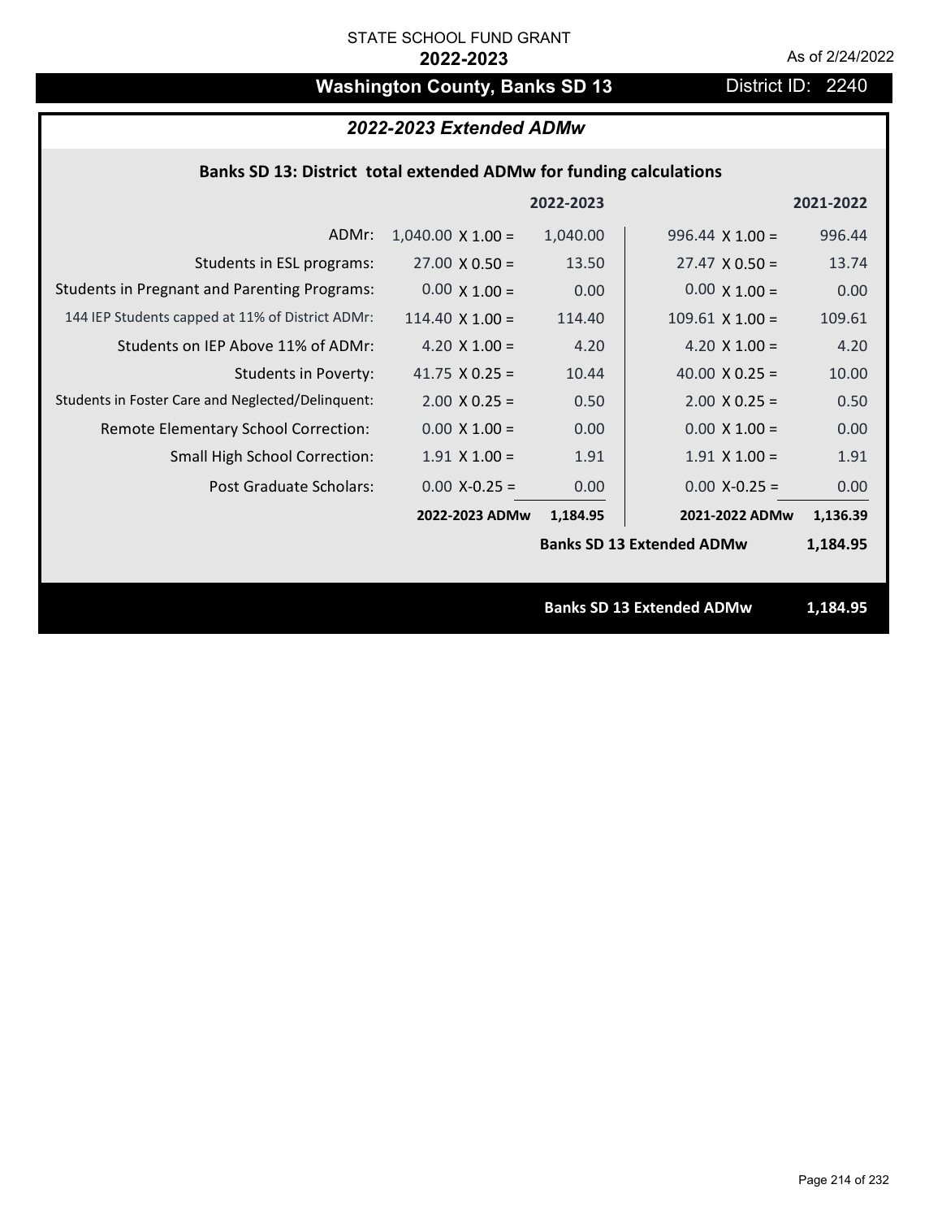STATE SCHOOL FUND GRANT

**2022-2023**

As of 2/24/2022

## Washington County, Banks SD 13

District ID: 2240

### *2022-2023 Extended ADMw*

**Banks SD 13: District total extended ADMw for funding calculations**

| | | 2022-2023 | | 2021-2022 |
|---|---|---|---|---|
| ADMr: | 1,040.00 X 1.00 = | 1,040.00 | 996.44 X 1.00 = | 996.44 |
| Students in ESL programs: | 27.00 X 0.50 = | 13.50 | 27.47 X 0.50 = | 13.74 |
| Students in Pregnant and Parenting Programs: | 0.00 X 1.00 = | 0.00 | 0.00 X 1.00 = | 0.00 |
| 144 IEP Students capped at 11% of District ADMr: | 114.40 X 1.00 = | 114.40 | 109.61 X 1.00 = | 109.61 |
| Students on IEP Above 11% of ADMr: | 4.20 X 1.00 = | 4.20 | 4.20 X 1.00 = | 4.20 |
| Students in Poverty: | 41.75 X 0.25 = | 10.44 | 40.00 X 0.25 = | 10.00 |
| Students in Foster Care and Neglected/Delinquent: | 2.00 X 0.25 = | 0.50 | 2.00 X 0.25 = | 0.50 |
| Remote Elementary School Correction: | 0.00 X 1.00 = | 0.00 | 0.00 X 1.00 = | 0.00 |
| Small High School Correction: | 1.91 X 1.00 = | 1.91 | 1.91 X 1.00 = | 1.91 |
| Post Graduate Scholars: | 0.00 X-0.25 = | 0.00 | 0.00 X-0.25 = | 0.00 |
| | **2022-2023 ADMw** | **1,184.95** | **2021-2022 ADMw** | **1,136.39** |
| | | | **Banks SD 13 Extended ADMw** | **1,184.95** |

**Banks SD 13 Extended ADMw 1,184.95**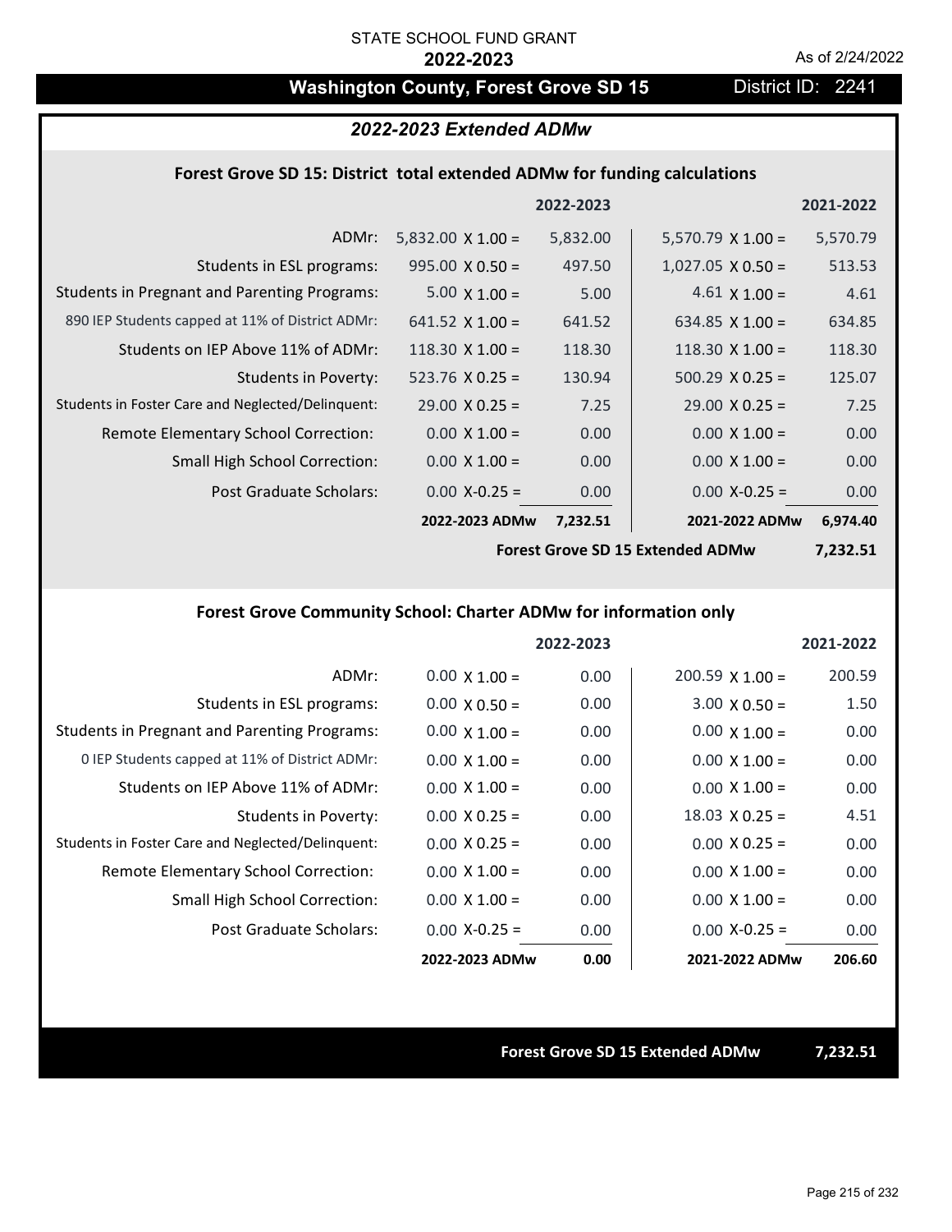STATE SCHOOL FUND GRANT

**2022-2023**

As of 2/24/2022

# Washington County, Forest Grove SD 15

District ID: 2241

## *2022-2023 Extended ADMw*

### Forest Grove SD 15: District total extended ADMw for funding calculations

| | | 2022-2023 | | 2021-2022 |
|---|---|---|---|---|
| ADMr: | 5,832.00 X 1.00 = | 5,832.00 | 5,570.79 X 1.00 = | 5,570.79 |
| Students in ESL programs: | 995.00 X 0.50 = | 497.50 | 1,027.05 X 0.50 = | 513.53 |
| Students in Pregnant and Parenting Programs: | 5.00 X 1.00 = | 5.00 | 4.61 X 1.00 = | 4.61 |
| 890 IEP Students capped at 11% of District ADMr: | 641.52 X 1.00 = | 641.52 | 634.85 X 1.00 = | 634.85 |
| Students on IEP Above 11% of ADMr: | 118.30 X 1.00 = | 118.30 | 118.30 X 1.00 = | 118.30 |
| Students in Poverty: | 523.76 X 0.25 = | 130.94 | 500.29 X 0.25 = | 125.07 |
| Students in Foster Care and Neglected/Delinquent: | 29.00 X 0.25 = | 7.25 | 29.00 X 0.25 = | 7.25 |
| Remote Elementary School Correction: | 0.00 X 1.00 = | 0.00 | 0.00 X 1.00 = | 0.00 |
| Small High School Correction: | 0.00 X 1.00 = | 0.00 | 0.00 X 1.00 = | 0.00 |
| Post Graduate Scholars: | 0.00 X-0.25 = | 0.00 | 0.00 X-0.25 = | 0.00 |
| | **2022-2023 ADMw** | **7,232.51** | **2021-2022 ADMw** | **6,974.40** |
| | | | **Forest Grove SD 15 Extended ADMw** | **7,232.51** |

### Forest Grove Community School: Charter ADMw for information only

| | | 2022-2023 | | 2021-2022 |
|---|---|---|---|---|
| ADMr: | 0.00 X 1.00 = | 0.00 | 200.59 X 1.00 = | 200.59 |
| Students in ESL programs: | 0.00 X 0.50 = | 0.00 | 3.00 X 0.50 = | 1.50 |
| Students in Pregnant and Parenting Programs: | 0.00 X 1.00 = | 0.00 | 0.00 X 1.00 = | 0.00 |
| 0 IEP Students capped at 11% of District ADMr: | 0.00 X 1.00 = | 0.00 | 0.00 X 1.00 = | 0.00 |
| Students on IEP Above 11% of ADMr: | 0.00 X 1.00 = | 0.00 | 0.00 X 1.00 = | 0.00 |
| Students in Poverty: | 0.00 X 0.25 = | 0.00 | 18.03 X 0.25 = | 4.51 |
| Students in Foster Care and Neglected/Delinquent: | 0.00 X 0.25 = | 0.00 | 0.00 X 0.25 = | 0.00 |
| Remote Elementary School Correction: | 0.00 X 1.00 = | 0.00 | 0.00 X 1.00 = | 0.00 |
| Small High School Correction: | 0.00 X 1.00 = | 0.00 | 0.00 X 1.00 = | 0.00 |
| Post Graduate Scholars: | 0.00 X-0.25 = | 0.00 | 0.00 X-0.25 = | 0.00 |
| | **2022-2023 ADMw** | **0.00** | **2021-2022 ADMw** | **206.60** |

**Forest Grove SD 15 Extended ADMw** **7,232.51**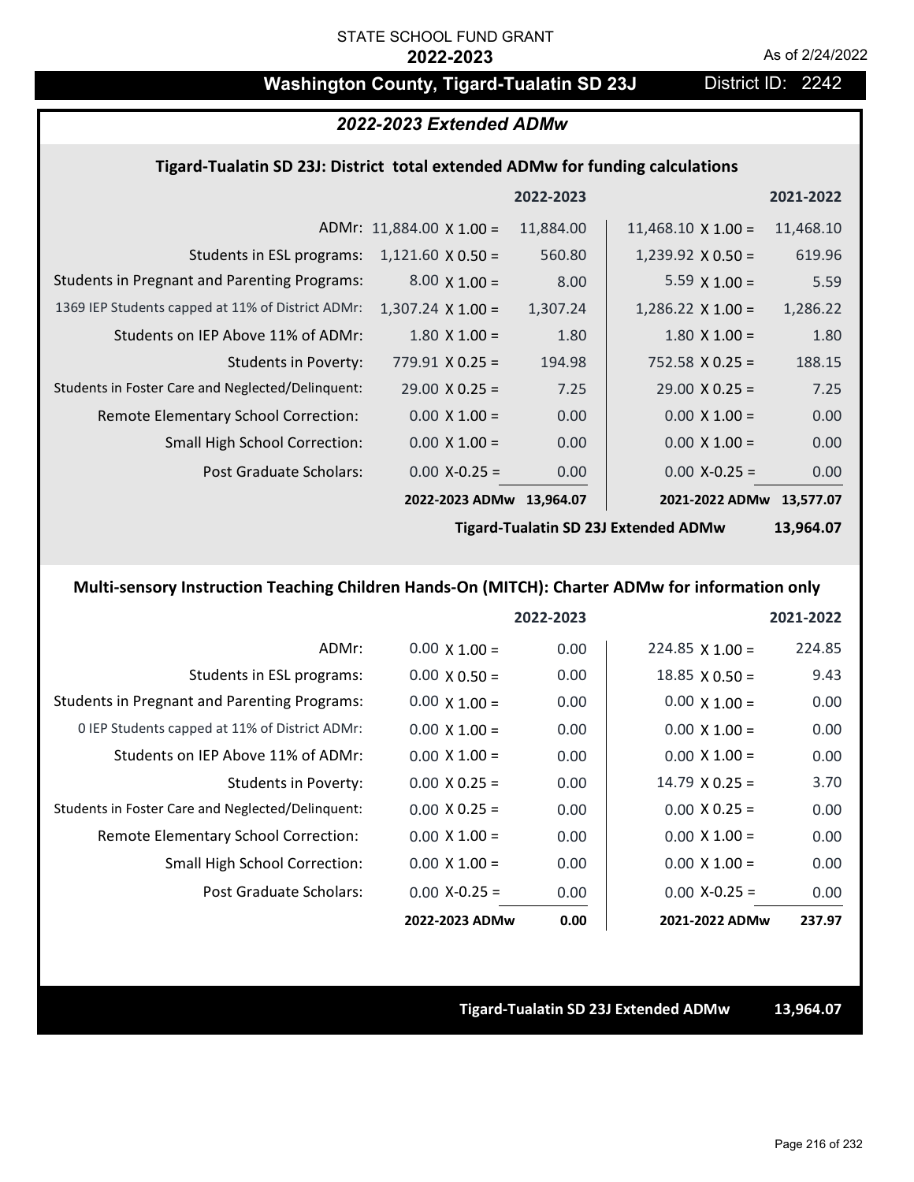STATE SCHOOL FUND GRANT

**2022-2023**

As of 2/24/2022

# Washington County, Tigard-Tualatin SD 23J

District ID: 2242

## *2022-2023 Extended ADMw*

### Tigard-Tualatin SD 23J: District total extended ADMw for funding calculations

| | | 2022-2023 | | 2021-2022 |
|---|---|---|---|---|
| ADMr: | 11,884.00 X 1.00 = | 11,884.00 | 11,468.10 X 1.00 = | 11,468.10 |
| Students in ESL programs: | 1,121.60 X 0.50 = | 560.80 | 1,239.92 X 0.50 = | 619.96 |
| Students in Pregnant and Parenting Programs: | 8.00 X 1.00 = | 8.00 | 5.59 X 1.00 = | 5.59 |
| 1369 IEP Students capped at 11% of District ADMr: | 1,307.24 X 1.00 = | 1,307.24 | 1,286.22 X 1.00 = | 1,286.22 |
| Students on IEP Above 11% of ADMr: | 1.80 X 1.00 = | 1.80 | 1.80 X 1.00 = | 1.80 |
| Students in Poverty: | 779.91 X 0.25 = | 194.98 | 752.58 X 0.25 = | 188.15 |
| Students in Foster Care and Neglected/Delinquent: | 29.00 X 0.25 = | 7.25 | 29.00 X 0.25 = | 7.25 |
| Remote Elementary School Correction: | 0.00 X 1.00 = | 0.00 | 0.00 X 1.00 = | 0.00 |
| Small High School Correction: | 0.00 X 1.00 = | 0.00 | 0.00 X 1.00 = | 0.00 |
| Post Graduate Scholars: | 0.00 X-0.25 = | 0.00 | 0.00 X-0.25 = | 0.00 |
| | **2022-2023 ADMw** | **13,964.07** | **2021-2022 ADMw** | **13,577.07** |

**Tigard-Tualatin SD 23J Extended ADMw** **13,964.07**

### Multi-sensory Instruction Teaching Children Hands-On (MITCH): Charter ADMw for information only

| | | 2022-2023 | | 2021-2022 |
|---|---|---|---|---|
| ADMr: | 0.00 X 1.00 = | 0.00 | 224.85 X 1.00 = | 224.85 |
| Students in ESL programs: | 0.00 X 0.50 = | 0.00 | 18.85 X 0.50 = | 9.43 |
| Students in Pregnant and Parenting Programs: | 0.00 X 1.00 = | 0.00 | 0.00 X 1.00 = | 0.00 |
| 0 IEP Students capped at 11% of District ADMr: | 0.00 X 1.00 = | 0.00 | 0.00 X 1.00 = | 0.00 |
| Students on IEP Above 11% of ADMr: | 0.00 X 1.00 = | 0.00 | 0.00 X 1.00 = | 0.00 |
| Students in Poverty: | 0.00 X 0.25 = | 0.00 | 14.79 X 0.25 = | 3.70 |
| Students in Foster Care and Neglected/Delinquent: | 0.00 X 0.25 = | 0.00 | 0.00 X 0.25 = | 0.00 |
| Remote Elementary School Correction: | 0.00 X 1.00 = | 0.00 | 0.00 X 1.00 = | 0.00 |
| Small High School Correction: | 0.00 X 1.00 = | 0.00 | 0.00 X 1.00 = | 0.00 |
| Post Graduate Scholars: | 0.00 X-0.25 = | 0.00 | 0.00 X-0.25 = | 0.00 |
| | **2022-2023 ADMw** | **0.00** | **2021-2022 ADMw** | **237.97** |

**Tigard-Tualatin SD 23J Extended ADMw** **13,964.07**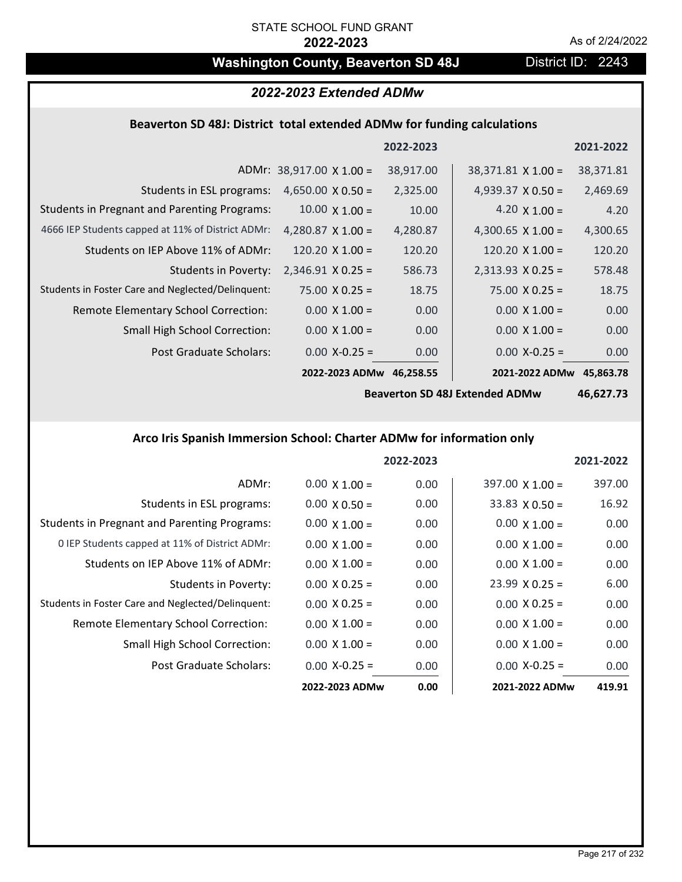STATE SCHOOL FUND GRANT

**2022-2023**

As of 2/24/2022

# Washington County, Beaverton SD 48J

District ID: 2243

## *2022-2023 Extended ADMw*

### Beaverton SD 48J: District total extended ADMw for funding calculations

| | | 2022-2023 | | 2021-2022 |
|---|---|---|---|---|
| ADMr: | 38,917.00 X 1.00 = | 38,917.00 | 38,371.81 X 1.00 = | 38,371.81 |
| Students in ESL programs: | 4,650.00 X 0.50 = | 2,325.00 | 4,939.37 X 0.50 = | 2,469.69 |
| Students in Pregnant and Parenting Programs: | 10.00 X 1.00 = | 10.00 | 4.20 X 1.00 = | 4.20 |
| 4666 IEP Students capped at 11% of District ADMr: | 4,280.87 X 1.00 = | 4,280.87 | 4,300.65 X 1.00 = | 4,300.65 |
| Students on IEP Above 11% of ADMr: | 120.20 X 1.00 = | 120.20 | 120.20 X 1.00 = | 120.20 |
| Students in Poverty: | 2,346.91 X 0.25 = | 586.73 | 2,313.93 X 0.25 = | 578.48 |
| Students in Foster Care and Neglected/Delinquent: | 75.00 X 0.25 = | 18.75 | 75.00 X 0.25 = | 18.75 |
| Remote Elementary School Correction: | 0.00 X 1.00 = | 0.00 | 0.00 X 1.00 = | 0.00 |
| Small High School Correction: | 0.00 X 1.00 = | 0.00 | 0.00 X 1.00 = | 0.00 |
| Post Graduate Scholars: | 0.00 X-0.25 = | 0.00 | 0.00 X-0.25 = | 0.00 |
| | **2022-2023 ADMw** | **46,258.55** | **2021-2022 ADMw** | **45,863.78** |
| | | | **Beaverton SD 48J Extended ADMw** | **46,627.73** |

### Arco Iris Spanish Immersion School: Charter ADMw for information only

| | | 2022-2023 | | 2021-2022 |
|---|---|---|---|---|
| ADMr: | 0.00 X 1.00 = | 0.00 | 397.00 X 1.00 = | 397.00 |
| Students in ESL programs: | 0.00 X 0.50 = | 0.00 | 33.83 X 0.50 = | 16.92 |
| Students in Pregnant and Parenting Programs: | 0.00 X 1.00 = | 0.00 | 0.00 X 1.00 = | 0.00 |
| 0 IEP Students capped at 11% of District ADMr: | 0.00 X 1.00 = | 0.00 | 0.00 X 1.00 = | 0.00 |
| Students on IEP Above 11% of ADMr: | 0.00 X 1.00 = | 0.00 | 0.00 X 1.00 = | 0.00 |
| Students in Poverty: | 0.00 X 0.25 = | 0.00 | 23.99 X 0.25 = | 6.00 |
| Students in Foster Care and Neglected/Delinquent: | 0.00 X 0.25 = | 0.00 | 0.00 X 0.25 = | 0.00 |
| Remote Elementary School Correction: | 0.00 X 1.00 = | 0.00 | 0.00 X 1.00 = | 0.00 |
| Small High School Correction: | 0.00 X 1.00 = | 0.00 | 0.00 X 1.00 = | 0.00 |
| Post Graduate Scholars: | 0.00 X-0.25 = | 0.00 | 0.00 X-0.25 = | 0.00 |
| | **2022-2023 ADMw** | **0.00** | **2021-2022 ADMw** | **419.91** |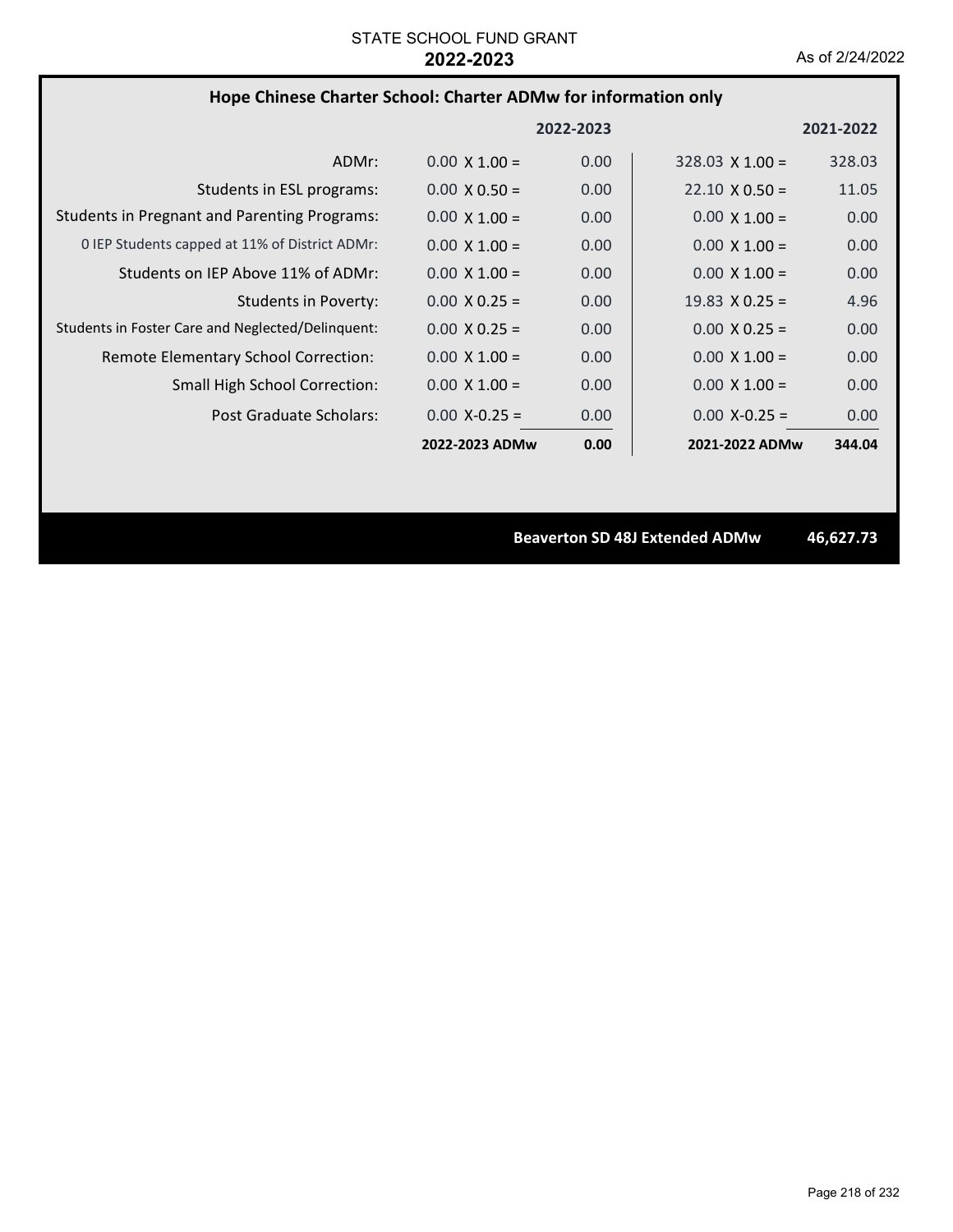STATE SCHOOL FUND GRANT

**2022-2023**

As of 2/24/2022

## Hope Chinese Charter School: Charter ADMw for information only

| | | 2022-2023 | | 2021-2022 |
|---|---|---|---|---|
| ADMr: | 0.00 X 1.00 = | 0.00 | 328.03 X 1.00 = | 328.03 |
| Students in ESL programs: | 0.00 X 0.50 = | 0.00 | 22.10 X 0.50 = | 11.05 |
| Students in Pregnant and Parenting Programs: | 0.00 X 1.00 = | 0.00 | 0.00 X 1.00 = | 0.00 |
| 0 IEP Students capped at 11% of District ADMr: | 0.00 X 1.00 = | 0.00 | 0.00 X 1.00 = | 0.00 |
| Students on IEP Above 11% of ADMr: | 0.00 X 1.00 = | 0.00 | 0.00 X 1.00 = | 0.00 |
| Students in Poverty: | 0.00 X 0.25 = | 0.00 | 19.83 X 0.25 = | 4.96 |
| Students in Foster Care and Neglected/Delinquent: | 0.00 X 0.25 = | 0.00 | 0.00 X 0.25 = | 0.00 |
| Remote Elementary School Correction: | 0.00 X 1.00 = | 0.00 | 0.00 X 1.00 = | 0.00 |
| Small High School Correction: | 0.00 X 1.00 = | 0.00 | 0.00 X 1.00 = | 0.00 |
| Post Graduate Scholars: | 0.00 X-0.25 = | 0.00 | 0.00 X-0.25 = | 0.00 |
| | **2022-2023 ADMw** | **0.00** | **2021-2022 ADMw** | **344.04** |

**Beaverton SD 48J Extended ADMw** **46,627.73**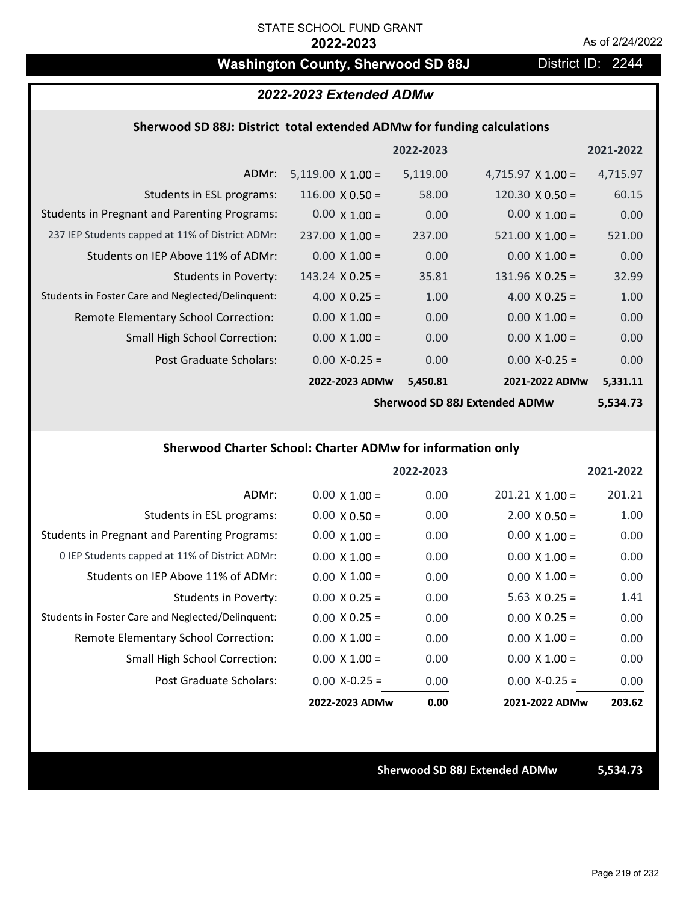STATE SCHOOL FUND GRANT

**2022-2023**

As of 2/24/2022

## Washington County, Sherwood SD 88J

District ID: 2244

### *2022-2023 Extended ADMw*

#### Sherwood SD 88J: District total extended ADMw for funding calculations

| | | 2022-2023 | | 2021-2022 |
|---|---|---|---|---|
| ADMr: | 5,119.00 X 1.00 = | 5,119.00 | 4,715.97 X 1.00 = | 4,715.97 |
| Students in ESL programs: | 116.00 X 0.50 = | 58.00 | 120.30 X 0.50 = | 60.15 |
| Students in Pregnant and Parenting Programs: | 0.00 X 1.00 = | 0.00 | 0.00 X 1.00 = | 0.00 |
| 237 IEP Students capped at 11% of District ADMr: | 237.00 X 1.00 = | 237.00 | 521.00 X 1.00 = | 521.00 |
| Students on IEP Above 11% of ADMr: | 0.00 X 1.00 = | 0.00 | 0.00 X 1.00 = | 0.00 |
| Students in Poverty: | 143.24 X 0.25 = | 35.81 | 131.96 X 0.25 = | 32.99 |
| Students in Foster Care and Neglected/Delinquent: | 4.00 X 0.25 = | 1.00 | 4.00 X 0.25 = | 1.00 |
| Remote Elementary School Correction: | 0.00 X 1.00 = | 0.00 | 0.00 X 1.00 = | 0.00 |
| Small High School Correction: | 0.00 X 1.00 = | 0.00 | 0.00 X 1.00 = | 0.00 |
| Post Graduate Scholars: | 0.00 X-0.25 = | 0.00 | 0.00 X-0.25 = | 0.00 |
| | **2022-2023 ADMw** | **5,450.81** | **2021-2022 ADMw** | **5,331.11** |
| | | | **Sherwood SD 88J Extended ADMw** | **5,534.73** |

#### Sherwood Charter School: Charter ADMw for information only

| | | 2022-2023 | | 2021-2022 |
|---|---|---|---|---|
| ADMr: | 0.00 X 1.00 = | 0.00 | 201.21 X 1.00 = | 201.21 |
| Students in ESL programs: | 0.00 X 0.50 = | 0.00 | 2.00 X 0.50 = | 1.00 |
| Students in Pregnant and Parenting Programs: | 0.00 X 1.00 = | 0.00 | 0.00 X 1.00 = | 0.00 |
| 0 IEP Students capped at 11% of District ADMr: | 0.00 X 1.00 = | 0.00 | 0.00 X 1.00 = | 0.00 |
| Students on IEP Above 11% of ADMr: | 0.00 X 1.00 = | 0.00 | 0.00 X 1.00 = | 0.00 |
| Students in Poverty: | 0.00 X 0.25 = | 0.00 | 5.63 X 0.25 = | 1.41 |
| Students in Foster Care and Neglected/Delinquent: | 0.00 X 0.25 = | 0.00 | 0.00 X 0.25 = | 0.00 |
| Remote Elementary School Correction: | 0.00 X 1.00 = | 0.00 | 0.00 X 1.00 = | 0.00 |
| Small High School Correction: | 0.00 X 1.00 = | 0.00 | 0.00 X 1.00 = | 0.00 |
| Post Graduate Scholars: | 0.00 X-0.25 = | 0.00 | 0.00 X-0.25 = | 0.00 |
| | **2022-2023 ADMw** | **0.00** | **2021-2022 ADMw** | **203.62** |

**Sherwood SD 88J Extended ADMw** **5,534.73**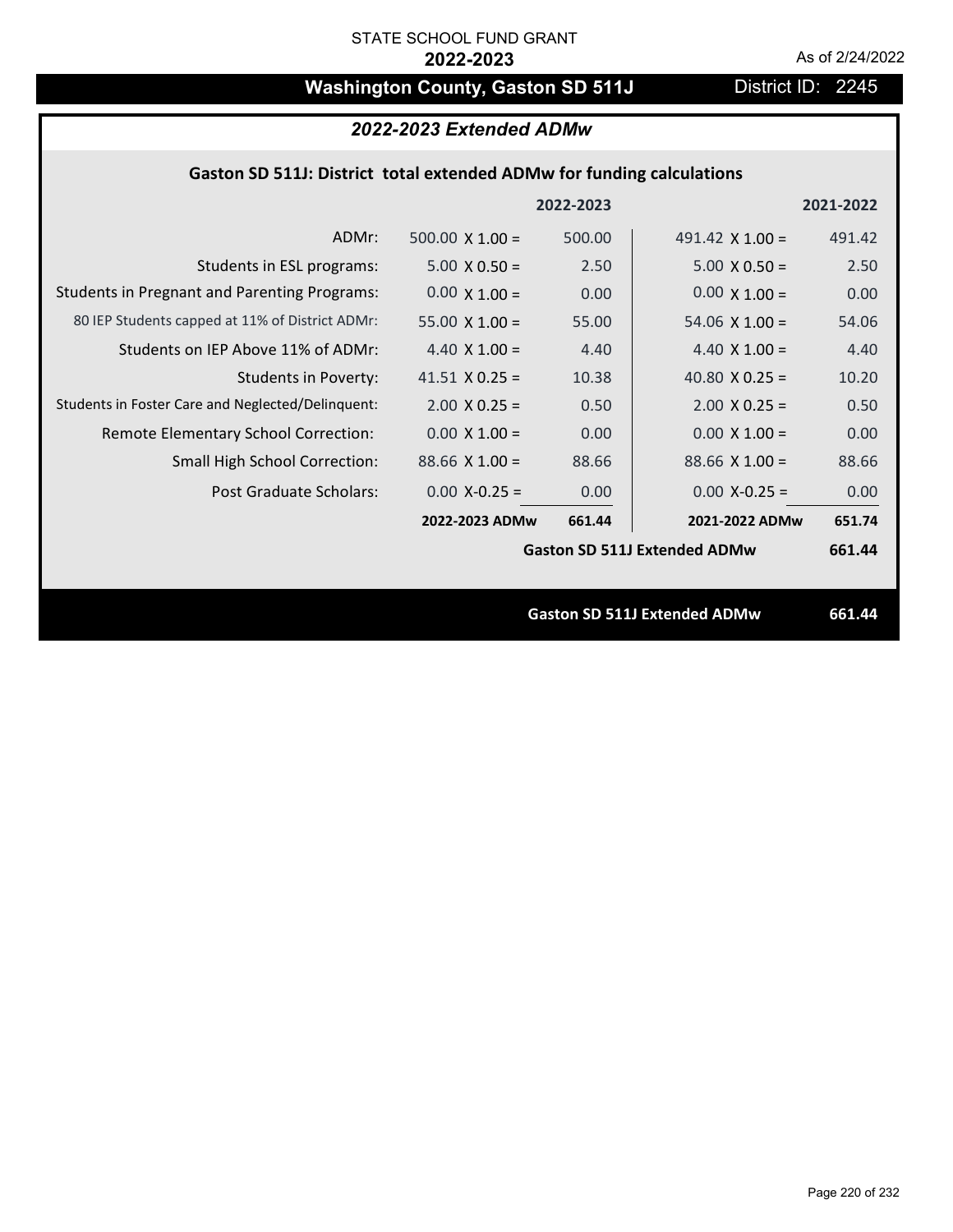STATE SCHOOL FUND GRANT

**2022-2023**

As of 2/24/2022

# Washington County, Gaston SD 511J

District ID: 2245

## *2022-2023 Extended ADMw*

### Gaston SD 511J: District total extended ADMw for funding calculations

| | | 2022-2023 | | 2021-2022 |
|---|---|---|---|---|
| ADMr: | 500.00 X 1.00 = | 500.00 | 491.42 X 1.00 = | 491.42 |
| Students in ESL programs: | 5.00 X 0.50 = | 2.50 | 5.00 X 0.50 = | 2.50 |
| Students in Pregnant and Parenting Programs: | 0.00 X 1.00 = | 0.00 | 0.00 X 1.00 = | 0.00 |
| 80 IEP Students capped at 11% of District ADMr: | 55.00 X 1.00 = | 55.00 | 54.06 X 1.00 = | 54.06 |
| Students on IEP Above 11% of ADMr: | 4.40 X 1.00 = | 4.40 | 4.40 X 1.00 = | 4.40 |
| Students in Poverty: | 41.51 X 0.25 = | 10.38 | 40.80 X 0.25 = | 10.20 |
| Students in Foster Care and Neglected/Delinquent: | 2.00 X 0.25 = | 0.50 | 2.00 X 0.25 = | 0.50 |
| Remote Elementary School Correction: | 0.00 X 1.00 = | 0.00 | 0.00 X 1.00 = | 0.00 |
| Small High School Correction: | 88.66 X 1.00 = | 88.66 | 88.66 X 1.00 = | 88.66 |
| Post Graduate Scholars: | 0.00 X-0.25 = | 0.00 | 0.00 X-0.25 = | 0.00 |
| | **2022-2023 ADMw** | **661.44** | **2021-2022 ADMw** | **651.74** |
| | | | **Gaston SD 511J Extended ADMw** | **661.44** |

**Gaston SD 511J Extended ADMw** **661.44**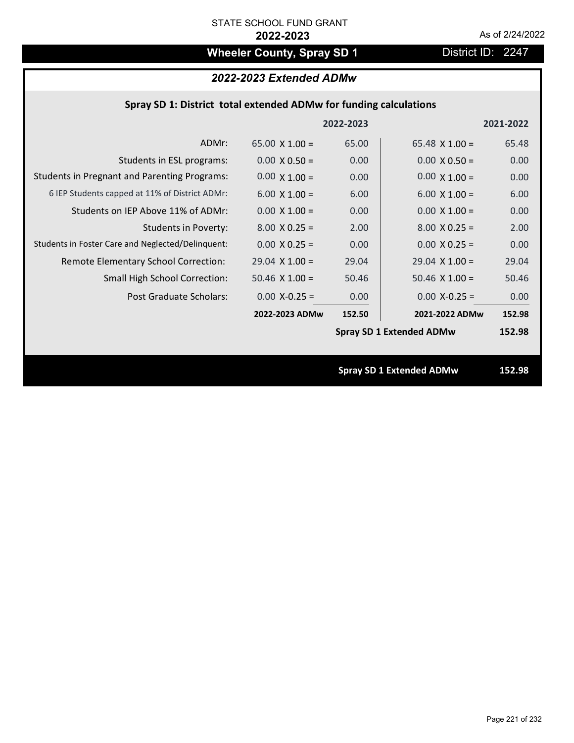STATE SCHOOL FUND GRANT

**2022-2023**

As of 2/24/2022

# Wheeler County, Spray SD 1

District ID: 2247

## *2022-2023 Extended ADMw*

### Spray SD 1: District total extended ADMw for funding calculations

| | | 2022-2023 | | 2021-2022 |
|---|---|---|---|---|
| ADMr: | 65.00 X 1.00 = | 65.00 | 65.48 X 1.00 = | 65.48 |
| Students in ESL programs: | 0.00 X 0.50 = | 0.00 | 0.00 X 0.50 = | 0.00 |
| Students in Pregnant and Parenting Programs: | 0.00 X 1.00 = | 0.00 | 0.00 X 1.00 = | 0.00 |
| 6 IEP Students capped at 11% of District ADMr: | 6.00 X 1.00 = | 6.00 | 6.00 X 1.00 = | 6.00 |
| Students on IEP Above 11% of ADMr: | 0.00 X 1.00 = | 0.00 | 0.00 X 1.00 = | 0.00 |
| Students in Poverty: | 8.00 X 0.25 = | 2.00 | 8.00 X 0.25 = | 2.00 |
| Students in Foster Care and Neglected/Delinquent: | 0.00 X 0.25 = | 0.00 | 0.00 X 0.25 = | 0.00 |
| Remote Elementary School Correction: | 29.04 X 1.00 = | 29.04 | 29.04 X 1.00 = | 29.04 |
| Small High School Correction: | 50.46 X 1.00 = | 50.46 | 50.46 X 1.00 = | 50.46 |
| Post Graduate Scholars: | 0.00 X-0.25 = | 0.00 | 0.00 X-0.25 = | 0.00 |
| | **2022-2023 ADMw** | **152.50** | **2021-2022 ADMw** | **152.98** |
| | | | **Spray SD 1 Extended ADMw** | **152.98** |

**Spray SD 1 Extended ADMw** **152.98**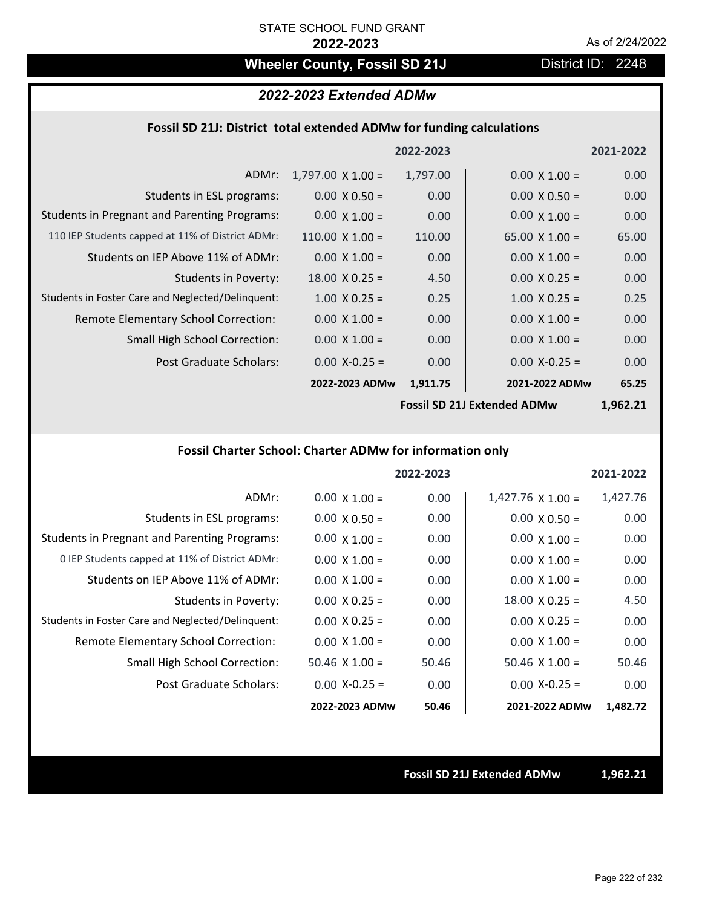STATE SCHOOL FUND GRANT

**2022-2023**

As of 2/24/2022

# Wheeler County, Fossil SD 21J

District ID: 2248

## *2022-2023 Extended ADMw*

### Fossil SD 21J: District total extended ADMw for funding calculations

| | | 2022-2023 | | 2021-2022 |
|---|---|---|---|---|
| ADMr: | 1,797.00 X 1.00 = | 1,797.00 | 0.00 X 1.00 = | 0.00 |
| Students in ESL programs: | 0.00 X 0.50 = | 0.00 | 0.00 X 0.50 = | 0.00 |
| Students in Pregnant and Parenting Programs: | 0.00 X 1.00 = | 0.00 | 0.00 X 1.00 = | 0.00 |
| 110 IEP Students capped at 11% of District ADMr: | 110.00 X 1.00 = | 110.00 | 65.00 X 1.00 = | 65.00 |
| Students on IEP Above 11% of ADMr: | 0.00 X 1.00 = | 0.00 | 0.00 X 1.00 = | 0.00 |
| Students in Poverty: | 18.00 X 0.25 = | 4.50 | 0.00 X 0.25 = | 0.00 |
| Students in Foster Care and Neglected/Delinquent: | 1.00 X 0.25 = | 0.25 | 1.00 X 0.25 = | 0.25 |
| Remote Elementary School Correction: | 0.00 X 1.00 = | 0.00 | 0.00 X 1.00 = | 0.00 |
| Small High School Correction: | 0.00 X 1.00 = | 0.00 | 0.00 X 1.00 = | 0.00 |
| Post Graduate Scholars: | 0.00 X-0.25 = | 0.00 | 0.00 X-0.25 = | 0.00 |
| | **2022-2023 ADMw** | **1,911.75** | **2021-2022 ADMw** | **65.25** |
| | | | **Fossil SD 21J Extended ADMw** | **1,962.21** |

### Fossil Charter School: Charter ADMw for information only

| | | 2022-2023 | | 2021-2022 |
|---|---|---|---|---|
| ADMr: | 0.00 X 1.00 = | 0.00 | 1,427.76 X 1.00 = | 1,427.76 |
| Students in ESL programs: | 0.00 X 0.50 = | 0.00 | 0.00 X 0.50 = | 0.00 |
| Students in Pregnant and Parenting Programs: | 0.00 X 1.00 = | 0.00 | 0.00 X 1.00 = | 0.00 |
| 0 IEP Students capped at 11% of District ADMr: | 0.00 X 1.00 = | 0.00 | 0.00 X 1.00 = | 0.00 |
| Students on IEP Above 11% of ADMr: | 0.00 X 1.00 = | 0.00 | 0.00 X 1.00 = | 0.00 |
| Students in Poverty: | 0.00 X 0.25 = | 0.00 | 18.00 X 0.25 = | 4.50 |
| Students in Foster Care and Neglected/Delinquent: | 0.00 X 0.25 = | 0.00 | 0.00 X 0.25 = | 0.00 |
| Remote Elementary School Correction: | 0.00 X 1.00 = | 0.00 | 0.00 X 1.00 = | 0.00 |
| Small High School Correction: | 50.46 X 1.00 = | 50.46 | 50.46 X 1.00 = | 50.46 |
| Post Graduate Scholars: | 0.00 X-0.25 = | 0.00 | 0.00 X-0.25 = | 0.00 |
| | **2022-2023 ADMw** | **50.46** | **2021-2022 ADMw** | **1,482.72** |

**Fossil SD 21J Extended ADMw** **1,962.21**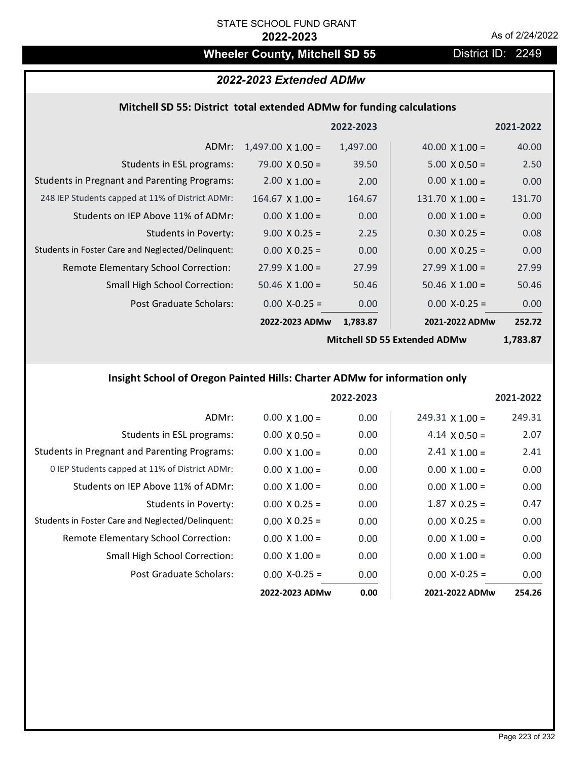STATE SCHOOL FUND GRANT

**2022-2023**

As of 2/24/2022

# Wheeler County, Mitchell SD 55

District ID: 2249

## *2022-2023 Extended ADMw*

### Mitchell SD 55: District total extended ADMw for funding calculations

| | | 2022-2023 | | 2021-2022 |
|---|---|---|---|---|
| ADMr: | 1,497.00 X 1.00 = | 1,497.00 | 40.00 X 1.00 = | 40.00 |
| Students in ESL programs: | 79.00 X 0.50 = | 39.50 | 5.00 X 0.50 = | 2.50 |
| Students in Pregnant and Parenting Programs: | 2.00 X 1.00 = | 2.00 | 0.00 X 1.00 = | 0.00 |
| 248 IEP Students capped at 11% of District ADMr: | 164.67 X 1.00 = | 164.67 | 131.70 X 1.00 = | 131.70 |
| Students on IEP Above 11% of ADMr: | 0.00 X 1.00 = | 0.00 | 0.00 X 1.00 = | 0.00 |
| Students in Poverty: | 9.00 X 0.25 = | 2.25 | 0.30 X 0.25 = | 0.08 |
| Students in Foster Care and Neglected/Delinquent: | 0.00 X 0.25 = | 0.00 | 0.00 X 0.25 = | 0.00 |
| Remote Elementary School Correction: | 27.99 X 1.00 = | 27.99 | 27.99 X 1.00 = | 27.99 |
| Small High School Correction: | 50.46 X 1.00 = | 50.46 | 50.46 X 1.00 = | 50.46 |
| Post Graduate Scholars: | 0.00 X-0.25 = | 0.00 | 0.00 X-0.25 = | 0.00 |
| | **2022-2023 ADMw** | **1,783.87** | **2021-2022 ADMw** | **252.72** |
| | | | **Mitchell SD 55 Extended ADMw** | **1,783.87** |

### Insight School of Oregon Painted Hills: Charter ADMw for information only

| | | 2022-2023 | | 2021-2022 |
|---|---|---|---|---|
| ADMr: | 0.00 X 1.00 = | 0.00 | 249.31 X 1.00 = | 249.31 |
| Students in ESL programs: | 0.00 X 0.50 = | 0.00 | 4.14 X 0.50 = | 2.07 |
| Students in Pregnant and Parenting Programs: | 0.00 X 1.00 = | 0.00 | 2.41 X 1.00 = | 2.41 |
| 0 IEP Students capped at 11% of District ADMr: | 0.00 X 1.00 = | 0.00 | 0.00 X 1.00 = | 0.00 |
| Students on IEP Above 11% of ADMr: | 0.00 X 1.00 = | 0.00 | 0.00 X 1.00 = | 0.00 |
| Students in Poverty: | 0.00 X 0.25 = | 0.00 | 1.87 X 0.25 = | 0.47 |
| Students in Foster Care and Neglected/Delinquent: | 0.00 X 0.25 = | 0.00 | 0.00 X 0.25 = | 0.00 |
| Remote Elementary School Correction: | 0.00 X 1.00 = | 0.00 | 0.00 X 1.00 = | 0.00 |
| Small High School Correction: | 0.00 X 1.00 = | 0.00 | 0.00 X 1.00 = | 0.00 |
| Post Graduate Scholars: | 0.00 X-0.25 = | 0.00 | 0.00 X-0.25 = | 0.00 |
| | **2022-2023 ADMw** | **0.00** | **2021-2022 ADMw** | **254.26** |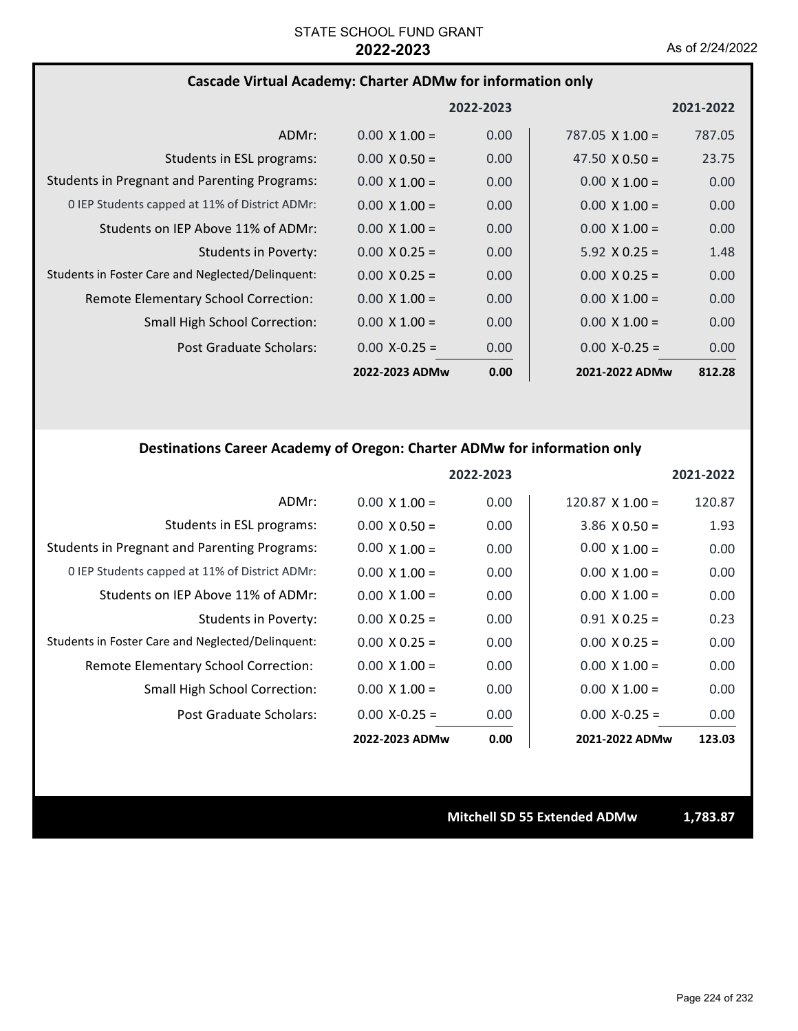STATE SCHOOL FUND GRANT
**2022-2023**

As of 2/24/2022

### Cascade Virtual Academy: Charter ADMw for information only

| | 2022-2023 | | 2021-2022 | |
|---|---|---|---|---|
| ADMr: | 0.00 X 1.00 = | 0.00 | 787.05 X 1.00 = | 787.05 |
| Students in ESL programs: | 0.00 X 0.50 = | 0.00 | 47.50 X 0.50 = | 23.75 |
| Students in Pregnant and Parenting Programs: | 0.00 X 1.00 = | 0.00 | 0.00 X 1.00 = | 0.00 |
| 0 IEP Students capped at 11% of District ADMr: | 0.00 X 1.00 = | 0.00 | 0.00 X 1.00 = | 0.00 |
| Students on IEP Above 11% of ADMr: | 0.00 X 1.00 = | 0.00 | 0.00 X 1.00 = | 0.00 |
| Students in Poverty: | 0.00 X 0.25 = | 0.00 | 5.92 X 0.25 = | 1.48 |
| Students in Foster Care and Neglected/Delinquent: | 0.00 X 0.25 = | 0.00 | 0.00 X 0.25 = | 0.00 |
| Remote Elementary School Correction: | 0.00 X 1.00 = | 0.00 | 0.00 X 1.00 = | 0.00 |
| Small High School Correction: | 0.00 X 1.00 = | 0.00 | 0.00 X 1.00 = | 0.00 |
| Post Graduate Scholars: | 0.00 X-0.25 = | 0.00 | 0.00 X-0.25 = | 0.00 |
| | **2022-2023 ADMw** | **0.00** | **2021-2022 ADMw** | **812.28** |

### Destinations Career Academy of Oregon: Charter ADMw for information only

| | 2022-2023 | | 2021-2022 | |
|---|---|---|---|---|
| ADMr: | 0.00 X 1.00 = | 0.00 | 120.87 X 1.00 = | 120.87 |
| Students in ESL programs: | 0.00 X 0.50 = | 0.00 | 3.86 X 0.50 = | 1.93 |
| Students in Pregnant and Parenting Programs: | 0.00 X 1.00 = | 0.00 | 0.00 X 1.00 = | 0.00 |
| 0 IEP Students capped at 11% of District ADMr: | 0.00 X 1.00 = | 0.00 | 0.00 X 1.00 = | 0.00 |
| Students on IEP Above 11% of ADMr: | 0.00 X 1.00 = | 0.00 | 0.00 X 1.00 = | 0.00 |
| Students in Poverty: | 0.00 X 0.25 = | 0.00 | 0.91 X 0.25 = | 0.23 |
| Students in Foster Care and Neglected/Delinquent: | 0.00 X 0.25 = | 0.00 | 0.00 X 0.25 = | 0.00 |
| Remote Elementary School Correction: | 0.00 X 1.00 = | 0.00 | 0.00 X 1.00 = | 0.00 |
| Small High School Correction: | 0.00 X 1.00 = | 0.00 | 0.00 X 1.00 = | 0.00 |
| Post Graduate Scholars: | 0.00 X-0.25 = | 0.00 | 0.00 X-0.25 = | 0.00 |
| | **2022-2023 ADMw** | **0.00** | **2021-2022 ADMw** | **123.03** |

**Mitchell SD 55 Extended ADMw** **1,783.87**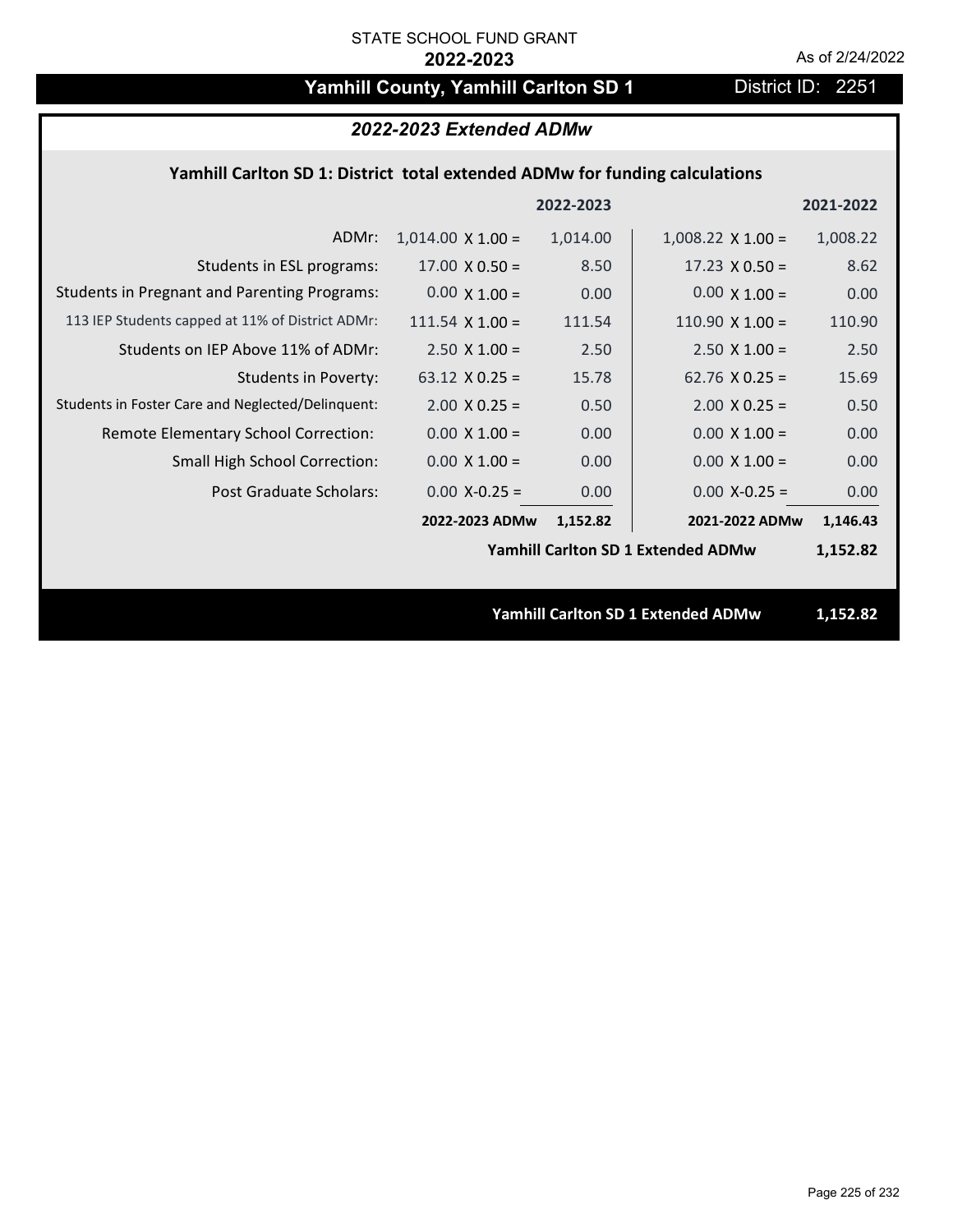STATE SCHOOL FUND GRANT

**2022-2023**

As of 2/24/2022

# Yamhill County, Yamhill Carlton SD 1

District ID: 2251

## *2022-2023 Extended ADMw*

### Yamhill Carlton SD 1: District total extended ADMw for funding calculations

| | | 2022-2023 | | 2021-2022 |
|---|---|---|---|---|
| ADMr: | 1,014.00 X 1.00 = | 1,014.00 | 1,008.22 X 1.00 = | 1,008.22 |
| Students in ESL programs: | 17.00 X 0.50 = | 8.50 | 17.23 X 0.50 = | 8.62 |
| Students in Pregnant and Parenting Programs: | 0.00 X 1.00 = | 0.00 | 0.00 X 1.00 = | 0.00 |
| 113 IEP Students capped at 11% of District ADMr: | 111.54 X 1.00 = | 111.54 | 110.90 X 1.00 = | 110.90 |
| Students on IEP Above 11% of ADMr: | 2.50 X 1.00 = | 2.50 | 2.50 X 1.00 = | 2.50 |
| Students in Poverty: | 63.12 X 0.25 = | 15.78 | 62.76 X 0.25 = | 15.69 |
| Students in Foster Care and Neglected/Delinquent: | 2.00 X 0.25 = | 0.50 | 2.00 X 0.25 = | 0.50 |
| Remote Elementary School Correction: | 0.00 X 1.00 = | 0.00 | 0.00 X 1.00 = | 0.00 |
| Small High School Correction: | 0.00 X 1.00 = | 0.00 | 0.00 X 1.00 = | 0.00 |
| Post Graduate Scholars: | 0.00 X-0.25 = | 0.00 | 0.00 X-0.25 = | 0.00 |
| | **2022-2023 ADMw** | **1,152.82** | **2021-2022 ADMw** | **1,146.43** |

**Yamhill Carlton SD 1 Extended ADMw** **1,152.82**

**Yamhill Carlton SD 1 Extended ADMw** **1,152.82**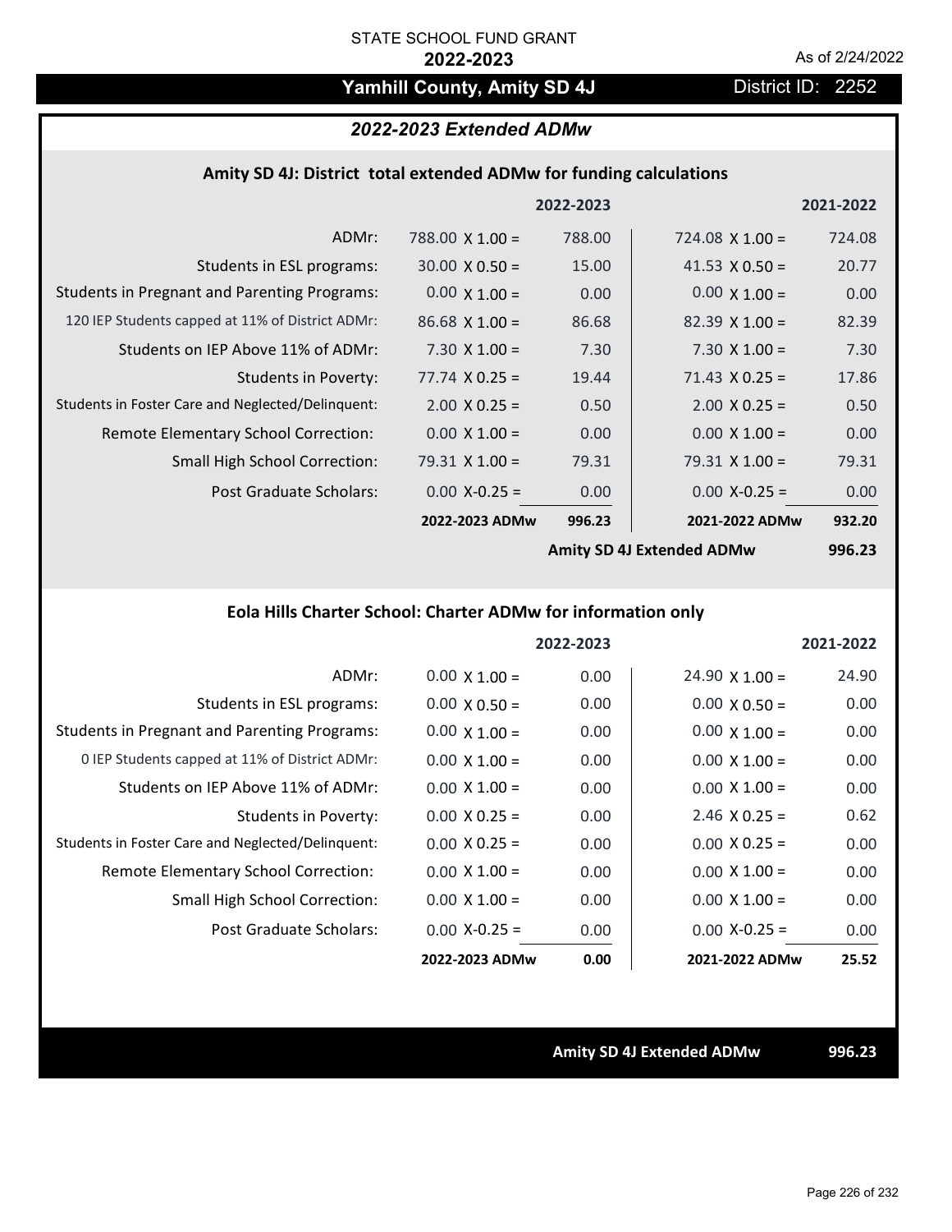STATE SCHOOL FUND GRANT

**2022-2023**

As of 2/24/2022

# Yamhill County, Amity SD 4J

District ID: 2252

## *2022-2023 Extended ADMw*

### Amity SD 4J: District total extended ADMw for funding calculations

| | | 2022-2023 | | 2021-2022 |
|---|---|---|---|---|
| ADMr: | 788.00 X 1.00 = | 788.00 | 724.08 X 1.00 = | 724.08 |
| Students in ESL programs: | 30.00 X 0.50 = | 15.00 | 41.53 X 0.50 = | 20.77 |
| Students in Pregnant and Parenting Programs: | 0.00 X 1.00 = | 0.00 | 0.00 X 1.00 = | 0.00 |
| 120 IEP Students capped at 11% of District ADMr: | 86.68 X 1.00 = | 86.68 | 82.39 X 1.00 = | 82.39 |
| Students on IEP Above 11% of ADMr: | 7.30 X 1.00 = | 7.30 | 7.30 X 1.00 = | 7.30 |
| Students in Poverty: | 77.74 X 0.25 = | 19.44 | 71.43 X 0.25 = | 17.86 |
| Students in Foster Care and Neglected/Delinquent: | 2.00 X 0.25 = | 0.50 | 2.00 X 0.25 = | 0.50 |
| Remote Elementary School Correction: | 0.00 X 1.00 = | 0.00 | 0.00 X 1.00 = | 0.00 |
| Small High School Correction: | 79.31 X 1.00 = | 79.31 | 79.31 X 1.00 = | 79.31 |
| Post Graduate Scholars: | 0.00 X-0.25 = | 0.00 | 0.00 X-0.25 = | 0.00 |
| | **2022-2023 ADMw** | **996.23** | **2021-2022 ADMw** | **932.20** |
| | | | **Amity SD 4J Extended ADMw** | **996.23** |

### Eola Hills Charter School: Charter ADMw for information only

| | | 2022-2023 | | 2021-2022 |
|---|---|---|---|---|
| ADMr: | 0.00 X 1.00 = | 0.00 | 24.90 X 1.00 = | 24.90 |
| Students in ESL programs: | 0.00 X 0.50 = | 0.00 | 0.00 X 0.50 = | 0.00 |
| Students in Pregnant and Parenting Programs: | 0.00 X 1.00 = | 0.00 | 0.00 X 1.00 = | 0.00 |
| 0 IEP Students capped at 11% of District ADMr: | 0.00 X 1.00 = | 0.00 | 0.00 X 1.00 = | 0.00 |
| Students on IEP Above 11% of ADMr: | 0.00 X 1.00 = | 0.00 | 0.00 X 1.00 = | 0.00 |
| Students in Poverty: | 0.00 X 0.25 = | 0.00 | 2.46 X 0.25 = | 0.62 |
| Students in Foster Care and Neglected/Delinquent: | 0.00 X 0.25 = | 0.00 | 0.00 X 0.25 = | 0.00 |
| Remote Elementary School Correction: | 0.00 X 1.00 = | 0.00 | 0.00 X 1.00 = | 0.00 |
| Small High School Correction: | 0.00 X 1.00 = | 0.00 | 0.00 X 1.00 = | 0.00 |
| Post Graduate Scholars: | 0.00 X-0.25 = | 0.00 | 0.00 X-0.25 = | 0.00 |
| | **2022-2023 ADMw** | **0.00** | **2021-2022 ADMw** | **25.52** |

**Amity SD 4J Extended ADMw** **996.23**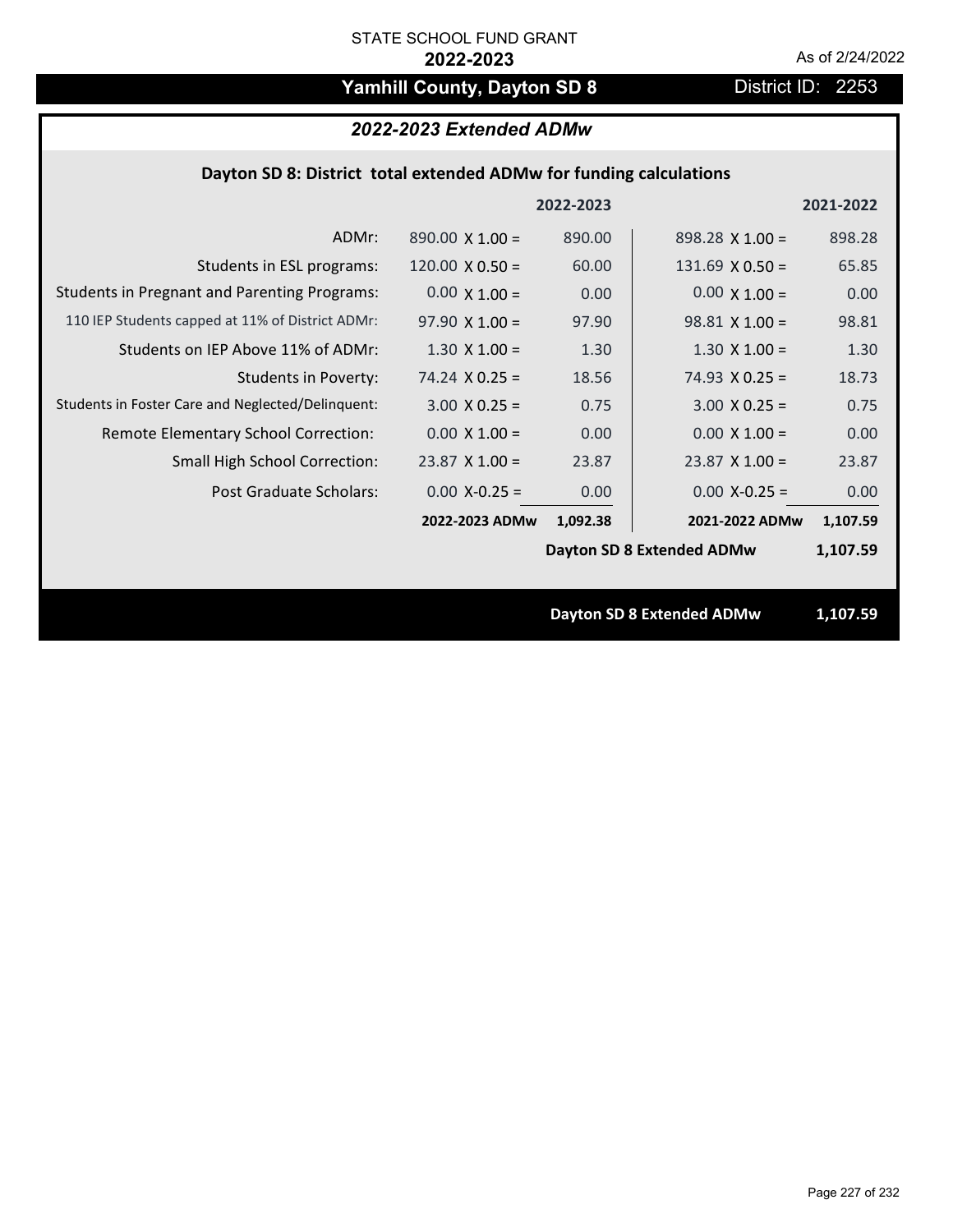STATE SCHOOL FUND GRANT

**2022-2023**

As of 2/24/2022

# Yamhill County, Dayton SD 8

District ID: 2253

## *2022-2023 Extended ADMw*

### Dayton SD 8: District total extended ADMw for funding calculations

| | | 2022-2023 | | 2021-2022 |
|---|---|---|---|---|
| ADMr: | 890.00 X 1.00 = | 890.00 | 898.28 X 1.00 = | 898.28 |
| Students in ESL programs: | 120.00 X 0.50 = | 60.00 | 131.69 X 0.50 = | 65.85 |
| Students in Pregnant and Parenting Programs: | 0.00 X 1.00 = | 0.00 | 0.00 X 1.00 = | 0.00 |
| 110 IEP Students capped at 11% of District ADMr: | 97.90 X 1.00 = | 97.90 | 98.81 X 1.00 = | 98.81 |
| Students on IEP Above 11% of ADMr: | 1.30 X 1.00 = | 1.30 | 1.30 X 1.00 = | 1.30 |
| Students in Poverty: | 74.24 X 0.25 = | 18.56 | 74.93 X 0.25 = | 18.73 |
| Students in Foster Care and Neglected/Delinquent: | 3.00 X 0.25 = | 0.75 | 3.00 X 0.25 = | 0.75 |
| Remote Elementary School Correction: | 0.00 X 1.00 = | 0.00 | 0.00 X 1.00 = | 0.00 |
| Small High School Correction: | 23.87 X 1.00 = | 23.87 | 23.87 X 1.00 = | 23.87 |
| Post Graduate Scholars: | 0.00 X-0.25 = | 0.00 | 0.00 X-0.25 = | 0.00 |
| | **2022-2023 ADMw** | **1,092.38** | **2021-2022 ADMw** | **1,107.59** |
| | | | **Dayton SD 8 Extended ADMw** | **1,107.59** |

**Dayton SD 8 Extended ADMw** **1,107.59**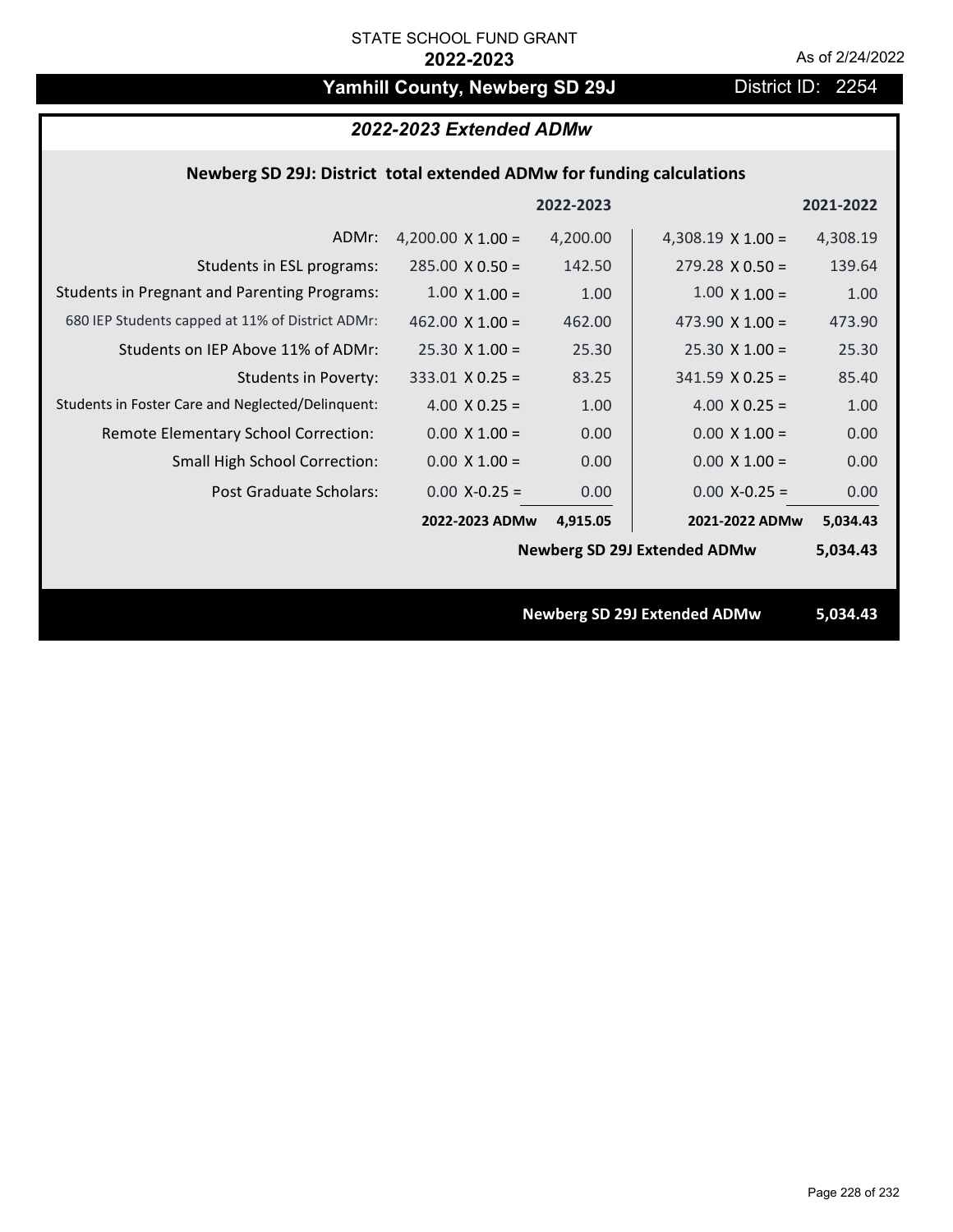STATE SCHOOL FUND GRANT

**2022-2023**

As of 2/24/2022

# Yamhill County, Newberg SD 29J

District ID: 2254

## *2022-2023 Extended ADMw*

### Newberg SD 29J: District total extended ADMw for funding calculations

| | | 2022-2023 | | 2021-2022 |
|---|---|---|---|---|
| ADMr: | 4,200.00 X 1.00 = | 4,200.00 | 4,308.19 X 1.00 = | 4,308.19 |
| Students in ESL programs: | 285.00 X 0.50 = | 142.50 | 279.28 X 0.50 = | 139.64 |
| Students in Pregnant and Parenting Programs: | 1.00 X 1.00 = | 1.00 | 1.00 X 1.00 = | 1.00 |
| 680 IEP Students capped at 11% of District ADMr: | 462.00 X 1.00 = | 462.00 | 473.90 X 1.00 = | 473.90 |
| Students on IEP Above 11% of ADMr: | 25.30 X 1.00 = | 25.30 | 25.30 X 1.00 = | 25.30 |
| Students in Poverty: | 333.01 X 0.25 = | 83.25 | 341.59 X 0.25 = | 85.40 |
| Students in Foster Care and Neglected/Delinquent: | 4.00 X 0.25 = | 1.00 | 4.00 X 0.25 = | 1.00 |
| Remote Elementary School Correction: | 0.00 X 1.00 = | 0.00 | 0.00 X 1.00 = | 0.00 |
| Small High School Correction: | 0.00 X 1.00 = | 0.00 | 0.00 X 1.00 = | 0.00 |
| Post Graduate Scholars: | 0.00 X-0.25 = | 0.00 | 0.00 X-0.25 = | 0.00 |
| | **2022-2023 ADMw** | **4,915.05** | **2021-2022 ADMw** | **5,034.43** |
| | | | **Newberg SD 29J Extended ADMw** | **5,034.43** |

**Newberg SD 29J Extended ADMw** **5,034.43**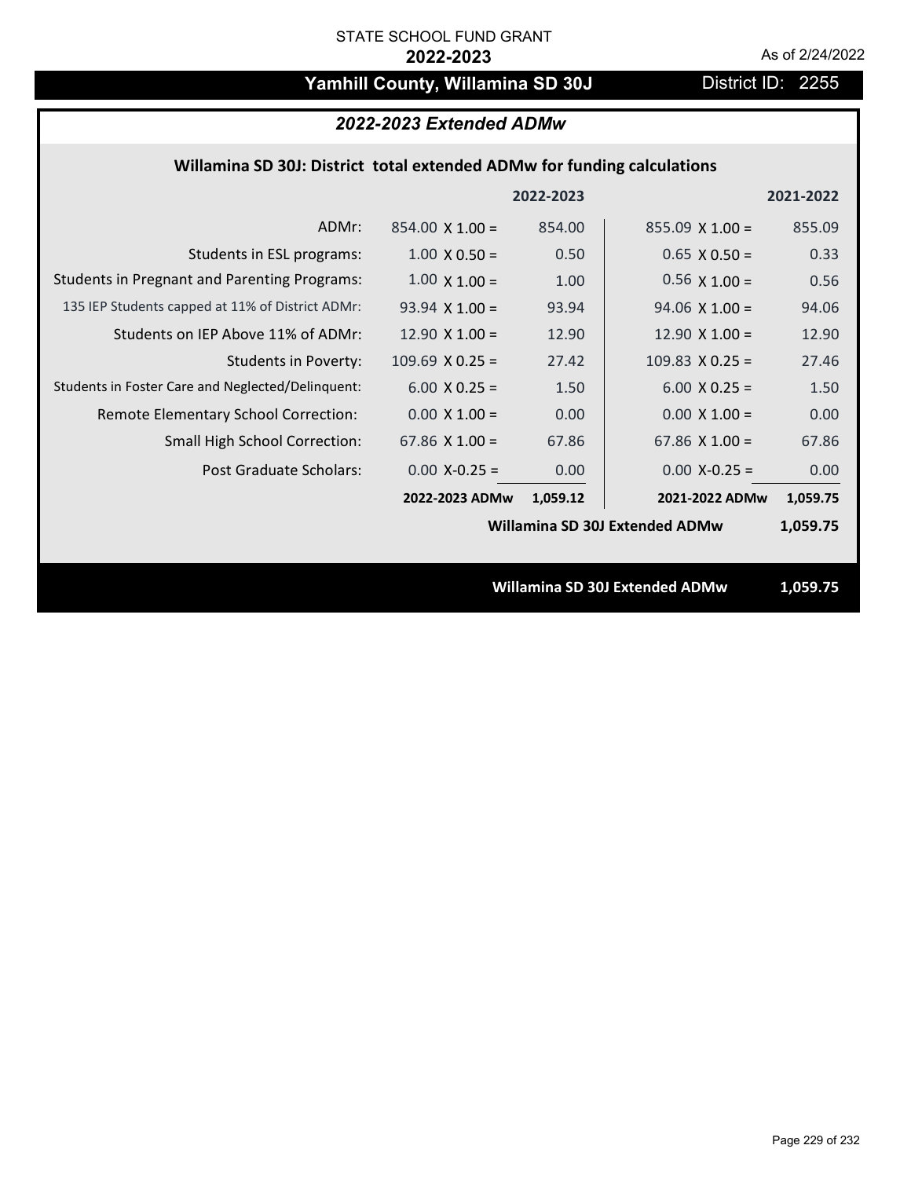STATE SCHOOL FUND GRANT

**2022-2023**

As of 2/24/2022

# Yamhill County, Willamina SD 30J

District ID: 2255

## *2022-2023 Extended ADMw*

### Willamina SD 30J: District total extended ADMw for funding calculations

| | | 2022-2023 | | 2021-2022 |
|---|---|---|---|---|
| ADMr: | 854.00 X 1.00 = | 854.00 | 855.09 X 1.00 = | 855.09 |
| Students in ESL programs: | 1.00 X 0.50 = | 0.50 | 0.65 X 0.50 = | 0.33 |
| Students in Pregnant and Parenting Programs: | 1.00 X 1.00 = | 1.00 | 0.56 X 1.00 = | 0.56 |
| 135 IEP Students capped at 11% of District ADMr: | 93.94 X 1.00 = | 93.94 | 94.06 X 1.00 = | 94.06 |
| Students on IEP Above 11% of ADMr: | 12.90 X 1.00 = | 12.90 | 12.90 X 1.00 = | 12.90 |
| Students in Poverty: | 109.69 X 0.25 = | 27.42 | 109.83 X 0.25 = | 27.46 |
| Students in Foster Care and Neglected/Delinquent: | 6.00 X 0.25 = | 1.50 | 6.00 X 0.25 = | 1.50 |
| Remote Elementary School Correction: | 0.00 X 1.00 = | 0.00 | 0.00 X 1.00 = | 0.00 |
| Small High School Correction: | 67.86 X 1.00 = | 67.86 | 67.86 X 1.00 = | 67.86 |
| Post Graduate Scholars: | 0.00 X-0.25 = | 0.00 | 0.00 X-0.25 = | 0.00 |
| | **2022-2023 ADMw** | **1,059.12** | **2021-2022 ADMw** | **1,059.75** |
| | | | **Willamina SD 30J Extended ADMw** | **1,059.75** |

**Willamina SD 30J Extended ADMw 1,059.75**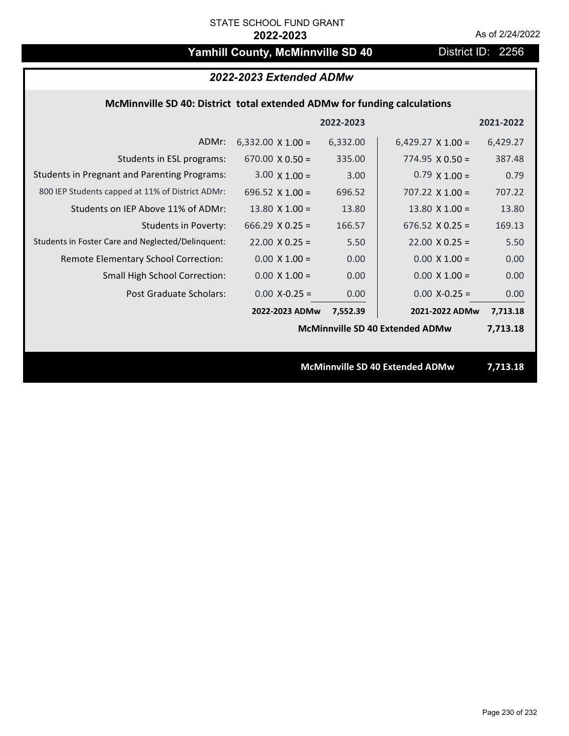STATE SCHOOL FUND GRANT

**2022-2023**

As of 2/24/2022

# Yamhill County, McMinnville SD 40

District ID: 2256

## *2022-2023 Extended ADMw*

### McMinnville SD 40: District total extended ADMw for funding calculations

| | | 2022-2023 | | 2021-2022 |
|---|---|---|---|---|
| ADMr: | 6,332.00 X 1.00 = | 6,332.00 | 6,429.27 X 1.00 = | 6,429.27 |
| Students in ESL programs: | 670.00 X 0.50 = | 335.00 | 774.95 X 0.50 = | 387.48 |
| Students in Pregnant and Parenting Programs: | 3.00 X 1.00 = | 3.00 | 0.79 X 1.00 = | 0.79 |
| 800 IEP Students capped at 11% of District ADMr: | 696.52 X 1.00 = | 696.52 | 707.22 X 1.00 = | 707.22 |
| Students on IEP Above 11% of ADMr: | 13.80 X 1.00 = | 13.80 | 13.80 X 1.00 = | 13.80 |
| Students in Poverty: | 666.29 X 0.25 = | 166.57 | 676.52 X 0.25 = | 169.13 |
| Students in Foster Care and Neglected/Delinquent: | 22.00 X 0.25 = | 5.50 | 22.00 X 0.25 = | 5.50 |
| Remote Elementary School Correction: | 0.00 X 1.00 = | 0.00 | 0.00 X 1.00 = | 0.00 |
| Small High School Correction: | 0.00 X 1.00 = | 0.00 | 0.00 X 1.00 = | 0.00 |
| Post Graduate Scholars: | 0.00 X-0.25 = | 0.00 | 0.00 X-0.25 = | 0.00 |
| | **2022-2023 ADMw** | **7,552.39** | **2021-2022 ADMw** | **7,713.18** |
| | | | **McMinnville SD 40 Extended ADMw** | **7,713.18** |

**McMinnville SD 40 Extended ADMw 7,713.18**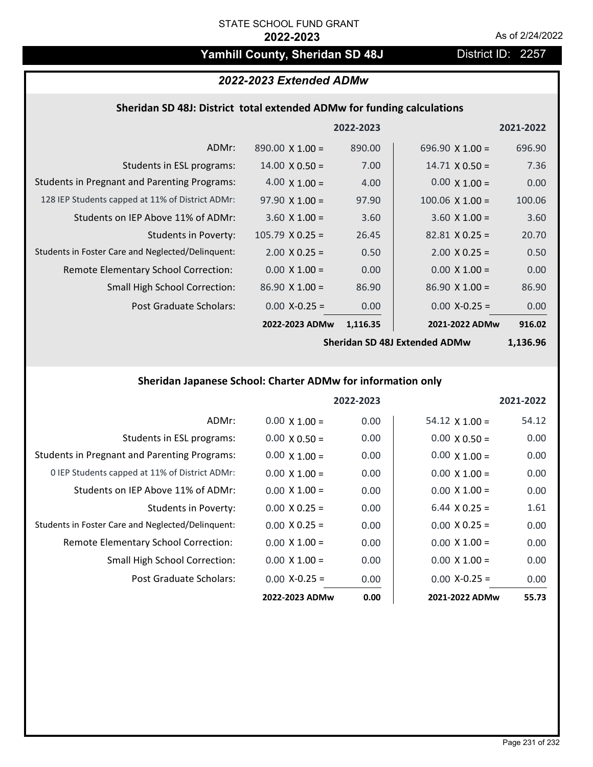STATE SCHOOL FUND GRANT

**2022-2023**

As of 2/24/2022

## Yamhill County, Sheridan SD 48J

District ID: 2257

### *2022-2023 Extended ADMw*

#### Sheridan SD 48J: District total extended ADMw for funding calculations

| | 2022-2023 | | 2021-2022 | |
|---|---|---|---|---|
| ADMr: | 890.00 X 1.00 = | 890.00 | 696.90 X 1.00 = | 696.90 |
| Students in ESL programs: | 14.00 X 0.50 = | 7.00 | 14.71 X 0.50 = | 7.36 |
| Students in Pregnant and Parenting Programs: | 4.00 X 1.00 = | 4.00 | 0.00 X 1.00 = | 0.00 |
| 128 IEP Students capped at 11% of District ADMr: | 97.90 X 1.00 = | 97.90 | 100.06 X 1.00 = | 100.06 |
| Students on IEP Above 11% of ADMr: | 3.60 X 1.00 = | 3.60 | 3.60 X 1.00 = | 3.60 |
| Students in Poverty: | 105.79 X 0.25 = | 26.45 | 82.81 X 0.25 = | 20.70 |
| Students in Foster Care and Neglected/Delinquent: | 2.00 X 0.25 = | 0.50 | 2.00 X 0.25 = | 0.50 |
| Remote Elementary School Correction: | 0.00 X 1.00 = | 0.00 | 0.00 X 1.00 = | 0.00 |
| Small High School Correction: | 86.90 X 1.00 = | 86.90 | 86.90 X 1.00 = | 86.90 |
| Post Graduate Scholars: | 0.00 X-0.25 = | 0.00 | 0.00 X-0.25 = | 0.00 |
| | **2022-2023 ADMw** | **1,116.35** | **2021-2022 ADMw** | **916.02** |
| | | | **Sheridan SD 48J Extended ADMw** | **1,136.96** |

#### Sheridan Japanese School: Charter ADMw for information only

| | 2022-2023 | | 2021-2022 | |
|---|---|---|---|---|
| ADMr: | 0.00 X 1.00 = | 0.00 | 54.12 X 1.00 = | 54.12 |
| Students in ESL programs: | 0.00 X 0.50 = | 0.00 | 0.00 X 0.50 = | 0.00 |
| Students in Pregnant and Parenting Programs: | 0.00 X 1.00 = | 0.00 | 0.00 X 1.00 = | 0.00 |
| 0 IEP Students capped at 11% of District ADMr: | 0.00 X 1.00 = | 0.00 | 0.00 X 1.00 = | 0.00 |
| Students on IEP Above 11% of ADMr: | 0.00 X 1.00 = | 0.00 | 0.00 X 1.00 = | 0.00 |
| Students in Poverty: | 0.00 X 0.25 = | 0.00 | 6.44 X 0.25 = | 1.61 |
| Students in Foster Care and Neglected/Delinquent: | 0.00 X 0.25 = | 0.00 | 0.00 X 0.25 = | 0.00 |
| Remote Elementary School Correction: | 0.00 X 1.00 = | 0.00 | 0.00 X 1.00 = | 0.00 |
| Small High School Correction: | 0.00 X 1.00 = | 0.00 | 0.00 X 1.00 = | 0.00 |
| Post Graduate Scholars: | 0.00 X-0.25 = | 0.00 | 0.00 X-0.25 = | 0.00 |
| | **2022-2023 ADMw** | **0.00** | **2021-2022 ADMw** | **55.73** |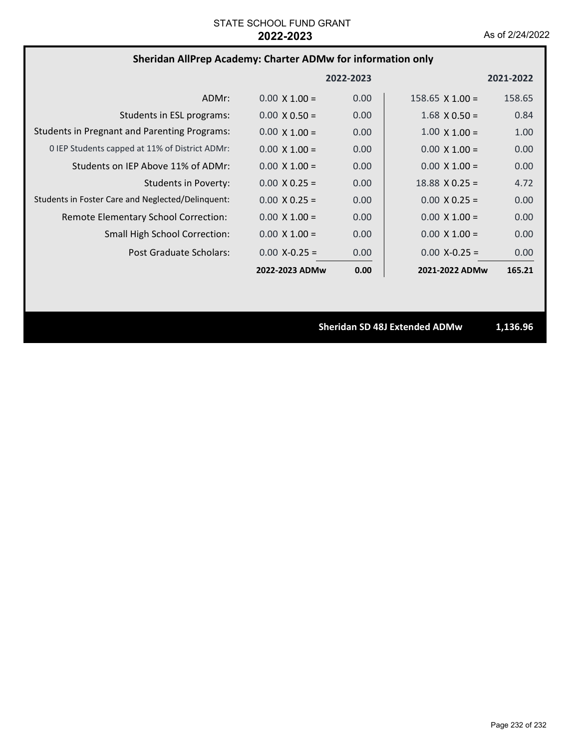STATE SCHOOL FUND GRANT
**2022-2023**
As of 2/24/2022

## Sheridan AllPrep Academy: Charter ADMw for information only

| | 2022-2023 | | 2021-2022 | |
|---|---|---|---|---|
| ADMr: | 0.00 X 1.00 = | 0.00 | 158.65 X 1.00 = | 158.65 |
| Students in ESL programs: | 0.00 X 0.50 = | 0.00 | 1.68 X 0.50 = | 0.84 |
| Students in Pregnant and Parenting Programs: | 0.00 X 1.00 = | 0.00 | 1.00 X 1.00 = | 1.00 |
| 0 IEP Students capped at 11% of District ADMr: | 0.00 X 1.00 = | 0.00 | 0.00 X 1.00 = | 0.00 |
| Students on IEP Above 11% of ADMr: | 0.00 X 1.00 = | 0.00 | 0.00 X 1.00 = | 0.00 |
| Students in Poverty: | 0.00 X 0.25 = | 0.00 | 18.88 X 0.25 = | 4.72 |
| Students in Foster Care and Neglected/Delinquent: | 0.00 X 0.25 = | 0.00 | 0.00 X 0.25 = | 0.00 |
| Remote Elementary School Correction: | 0.00 X 1.00 = | 0.00 | 0.00 X 1.00 = | 0.00 |
| Small High School Correction: | 0.00 X 1.00 = | 0.00 | 0.00 X 1.00 = | 0.00 |
| Post Graduate Scholars: | 0.00 X-0.25 = | 0.00 | 0.00 X-0.25 = | 0.00 |
| | **2022-2023 ADMw** | **0.00** | **2021-2022 ADMw** | **165.21** |

**Sheridan SD 48J Extended ADMw** **1,136.96**